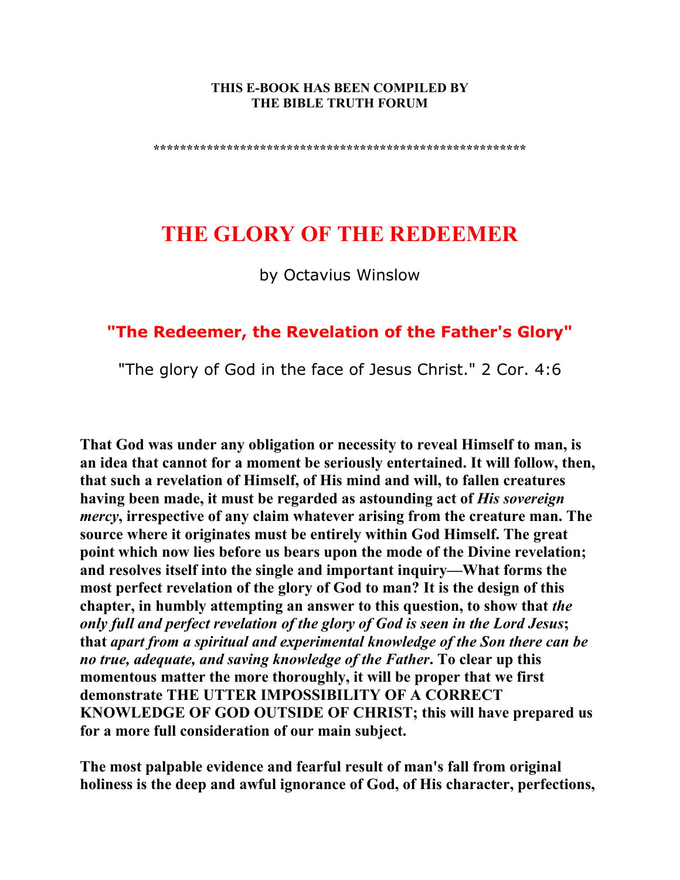**THIS E-BOOK HAS BEEN COMPILED BY**
**THE BIBLE TRUTH FORUM**

**\*\*\*\*\*\*\*\*\*\*\*\*\*\*\*\*\*\*\*\*\*\*\*\*\*\*\*\*\*\*\*\*\*\*\*\*\*\*\*\*\*\*\*\*\*\*\*\*\*\*\*\*\*\*\*\*\*\***

# THE GLORY OF THE REDEEMER

by Octavius Winslow

## "The Redeemer, the Revelation of the Father's Glory"

"The glory of God in the face of Jesus Christ." 2 Cor. 4:6

**That God was under any obligation or necessity to reveal Himself to man, is an idea that cannot for a moment be seriously entertained. It will follow, then, that such a revelation of Himself, of His mind and will, to fallen creatures having been made, it must be regarded as astounding act of *His sovereign mercy*, irrespective of any claim whatever arising from the creature man. The source where it originates must be entirely within God Himself. The great point which now lies before us bears upon the mode of the Divine revelation; and resolves itself into the single and important inquiry—What forms the most perfect revelation of the glory of God to man? It is the design of this chapter, in humbly attempting an answer to this question, to show that *the only full and perfect revelation of the glory of God is seen in the Lord Jesus*; that *apart from a spiritual and experimental knowledge of the Son there can be no true, adequate, and saving knowledge of the Father*. To clear up this momentous matter the more thoroughly, it will be proper that we first demonstrate THE UTTER IMPOSSIBILITY OF A CORRECT KNOWLEDGE OF GOD OUTSIDE OF CHRIST; this will have prepared us for a more full consideration of our main subject.**

**The most palpable evidence and fearful result of man's fall from original holiness is the deep and awful ignorance of God, of His character, perfections,**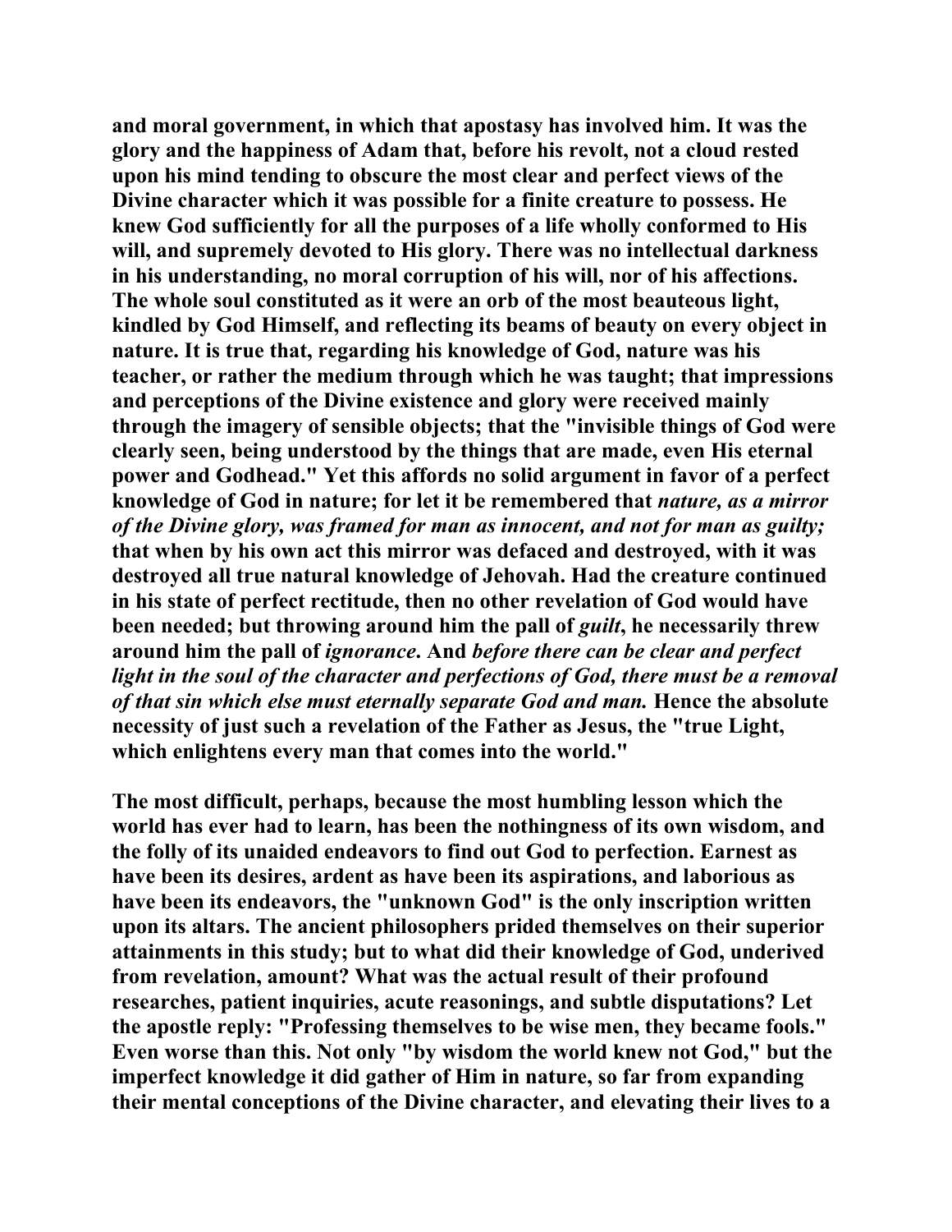and moral government, in which that apostasy has involved him. It was the glory and the happiness of Adam that, before his revolt, not a cloud rested upon his mind tending to obscure the most clear and perfect views of the Divine character which it was possible for a finite creature to possess. He knew God sufficiently for all the purposes of a life wholly conformed to His will, and supremely devoted to His glory. There was no intellectual darkness in his understanding, no moral corruption of his will, nor of his affections. The whole soul constituted as it were an orb of the most beauteous light, kindled by God Himself, and reflecting its beams of beauty on every object in nature. It is true that, regarding his knowledge of God, nature was his teacher, or rather the medium through which he was taught; that impressions and perceptions of the Divine existence and glory were received mainly through the imagery of sensible objects; that the "invisible things of God were clearly seen, being understood by the things that are made, even His eternal power and Godhead." Yet this affords no solid argument in favor of a perfect knowledge of God in nature; for let it be remembered that *nature, as a mirror of the Divine glory, was framed for man as innocent, and not for man as guilty;* that when by his own act this mirror was defaced and destroyed, with it was destroyed all true natural knowledge of Jehovah. Had the creature continued in his state of perfect rectitude, then no other revelation of God would have been needed; but throwing around him the pall of *guilt*, he necessarily threw around him the pall of *ignorance*. And *before there can be clear and perfect light in the soul of the character and perfections of God, there must be a removal of that sin which else must eternally separate God and man.* Hence the absolute necessity of just such a revelation of the Father as Jesus, the "true Light, which enlightens every man that comes into the world."

The most difficult, perhaps, because the most humbling lesson which the world has ever had to learn, has been the nothingness of its own wisdom, and the folly of its unaided endeavors to find out God to perfection. Earnest as have been its desires, ardent as have been its aspirations, and laborious as have been its endeavors, the "unknown God" is the only inscription written upon its altars. The ancient philosophers prided themselves on their superior attainments in this study; but to what did their knowledge of God, underived from revelation, amount? What was the actual result of their profound researches, patient inquiries, acute reasonings, and subtle disputations? Let the apostle reply: "Professing themselves to be wise men, they became fools." Even worse than this. Not only "by wisdom the world knew not God," but the imperfect knowledge it did gather of Him in nature, so far from expanding their mental conceptions of the Divine character, and elevating their lives to a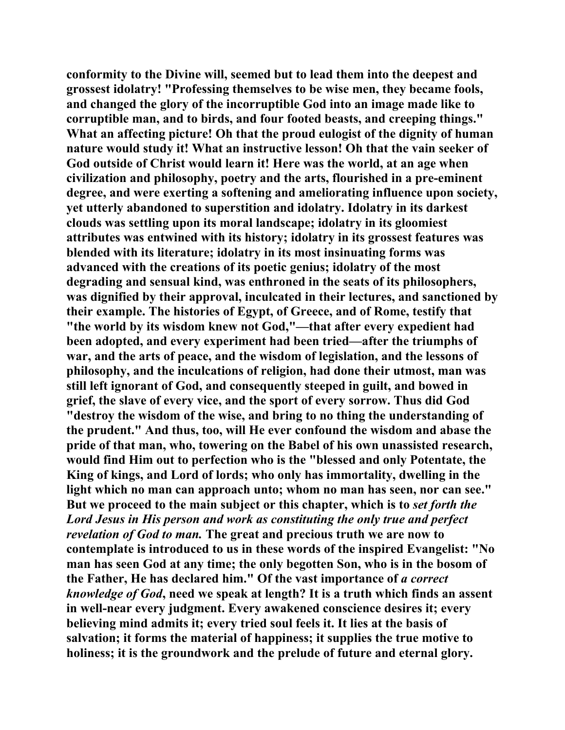conformity to the Divine will, seemed but to lead them into the deepest and grossest idolatry! "Professing themselves to be wise men, they became fools, and changed the glory of the incorruptible God into an image made like to corruptible man, and to birds, and four footed beasts, and creeping things." What an affecting picture! Oh that the proud eulogist of the dignity of human nature would study it! What an instructive lesson! Oh that the vain seeker of God outside of Christ would learn it! Here was the world, at an age when civilization and philosophy, poetry and the arts, flourished in a pre-eminent degree, and were exerting a softening and ameliorating influence upon society, yet utterly abandoned to superstition and idolatry. Idolatry in its darkest clouds was settling upon its moral landscape; idolatry in its gloomiest attributes was entwined with its history; idolatry in its grossest features was blended with its literature; idolatry in its most insinuating forms was advanced with the creations of its poetic genius; idolatry of the most degrading and sensual kind, was enthroned in the seats of its philosophers, was dignified by their approval, inculcated in their lectures, and sanctioned by their example. The histories of Egypt, of Greece, and of Rome, testify that "the world by its wisdom knew not God,"—that after every expedient had been adopted, and every experiment had been tried—after the triumphs of war, and the arts of peace, and the wisdom of legislation, and the lessons of philosophy, and the inculcations of religion, had done their utmost, man was still left ignorant of God, and consequently steeped in guilt, and bowed in grief, the slave of every vice, and the sport of every sorrow. Thus did God "destroy the wisdom of the wise, and bring to no thing the understanding of the prudent." And thus, too, will He ever confound the wisdom and abase the pride of that man, who, towering on the Babel of his own unassisted research, would find Him out to perfection who is the "blessed and only Potentate, the King of kings, and Lord of lords; who only has immortality, dwelling in the light which no man can approach unto; whom no man has seen, nor can see." But we proceed to the main subject or this chapter, which is to *set forth the Lord Jesus in His person and work as constituting the only true and perfect revelation of God to man.* The great and precious truth we are now to contemplate is introduced to us in these words of the inspired Evangelist: "No man has seen God at any time; the only begotten Son, who is in the bosom of the Father, He has declared him." Of the vast importance of *a correct knowledge of God*, need we speak at length? It is a truth which finds an assent in well-near every judgment. Every awakened conscience desires it; every believing mind admits it; every tried soul feels it. It lies at the basis of salvation; it forms the material of happiness; it supplies the true motive to holiness; it is the groundwork and the prelude of future and eternal glory.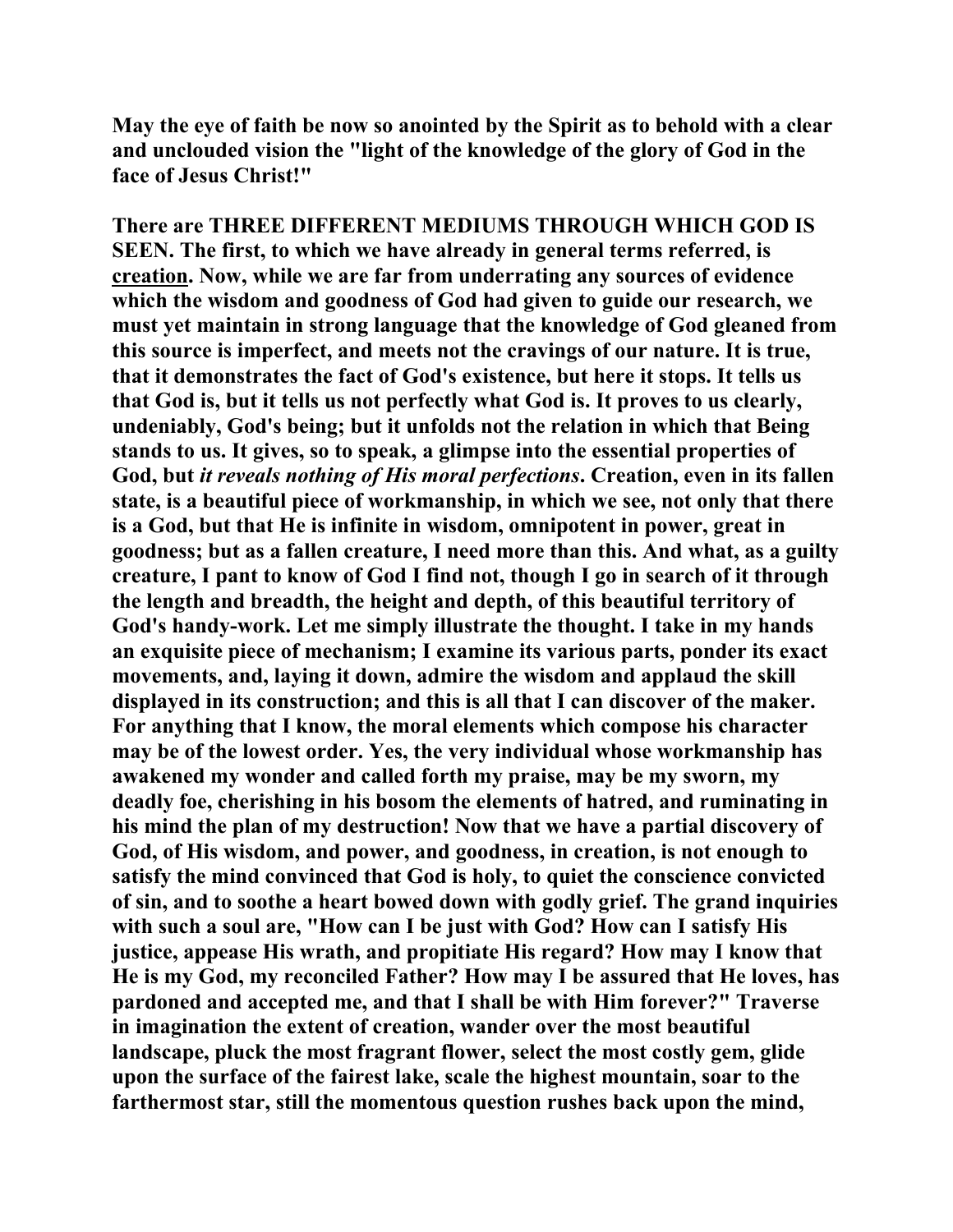**May the eye of faith be now so anointed by the Spirit as to behold with a clear and unclouded vision the "light of the knowledge of the glory of God in the face of Jesus Christ!"**

**There are THREE DIFFERENT MEDIUMS THROUGH WHICH GOD IS SEEN. The first, to which we have already in general terms referred, is creation. Now, while we are far from underrating any sources of evidence which the wisdom and goodness of God had given to guide our research, we must yet maintain in strong language that the knowledge of God gleaned from this source is imperfect, and meets not the cravings of our nature. It is true, that it demonstrates the fact of God's existence, but here it stops. It tells us that God is, but it tells us not perfectly what God is. It proves to us clearly, undeniably, God's being; but it unfolds not the relation in which that Being stands to us. It gives, so to speak, a glimpse into the essential properties of God, but *it reveals nothing of His moral perfections*. Creation, even in its fallen state, is a beautiful piece of workmanship, in which we see, not only that there is a God, but that He is infinite in wisdom, omnipotent in power, great in goodness; but as a fallen creature, I need more than this. And what, as a guilty creature, I pant to know of God I find not, though I go in search of it through the length and breadth, the height and depth, of this beautiful territory of God's handy-work. Let me simply illustrate the thought. I take in my hands an exquisite piece of mechanism; I examine its various parts, ponder its exact movements, and, laying it down, admire the wisdom and applaud the skill displayed in its construction; and this is all that I can discover of the maker. For anything that I know, the moral elements which compose his character may be of the lowest order. Yes, the very individual whose workmanship has awakened my wonder and called forth my praise, may be my sworn, my deadly foe, cherishing in his bosom the elements of hatred, and ruminating in his mind the plan of my destruction! Now that we have a partial discovery of God, of His wisdom, and power, and goodness, in creation, is not enough to satisfy the mind convinced that God is holy, to quiet the conscience convicted of sin, and to soothe a heart bowed down with godly grief. The grand inquiries with such a soul are, "How can I be just with God? How can I satisfy His justice, appease His wrath, and propitiate His regard? How may I know that He is my God, my reconciled Father? How may I be assured that He loves, has pardoned and accepted me, and that I shall be with Him forever?" Traverse in imagination the extent of creation, wander over the most beautiful landscape, pluck the most fragrant flower, select the most costly gem, glide upon the surface of the fairest lake, scale the highest mountain, soar to the farthermost star, still the momentous question rushes back upon the mind,**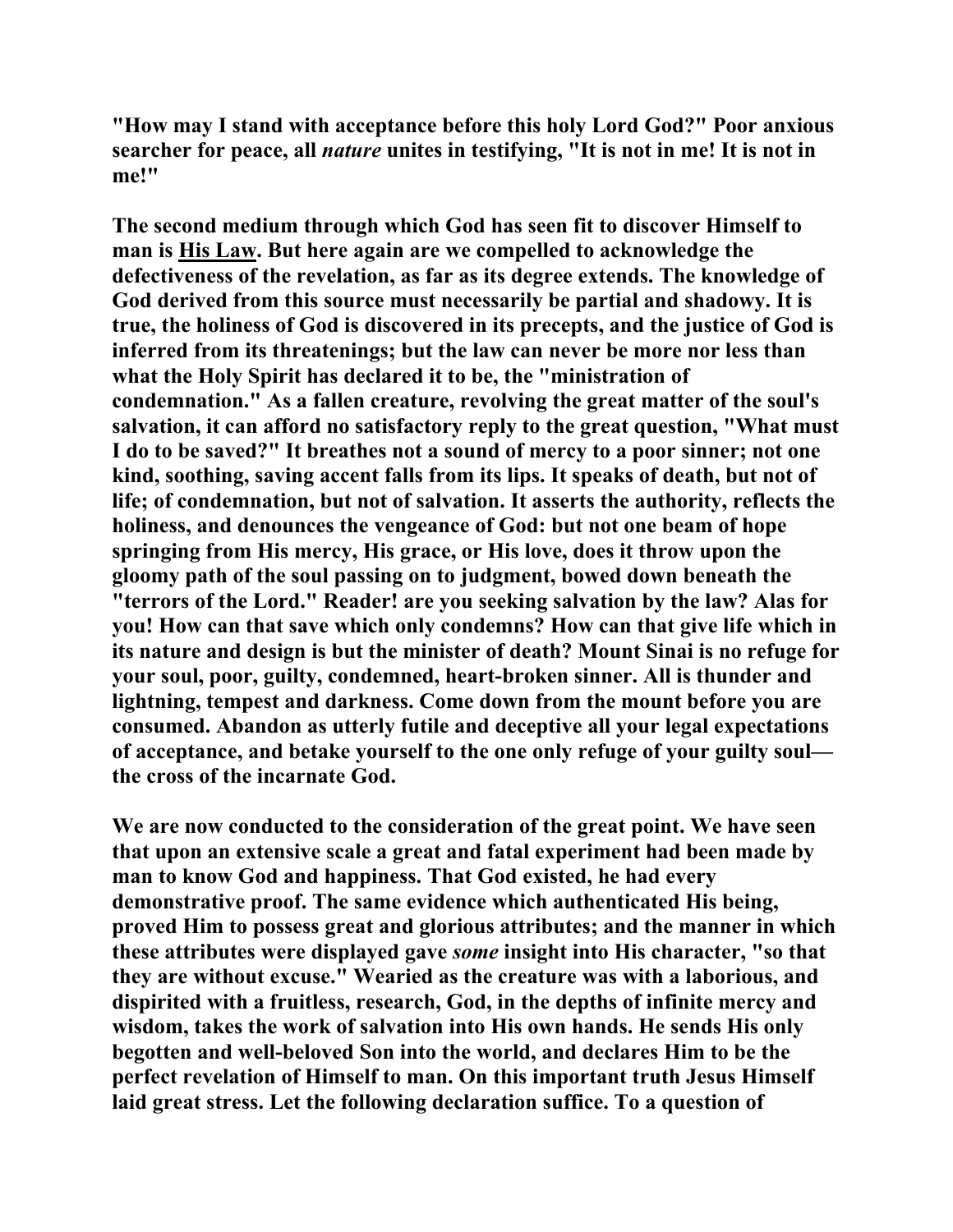**"How may I stand with acceptance before this holy Lord God?" Poor anxious searcher for peace, all *nature* unites in testifying, "It is not in me! It is not in me!"**

**The second medium through which God has seen fit to discover Himself to man is <u>His Law</u>. But here again are we compelled to acknowledge the defectiveness of the revelation, as far as its degree extends. The knowledge of God derived from this source must necessarily be partial and shadowy. It is true, the holiness of God is discovered in its precepts, and the justice of God is inferred from its threatenings; but the law can never be more nor less than what the Holy Spirit has declared it to be, the "ministration of condemnation." As a fallen creature, revolving the great matter of the soul's salvation, it can afford no satisfactory reply to the great question, "What must I do to be saved?" It breathes not a sound of mercy to a poor sinner; not one kind, soothing, saving accent falls from its lips. It speaks of death, but not of life; of condemnation, but not of salvation. It asserts the authority, reflects the holiness, and denounces the vengeance of God: but not one beam of hope springing from His mercy, His grace, or His love, does it throw upon the gloomy path of the soul passing on to judgment, bowed down beneath the "terrors of the Lord." Reader! are you seeking salvation by the law? Alas for you! How can that save which only condemns? How can that give life which in its nature and design is but the minister of death? Mount Sinai is no refuge for your soul, poor, guilty, condemned, heart-broken sinner. All is thunder and lightning, tempest and darkness. Come down from the mount before you are consumed. Abandon as utterly futile and deceptive all your legal expectations of acceptance, and betake yourself to the one only refuge of your guilty soul—the cross of the incarnate God.**

**We are now conducted to the consideration of the great point. We have seen that upon an extensive scale a great and fatal experiment had been made by man to know God and happiness. That God existed, he had every demonstrative proof. The same evidence which authenticated His being, proved Him to possess great and glorious attributes; and the manner in which these attributes were displayed gave *some* insight into His character, "so that they are without excuse." Wearied as the creature was with a laborious, and dispirited with a fruitless, research, God, in the depths of infinite mercy and wisdom, takes the work of salvation into His own hands. He sends His only begotten and well-beloved Son into the world, and declares Him to be the perfect revelation of Himself to man. On this important truth Jesus Himself laid great stress. Let the following declaration suffice. To a question of**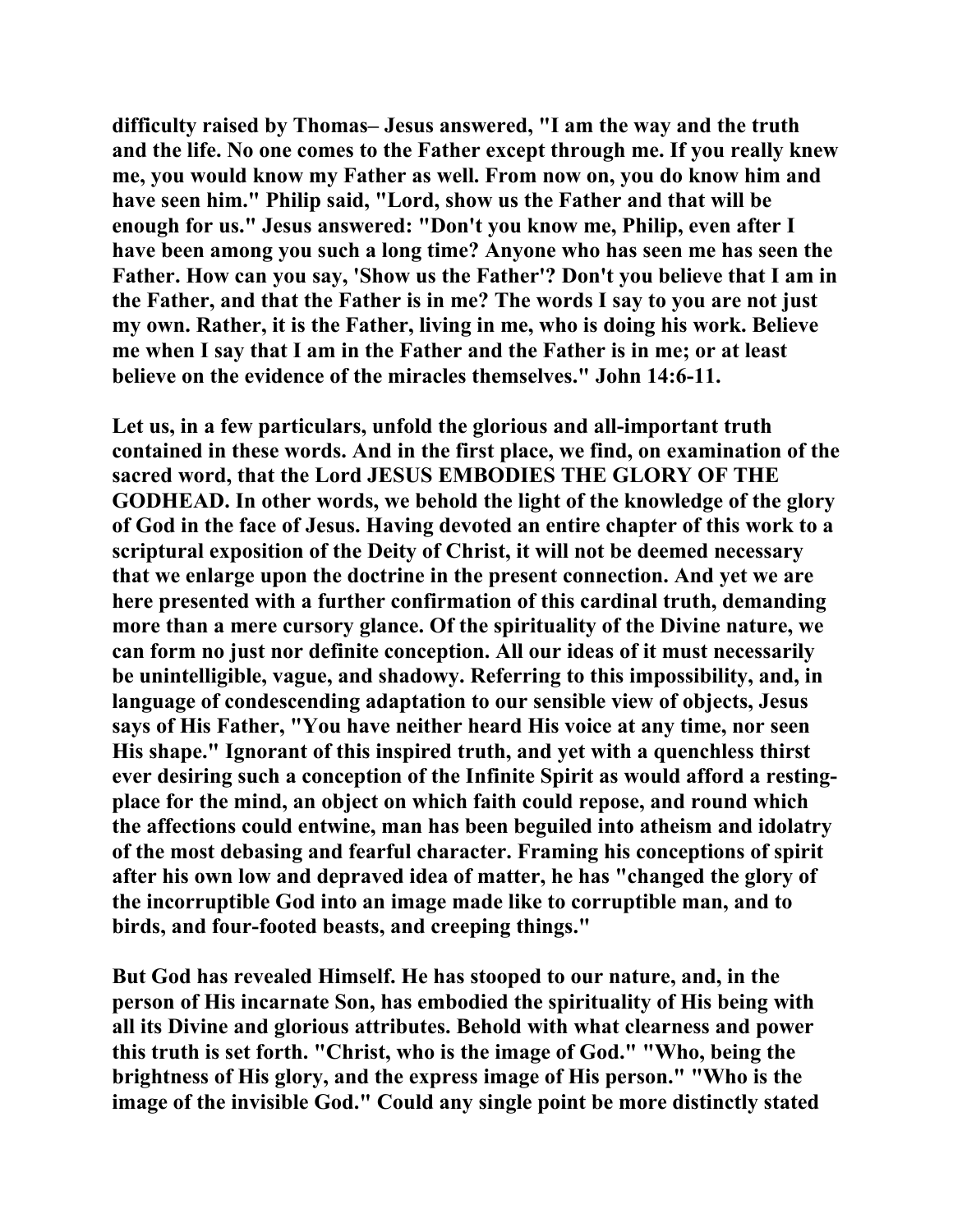**difficulty raised by Thomas– Jesus answered, "I am the way and the truth and the life. No one comes to the Father except through me. If you really knew me, you would know my Father as well. From now on, you do know him and have seen him." Philip said, "Lord, show us the Father and that will be enough for us." Jesus answered: "Don't you know me, Philip, even after I have been among you such a long time? Anyone who has seen me has seen the Father. How can you say, 'Show us the Father'? Don't you believe that I am in the Father, and that the Father is in me? The words I say to you are not just my own. Rather, it is the Father, living in me, who is doing his work. Believe me when I say that I am in the Father and the Father is in me; or at least believe on the evidence of the miracles themselves." John 14:6-11.**

**Let us, in a few particulars, unfold the glorious and all-important truth contained in these words. And in the first place, we find, on examination of the sacred word, that the Lord JESUS EMBODIES THE GLORY OF THE GODHEAD. In other words, we behold the light of the knowledge of the glory of God in the face of Jesus. Having devoted an entire chapter of this work to a scriptural exposition of the Deity of Christ, it will not be deemed necessary that we enlarge upon the doctrine in the present connection. And yet we are here presented with a further confirmation of this cardinal truth, demanding more than a mere cursory glance. Of the spirituality of the Divine nature, we can form no just nor definite conception. All our ideas of it must necessarily be unintelligible, vague, and shadowy. Referring to this impossibility, and, in language of condescending adaptation to our sensible view of objects, Jesus says of His Father, "You have neither heard His voice at any time, nor seen His shape." Ignorant of this inspired truth, and yet with a quenchless thirst ever desiring such a conception of the Infinite Spirit as would afford a resting-place for the mind, an object on which faith could repose, and round which the affections could entwine, man has been beguiled into atheism and idolatry of the most debasing and fearful character. Framing his conceptions of spirit after his own low and depraved idea of matter, he has "changed the glory of the incorruptible God into an image made like to corruptible man, and to birds, and four-footed beasts, and creeping things."**

**But God has revealed Himself. He has stooped to our nature, and, in the person of His incarnate Son, has embodied the spirituality of His being with all its Divine and glorious attributes. Behold with what clearness and power this truth is set forth. "Christ, who is the image of God." "Who, being the brightness of His glory, and the express image of His person." "Who is the image of the invisible God." Could any single point be more distinctly stated**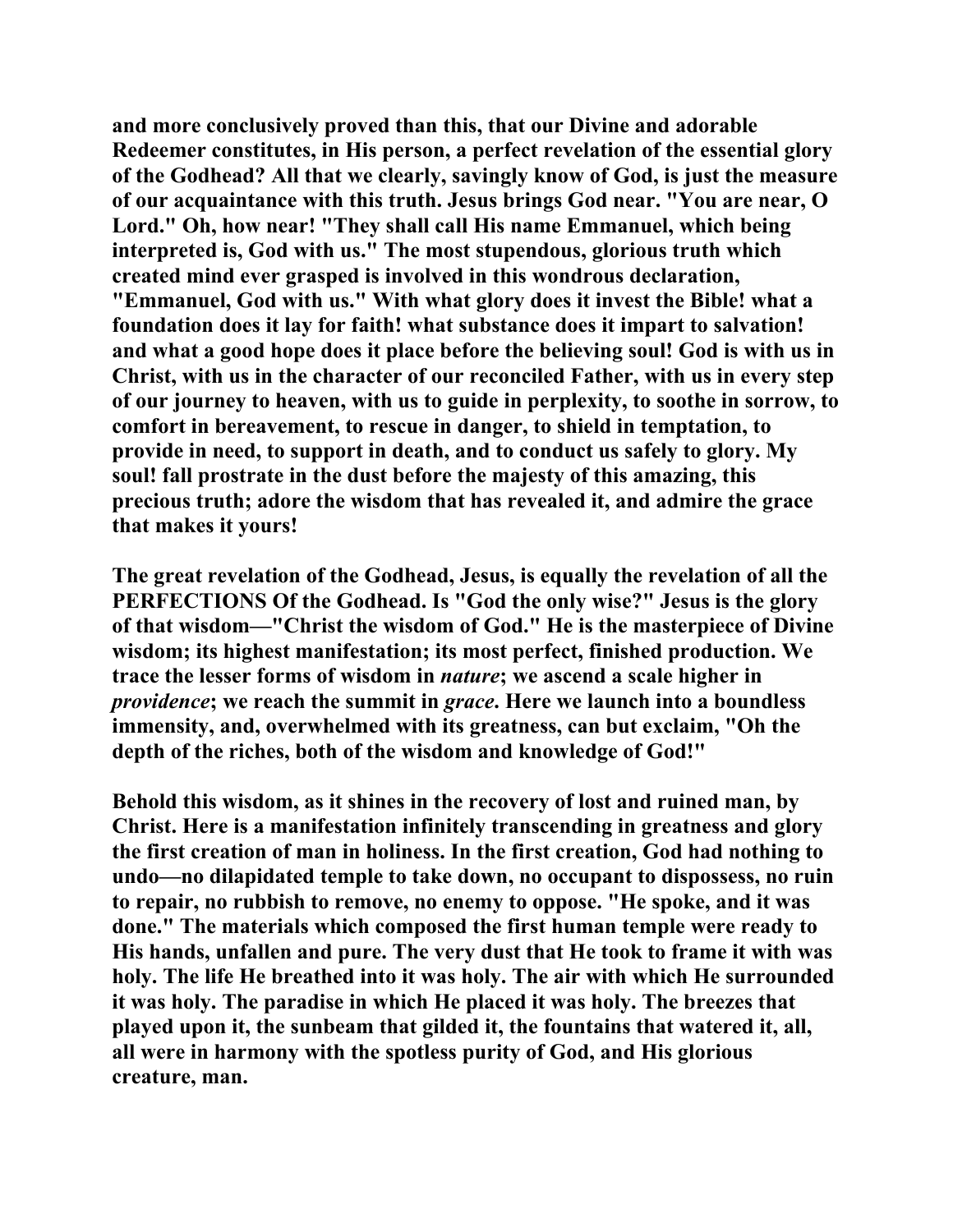and more conclusively proved than this, that our Divine and adorable Redeemer constitutes, in His person, a perfect revelation of the essential glory of the Godhead? All that we clearly, savingly know of God, is just the measure of our acquaintance with this truth. Jesus brings God near. "You are near, O Lord." Oh, how near! "They shall call His name Emmanuel, which being interpreted is, God with us." The most stupendous, glorious truth which created mind ever grasped is involved in this wondrous declaration, "Emmanuel, God with us." With what glory does it invest the Bible! what a foundation does it lay for faith! what substance does it impart to salvation! and what a good hope does it place before the believing soul! God is with us in Christ, with us in the character of our reconciled Father, with us in every step of our journey to heaven, with us to guide in perplexity, to soothe in sorrow, to comfort in bereavement, to rescue in danger, to shield in temptation, to provide in need, to support in death, and to conduct us safely to glory. My soul! fall prostrate in the dust before the majesty of this amazing, this precious truth; adore the wisdom that has revealed it, and admire the grace that makes it yours!

The great revelation of the Godhead, Jesus, is equally the revelation of all the PERFECTIONS Of the Godhead. Is "God the only wise?" Jesus is the glory of that wisdom—"Christ the wisdom of God." He is the masterpiece of Divine wisdom; its highest manifestation; its most perfect, finished production. We trace the lesser forms of wisdom in *nature*; we ascend a scale higher in *providence*; we reach the summit in *grace*. Here we launch into a boundless immensity, and, overwhelmed with its greatness, can but exclaim, "Oh the depth of the riches, both of the wisdom and knowledge of God!"

Behold this wisdom, as it shines in the recovery of lost and ruined man, by Christ. Here is a manifestation infinitely transcending in greatness and glory the first creation of man in holiness. In the first creation, God had nothing to undo—no dilapidated temple to take down, no occupant to dispossess, no ruin to repair, no rubbish to remove, no enemy to oppose. "He spoke, and it was done." The materials which composed the first human temple were ready to His hands, unfallen and pure. The very dust that He took to frame it with was holy. The life He breathed into it was holy. The air with which He surrounded it was holy. The paradise in which He placed it was holy. The breezes that played upon it, the sunbeam that gilded it, the fountains that watered it, all, all were in harmony with the spotless purity of God, and His glorious creature, man.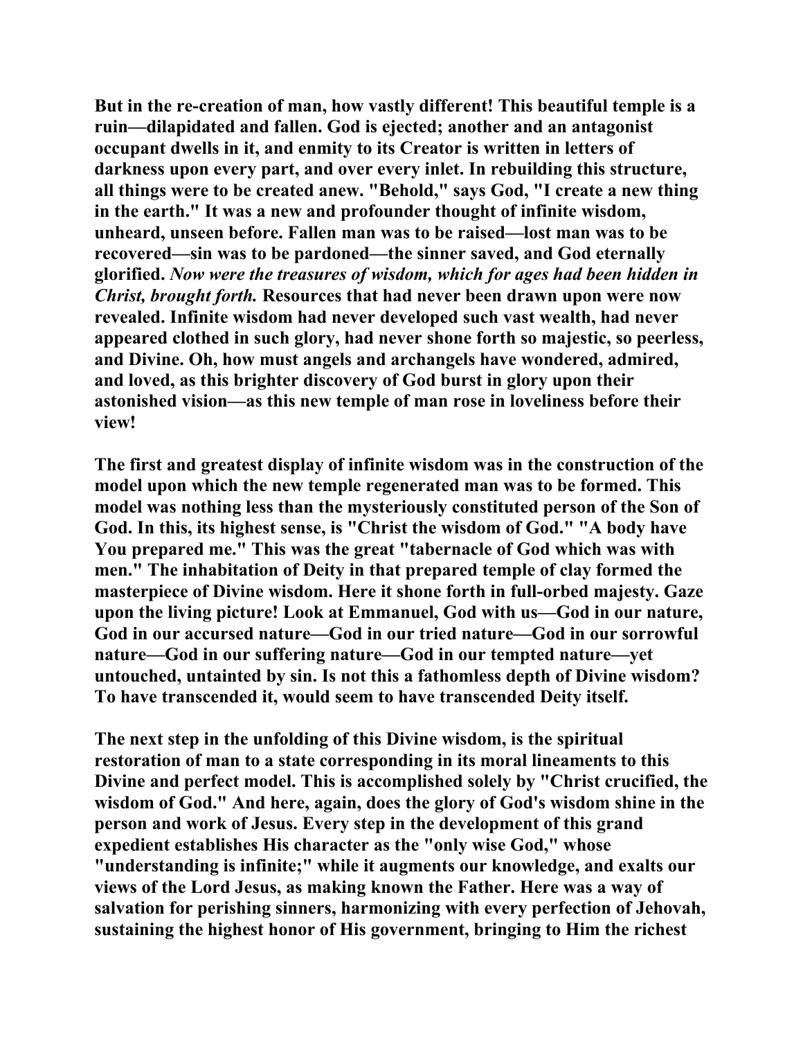**But in the re-creation of man, how vastly different! This beautiful temple is a ruin—dilapidated and fallen. God is ejected; another and an antagonist occupant dwells in it, and enmity to its Creator is written in letters of darkness upon every part, and over every inlet. In rebuilding this structure, all things were to be created anew. "Behold," says God, "I create a new thing in the earth." It was a new and profounder thought of infinite wisdom, unheard, unseen before. Fallen man was to be raised—lost man was to be recovered—sin was to be pardoned—the sinner saved, and God eternally glorified.** ***Now were the treasures of wisdom, which for ages had been hidden in Christ, brought forth.*** **Resources that had never been drawn upon were now revealed. Infinite wisdom had never developed such vast wealth, had never appeared clothed in such glory, had never shone forth so majestic, so peerless, and Divine. Oh, how must angels and archangels have wondered, admired, and loved, as this brighter discovery of God burst in glory upon their astonished vision—as this new temple of man rose in loveliness before their view!**

**The first and greatest display of infinite wisdom was in the construction of the model upon which the new temple regenerated man was to be formed. This model was nothing less than the mysteriously constituted person of the Son of God. In this, its highest sense, is "Christ the wisdom of God." "A body have You prepared me." This was the great "tabernacle of God which was with men." The inhabitation of Deity in that prepared temple of clay formed the masterpiece of Divine wisdom. Here it shone forth in full-orbed majesty. Gaze upon the living picture! Look at Emmanuel, God with us—God in our nature, God in our accursed nature—God in our tried nature—God in our sorrowful nature—God in our suffering nature—God in our tempted nature—yet untouched, untainted by sin. Is not this a fathomless depth of Divine wisdom? To have transcended it, would seem to have transcended Deity itself.**

**The next step in the unfolding of this Divine wisdom, is the spiritual restoration of man to a state corresponding in its moral lineaments to this Divine and perfect model. This is accomplished solely by "Christ crucified, the wisdom of God." And here, again, does the glory of God's wisdom shine in the person and work of Jesus. Every step in the development of this grand expedient establishes His character as the "only wise God," whose "understanding is infinite;" while it augments our knowledge, and exalts our views of the Lord Jesus, as making known the Father. Here was a way of salvation for perishing sinners, harmonizing with every perfection of Jehovah, sustaining the highest honor of His government, bringing to Him the richest**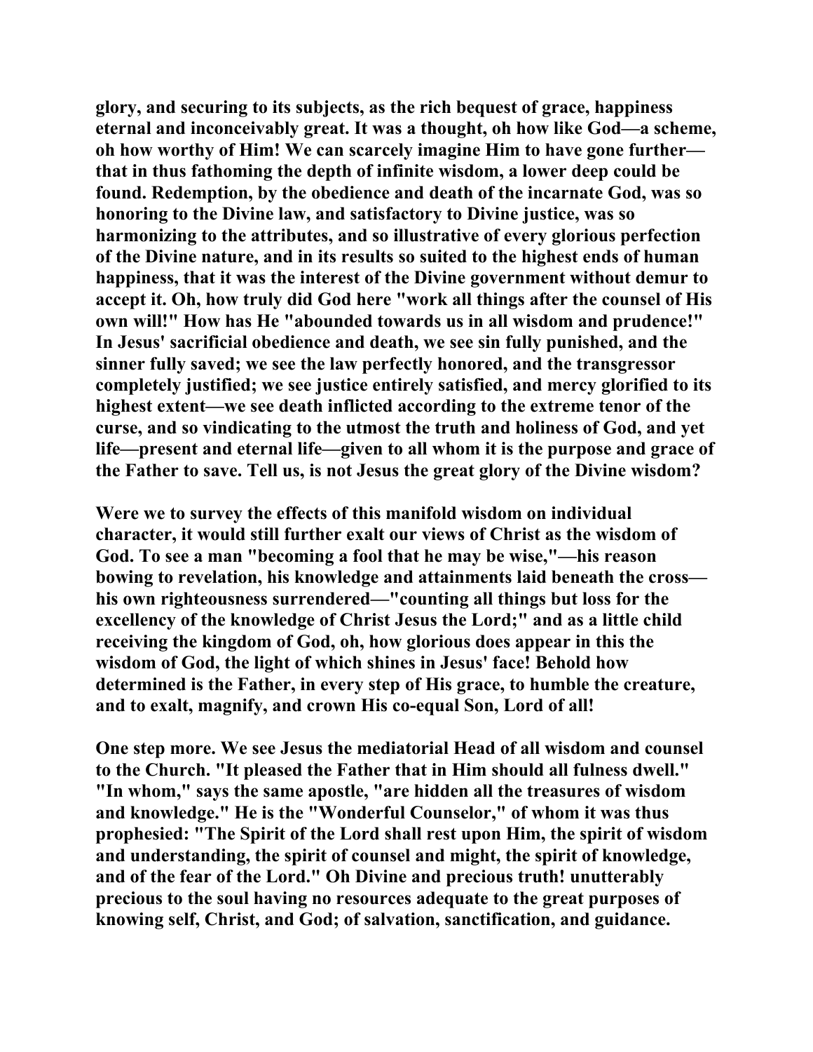glory, and securing to its subjects, as the rich bequest of grace, happiness eternal and inconceivably great. It was a thought, oh how like God—a scheme, oh how worthy of Him! We can scarcely imagine Him to have gone further—that in thus fathoming the depth of infinite wisdom, a lower deep could be found. Redemption, by the obedience and death of the incarnate God, was so honoring to the Divine law, and satisfactory to Divine justice, was so harmonizing to the attributes, and so illustrative of every glorious perfection of the Divine nature, and in its results so suited to the highest ends of human happiness, that it was the interest of the Divine government without demur to accept it. Oh, how truly did God here "work all things after the counsel of His own will!" How has He "abounded towards us in all wisdom and prudence!" In Jesus' sacrificial obedience and death, we see sin fully punished, and the sinner fully saved; we see the law perfectly honored, and the transgressor completely justified; we see justice entirely satisfied, and mercy glorified to its highest extent—we see death inflicted according to the extreme tenor of the curse, and so vindicating to the utmost the truth and holiness of God, and yet life—present and eternal life—given to all whom it is the purpose and grace of the Father to save. Tell us, is not Jesus the great glory of the Divine wisdom?

Were we to survey the effects of this manifold wisdom on individual character, it would still further exalt our views of Christ as the wisdom of God. To see a man "becoming a fool that he may be wise,"—his reason bowing to revelation, his knowledge and attainments laid beneath the cross—his own righteousness surrendered—"counting all things but loss for the excellency of the knowledge of Christ Jesus the Lord;" and as a little child receiving the kingdom of God, oh, how glorious does appear in this the wisdom of God, the light of which shines in Jesus' face! Behold how determined is the Father, in every step of His grace, to humble the creature, and to exalt, magnify, and crown His co-equal Son, Lord of all!

One step more. We see Jesus the mediatorial Head of all wisdom and counsel to the Church. "It pleased the Father that in Him should all fulness dwell." "In whom," says the same apostle, "are hidden all the treasures of wisdom and knowledge." He is the "Wonderful Counselor," of whom it was thus prophesied: "The Spirit of the Lord shall rest upon Him, the spirit of wisdom and understanding, the spirit of counsel and might, the spirit of knowledge, and of the fear of the Lord." Oh Divine and precious truth! unutterably precious to the soul having no resources adequate to the great purposes of knowing self, Christ, and God; of salvation, sanctification, and guidance.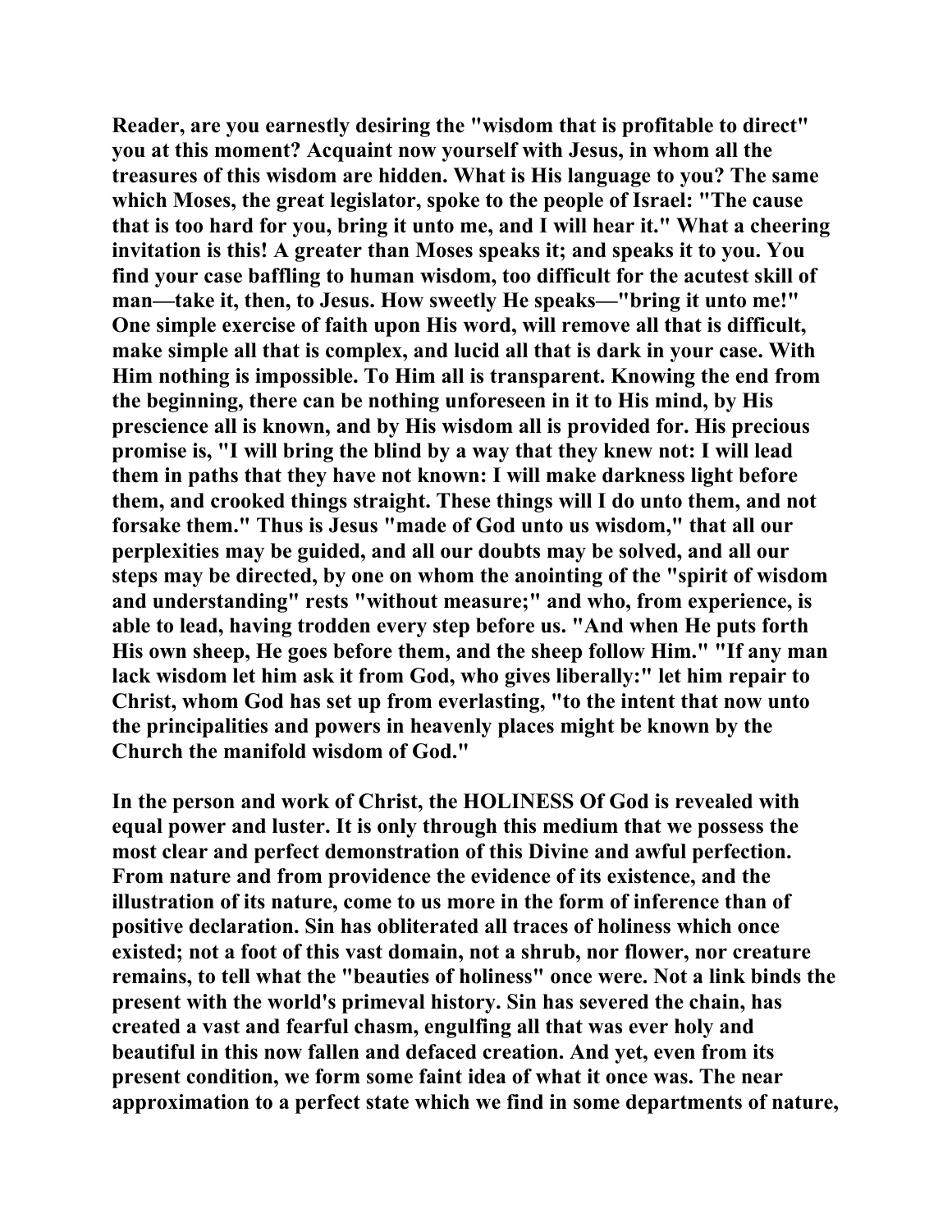Reader, are you earnestly desiring the "wisdom that is profitable to direct" you at this moment? Acquaint now yourself with Jesus, in whom all the treasures of this wisdom are hidden. What is His language to you? The same which Moses, the great legislator, spoke to the people of Israel: "The cause that is too hard for you, bring it unto me, and I will hear it." What a cheering invitation is this! A greater than Moses speaks it; and speaks it to you. You find your case baffling to human wisdom, too difficult for the acutest skill of man—take it, then, to Jesus. How sweetly He speaks—"bring it unto me!" One simple exercise of faith upon His word, will remove all that is difficult, make simple all that is complex, and lucid all that is dark in your case. With Him nothing is impossible. To Him all is transparent. Knowing the end from the beginning, there can be nothing unforeseen in it to His mind, by His prescience all is known, and by His wisdom all is provided for. His precious promise is, "I will bring the blind by a way that they knew not: I will lead them in paths that they have not known: I will make darkness light before them, and crooked things straight. These things will I do unto them, and not forsake them." Thus is Jesus "made of God unto us wisdom," that all our perplexities may be guided, and all our doubts may be solved, and all our steps may be directed, by one on whom the anointing of the "spirit of wisdom and understanding" rests "without measure;" and who, from experience, is able to lead, having trodden every step before us. "And when He puts forth His own sheep, He goes before them, and the sheep follow Him." "If any man lack wisdom let him ask it from God, who gives liberally:" let him repair to Christ, whom God has set up from everlasting, "to the intent that now unto the principalities and powers in heavenly places might be known by the Church the manifold wisdom of God."

In the person and work of Christ, the HOLINESS Of God is revealed with equal power and luster. It is only through this medium that we possess the most clear and perfect demonstration of this Divine and awful perfection. From nature and from providence the evidence of its existence, and the illustration of its nature, come to us more in the form of inference than of positive declaration. Sin has obliterated all traces of holiness which once existed; not a foot of this vast domain, not a shrub, nor flower, nor creature remains, to tell what the "beauties of holiness" once were. Not a link binds the present with the world's primeval history. Sin has severed the chain, has created a vast and fearful chasm, engulfing all that was ever holy and beautiful in this now fallen and defaced creation. And yet, even from its present condition, we form some faint idea of what it once was. The near approximation to a perfect state which we find in some departments of nature,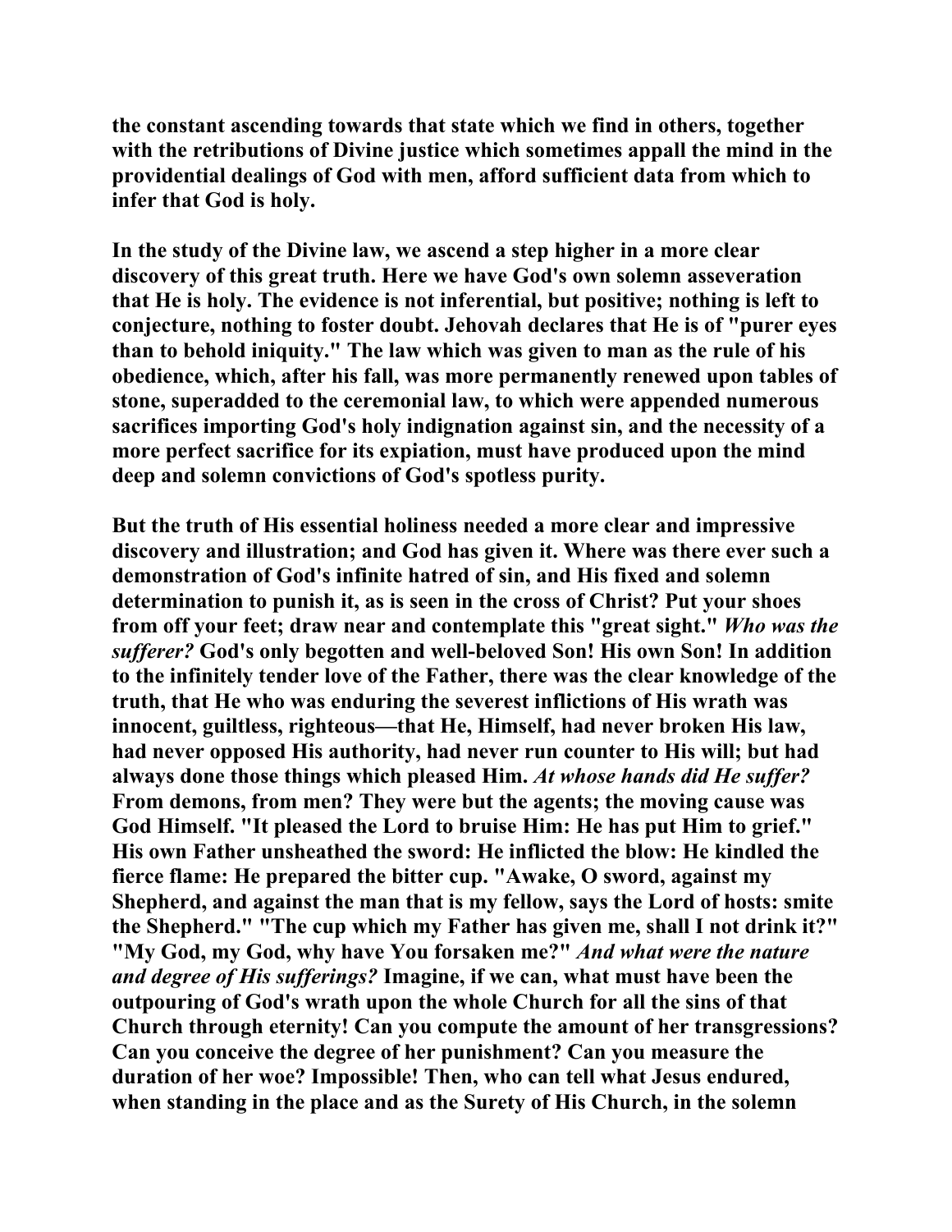the constant ascending towards that state which we find in others, together with the retributions of Divine justice which sometimes appall the mind in the providential dealings of God with men, afford sufficient data from which to infer that God is holy.

In the study of the Divine law, we ascend a step higher in a more clear discovery of this great truth. Here we have God's own solemn asseveration that He is holy. The evidence is not inferential, but positive; nothing is left to conjecture, nothing to foster doubt. Jehovah declares that He is of "purer eyes than to behold iniquity." The law which was given to man as the rule of his obedience, which, after his fall, was more permanently renewed upon tables of stone, superadded to the ceremonial law, to which were appended numerous sacrifices importing God's holy indignation against sin, and the necessity of a more perfect sacrifice for its expiation, must have produced upon the mind deep and solemn convictions of God's spotless purity.

But the truth of His essential holiness needed a more clear and impressive discovery and illustration; and God has given it. Where was there ever such a demonstration of God's infinite hatred of sin, and His fixed and solemn determination to punish it, as is seen in the cross of Christ? Put your shoes from off your feet; draw near and contemplate this "great sight." *Who was the sufferer?* God's only begotten and well-beloved Son! His own Son! In addition to the infinitely tender love of the Father, there was the clear knowledge of the truth, that He who was enduring the severest inflictions of His wrath was innocent, guiltless, righteous—that He, Himself, had never broken His law, had never opposed His authority, had never run counter to His will; but had always done those things which pleased Him. *At whose hands did He suffer?* From demons, from men? They were but the agents; the moving cause was God Himself. "It pleased the Lord to bruise Him: He has put Him to grief." His own Father unsheathed the sword: He inflicted the blow: He kindled the fierce flame: He prepared the bitter cup. "Awake, O sword, against my Shepherd, and against the man that is my fellow, says the Lord of hosts: smite the Shepherd." "The cup which my Father has given me, shall I not drink it?" "My God, my God, why have You forsaken me?" *And what were the nature and degree of His sufferings?* Imagine, if we can, what must have been the outpouring of God's wrath upon the whole Church for all the sins of that Church through eternity! Can you compute the amount of her transgressions? Can you conceive the degree of her punishment? Can you measure the duration of her woe? Impossible! Then, who can tell what Jesus endured, when standing in the place and as the Surety of His Church, in the solemn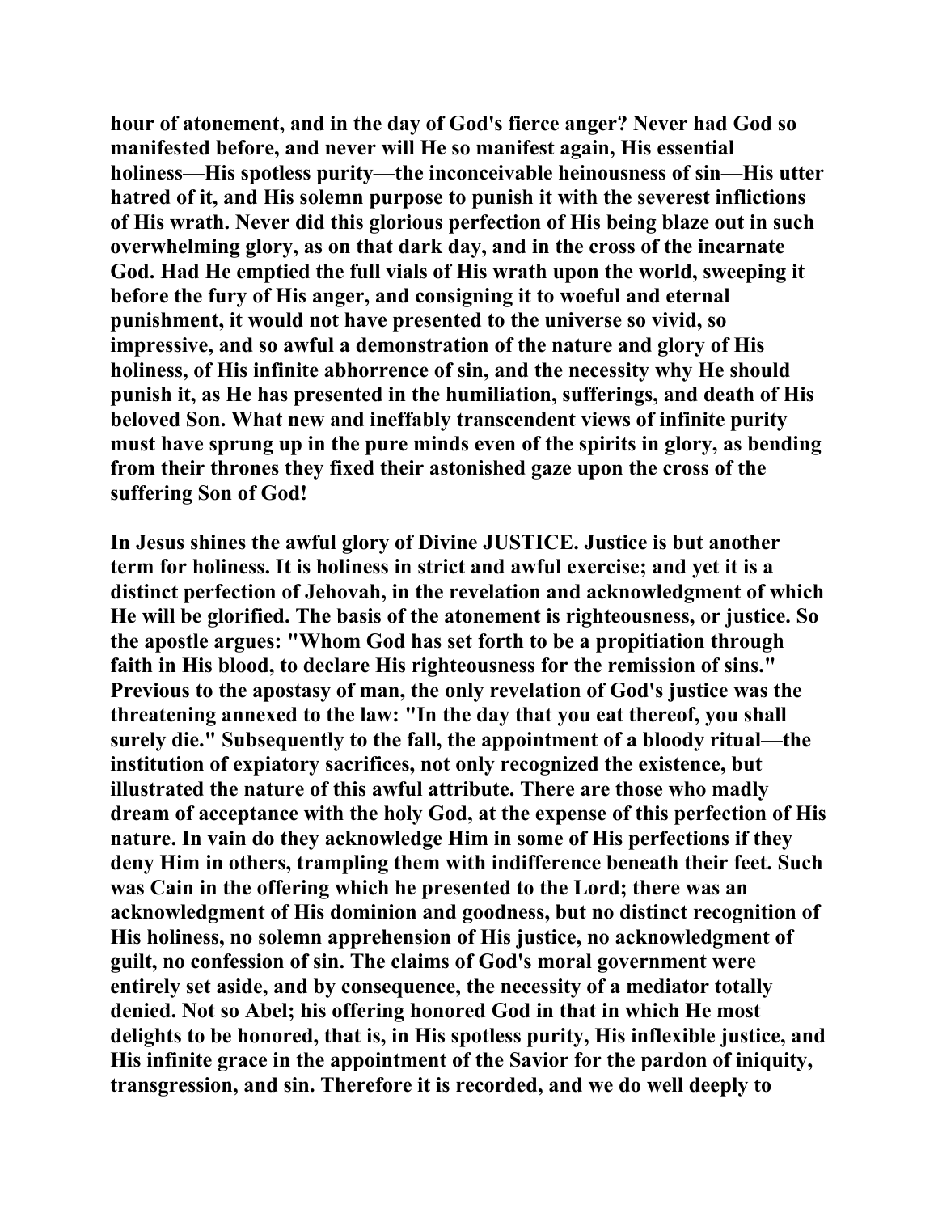**hour of atonement, and in the day of God's fierce anger? Never had God so manifested before, and never will He so manifest again, His essential holiness—His spotless purity—the inconceivable heinousness of sin—His utter hatred of it, and His solemn purpose to punish it with the severest inflictions of His wrath. Never did this glorious perfection of His being blaze out in such overwhelming glory, as on that dark day, and in the cross of the incarnate God. Had He emptied the full vials of His wrath upon the world, sweeping it before the fury of His anger, and consigning it to woeful and eternal punishment, it would not have presented to the universe so vivid, so impressive, and so awful a demonstration of the nature and glory of His holiness, of His infinite abhorrence of sin, and the necessity why He should punish it, as He has presented in the humiliation, sufferings, and death of His beloved Son. What new and ineffably transcendent views of infinite purity must have sprung up in the pure minds even of the spirits in glory, as bending from their thrones they fixed their astonished gaze upon the cross of the suffering Son of God!**

**In Jesus shines the awful glory of Divine JUSTICE. Justice is but another term for holiness. It is holiness in strict and awful exercise; and yet it is a distinct perfection of Jehovah, in the revelation and acknowledgment of which He will be glorified. The basis of the atonement is righteousness, or justice. So the apostle argues: "Whom God has set forth to be a propitiation through faith in His blood, to declare His righteousness for the remission of sins." Previous to the apostasy of man, the only revelation of God's justice was the threatening annexed to the law: "In the day that you eat thereof, you shall surely die." Subsequently to the fall, the appointment of a bloody ritual—the institution of expiatory sacrifices, not only recognized the existence, but illustrated the nature of this awful attribute. There are those who madly dream of acceptance with the holy God, at the expense of this perfection of His nature. In vain do they acknowledge Him in some of His perfections if they deny Him in others, trampling them with indifference beneath their feet. Such was Cain in the offering which he presented to the Lord; there was an acknowledgment of His dominion and goodness, but no distinct recognition of His holiness, no solemn apprehension of His justice, no acknowledgment of guilt, no confession of sin. The claims of God's moral government were entirely set aside, and by consequence, the necessity of a mediator totally denied. Not so Abel; his offering honored God in that in which He most delights to be honored, that is, in His spotless purity, His inflexible justice, and His infinite grace in the appointment of the Savior for the pardon of iniquity, transgression, and sin. Therefore it is recorded, and we do well deeply to**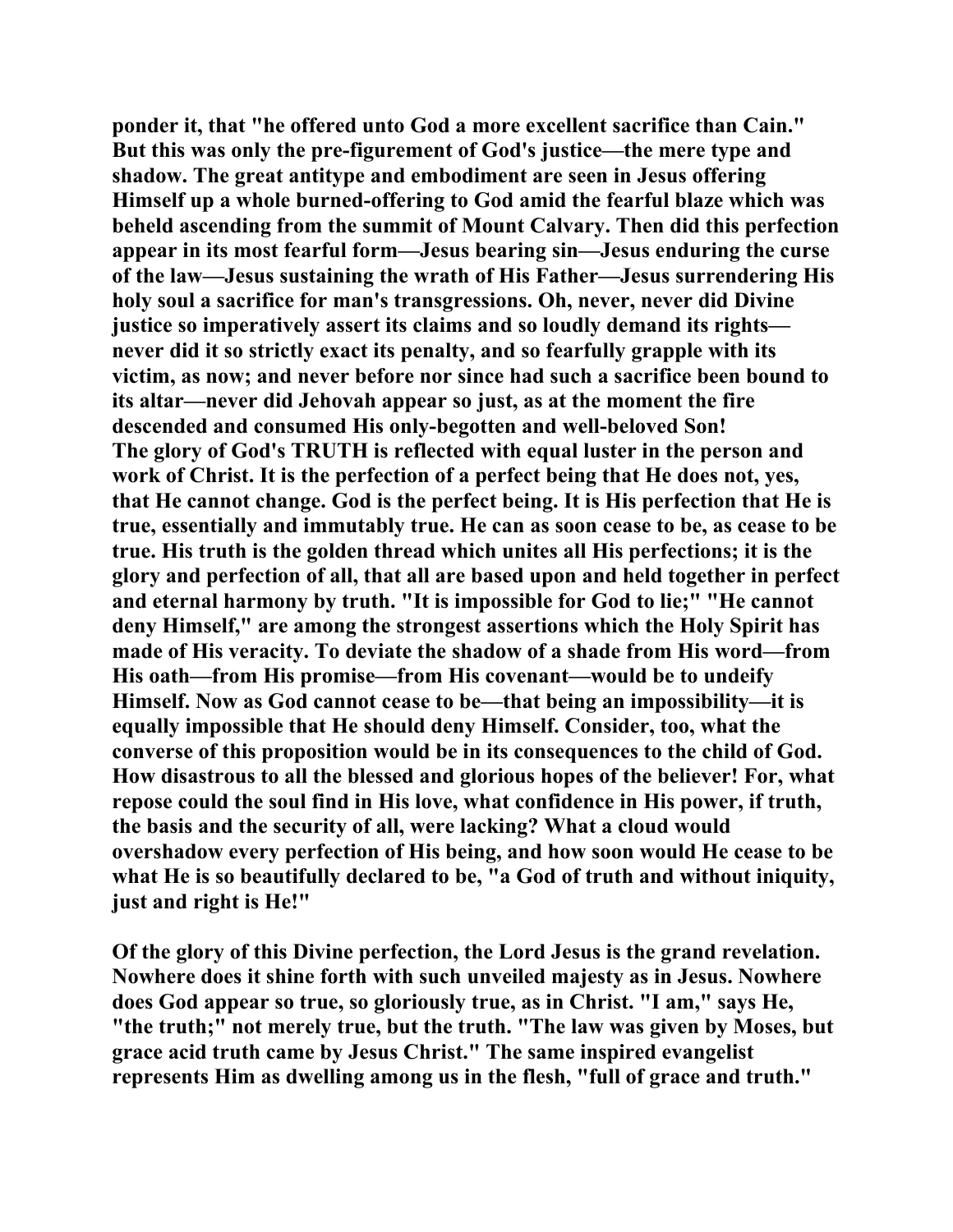**ponder it, that "he offered unto God a more excellent sacrifice than Cain." But this was only the pre-figurement of God's justice—the mere type and shadow. The great antitype and embodiment are seen in Jesus offering Himself up a whole burned-offering to God amid the fearful blaze which was beheld ascending from the summit of Mount Calvary. Then did this perfection appear in its most fearful form—Jesus bearing sin—Jesus enduring the curse of the law—Jesus sustaining the wrath of His Father—Jesus surrendering His holy soul a sacrifice for man's transgressions. Oh, never, never did Divine justice so imperatively assert its claims and so loudly demand its rights—never did it so strictly exact its penalty, and so fearfully grapple with its victim, as now; and never before nor since had such a sacrifice been bound to its altar—never did Jehovah appear so just, as at the moment the fire descended and consumed His only-begotten and well-beloved Son!**

**The glory of God's TRUTH is reflected with equal luster in the person and work of Christ. It is the perfection of a perfect being that He does not, yes, that He cannot change. God is the perfect being. It is His perfection that He is true, essentially and immutably true. He can as soon cease to be, as cease to be true. His truth is the golden thread which unites all His perfections; it is the glory and perfection of all, that all are based upon and held together in perfect and eternal harmony by truth. "It is impossible for God to lie;" "He cannot deny Himself," are among the strongest assertions which the Holy Spirit has made of His veracity. To deviate the shadow of a shade from His word—from His oath—from His promise—from His covenant—would be to undeify Himself. Now as God cannot cease to be—that being an impossibility—it is equally impossible that He should deny Himself. Consider, too, what the converse of this proposition would be in its consequences to the child of God. How disastrous to all the blessed and glorious hopes of the believer! For, what repose could the soul find in His love, what confidence in His power, if truth, the basis and the security of all, were lacking? What a cloud would overshadow every perfection of His being, and how soon would He cease to be what He is so beautifully declared to be, "a God of truth and without iniquity, just and right is He!"**

**Of the glory of this Divine perfection, the Lord Jesus is the grand revelation. Nowhere does it shine forth with such unveiled majesty as in Jesus. Nowhere does God appear so true, so gloriously true, as in Christ. "I am," says He, "the truth;" not merely true, but the truth. "The law was given by Moses, but grace acid truth came by Jesus Christ." The same inspired evangelist represents Him as dwelling among us in the flesh, "full of grace and truth."**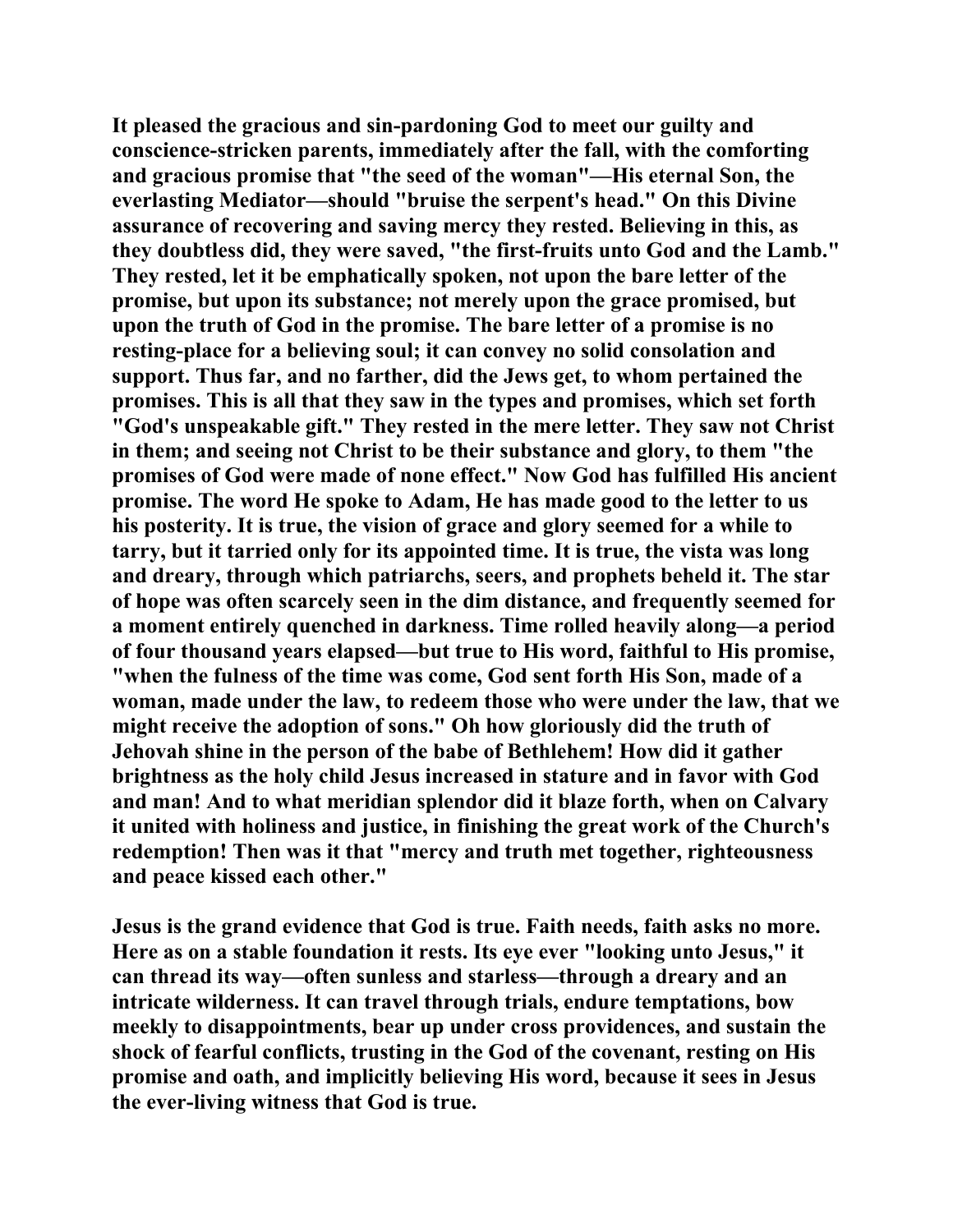It pleased the gracious and sin-pardoning God to meet our guilty and conscience-stricken parents, immediately after the fall, with the comforting and gracious promise that "the seed of the woman"—His eternal Son, the everlasting Mediator—should "bruise the serpent's head." On this Divine assurance of recovering and saving mercy they rested. Believing in this, as they doubtless did, they were saved, "the first-fruits unto God and the Lamb." They rested, let it be emphatically spoken, not upon the bare letter of the promise, but upon its substance; not merely upon the grace promised, but upon the truth of God in the promise. The bare letter of a promise is no resting-place for a believing soul; it can convey no solid consolation and support. Thus far, and no farther, did the Jews get, to whom pertained the promises. This is all that they saw in the types and promises, which set forth "God's unspeakable gift." They rested in the mere letter. They saw not Christ in them; and seeing not Christ to be their substance and glory, to them "the promises of God were made of none effect." Now God has fulfilled His ancient promise. The word He spoke to Adam, He has made good to the letter to us his posterity. It is true, the vision of grace and glory seemed for a while to tarry, but it tarried only for its appointed time. It is true, the vista was long and dreary, through which patriarchs, seers, and prophets beheld it. The star of hope was often scarcely seen in the dim distance, and frequently seemed for a moment entirely quenched in darkness. Time rolled heavily along—a period of four thousand years elapsed—but true to His word, faithful to His promise, "when the fulness of the time was come, God sent forth His Son, made of a woman, made under the law, to redeem those who were under the law, that we might receive the adoption of sons." Oh how gloriously did the truth of Jehovah shine in the person of the babe of Bethlehem! How did it gather brightness as the holy child Jesus increased in stature and in favor with God and man! And to what meridian splendor did it blaze forth, when on Calvary it united with holiness and justice, in finishing the great work of the Church's redemption! Then was it that "mercy and truth met together, righteousness and peace kissed each other."

Jesus is the grand evidence that God is true. Faith needs, faith asks no more. Here as on a stable foundation it rests. Its eye ever "looking unto Jesus," it can thread its way—often sunless and starless—through a dreary and an intricate wilderness. It can travel through trials, endure temptations, bow meekly to disappointments, bear up under cross providences, and sustain the shock of fearful conflicts, trusting in the God of the covenant, resting on His promise and oath, and implicitly believing His word, because it sees in Jesus the ever-living witness that God is true.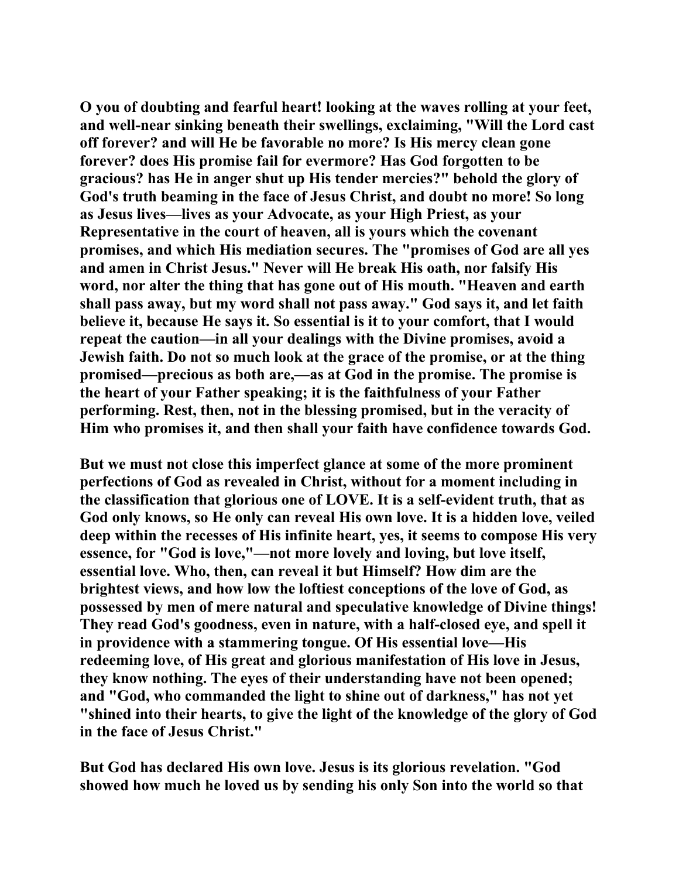O you of doubting and fearful heart! looking at the waves rolling at your feet, and well-near sinking beneath their swellings, exclaiming, "Will the Lord cast off forever? and will He be favorable no more? Is His mercy clean gone forever? does His promise fail for evermore? Has God forgotten to be gracious? has He in anger shut up His tender mercies?" behold the glory of God's truth beaming in the face of Jesus Christ, and doubt no more! So long as Jesus lives—lives as your Advocate, as your High Priest, as your Representative in the court of heaven, all is yours which the covenant promises, and which His mediation secures. The "promises of God are all yes and amen in Christ Jesus." Never will He break His oath, nor falsify His word, nor alter the thing that has gone out of His mouth. "Heaven and earth shall pass away, but my word shall not pass away." God says it, and let faith believe it, because He says it. So essential is it to your comfort, that I would repeat the caution—in all your dealings with the Divine promises, avoid a Jewish faith. Do not so much look at the grace of the promise, or at the thing promised—precious as both are,—as at God in the promise. The promise is the heart of your Father speaking; it is the faithfulness of your Father performing. Rest, then, not in the blessing promised, but in the veracity of Him who promises it, and then shall your faith have confidence towards God.

But we must not close this imperfect glance at some of the more prominent perfections of God as revealed in Christ, without for a moment including in the classification that glorious one of LOVE. It is a self-evident truth, that as God only knows, so He only can reveal His own love. It is a hidden love, veiled deep within the recesses of His infinite heart, yes, it seems to compose His very essence, for "God is love,"—not more lovely and loving, but love itself, essential love. Who, then, can reveal it but Himself? How dim are the brightest views, and how low the loftiest conceptions of the love of God, as possessed by men of mere natural and speculative knowledge of Divine things! They read God's goodness, even in nature, with a half-closed eye, and spell it in providence with a stammering tongue. Of His essential love—His redeeming love, of His great and glorious manifestation of His love in Jesus, they know nothing. The eyes of their understanding have not been opened; and "God, who commanded the light to shine out of darkness," has not yet "shined into their hearts, to give the light of the knowledge of the glory of God in the face of Jesus Christ."

But God has declared His own love. Jesus is its glorious revelation. "God showed how much he loved us by sending his only Son into the world so that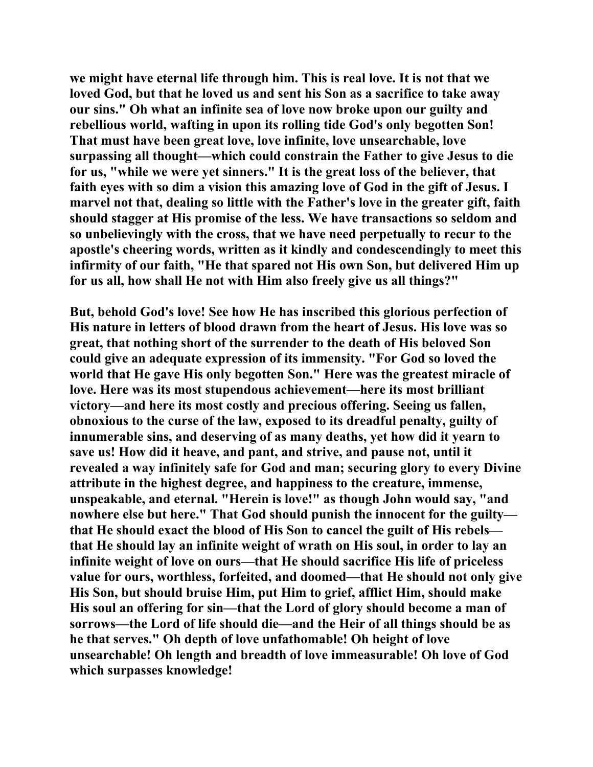we might have eternal life through him. This is real love. It is not that we loved God, but that he loved us and sent his Son as a sacrifice to take away our sins." Oh what an infinite sea of love now broke upon our guilty and rebellious world, wafting in upon its rolling tide God's only begotten Son! That must have been great love, love infinite, love unsearchable, love surpassing all thought—which could constrain the Father to give Jesus to die for us, "while we were yet sinners." It is the great loss of the believer, that faith eyes with so dim a vision this amazing love of God in the gift of Jesus. I marvel not that, dealing so little with the Father's love in the greater gift, faith should stagger at His promise of the less. We have transactions so seldom and so unbelievingly with the cross, that we have need perpetually to recur to the apostle's cheering words, written as it kindly and condescendingly to meet this infirmity of our faith, "He that spared not His own Son, but delivered Him up for us all, how shall He not with Him also freely give us all things?"

But, behold God's love! See how He has inscribed this glorious perfection of His nature in letters of blood drawn from the heart of Jesus. His love was so great, that nothing short of the surrender to the death of His beloved Son could give an adequate expression of its immensity. "For God so loved the world that He gave His only begotten Son." Here was the greatest miracle of love. Here was its most stupendous achievement—here its most brilliant victory—and here its most costly and precious offering. Seeing us fallen, obnoxious to the curse of the law, exposed to its dreadful penalty, guilty of innumerable sins, and deserving of as many deaths, yet how did it yearn to save us! How did it heave, and pant, and strive, and pause not, until it revealed a way infinitely safe for God and man; securing glory to every Divine attribute in the highest degree, and happiness to the creature, immense, unspeakable, and eternal. "Herein is love!" as though John would say, "and nowhere else but here." That God should punish the innocent for the guilty—that He should exact the blood of His Son to cancel the guilt of His rebels—that He should lay an infinite weight of wrath on His soul, in order to lay an infinite weight of love on ours—that He should sacrifice His life of priceless value for ours, worthless, forfeited, and doomed—that He should not only give His Son, but should bruise Him, put Him to grief, afflict Him, should make His soul an offering for sin—that the Lord of glory should become a man of sorrows—the Lord of life should die—and the Heir of all things should be as he that serves." Oh depth of love unfathomable! Oh height of love unsearchable! Oh length and breadth of love immeasurable! Oh love of God which surpasses knowledge!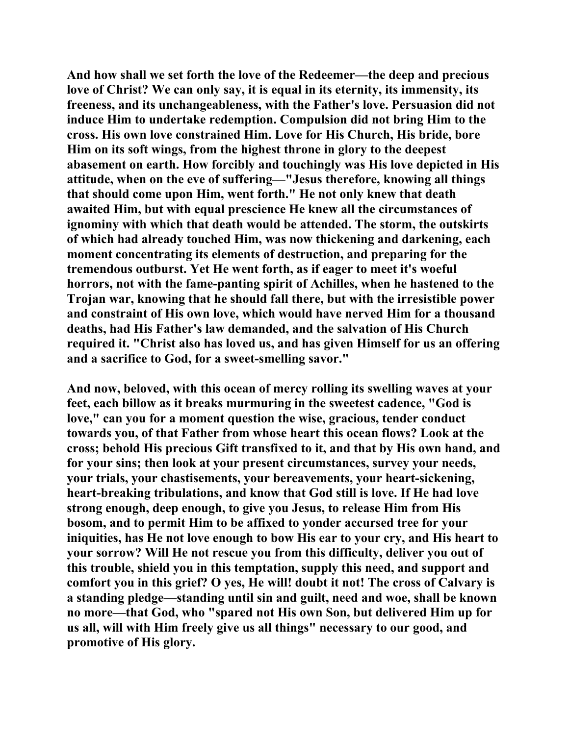And how shall we set forth the love of the Redeemer—the deep and precious love of Christ? We can only say, it is equal in its eternity, its immensity, its freeness, and its unchangeableness, with the Father's love. Persuasion did not induce Him to undertake redemption. Compulsion did not bring Him to the cross. His own love constrained Him. Love for His Church, His bride, bore Him on its soft wings, from the highest throne in glory to the deepest abasement on earth. How forcibly and touchingly was His love depicted in His attitude, when on the eve of suffering—"Jesus therefore, knowing all things that should come upon Him, went forth." He not only knew that death awaited Him, but with equal prescience He knew all the circumstances of ignominy with which that death would be attended. The storm, the outskirts of which had already touched Him, was now thickening and darkening, each moment concentrating its elements of destruction, and preparing for the tremendous outburst. Yet He went forth, as if eager to meet it's woeful horrors, not with the fame-panting spirit of Achilles, when he hastened to the Trojan war, knowing that he should fall there, but with the irresistible power and constraint of His own love, which would have nerved Him for a thousand deaths, had His Father's law demanded, and the salvation of His Church required it. "Christ also has loved us, and has given Himself for us an offering and a sacrifice to God, for a sweet-smelling savor."

And now, beloved, with this ocean of mercy rolling its swelling waves at your feet, each billow as it breaks murmuring in the sweetest cadence, "God is love," can you for a moment question the wise, gracious, tender conduct towards you, of that Father from whose heart this ocean flows? Look at the cross; behold His precious Gift transfixed to it, and that by His own hand, and for your sins; then look at your present circumstances, survey your needs, your trials, your chastisements, your bereavements, your heart-sickening, heart-breaking tribulations, and know that God still is love. If He had love strong enough, deep enough, to give you Jesus, to release Him from His bosom, and to permit Him to be affixed to yonder accursed tree for your iniquities, has He not love enough to bow His ear to your cry, and His heart to your sorrow? Will He not rescue you from this difficulty, deliver you out of this trouble, shield you in this temptation, supply this need, and support and comfort you in this grief? O yes, He will! doubt it not! The cross of Calvary is a standing pledge—standing until sin and guilt, need and woe, shall be known no more—that God, who "spared not His own Son, but delivered Him up for us all, will with Him freely give us all things" necessary to our good, and promotive of His glory.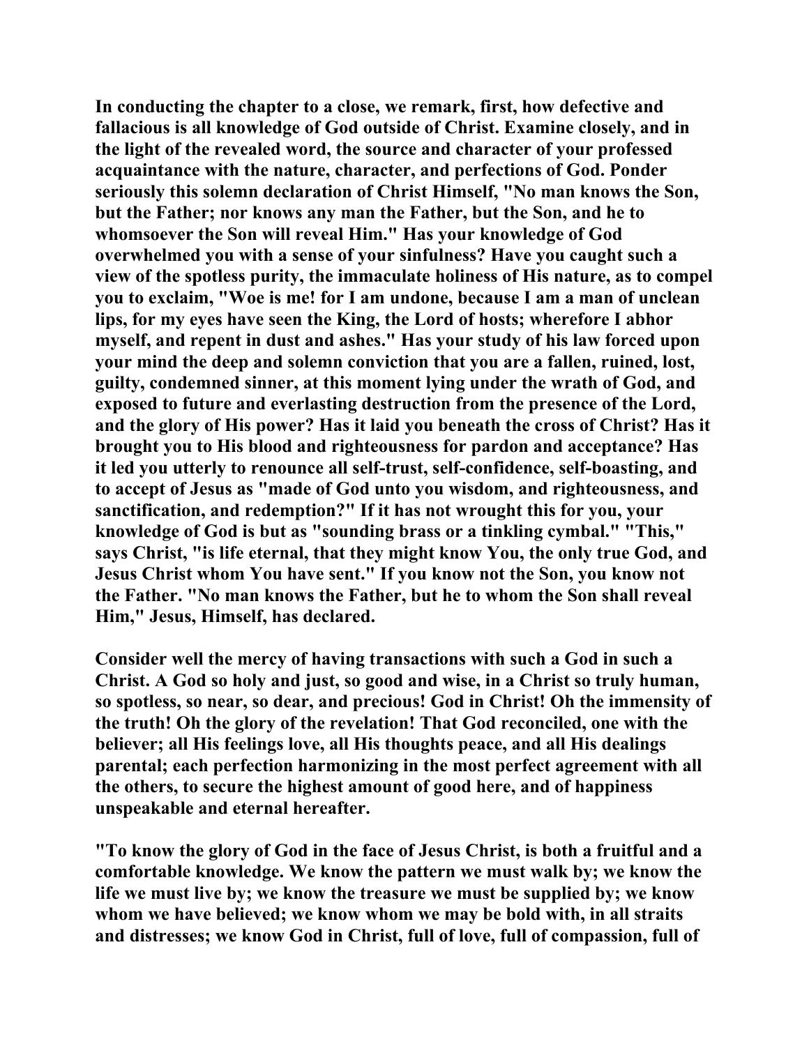In conducting the chapter to a close, we remark, first, how defective and fallacious is all knowledge of God outside of Christ. Examine closely, and in the light of the revealed word, the source and character of your professed acquaintance with the nature, character, and perfections of God. Ponder seriously this solemn declaration of Christ Himself, "No man knows the Son, but the Father; nor knows any man the Father, but the Son, and he to whomsoever the Son will reveal Him." Has your knowledge of God overwhelmed you with a sense of your sinfulness? Have you caught such a view of the spotless purity, the immaculate holiness of His nature, as to compel you to exclaim, "Woe is me! for I am undone, because I am a man of unclean lips, for my eyes have seen the King, the Lord of hosts; wherefore I abhor myself, and repent in dust and ashes." Has your study of his law forced upon your mind the deep and solemn conviction that you are a fallen, ruined, lost, guilty, condemned sinner, at this moment lying under the wrath of God, and exposed to future and everlasting destruction from the presence of the Lord, and the glory of His power? Has it laid you beneath the cross of Christ? Has it brought you to His blood and righteousness for pardon and acceptance? Has it led you utterly to renounce all self-trust, self-confidence, self-boasting, and to accept of Jesus as "made of God unto you wisdom, and righteousness, and sanctification, and redemption?" If it has not wrought this for you, your knowledge of God is but as "sounding brass or a tinkling cymbal." "This," says Christ, "is life eternal, that they might know You, the only true God, and Jesus Christ whom You have sent." If you know not the Son, you know not the Father. "No man knows the Father, but he to whom the Son shall reveal Him," Jesus, Himself, has declared.

Consider well the mercy of having transactions with such a God in such a Christ. A God so holy and just, so good and wise, in a Christ so truly human, so spotless, so near, so dear, and precious! God in Christ! Oh the immensity of the truth! Oh the glory of the revelation! That God reconciled, one with the believer; all His feelings love, all His thoughts peace, and all His dealings parental; each perfection harmonizing in the most perfect agreement with all the others, to secure the highest amount of good here, and of happiness unspeakable and eternal hereafter.

"To know the glory of God in the face of Jesus Christ, is both a fruitful and a comfortable knowledge. We know the pattern we must walk by; we know the life we must live by; we know the treasure we must be supplied by; we know whom we have believed; we know whom we may be bold with, in all straits and distresses; we know God in Christ, full of love, full of compassion, full of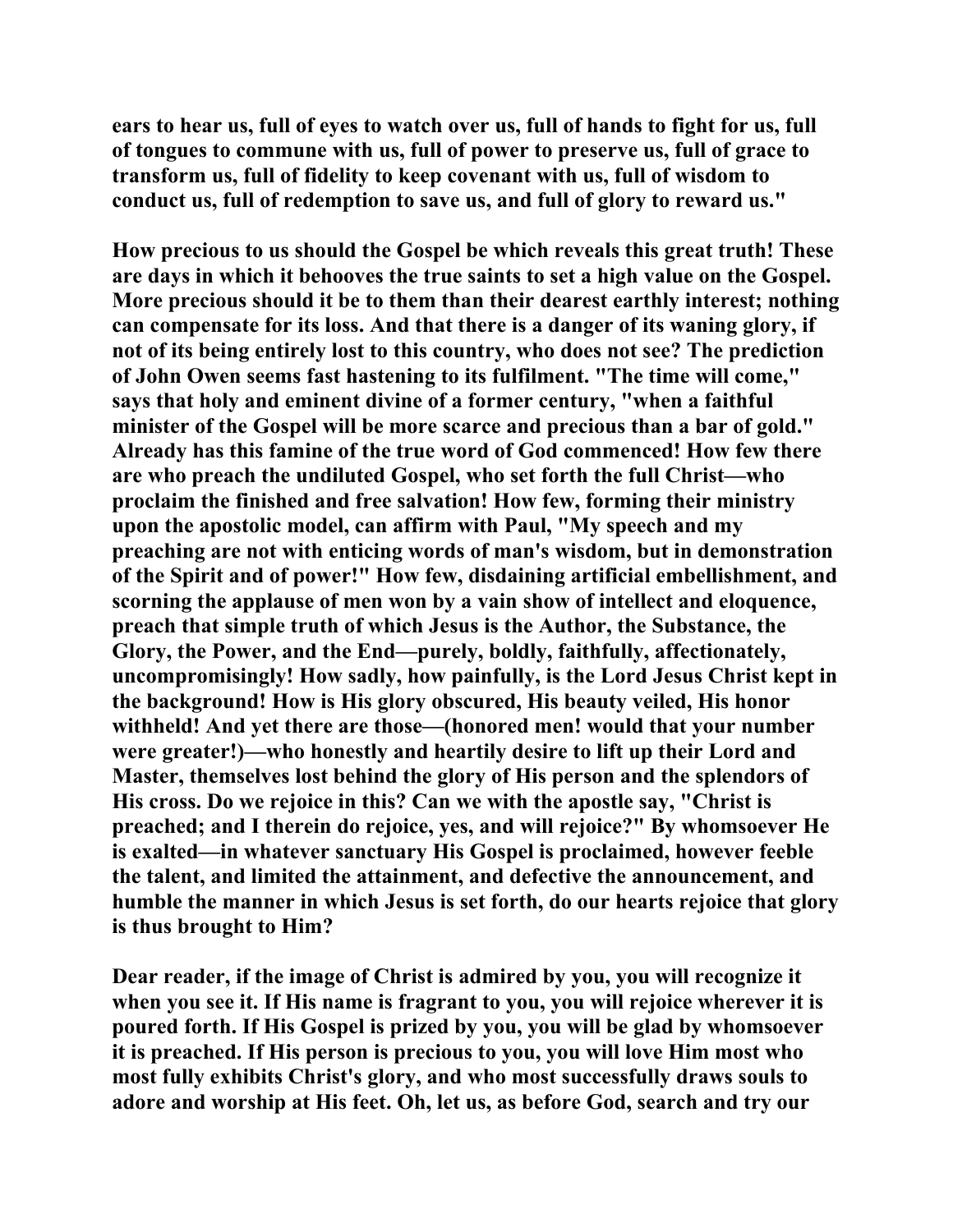ears to hear us, full of eyes to watch over us, full of hands to fight for us, full of tongues to commune with us, full of power to preserve us, full of grace to transform us, full of fidelity to keep covenant with us, full of wisdom to conduct us, full of redemption to save us, and full of glory to reward us."

How precious to us should the Gospel be which reveals this great truth! These are days in which it behooves the true saints to set a high value on the Gospel. More precious should it be to them than their dearest earthly interest; nothing can compensate for its loss. And that there is a danger of its waning glory, if not of its being entirely lost to this country, who does not see? The prediction of John Owen seems fast hastening to its fulfilment. "The time will come," says that holy and eminent divine of a former century, "when a faithful minister of the Gospel will be more scarce and precious than a bar of gold." Already has this famine of the true word of God commenced! How few there are who preach the undiluted Gospel, who set forth the full Christ—who proclaim the finished and free salvation! How few, forming their ministry upon the apostolic model, can affirm with Paul, "My speech and my preaching are not with enticing words of man's wisdom, but in demonstration of the Spirit and of power!" How few, disdaining artificial embellishment, and scorning the applause of men won by a vain show of intellect and eloquence, preach that simple truth of which Jesus is the Author, the Substance, the Glory, the Power, and the End—purely, boldly, faithfully, affectionately, uncompromisingly! How sadly, how painfully, is the Lord Jesus Christ kept in the background! How is His glory obscured, His beauty veiled, His honor withheld! And yet there are those—(honored men! would that your number were greater!)—who honestly and heartily desire to lift up their Lord and Master, themselves lost behind the glory of His person and the splendors of His cross. Do we rejoice in this? Can we with the apostle say, "Christ is preached; and I therein do rejoice, yes, and will rejoice?" By whomsoever He is exalted—in whatever sanctuary His Gospel is proclaimed, however feeble the talent, and limited the attainment, and defective the announcement, and humble the manner in which Jesus is set forth, do our hearts rejoice that glory is thus brought to Him?

Dear reader, if the image of Christ is admired by you, you will recognize it when you see it. If His name is fragrant to you, you will rejoice wherever it is poured forth. If His Gospel is prized by you, you will be glad by whomsoever it is preached. If His person is precious to you, you will love Him most who most fully exhibits Christ's glory, and who most successfully draws souls to adore and worship at His feet. Oh, let us, as before God, search and try our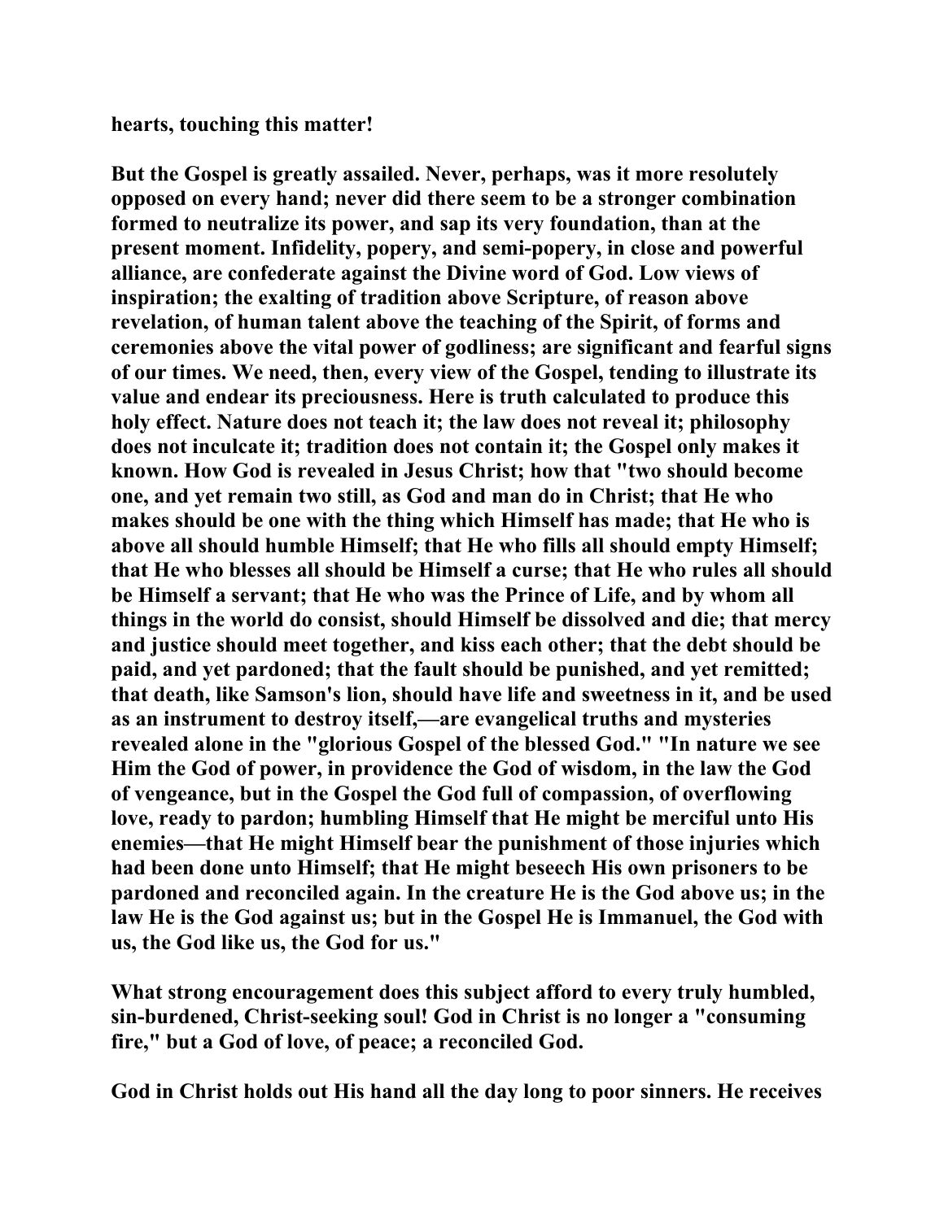**hearts, touching this matter!**

**But the Gospel is greatly assailed. Never, perhaps, was it more resolutely opposed on every hand; never did there seem to be a stronger combination formed to neutralize its power, and sap its very foundation, than at the present moment. Infidelity, popery, and semi-popery, in close and powerful alliance, are confederate against the Divine word of God. Low views of inspiration; the exalting of tradition above Scripture, of reason above revelation, of human talent above the teaching of the Spirit, of forms and ceremonies above the vital power of godliness; are significant and fearful signs of our times. We need, then, every view of the Gospel, tending to illustrate its value and endear its preciousness. Here is truth calculated to produce this holy effect. Nature does not teach it; the law does not reveal it; philosophy does not inculcate it; tradition does not contain it; the Gospel only makes it known. How God is revealed in Jesus Christ; how that "two should become one, and yet remain two still, as God and man do in Christ; that He who makes should be one with the thing which Himself has made; that He who is above all should humble Himself; that He who fills all should empty Himself; that He who blesses all should be Himself a curse; that He who rules all should be Himself a servant; that He who was the Prince of Life, and by whom all things in the world do consist, should Himself be dissolved and die; that mercy and justice should meet together, and kiss each other; that the debt should be paid, and yet pardoned; that the fault should be punished, and yet remitted; that death, like Samson's lion, should have life and sweetness in it, and be used as an instrument to destroy itself,—are evangelical truths and mysteries revealed alone in the "glorious Gospel of the blessed God." "In nature we see Him the God of power, in providence the God of wisdom, in the law the God of vengeance, but in the Gospel the God full of compassion, of overflowing love, ready to pardon; humbling Himself that He might be merciful unto His enemies—that He might Himself bear the punishment of those injuries which had been done unto Himself; that He might beseech His own prisoners to be pardoned and reconciled again. In the creature He is the God above us; in the law He is the God against us; but in the Gospel He is Immanuel, the God with us, the God like us, the God for us."**

**What strong encouragement does this subject afford to every truly humbled, sin-burdened, Christ-seeking soul! God in Christ is no longer a "consuming fire," but a God of love, of peace; a reconciled God.**

**God in Christ holds out His hand all the day long to poor sinners. He receives**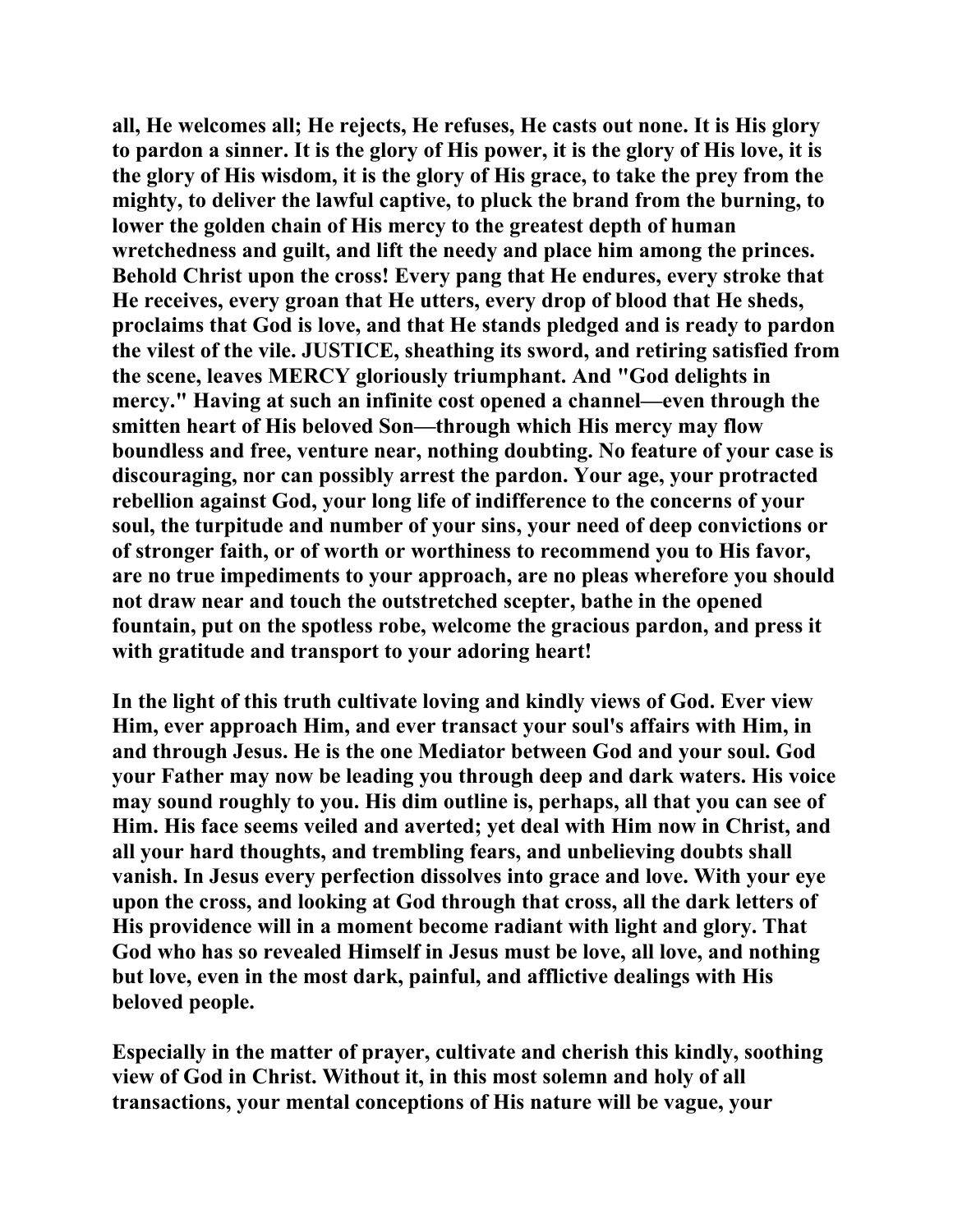all, He welcomes all; He rejects, He refuses, He casts out none. It is His glory to pardon a sinner. It is the glory of His power, it is the glory of His love, it is the glory of His wisdom, it is the glory of His grace, to take the prey from the mighty, to deliver the lawful captive, to pluck the brand from the burning, to lower the golden chain of His mercy to the greatest depth of human wretchedness and guilt, and lift the needy and place him among the princes. Behold Christ upon the cross! Every pang that He endures, every stroke that He receives, every groan that He utters, every drop of blood that He sheds, proclaims that God is love, and that He stands pledged and is ready to pardon the vilest of the vile. JUSTICE, sheathing its sword, and retiring satisfied from the scene, leaves MERCY gloriously triumphant. And "God delights in mercy." Having at such an infinite cost opened a channel—even through the smitten heart of His beloved Son—through which His mercy may flow boundless and free, venture near, nothing doubting. No feature of your case is discouraging, nor can possibly arrest the pardon. Your age, your protracted rebellion against God, your long life of indifference to the concerns of your soul, the turpitude and number of your sins, your need of deep convictions or of stronger faith, or of worth or worthiness to recommend you to His favor, are no true impediments to your approach, are no pleas wherefore you should not draw near and touch the outstretched scepter, bathe in the opened fountain, put on the spotless robe, welcome the gracious pardon, and press it with gratitude and transport to your adoring heart!

In the light of this truth cultivate loving and kindly views of God. Ever view Him, ever approach Him, and ever transact your soul's affairs with Him, in and through Jesus. He is the one Mediator between God and your soul. God your Father may now be leading you through deep and dark waters. His voice may sound roughly to you. His dim outline is, perhaps, all that you can see of Him. His face seems veiled and averted; yet deal with Him now in Christ, and all your hard thoughts, and trembling fears, and unbelieving doubts shall vanish. In Jesus every perfection dissolves into grace and love. With your eye upon the cross, and looking at God through that cross, all the dark letters of His providence will in a moment become radiant with light and glory. That God who has so revealed Himself in Jesus must be love, all love, and nothing but love, even in the most dark, painful, and afflictive dealings with His beloved people.

Especially in the matter of prayer, cultivate and cherish this kindly, soothing view of God in Christ. Without it, in this most solemn and holy of all transactions, your mental conceptions of His nature will be vague, your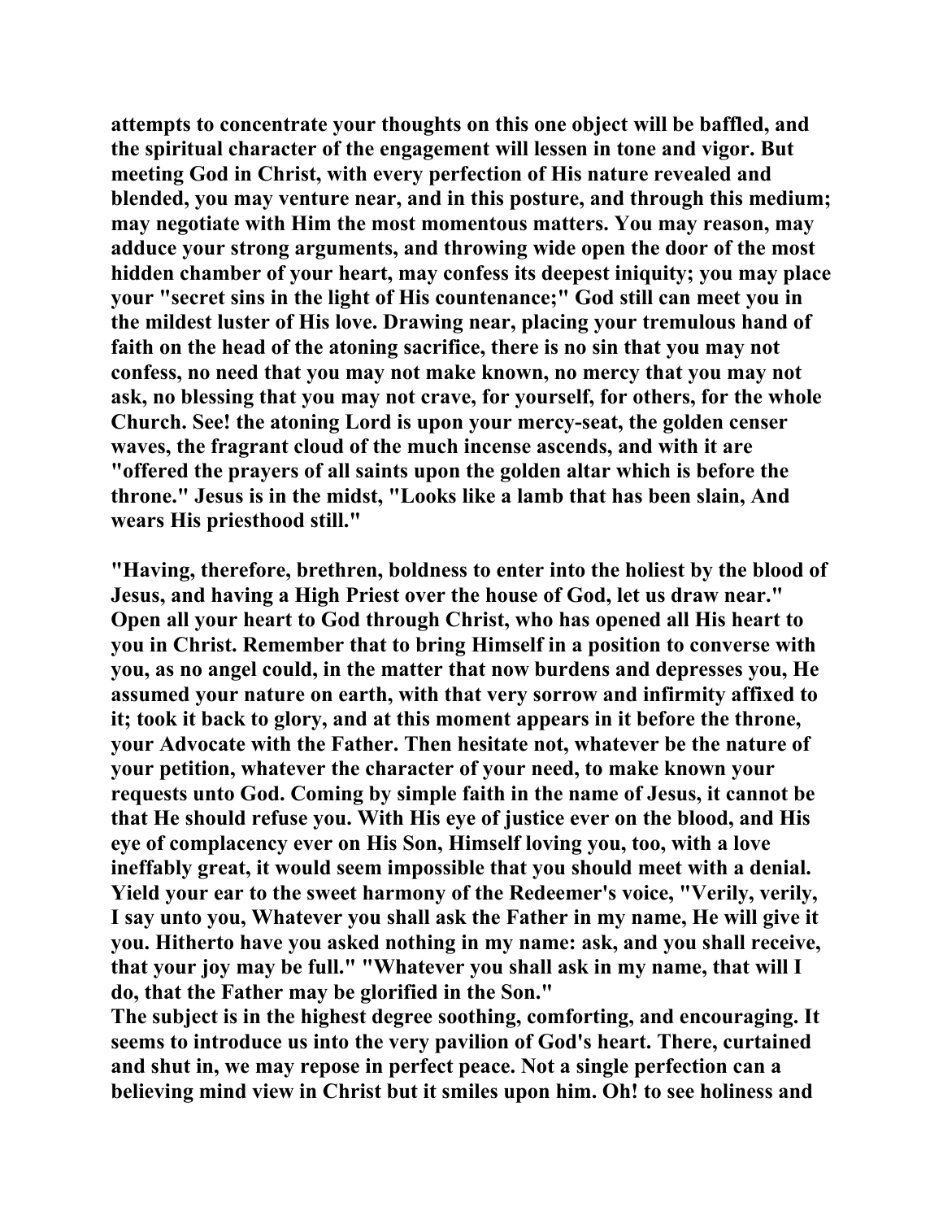**attempts to concentrate your thoughts on this one object will be baffled, and the spiritual character of the engagement will lessen in tone and vigor. But meeting God in Christ, with every perfection of His nature revealed and blended, you may venture near, and in this posture, and through this medium; may negotiate with Him the most momentous matters. You may reason, may adduce your strong arguments, and throwing wide open the door of the most hidden chamber of your heart, may confess its deepest iniquity; you may place your "secret sins in the light of His countenance;" God still can meet you in the mildest luster of His love. Drawing near, placing your tremulous hand of faith on the head of the atoning sacrifice, there is no sin that you may not confess, no need that you may not make known, no mercy that you may not ask, no blessing that you may not crave, for yourself, for others, for the whole Church. See! the atoning Lord is upon your mercy-seat, the golden censer waves, the fragrant cloud of the much incense ascends, and with it are "offered the prayers of all saints upon the golden altar which is before the throne." Jesus is in the midst, "Looks like a lamb that has been slain, And wears His priesthood still."**

**"Having, therefore, brethren, boldness to enter into the holiest by the blood of Jesus, and having a High Priest over the house of God, let us draw near." Open all your heart to God through Christ, who has opened all His heart to you in Christ. Remember that to bring Himself in a position to converse with you, as no angel could, in the matter that now burdens and depresses you, He assumed your nature on earth, with that very sorrow and infirmity affixed to it; took it back to glory, and at this moment appears in it before the throne, your Advocate with the Father. Then hesitate not, whatever be the nature of your petition, whatever the character of your need, to make known your requests unto God. Coming by simple faith in the name of Jesus, it cannot be that He should refuse you. With His eye of justice ever on the blood, and His eye of complacency ever on His Son, Himself loving you, too, with a love ineffably great, it would seem impossible that you should meet with a denial. Yield your ear to the sweet harmony of the Redeemer's voice, "Verily, verily, I say unto you, Whatever you shall ask the Father in my name, He will give it you. Hitherto have you asked nothing in my name: ask, and you shall receive, that your joy may be full." "Whatever you shall ask in my name, that will I do, that the Father may be glorified in the Son."**

**The subject is in the highest degree soothing, comforting, and encouraging. It seems to introduce us into the very pavilion of God's heart. There, curtained and shut in, we may repose in perfect peace. Not a single perfection can a believing mind view in Christ but it smiles upon him. Oh! to see holiness and**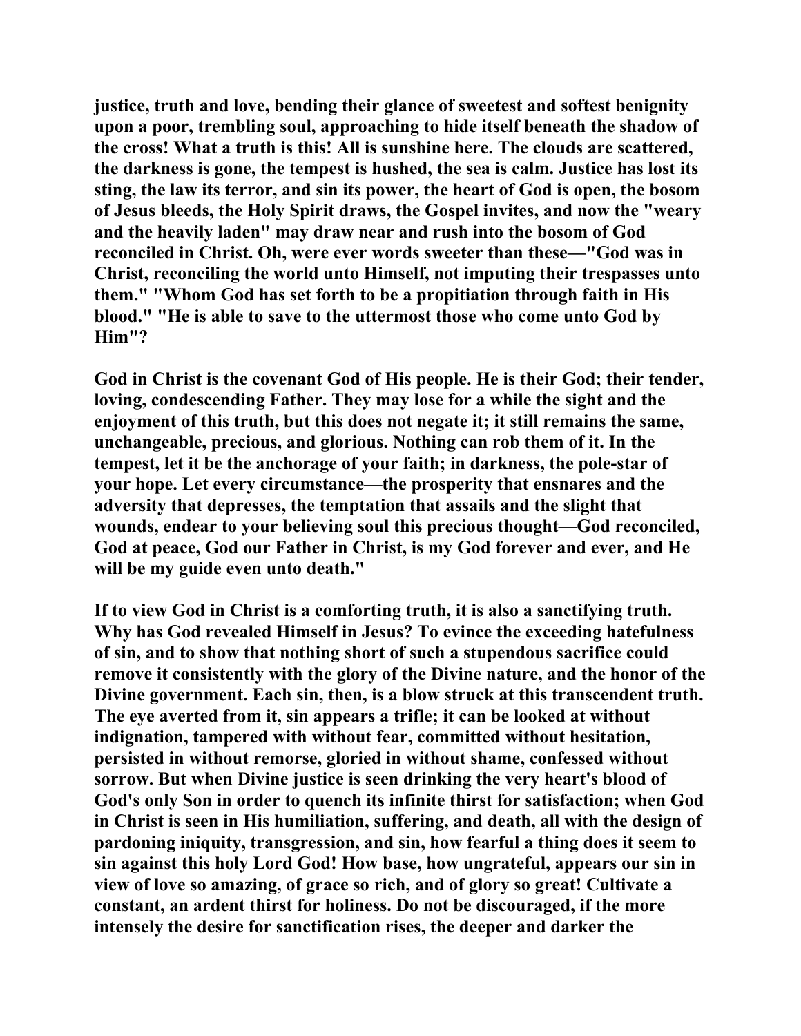justice, truth and love, bending their glance of sweetest and softest benignity upon a poor, trembling soul, approaching to hide itself beneath the shadow of the cross! What a truth is this! All is sunshine here. The clouds are scattered, the darkness is gone, the tempest is hushed, the sea is calm. Justice has lost its sting, the law its terror, and sin its power, the heart of God is open, the bosom of Jesus bleeds, the Holy Spirit draws, the Gospel invites, and now the "weary and the heavily laden" may draw near and rush into the bosom of God reconciled in Christ. Oh, were ever words sweeter than these—"God was in Christ, reconciling the world unto Himself, not imputing their trespasses unto them." "Whom God has set forth to be a propitiation through faith in His blood." "He is able to save to the uttermost those who come unto God by Him"?

God in Christ is the covenant God of His people. He is their God; their tender, loving, condescending Father. They may lose for a while the sight and the enjoyment of this truth, but this does not negate it; it still remains the same, unchangeable, precious, and glorious. Nothing can rob them of it. In the tempest, let it be the anchorage of your faith; in darkness, the pole-star of your hope. Let every circumstance—the prosperity that ensnares and the adversity that depresses, the temptation that assails and the slight that wounds, endear to your believing soul this precious thought—God reconciled, God at peace, God our Father in Christ, is my God forever and ever, and He will be my guide even unto death."

If to view God in Christ is a comforting truth, it is also a sanctifying truth. Why has God revealed Himself in Jesus? To evince the exceeding hatefulness of sin, and to show that nothing short of such a stupendous sacrifice could remove it consistently with the glory of the Divine nature, and the honor of the Divine government. Each sin, then, is a blow struck at this transcendent truth. The eye averted from it, sin appears a trifle; it can be looked at without indignation, tampered with without fear, committed without hesitation, persisted in without remorse, gloried in without shame, confessed without sorrow. But when Divine justice is seen drinking the very heart's blood of God's only Son in order to quench its infinite thirst for satisfaction; when God in Christ is seen in His humiliation, suffering, and death, all with the design of pardoning iniquity, transgression, and sin, how fearful a thing does it seem to sin against this holy Lord God! How base, how ungrateful, appears our sin in view of love so amazing, of grace so rich, and of glory so great! Cultivate a constant, an ardent thirst for holiness. Do not be discouraged, if the more intensely the desire for sanctification rises, the deeper and darker the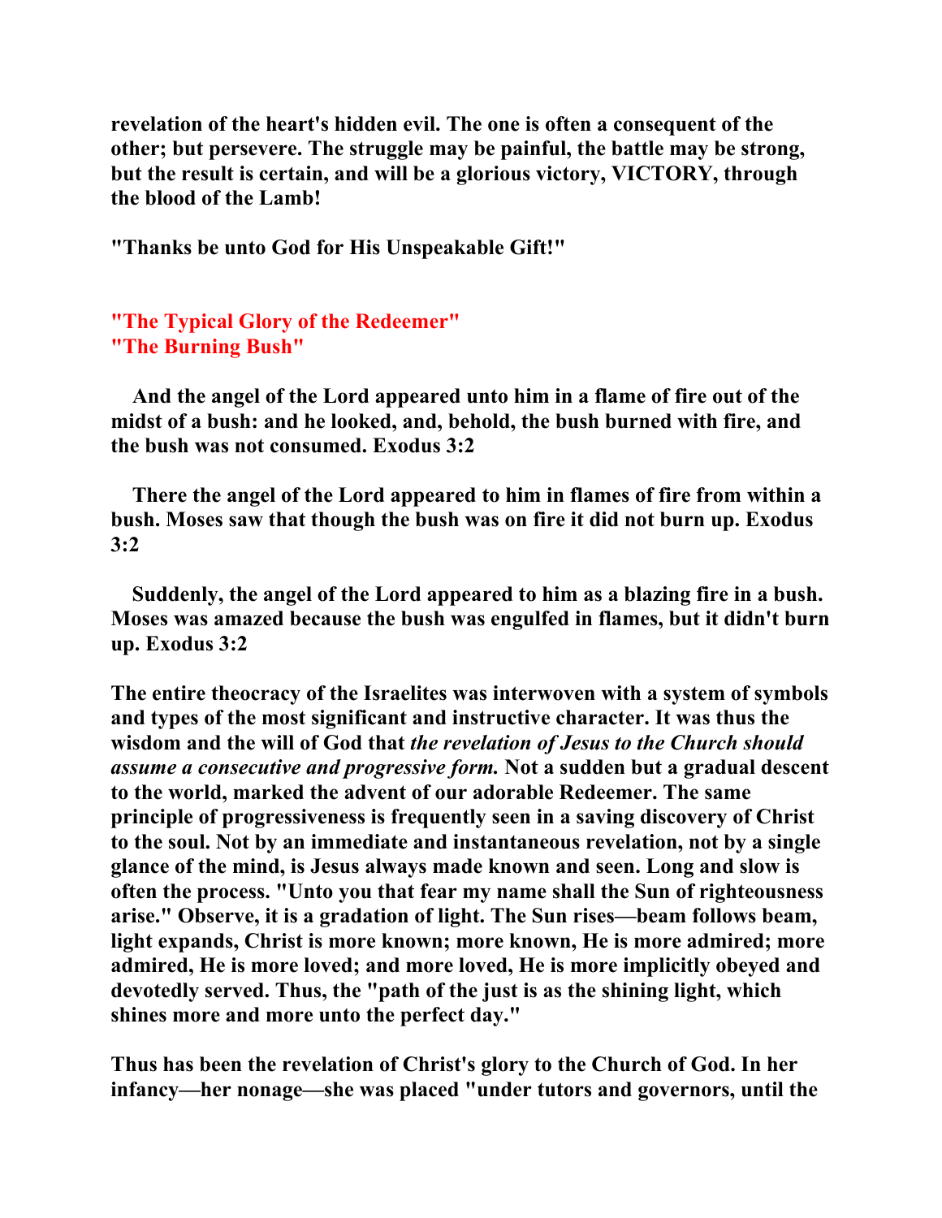**revelation of the heart's hidden evil. The one is often a consequent of the other; but persevere. The struggle may be painful, the battle may be strong, but the result is certain, and will be a glorious victory, VICTORY, through the blood of the Lamb!**

**"Thanks be unto God for His Unspeakable Gift!"**

## "The Typical Glory of the Redeemer"
## "The Burning Bush"

**And the angel of the Lord appeared unto him in a flame of fire out of the midst of a bush: and he looked, and, behold, the bush burned with fire, and the bush was not consumed. Exodus 3:2**

**There the angel of the Lord appeared to him in flames of fire from within a bush. Moses saw that though the bush was on fire it did not burn up. Exodus 3:2**

**Suddenly, the angel of the Lord appeared to him as a blazing fire in a bush. Moses was amazed because the bush was engulfed in flames, but it didn't burn up. Exodus 3:2**

**The entire theocracy of the Israelites was interwoven with a system of symbols and types of the most significant and instructive character. It was thus the wisdom and the will of God that *the revelation of Jesus to the Church should assume a consecutive and progressive form.* Not a sudden but a gradual descent to the world, marked the advent of our adorable Redeemer. The same principle of progressiveness is frequently seen in a saving discovery of Christ to the soul. Not by an immediate and instantaneous revelation, not by a single glance of the mind, is Jesus always made known and seen. Long and slow is often the process. "Unto you that fear my name shall the Sun of righteousness arise." Observe, it is a gradation of light. The Sun rises—beam follows beam, light expands, Christ is more known; more known, He is more admired; more admired, He is more loved; and more loved, He is more implicitly obeyed and devotedly served. Thus, the "path of the just is as the shining light, which shines more and more unto the perfect day."**

**Thus has been the revelation of Christ's glory to the Church of God. In her infancy—her nonage—she was placed "under tutors and governors, until the**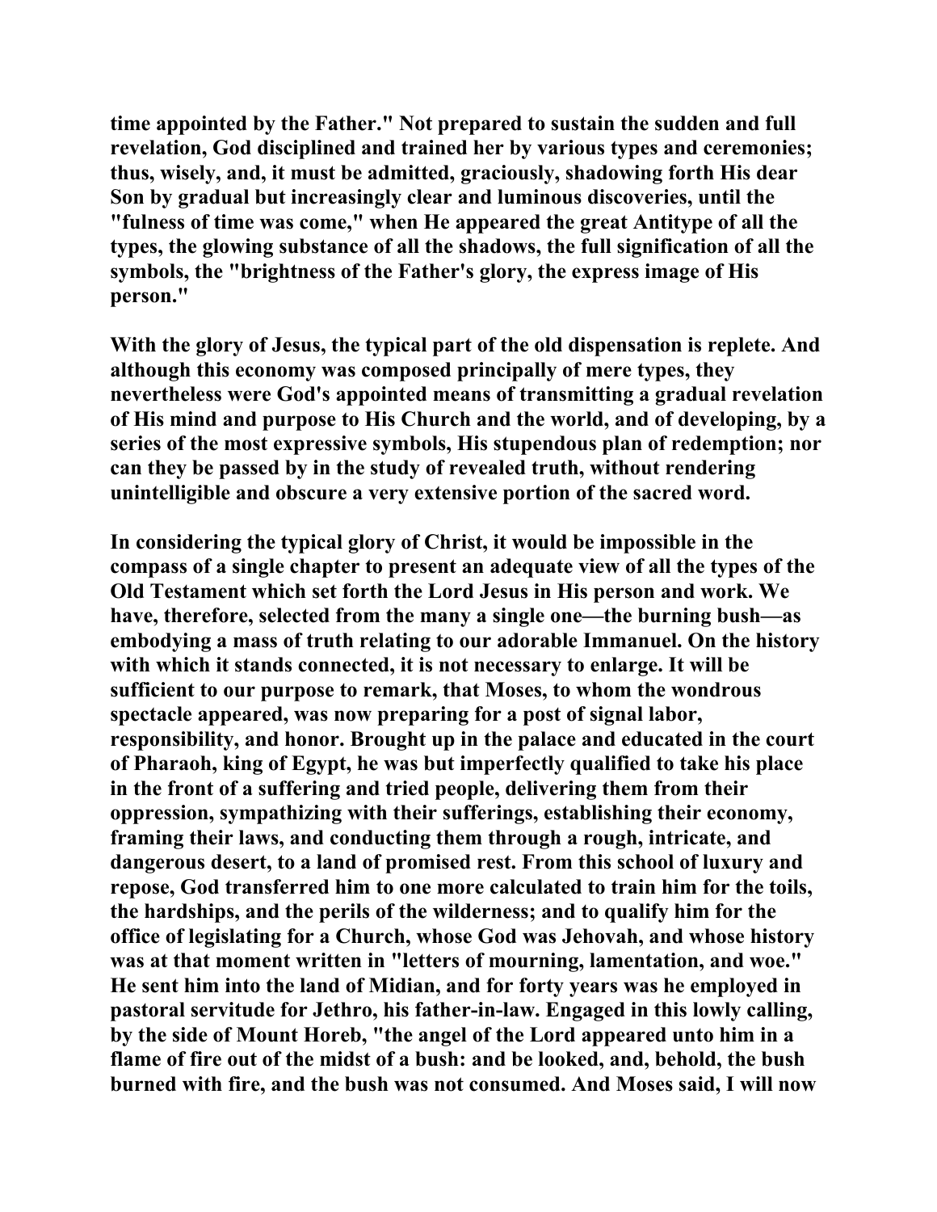time appointed by the Father." Not prepared to sustain the sudden and full revelation, God disciplined and trained her by various types and ceremonies; thus, wisely, and, it must be admitted, graciously, shadowing forth His dear Son by gradual but increasingly clear and luminous discoveries, until the "fulness of time was come," when He appeared the great Antitype of all the types, the glowing substance of all the shadows, the full signification of all the symbols, the "brightness of the Father's glory, the express image of His person."

With the glory of Jesus, the typical part of the old dispensation is replete. And although this economy was composed principally of mere types, they nevertheless were God's appointed means of transmitting a gradual revelation of His mind and purpose to His Church and the world, and of developing, by a series of the most expressive symbols, His stupendous plan of redemption; nor can they be passed by in the study of revealed truth, without rendering unintelligible and obscure a very extensive portion of the sacred word.

In considering the typical glory of Christ, it would be impossible in the compass of a single chapter to present an adequate view of all the types of the Old Testament which set forth the Lord Jesus in His person and work. We have, therefore, selected from the many a single one—the burning bush—as embodying a mass of truth relating to our adorable Immanuel. On the history with which it stands connected, it is not necessary to enlarge. It will be sufficient to our purpose to remark, that Moses, to whom the wondrous spectacle appeared, was now preparing for a post of signal labor, responsibility, and honor. Brought up in the palace and educated in the court of Pharaoh, king of Egypt, he was but imperfectly qualified to take his place in the front of a suffering and tried people, delivering them from their oppression, sympathizing with their sufferings, establishing their economy, framing their laws, and conducting them through a rough, intricate, and dangerous desert, to a land of promised rest. From this school of luxury and repose, God transferred him to one more calculated to train him for the toils, the hardships, and the perils of the wilderness; and to qualify him for the office of legislating for a Church, whose God was Jehovah, and whose history was at that moment written in "letters of mourning, lamentation, and woe." He sent him into the land of Midian, and for forty years was he employed in pastoral servitude for Jethro, his father-in-law. Engaged in this lowly calling, by the side of Mount Horeb, "the angel of the Lord appeared unto him in a flame of fire out of the midst of a bush: and be looked, and, behold, the bush burned with fire, and the bush was not consumed. And Moses said, I will now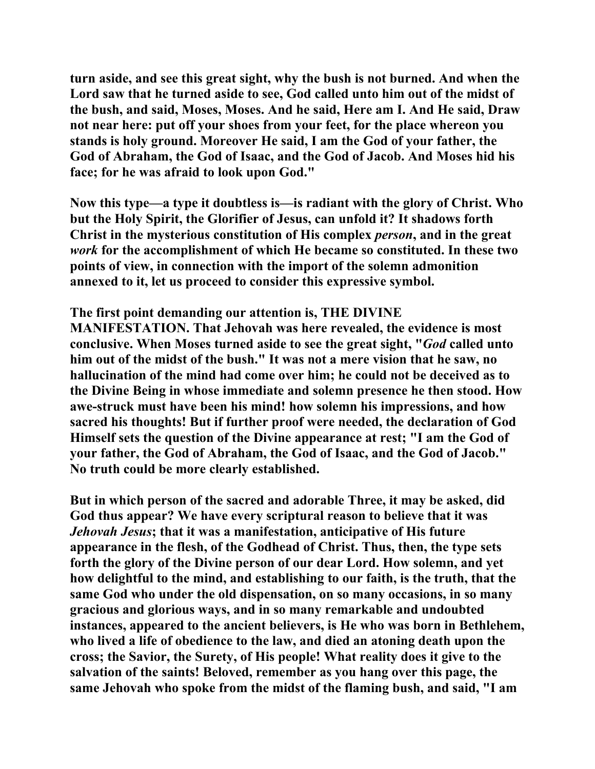turn aside, and see this great sight, why the bush is not burned. And when the Lord saw that he turned aside to see, God called unto him out of the midst of the bush, and said, Moses, Moses. And he said, Here am I. And He said, Draw not near here: put off your shoes from your feet, for the place whereon you stands is holy ground. Moreover He said, I am the God of your father, the God of Abraham, the God of Isaac, and the God of Jacob. And Moses hid his face; for he was afraid to look upon God."

Now this type—a type it doubtless is—is radiant with the glory of Christ. Who but the Holy Spirit, the Glorifier of Jesus, can unfold it? It shadows forth Christ in the mysterious constitution of His complex *person*, and in the great *work* for the accomplishment of which He became so constituted. In these two points of view, in connection with the import of the solemn admonition annexed to it, let us proceed to consider this expressive symbol.

The first point demanding our attention is, THE DIVINE MANIFESTATION. That Jehovah was here revealed, the evidence is most conclusive. When Moses turned aside to see the great sight, "*God* called unto him out of the midst of the bush." It was not a mere vision that he saw, no hallucination of the mind had come over him; he could not be deceived as to the Divine Being in whose immediate and solemn presence he then stood. How awe-struck must have been his mind! how solemn his impressions, and how sacred his thoughts! But if further proof were needed, the declaration of God Himself sets the question of the Divine appearance at rest; "I am the God of your father, the God of Abraham, the God of Isaac, and the God of Jacob." No truth could be more clearly established.

But in which person of the sacred and adorable Three, it may be asked, did God thus appear? We have every scriptural reason to believe that it was *Jehovah Jesus*; that it was a manifestation, anticipative of His future appearance in the flesh, of the Godhead of Christ. Thus, then, the type sets forth the glory of the Divine person of our dear Lord. How solemn, and yet how delightful to the mind, and establishing to our faith, is the truth, that the same God who under the old dispensation, on so many occasions, in so many gracious and glorious ways, and in so many remarkable and undoubted instances, appeared to the ancient believers, is He who was born in Bethlehem, who lived a life of obedience to the law, and died an atoning death upon the cross; the Savior, the Surety, of His people! What reality does it give to the salvation of the saints! Beloved, remember as you hang over this page, the same Jehovah who spoke from the midst of the flaming bush, and said, "I am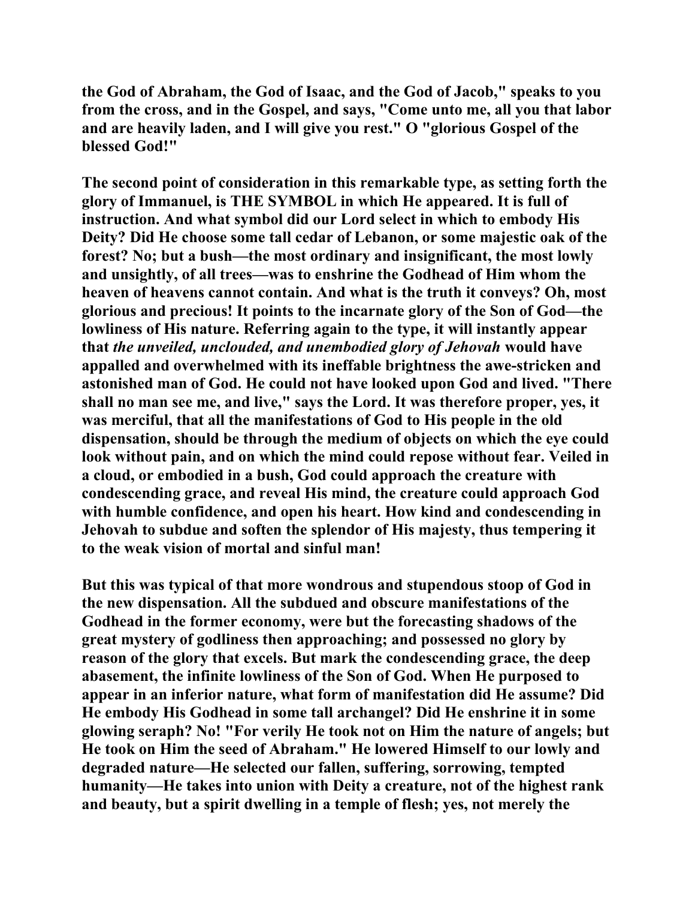the God of Abraham, the God of Isaac, and the God of Jacob," speaks to you from the cross, and in the Gospel, and says, "Come unto me, all you that labor and are heavily laden, and I will give you rest." O "glorious Gospel of the blessed God!"

The second point of consideration in this remarkable type, as setting forth the glory of Immanuel, is THE SYMBOL in which He appeared. It is full of instruction. And what symbol did our Lord select in which to embody His Deity? Did He choose some tall cedar of Lebanon, or some majestic oak of the forest? No; but a bush—the most ordinary and insignificant, the most lowly and unsightly, of all trees—was to enshrine the Godhead of Him whom the heaven of heavens cannot contain. And what is the truth it conveys? Oh, most glorious and precious! It points to the incarnate glory of the Son of God—the lowliness of His nature. Referring again to the type, it will instantly appear that *the unveiled, unclouded, and unembodied glory of Jehovah* would have appalled and overwhelmed with its ineffable brightness the awe-stricken and astonished man of God. He could not have looked upon God and lived. "There shall no man see me, and live," says the Lord. It was therefore proper, yes, it was merciful, that all the manifestations of God to His people in the old dispensation, should be through the medium of objects on which the eye could look without pain, and on which the mind could repose without fear. Veiled in a cloud, or embodied in a bush, God could approach the creature with condescending grace, and reveal His mind, the creature could approach God with humble confidence, and open his heart. How kind and condescending in Jehovah to subdue and soften the splendor of His majesty, thus tempering it to the weak vision of mortal and sinful man!

But this was typical of that more wondrous and stupendous stoop of God in the new dispensation. All the subdued and obscure manifestations of the Godhead in the former economy, were but the forecasting shadows of the great mystery of godliness then approaching; and possessed no glory by reason of the glory that excels. But mark the condescending grace, the deep abasement, the infinite lowliness of the Son of God. When He purposed to appear in an inferior nature, what form of manifestation did He assume? Did He embody His Godhead in some tall archangel? Did He enshrine it in some glowing seraph? No! "For verily He took not on Him the nature of angels; but He took on Him the seed of Abraham." He lowered Himself to our lowly and degraded nature—He selected our fallen, suffering, sorrowing, tempted humanity—He takes into union with Deity a creature, not of the highest rank and beauty, but a spirit dwelling in a temple of flesh; yes, not merely the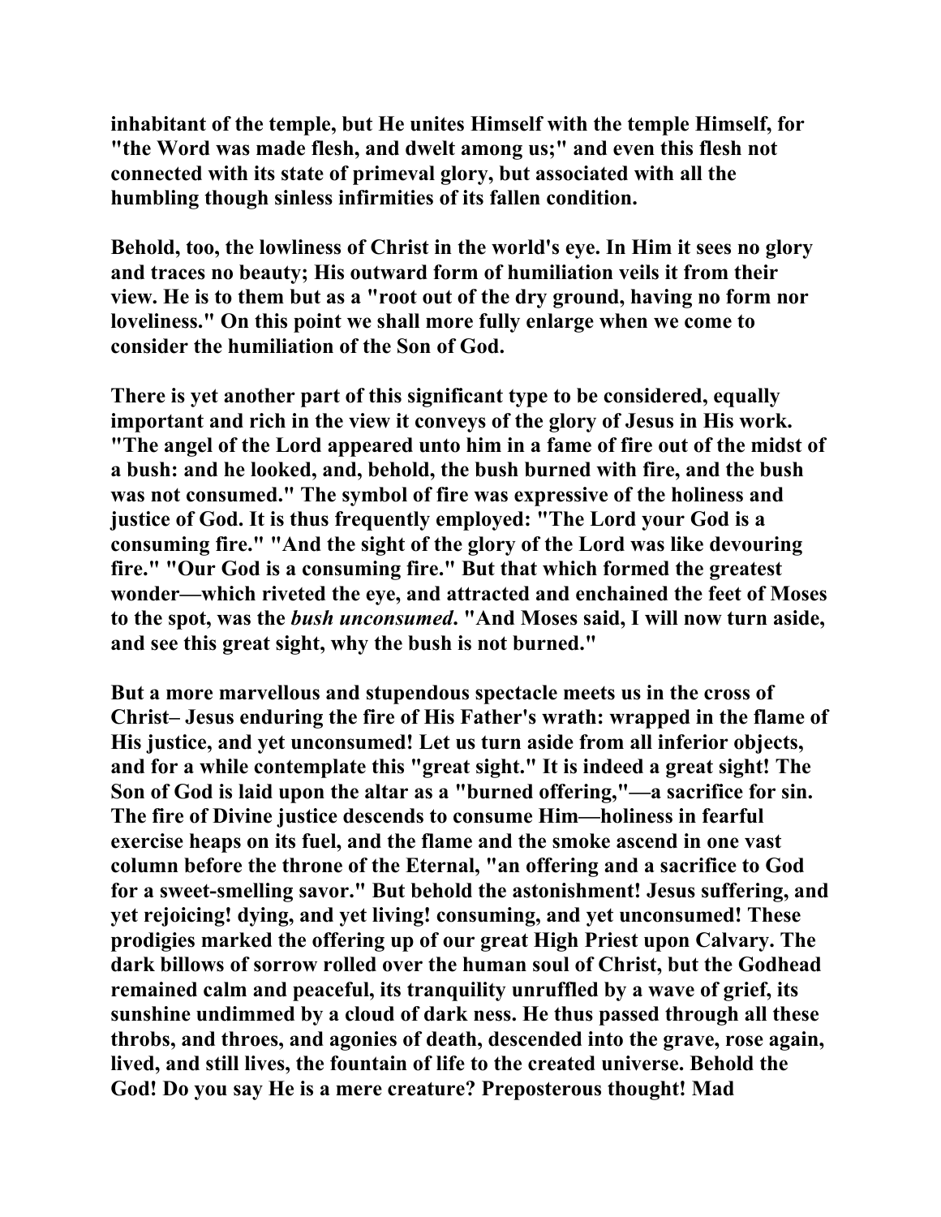inhabitant of the temple, but He unites Himself with the temple Himself, for "the Word was made flesh, and dwelt among us;" and even this flesh not connected with its state of primeval glory, but associated with all the humbling though sinless infirmities of its fallen condition.

Behold, too, the lowliness of Christ in the world's eye. In Him it sees no glory and traces no beauty; His outward form of humiliation veils it from their view. He is to them but as a "root out of the dry ground, having no form nor loveliness." On this point we shall more fully enlarge when we come to consider the humiliation of the Son of God.

There is yet another part of this significant type to be considered, equally important and rich in the view it conveys of the glory of Jesus in His work. "The angel of the Lord appeared unto him in a fame of fire out of the midst of a bush: and he looked, and, behold, the bush burned with fire, and the bush was not consumed." The symbol of fire was expressive of the holiness and justice of God. It is thus frequently employed: "The Lord your God is a consuming fire." "And the sight of the glory of the Lord was like devouring fire." "Our God is a consuming fire." But that which formed the greatest wonder—which riveted the eye, and attracted and enchained the feet of Moses to the spot, was the *bush unconsumed*. "And Moses said, I will now turn aside, and see this great sight, why the bush is not burned."

But a more marvellous and stupendous spectacle meets us in the cross of Christ– Jesus enduring the fire of His Father's wrath: wrapped in the flame of His justice, and yet unconsumed! Let us turn aside from all inferior objects, and for a while contemplate this "great sight." It is indeed a great sight! The Son of God is laid upon the altar as a "burned offering,"—a sacrifice for sin. The fire of Divine justice descends to consume Him—holiness in fearful exercise heaps on its fuel, and the flame and the smoke ascend in one vast column before the throne of the Eternal, "an offering and a sacrifice to God for a sweet-smelling savor." But behold the astonishment! Jesus suffering, and yet rejoicing! dying, and yet living! consuming, and yet unconsumed! These prodigies marked the offering up of our great High Priest upon Calvary. The dark billows of sorrow rolled over the human soul of Christ, but the Godhead remained calm and peaceful, its tranquility unruffled by a wave of grief, its sunshine undimmed by a cloud of dark ness. He thus passed through all these throbs, and throes, and agonies of death, descended into the grave, rose again, lived, and still lives, the fountain of life to the created universe. Behold the God! Do you say He is a mere creature? Preposterous thought! Mad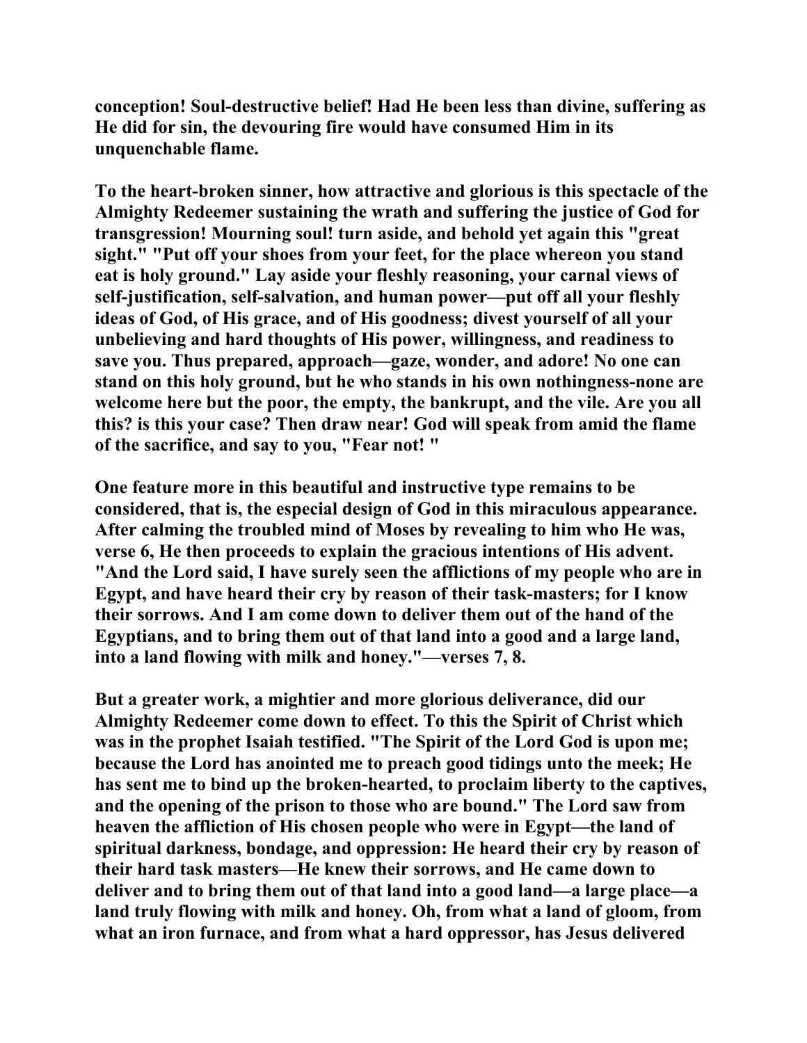conception! Soul-destructive belief! Had He been less than divine, suffering as He did for sin, the devouring fire would have consumed Him in its unquenchable flame.

To the heart-broken sinner, how attractive and glorious is this spectacle of the Almighty Redeemer sustaining the wrath and suffering the justice of God for transgression! Mourning soul! turn aside, and behold yet again this "great sight." "Put off your shoes from your feet, for the place whereon you stand eat is holy ground." Lay aside your fleshly reasoning, your carnal views of self-justification, self-salvation, and human power—put off all your fleshly ideas of God, of His grace, and of His goodness; divest yourself of all your unbelieving and hard thoughts of His power, willingness, and readiness to save you. Thus prepared, approach—gaze, wonder, and adore! No one can stand on this holy ground, but he who stands in his own nothingness-none are welcome here but the poor, the empty, the bankrupt, and the vile. Are you all this? is this your case? Then draw near! God will speak from amid the flame of the sacrifice, and say to you, "Fear not! "

One feature more in this beautiful and instructive type remains to be considered, that is, the especial design of God in this miraculous appearance. After calming the troubled mind of Moses by revealing to him who He was, verse 6, He then proceeds to explain the gracious intentions of His advent. "And the Lord said, I have surely seen the afflictions of my people who are in Egypt, and have heard their cry by reason of their task-masters; for I know their sorrows. And I am come down to deliver them out of the hand of the Egyptians, and to bring them out of that land into a good and a large land, into a land flowing with milk and honey."—verses 7, 8.

But a greater work, a mightier and more glorious deliverance, did our Almighty Redeemer come down to effect. To this the Spirit of Christ which was in the prophet Isaiah testified. "The Spirit of the Lord God is upon me; because the Lord has anointed me to preach good tidings unto the meek; He has sent me to bind up the broken-hearted, to proclaim liberty to the captives, and the opening of the prison to those who are bound." The Lord saw from heaven the affliction of His chosen people who were in Egypt—the land of spiritual darkness, bondage, and oppression: He heard their cry by reason of their hard task masters—He knew their sorrows, and He came down to deliver and to bring them out of that land into a good land—a large place—a land truly flowing with milk and honey. Oh, from what a land of gloom, from what an iron furnace, and from what a hard oppressor, has Jesus delivered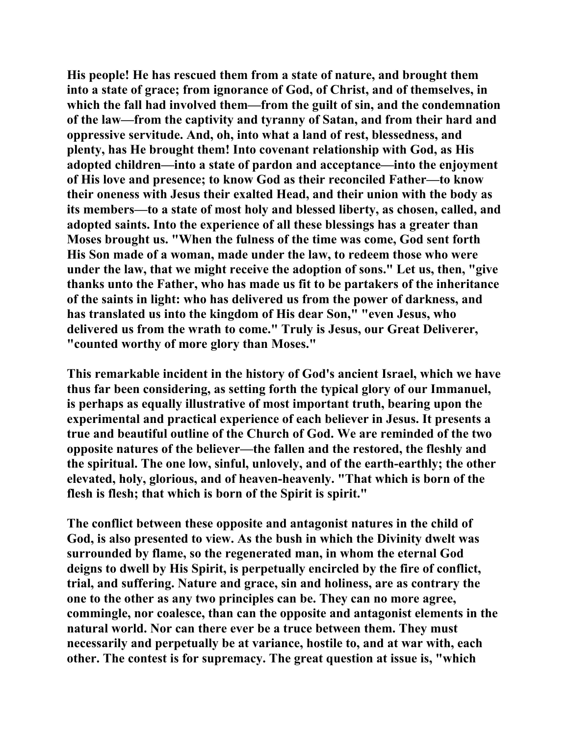His people! He has rescued them from a state of nature, and brought them into a state of grace; from ignorance of God, of Christ, and of themselves, in which the fall had involved them—from the guilt of sin, and the condemnation of the law—from the captivity and tyranny of Satan, and from their hard and oppressive servitude. And, oh, into what a land of rest, blessedness, and plenty, has He brought them! Into covenant relationship with God, as His adopted children—into a state of pardon and acceptance—into the enjoyment of His love and presence; to know God as their reconciled Father—to know their oneness with Jesus their exalted Head, and their union with the body as its members—to a state of most holy and blessed liberty, as chosen, called, and adopted saints. Into the experience of all these blessings has a greater than Moses brought us. "When the fulness of the time was come, God sent forth His Son made of a woman, made under the law, to redeem those who were under the law, that we might receive the adoption of sons." Let us, then, "give thanks unto the Father, who has made us fit to be partakers of the inheritance of the saints in light: who has delivered us from the power of darkness, and has translated us into the kingdom of His dear Son," "even Jesus, who delivered us from the wrath to come." Truly is Jesus, our Great Deliverer, "counted worthy of more glory than Moses."

This remarkable incident in the history of God's ancient Israel, which we have thus far been considering, as setting forth the typical glory of our Immanuel, is perhaps as equally illustrative of most important truth, bearing upon the experimental and practical experience of each believer in Jesus. It presents a true and beautiful outline of the Church of God. We are reminded of the two opposite natures of the believer—the fallen and the restored, the fleshly and the spiritual. The one low, sinful, unlovely, and of the earth-earthly; the other elevated, holy, glorious, and of heaven-heavenly. "That which is born of the flesh is flesh; that which is born of the Spirit is spirit."

The conflict between these opposite and antagonist natures in the child of God, is also presented to view. As the bush in which the Divinity dwelt was surrounded by flame, so the regenerated man, in whom the eternal God deigns to dwell by His Spirit, is perpetually encircled by the fire of conflict, trial, and suffering. Nature and grace, sin and holiness, are as contrary the one to the other as any two principles can be. They can no more agree, commingle, nor coalesce, than can the opposite and antagonist elements in the natural world. Nor can there ever be a truce between them. They must necessarily and perpetually be at variance, hostile to, and at war with, each other. The contest is for supremacy. The great question at issue is, "which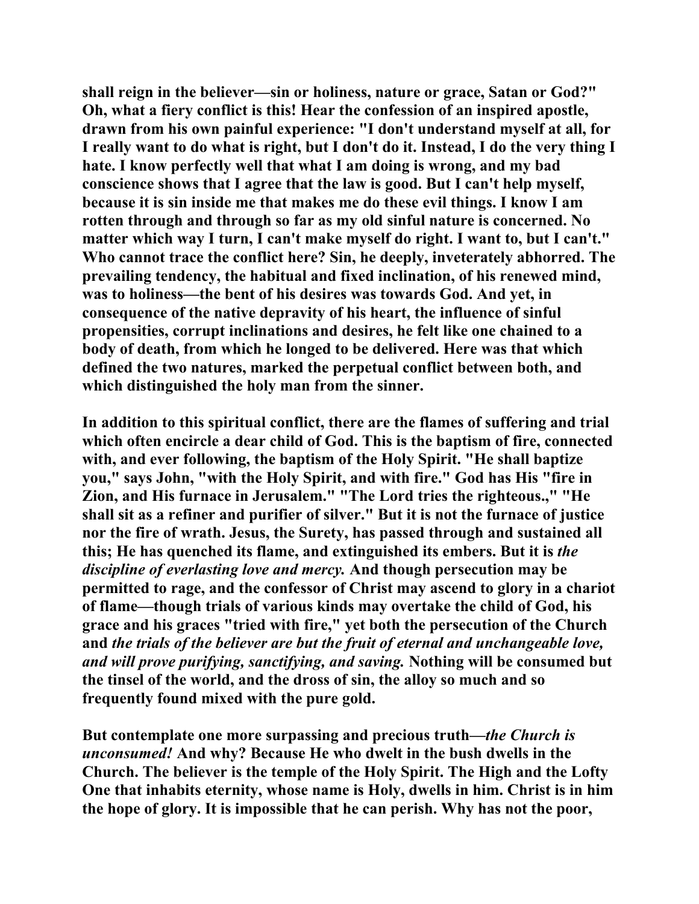shall reign in the believer—sin or holiness, nature or grace, Satan or God?" Oh, what a fiery conflict is this! Hear the confession of an inspired apostle, drawn from his own painful experience: "I don't understand myself at all, for I really want to do what is right, but I don't do it. Instead, I do the very thing I hate. I know perfectly well that what I am doing is wrong, and my bad conscience shows that I agree that the law is good. But I can't help myself, because it is sin inside me that makes me do these evil things. I know I am rotten through and through so far as my old sinful nature is concerned. No matter which way I turn, I can't make myself do right. I want to, but I can't." Who cannot trace the conflict here? Sin, he deeply, inveterately abhorred. The prevailing tendency, the habitual and fixed inclination, of his renewed mind, was to holiness—the bent of his desires was towards God. And yet, in consequence of the native depravity of his heart, the influence of sinful propensities, corrupt inclinations and desires, he felt like one chained to a body of death, from which he longed to be delivered. Here was that which defined the two natures, marked the perpetual conflict between both, and which distinguished the holy man from the sinner.

In addition to this spiritual conflict, there are the flames of suffering and trial which often encircle a dear child of God. This is the baptism of fire, connected with, and ever following, the baptism of the Holy Spirit. "He shall baptize you," says John, "with the Holy Spirit, and with fire." God has His "fire in Zion, and His furnace in Jerusalem." "The Lord tries the righteous.," "He shall sit as a refiner and purifier of silver." But it is not the furnace of justice nor the fire of wrath. Jesus, the Surety, has passed through and sustained all this; He has quenched its flame, and extinguished its embers. But it is *the discipline of everlasting love and mercy.* And though persecution may be permitted to rage, and the confessor of Christ may ascend to glory in a chariot of flame—though trials of various kinds may overtake the child of God, his grace and his graces "tried with fire," yet both the persecution of the Church and *the trials of the believer are but the fruit of eternal and unchangeable love, and will prove purifying, sanctifying, and saving.* Nothing will be consumed but the tinsel of the world, and the dross of sin, the alloy so much and so frequently found mixed with the pure gold.

But contemplate one more surpassing and precious truth—*the Church is unconsumed!* And why? Because He who dwelt in the bush dwells in the Church. The believer is the temple of the Holy Spirit. The High and the Lofty One that inhabits eternity, whose name is Holy, dwells in him. Christ is in him the hope of glory. It is impossible that he can perish. Why has not the poor,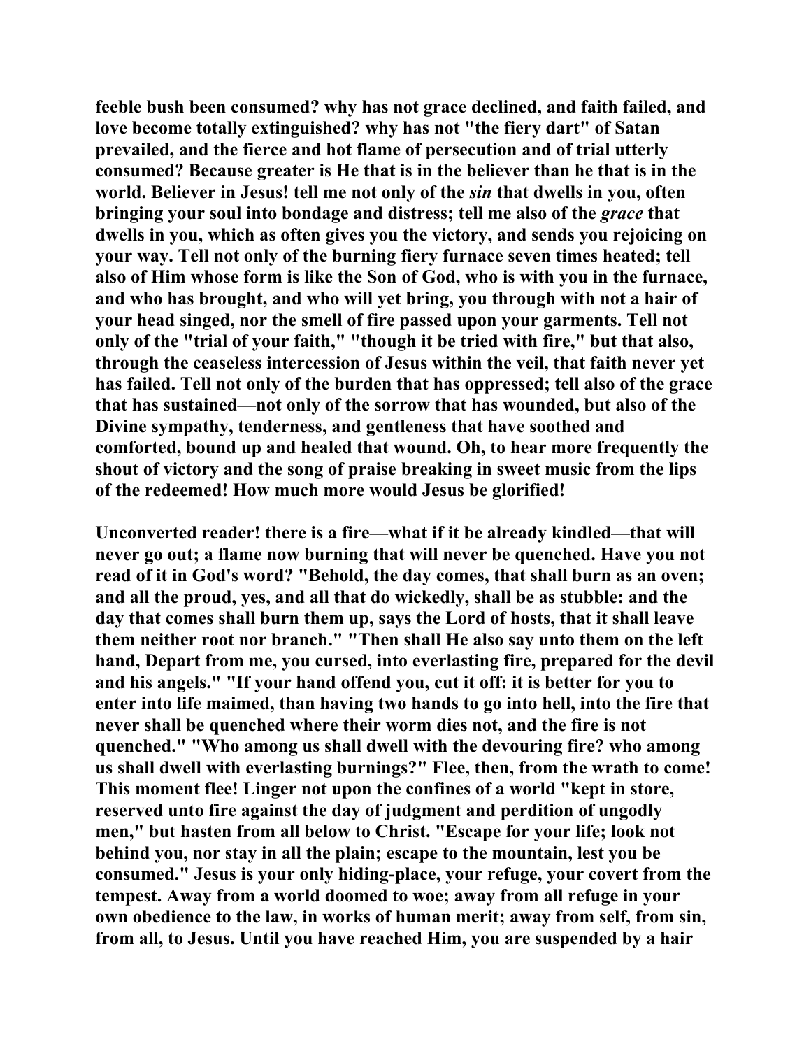feeble bush been consumed? why has not grace declined, and faith failed, and love become totally extinguished? why has not "the fiery dart" of Satan prevailed, and the fierce and hot flame of persecution and of trial utterly consumed? Because greater is He that is in the believer than he that is in the world. Believer in Jesus! tell me not only of the *sin* that dwells in you, often bringing your soul into bondage and distress; tell me also of the *grace* that dwells in you, which as often gives you the victory, and sends you rejoicing on your way. Tell not only of the burning fiery furnace seven times heated; tell also of Him whose form is like the Son of God, who is with you in the furnace, and who has brought, and who will yet bring, you through with not a hair of your head singed, nor the smell of fire passed upon your garments. Tell not only of the "trial of your faith," "though it be tried with fire," but that also, through the ceaseless intercession of Jesus within the veil, that faith never yet has failed. Tell not only of the burden that has oppressed; tell also of the grace that has sustained—not only of the sorrow that has wounded, but also of the Divine sympathy, tenderness, and gentleness that have soothed and comforted, bound up and healed that wound. Oh, to hear more frequently the shout of victory and the song of praise breaking in sweet music from the lips of the redeemed! How much more would Jesus be glorified!

Unconverted reader! there is a fire—what if it be already kindled—that will never go out; a flame now burning that will never be quenched. Have you not read of it in God's word? "Behold, the day comes, that shall burn as an oven; and all the proud, yes, and all that do wickedly, shall be as stubble: and the day that comes shall burn them up, says the Lord of hosts, that it shall leave them neither root nor branch." "Then shall He also say unto them on the left hand, Depart from me, you cursed, into everlasting fire, prepared for the devil and his angels." "If your hand offend you, cut it off: it is better for you to enter into life maimed, than having two hands to go into hell, into the fire that never shall be quenched where their worm dies not, and the fire is not quenched." "Who among us shall dwell with the devouring fire? who among us shall dwell with everlasting burnings?" Flee, then, from the wrath to come! This moment flee! Linger not upon the confines of a world "kept in store, reserved unto fire against the day of judgment and perdition of ungodly men," but hasten from all below to Christ. "Escape for your life; look not behind you, nor stay in all the plain; escape to the mountain, lest you be consumed." Jesus is your only hiding-place, your refuge, your covert from the tempest. Away from a world doomed to woe; away from all refuge in your own obedience to the law, in works of human merit; away from self, from sin, from all, to Jesus. Until you have reached Him, you are suspended by a hair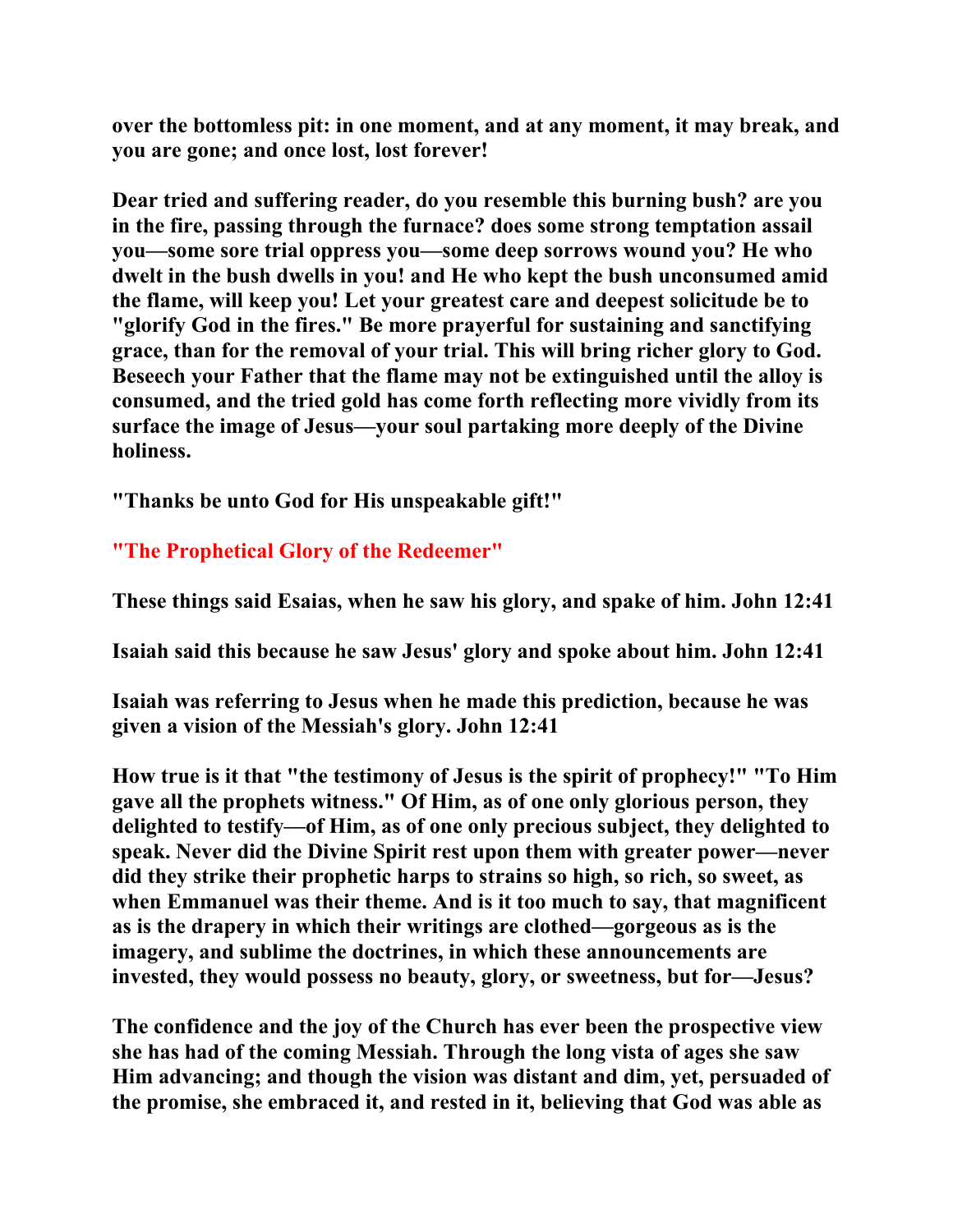**over the bottomless pit: in one moment, and at any moment, it may break, and you are gone; and once lost, lost forever!**

**Dear tried and suffering reader, do you resemble this burning bush? are you in the fire, passing through the furnace? does some strong temptation assail you—some sore trial oppress you—some deep sorrows wound you? He who dwelt in the bush dwells in you! and He who kept the bush unconsumed amid the flame, will keep you! Let your greatest care and deepest solicitude be to "glorify God in the fires." Be more prayerful for sustaining and sanctifying grace, than for the removal of your trial. This will bring richer glory to God. Beseech your Father that the flame may not be extinguished until the alloy is consumed, and the tried gold has come forth reflecting more vividly from its surface the image of Jesus—your soul partaking more deeply of the Divine holiness.**

**"Thanks be unto God for His unspeakable gift!"**

## "The Prophetical Glory of the Redeemer"

**These things said Esaias, when he saw his glory, and spake of him. John 12:41**

**Isaiah said this because he saw Jesus' glory and spoke about him. John 12:41**

**Isaiah was referring to Jesus when he made this prediction, because he was given a vision of the Messiah's glory. John 12:41**

**How true is it that "the testimony of Jesus is the spirit of prophecy!" "To Him gave all the prophets witness." Of Him, as of one only glorious person, they delighted to testify—of Him, as of one only precious subject, they delighted to speak. Never did the Divine Spirit rest upon them with greater power—never did they strike their prophetic harps to strains so high, so rich, so sweet, as when Emmanuel was their theme. And is it too much to say, that magnificent as is the drapery in which their writings are clothed—gorgeous as is the imagery, and sublime the doctrines, in which these announcements are invested, they would possess no beauty, glory, or sweetness, but for—Jesus?**

**The confidence and the joy of the Church has ever been the prospective view she has had of the coming Messiah. Through the long vista of ages she saw Him advancing; and though the vision was distant and dim, yet, persuaded of the promise, she embraced it, and rested in it, believing that God was able as**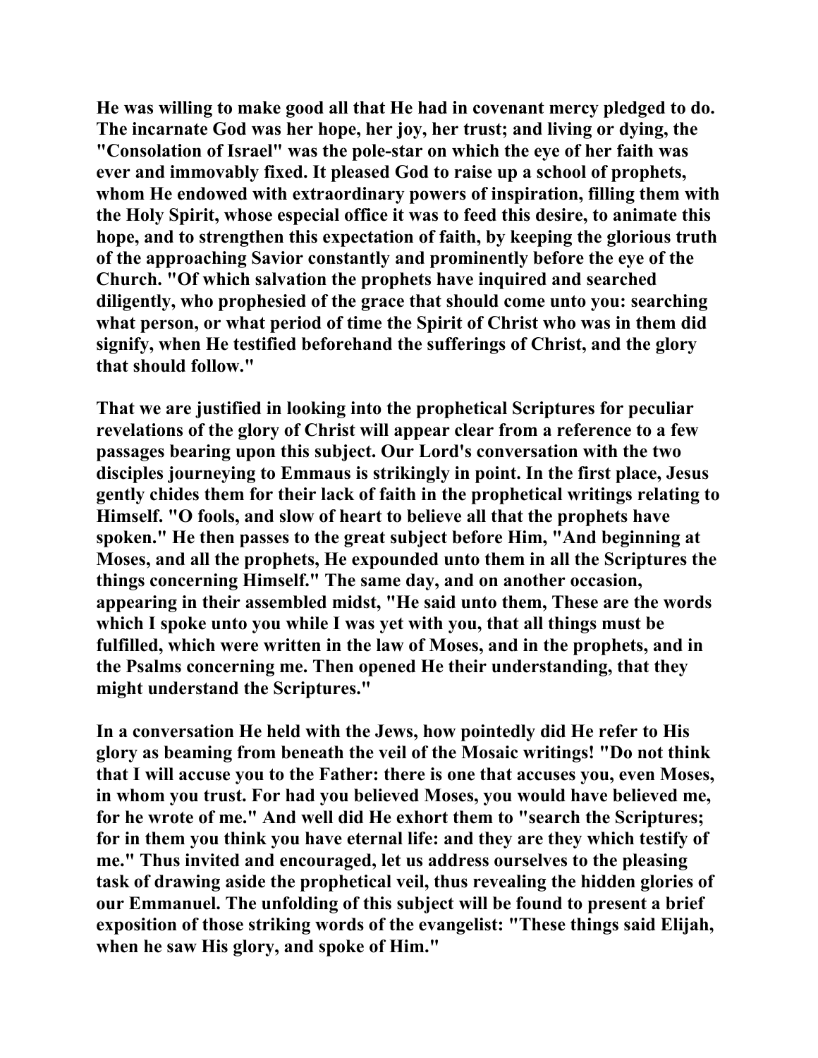He was willing to make good all that He had in covenant mercy pledged to do. The incarnate God was her hope, her joy, her trust; and living or dying, the "Consolation of Israel" was the pole-star on which the eye of her faith was ever and immovably fixed. It pleased God to raise up a school of prophets, whom He endowed with extraordinary powers of inspiration, filling them with the Holy Spirit, whose especial office it was to feed this desire, to animate this hope, and to strengthen this expectation of faith, by keeping the glorious truth of the approaching Savior constantly and prominently before the eye of the Church. "Of which salvation the prophets have inquired and searched diligently, who prophesied of the grace that should come unto you: searching what person, or what period of time the Spirit of Christ who was in them did signify, when He testified beforehand the sufferings of Christ, and the glory that should follow."

That we are justified in looking into the prophetical Scriptures for peculiar revelations of the glory of Christ will appear clear from a reference to a few passages bearing upon this subject. Our Lord's conversation with the two disciples journeying to Emmaus is strikingly in point. In the first place, Jesus gently chides them for their lack of faith in the prophetical writings relating to Himself. "O fools, and slow of heart to believe all that the prophets have spoken." He then passes to the great subject before Him, "And beginning at Moses, and all the prophets, He expounded unto them in all the Scriptures the things concerning Himself." The same day, and on another occasion, appearing in their assembled midst, "He said unto them, These are the words which I spoke unto you while I was yet with you, that all things must be fulfilled, which were written in the law of Moses, and in the prophets, and in the Psalms concerning me. Then opened He their understanding, that they might understand the Scriptures."

In a conversation He held with the Jews, how pointedly did He refer to His glory as beaming from beneath the veil of the Mosaic writings! "Do not think that I will accuse you to the Father: there is one that accuses you, even Moses, in whom you trust. For had you believed Moses, you would have believed me, for he wrote of me." And well did He exhort them to "search the Scriptures; for in them you think you have eternal life: and they are they which testify of me." Thus invited and encouraged, let us address ourselves to the pleasing task of drawing aside the prophetical veil, thus revealing the hidden glories of our Emmanuel. The unfolding of this subject will be found to present a brief exposition of those striking words of the evangelist: "These things said Elijah, when he saw His glory, and spoke of Him."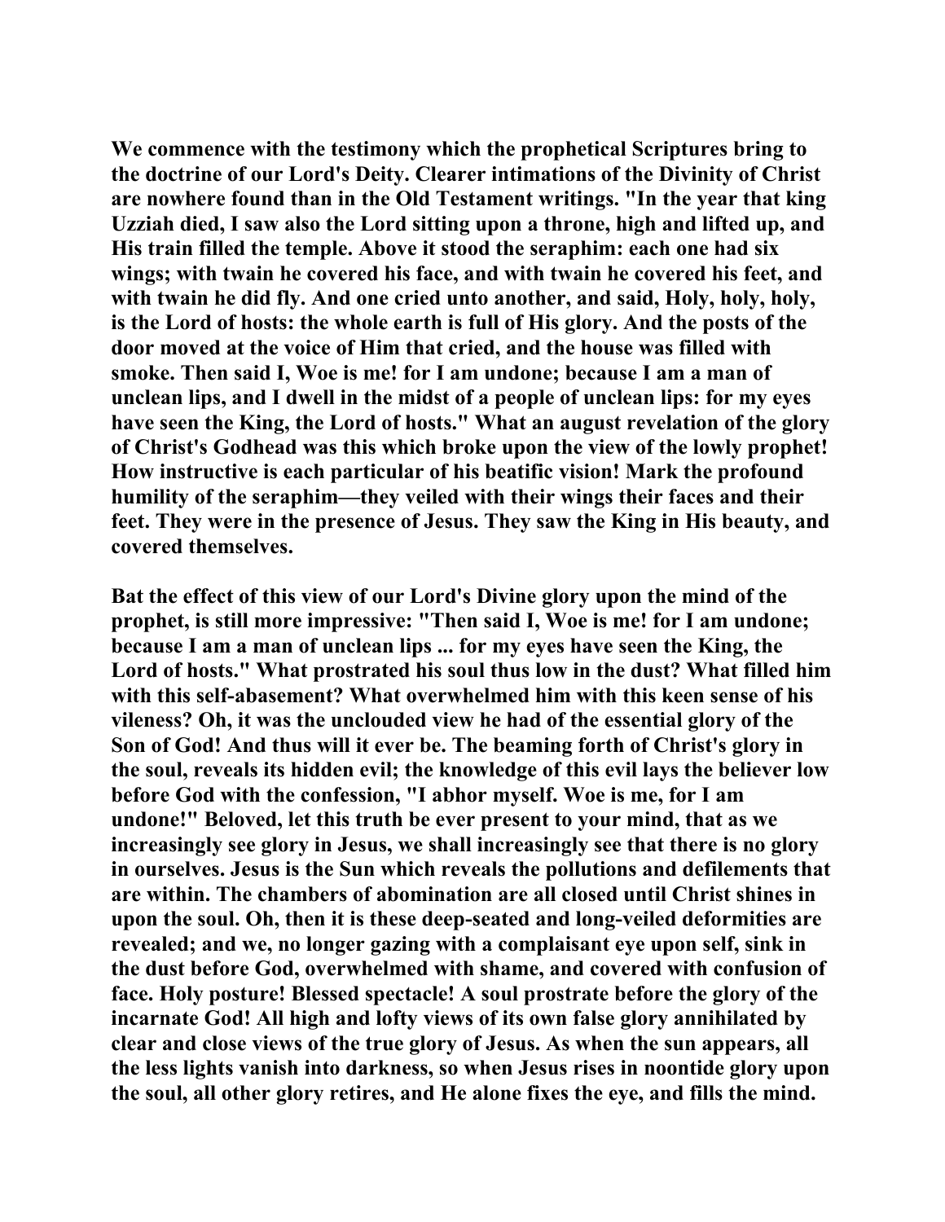We commence with the testimony which the prophetical Scriptures bring to the doctrine of our Lord's Deity. Clearer intimations of the Divinity of Christ are nowhere found than in the Old Testament writings. "In the year that king Uzziah died, I saw also the Lord sitting upon a throne, high and lifted up, and His train filled the temple. Above it stood the seraphim: each one had six wings; with twain he covered his face, and with twain he covered his feet, and with twain he did fly. And one cried unto another, and said, Holy, holy, holy, is the Lord of hosts: the whole earth is full of His glory. And the posts of the door moved at the voice of Him that cried, and the house was filled with smoke. Then said I, Woe is me! for I am undone; because I am a man of unclean lips, and I dwell in the midst of a people of unclean lips: for my eyes have seen the King, the Lord of hosts." What an august revelation of the glory of Christ's Godhead was this which broke upon the view of the lowly prophet! How instructive is each particular of his beatific vision! Mark the profound humility of the seraphim—they veiled with their wings their faces and their feet. They were in the presence of Jesus. They saw the King in His beauty, and covered themselves.

Bat the effect of this view of our Lord's Divine glory upon the mind of the prophet, is still more impressive: "Then said I, Woe is me! for I am undone; because I am a man of unclean lips ... for my eyes have seen the King, the Lord of hosts." What prostrated his soul thus low in the dust? What filled him with this self-abasement? What overwhelmed him with this keen sense of his vileness? Oh, it was the unclouded view he had of the essential glory of the Son of God! And thus will it ever be. The beaming forth of Christ's glory in the soul, reveals its hidden evil; the knowledge of this evil lays the believer low before God with the confession, "I abhor myself. Woe is me, for I am undone!" Beloved, let this truth be ever present to your mind, that as we increasingly see glory in Jesus, we shall increasingly see that there is no glory in ourselves. Jesus is the Sun which reveals the pollutions and defilements that are within. The chambers of abomination are all closed until Christ shines in upon the soul. Oh, then it is these deep-seated and long-veiled deformities are revealed; and we, no longer gazing with a complaisant eye upon self, sink in the dust before God, overwhelmed with shame, and covered with confusion of face. Holy posture! Blessed spectacle! A soul prostrate before the glory of the incarnate God! All high and lofty views of its own false glory annihilated by clear and close views of the true glory of Jesus. As when the sun appears, all the less lights vanish into darkness, so when Jesus rises in noontide glory upon the soul, all other glory retires, and He alone fixes the eye, and fills the mind.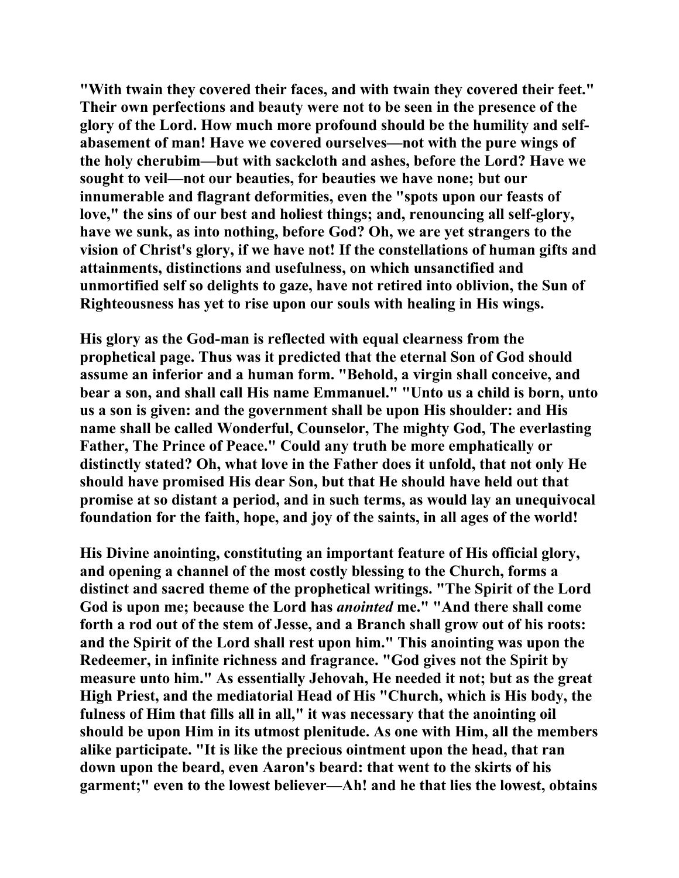"With twain they covered their faces, and with twain they covered their feet." Their own perfections and beauty were not to be seen in the presence of the glory of the Lord. How much more profound should be the humility and self-abasement of man! Have we covered ourselves—not with the pure wings of the holy cherubim—but with sackcloth and ashes, before the Lord? Have we sought to veil—not our beauties, for beauties we have none; but our innumerable and flagrant deformities, even the "spots upon our feasts of love," the sins of our best and holiest things; and, renouncing all self-glory, have we sunk, as into nothing, before God? Oh, we are yet strangers to the vision of Christ's glory, if we have not! If the constellations of human gifts and attainments, distinctions and usefulness, on which unsanctified and unmortified self so delights to gaze, have not retired into oblivion, the Sun of Righteousness has yet to rise upon our souls with healing in His wings.

His glory as the God-man is reflected with equal clearness from the prophetical page. Thus was it predicted that the eternal Son of God should assume an inferior and a human form. "Behold, a virgin shall conceive, and bear a son, and shall call His name Emmanuel." "Unto us a child is born, unto us a son is given: and the government shall be upon His shoulder: and His name shall be called Wonderful, Counselor, The mighty God, The everlasting Father, The Prince of Peace." Could any truth be more emphatically or distinctly stated? Oh, what love in the Father does it unfold, that not only He should have promised His dear Son, but that He should have held out that promise at so distant a period, and in such terms, as would lay an unequivocal foundation for the faith, hope, and joy of the saints, in all ages of the world!

His Divine anointing, constituting an important feature of His official glory, and opening a channel of the most costly blessing to the Church, forms a distinct and sacred theme of the prophetical writings. "The Spirit of the Lord God is upon me; because the Lord has *anointed* me." "And there shall come forth a rod out of the stem of Jesse, and a Branch shall grow out of his roots: and the Spirit of the Lord shall rest upon him." This anointing was upon the Redeemer, in infinite richness and fragrance. "God gives not the Spirit by measure unto him." As essentially Jehovah, He needed it not; but as the great High Priest, and the mediatorial Head of His "Church, which is His body, the fulness of Him that fills all in all," it was necessary that the anointing oil should be upon Him in its utmost plenitude. As one with Him, all the members alike participate. "It is like the precious ointment upon the head, that ran down upon the beard, even Aaron's beard: that went to the skirts of his garment;" even to the lowest believer—Ah! and he that lies the lowest, obtains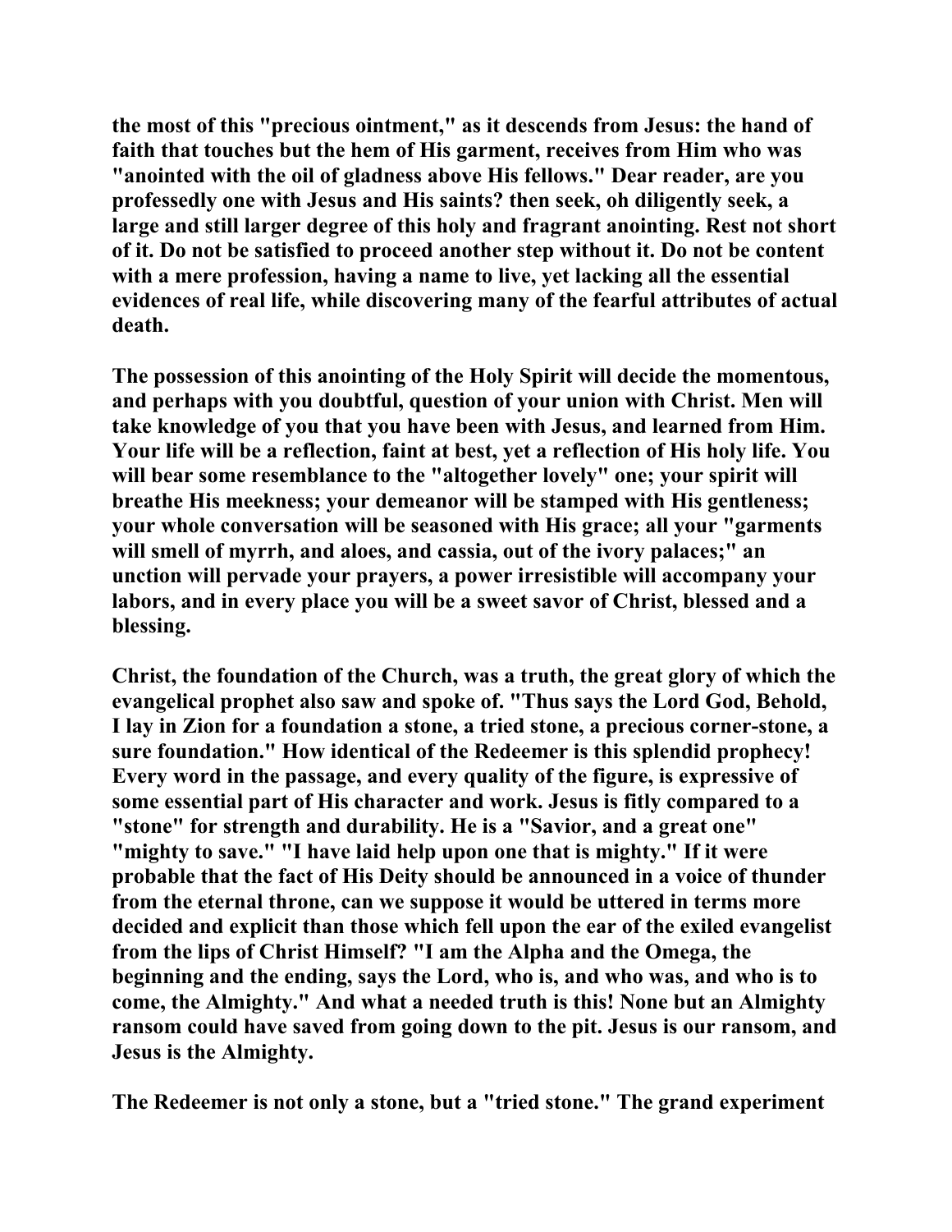the most of this "precious ointment," as it descends from Jesus: the hand of faith that touches but the hem of His garment, receives from Him who was "anointed with the oil of gladness above His fellows." Dear reader, are you professedly one with Jesus and His saints? then seek, oh diligently seek, a large and still larger degree of this holy and fragrant anointing. Rest not short of it. Do not be satisfied to proceed another step without it. Do not be content with a mere profession, having a name to live, yet lacking all the essential evidences of real life, while discovering many of the fearful attributes of actual death.

The possession of this anointing of the Holy Spirit will decide the momentous, and perhaps with you doubtful, question of your union with Christ. Men will take knowledge of you that you have been with Jesus, and learned from Him. Your life will be a reflection, faint at best, yet a reflection of His holy life. You will bear some resemblance to the "altogether lovely" one; your spirit will breathe His meekness; your demeanor will be stamped with His gentleness; your whole conversation will be seasoned with His grace; all your "garments will smell of myrrh, and aloes, and cassia, out of the ivory palaces;" an unction will pervade your prayers, a power irresistible will accompany your labors, and in every place you will be a sweet savor of Christ, blessed and a blessing.

Christ, the foundation of the Church, was a truth, the great glory of which the evangelical prophet also saw and spoke of. "Thus says the Lord God, Behold, I lay in Zion for a foundation a stone, a tried stone, a precious corner-stone, a sure foundation." How identical of the Redeemer is this splendid prophecy! Every word in the passage, and every quality of the figure, is expressive of some essential part of His character and work. Jesus is fitly compared to a "stone" for strength and durability. He is a "Savior, and a great one" "mighty to save." "I have laid help upon one that is mighty." If it were probable that the fact of His Deity should be announced in a voice of thunder from the eternal throne, can we suppose it would be uttered in terms more decided and explicit than those which fell upon the ear of the exiled evangelist from the lips of Christ Himself? "I am the Alpha and the Omega, the beginning and the ending, says the Lord, who is, and who was, and who is to come, the Almighty." And what a needed truth is this! None but an Almighty ransom could have saved from going down to the pit. Jesus is our ransom, and Jesus is the Almighty.

The Redeemer is not only a stone, but a "tried stone." The grand experiment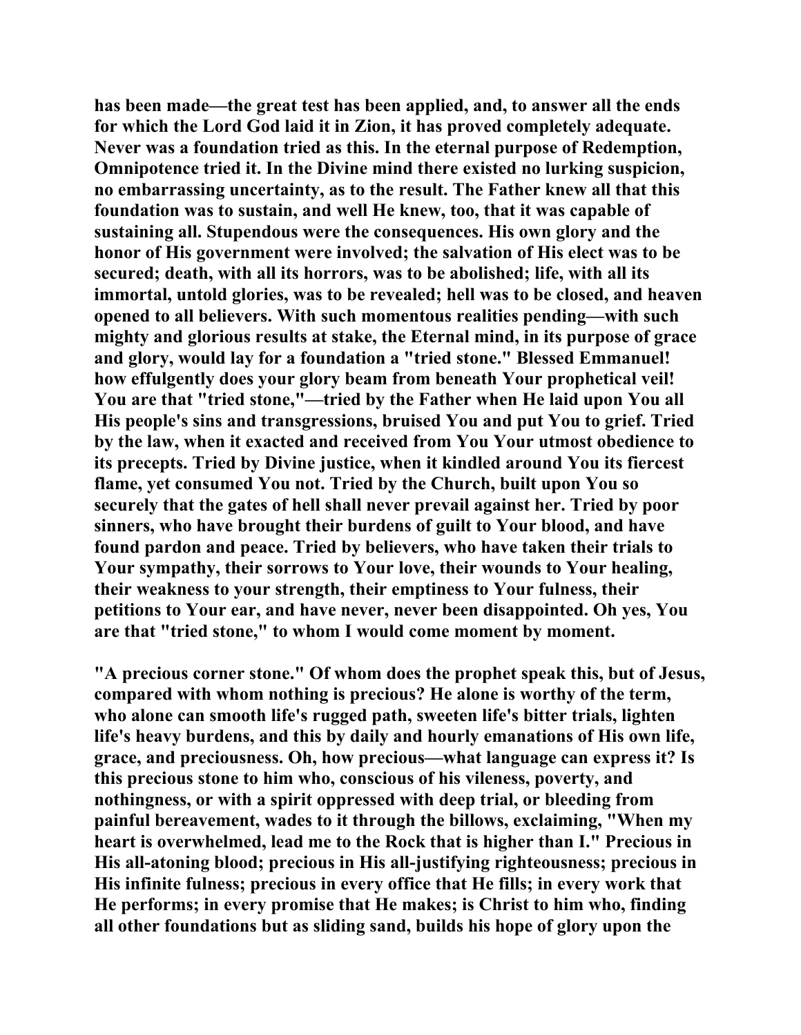has been made—the great test has been applied, and, to answer all the ends for which the Lord God laid it in Zion, it has proved completely adequate. Never was a foundation tried as this. In the eternal purpose of Redemption, Omnipotence tried it. In the Divine mind there existed no lurking suspicion, no embarrassing uncertainty, as to the result. The Father knew all that this foundation was to sustain, and well He knew, too, that it was capable of sustaining all. Stupendous were the consequences. His own glory and the honor of His government were involved; the salvation of His elect was to be secured; death, with all its horrors, was to be abolished; life, with all its immortal, untold glories, was to be revealed; hell was to be closed, and heaven opened to all believers. With such momentous realities pending—with such mighty and glorious results at stake, the Eternal mind, in its purpose of grace and glory, would lay for a foundation a "tried stone." Blessed Emmanuel! how effulgently does your glory beam from beneath Your prophetical veil! You are that "tried stone,"—tried by the Father when He laid upon You all His people's sins and transgressions, bruised You and put You to grief. Tried by the law, when it exacted and received from You Your utmost obedience to its precepts. Tried by Divine justice, when it kindled around You its fiercest flame, yet consumed You not. Tried by the Church, built upon You so securely that the gates of hell shall never prevail against her. Tried by poor sinners, who have brought their burdens of guilt to Your blood, and have found pardon and peace. Tried by believers, who have taken their trials to Your sympathy, their sorrows to Your love, their wounds to Your healing, their weakness to your strength, their emptiness to Your fulness, their petitions to Your ear, and have never, never been disappointed. Oh yes, You are that "tried stone," to whom I would come moment by moment.

"A precious corner stone." Of whom does the prophet speak this, but of Jesus, compared with whom nothing is precious? He alone is worthy of the term, who alone can smooth life's rugged path, sweeten life's bitter trials, lighten life's heavy burdens, and this by daily and hourly emanations of His own life, grace, and preciousness. Oh, how precious—what language can express it? Is this precious stone to him who, conscious of his vileness, poverty, and nothingness, or with a spirit oppressed with deep trial, or bleeding from painful bereavement, wades to it through the billows, exclaiming, "When my heart is overwhelmed, lead me to the Rock that is higher than I." Precious in His all-atoning blood; precious in His all-justifying righteousness; precious in His infinite fulness; precious in every office that He fills; in every work that He performs; in every promise that He makes; is Christ to him who, finding all other foundations but as sliding sand, builds his hope of glory upon the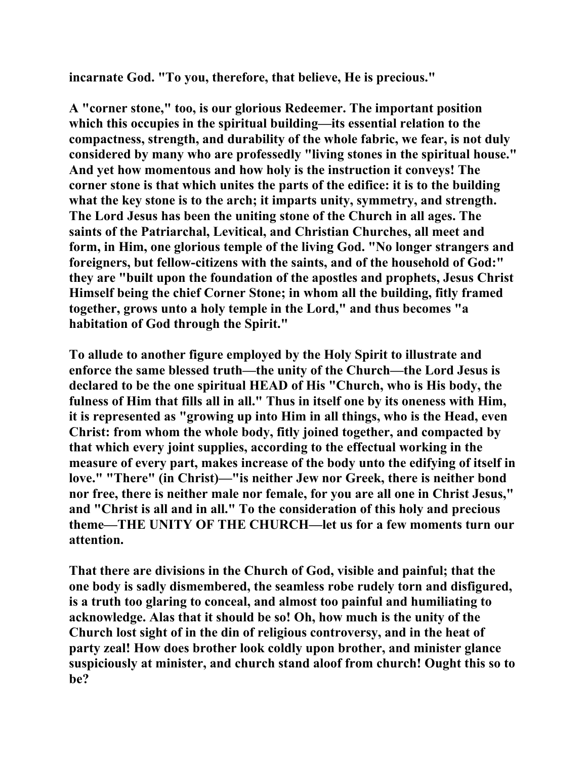**incarnate God. "To you, therefore, that believe, He is precious."**

**A "corner stone," too, is our glorious Redeemer. The important position which this occupies in the spiritual building—its essential relation to the compactness, strength, and durability of the whole fabric, we fear, is not duly considered by many who are professedly "living stones in the spiritual house." And yet how momentous and how holy is the instruction it conveys! The corner stone is that which unites the parts of the edifice: it is to the building what the key stone is to the arch; it imparts unity, symmetry, and strength. The Lord Jesus has been the uniting stone of the Church in all ages. The saints of the Patriarchal, Levitical, and Christian Churches, all meet and form, in Him, one glorious temple of the living God. "No longer strangers and foreigners, but fellow-citizens with the saints, and of the household of God:" they are "built upon the foundation of the apostles and prophets, Jesus Christ Himself being the chief Corner Stone; in whom all the building, fitly framed together, grows unto a holy temple in the Lord," and thus becomes "a habitation of God through the Spirit."**

**To allude to another figure employed by the Holy Spirit to illustrate and enforce the same blessed truth—the unity of the Church—the Lord Jesus is declared to be the one spiritual HEAD of His "Church, who is His body, the fulness of Him that fills all in all." Thus in itself one by its oneness with Him, it is represented as "growing up into Him in all things, who is the Head, even Christ: from whom the whole body, fitly joined together, and compacted by that which every joint supplies, according to the effectual working in the measure of every part, makes increase of the body unto the edifying of itself in love." "There" (in Christ)—"is neither Jew nor Greek, there is neither bond nor free, there is neither male nor female, for you are all one in Christ Jesus," and "Christ is all and in all." To the consideration of this holy and precious theme—THE UNITY OF THE CHURCH—let us for a few moments turn our attention.**

**That there are divisions in the Church of God, visible and painful; that the one body is sadly dismembered, the seamless robe rudely torn and disfigured, is a truth too glaring to conceal, and almost too painful and humiliating to acknowledge. Alas that it should be so! Oh, how much is the unity of the Church lost sight of in the din of religious controversy, and in the heat of party zeal! How does brother look coldly upon brother, and minister glance suspiciously at minister, and church stand aloof from church! Ought this so to be?**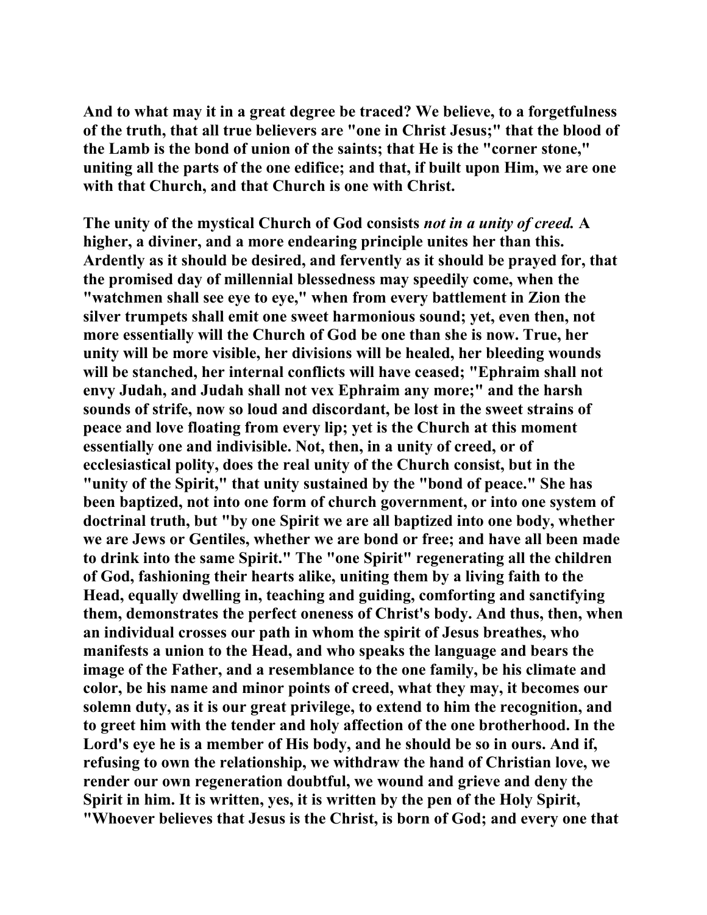And to what may it in a great degree be traced? We believe, to a forgetfulness of the truth, that all true believers are "one in Christ Jesus;" that the blood of the Lamb is the bond of union of the saints; that He is the "corner stone," uniting all the parts of the one edifice; and that, if built upon Him, we are one with that Church, and that Church is one with Christ.

The unity of the mystical Church of God consists *not in a unity of creed.* A higher, a diviner, and a more endearing principle unites her than this. Ardently as it should be desired, and fervently as it should be prayed for, that the promised day of millennial blessedness may speedily come, when the "watchmen shall see eye to eye," when from every battlement in Zion the silver trumpets shall emit one sweet harmonious sound; yet, even then, not more essentially will the Church of God be one than she is now. True, her unity will be more visible, her divisions will be healed, her bleeding wounds will be stanched, her internal conflicts will have ceased; "Ephraim shall not envy Judah, and Judah shall not vex Ephraim any more;" and the harsh sounds of strife, now so loud and discordant, be lost in the sweet strains of peace and love floating from every lip; yet is the Church at this moment essentially one and indivisible. Not, then, in a unity of creed, or of ecclesiastical polity, does the real unity of the Church consist, but in the "unity of the Spirit," that unity sustained by the "bond of peace." She has been baptized, not into one form of church government, or into one system of doctrinal truth, but "by one Spirit we are all baptized into one body, whether we are Jews or Gentiles, whether we are bond or free; and have all been made to drink into the same Spirit." The "one Spirit" regenerating all the children of God, fashioning their hearts alike, uniting them by a living faith to the Head, equally dwelling in, teaching and guiding, comforting and sanctifying them, demonstrates the perfect oneness of Christ's body. And thus, then, when an individual crosses our path in whom the spirit of Jesus breathes, who manifests a union to the Head, and who speaks the language and bears the image of the Father, and a resemblance to the one family, be his climate and color, be his name and minor points of creed, what they may, it becomes our solemn duty, as it is our great privilege, to extend to him the recognition, and to greet him with the tender and holy affection of the one brotherhood. In the Lord's eye he is a member of His body, and he should be so in ours. And if, refusing to own the relationship, we withdraw the hand of Christian love, we render our own regeneration doubtful, we wound and grieve and deny the Spirit in him. It is written, yes, it is written by the pen of the Holy Spirit, "Whoever believes that Jesus is the Christ, is born of God; and every one that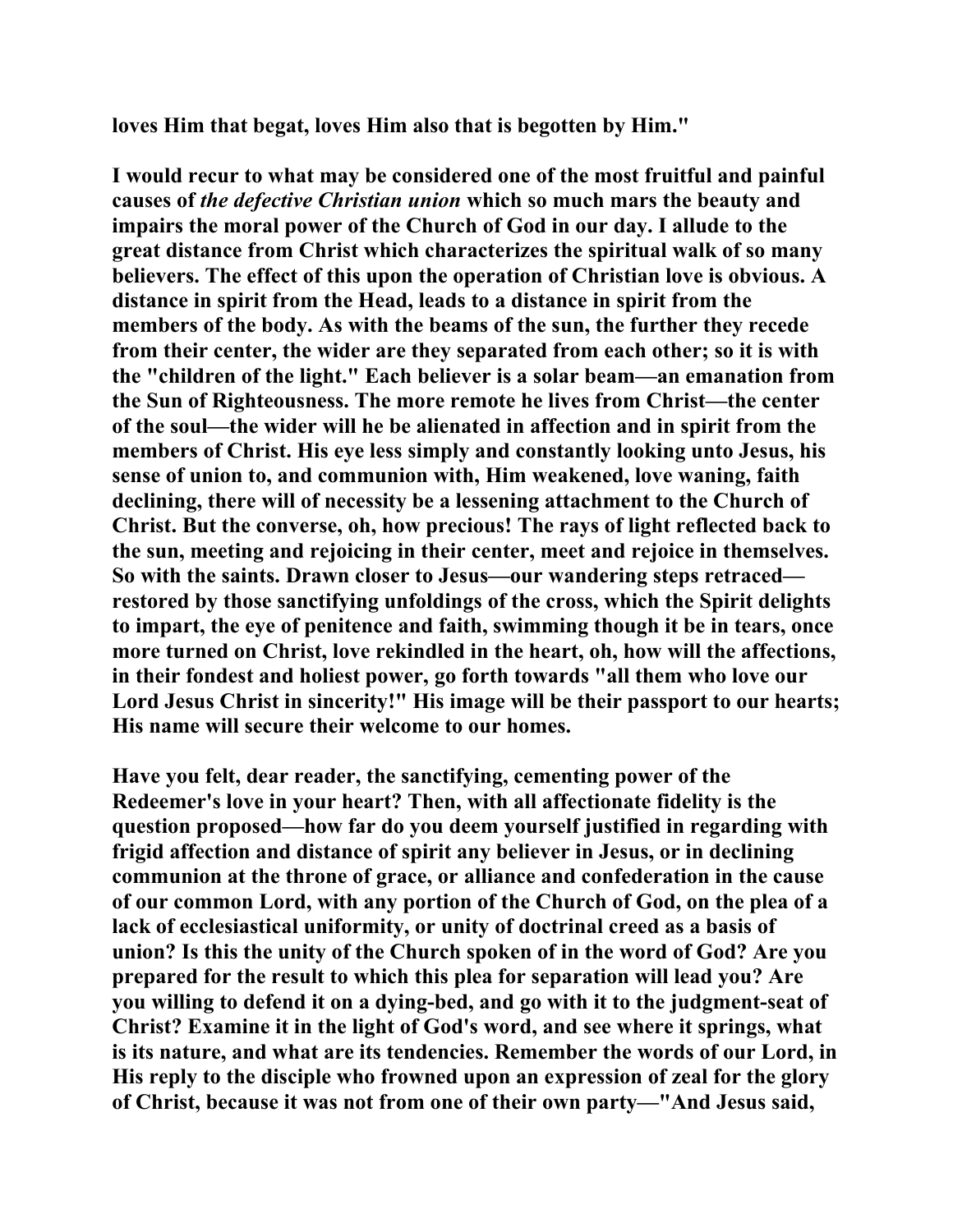loves Him that begat, loves Him also that is begotten by Him."

I would recur to what may be considered one of the most fruitful and painful causes of *the defective Christian union* which so much mars the beauty and impairs the moral power of the Church of God in our day. I allude to the great distance from Christ which characterizes the spiritual walk of so many believers. The effect of this upon the operation of Christian love is obvious. A distance in spirit from the Head, leads to a distance in spirit from the members of the body. As with the beams of the sun, the further they recede from their center, the wider are they separated from each other; so it is with the "children of the light." Each believer is a solar beam—an emanation from the Sun of Righteousness. The more remote he lives from Christ—the center of the soul—the wider will he be alienated in affection and in spirit from the members of Christ. His eye less simply and constantly looking unto Jesus, his sense of union to, and communion with, Him weakened, love waning, faith declining, there will of necessity be a lessening attachment to the Church of Christ. But the converse, oh, how precious! The rays of light reflected back to the sun, meeting and rejoicing in their center, meet and rejoice in themselves. So with the saints. Drawn closer to Jesus—our wandering steps retraced—restored by those sanctifying unfoldings of the cross, which the Spirit delights to impart, the eye of penitence and faith, swimming though it be in tears, once more turned on Christ, love rekindled in the heart, oh, how will the affections, in their fondest and holiest power, go forth towards "all them who love our Lord Jesus Christ in sincerity!" His image will be their passport to our hearts; His name will secure their welcome to our homes.

Have you felt, dear reader, the sanctifying, cementing power of the Redeemer's love in your heart? Then, with all affectionate fidelity is the question proposed—how far do you deem yourself justified in regarding with frigid affection and distance of spirit any believer in Jesus, or in declining communion at the throne of grace, or alliance and confederation in the cause of our common Lord, with any portion of the Church of God, on the plea of a lack of ecclesiastical uniformity, or unity of doctrinal creed as a basis of union? Is this the unity of the Church spoken of in the word of God? Are you prepared for the result to which this plea for separation will lead you? Are you willing to defend it on a dying-bed, and go with it to the judgment-seat of Christ? Examine it in the light of God's word, and see where it springs, what is its nature, and what are its tendencies. Remember the words of our Lord, in His reply to the disciple who frowned upon an expression of zeal for the glory of Christ, because it was not from one of their own party—"And Jesus said,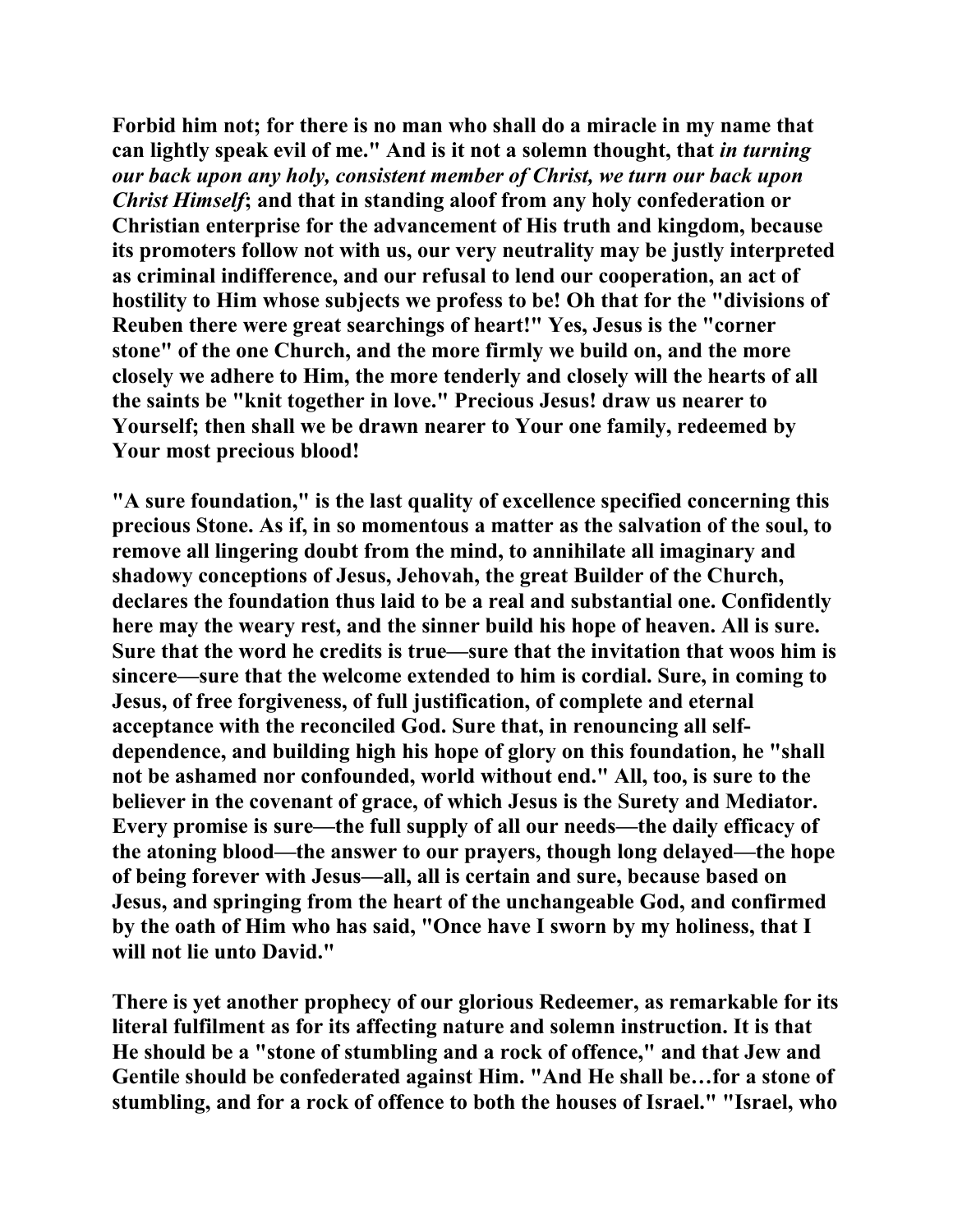**Forbid him not; for there is no man who shall do a miracle in my name that can lightly speak evil of me." And is it not a solemn thought, that *in turning our back upon any holy, consistent member of Christ, we turn our back upon Christ Himself*; and that in standing aloof from any holy confederation or Christian enterprise for the advancement of His truth and kingdom, because its promoters follow not with us, our very neutrality may be justly interpreted as criminal indifference, and our refusal to lend our cooperation, an act of hostility to Him whose subjects we profess to be! Oh that for the "divisions of Reuben there were great searchings of heart!" Yes, Jesus is the "corner stone" of the one Church, and the more firmly we build on, and the more closely we adhere to Him, the more tenderly and closely will the hearts of all the saints be "knit together in love." Precious Jesus! draw us nearer to Yourself; then shall we be drawn nearer to Your one family, redeemed by Your most precious blood!**

**"A sure foundation," is the last quality of excellence specified concerning this precious Stone. As if, in so momentous a matter as the salvation of the soul, to remove all lingering doubt from the mind, to annihilate all imaginary and shadowy conceptions of Jesus, Jehovah, the great Builder of the Church, declares the foundation thus laid to be a real and substantial one. Confidently here may the weary rest, and the sinner build his hope of heaven. All is sure. Sure that the word he credits is true—sure that the invitation that woos him is sincere—sure that the welcome extended to him is cordial. Sure, in coming to Jesus, of free forgiveness, of full justification, of complete and eternal acceptance with the reconciled God. Sure that, in renouncing all self-dependence, and building high his hope of glory on this foundation, he "shall not be ashamed nor confounded, world without end." All, too, is sure to the believer in the covenant of grace, of which Jesus is the Surety and Mediator. Every promise is sure—the full supply of all our needs—the daily efficacy of the atoning blood—the answer to our prayers, though long delayed—the hope of being forever with Jesus—all, all is certain and sure, because based on Jesus, and springing from the heart of the unchangeable God, and confirmed by the oath of Him who has said, "Once have I sworn by my holiness, that I will not lie unto David."**

**There is yet another prophecy of our glorious Redeemer, as remarkable for its literal fulfilment as for its affecting nature and solemn instruction. It is that He should be a "stone of stumbling and a rock of offence," and that Jew and Gentile should be confederated against Him. "And He shall be…for a stone of stumbling, and for a rock of offence to both the houses of Israel." "Israel, who**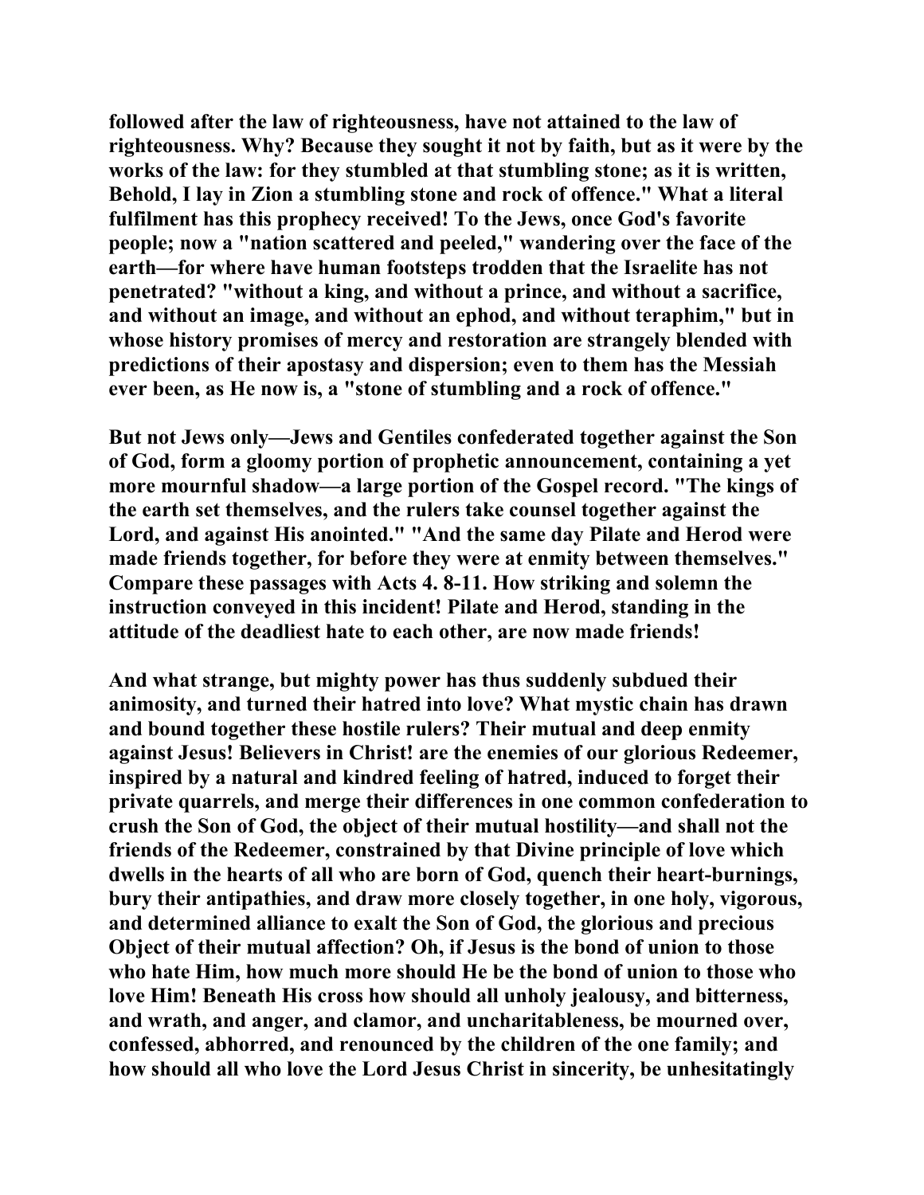followed after the law of righteousness, have not attained to the law of righteousness. Why? Because they sought it not by faith, but as it were by the works of the law: for they stumbled at that stumbling stone; as it is written, Behold, I lay in Zion a stumbling stone and rock of offence." What a literal fulfilment has this prophecy received! To the Jews, once God's favorite people; now a "nation scattered and peeled," wandering over the face of the earth—for where have human footsteps trodden that the Israelite has not penetrated? "without a king, and without a prince, and without a sacrifice, and without an image, and without an ephod, and without teraphim," but in whose history promises of mercy and restoration are strangely blended with predictions of their apostasy and dispersion; even to them has the Messiah ever been, as He now is, a "stone of stumbling and a rock of offence."

But not Jews only—Jews and Gentiles confederated together against the Son of God, form a gloomy portion of prophetic announcement, containing a yet more mournful shadow—a large portion of the Gospel record. "The kings of the earth set themselves, and the rulers take counsel together against the Lord, and against His anointed." "And the same day Pilate and Herod were made friends together, for before they were at enmity between themselves." Compare these passages with Acts 4. 8-11. How striking and solemn the instruction conveyed in this incident! Pilate and Herod, standing in the attitude of the deadliest hate to each other, are now made friends!

And what strange, but mighty power has thus suddenly subdued their animosity, and turned their hatred into love? What mystic chain has drawn and bound together these hostile rulers? Their mutual and deep enmity against Jesus! Believers in Christ! are the enemies of our glorious Redeemer, inspired by a natural and kindred feeling of hatred, induced to forget their private quarrels, and merge their differences in one common confederation to crush the Son of God, the object of their mutual hostility—and shall not the friends of the Redeemer, constrained by that Divine principle of love which dwells in the hearts of all who are born of God, quench their heart-burnings, bury their antipathies, and draw more closely together, in one holy, vigorous, and determined alliance to exalt the Son of God, the glorious and precious Object of their mutual affection? Oh, if Jesus is the bond of union to those who hate Him, how much more should He be the bond of union to those who love Him! Beneath His cross how should all unholy jealousy, and bitterness, and wrath, and anger, and clamor, and uncharitableness, be mourned over, confessed, abhorred, and renounced by the children of the one family; and how should all who love the Lord Jesus Christ in sincerity, be unhesitatingly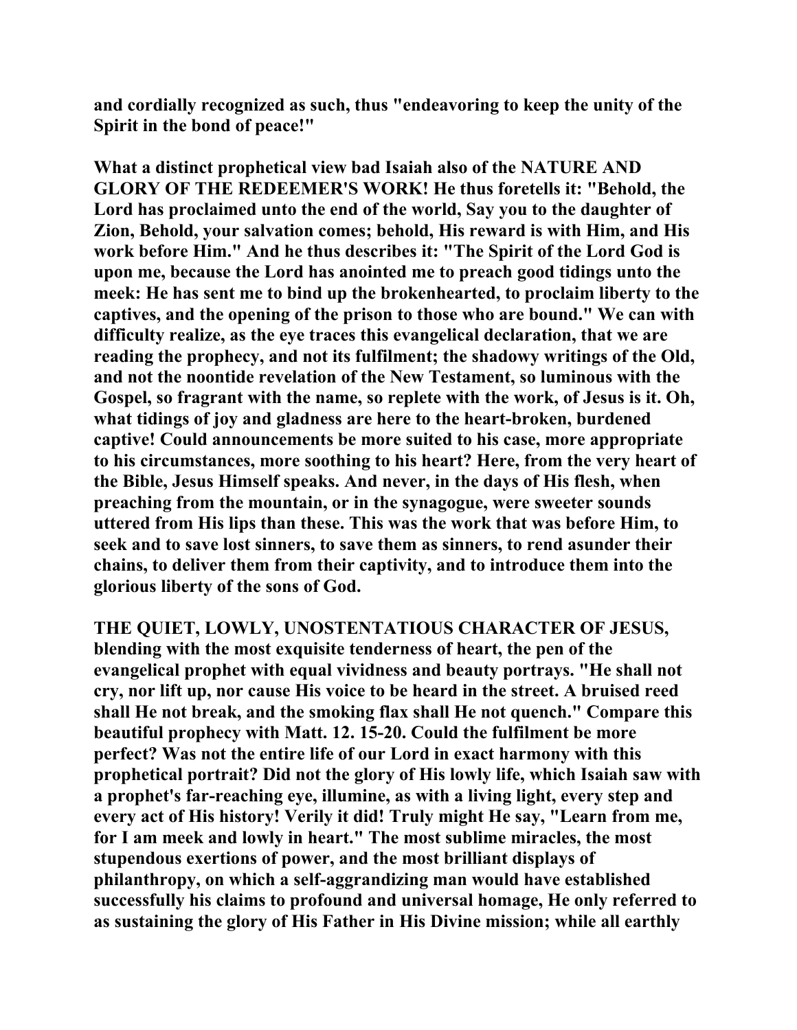and cordially recognized as such, thus "endeavoring to keep the unity of the Spirit in the bond of peace!"

What a distinct prophetical view bad Isaiah also of the NATURE AND GLORY OF THE REDEEMER'S WORK! He thus foretells it: "Behold, the Lord has proclaimed unto the end of the world, Say you to the daughter of Zion, Behold, your salvation comes; behold, His reward is with Him, and His work before Him." And he thus describes it: "The Spirit of the Lord God is upon me, because the Lord has anointed me to preach good tidings unto the meek: He has sent me to bind up the brokenhearted, to proclaim liberty to the captives, and the opening of the prison to those who are bound." We can with difficulty realize, as the eye traces this evangelical declaration, that we are reading the prophecy, and not its fulfilment; the shadowy writings of the Old, and not the noontide revelation of the New Testament, so luminous with the Gospel, so fragrant with the name, so replete with the work, of Jesus is it. Oh, what tidings of joy and gladness are here to the heart-broken, burdened captive! Could announcements be more suited to his case, more appropriate to his circumstances, more soothing to his heart? Here, from the very heart of the Bible, Jesus Himself speaks. And never, in the days of His flesh, when preaching from the mountain, or in the synagogue, were sweeter sounds uttered from His lips than these. This was the work that was before Him, to seek and to save lost sinners, to save them as sinners, to rend asunder their chains, to deliver them from their captivity, and to introduce them into the glorious liberty of the sons of God.

THE QUIET, LOWLY, UNOSTENTATIOUS CHARACTER OF JESUS, blending with the most exquisite tenderness of heart, the pen of the evangelical prophet with equal vividness and beauty portrays. "He shall not cry, nor lift up, nor cause His voice to be heard in the street. A bruised reed shall He not break, and the smoking flax shall He not quench." Compare this beautiful prophecy with Matt. 12. 15-20. Could the fulfilment be more perfect? Was not the entire life of our Lord in exact harmony with this prophetical portrait? Did not the glory of His lowly life, which Isaiah saw with a prophet's far-reaching eye, illumine, as with a living light, every step and every act of His history! Verily it did! Truly might He say, "Learn from me, for I am meek and lowly in heart." The most sublime miracles, the most stupendous exertions of power, and the most brilliant displays of philanthropy, on which a self-aggrandizing man would have established successfully his claims to profound and universal homage, He only referred to as sustaining the glory of His Father in His Divine mission; while all earthly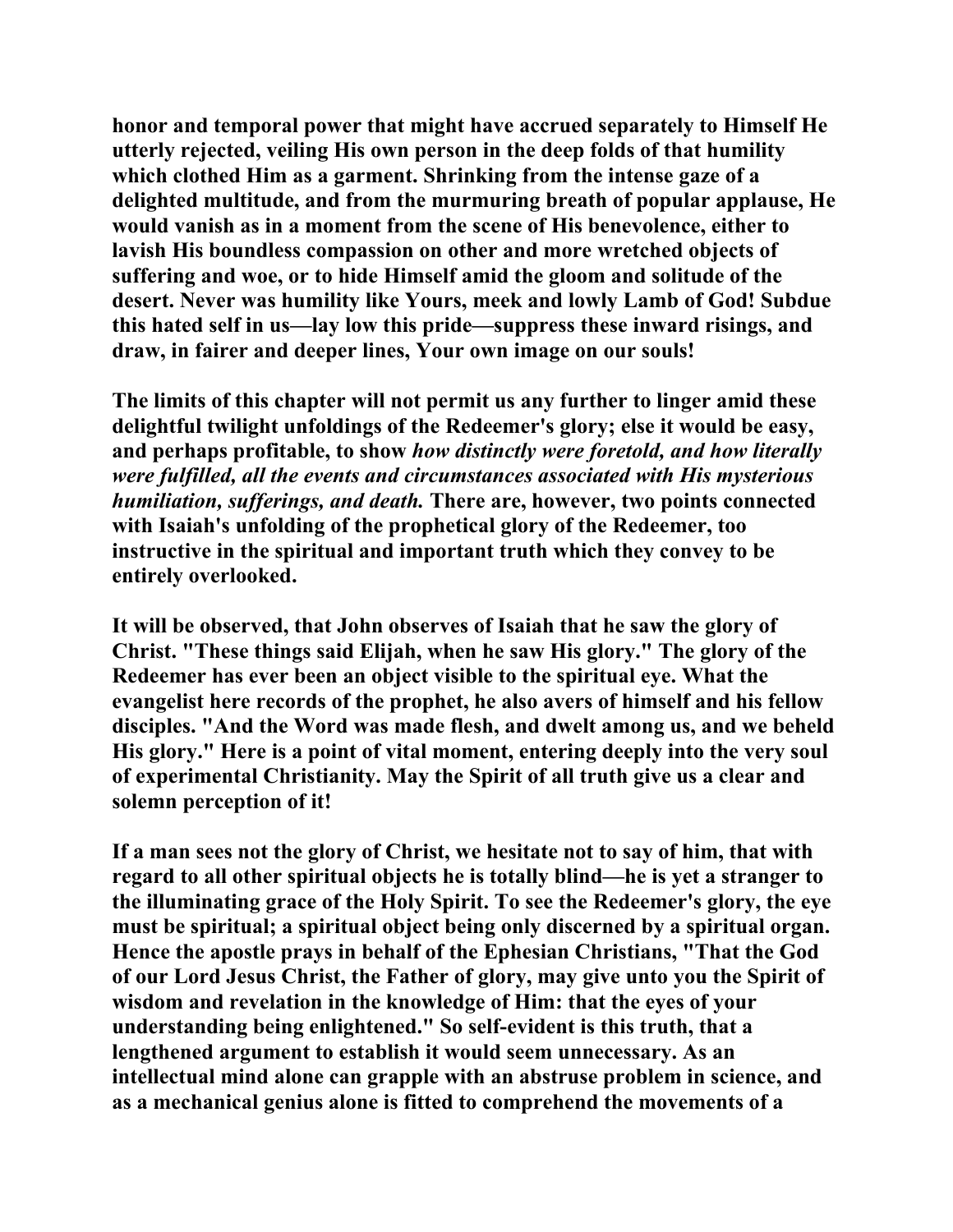**honor and temporal power that might have accrued separately to Himself He utterly rejected, veiling His own person in the deep folds of that humility which clothed Him as a garment. Shrinking from the intense gaze of a delighted multitude, and from the murmuring breath of popular applause, He would vanish as in a moment from the scene of His benevolence, either to lavish His boundless compassion on other and more wretched objects of suffering and woe, or to hide Himself amid the gloom and solitude of the desert. Never was humility like Yours, meek and lowly Lamb of God! Subdue this hated self in us—lay low this pride—suppress these inward risings, and draw, in fairer and deeper lines, Your own image on our souls!**

**The limits of this chapter will not permit us any further to linger amid these delightful twilight unfoldings of the Redeemer's glory; else it would be easy, and perhaps profitable, to show *how distinctly were foretold, and how literally were fulfilled, all the events and circumstances associated with His mysterious humiliation, sufferings, and death.* There are, however, two points connected with Isaiah's unfolding of the prophetical glory of the Redeemer, too instructive in the spiritual and important truth which they convey to be entirely overlooked.**

**It will be observed, that John observes of Isaiah that he saw the glory of Christ. "These things said Elijah, when he saw His glory." The glory of the Redeemer has ever been an object visible to the spiritual eye. What the evangelist here records of the prophet, he also avers of himself and his fellow disciples. "And the Word was made flesh, and dwelt among us, and we beheld His glory." Here is a point of vital moment, entering deeply into the very soul of experimental Christianity. May the Spirit of all truth give us a clear and solemn perception of it!**

**If a man sees not the glory of Christ, we hesitate not to say of him, that with regard to all other spiritual objects he is totally blind—he is yet a stranger to the illuminating grace of the Holy Spirit. To see the Redeemer's glory, the eye must be spiritual; a spiritual object being only discerned by a spiritual organ. Hence the apostle prays in behalf of the Ephesian Christians, "That the God of our Lord Jesus Christ, the Father of glory, may give unto you the Spirit of wisdom and revelation in the knowledge of Him: that the eyes of your understanding being enlightened." So self-evident is this truth, that a lengthened argument to establish it would seem unnecessary. As an intellectual mind alone can grapple with an abstruse problem in science, and as a mechanical genius alone is fitted to comprehend the movements of a**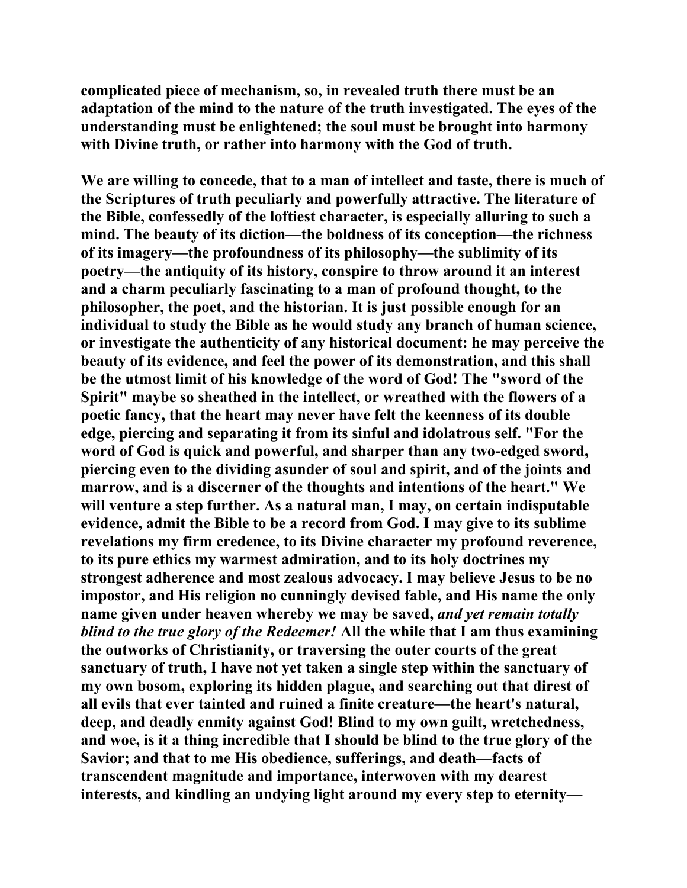complicated piece of mechanism, so, in revealed truth there must be an adaptation of the mind to the nature of the truth investigated. The eyes of the understanding must be enlightened; the soul must be brought into harmony with Divine truth, or rather into harmony with the God of truth.

We are willing to concede, that to a man of intellect and taste, there is much of the Scriptures of truth peculiarly and powerfully attractive. The literature of the Bible, confessedly of the loftiest character, is especially alluring to such a mind. The beauty of its diction—the boldness of its conception—the richness of its imagery—the profoundness of its philosophy—the sublimity of its poetry—the antiquity of its history, conspire to throw around it an interest and a charm peculiarly fascinating to a man of profound thought, to the philosopher, the poet, and the historian. It is just possible enough for an individual to study the Bible as he would study any branch of human science, or investigate the authenticity of any historical document: he may perceive the beauty of its evidence, and feel the power of its demonstration, and this shall be the utmost limit of his knowledge of the word of God! The "sword of the Spirit" maybe so sheathed in the intellect, or wreathed with the flowers of a poetic fancy, that the heart may never have felt the keenness of its double edge, piercing and separating it from its sinful and idolatrous self. "For the word of God is quick and powerful, and sharper than any two-edged sword, piercing even to the dividing asunder of soul and spirit, and of the joints and marrow, and is a discerner of the thoughts and intentions of the heart." We will venture a step further. As a natural man, I may, on certain indisputable evidence, admit the Bible to be a record from God. I may give to its sublime revelations my firm credence, to its Divine character my profound reverence, to its pure ethics my warmest admiration, and to its holy doctrines my strongest adherence and most zealous advocacy. I may believe Jesus to be no impostor, and His religion no cunningly devised fable, and His name the only name given under heaven whereby we may be saved, *and yet remain totally blind to the true glory of the Redeemer!* All the while that I am thus examining the outworks of Christianity, or traversing the outer courts of the great sanctuary of truth, I have not yet taken a single step within the sanctuary of my own bosom, exploring its hidden plague, and searching out that direst of all evils that ever tainted and ruined a finite creature—the heart's natural, deep, and deadly enmity against God! Blind to my own guilt, wretchedness, and woe, is it a thing incredible that I should be blind to the true glory of the Savior; and that to me His obedience, sufferings, and death—facts of transcendent magnitude and importance, interwoven with my dearest interests, and kindling an undying light around my every step to eternity—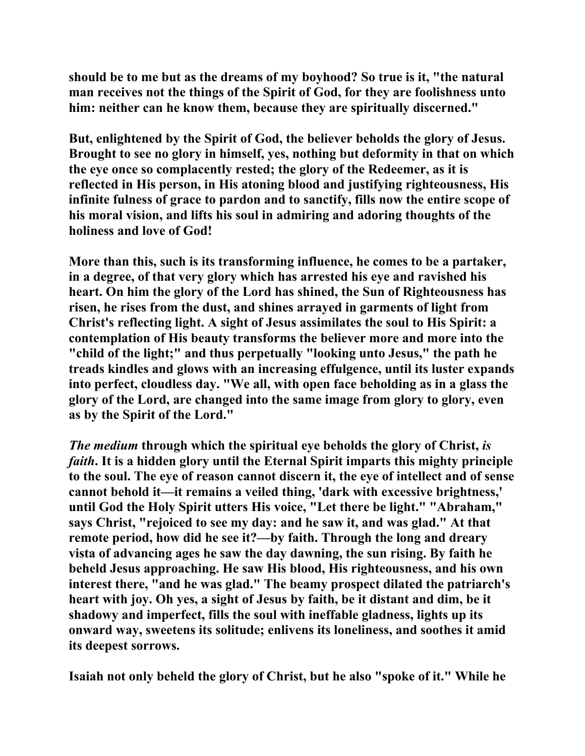should be to me but as the dreams of my boyhood? So true is it, "the natural man receives not the things of the Spirit of God, for they are foolishness unto him: neither can he know them, because they are spiritually discerned."

But, enlightened by the Spirit of God, the believer beholds the glory of Jesus. Brought to see no glory in himself, yes, nothing but deformity in that on which the eye once so complacently rested; the glory of the Redeemer, as it is reflected in His person, in His atoning blood and justifying righteousness, His infinite fulness of grace to pardon and to sanctify, fills now the entire scope of his moral vision, and lifts his soul in admiring and adoring thoughts of the holiness and love of God!

More than this, such is its transforming influence, he comes to be a partaker, in a degree, of that very glory which has arrested his eye and ravished his heart. On him the glory of the Lord has shined, the Sun of Righteousness has risen, he rises from the dust, and shines arrayed in garments of light from Christ's reflecting light. A sight of Jesus assimilates the soul to His Spirit: a contemplation of His beauty transforms the believer more and more into the "child of the light;" and thus perpetually "looking unto Jesus," the path he treads kindles and glows with an increasing effulgence, until its luster expands into perfect, cloudless day. "We all, with open face beholding as in a glass the glory of the Lord, are changed into the same image from glory to glory, even as by the Spirit of the Lord."

***The medium*** **through which the spiritual eye beholds the glory of Christ,** ***is faith*****.** It is a hidden glory until the Eternal Spirit imparts this mighty principle to the soul. The eye of reason cannot discern it, the eye of intellect and of sense cannot behold it—it remains a veiled thing, 'dark with excessive brightness,' until God the Holy Spirit utters His voice, "Let there be light." "Abraham," says Christ, "rejoiced to see my day: and he saw it, and was glad." At that remote period, how did he see it?—by faith. Through the long and dreary vista of advancing ages he saw the day dawning, the sun rising. By faith he beheld Jesus approaching. He saw His blood, His righteousness, and his own interest there, "and he was glad." The beamy prospect dilated the patriarch's heart with joy. Oh yes, a sight of Jesus by faith, be it distant and dim, be it shadowy and imperfect, fills the soul with ineffable gladness, lights up its onward way, sweetens its solitude; enlivens its loneliness, and soothes it amid its deepest sorrows.

Isaiah not only beheld the glory of Christ, but he also "spoke of it." While he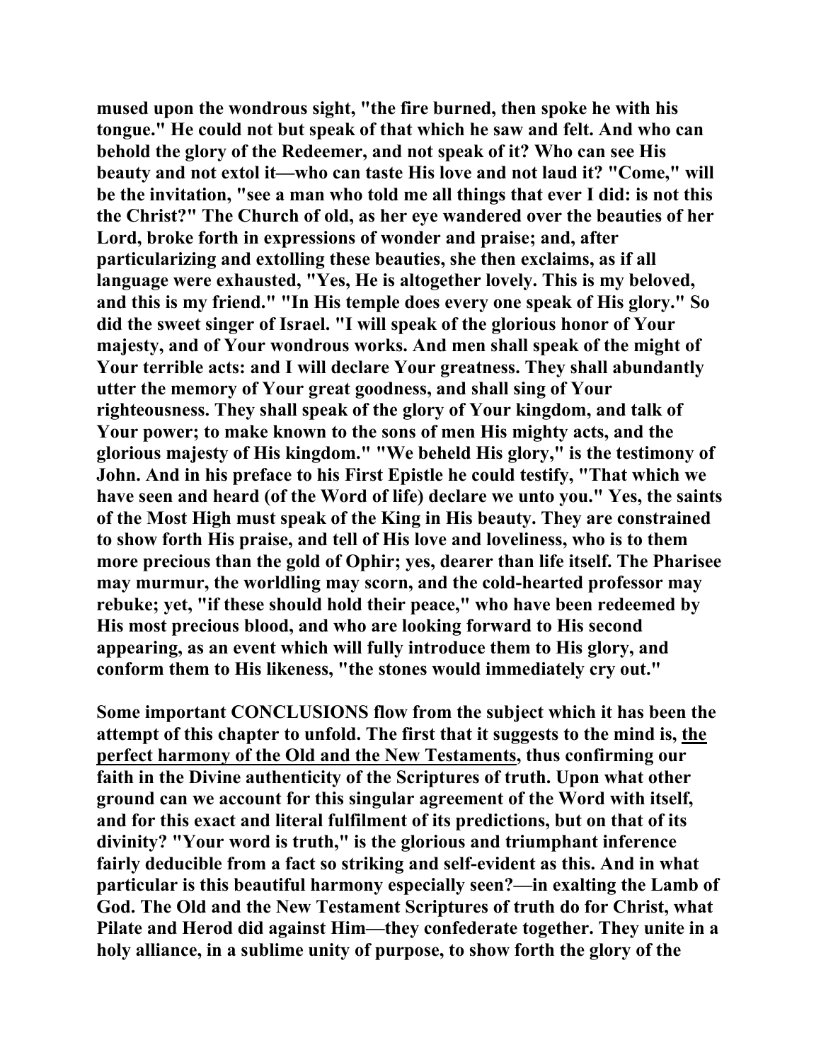**mused upon the wondrous sight, "the fire burned, then spoke he with his tongue." He could not but speak of that which he saw and felt. And who can behold the glory of the Redeemer, and not speak of it? Who can see His beauty and not extol it—who can taste His love and not laud it? "Come," will be the invitation, "see a man who told me all things that ever I did: is not this the Christ?" The Church of old, as her eye wandered over the beauties of her Lord, broke forth in expressions of wonder and praise; and, after particularizing and extolling these beauties, she then exclaims, as if all language were exhausted, "Yes, He is altogether lovely. This is my beloved, and this is my friend." "In His temple does every one speak of His glory." So did the sweet singer of Israel. "I will speak of the glorious honor of Your majesty, and of Your wondrous works. And men shall speak of the might of Your terrible acts: and I will declare Your greatness. They shall abundantly utter the memory of Your great goodness, and shall sing of Your righteousness. They shall speak of the glory of Your kingdom, and talk of Your power; to make known to the sons of men His mighty acts, and the glorious majesty of His kingdom." "We beheld His glory," is the testimony of John. And in his preface to his First Epistle he could testify, "That which we have seen and heard (of the Word of life) declare we unto you." Yes, the saints of the Most High must speak of the King in His beauty. They are constrained to show forth His praise, and tell of His love and loveliness, who is to them more precious than the gold of Ophir; yes, dearer than life itself. The Pharisee may murmur, the worldling may scorn, and the cold-hearted professor may rebuke; yet, "if these should hold their peace," who have been redeemed by His most precious blood, and who are looking forward to His second appearing, as an event which will fully introduce them to His glory, and conform them to His likeness, "the stones would immediately cry out."**

**Some important CONCLUSIONS flow from the subject which it has been the attempt of this chapter to unfold. The first that it suggests to the mind is, <u>the perfect harmony of the Old and the New Testaments</u>, thus confirming our faith in the Divine authenticity of the Scriptures of truth. Upon what other ground can we account for this singular agreement of the Word with itself, and for this exact and literal fulfilment of its predictions, but on that of its divinity? "Your word is truth," is the glorious and triumphant inference fairly deducible from a fact so striking and self-evident as this. And in what particular is this beautiful harmony especially seen?—in exalting the Lamb of God. The Old and the New Testament Scriptures of truth do for Christ, what Pilate and Herod did against Him—they confederate together. They unite in a holy alliance, in a sublime unity of purpose, to show forth the glory of the**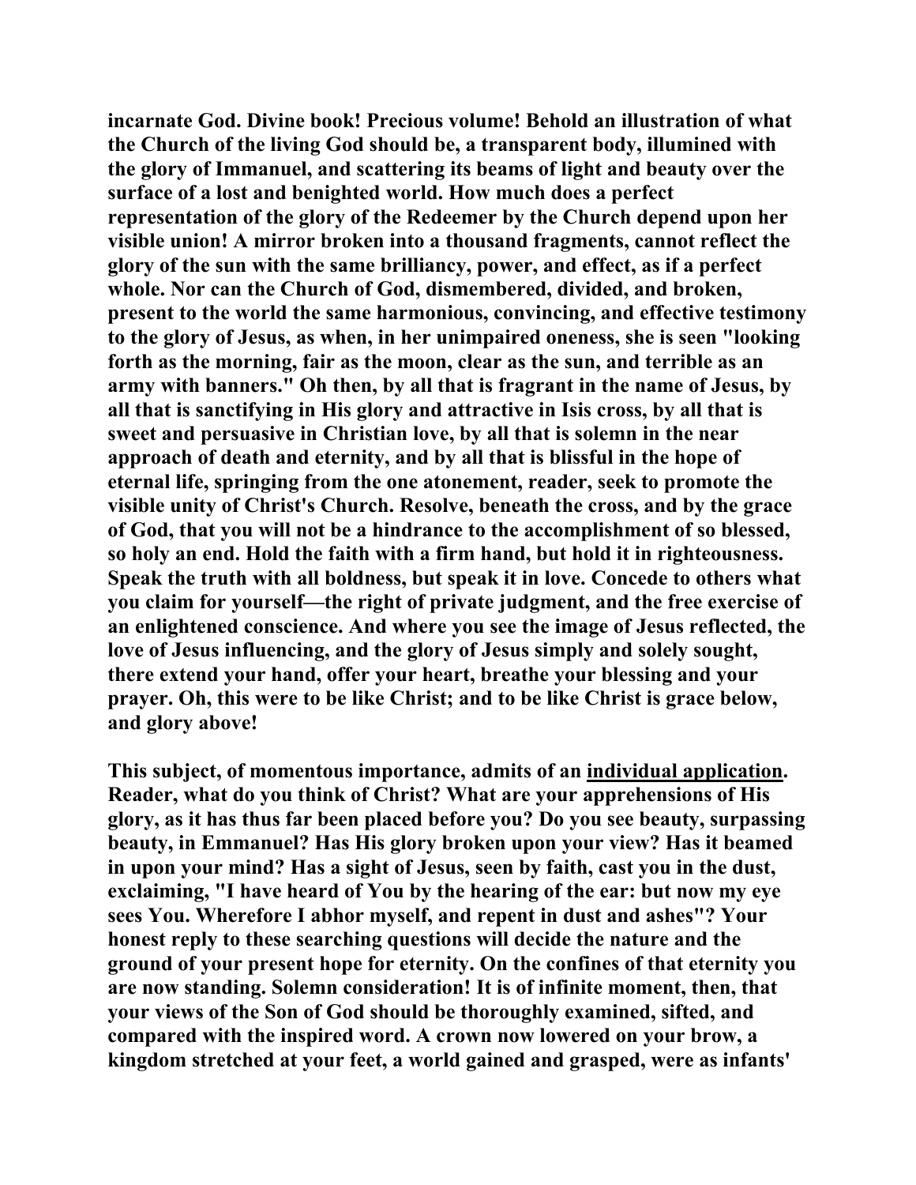**incarnate God. Divine book! Precious volume! Behold an illustration of what the Church of the living God should be, a transparent body, illumined with the glory of Immanuel, and scattering its beams of light and beauty over the surface of a lost and benighted world. How much does a perfect representation of the glory of the Redeemer by the Church depend upon her visible union! A mirror broken into a thousand fragments, cannot reflect the glory of the sun with the same brilliancy, power, and effect, as if a perfect whole. Nor can the Church of God, dismembered, divided, and broken, present to the world the same harmonious, convincing, and effective testimony to the glory of Jesus, as when, in her unimpaired oneness, she is seen "looking forth as the morning, fair as the moon, clear as the sun, and terrible as an army with banners." Oh then, by all that is fragrant in the name of Jesus, by all that is sanctifying in His glory and attractive in Isis cross, by all that is sweet and persuasive in Christian love, by all that is solemn in the near approach of death and eternity, and by all that is blissful in the hope of eternal life, springing from the one atonement, reader, seek to promote the visible unity of Christ's Church. Resolve, beneath the cross, and by the grace of God, that you will not be a hindrance to the accomplishment of so blessed, so holy an end. Hold the faith with a firm hand, but hold it in righteousness. Speak the truth with all boldness, but speak it in love. Concede to others what you claim for yourself—the right of private judgment, and the free exercise of an enlightened conscience. And where you see the image of Jesus reflected, the love of Jesus influencing, and the glory of Jesus simply and solely sought, there extend your hand, offer your heart, breathe your blessing and your prayer. Oh, this were to be like Christ; and to be like Christ is grace below, and glory above!**

**This subject, of momentous importance, admits of an <u>individual application</u>. Reader, what do you think of Christ? What are your apprehensions of His glory, as it has thus far been placed before you? Do you see beauty, surpassing beauty, in Emmanuel? Has His glory broken upon your view? Has it beamed in upon your mind? Has a sight of Jesus, seen by faith, cast you in the dust, exclaiming, "I have heard of You by the hearing of the ear: but now my eye sees You. Wherefore I abhor myself, and repent in dust and ashes"? Your honest reply to these searching questions will decide the nature and the ground of your present hope for eternity. On the confines of that eternity you are now standing. Solemn consideration! It is of infinite moment, then, that your views of the Son of God should be thoroughly examined, sifted, and compared with the inspired word. A crown now lowered on your brow, a kingdom stretched at your feet, a world gained and grasped, were as infants'**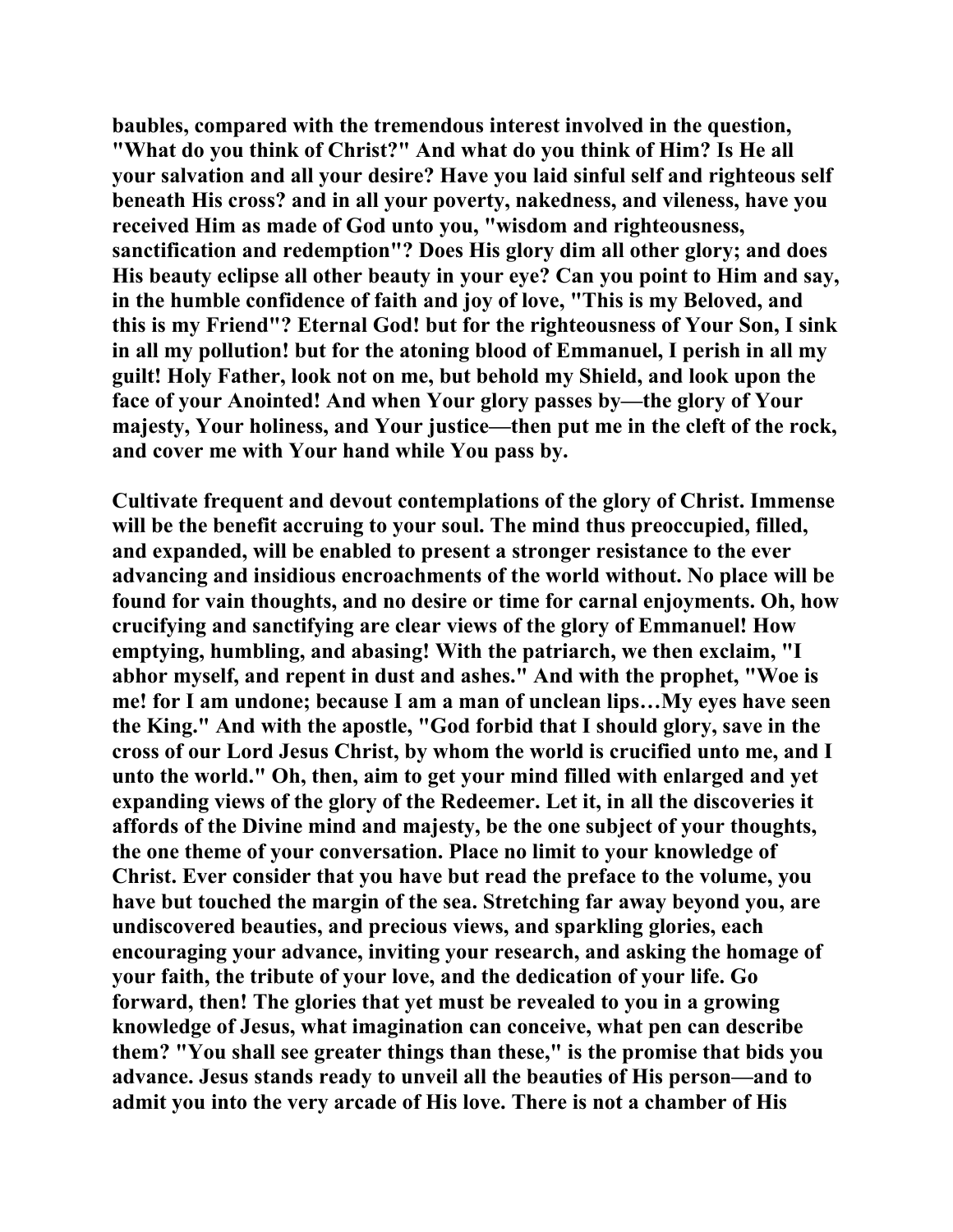baubles, compared with the tremendous interest involved in the question, "What do you think of Christ?" And what do you think of Him? Is He all your salvation and all your desire? Have you laid sinful self and righteous self beneath His cross? and in all your poverty, nakedness, and vileness, have you received Him as made of God unto you, "wisdom and righteousness, sanctification and redemption"? Does His glory dim all other glory; and does His beauty eclipse all other beauty in your eye? Can you point to Him and say, in the humble confidence of faith and joy of love, "This is my Beloved, and this is my Friend"? Eternal God! but for the righteousness of Your Son, I sink in all my pollution! but for the atoning blood of Emmanuel, I perish in all my guilt! Holy Father, look not on me, but behold my Shield, and look upon the face of your Anointed! And when Your glory passes by—the glory of Your majesty, Your holiness, and Your justice—then put me in the cleft of the rock, and cover me with Your hand while You pass by.

Cultivate frequent and devout contemplations of the glory of Christ. Immense will be the benefit accruing to your soul. The mind thus preoccupied, filled, and expanded, will be enabled to present a stronger resistance to the ever advancing and insidious encroachments of the world without. No place will be found for vain thoughts, and no desire or time for carnal enjoyments. Oh, how crucifying and sanctifying are clear views of the glory of Emmanuel! How emptying, humbling, and abasing! With the patriarch, we then exclaim, "I abhor myself, and repent in dust and ashes." And with the prophet, "Woe is me! for I am undone; because I am a man of unclean lips…My eyes have seen the King." And with the apostle, "God forbid that I should glory, save in the cross of our Lord Jesus Christ, by whom the world is crucified unto me, and I unto the world." Oh, then, aim to get your mind filled with enlarged and yet expanding views of the glory of the Redeemer. Let it, in all the discoveries it affords of the Divine mind and majesty, be the one subject of your thoughts, the one theme of your conversation. Place no limit to your knowledge of Christ. Ever consider that you have but read the preface to the volume, you have but touched the margin of the sea. Stretching far away beyond you, are undiscovered beauties, and precious views, and sparkling glories, each encouraging your advance, inviting your research, and asking the homage of your faith, the tribute of your love, and the dedication of your life. Go forward, then! The glories that yet must be revealed to you in a growing knowledge of Jesus, what imagination can conceive, what pen can describe them? "You shall see greater things than these," is the promise that bids you advance. Jesus stands ready to unveil all the beauties of His person—and to admit you into the very arcade of His love. There is not a chamber of His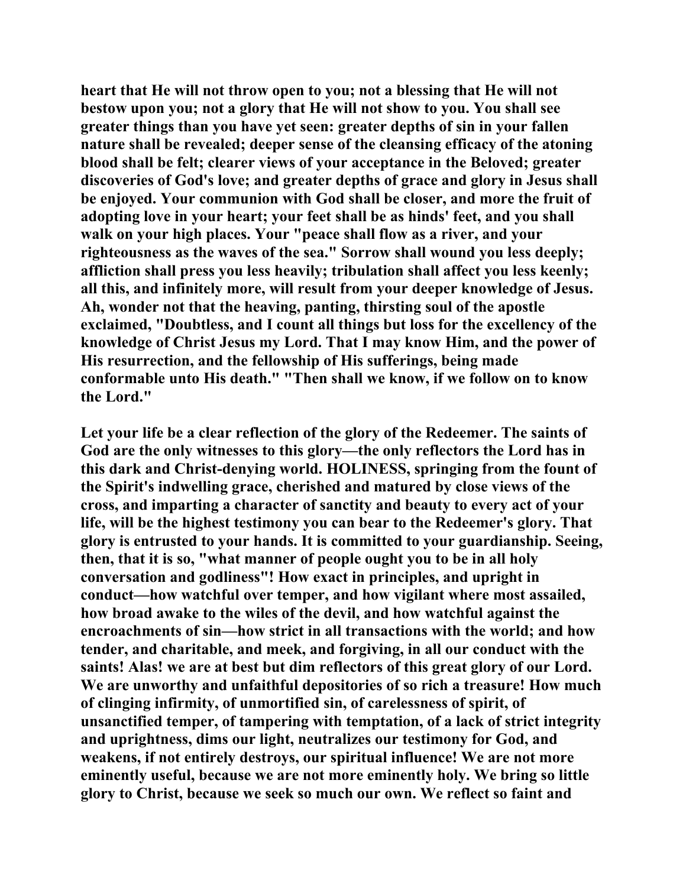heart that He will not throw open to you; not a blessing that He will not bestow upon you; not a glory that He will not show to you. You shall see greater things than you have yet seen: greater depths of sin in your fallen nature shall be revealed; deeper sense of the cleansing efficacy of the atoning blood shall be felt; clearer views of your acceptance in the Beloved; greater discoveries of God's love; and greater depths of grace and glory in Jesus shall be enjoyed. Your communion with God shall be closer, and more the fruit of adopting love in your heart; your feet shall be as hinds' feet, and you shall walk on your high places. Your "peace shall flow as a river, and your righteousness as the waves of the sea." Sorrow shall wound you less deeply; affliction shall press you less heavily; tribulation shall affect you less keenly; all this, and infinitely more, will result from your deeper knowledge of Jesus. Ah, wonder not that the heaving, panting, thirsting soul of the apostle exclaimed, "Doubtless, and I count all things but loss for the excellency of the knowledge of Christ Jesus my Lord. That I may know Him, and the power of His resurrection, and the fellowship of His sufferings, being made conformable unto His death." "Then shall we know, if we follow on to know the Lord."

Let your life be a clear reflection of the glory of the Redeemer. The saints of God are the only witnesses to this glory—the only reflectors the Lord has in this dark and Christ-denying world. HOLINESS, springing from the fount of the Spirit's indwelling grace, cherished and matured by close views of the cross, and imparting a character of sanctity and beauty to every act of your life, will be the highest testimony you can bear to the Redeemer's glory. That glory is entrusted to your hands. It is committed to your guardianship. Seeing, then, that it is so, "what manner of people ought you to be in all holy conversation and godliness"! How exact in principles, and upright in conduct—how watchful over temper, and how vigilant where most assailed, how broad awake to the wiles of the devil, and how watchful against the encroachments of sin—how strict in all transactions with the world; and how tender, and charitable, and meek, and forgiving, in all our conduct with the saints! Alas! we are at best but dim reflectors of this great glory of our Lord. We are unworthy and unfaithful depositories of so rich a treasure! How much of clinging infirmity, of unmortified sin, of carelessness of spirit, of unsanctified temper, of tampering with temptation, of a lack of strict integrity and uprightness, dims our light, neutralizes our testimony for God, and weakens, if not entirely destroys, our spiritual influence! We are not more eminently useful, because we are not more eminently holy. We bring so little glory to Christ, because we seek so much our own. We reflect so faint and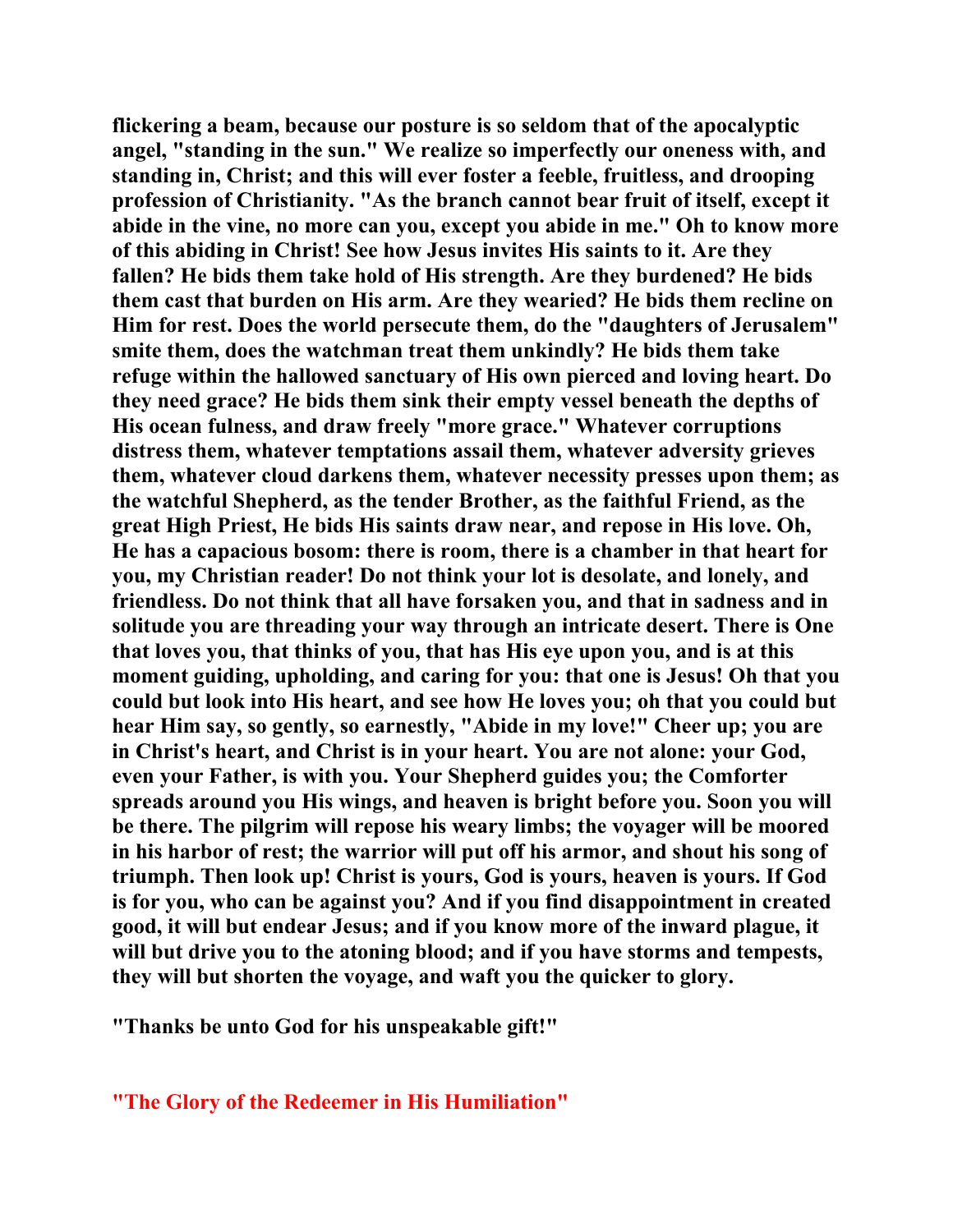**flickering a beam, because our posture is so seldom that of the apocalyptic angel, "standing in the sun." We realize so imperfectly our oneness with, and standing in, Christ; and this will ever foster a feeble, fruitless, and drooping profession of Christianity. "As the branch cannot bear fruit of itself, except it abide in the vine, no more can you, except you abide in me." Oh to know more of this abiding in Christ! See how Jesus invites His saints to it. Are they fallen? He bids them take hold of His strength. Are they burdened? He bids them cast that burden on His arm. Are they wearied? He bids them recline on Him for rest. Does the world persecute them, do the "daughters of Jerusalem" smite them, does the watchman treat them unkindly? He bids them take refuge within the hallowed sanctuary of His own pierced and loving heart. Do they need grace? He bids them sink their empty vessel beneath the depths of His ocean fulness, and draw freely "more grace." Whatever corruptions distress them, whatever temptations assail them, whatever adversity grieves them, whatever cloud darkens them, whatever necessity presses upon them; as the watchful Shepherd, as the tender Brother, as the faithful Friend, as the great High Priest, He bids His saints draw near, and repose in His love. Oh, He has a capacious bosom: there is room, there is a chamber in that heart for you, my Christian reader! Do not think your lot is desolate, and lonely, and friendless. Do not think that all have forsaken you, and that in sadness and in solitude you are threading your way through an intricate desert. There is One that loves you, that thinks of you, that has His eye upon you, and is at this moment guiding, upholding, and caring for you: that one is Jesus! Oh that you could but look into His heart, and see how He loves you; oh that you could but hear Him say, so gently, so earnestly, "Abide in my love!" Cheer up; you are in Christ's heart, and Christ is in your heart. You are not alone: your God, even your Father, is with you. Your Shepherd guides you; the Comforter spreads around you His wings, and heaven is bright before you. Soon you will be there. The pilgrim will repose his weary limbs; the voyager will be moored in his harbor of rest; the warrior will put off his armor, and shout his song of triumph. Then look up! Christ is yours, God is yours, heaven is yours. If God is for you, who can be against you? And if you find disappointment in created good, it will but endear Jesus; and if you know more of the inward plague, it will but drive you to the atoning blood; and if you have storms and tempests, they will but shorten the voyage, and waft you the quicker to glory.**

**"Thanks be unto God for his unspeakable gift!"**

## "The Glory of the Redeemer in His Humiliation"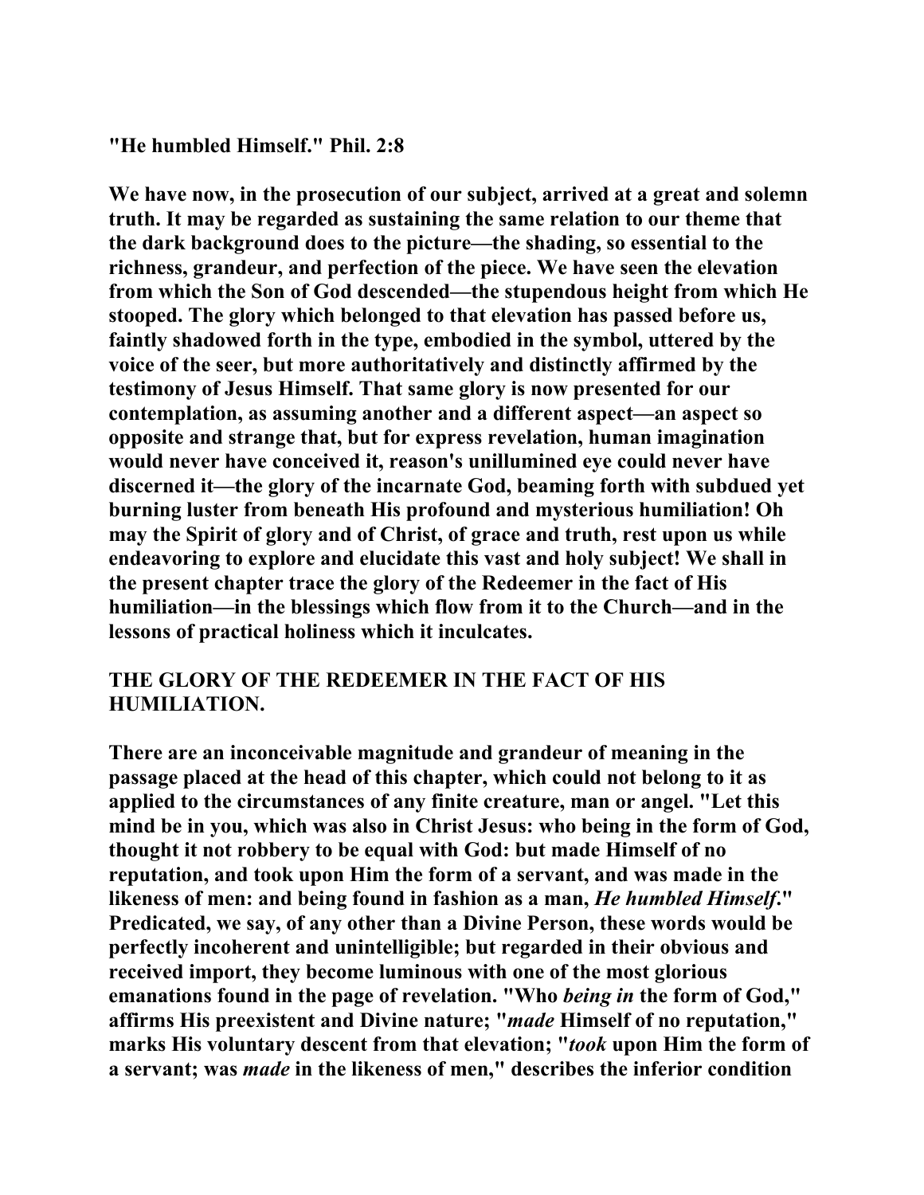**"He humbled Himself." Phil. 2:8**

**We have now, in the prosecution of our subject, arrived at a great and solemn truth. It may be regarded as sustaining the same relation to our theme that the dark background does to the picture—the shading, so essential to the richness, grandeur, and perfection of the piece. We have seen the elevation from which the Son of God descended—the stupendous height from which He stooped. The glory which belonged to that elevation has passed before us, faintly shadowed forth in the type, embodied in the symbol, uttered by the voice of the seer, but more authoritatively and distinctly affirmed by the testimony of Jesus Himself. That same glory is now presented for our contemplation, as assuming another and a different aspect—an aspect so opposite and strange that, but for express revelation, human imagination would never have conceived it, reason's unillumined eye could never have discerned it—the glory of the incarnate God, beaming forth with subdued yet burning luster from beneath His profound and mysterious humiliation! Oh may the Spirit of glory and of Christ, of grace and truth, rest upon us while endeavoring to explore and elucidate this vast and holy subject! We shall in the present chapter trace the glory of the Redeemer in the fact of His humiliation—in the blessings which flow from it to the Church—and in the lessons of practical holiness which it inculcates.**

## THE GLORY OF THE REDEEMER IN THE FACT OF HIS HUMILIATION.

**There are an inconceivable magnitude and grandeur of meaning in the passage placed at the head of this chapter, which could not belong to it as applied to the circumstances of any finite creature, man or angel. "Let this mind be in you, which was also in Christ Jesus: who being in the form of God, thought it not robbery to be equal with God: but made Himself of no reputation, and took upon Him the form of a servant, and was made in the likeness of men: and being found in fashion as a man, *He humbled Himself*." Predicated, we say, of any other than a Divine Person, these words would be perfectly incoherent and unintelligible; but regarded in their obvious and received import, they become luminous with one of the most glorious emanations found in the page of revelation. "Who *being in* the form of God," affirms His preexistent and Divine nature; "*made* Himself of no reputation," marks His voluntary descent from that elevation; "*took* upon Him the form of a servant; was *made* in the likeness of men," describes the inferior condition**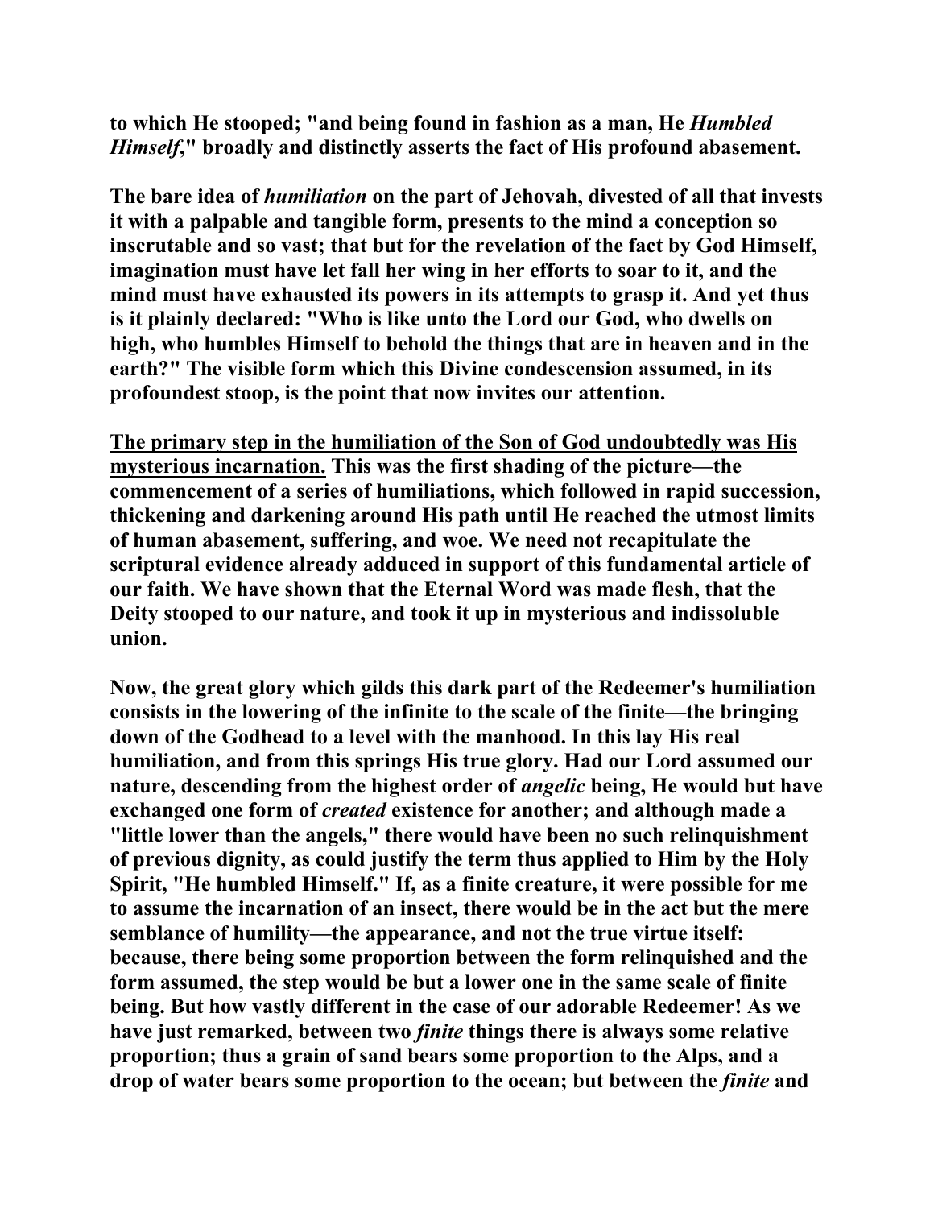to which He stooped; "and being found in fashion as a man, He *Humbled Himself*," broadly and distinctly asserts the fact of His profound abasement.

The bare idea of *humiliation* on the part of Jehovah, divested of all that invests it with a palpable and tangible form, presents to the mind a conception so inscrutable and so vast; that but for the revelation of the fact by God Himself, imagination must have let fall her wing in her efforts to soar to it, and the mind must have exhausted its powers in its attempts to grasp it. And yet thus is it plainly declared: "Who is like unto the Lord our God, who dwells on high, who humbles Himself to behold the things that are in heaven and in the earth?" The visible form which this Divine condescension assumed, in its profoundest stoop, is the point that now invites our attention.

The primary step in the humiliation of the Son of God undoubtedly was His mysterious incarnation. This was the first shading of the picture—the commencement of a series of humiliations, which followed in rapid succession, thickening and darkening around His path until He reached the utmost limits of human abasement, suffering, and woe. We need not recapitulate the scriptural evidence already adduced in support of this fundamental article of our faith. We have shown that the Eternal Word was made flesh, that the Deity stooped to our nature, and took it up in mysterious and indissoluble union.

Now, the great glory which gilds this dark part of the Redeemer's humiliation consists in the lowering of the infinite to the scale of the finite—the bringing down of the Godhead to a level with the manhood. In this lay His real humiliation, and from this springs His true glory. Had our Lord assumed our nature, descending from the highest order of *angelic* being, He would but have exchanged one form of *created* existence for another; and although made a "little lower than the angels," there would have been no such relinquishment of previous dignity, as could justify the term thus applied to Him by the Holy Spirit, "He humbled Himself." If, as a finite creature, it were possible for me to assume the incarnation of an insect, there would be in the act but the mere semblance of humility—the appearance, and not the true virtue itself: because, there being some proportion between the form relinquished and the form assumed, the step would be but a lower one in the same scale of finite being. But how vastly different in the case of our adorable Redeemer! As we have just remarked, between two *finite* things there is always some relative proportion; thus a grain of sand bears some proportion to the Alps, and a drop of water bears some proportion to the ocean; but between the *finite* and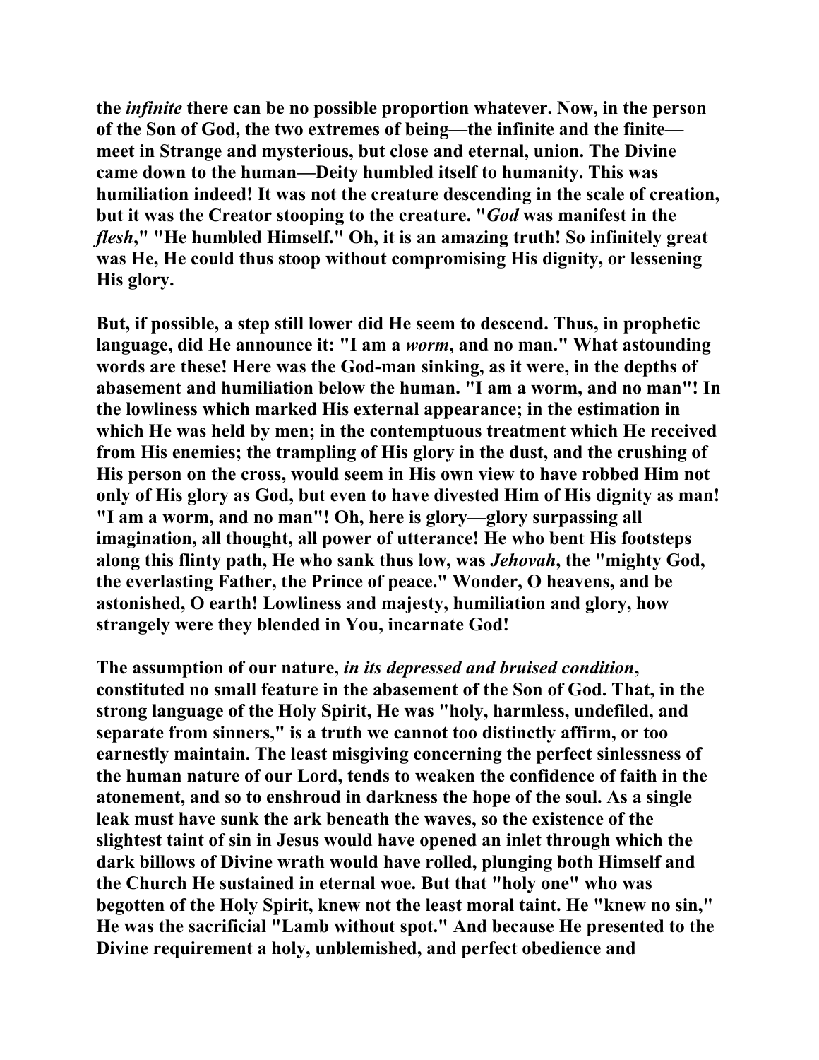**the *infinite* there can be no possible proportion whatever. Now, in the person of the Son of God, the two extremes of being—the infinite and the finite—meet in Strange and mysterious, but close and eternal, union. The Divine came down to the human—Deity humbled itself to humanity. This was humiliation indeed! It was not the creature descending in the scale of creation, but it was the Creator stooping to the creature. "*God* was manifest in the *flesh*," "He humbled Himself." Oh, it is an amazing truth! So infinitely great was He, He could thus stoop without compromising His dignity, or lessening His glory.**

**But, if possible, a step still lower did He seem to descend. Thus, in prophetic language, did He announce it: "I am a *worm*, and no man." What astounding words are these! Here was the God-man sinking, as it were, in the depths of abasement and humiliation below the human. "I am a worm, and no man"! In the lowliness which marked His external appearance; in the estimation in which He was held by men; in the contemptuous treatment which He received from His enemies; the trampling of His glory in the dust, and the crushing of His person on the cross, would seem in His own view to have robbed Him not only of His glory as God, but even to have divested Him of His dignity as man! "I am a worm, and no man"! Oh, here is glory—glory surpassing all imagination, all thought, all power of utterance! He who bent His footsteps along this flinty path, He who sank thus low, was *Jehovah*, the "mighty God, the everlasting Father, the Prince of peace." Wonder, O heavens, and be astonished, O earth! Lowliness and majesty, humiliation and glory, how strangely were they blended in You, incarnate God!**

**The assumption of our nature, *in its depressed and bruised condition*, constituted no small feature in the abasement of the Son of God. That, in the strong language of the Holy Spirit, He was "holy, harmless, undefiled, and separate from sinners," is a truth we cannot too distinctly affirm, or too earnestly maintain. The least misgiving concerning the perfect sinlessness of the human nature of our Lord, tends to weaken the confidence of faith in the atonement, and so to enshroud in darkness the hope of the soul. As a single leak must have sunk the ark beneath the waves, so the existence of the slightest taint of sin in Jesus would have opened an inlet through which the dark billows of Divine wrath would have rolled, plunging both Himself and the Church He sustained in eternal woe. But that "holy one" who was begotten of the Holy Spirit, knew not the least moral taint. He "knew no sin," He was the sacrificial "Lamb without spot." And because He presented to the Divine requirement a holy, unblemished, and perfect obedience and**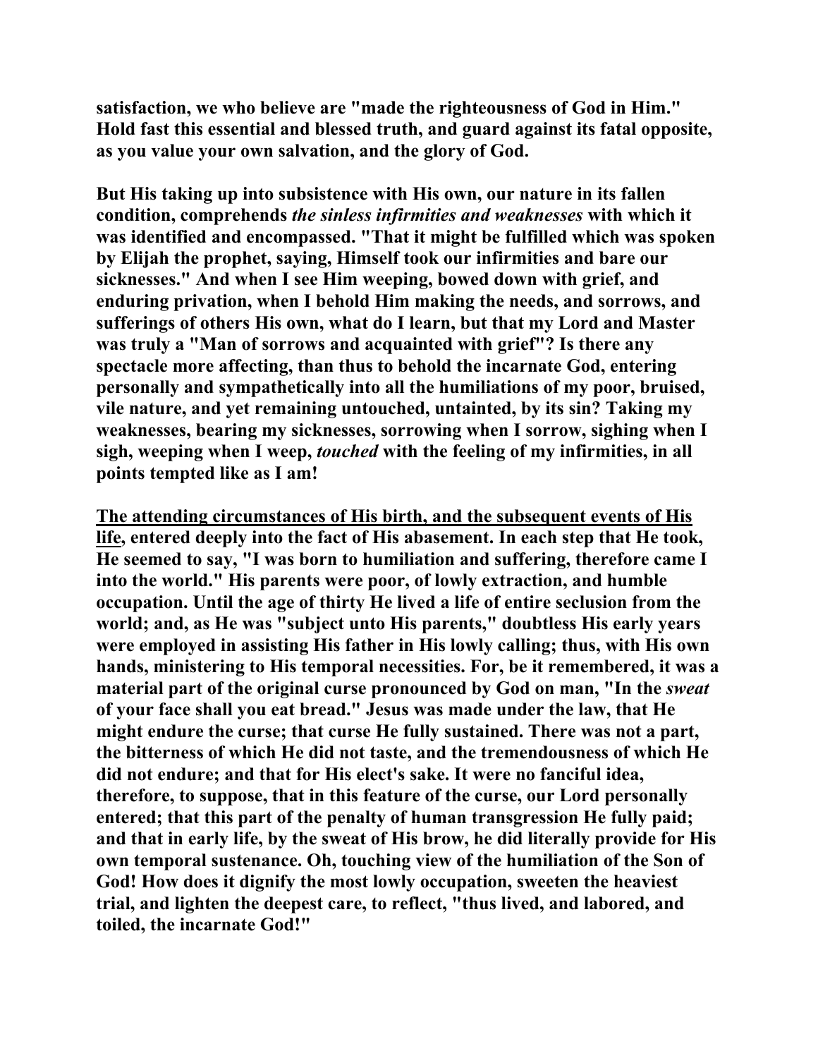**satisfaction, we who believe are "made the righteousness of God in Him." Hold fast this essential and blessed truth, and guard against its fatal opposite, as you value your own salvation, and the glory of God.**

**But His taking up into subsistence with His own, our nature in its fallen condition, comprehends *the sinless infirmities and weaknesses* with which it was identified and encompassed. "That it might be fulfilled which was spoken by Elijah the prophet, saying, Himself took our infirmities and bare our sicknesses." And when I see Him weeping, bowed down with grief, and enduring privation, when I behold Him making the needs, and sorrows, and sufferings of others His own, what do I learn, but that my Lord and Master was truly a "Man of sorrows and acquainted with grief"? Is there any spectacle more affecting, than thus to behold the incarnate God, entering personally and sympathetically into all the humiliations of my poor, bruised, vile nature, and yet remaining untouched, untainted, by its sin? Taking my weaknesses, bearing my sicknesses, sorrowing when I sorrow, sighing when I sigh, weeping when I weep, *touched* with the feeling of my infirmities, in all points tempted like as I am!**

**<u>The attending circumstances of His birth, and the subsequent events of His life</u>, entered deeply into the fact of His abasement. In each step that He took, He seemed to say, "I was born to humiliation and suffering, therefore came I into the world." His parents were poor, of lowly extraction, and humble occupation. Until the age of thirty He lived a life of entire seclusion from the world; and, as He was "subject unto His parents," doubtless His early years were employed in assisting His father in His lowly calling; thus, with His own hands, ministering to His temporal necessities. For, be it remembered, it was a material part of the original curse pronounced by God on man, "In the *sweat* of your face shall you eat bread." Jesus was made under the law, that He might endure the curse; that curse He fully sustained. There was not a part, the bitterness of which He did not taste, and the tremendousness of which He did not endure; and that for His elect's sake. It were no fanciful idea, therefore, to suppose, that in this feature of the curse, our Lord personally entered; that this part of the penalty of human transgression He fully paid; and that in early life, by the sweat of His brow, he did literally provide for His own temporal sustenance. Oh, touching view of the humiliation of the Son of God! How does it dignify the most lowly occupation, sweeten the heaviest trial, and lighten the deepest care, to reflect, "thus lived, and labored, and toiled, the incarnate God!"**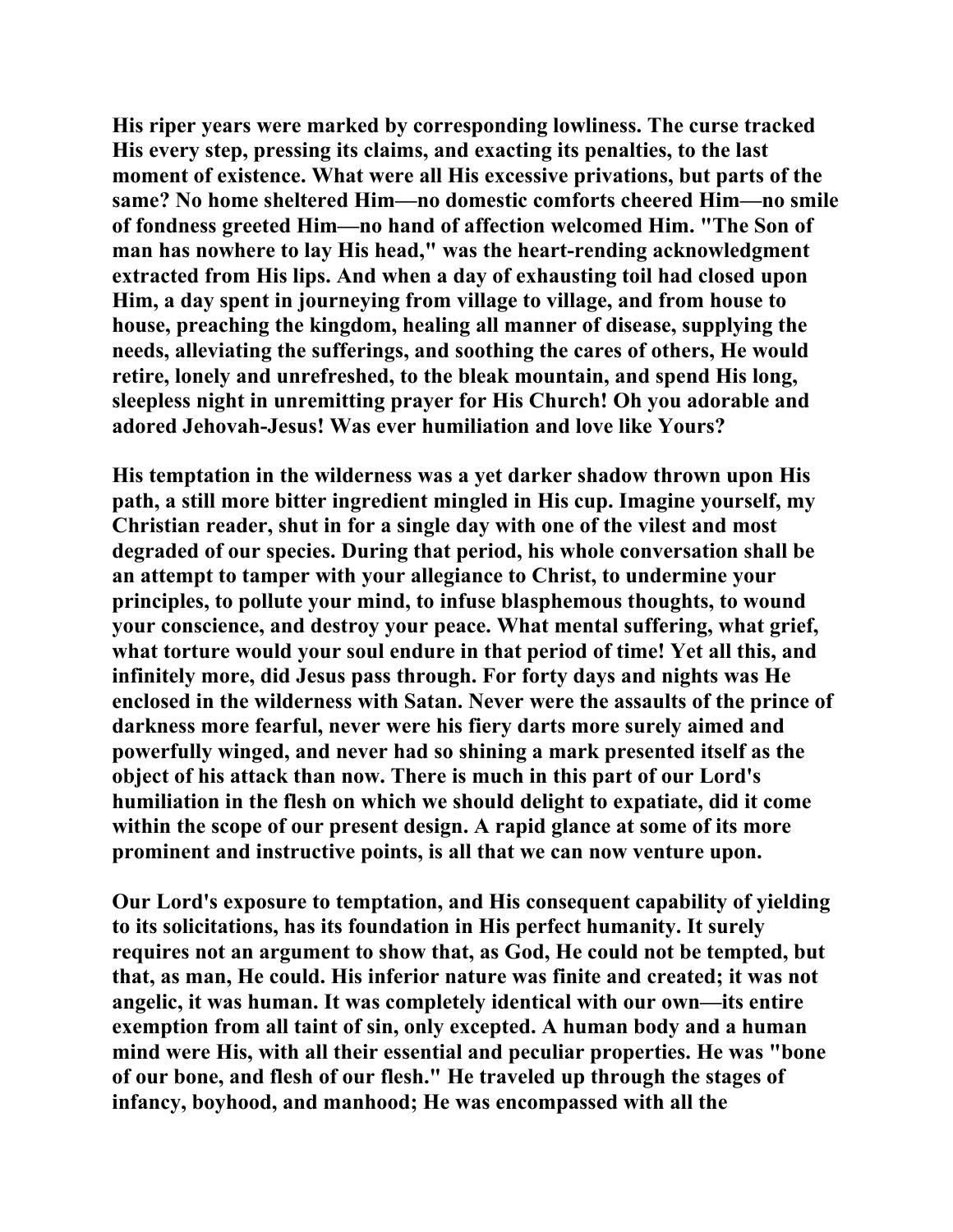His riper years were marked by corresponding lowliness. The curse tracked His every step, pressing its claims, and exacting its penalties, to the last moment of existence. What were all His excessive privations, but parts of the same? No home sheltered Him—no domestic comforts cheered Him—no smile of fondness greeted Him—no hand of affection welcomed Him. "The Son of man has nowhere to lay His head," was the heart-rending acknowledgment extracted from His lips. And when a day of exhausting toil had closed upon Him, a day spent in journeying from village to village, and from house to house, preaching the kingdom, healing all manner of disease, supplying the needs, alleviating the sufferings, and soothing the cares of others, He would retire, lonely and unrefreshed, to the bleak mountain, and spend His long, sleepless night in unremitting prayer for His Church! Oh you adorable and adored Jehovah-Jesus! Was ever humiliation and love like Yours?

His temptation in the wilderness was a yet darker shadow thrown upon His path, a still more bitter ingredient mingled in His cup. Imagine yourself, my Christian reader, shut in for a single day with one of the vilest and most degraded of our species. During that period, his whole conversation shall be an attempt to tamper with your allegiance to Christ, to undermine your principles, to pollute your mind, to infuse blasphemous thoughts, to wound your conscience, and destroy your peace. What mental suffering, what grief, what torture would your soul endure in that period of time! Yet all this, and infinitely more, did Jesus pass through. For forty days and nights was He enclosed in the wilderness with Satan. Never were the assaults of the prince of darkness more fearful, never were his fiery darts more surely aimed and powerfully winged, and never had so shining a mark presented itself as the object of his attack than now. There is much in this part of our Lord's humiliation in the flesh on which we should delight to expatiate, did it come within the scope of our present design. A rapid glance at some of its more prominent and instructive points, is all that we can now venture upon.

Our Lord's exposure to temptation, and His consequent capability of yielding to its solicitations, has its foundation in His perfect humanity. It surely requires not an argument to show that, as God, He could not be tempted, but that, as man, He could. His inferior nature was finite and created; it was not angelic, it was human. It was completely identical with our own—its entire exemption from all taint of sin, only excepted. A human body and a human mind were His, with all their essential and peculiar properties. He was "bone of our bone, and flesh of our flesh." He traveled up through the stages of infancy, boyhood, and manhood; He was encompassed with all the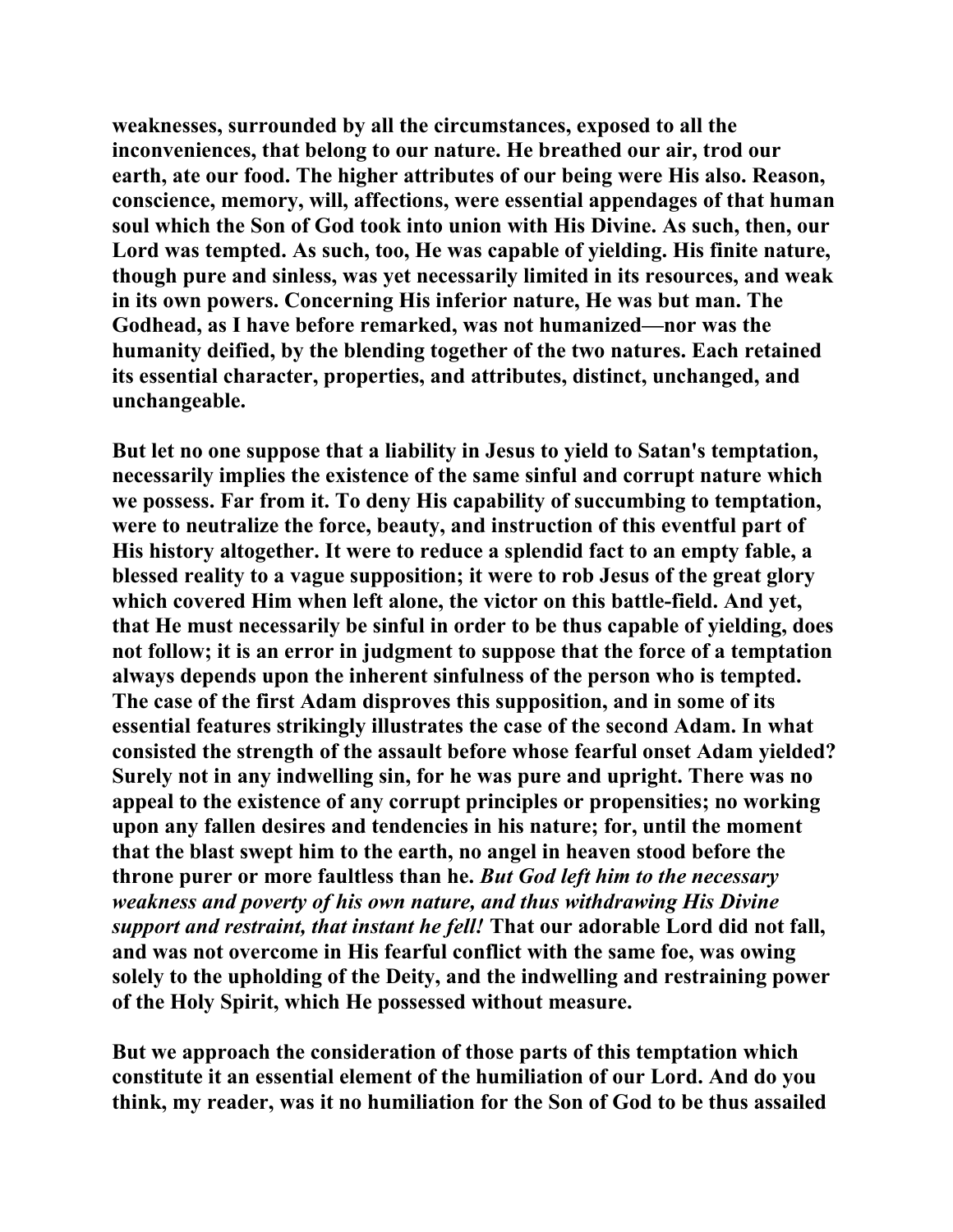weaknesses, surrounded by all the circumstances, exposed to all the inconveniences, that belong to our nature. He breathed our air, trod our earth, ate our food. The higher attributes of our being were His also. Reason, conscience, memory, will, affections, were essential appendages of that human soul which the Son of God took into union with His Divine. As such, then, our Lord was tempted. As such, too, He was capable of yielding. His finite nature, though pure and sinless, was yet necessarily limited in its resources, and weak in its own powers. Concerning His inferior nature, He was but man. The Godhead, as I have before remarked, was not humanized—nor was the humanity deified, by the blending together of the two natures. Each retained its essential character, properties, and attributes, distinct, unchanged, and unchangeable.

But let no one suppose that a liability in Jesus to yield to Satan's temptation, necessarily implies the existence of the same sinful and corrupt nature which we possess. Far from it. To deny His capability of succumbing to temptation, were to neutralize the force, beauty, and instruction of this eventful part of His history altogether. It were to reduce a splendid fact to an empty fable, a blessed reality to a vague supposition; it were to rob Jesus of the great glory which covered Him when left alone, the victor on this battle-field. And yet, that He must necessarily be sinful in order to be thus capable of yielding, does not follow; it is an error in judgment to suppose that the force of a temptation always depends upon the inherent sinfulness of the person who is tempted. The case of the first Adam disproves this supposition, and in some of its essential features strikingly illustrates the case of the second Adam. In what consisted the strength of the assault before whose fearful onset Adam yielded? Surely not in any indwelling sin, for he was pure and upright. There was no appeal to the existence of any corrupt principles or propensities; no working upon any fallen desires and tendencies in his nature; for, until the moment that the blast swept him to the earth, no angel in heaven stood before the throne purer or more faultless than he. *But God left him to the necessary weakness and poverty of his own nature, and thus withdrawing His Divine support and restraint, that instant he fell!* That our adorable Lord did not fall, and was not overcome in His fearful conflict with the same foe, was owing solely to the upholding of the Deity, and the indwelling and restraining power of the Holy Spirit, which He possessed without measure.

But we approach the consideration of those parts of this temptation which constitute it an essential element of the humiliation of our Lord. And do you think, my reader, was it no humiliation for the Son of God to be thus assailed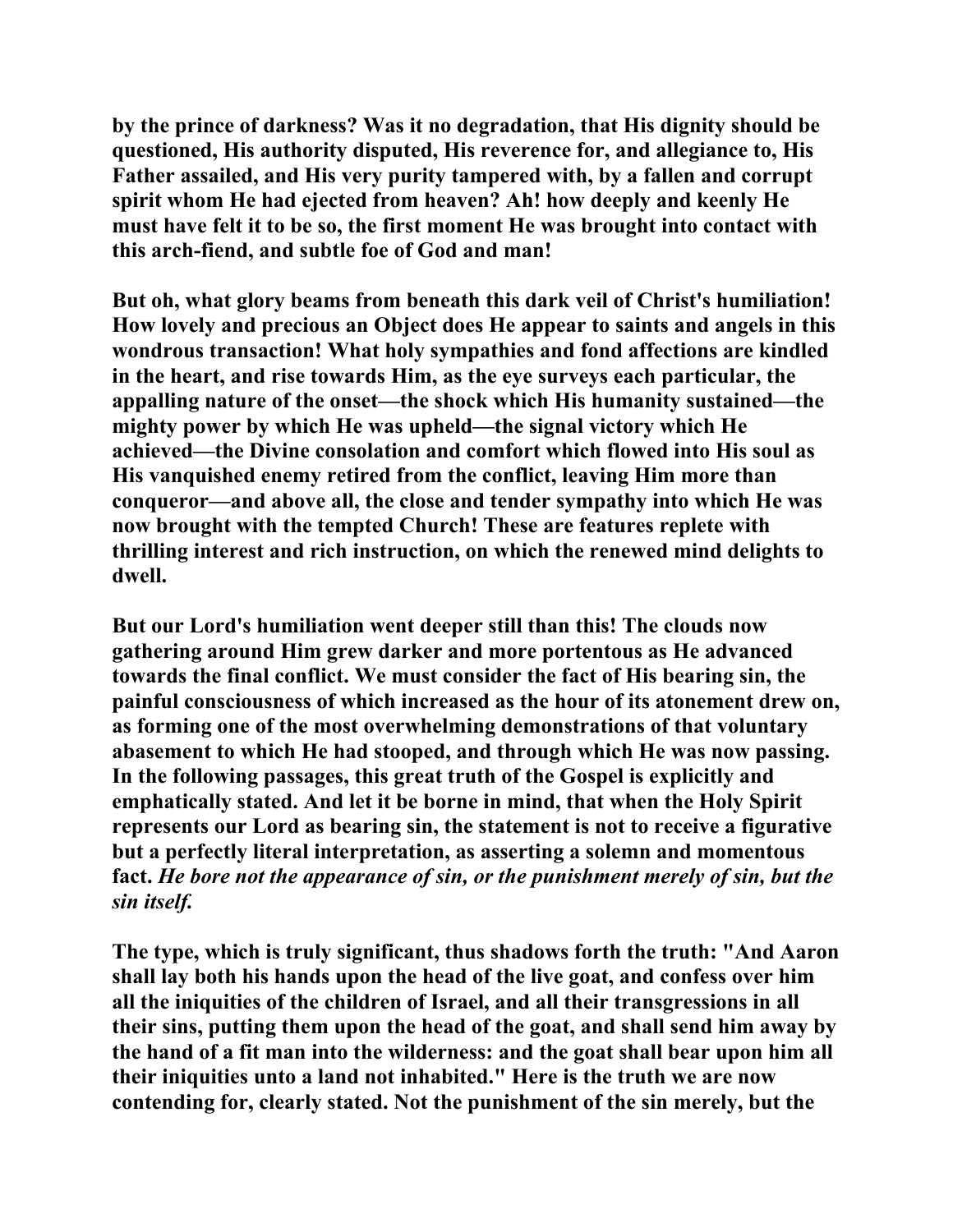by the prince of darkness? Was it no degradation, that His dignity should be questioned, His authority disputed, His reverence for, and allegiance to, His Father assailed, and His very purity tampered with, by a fallen and corrupt spirit whom He had ejected from heaven? Ah! how deeply and keenly He must have felt it to be so, the first moment He was brought into contact with this arch-fiend, and subtle foe of God and man!

But oh, what glory beams from beneath this dark veil of Christ's humiliation! How lovely and precious an Object does He appear to saints and angels in this wondrous transaction! What holy sympathies and fond affections are kindled in the heart, and rise towards Him, as the eye surveys each particular, the appalling nature of the onset—the shock which His humanity sustained—the mighty power by which He was upheld—the signal victory which He achieved—the Divine consolation and comfort which flowed into His soul as His vanquished enemy retired from the conflict, leaving Him more than conqueror—and above all, the close and tender sympathy into which He was now brought with the tempted Church! These are features replete with thrilling interest and rich instruction, on which the renewed mind delights to dwell.

But our Lord's humiliation went deeper still than this! The clouds now gathering around Him grew darker and more portentous as He advanced towards the final conflict. We must consider the fact of His bearing sin, the painful consciousness of which increased as the hour of its atonement drew on, as forming one of the most overwhelming demonstrations of that voluntary abasement to which He had stooped, and through which He was now passing. In the following passages, this great truth of the Gospel is explicitly and emphatically stated. And let it be borne in mind, that when the Holy Spirit represents our Lord as bearing sin, the statement is not to receive a figurative but a perfectly literal interpretation, as asserting a solemn and momentous fact. *He bore not the appearance of sin, or the punishment merely of sin, but the sin itself.*

The type, which is truly significant, thus shadows forth the truth: "And Aaron shall lay both his hands upon the head of the live goat, and confess over him all the iniquities of the children of Israel, and all their transgressions in all their sins, putting them upon the head of the goat, and shall send him away by the hand of a fit man into the wilderness: and the goat shall bear upon him all their iniquities unto a land not inhabited." Here is the truth we are now contending for, clearly stated. Not the punishment of the sin merely, but the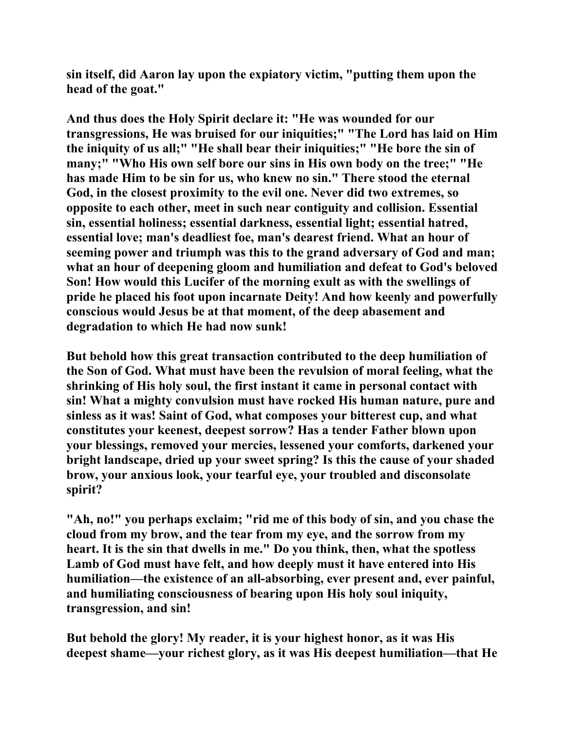**sin itself, did Aaron lay upon the expiatory victim, "putting them upon the head of the goat."**

**And thus does the Holy Spirit declare it: "He was wounded for our transgressions, He was bruised for our iniquities;" "The Lord has laid on Him the iniquity of us all;" "He shall bear their iniquities;" "He bore the sin of many;" "Who His own self bore our sins in His own body on the tree;" "He has made Him to be sin for us, who knew no sin." There stood the eternal God, in the closest proximity to the evil one. Never did two extremes, so opposite to each other, meet in such near contiguity and collision. Essential sin, essential holiness; essential darkness, essential light; essential hatred, essential love; man's deadliest foe, man's dearest friend. What an hour of seeming power and triumph was this to the grand adversary of God and man; what an hour of deepening gloom and humiliation and defeat to God's beloved Son! How would this Lucifer of the morning exult as with the swellings of pride he placed his foot upon incarnate Deity! And how keenly and powerfully conscious would Jesus be at that moment, of the deep abasement and degradation to which He had now sunk!**

**But behold how this great transaction contributed to the deep humiliation of the Son of God. What must have been the revulsion of moral feeling, what the shrinking of His holy soul, the first instant it came in personal contact with sin! What a mighty convulsion must have rocked His human nature, pure and sinless as it was! Saint of God, what composes your bitterest cup, and what constitutes your keenest, deepest sorrow? Has a tender Father blown upon your blessings, removed your mercies, lessened your comforts, darkened your bright landscape, dried up your sweet spring? Is this the cause of your shaded brow, your anxious look, your tearful eye, your troubled and disconsolate spirit?**

**"Ah, no!" you perhaps exclaim; "rid me of this body of sin, and you chase the cloud from my brow, and the tear from my eye, and the sorrow from my heart. It is the sin that dwells in me." Do you think, then, what the spotless Lamb of God must have felt, and how deeply must it have entered into His humiliation—the existence of an all-absorbing, ever present and, ever painful, and humiliating consciousness of bearing upon His holy soul iniquity, transgression, and sin!**

**But behold the glory! My reader, it is your highest honor, as it was His deepest shame—your richest glory, as it was His deepest humiliation—that He**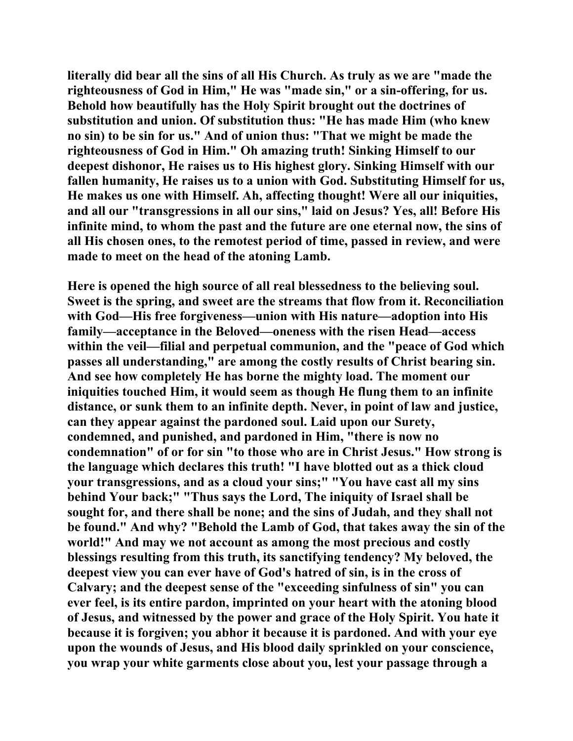literally did bear all the sins of all His Church. As truly as we are "made the righteousness of God in Him," He was "made sin," or a sin-offering, for us. Behold how beautifully has the Holy Spirit brought out the doctrines of substitution and union. Of substitution thus: "He has made Him (who knew no sin) to be sin for us." And of union thus: "That we might be made the righteousness of God in Him." Oh amazing truth! Sinking Himself to our deepest dishonor, He raises us to His highest glory. Sinking Himself with our fallen humanity, He raises us to a union with God. Substituting Himself for us, He makes us one with Himself. Ah, affecting thought! Were all our iniquities, and all our "transgressions in all our sins," laid on Jesus? Yes, all! Before His infinite mind, to whom the past and the future are one eternal now, the sins of all His chosen ones, to the remotest period of time, passed in review, and were made to meet on the head of the atoning Lamb.

Here is opened the high source of all real blessedness to the believing soul. Sweet is the spring, and sweet are the streams that flow from it. Reconciliation with God—His free forgiveness—union with His nature—adoption into His family—acceptance in the Beloved—oneness with the risen Head—access within the veil—filial and perpetual communion, and the "peace of God which passes all understanding," are among the costly results of Christ bearing sin. And see how completely He has borne the mighty load. The moment our iniquities touched Him, it would seem as though He flung them to an infinite distance, or sunk them to an infinite depth. Never, in point of law and justice, can they appear against the pardoned soul. Laid upon our Surety, condemned, and punished, and pardoned in Him, "there is now no condemnation" of or for sin "to those who are in Christ Jesus." How strong is the language which declares this truth! "I have blotted out as a thick cloud your transgressions, and as a cloud your sins;" "You have cast all my sins behind Your back;" "Thus says the Lord, The iniquity of Israel shall be sought for, and there shall be none; and the sins of Judah, and they shall not be found." And why? "Behold the Lamb of God, that takes away the sin of the world!" And may we not account as among the most precious and costly blessings resulting from this truth, its sanctifying tendency? My beloved, the deepest view you can ever have of God's hatred of sin, is in the cross of Calvary; and the deepest sense of the "exceeding sinfulness of sin" you can ever feel, is its entire pardon, imprinted on your heart with the atoning blood of Jesus, and witnessed by the power and grace of the Holy Spirit. You hate it because it is forgiven; you abhor it because it is pardoned. And with your eye upon the wounds of Jesus, and His blood daily sprinkled on your conscience, you wrap your white garments close about you, lest your passage through a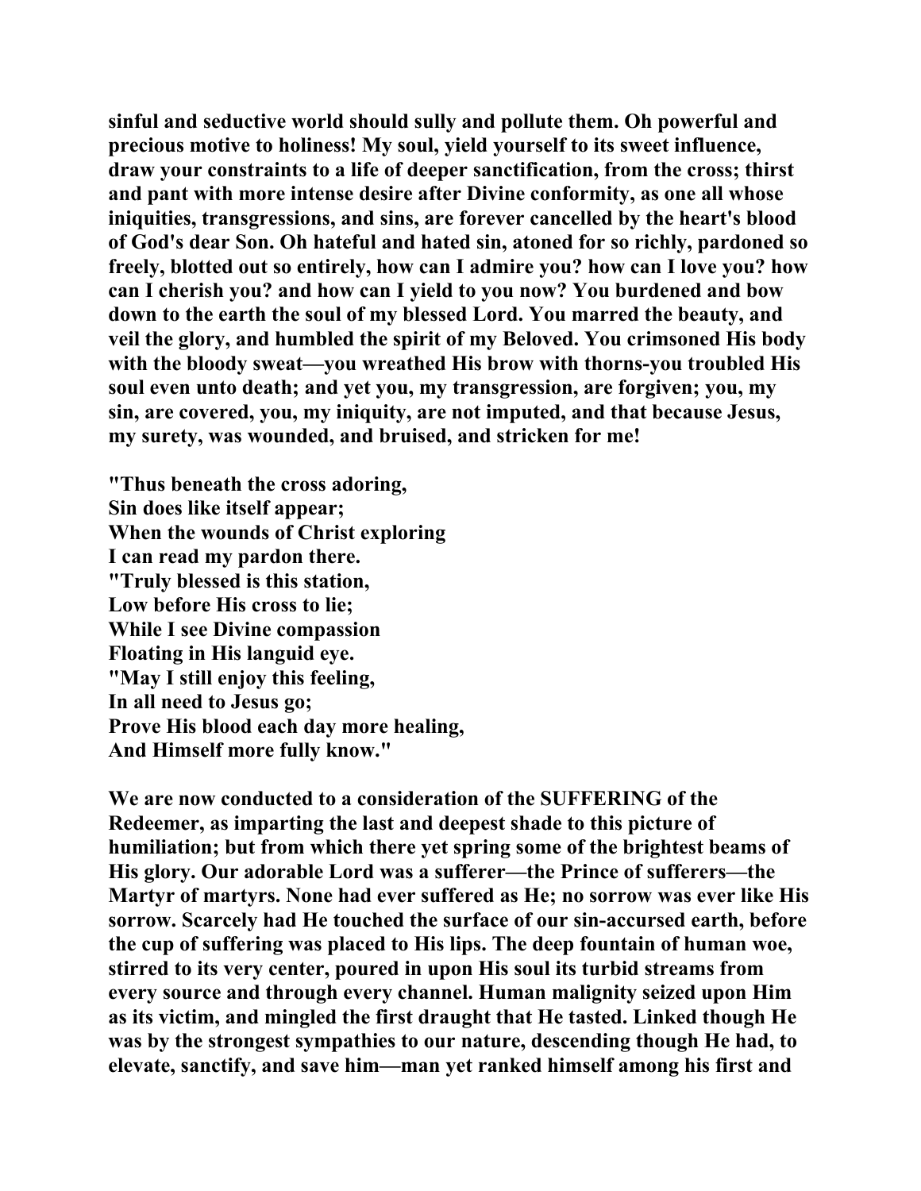**sinful and seductive world should sully and pollute them. Oh powerful and precious motive to holiness! My soul, yield yourself to its sweet influence, draw your constraints to a life of deeper sanctification, from the cross; thirst and pant with more intense desire after Divine conformity, as one all whose iniquities, transgressions, and sins, are forever cancelled by the heart's blood of God's dear Son. Oh hateful and hated sin, atoned for so richly, pardoned so freely, blotted out so entirely, how can I admire you? how can I love you? how can I cherish you? and how can I yield to you now? You burdened and bow down to the earth the soul of my blessed Lord. You marred the beauty, and veil the glory, and humbled the spirit of my Beloved. You crimsoned His body with the bloody sweat—you wreathed His brow with thorns-you troubled His soul even unto death; and yet you, my transgression, are forgiven; you, my sin, are covered, you, my iniquity, are not imputed, and that because Jesus, my surety, was wounded, and bruised, and stricken for me!**

**"Thus beneath the cross adoring,**
**Sin does like itself appear;**
**When the wounds of Christ exploring**
**I can read my pardon there.**
**"Truly blessed is this station,**
**Low before His cross to lie;**
**While I see Divine compassion**
**Floating in His languid eye.**
**"May I still enjoy this feeling,**
**In all need to Jesus go;**
**Prove His blood each day more healing,**
**And Himself more fully know."**

**We are now conducted to a consideration of the SUFFERING of the Redeemer, as imparting the last and deepest shade to this picture of humiliation; but from which there yet spring some of the brightest beams of His glory. Our adorable Lord was a sufferer—the Prince of sufferers—the Martyr of martyrs. None had ever suffered as He; no sorrow was ever like His sorrow. Scarcely had He touched the surface of our sin-accursed earth, before the cup of suffering was placed to His lips. The deep fountain of human woe, stirred to its very center, poured in upon His soul its turbid streams from every source and through every channel. Human malignity seized upon Him as its victim, and mingled the first draught that He tasted. Linked though He was by the strongest sympathies to our nature, descending though He had, to elevate, sanctify, and save him—man yet ranked himself among his first and**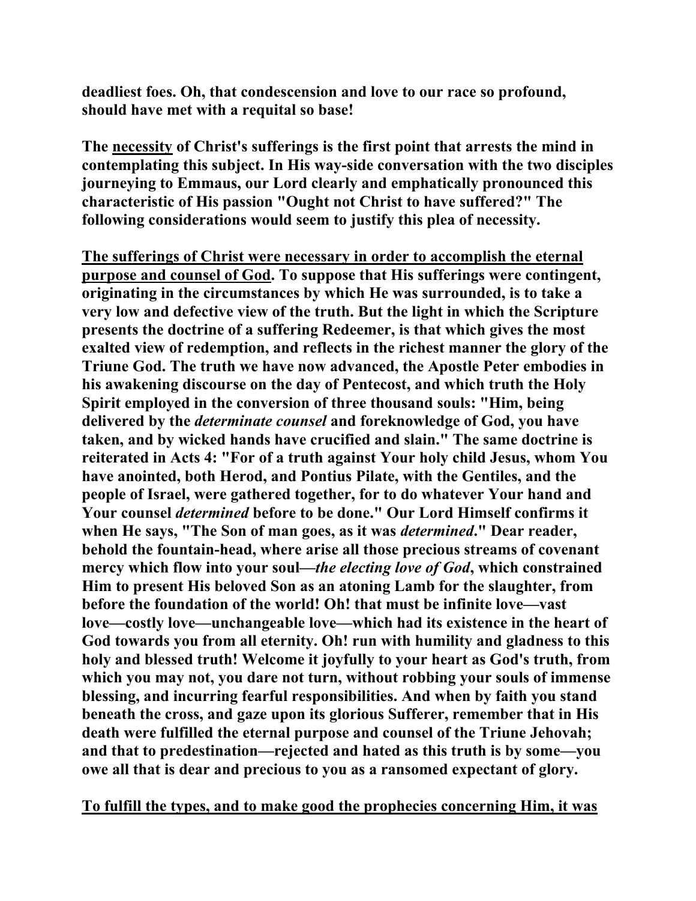**deadliest foes. Oh, that condescension and love to our race so profound, should have met with a requital so base!**

**The <u>necessity</u> of Christ's sufferings is the first point that arrests the mind in contemplating this subject. In His way-side conversation with the two disciples journeying to Emmaus, our Lord clearly and emphatically pronounced this characteristic of His passion "Ought not Christ to have suffered?" The following considerations would seem to justify this plea of necessity.**

**<u>The sufferings of Christ were necessary in order to accomplish the eternal purpose and counsel of God</u>. To suppose that His sufferings were contingent, originating in the circumstances by which He was surrounded, is to take a very low and defective view of the truth. But the light in which the Scripture presents the doctrine of a suffering Redeemer, is that which gives the most exalted view of redemption, and reflects in the richest manner the glory of the Triune God. The truth we have now advanced, the Apostle Peter embodies in his awakening discourse on the day of Pentecost, and which truth the Holy Spirit employed in the conversion of three thousand souls: "Him, being delivered by the *determinate counsel* and foreknowledge of God, you have taken, and by wicked hands have crucified and slain." The same doctrine is reiterated in Acts 4: "For of a truth against Your holy child Jesus, whom You have anointed, both Herod, and Pontius Pilate, with the Gentiles, and the people of Israel, were gathered together, for to do whatever Your hand and Your counsel *determined* before to be done." Our Lord Himself confirms it when He says, "The Son of man goes, as it was *determined*." Dear reader, behold the fountain-head, where arise all those precious streams of covenant mercy which flow into your soul—*the electing love of God*, which constrained Him to present His beloved Son as an atoning Lamb for the slaughter, from before the foundation of the world! Oh! that must be infinite love—vast love—costly love—unchangeable love—which had its existence in the heart of God towards you from all eternity. Oh! run with humility and gladness to this holy and blessed truth! Welcome it joyfully to your heart as God's truth, from which you may not, you dare not turn, without robbing your souls of immense blessing, and incurring fearful responsibilities. And when by faith you stand beneath the cross, and gaze upon its glorious Sufferer, remember that in His death were fulfilled the eternal purpose and counsel of the Triune Jehovah; and that to predestination—rejected and hated as this truth is by some—you owe all that is dear and precious to you as a ransomed expectant of glory.**

**<u>To fulfill the types, and to make good the prophecies concerning Him, it was</u>**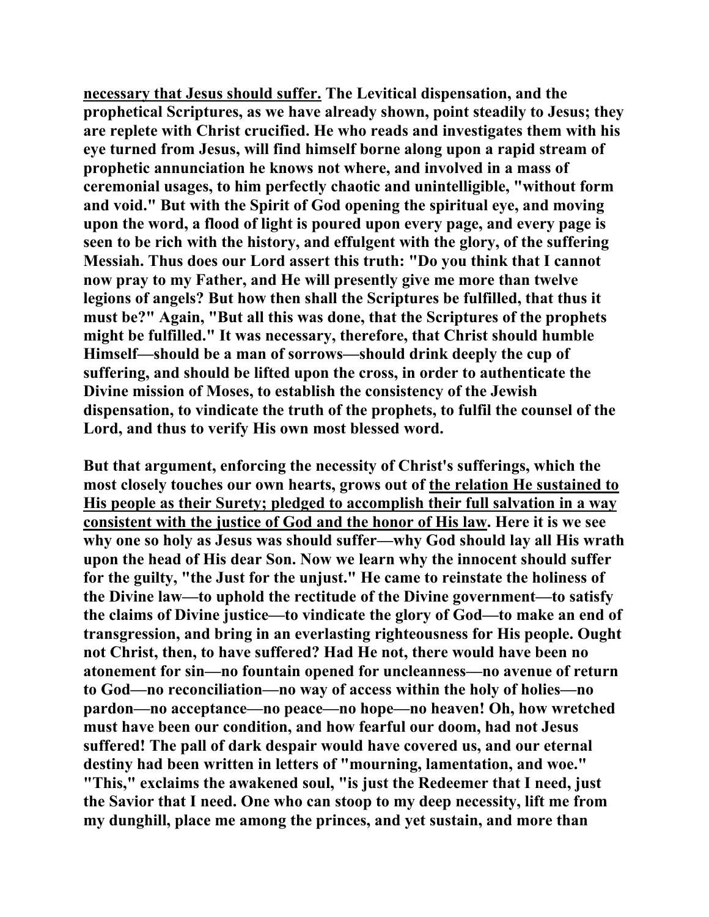**<u>necessary that Jesus should suffer.</u> The Levitical dispensation, and the prophetical Scriptures, as we have already shown, point steadily to Jesus; they are replete with Christ crucified. He who reads and investigates them with his eye turned from Jesus, will find himself borne along upon a rapid stream of prophetic annunciation he knows not where, and involved in a mass of ceremonial usages, to him perfectly chaotic and unintelligible, "without form and void." But with the Spirit of God opening the spiritual eye, and moving upon the word, a flood of light is poured upon every page, and every page is seen to be rich with the history, and effulgent with the glory, of the suffering Messiah. Thus does our Lord assert this truth: "Do you think that I cannot now pray to my Father, and He will presently give me more than twelve legions of angels? But how then shall the Scriptures be fulfilled, that thus it must be?" Again, "But all this was done, that the Scriptures of the prophets might be fulfilled." It was necessary, therefore, that Christ should humble Himself—should be a man of sorrows—should drink deeply the cup of suffering, and should be lifted upon the cross, in order to authenticate the Divine mission of Moses, to establish the consistency of the Jewish dispensation, to vindicate the truth of the prophets, to fulfil the counsel of the Lord, and thus to verify His own most blessed word.**

**But that argument, enforcing the necessity of Christ's sufferings, which the most closely touches our own hearts, grows out of <u>the relation He sustained to His people as their Surety; pledged to accomplish their full salvation in a way consistent with the justice of God and the honor of His law</u>. Here it is we see why one so holy as Jesus was should suffer—why God should lay all His wrath upon the head of His dear Son. Now we learn why the innocent should suffer for the guilty, "the Just for the unjust." He came to reinstate the holiness of the Divine law—to uphold the rectitude of the Divine government—to satisfy the claims of Divine justice—to vindicate the glory of God—to make an end of transgression, and bring in an everlasting righteousness for His people. Ought not Christ, then, to have suffered? Had He not, there would have been no atonement for sin—no fountain opened for uncleanness—no avenue of return to God—no reconciliation—no way of access within the holy of holies—no pardon—no acceptance—no peace—no hope—no heaven! Oh, how wretched must have been our condition, and how fearful our doom, had not Jesus suffered! The pall of dark despair would have covered us, and our eternal destiny had been written in letters of "mourning, lamentation, and woe." "This," exclaims the awakened soul, "is just the Redeemer that I need, just the Savior that I need. One who can stoop to my deep necessity, lift me from my dunghill, place me among the princes, and yet sustain, and more than**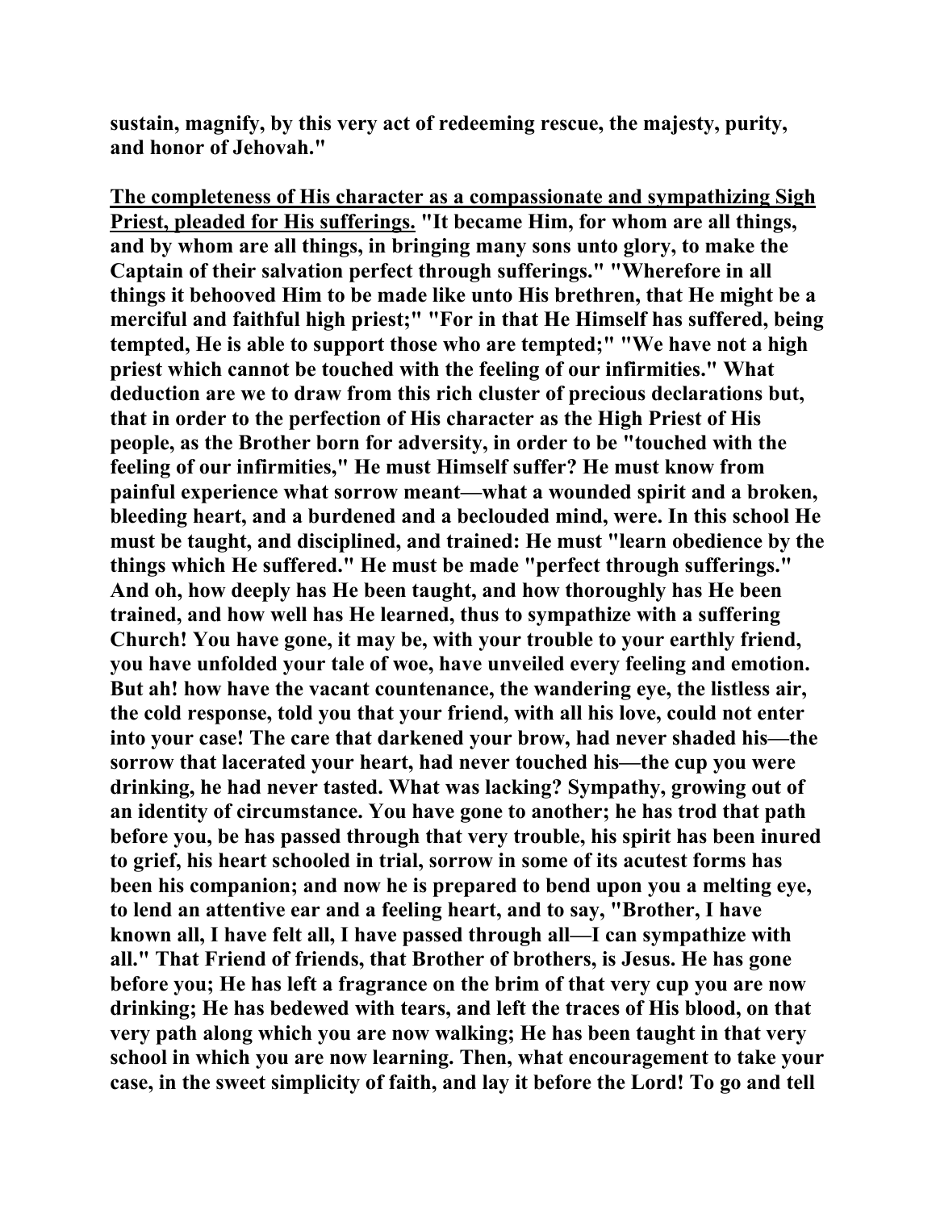**sustain, magnify, by this very act of redeeming rescue, the majesty, purity, and honor of Jehovah."**

**<u>The completeness of His character as a compassionate and sympathizing Sigh Priest, pleaded for His sufferings.</u> "It became Him, for whom are all things, and by whom are all things, in bringing many sons unto glory, to make the Captain of their salvation perfect through sufferings." "Wherefore in all things it behooved Him to be made like unto His brethren, that He might be a merciful and faithful high priest;" "For in that He Himself has suffered, being tempted, He is able to support those who are tempted;" "We have not a high priest which cannot be touched with the feeling of our infirmities." What deduction are we to draw from this rich cluster of precious declarations but, that in order to the perfection of His character as the High Priest of His people, as the Brother born for adversity, in order to be "touched with the feeling of our infirmities," He must Himself suffer? He must know from painful experience what sorrow meant—what a wounded spirit and a broken, bleeding heart, and a burdened and a beclouded mind, were. In this school He must be taught, and disciplined, and trained: He must "learn obedience by the things which He suffered." He must be made "perfect through sufferings." And oh, how deeply has He been taught, and how thoroughly has He been trained, and how well has He learned, thus to sympathize with a suffering Church! You have gone, it may be, with your trouble to your earthly friend, you have unfolded your tale of woe, have unveiled every feeling and emotion. But ah! how have the vacant countenance, the wandering eye, the listless air, the cold response, told you that your friend, with all his love, could not enter into your case! The care that darkened your brow, had never shaded his—the sorrow that lacerated your heart, had never touched his—the cup you were drinking, he had never tasted. What was lacking? Sympathy, growing out of an identity of circumstance. You have gone to another; he has trod that path before you, be has passed through that very trouble, his spirit has been inured to grief, his heart schooled in trial, sorrow in some of its acutest forms has been his companion; and now he is prepared to bend upon you a melting eye, to lend an attentive ear and a feeling heart, and to say, "Brother, I have known all, I have felt all, I have passed through all—I can sympathize with all." That Friend of friends, that Brother of brothers, is Jesus. He has gone before you; He has left a fragrance on the brim of that very cup you are now drinking; He has bedewed with tears, and left the traces of His blood, on that very path along which you are now walking; He has been taught in that very school in which you are now learning. Then, what encouragement to take your case, in the sweet simplicity of faith, and lay it before the Lord! To go and tell**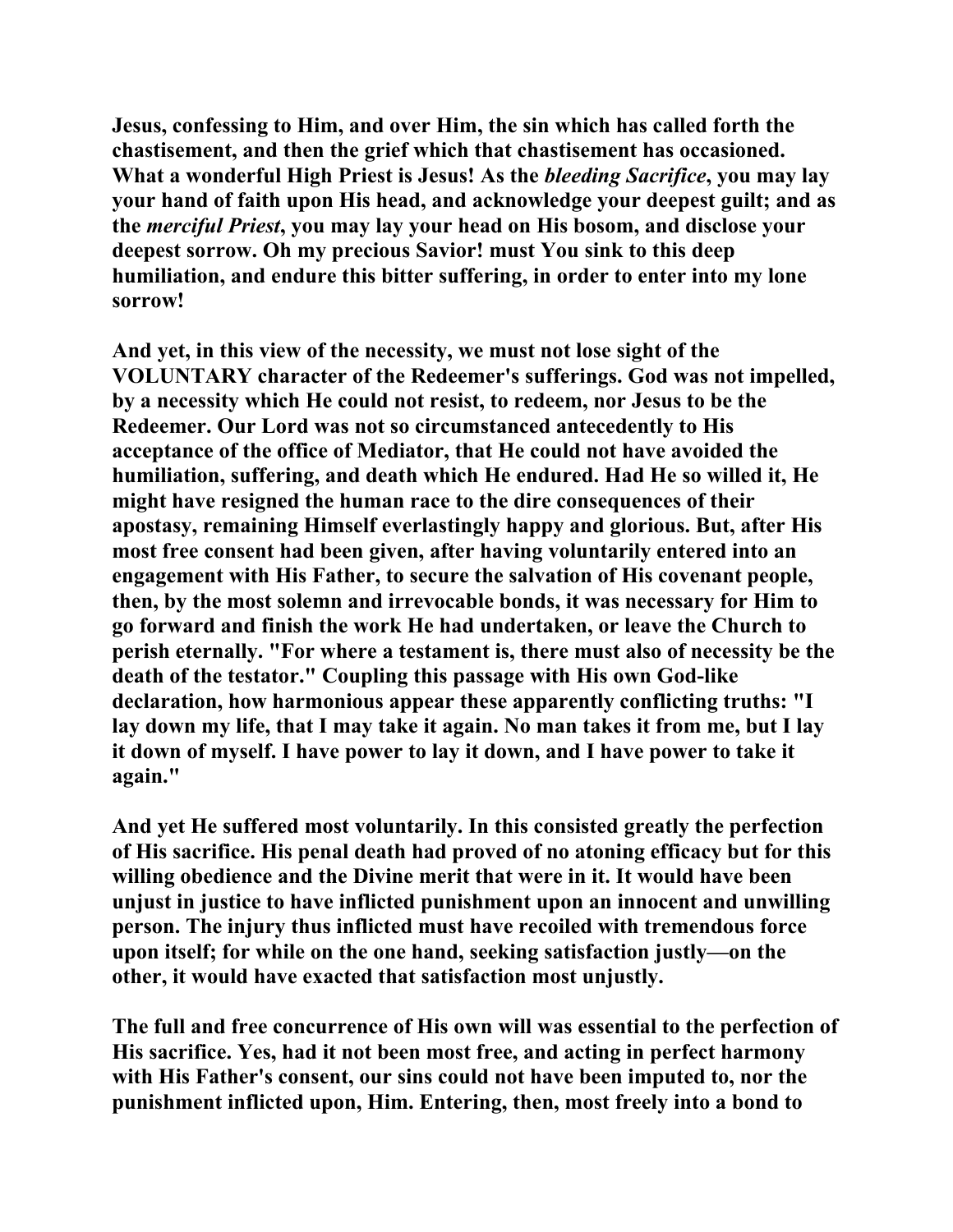Jesus, confessing to Him, and over Him, the sin which has called forth the chastisement, and then the grief which that chastisement has occasioned. What a wonderful High Priest is Jesus! As the *bleeding Sacrifice*, you may lay your hand of faith upon His head, and acknowledge your deepest guilt; and as the *merciful Priest*, you may lay your head on His bosom, and disclose your deepest sorrow. Oh my precious Savior! must You sink to this deep humiliation, and endure this bitter suffering, in order to enter into my lone sorrow!

And yet, in this view of the necessity, we must not lose sight of the VOLUNTARY character of the Redeemer's sufferings. God was not impelled, by a necessity which He could not resist, to redeem, nor Jesus to be the Redeemer. Our Lord was not so circumstanced antecedently to His acceptance of the office of Mediator, that He could not have avoided the humiliation, suffering, and death which He endured. Had He so willed it, He might have resigned the human race to the dire consequences of their apostasy, remaining Himself everlastingly happy and glorious. But, after His most free consent had been given, after having voluntarily entered into an engagement with His Father, to secure the salvation of His covenant people, then, by the most solemn and irrevocable bonds, it was necessary for Him to go forward and finish the work He had undertaken, or leave the Church to perish eternally. "For where a testament is, there must also of necessity be the death of the testator." Coupling this passage with His own God-like declaration, how harmonious appear these apparently conflicting truths: "I lay down my life, that I may take it again. No man takes it from me, but I lay it down of myself. I have power to lay it down, and I have power to take it again."

And yet He suffered most voluntarily. In this consisted greatly the perfection of His sacrifice. His penal death had proved of no atoning efficacy but for this willing obedience and the Divine merit that were in it. It would have been unjust in justice to have inflicted punishment upon an innocent and unwilling person. The injury thus inflicted must have recoiled with tremendous force upon itself; for while on the one hand, seeking satisfaction justly—on the other, it would have exacted that satisfaction most unjustly.

The full and free concurrence of His own will was essential to the perfection of His sacrifice. Yes, had it not been most free, and acting in perfect harmony with His Father's consent, our sins could not have been imputed to, nor the punishment inflicted upon, Him. Entering, then, most freely into a bond to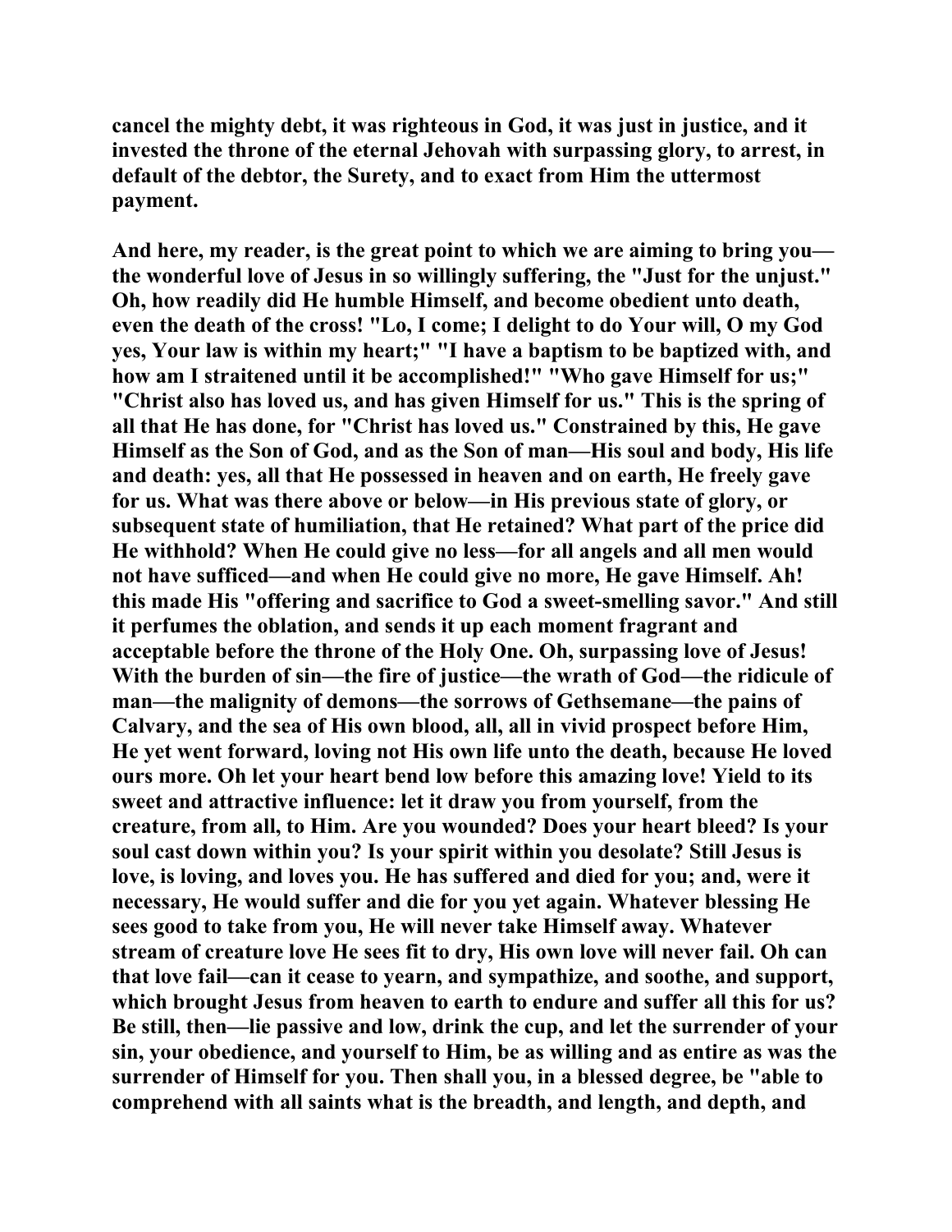cancel the mighty debt, it was righteous in God, it was just in justice, and it invested the throne of the eternal Jehovah with surpassing glory, to arrest, in default of the debtor, the Surety, and to exact from Him the uttermost payment.

And here, my reader, is the great point to which we are aiming to bring you—the wonderful love of Jesus in so willingly suffering, the "Just for the unjust." Oh, how readily did He humble Himself, and become obedient unto death, even the death of the cross! "Lo, I come; I delight to do Your will, O my God yes, Your law is within my heart;" "I have a baptism to be baptized with, and how am I straitened until it be accomplished!" "Who gave Himself for us;" "Christ also has loved us, and has given Himself for us." This is the spring of all that He has done, for "Christ has loved us." Constrained by this, He gave Himself as the Son of God, and as the Son of man—His soul and body, His life and death: yes, all that He possessed in heaven and on earth, He freely gave for us. What was there above or below—in His previous state of glory, or subsequent state of humiliation, that He retained? What part of the price did He withhold? When He could give no less—for all angels and all men would not have sufficed—and when He could give no more, He gave Himself. Ah! this made His "offering and sacrifice to God a sweet-smelling savor." And still it perfumes the oblation, and sends it up each moment fragrant and acceptable before the throne of the Holy One. Oh, surpassing love of Jesus! With the burden of sin—the fire of justice—the wrath of God—the ridicule of man—the malignity of demons—the sorrows of Gethsemane—the pains of Calvary, and the sea of His own blood, all, all in vivid prospect before Him, He yet went forward, loving not His own life unto the death, because He loved ours more. Oh let your heart bend low before this amazing love! Yield to its sweet and attractive influence: let it draw you from yourself, from the creature, from all, to Him. Are you wounded? Does your heart bleed? Is your soul cast down within you? Is your spirit within you desolate? Still Jesus is love, is loving, and loves you. He has suffered and died for you; and, were it necessary, He would suffer and die for you yet again. Whatever blessing He sees good to take from you, He will never take Himself away. Whatever stream of creature love He sees fit to dry, His own love will never fail. Oh can that love fail—can it cease to yearn, and sympathize, and soothe, and support, which brought Jesus from heaven to earth to endure and suffer all this for us? Be still, then—lie passive and low, drink the cup, and let the surrender of your sin, your obedience, and yourself to Him, be as willing and as entire as was the surrender of Himself for you. Then shall you, in a blessed degree, be "able to comprehend with all saints what is the breadth, and length, and depth, and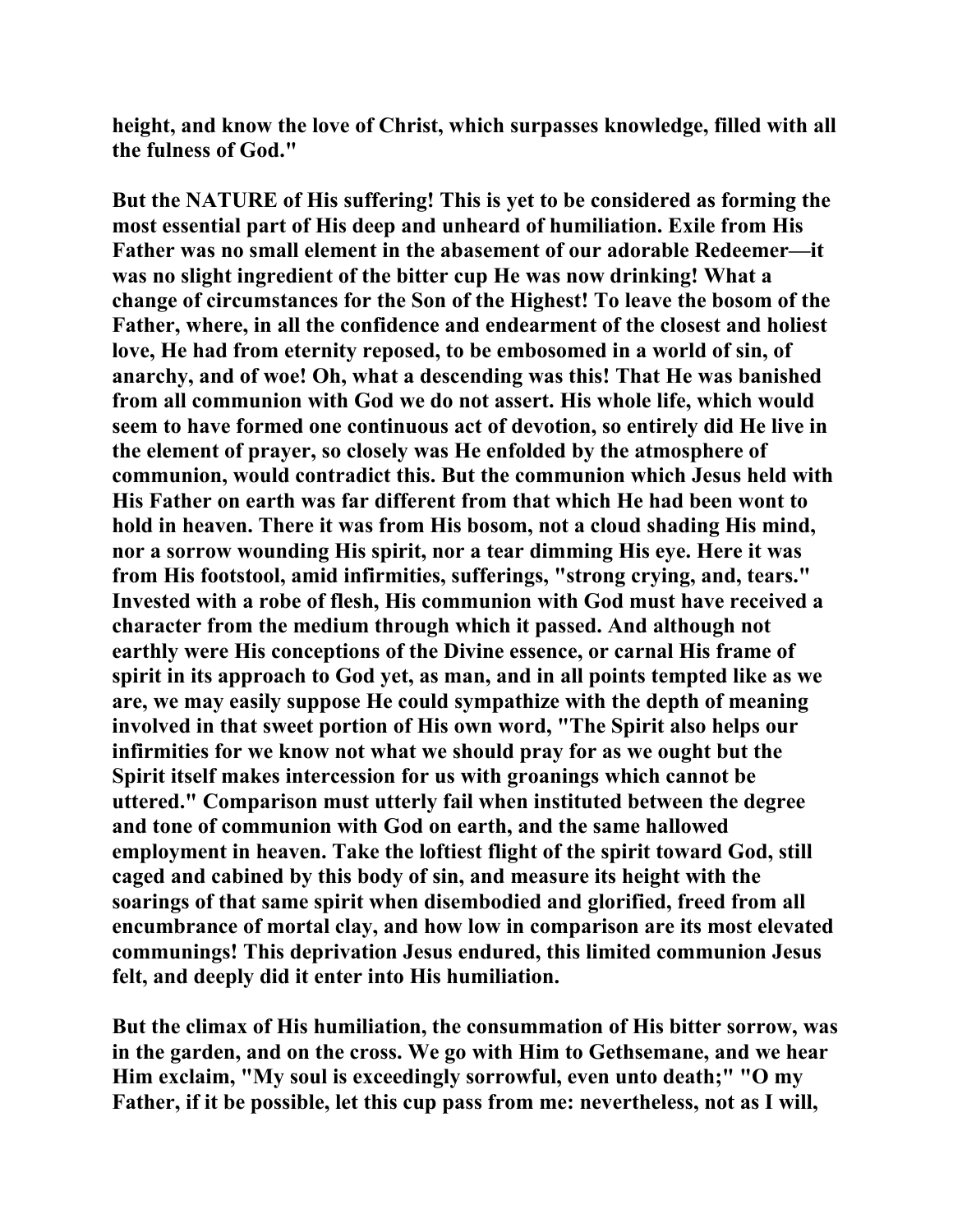**height, and know the love of Christ, which surpasses knowledge, filled with all the fulness of God."**

**But the NATURE of His suffering! This is yet to be considered as forming the most essential part of His deep and unheard of humiliation. Exile from His Father was no small element in the abasement of our adorable Redeemer—it was no slight ingredient of the bitter cup He was now drinking! What a change of circumstances for the Son of the Highest! To leave the bosom of the Father, where, in all the confidence and endearment of the closest and holiest love, He had from eternity reposed, to be embosomed in a world of sin, of anarchy, and of woe! Oh, what a descending was this! That He was banished from all communion with God we do not assert. His whole life, which would seem to have formed one continuous act of devotion, so entirely did He live in the element of prayer, so closely was He enfolded by the atmosphere of communion, would contradict this. But the communion which Jesus held with His Father on earth was far different from that which He had been wont to hold in heaven. There it was from His bosom, not a cloud shading His mind, nor a sorrow wounding His spirit, nor a tear dimming His eye. Here it was from His footstool, amid infirmities, sufferings, "strong crying, and, tears." Invested with a robe of flesh, His communion with God must have received a character from the medium through which it passed. And although not earthly were His conceptions of the Divine essence, or carnal His frame of spirit in its approach to God yet, as man, and in all points tempted like as we are, we may easily suppose He could sympathize with the depth of meaning involved in that sweet portion of His own word, "The Spirit also helps our infirmities for we know not what we should pray for as we ought but the Spirit itself makes intercession for us with groanings which cannot be uttered." Comparison must utterly fail when instituted between the degree and tone of communion with God on earth, and the same hallowed employment in heaven. Take the loftiest flight of the spirit toward God, still caged and cabined by this body of sin, and measure its height with the soarings of that same spirit when disembodied and glorified, freed from all encumbrance of mortal clay, and how low in comparison are its most elevated communings! This deprivation Jesus endured, this limited communion Jesus felt, and deeply did it enter into His humiliation.**

**But the climax of His humiliation, the consummation of His bitter sorrow, was in the garden, and on the cross. We go with Him to Gethsemane, and we hear Him exclaim, "My soul is exceedingly sorrowful, even unto death;" "O my Father, if it be possible, let this cup pass from me: nevertheless, not as I will,**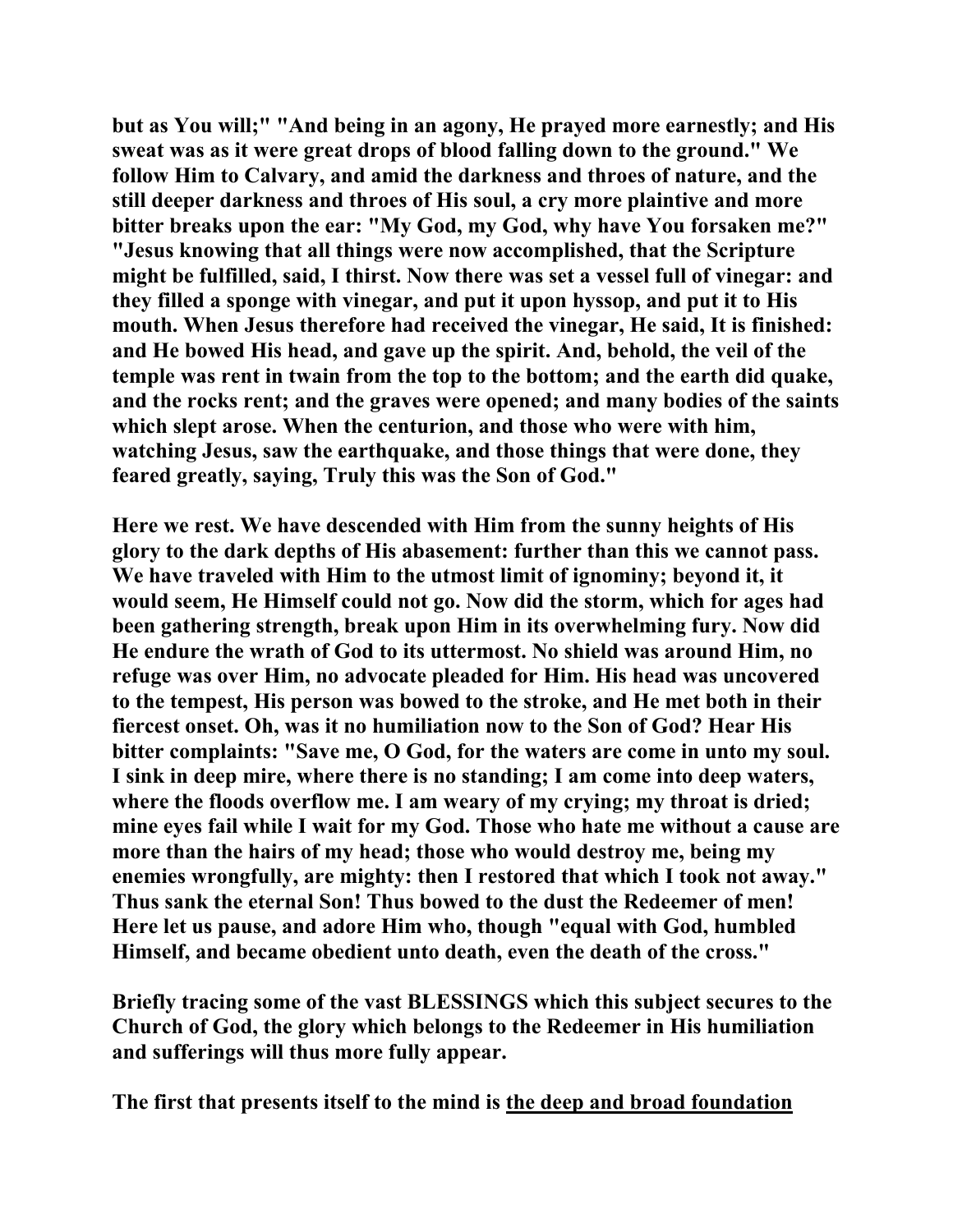**but as You will;" "And being in an agony, He prayed more earnestly; and His sweat was as it were great drops of blood falling down to the ground." We follow Him to Calvary, and amid the darkness and throes of nature, and the still deeper darkness and throes of His soul, a cry more plaintive and more bitter breaks upon the ear: "My God, my God, why have You forsaken me?" "Jesus knowing that all things were now accomplished, that the Scripture might be fulfilled, said, I thirst. Now there was set a vessel full of vinegar: and they filled a sponge with vinegar, and put it upon hyssop, and put it to His mouth. When Jesus therefore had received the vinegar, He said, It is finished: and He bowed His head, and gave up the spirit. And, behold, the veil of the temple was rent in twain from the top to the bottom; and the earth did quake, and the rocks rent; and the graves were opened; and many bodies of the saints which slept arose. When the centurion, and those who were with him, watching Jesus, saw the earthquake, and those things that were done, they feared greatly, saying, Truly this was the Son of God."**

**Here we rest. We have descended with Him from the sunny heights of His glory to the dark depths of His abasement: further than this we cannot pass. We have traveled with Him to the utmost limit of ignominy; beyond it, it would seem, He Himself could not go. Now did the storm, which for ages had been gathering strength, break upon Him in its overwhelming fury. Now did He endure the wrath of God to its uttermost. No shield was around Him, no refuge was over Him, no advocate pleaded for Him. His head was uncovered to the tempest, His person was bowed to the stroke, and He met both in their fiercest onset. Oh, was it no humiliation now to the Son of God? Hear His bitter complaints: "Save me, O God, for the waters are come in unto my soul. I sink in deep mire, where there is no standing; I am come into deep waters, where the floods overflow me. I am weary of my crying; my throat is dried; mine eyes fail while I wait for my God. Those who hate me without a cause are more than the hairs of my head; those who would destroy me, being my enemies wrongfully, are mighty: then I restored that which I took not away." Thus sank the eternal Son! Thus bowed to the dust the Redeemer of men! Here let us pause, and adore Him who, though "equal with God, humbled Himself, and became obedient unto death, even the death of the cross."**

**Briefly tracing some of the vast BLESSINGS which this subject secures to the Church of God, the glory which belongs to the Redeemer in His humiliation and sufferings will thus more fully appear.**

**The first that presents itself to the mind is <u>the deep and broad foundation</u>**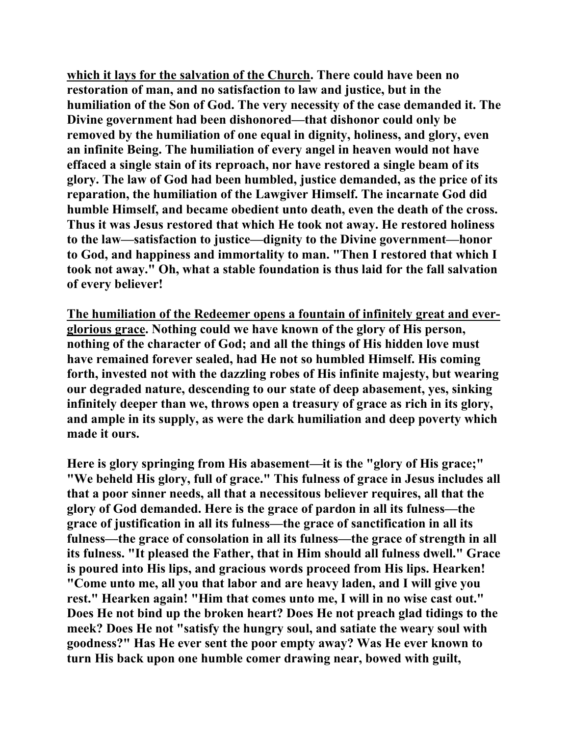**which it lays for the salvation of the Church. There could have been no restoration of man, and no satisfaction to law and justice, but in the humiliation of the Son of God. The very necessity of the case demanded it. The Divine government had been dishonored—that dishonor could only be removed by the humiliation of one equal in dignity, holiness, and glory, even an infinite Being. The humiliation of every angel in heaven would not have effaced a single stain of its reproach, nor have restored a single beam of its glory. The law of God had been humbled, justice demanded, as the price of its reparation, the humiliation of the Lawgiver Himself. The incarnate God did humble Himself, and became obedient unto death, even the death of the cross. Thus it was Jesus restored that which He took not away. He restored holiness to the law—satisfaction to justice—dignity to the Divine government—honor to God, and happiness and immortality to man. "Then I restored that which I took not away." Oh, what a stable foundation is thus laid for the fall salvation of every believer!**

**The humiliation of the Redeemer opens a fountain of infinitely great and ever-glorious grace. Nothing could we have known of the glory of His person, nothing of the character of God; and all the things of His hidden love must have remained forever sealed, had He not so humbled Himself. His coming forth, invested not with the dazzling robes of His infinite majesty, but wearing our degraded nature, descending to our state of deep abasement, yes, sinking infinitely deeper than we, throws open a treasury of grace as rich in its glory, and ample in its supply, as were the dark humiliation and deep poverty which made it ours.**

**Here is glory springing from His abasement—it is the "glory of His grace;" "We beheld His glory, full of grace." This fulness of grace in Jesus includes all that a poor sinner needs, all that a necessitous believer requires, all that the glory of God demanded. Here is the grace of pardon in all its fulness—the grace of justification in all its fulness—the grace of sanctification in all its fulness—the grace of consolation in all its fulness—the grace of strength in all its fulness. "It pleased the Father, that in Him should all fulness dwell." Grace is poured into His lips, and gracious words proceed from His lips. Hearken! "Come unto me, all you that labor and are heavy laden, and I will give you rest." Hearken again! "Him that comes unto me, I will in no wise cast out." Does He not bind up the broken heart? Does He not preach glad tidings to the meek? Does He not "satisfy the hungry soul, and satiate the weary soul with goodness?" Has He ever sent the poor empty away? Was He ever known to turn His back upon one humble comer drawing near, bowed with guilt,**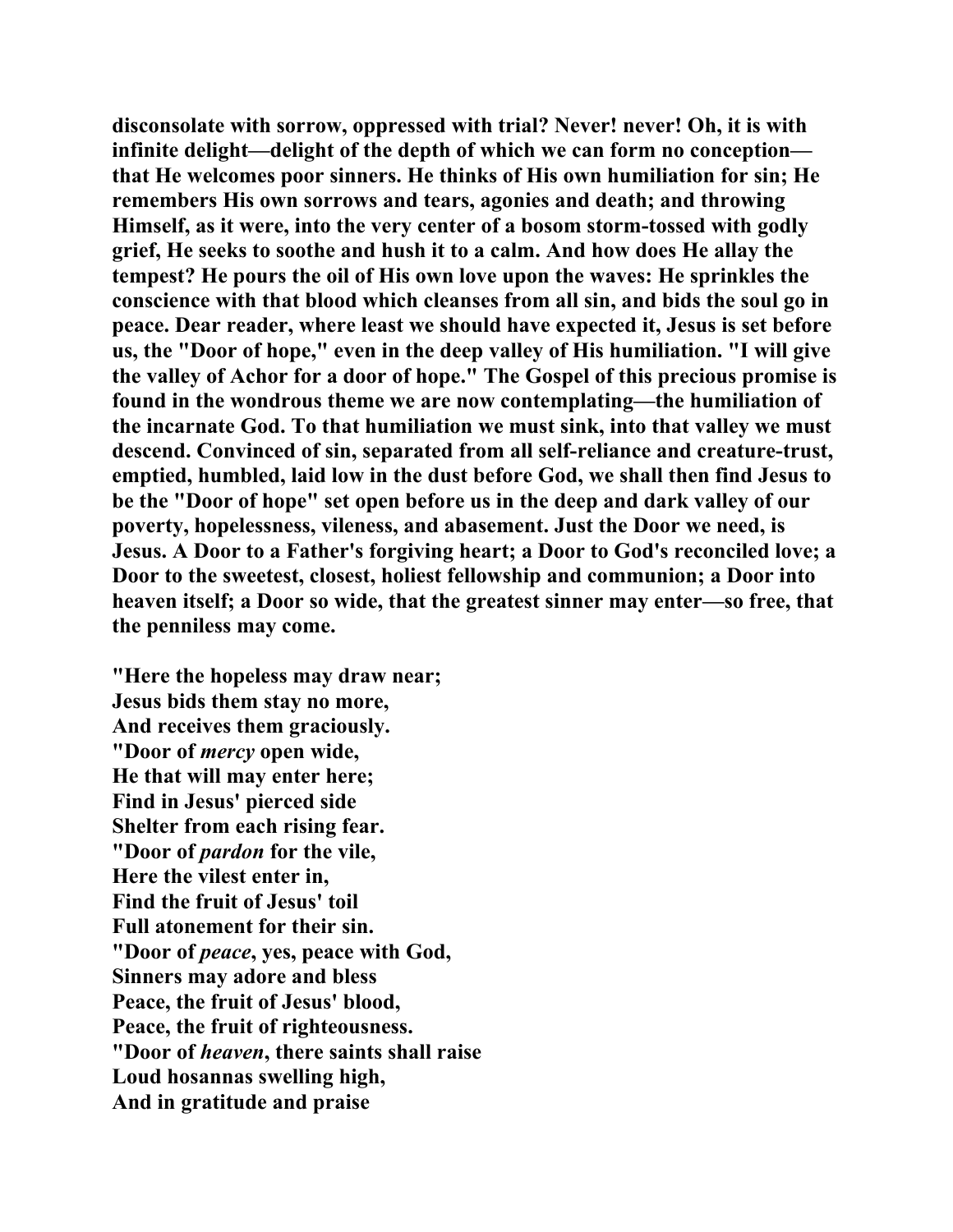**disconsolate with sorrow, oppressed with trial? Never! never! Oh, it is with infinite delight—delight of the depth of which we can form no conception—that He welcomes poor sinners. He thinks of His own humiliation for sin; He remembers His own sorrows and tears, agonies and death; and throwing Himself, as it were, into the very center of a bosom storm-tossed with godly grief, He seeks to soothe and hush it to a calm. And how does He allay the tempest? He pours the oil of His own love upon the waves: He sprinkles the conscience with that blood which cleanses from all sin, and bids the soul go in peace. Dear reader, where least we should have expected it, Jesus is set before us, the "Door of hope," even in the deep valley of His humiliation. "I will give the valley of Achor for a door of hope." The Gospel of this precious promise is found in the wondrous theme we are now contemplating—the humiliation of the incarnate God. To that humiliation we must sink, into that valley we must descend. Convinced of sin, separated from all self-reliance and creature-trust, emptied, humbled, laid low in the dust before God, we shall then find Jesus to be the "Door of hope" set open before us in the deep and dark valley of our poverty, hopelessness, vileness, and abasement. Just the Door we need, is Jesus. A Door to a Father's forgiving heart; a Door to God's reconciled love; a Door to the sweetest, closest, holiest fellowship and communion; a Door into heaven itself; a Door so wide, that the greatest sinner may enter—so free, that the penniless may come.**

**"Here the hopeless may draw near;**
**Jesus bids them stay no more,**
**And receives them graciously.**
**"Door of *mercy* open wide,**
**He that will may enter here;**
**Find in Jesus' pierced side**
**Shelter from each rising fear.**
**"Door of *pardon* for the vile,**
**Here the vilest enter in,**
**Find the fruit of Jesus' toil**
**Full atonement for their sin.**
**"Door of *peace*, yes, peace with God,**
**Sinners may adore and bless**
**Peace, the fruit of Jesus' blood,**
**Peace, the fruit of righteousness.**
**"Door of *heaven*, there saints shall raise**
**Loud hosannas swelling high,**
**And in gratitude and praise**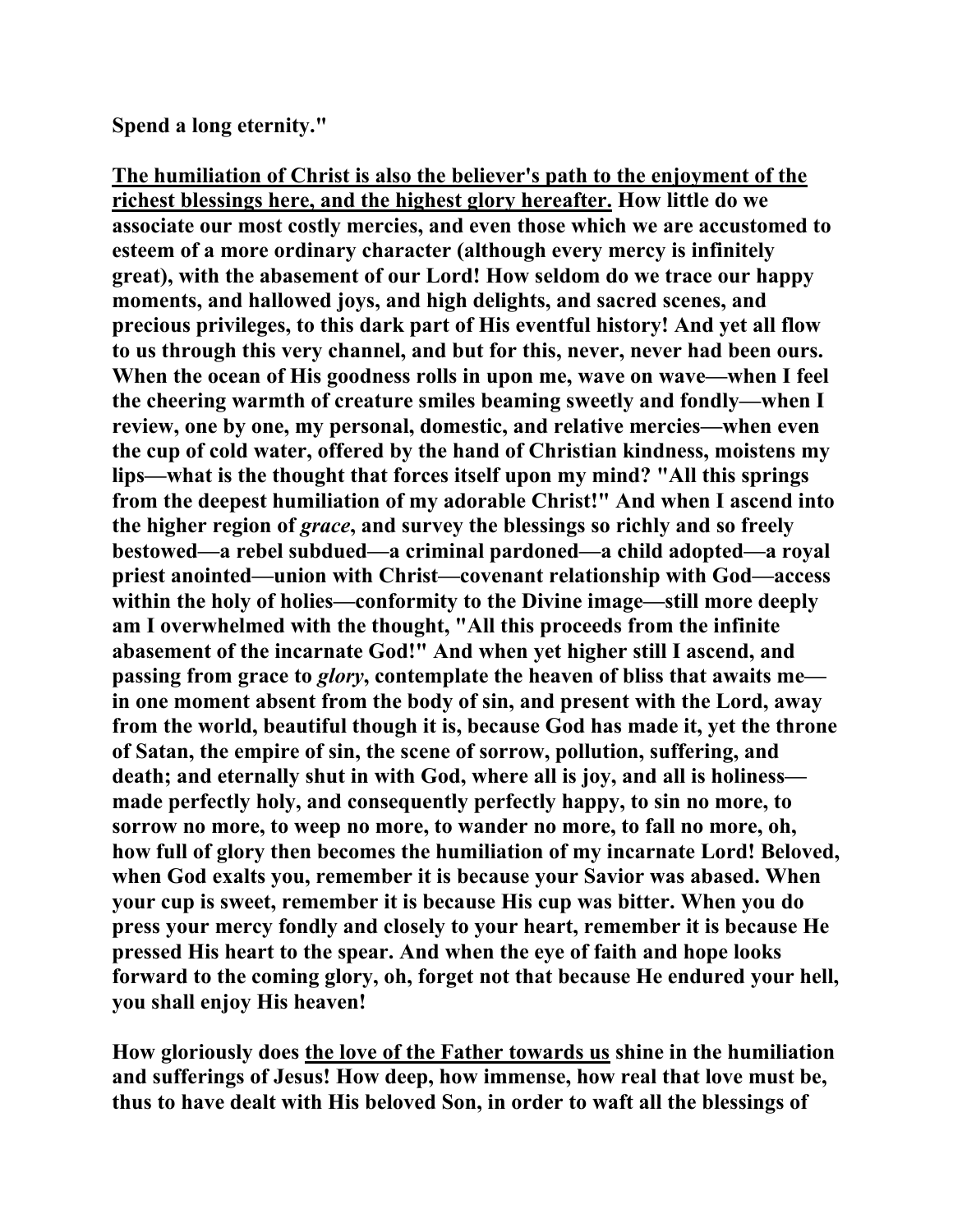**Spend a long eternity."**

**<u>The humiliation of Christ is also the believer's path to the enjoyment of the richest blessings here, and the highest glory hereafter.</u> How little do we associate our most costly mercies, and even those which we are accustomed to esteem of a more ordinary character (although every mercy is infinitely great), with the abasement of our Lord! How seldom do we trace our happy moments, and hallowed joys, and high delights, and sacred scenes, and precious privileges, to this dark part of His eventful history! And yet all flow to us through this very channel, and but for this, never, never had been ours. When the ocean of His goodness rolls in upon me, wave on wave—when I feel the cheering warmth of creature smiles beaming sweetly and fondly—when I review, one by one, my personal, domestic, and relative mercies—when even the cup of cold water, offered by the hand of Christian kindness, moistens my lips—what is the thought that forces itself upon my mind? "All this springs from the deepest humiliation of my adorable Christ!" And when I ascend into the higher region of *grace*, and survey the blessings so richly and so freely bestowed—a rebel subdued—a criminal pardoned—a child adopted—a royal priest anointed—union with Christ—covenant relationship with God—access within the holy of holies—conformity to the Divine image—still more deeply am I overwhelmed with the thought, "All this proceeds from the infinite abasement of the incarnate God!" And when yet higher still I ascend, and passing from grace to *glory*, contemplate the heaven of bliss that awaits me—in one moment absent from the body of sin, and present with the Lord, away from the world, beautiful though it is, because God has made it, yet the throne of Satan, the empire of sin, the scene of sorrow, pollution, suffering, and death; and eternally shut in with God, where all is joy, and all is holiness—made perfectly holy, and consequently perfectly happy, to sin no more, to sorrow no more, to weep no more, to wander no more, to fall no more, oh, how full of glory then becomes the humiliation of my incarnate Lord! Beloved, when God exalts you, remember it is because your Savior was abased. When your cup is sweet, remember it is because His cup was bitter. When you do press your mercy fondly and closely to your heart, remember it is because He pressed His heart to the spear. And when the eye of faith and hope looks forward to the coming glory, oh, forget not that because He endured your hell, you shall enjoy His heaven!**

**How gloriously does <u>the love of the Father towards us</u> shine in the humiliation and sufferings of Jesus! How deep, how immense, how real that love must be, thus to have dealt with His beloved Son, in order to waft all the blessings of**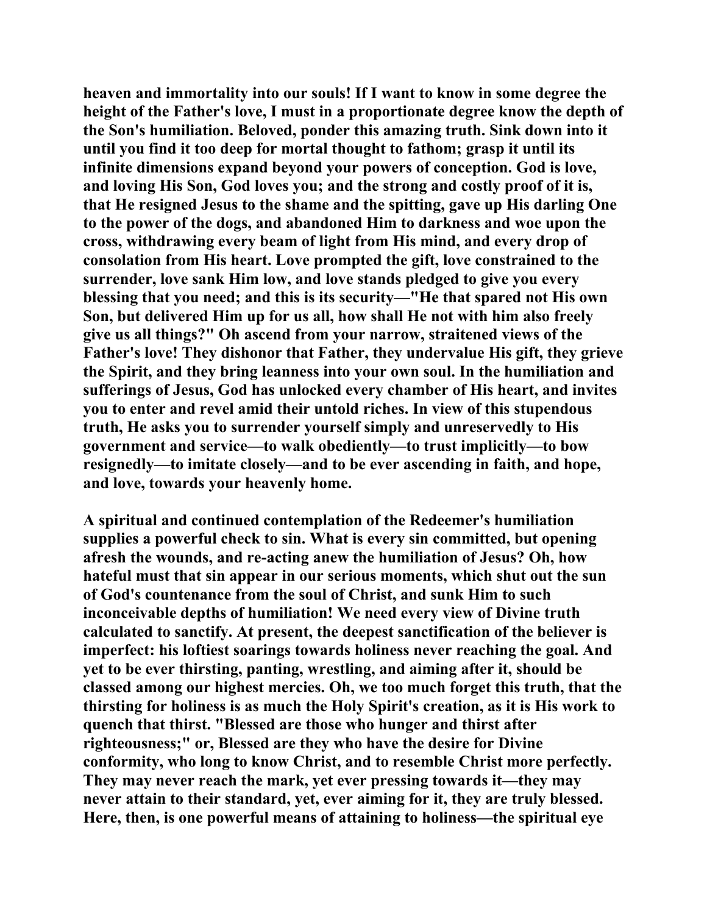heaven and immortality into our souls! If I want to know in some degree the height of the Father's love, I must in a proportionate degree know the depth of the Son's humiliation. Beloved, ponder this amazing truth. Sink down into it until you find it too deep for mortal thought to fathom; grasp it until its infinite dimensions expand beyond your powers of conception. God is love, and loving His Son, God loves you; and the strong and costly proof of it is, that He resigned Jesus to the shame and the spitting, gave up His darling One to the power of the dogs, and abandoned Him to darkness and woe upon the cross, withdrawing every beam of light from His mind, and every drop of consolation from His heart. Love prompted the gift, love constrained to the surrender, love sank Him low, and love stands pledged to give you every blessing that you need; and this is its security—"He that spared not His own Son, but delivered Him up for us all, how shall He not with him also freely give us all things?" Oh ascend from your narrow, straitened views of the Father's love! They dishonor that Father, they undervalue His gift, they grieve the Spirit, and they bring leanness into your own soul. In the humiliation and sufferings of Jesus, God has unlocked every chamber of His heart, and invites you to enter and revel amid their untold riches. In view of this stupendous truth, He asks you to surrender yourself simply and unreservedly to His government and service—to walk obediently—to trust implicitly—to bow resignedly—to imitate closely—and to be ever ascending in faith, and hope, and love, towards your heavenly home.

A spiritual and continued contemplation of the Redeemer's humiliation supplies a powerful check to sin. What is every sin committed, but opening afresh the wounds, and re-acting anew the humiliation of Jesus? Oh, how hateful must that sin appear in our serious moments, which shut out the sun of God's countenance from the soul of Christ, and sunk Him to such inconceivable depths of humiliation! We need every view of Divine truth calculated to sanctify. At present, the deepest sanctification of the believer is imperfect: his loftiest soarings towards holiness never reaching the goal. And yet to be ever thirsting, panting, wrestling, and aiming after it, should be classed among our highest mercies. Oh, we too much forget this truth, that the thirsting for holiness is as much the Holy Spirit's creation, as it is His work to quench that thirst. "Blessed are those who hunger and thirst after righteousness;" or, Blessed are they who have the desire for Divine conformity, who long to know Christ, and to resemble Christ more perfectly. They may never reach the mark, yet ever pressing towards it—they may never attain to their standard, yet, ever aiming for it, they are truly blessed. Here, then, is one powerful means of attaining to holiness—the spiritual eye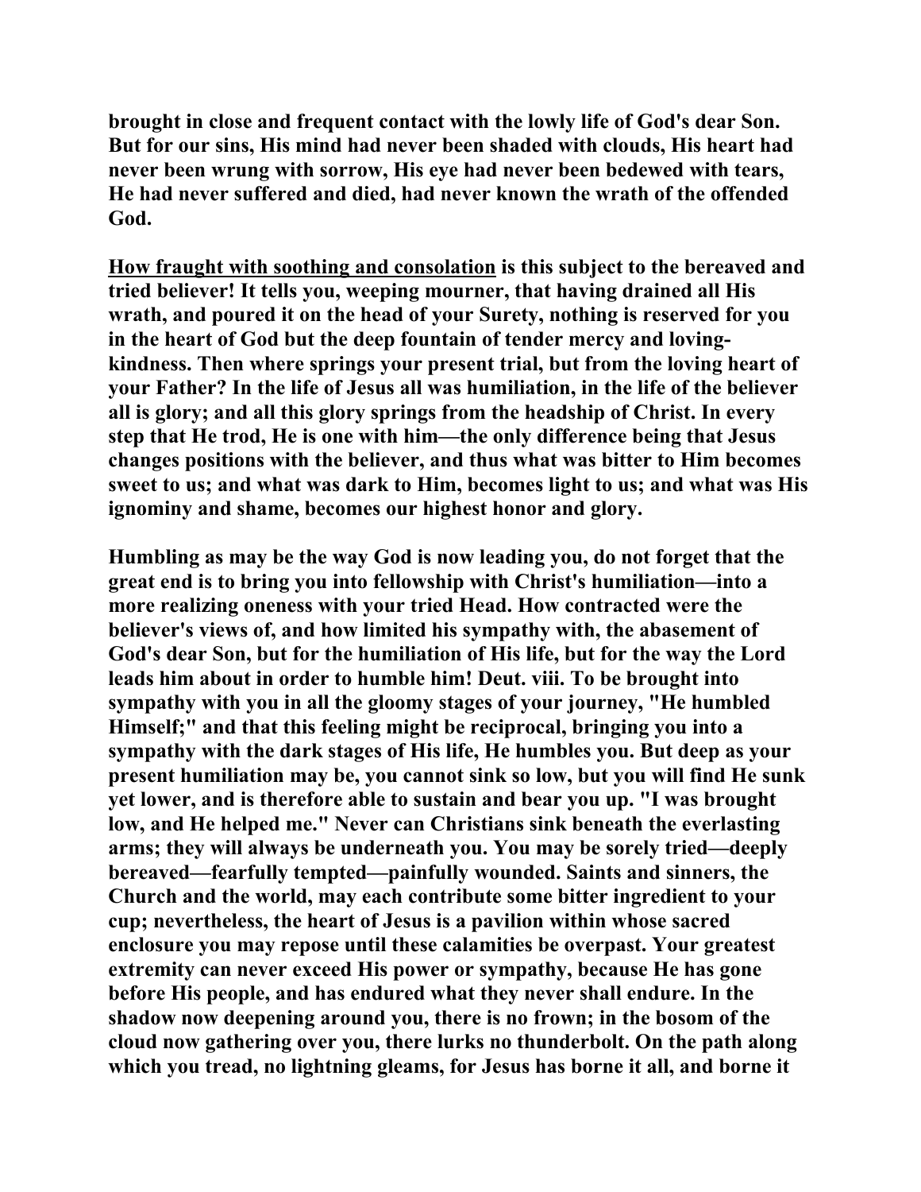**brought in close and frequent contact with the lowly life of God's dear Son. But for our sins, His mind had never been shaded with clouds, His heart had never been wrung with sorrow, His eye had never been bedewed with tears, He had never suffered and died, had never known the wrath of the offended God.**

**<u>How fraught with soothing and consolation</u> is this subject to the bereaved and tried believer! It tells you, weeping mourner, that having drained all His wrath, and poured it on the head of your Surety, nothing is reserved for you in the heart of God but the deep fountain of tender mercy and loving-kindness. Then where springs your present trial, but from the loving heart of your Father? In the life of Jesus all was humiliation, in the life of the believer all is glory; and all this glory springs from the headship of Christ. In every step that He trod, He is one with him—the only difference being that Jesus changes positions with the believer, and thus what was bitter to Him becomes sweet to us; and what was dark to Him, becomes light to us; and what was His ignominy and shame, becomes our highest honor and glory.**

**Humbling as may be the way God is now leading you, do not forget that the great end is to bring you into fellowship with Christ's humiliation—into a more realizing oneness with your tried Head. How contracted were the believer's views of, and how limited his sympathy with, the abasement of God's dear Son, but for the humiliation of His life, but for the way the Lord leads him about in order to humble him! Deut. viii. To be brought into sympathy with you in all the gloomy stages of your journey, "He humbled Himself;" and that this feeling might be reciprocal, bringing you into a sympathy with the dark stages of His life, He humbles you. But deep as your present humiliation may be, you cannot sink so low, but you will find He sunk yet lower, and is therefore able to sustain and bear you up. "I was brought low, and He helped me." Never can Christians sink beneath the everlasting arms; they will always be underneath you. You may be sorely tried—deeply bereaved—fearfully tempted—painfully wounded. Saints and sinners, the Church and the world, may each contribute some bitter ingredient to your cup; nevertheless, the heart of Jesus is a pavilion within whose sacred enclosure you may repose until these calamities be overpast. Your greatest extremity can never exceed His power or sympathy, because He has gone before His people, and has endured what they never shall endure. In the shadow now deepening around you, there is no frown; in the bosom of the cloud now gathering over you, there lurks no thunderbolt. On the path along which you tread, no lightning gleams, for Jesus has borne it all, and borne it**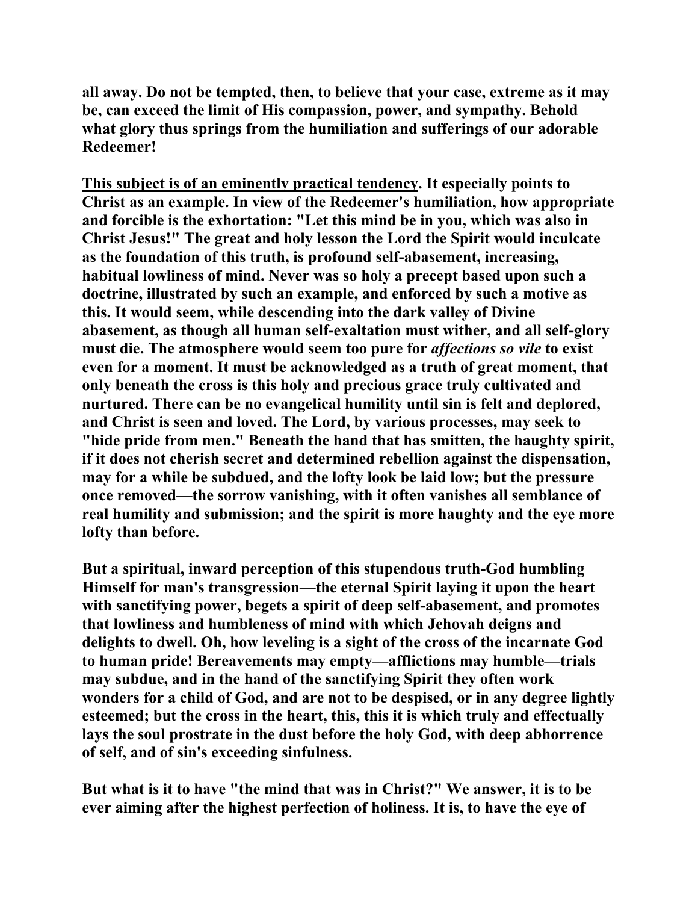**all away. Do not be tempted, then, to believe that your case, extreme as it may be, can exceed the limit of His compassion, power, and sympathy. Behold what glory thus springs from the humiliation and sufferings of our adorable Redeemer!**

**<u>This subject is of an eminently practical tendency</u>. It especially points to Christ as an example. In view of the Redeemer's humiliation, how appropriate and forcible is the exhortation: "Let this mind be in you, which was also in Christ Jesus!" The great and holy lesson the Lord the Spirit would inculcate as the foundation of this truth, is profound self-abasement, increasing, habitual lowliness of mind. Never was so holy a precept based upon such a doctrine, illustrated by such an example, and enforced by such a motive as this. It would seem, while descending into the dark valley of Divine abasement, as though all human self-exaltation must wither, and all self-glory must die. The atmosphere would seem too pure for *affections so vile* to exist even for a moment. It must be acknowledged as a truth of great moment, that only beneath the cross is this holy and precious grace truly cultivated and nurtured. There can be no evangelical humility until sin is felt and deplored, and Christ is seen and loved. The Lord, by various processes, may seek to "hide pride from men." Beneath the hand that has smitten, the haughty spirit, if it does not cherish secret and determined rebellion against the dispensation, may for a while be subdued, and the lofty look be laid low; but the pressure once removed—the sorrow vanishing, with it often vanishes all semblance of real humility and submission; and the spirit is more haughty and the eye more lofty than before.**

**But a spiritual, inward perception of this stupendous truth-God humbling Himself for man's transgression—the eternal Spirit laying it upon the heart with sanctifying power, begets a spirit of deep self-abasement, and promotes that lowliness and humbleness of mind with which Jehovah deigns and delights to dwell. Oh, how leveling is a sight of the cross of the incarnate God to human pride! Bereavements may empty—afflictions may humble—trials may subdue, and in the hand of the sanctifying Spirit they often work wonders for a child of God, and are not to be despised, or in any degree lightly esteemed; but the cross in the heart, this, this it is which truly and effectually lays the soul prostrate in the dust before the holy God, with deep abhorrence of self, and of sin's exceeding sinfulness.**

**But what is it to have "the mind that was in Christ?" We answer, it is to be ever aiming after the highest perfection of holiness. It is, to have the eye of**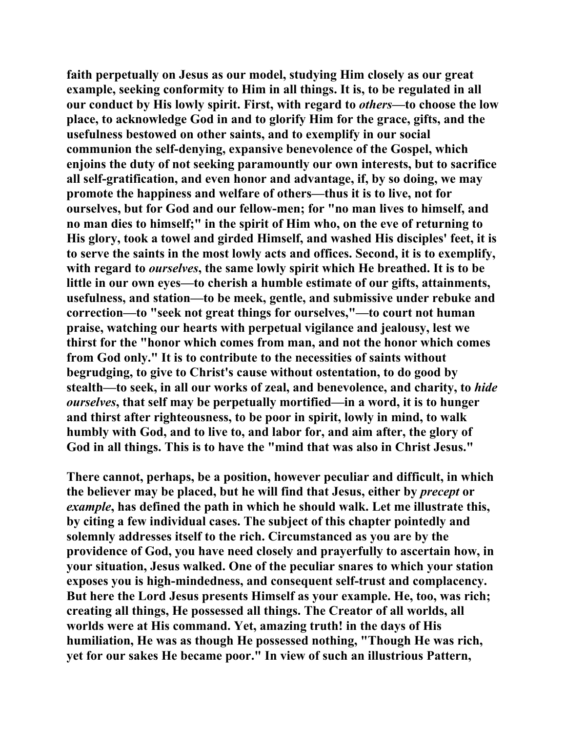**faith perpetually on Jesus as our model, studying Him closely as our great example, seeking conformity to Him in all things. It is, to be regulated in all our conduct by His lowly spirit. First, with regard to *others*—to choose the low place, to acknowledge God in and to glorify Him for the grace, gifts, and the usefulness bestowed on other saints, and to exemplify in our social communion the self-denying, expansive benevolence of the Gospel, which enjoins the duty of not seeking paramountly our own interests, but to sacrifice all self-gratification, and even honor and advantage, if, by so doing, we may promote the happiness and welfare of others—thus it is to live, not for ourselves, but for God and our fellow-men; for "no man lives to himself, and no man dies to himself;" in the spirit of Him who, on the eve of returning to His glory, took a towel and girded Himself, and washed His disciples' feet, it is to serve the saints in the most lowly acts and offices. Second, it is to exemplify, with regard to *ourselves*, the same lowly spirit which He breathed. It is to be little in our own eyes—to cherish a humble estimate of our gifts, attainments, usefulness, and station—to be meek, gentle, and submissive under rebuke and correction—to "seek not great things for ourselves,"—to court not human praise, watching our hearts with perpetual vigilance and jealousy, lest we thirst for the "honor which comes from man, and not the honor which comes from God only." It is to contribute to the necessities of saints without begrudging, to give to Christ's cause without ostentation, to do good by stealth—to seek, in all our works of zeal, and benevolence, and charity, to *hide ourselves*, that self may be perpetually mortified—in a word, it is to hunger and thirst after righteousness, to be poor in spirit, lowly in mind, to walk humbly with God, and to live to, and labor for, and aim after, the glory of God in all things. This is to have the "mind that was also in Christ Jesus."**

**There cannot, perhaps, be a position, however peculiar and difficult, in which the believer may be placed, but he will find that Jesus, either by *precept* or *example*, has defined the path in which he should walk. Let me illustrate this, by citing a few individual cases. The subject of this chapter pointedly and solemnly addresses itself to the rich. Circumstanced as you are by the providence of God, you have need closely and prayerfully to ascertain how, in your situation, Jesus walked. One of the peculiar snares to which your station exposes you is high-mindedness, and consequent self-trust and complacency. But here the Lord Jesus presents Himself as your example. He, too, was rich; creating all things, He possessed all things. The Creator of all worlds, all worlds were at His command. Yet, amazing truth! in the days of His humiliation, He was as though He possessed nothing, "Though He was rich, yet for our sakes He became poor." In view of such an illustrious Pattern,**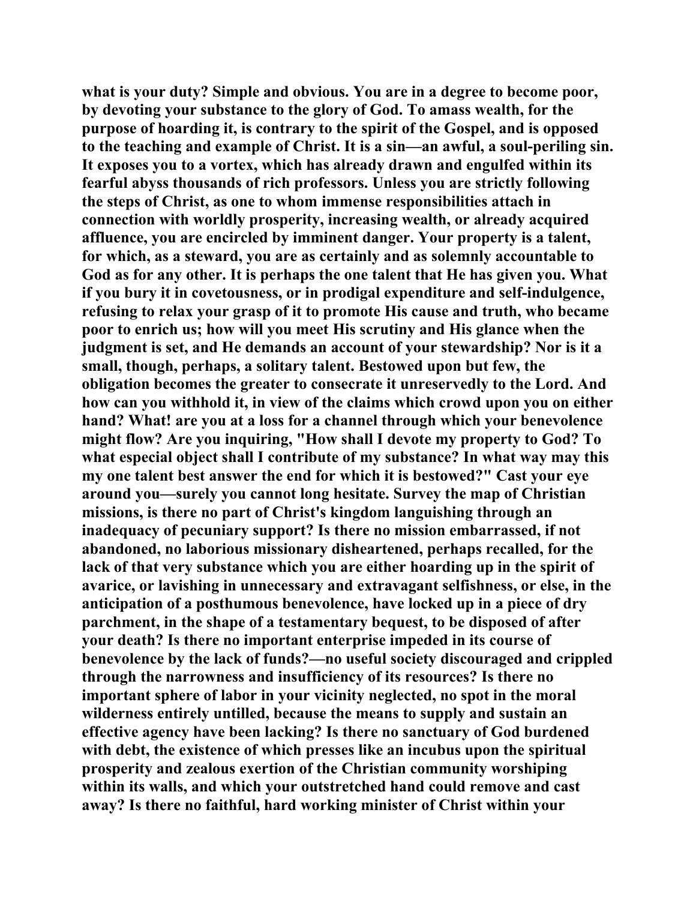what is your duty? Simple and obvious. You are in a degree to become poor, by devoting your substance to the glory of God. To amass wealth, for the purpose of hoarding it, is contrary to the spirit of the Gospel, and is opposed to the teaching and example of Christ. It is a sin—an awful, a soul-periling sin. It exposes you to a vortex, which has already drawn and engulfed within its fearful abyss thousands of rich professors. Unless you are strictly following the steps of Christ, as one to whom immense responsibilities attach in connection with worldly prosperity, increasing wealth, or already acquired affluence, you are encircled by imminent danger. Your property is a talent, for which, as a steward, you are as certainly and as solemnly accountable to God as for any other. It is perhaps the one talent that He has given you. What if you bury it in covetousness, or in prodigal expenditure and self-indulgence, refusing to relax your grasp of it to promote His cause and truth, who became poor to enrich us; how will you meet His scrutiny and His glance when the judgment is set, and He demands an account of your stewardship? Nor is it a small, though, perhaps, a solitary talent. Bestowed upon but few, the obligation becomes the greater to consecrate it unreservedly to the Lord. And how can you withhold it, in view of the claims which crowd upon you on either hand? What! are you at a loss for a channel through which your benevolence might flow? Are you inquiring, "How shall I devote my property to God? To what especial object shall I contribute of my substance? In what way may this my one talent best answer the end for which it is bestowed?" Cast your eye around you—surely you cannot long hesitate. Survey the map of Christian missions, is there no part of Christ's kingdom languishing through an inadequacy of pecuniary support? Is there no mission embarrassed, if not abandoned, no laborious missionary disheartened, perhaps recalled, for the lack of that very substance which you are either hoarding up in the spirit of avarice, or lavishing in unnecessary and extravagant selfishness, or else, in the anticipation of a posthumous benevolence, have locked up in a piece of dry parchment, in the shape of a testamentary bequest, to be disposed of after your death? Is there no important enterprise impeded in its course of benevolence by the lack of funds?—no useful society discouraged and crippled through the narrowness and insufficiency of its resources? Is there no important sphere of labor in your vicinity neglected, no spot in the moral wilderness entirely untilled, because the means to supply and sustain an effective agency have been lacking? Is there no sanctuary of God burdened with debt, the existence of which presses like an incubus upon the spiritual prosperity and zealous exertion of the Christian community worshiping within its walls, and which your outstretched hand could remove and cast away? Is there no faithful, hard working minister of Christ within your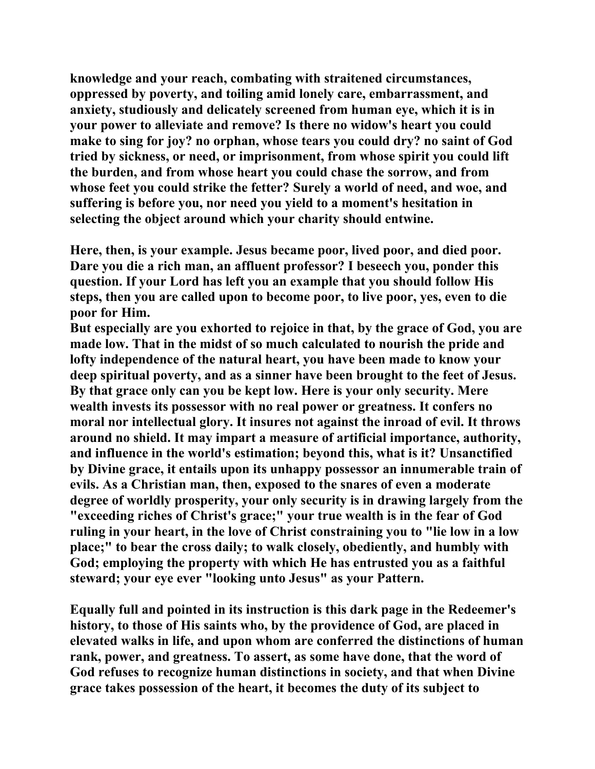knowledge and your reach, combating with straitened circumstances, oppressed by poverty, and toiling amid lonely care, embarrassment, and anxiety, studiously and delicately screened from human eye, which it is in your power to alleviate and remove? Is there no widow's heart you could make to sing for joy? no orphan, whose tears you could dry? no saint of God tried by sickness, or need, or imprisonment, from whose spirit you could lift the burden, and from whose heart you could chase the sorrow, and from whose feet you could strike the fetter? Surely a world of need, and woe, and suffering is before you, nor need you yield to a moment's hesitation in selecting the object around which your charity should entwine.

Here, then, is your example. Jesus became poor, lived poor, and died poor. Dare you die a rich man, an affluent professor? I beseech you, ponder this question. If your Lord has left you an example that you should follow His steps, then you are called upon to become poor, to live poor, yes, even to die poor for Him.

But especially are you exhorted to rejoice in that, by the grace of God, you are made low. That in the midst of so much calculated to nourish the pride and lofty independence of the natural heart, you have been made to know your deep spiritual poverty, and as a sinner have been brought to the feet of Jesus. By that grace only can you be kept low. Here is your only security. Mere wealth invests its possessor with no real power or greatness. It confers no moral nor intellectual glory. It insures not against the inroad of evil. It throws around no shield. It may impart a measure of artificial importance, authority, and influence in the world's estimation; beyond this, what is it? Unsanctified by Divine grace, it entails upon its unhappy possessor an innumerable train of evils. As a Christian man, then, exposed to the snares of even a moderate degree of worldly prosperity, your only security is in drawing largely from the "exceeding riches of Christ's grace;" your true wealth is in the fear of God ruling in your heart, in the love of Christ constraining you to "lie low in a low place;" to bear the cross daily; to walk closely, obediently, and humbly with God; employing the property with which He has entrusted you as a faithful steward; your eye ever "looking unto Jesus" as your Pattern.

Equally full and pointed in its instruction is this dark page in the Redeemer's history, to those of His saints who, by the providence of God, are placed in elevated walks in life, and upon whom are conferred the distinctions of human rank, power, and greatness. To assert, as some have done, that the word of God refuses to recognize human distinctions in society, and that when Divine grace takes possession of the heart, it becomes the duty of its subject to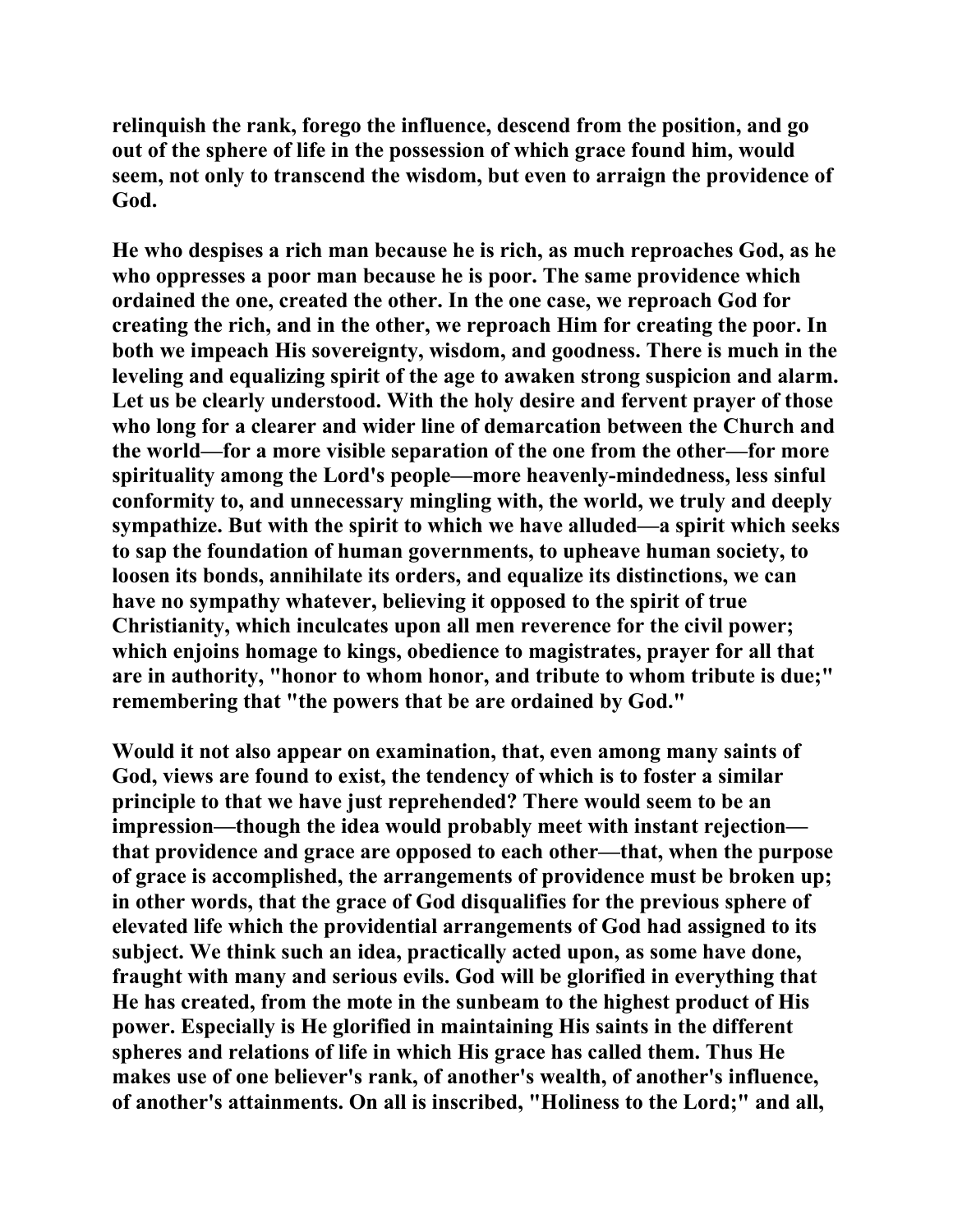relinquish the rank, forego the influence, descend from the position, and go out of the sphere of life in the possession of which grace found him, would seem, not only to transcend the wisdom, but even to arraign the providence of God.

He who despises a rich man because he is rich, as much reproaches God, as he who oppresses a poor man because he is poor. The same providence which ordained the one, created the other. In the one case, we reproach God for creating the rich, and in the other, we reproach Him for creating the poor. In both we impeach His sovereignty, wisdom, and goodness. There is much in the leveling and equalizing spirit of the age to awaken strong suspicion and alarm. Let us be clearly understood. With the holy desire and fervent prayer of those who long for a clearer and wider line of demarcation between the Church and the world—for a more visible separation of the one from the other—for more spirituality among the Lord's people—more heavenly-mindedness, less sinful conformity to, and unnecessary mingling with, the world, we truly and deeply sympathize. But with the spirit to which we have alluded—a spirit which seeks to sap the foundation of human governments, to upheave human society, to loosen its bonds, annihilate its orders, and equalize its distinctions, we can have no sympathy whatever, believing it opposed to the spirit of true Christianity, which inculcates upon all men reverence for the civil power; which enjoins homage to kings, obedience to magistrates, prayer for all that are in authority, "honor to whom honor, and tribute to whom tribute is due;" remembering that "the powers that be are ordained by God."

Would it not also appear on examination, that, even among many saints of God, views are found to exist, the tendency of which is to foster a similar principle to that we have just reprehended? There would seem to be an impression—though the idea would probably meet with instant rejection—that providence and grace are opposed to each other—that, when the purpose of grace is accomplished, the arrangements of providence must be broken up; in other words, that the grace of God disqualifies for the previous sphere of elevated life which the providential arrangements of God had assigned to its subject. We think such an idea, practically acted upon, as some have done, fraught with many and serious evils. God will be glorified in everything that He has created, from the mote in the sunbeam to the highest product of His power. Especially is He glorified in maintaining His saints in the different spheres and relations of life in which His grace has called them. Thus He makes use of one believer's rank, of another's wealth, of another's influence, of another's attainments. On all is inscribed, "Holiness to the Lord;" and all,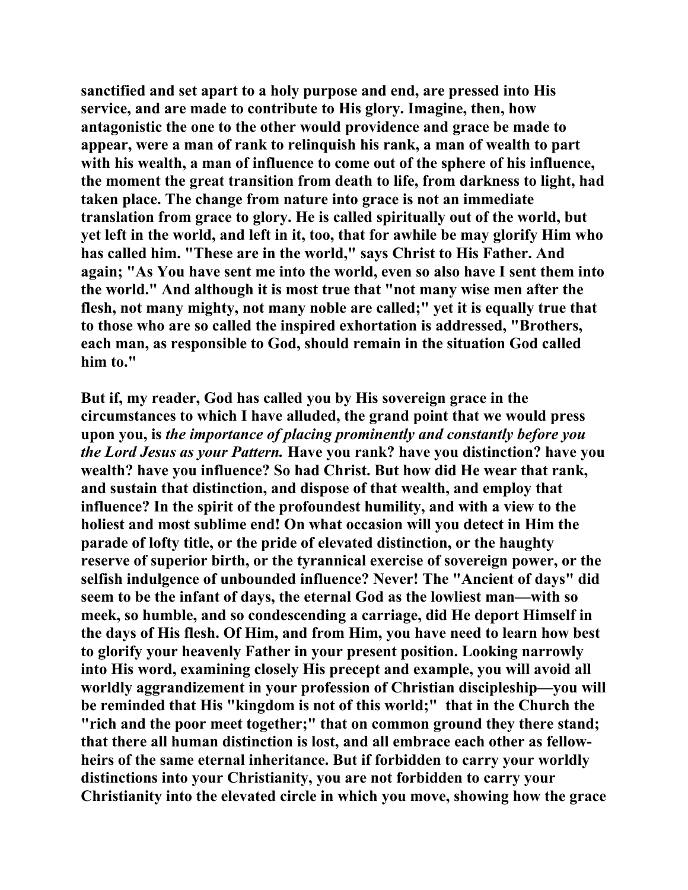**sanctified and set apart to a holy purpose and end, are pressed into His service, and are made to contribute to His glory. Imagine, then, how antagonistic the one to the other would providence and grace be made to appear, were a man of rank to relinquish his rank, a man of wealth to part with his wealth, a man of influence to come out of the sphere of his influence, the moment the great transition from death to life, from darkness to light, had taken place. The change from nature into grace is not an immediate translation from grace to glory. He is called spiritually out of the world, but yet left in the world, and left in it, too, that for awhile be may glorify Him who has called him. "These are in the world," says Christ to His Father. And again; "As You have sent me into the world, even so also have I sent them into the world." And although it is most true that "not many wise men after the flesh, not many mighty, not many noble are called;" yet it is equally true that to those who are so called the inspired exhortation is addressed, "Brothers, each man, as responsible to God, should remain in the situation God called him to."**

**But if, my reader, God has called you by His sovereign grace in the circumstances to which I have alluded, the grand point that we would press upon you, is *the importance of placing prominently and constantly before you the Lord Jesus as your Pattern.* Have you rank? have you distinction? have you wealth? have you influence? So had Christ. But how did He wear that rank, and sustain that distinction, and dispose of that wealth, and employ that influence? In the spirit of the profoundest humility, and with a view to the holiest and most sublime end! On what occasion will you detect in Him the parade of lofty title, or the pride of elevated distinction, or the haughty reserve of superior birth, or the tyrannical exercise of sovereign power, or the selfish indulgence of unbounded influence? Never! The "Ancient of days" did seem to be the infant of days, the eternal God as the lowliest man—with so meek, so humble, and so condescending a carriage, did He deport Himself in the days of His flesh. Of Him, and from Him, you have need to learn how best to glorify your heavenly Father in your present position. Looking narrowly into His word, examining closely His precept and example, you will avoid all worldly aggrandizement in your profession of Christian discipleship—you will be reminded that His "kingdom is not of this world;" that in the Church the "rich and the poor meet together;" that on common ground they there stand; that there all human distinction is lost, and all embrace each other as fellow-heirs of the same eternal inheritance. But if forbidden to carry your worldly distinctions into your Christianity, you are not forbidden to carry your Christianity into the elevated circle in which you move, showing how the grace**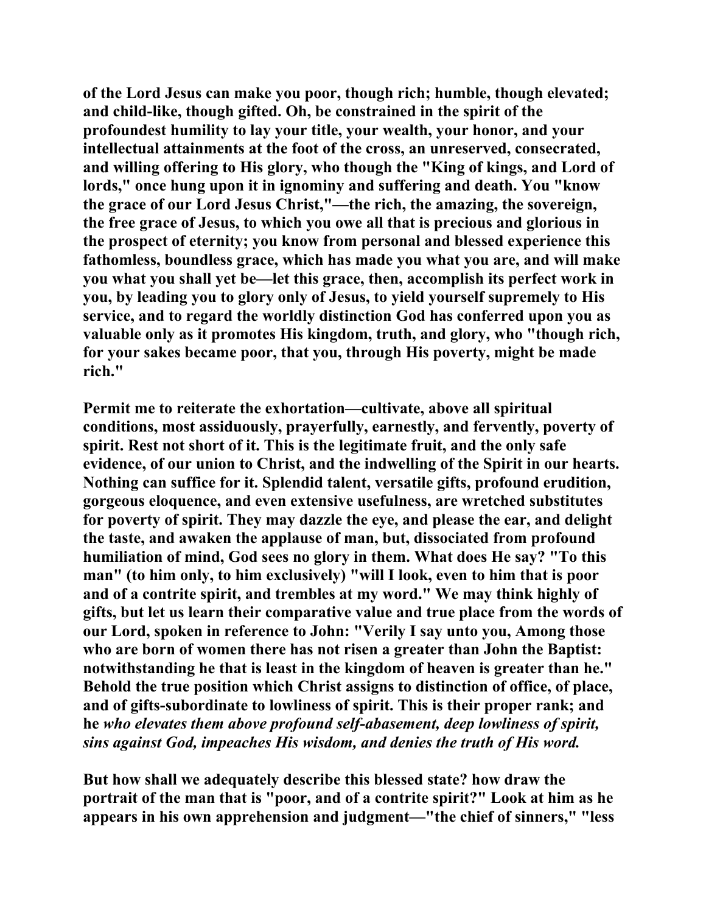**of the Lord Jesus can make you poor, though rich; humble, though elevated; and child-like, though gifted. Oh, be constrained in the spirit of the profoundest humility to lay your title, your wealth, your honor, and your intellectual attainments at the foot of the cross, an unreserved, consecrated, and willing offering to His glory, who though the "King of kings, and Lord of lords," once hung upon it in ignominy and suffering and death. You "know the grace of our Lord Jesus Christ,"—the rich, the amazing, the sovereign, the free grace of Jesus, to which you owe all that is precious and glorious in the prospect of eternity; you know from personal and blessed experience this fathomless, boundless grace, which has made you what you are, and will make you what you shall yet be—let this grace, then, accomplish its perfect work in you, by leading you to glory only of Jesus, to yield yourself supremely to His service, and to regard the worldly distinction God has conferred upon you as valuable only as it promotes His kingdom, truth, and glory, who "though rich, for your sakes became poor, that you, through His poverty, might be made rich."**

**Permit me to reiterate the exhortation—cultivate, above all spiritual conditions, most assiduously, prayerfully, earnestly, and fervently, poverty of spirit. Rest not short of it. This is the legitimate fruit, and the only safe evidence, of our union to Christ, and the indwelling of the Spirit in our hearts. Nothing can suffice for it. Splendid talent, versatile gifts, profound erudition, gorgeous eloquence, and even extensive usefulness, are wretched substitutes for poverty of spirit. They may dazzle the eye, and please the ear, and delight the taste, and awaken the applause of man, but, dissociated from profound humiliation of mind, God sees no glory in them. What does He say? "To this man" (to him only, to him exclusively) "will I look, even to him that is poor and of a contrite spirit, and trembles at my word." We may think highly of gifts, but let us learn their comparative value and true place from the words of our Lord, spoken in reference to John: "Verily I say unto you, Among those who are born of women there has not risen a greater than John the Baptist: notwithstanding he that is least in the kingdom of heaven is greater than he." Behold the true position which Christ assigns to distinction of office, of place, and of gifts-subordinate to lowliness of spirit. This is their proper rank; and he** ***who elevates them above profound self-abasement, deep lowliness of spirit, sins against God, impeaches His wisdom, and denies the truth of His word.***

**But how shall we adequately describe this blessed state? how draw the portrait of the man that is "poor, and of a contrite spirit?" Look at him as he appears in his own apprehension and judgment—"the chief of sinners," "less**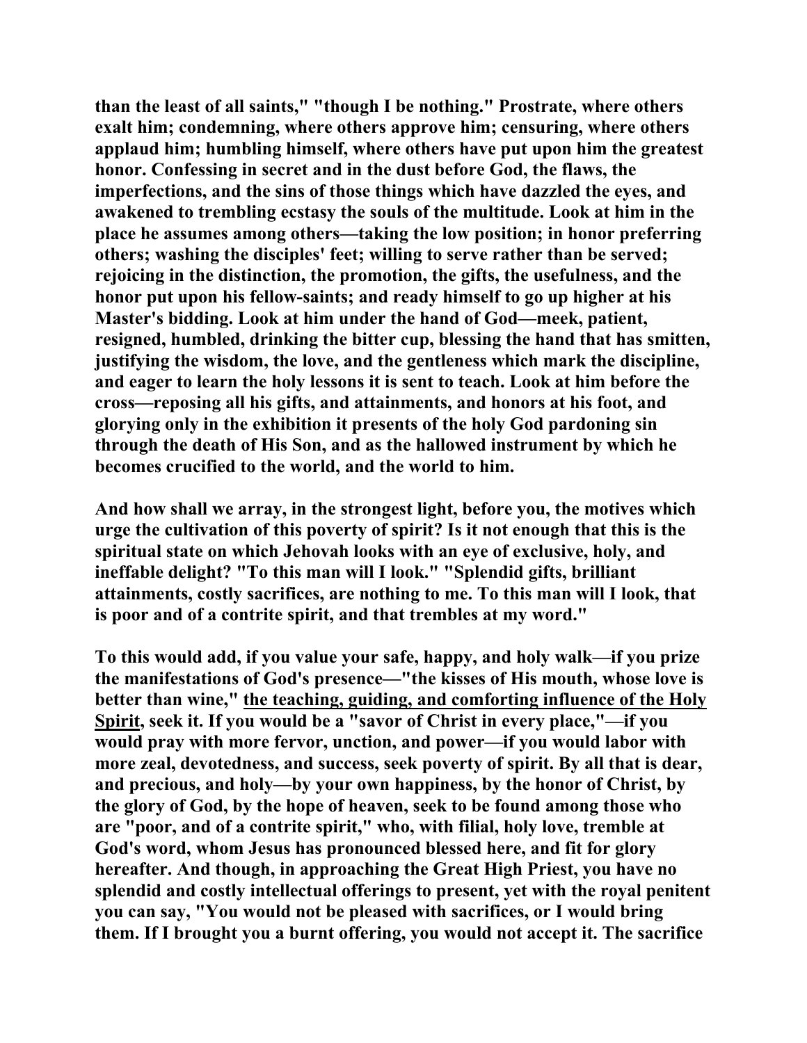**than the least of all saints," "though I be nothing." Prostrate, where others exalt him; condemning, where others approve him; censuring, where others applaud him; humbling himself, where others have put upon him the greatest honor. Confessing in secret and in the dust before God, the flaws, the imperfections, and the sins of those things which have dazzled the eyes, and awakened to trembling ecstasy the souls of the multitude. Look at him in the place he assumes among others—taking the low position; in honor preferring others; washing the disciples' feet; willing to serve rather than be served; rejoicing in the distinction, the promotion, the gifts, the usefulness, and the honor put upon his fellow-saints; and ready himself to go up higher at his Master's bidding. Look at him under the hand of God—meek, patient, resigned, humbled, drinking the bitter cup, blessing the hand that has smitten, justifying the wisdom, the love, and the gentleness which mark the discipline, and eager to learn the holy lessons it is sent to teach. Look at him before the cross—reposing all his gifts, and attainments, and honors at his foot, and glorying only in the exhibition it presents of the holy God pardoning sin through the death of His Son, and as the hallowed instrument by which he becomes crucified to the world, and the world to him.**

**And how shall we array, in the strongest light, before you, the motives which urge the cultivation of this poverty of spirit? Is it not enough that this is the spiritual state on which Jehovah looks with an eye of exclusive, holy, and ineffable delight? "To this man will I look." "Splendid gifts, brilliant attainments, costly sacrifices, are nothing to me. To this man will I look, that is poor and of a contrite spirit, and that trembles at my word."**

**To this would add, if you value your safe, happy, and holy walk—if you prize the manifestations of God's presence—"the kisses of His mouth, whose love is better than wine," <u>the teaching, guiding, and comforting influence of the Holy Spirit</u>, seek it. If you would be a "savor of Christ in every place,"—if you would pray with more fervor, unction, and power—if you would labor with more zeal, devotedness, and success, seek poverty of spirit. By all that is dear, and precious, and holy—by your own happiness, by the honor of Christ, by the glory of God, by the hope of heaven, seek to be found among those who are "poor, and of a contrite spirit," who, with filial, holy love, tremble at God's word, whom Jesus has pronounced blessed here, and fit for glory hereafter. And though, in approaching the Great High Priest, you have no splendid and costly intellectual offerings to present, yet with the royal penitent you can say, "You would not be pleased with sacrifices, or I would bring them. If I brought you a burnt offering, you would not accept it. The sacrifice**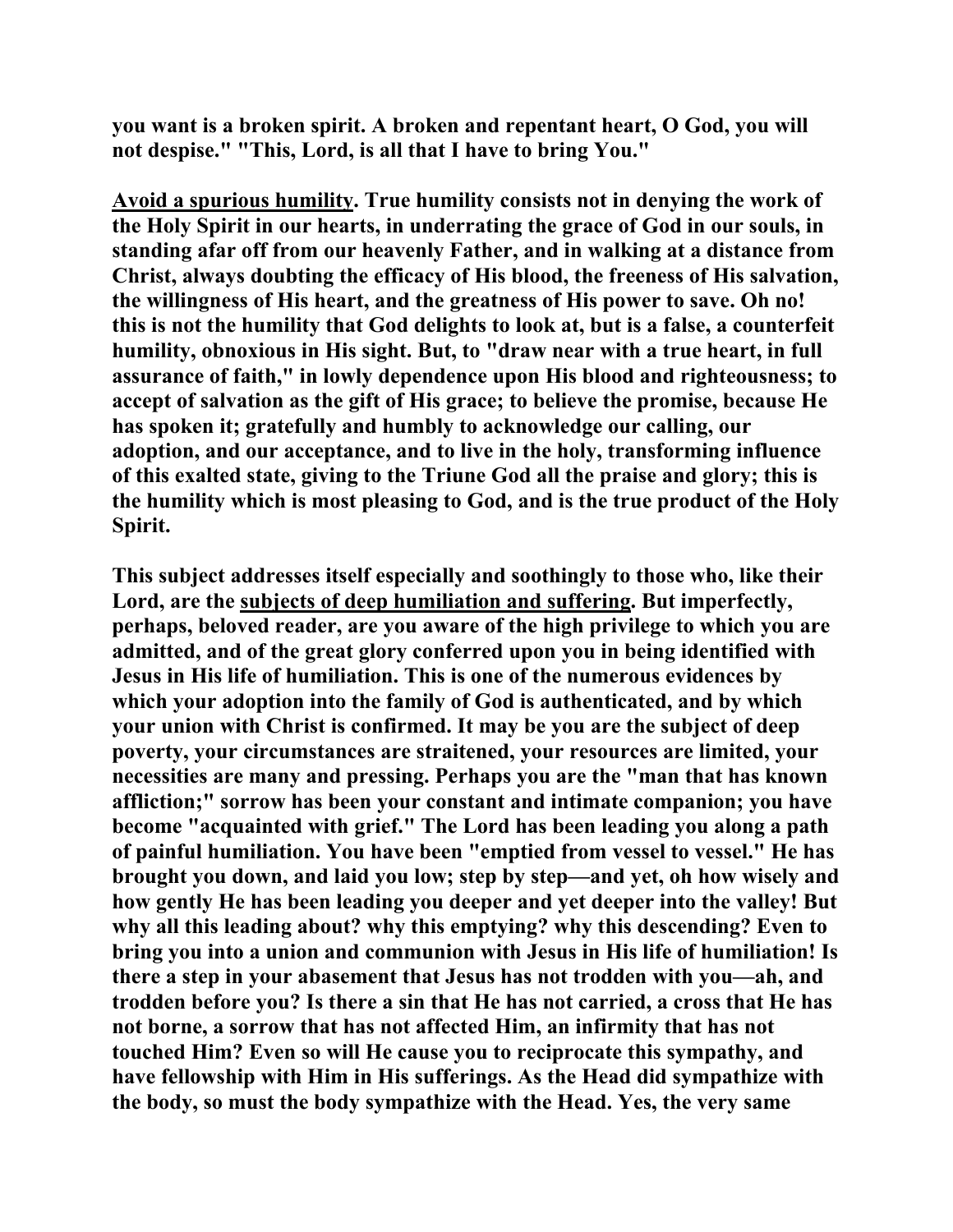**you want is a broken spirit. A broken and repentant heart, O God, you will not despise." "This, Lord, is all that I have to bring You."**

**Avoid a spurious humility. True humility consists not in denying the work of the Holy Spirit in our hearts, in underrating the grace of God in our souls, in standing afar off from our heavenly Father, and in walking at a distance from Christ, always doubting the efficacy of His blood, the freeness of His salvation, the willingness of His heart, and the greatness of His power to save. Oh no! this is not the humility that God delights to look at, but is a false, a counterfeit humility, obnoxious in His sight. But, to "draw near with a true heart, in full assurance of faith," in lowly dependence upon His blood and righteousness; to accept of salvation as the gift of His grace; to believe the promise, because He has spoken it; gratefully and humbly to acknowledge our calling, our adoption, and our acceptance, and to live in the holy, transforming influence of this exalted state, giving to the Triune God all the praise and glory; this is the humility which is most pleasing to God, and is the true product of the Holy Spirit.**

**This subject addresses itself especially and soothingly to those who, like their Lord, are the subjects of deep humiliation and suffering. But imperfectly, perhaps, beloved reader, are you aware of the high privilege to which you are admitted, and of the great glory conferred upon you in being identified with Jesus in His life of humiliation. This is one of the numerous evidences by which your adoption into the family of God is authenticated, and by which your union with Christ is confirmed. It may be you are the subject of deep poverty, your circumstances are straitened, your resources are limited, your necessities are many and pressing. Perhaps you are the "man that has known affliction;" sorrow has been your constant and intimate companion; you have become "acquainted with grief." The Lord has been leading you along a path of painful humiliation. You have been "emptied from vessel to vessel." He has brought you down, and laid you low; step by step—and yet, oh how wisely and how gently He has been leading you deeper and yet deeper into the valley! But why all this leading about? why this emptying? why this descending? Even to bring you into a union and communion with Jesus in His life of humiliation! Is there a step in your abasement that Jesus has not trodden with you—ah, and trodden before you? Is there a sin that He has not carried, a cross that He has not borne, a sorrow that has not affected Him, an infirmity that has not touched Him? Even so will He cause you to reciprocate this sympathy, and have fellowship with Him in His sufferings. As the Head did sympathize with the body, so must the body sympathize with the Head. Yes, the very same**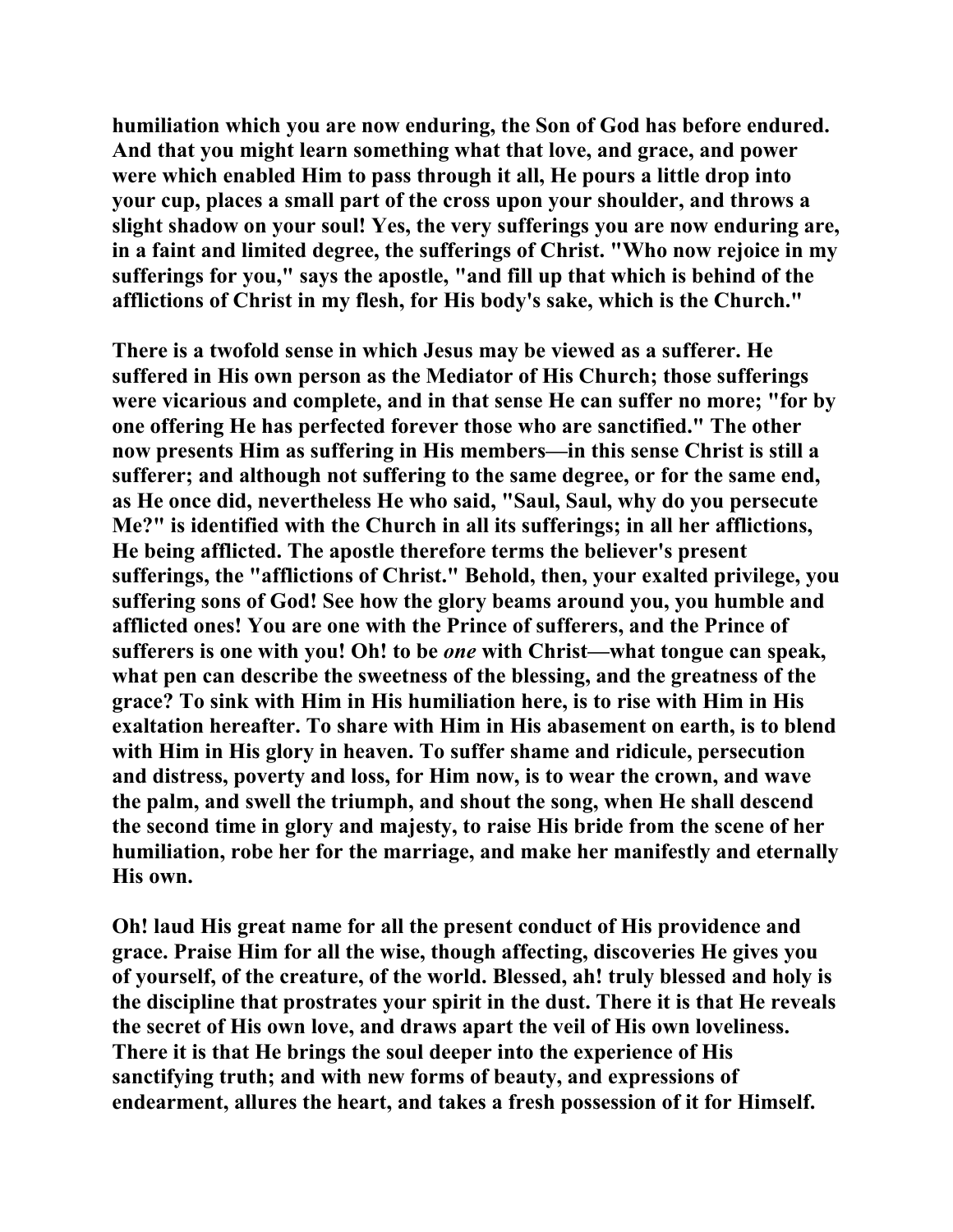humiliation which you are now enduring, the Son of God has before endured. And that you might learn something what that love, and grace, and power were which enabled Him to pass through it all, He pours a little drop into your cup, places a small part of the cross upon your shoulder, and throws a slight shadow on your soul! Yes, the very sufferings you are now enduring are, in a faint and limited degree, the sufferings of Christ. "Who now rejoice in my sufferings for you," says the apostle, "and fill up that which is behind of the afflictions of Christ in my flesh, for His body's sake, which is the Church."

There is a twofold sense in which Jesus may be viewed as a sufferer. He suffered in His own person as the Mediator of His Church; those sufferings were vicarious and complete, and in that sense He can suffer no more; "for by one offering He has perfected forever those who are sanctified." The other now presents Him as suffering in His members—in this sense Christ is still a sufferer; and although not suffering to the same degree, or for the same end, as He once did, nevertheless He who said, "Saul, Saul, why do you persecute Me?" is identified with the Church in all its sufferings; in all her afflictions, He being afflicted. The apostle therefore terms the believer's present sufferings, the "afflictions of Christ." Behold, then, your exalted privilege, you suffering sons of God! See how the glory beams around you, you humble and afflicted ones! You are one with the Prince of sufferers, and the Prince of sufferers is one with you! Oh! to be *one* with Christ—what tongue can speak, what pen can describe the sweetness of the blessing, and the greatness of the grace? To sink with Him in His humiliation here, is to rise with Him in His exaltation hereafter. To share with Him in His abasement on earth, is to blend with Him in His glory in heaven. To suffer shame and ridicule, persecution and distress, poverty and loss, for Him now, is to wear the crown, and wave the palm, and swell the triumph, and shout the song, when He shall descend the second time in glory and majesty, to raise His bride from the scene of her humiliation, robe her for the marriage, and make her manifestly and eternally His own.

Oh! laud His great name for all the present conduct of His providence and grace. Praise Him for all the wise, though affecting, discoveries He gives you of yourself, of the creature, of the world. Blessed, ah! truly blessed and holy is the discipline that prostrates your spirit in the dust. There it is that He reveals the secret of His own love, and draws apart the veil of His own loveliness. There it is that He brings the soul deeper into the experience of His sanctifying truth; and with new forms of beauty, and expressions of endearment, allures the heart, and takes a fresh possession of it for Himself.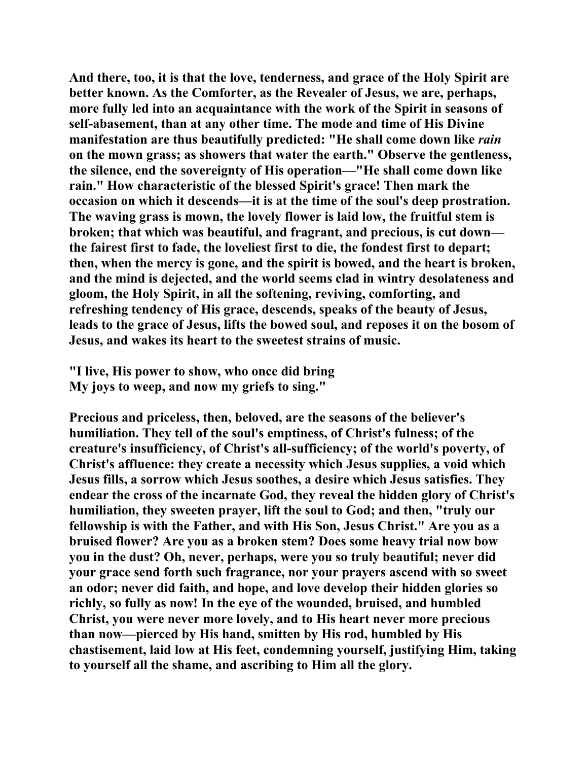And there, too, it is that the love, tenderness, and grace of the Holy Spirit are better known. As the Comforter, as the Revealer of Jesus, we are, perhaps, more fully led into an acquaintance with the work of the Spirit in seasons of self-abasement, than at any other time. The mode and time of His Divine manifestation are thus beautifully predicted: "He shall come down like *rain* on the mown grass; as showers that water the earth." Observe the gentleness, the silence, end the sovereignty of His operation—"He shall come down like rain." How characteristic of the blessed Spirit's grace! Then mark the occasion on which it descends—it is at the time of the soul's deep prostration. The waving grass is mown, the lovely flower is laid low, the fruitful stem is broken; that which was beautiful, and fragrant, and precious, is cut down—the fairest first to fade, the loveliest first to die, the fondest first to depart; then, when the mercy is gone, and the spirit is bowed, and the heart is broken, and the mind is dejected, and the world seems clad in wintry desolateness and gloom, the Holy Spirit, in all the softening, reviving, comforting, and refreshing tendency of His grace, descends, speaks of the beauty of Jesus, leads to the grace of Jesus, lifts the bowed soul, and reposes it on the bosom of Jesus, and wakes its heart to the sweetest strains of music.

"I live, His power to show, who once did bring
My joys to weep, and now my griefs to sing."

Precious and priceless, then, beloved, are the seasons of the believer's humiliation. They tell of the soul's emptiness, of Christ's fulness; of the creature's insufficiency, of Christ's all-sufficiency; of the world's poverty, of Christ's affluence: they create a necessity which Jesus supplies, a void which Jesus fills, a sorrow which Jesus soothes, a desire which Jesus satisfies. They endear the cross of the incarnate God, they reveal the hidden glory of Christ's humiliation, they sweeten prayer, lift the soul to God; and then, "truly our fellowship is with the Father, and with His Son, Jesus Christ." Are you as a bruised flower? Are you as a broken stem? Does some heavy trial now bow you in the dust? Oh, never, perhaps, were you so truly beautiful; never did your grace send forth such fragrance, nor your prayers ascend with so sweet an odor; never did faith, and hope, and love develop their hidden glories so richly, so fully as now! In the eye of the wounded, bruised, and humbled Christ, you were never more lovely, and to His heart never more precious than now—pierced by His hand, smitten by His rod, humbled by His chastisement, laid low at His feet, condemning yourself, justifying Him, taking to yourself all the shame, and ascribing to Him all the glory.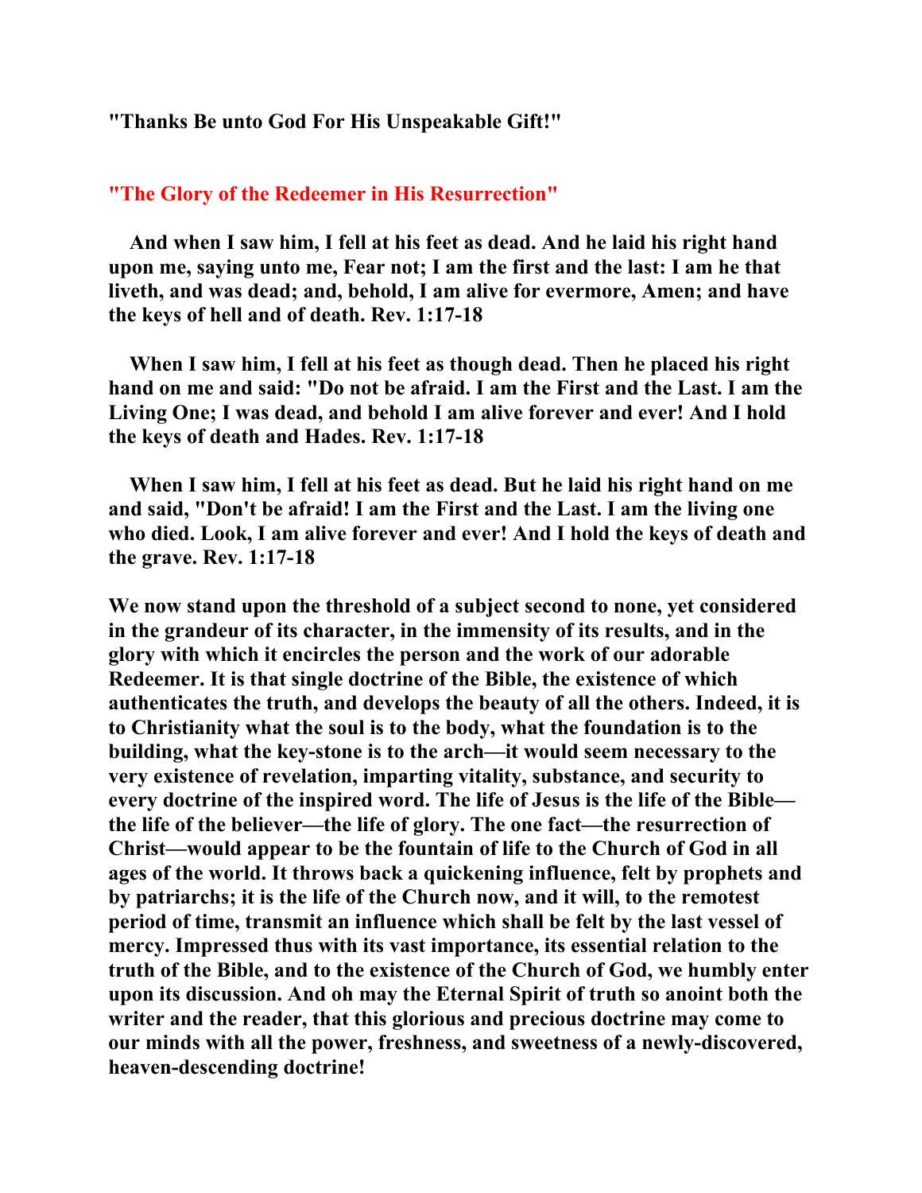**"Thanks Be unto God For His Unspeakable Gift!"**

## "The Glory of the Redeemer in His Resurrection"

**And when I saw him, I fell at his feet as dead. And he laid his right hand upon me, saying unto me, Fear not; I am the first and the last: I am he that liveth, and was dead; and, behold, I am alive for evermore, Amen; and have the keys of hell and of death. Rev. 1:17-18**

**When I saw him, I fell at his feet as though dead. Then he placed his right hand on me and said: "Do not be afraid. I am the First and the Last. I am the Living One; I was dead, and behold I am alive forever and ever! And I hold the keys of death and Hades. Rev. 1:17-18**

**When I saw him, I fell at his feet as dead. But he laid his right hand on me and said, "Don't be afraid! I am the First and the Last. I am the living one who died. Look, I am alive forever and ever! And I hold the keys of death and the grave. Rev. 1:17-18**

**We now stand upon the threshold of a subject second to none, yet considered in the grandeur of its character, in the immensity of its results, and in the glory with which it encircles the person and the work of our adorable Redeemer. It is that single doctrine of the Bible, the existence of which authenticates the truth, and develops the beauty of all the others. Indeed, it is to Christianity what the soul is to the body, what the foundation is to the building, what the key-stone is to the arch—it would seem necessary to the very existence of revelation, imparting vitality, substance, and security to every doctrine of the inspired word. The life of Jesus is the life of the Bible—the life of the believer—the life of glory. The one fact—the resurrection of Christ—would appear to be the fountain of life to the Church of God in all ages of the world. It throws back a quickening influence, felt by prophets and by patriarchs; it is the life of the Church now, and it will, to the remotest period of time, transmit an influence which shall be felt by the last vessel of mercy. Impressed thus with its vast importance, its essential relation to the truth of the Bible, and to the existence of the Church of God, we humbly enter upon its discussion. And oh may the Eternal Spirit of truth so anoint both the writer and the reader, that this glorious and precious doctrine may come to our minds with all the power, freshness, and sweetness of a newly-discovered, heaven-descending doctrine!**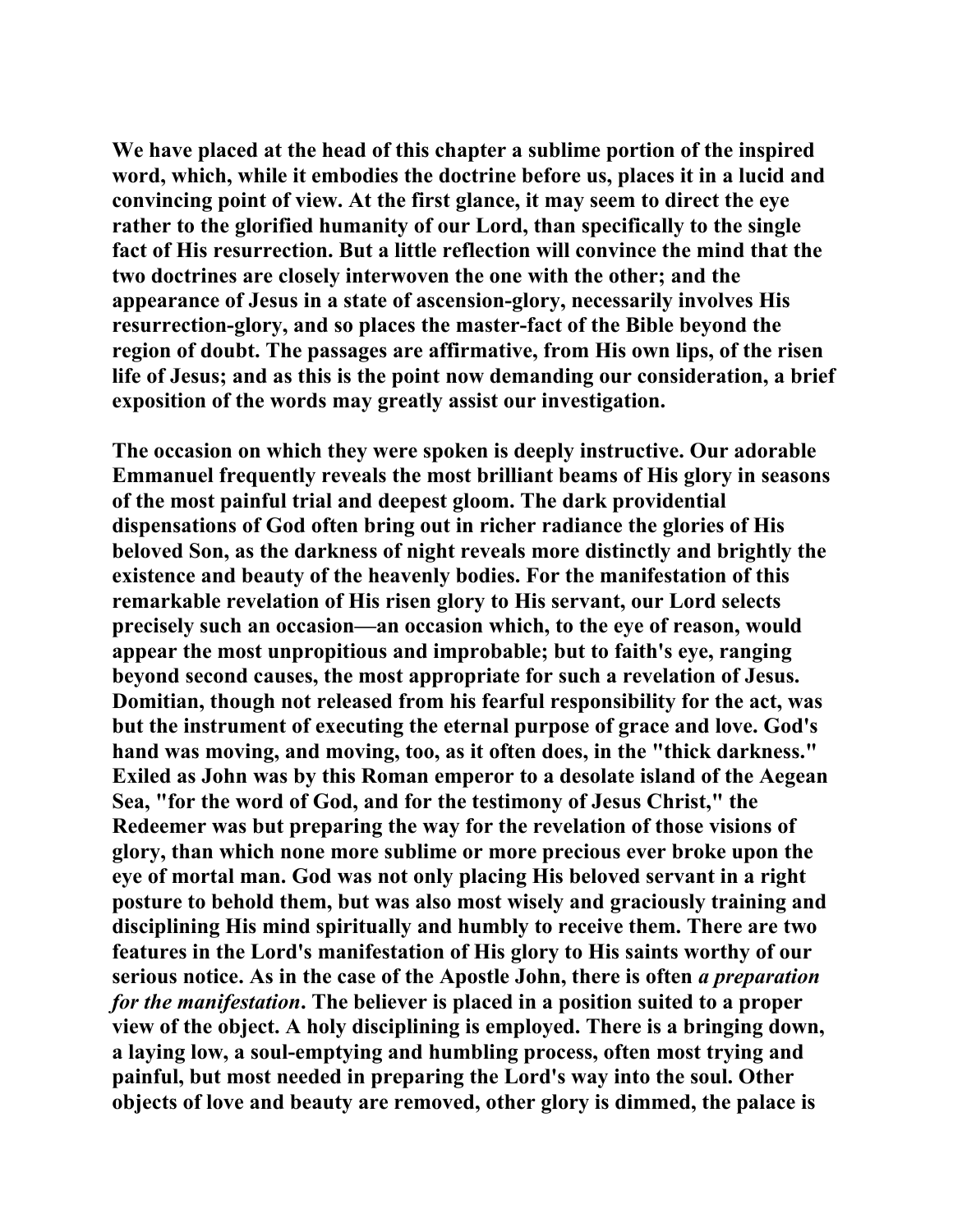We have placed at the head of this chapter a sublime portion of the inspired word, which, while it embodies the doctrine before us, places it in a lucid and convincing point of view. At the first glance, it may seem to direct the eye rather to the glorified humanity of our Lord, than specifically to the single fact of His resurrection. But a little reflection will convince the mind that the two doctrines are closely interwoven the one with the other; and the appearance of Jesus in a state of ascension-glory, necessarily involves His resurrection-glory, and so places the master-fact of the Bible beyond the region of doubt. The passages are affirmative, from His own lips, of the risen life of Jesus; and as this is the point now demanding our consideration, a brief exposition of the words may greatly assist our investigation.

The occasion on which they were spoken is deeply instructive. Our adorable Emmanuel frequently reveals the most brilliant beams of His glory in seasons of the most painful trial and deepest gloom. The dark providential dispensations of God often bring out in richer radiance the glories of His beloved Son, as the darkness of night reveals more distinctly and brightly the existence and beauty of the heavenly bodies. For the manifestation of this remarkable revelation of His risen glory to His servant, our Lord selects precisely such an occasion—an occasion which, to the eye of reason, would appear the most unpropitious and improbable; but to faith's eye, ranging beyond second causes, the most appropriate for such a revelation of Jesus. Domitian, though not released from his fearful responsibility for the act, was but the instrument of executing the eternal purpose of grace and love. God's hand was moving, and moving, too, as it often does, in the "thick darkness." Exiled as John was by this Roman emperor to a desolate island of the Aegean Sea, "for the word of God, and for the testimony of Jesus Christ," the Redeemer was but preparing the way for the revelation of those visions of glory, than which none more sublime or more precious ever broke upon the eye of mortal man. God was not only placing His beloved servant in a right posture to behold them, but was also most wisely and graciously training and disciplining His mind spiritually and humbly to receive them. There are two features in the Lord's manifestation of His glory to His saints worthy of our serious notice. As in the case of the Apostle John, there is often *a preparation for the manifestation*. The believer is placed in a position suited to a proper view of the object. A holy disciplining is employed. There is a bringing down, a laying low, a soul-emptying and humbling process, often most trying and painful, but most needed in preparing the Lord's way into the soul. Other objects of love and beauty are removed, other glory is dimmed, the palace is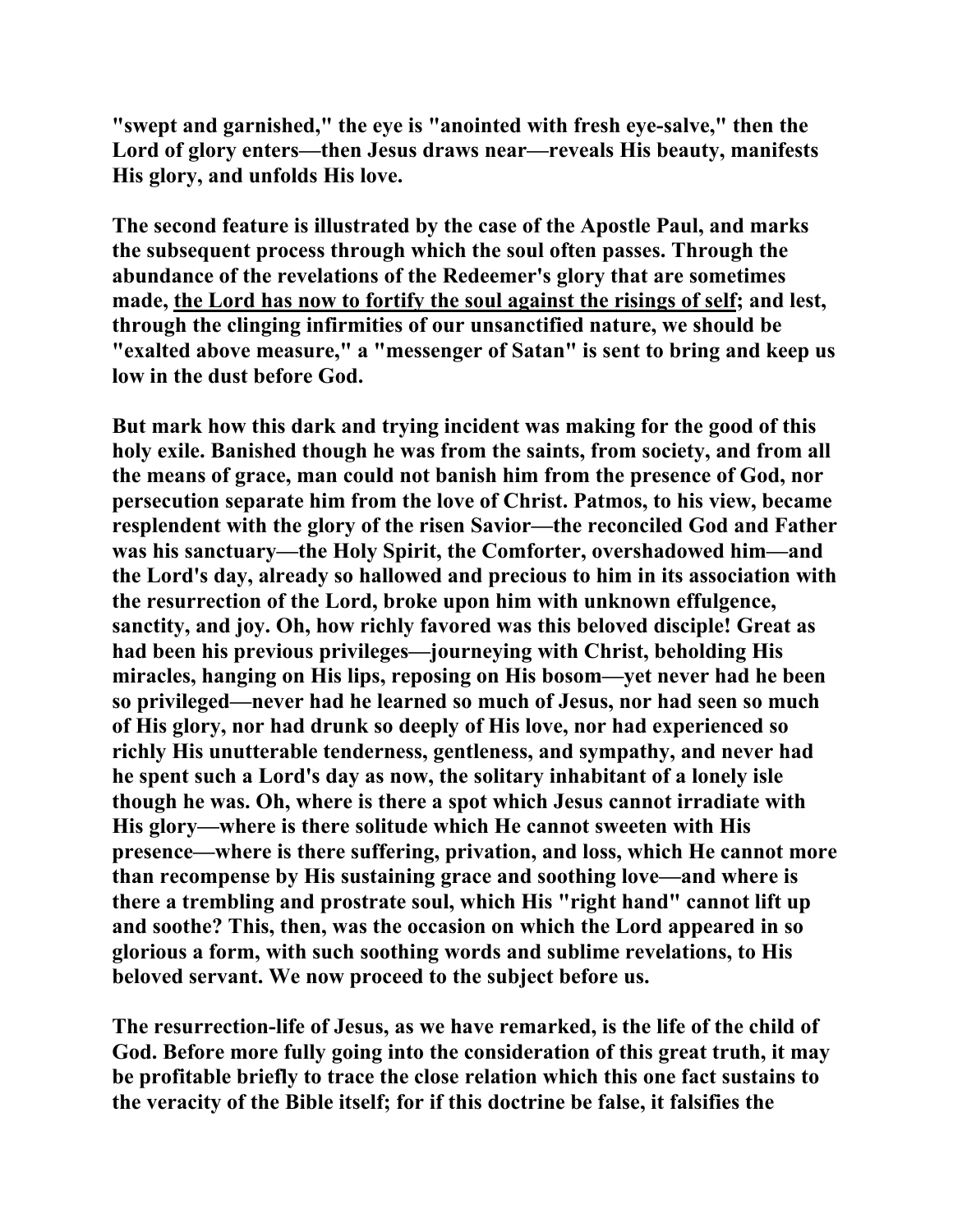**"swept and garnished," the eye is "anointed with fresh eye-salve," then the Lord of glory enters—then Jesus draws near—reveals His beauty, manifests His glory, and unfolds His love.**

**The second feature is illustrated by the case of the Apostle Paul, and marks the subsequent process through which the soul often passes. Through the abundance of the revelations of the Redeemer's glory that are sometimes made, <u>the Lord has now to fortify the soul against the risings of self</u>; and lest, through the clinging infirmities of our unsanctified nature, we should be "exalted above measure," a "messenger of Satan" is sent to bring and keep us low in the dust before God.**

**But mark how this dark and trying incident was making for the good of this holy exile. Banished though he was from the saints, from society, and from all the means of grace, man could not banish him from the presence of God, nor persecution separate him from the love of Christ. Patmos, to his view, became resplendent with the glory of the risen Savior—the reconciled God and Father was his sanctuary—the Holy Spirit, the Comforter, overshadowed him—and the Lord's day, already so hallowed and precious to him in its association with the resurrection of the Lord, broke upon him with unknown effulgence, sanctity, and joy. Oh, how richly favored was this beloved disciple! Great as had been his previous privileges—journeying with Christ, beholding His miracles, hanging on His lips, reposing on His bosom—yet never had he been so privileged—never had he learned so much of Jesus, nor had seen so much of His glory, nor had drunk so deeply of His love, nor had experienced so richly His unutterable tenderness, gentleness, and sympathy, and never had he spent such a Lord's day as now, the solitary inhabitant of a lonely isle though he was. Oh, where is there a spot which Jesus cannot irradiate with His glory—where is there solitude which He cannot sweeten with His presence—where is there suffering, privation, and loss, which He cannot more than recompense by His sustaining grace and soothing love—and where is there a trembling and prostrate soul, which His "right hand" cannot lift up and soothe? This, then, was the occasion on which the Lord appeared in so glorious a form, with such soothing words and sublime revelations, to His beloved servant. We now proceed to the subject before us.**

**The resurrection-life of Jesus, as we have remarked, is the life of the child of God. Before more fully going into the consideration of this great truth, it may be profitable briefly to trace the close relation which this one fact sustains to the veracity of the Bible itself; for if this doctrine be false, it falsifies the**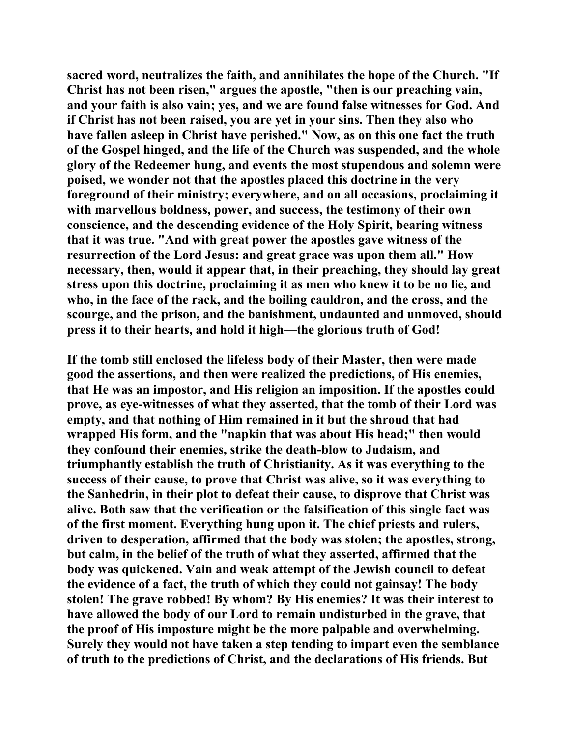sacred word, neutralizes the faith, and annihilates the hope of the Church. "If Christ has not been risen," argues the apostle, "then is our preaching vain, and your faith is also vain; yes, and we are found false witnesses for God. And if Christ has not been raised, you are yet in your sins. Then they also who have fallen asleep in Christ have perished." Now, as on this one fact the truth of the Gospel hinged, and the life of the Church was suspended, and the whole glory of the Redeemer hung, and events the most stupendous and solemn were poised, we wonder not that the apostles placed this doctrine in the very foreground of their ministry; everywhere, and on all occasions, proclaiming it with marvellous boldness, power, and success, the testimony of their own conscience, and the descending evidence of the Holy Spirit, bearing witness that it was true. "And with great power the apostles gave witness of the resurrection of the Lord Jesus: and great grace was upon them all." How necessary, then, would it appear that, in their preaching, they should lay great stress upon this doctrine, proclaiming it as men who knew it to be no lie, and who, in the face of the rack, and the boiling cauldron, and the cross, and the scourge, and the prison, and the banishment, undaunted and unmoved, should press it to their hearts, and hold it high—the glorious truth of God!

If the tomb still enclosed the lifeless body of their Master, then were made good the assertions, and then were realized the predictions, of His enemies, that He was an impostor, and His religion an imposition. If the apostles could prove, as eye-witnesses of what they asserted, that the tomb of their Lord was empty, and that nothing of Him remained in it but the shroud that had wrapped His form, and the "napkin that was about His head;" then would they confound their enemies, strike the death-blow to Judaism, and triumphantly establish the truth of Christianity. As it was everything to the success of their cause, to prove that Christ was alive, so it was everything to the Sanhedrin, in their plot to defeat their cause, to disprove that Christ was alive. Both saw that the verification or the falsification of this single fact was of the first moment. Everything hung upon it. The chief priests and rulers, driven to desperation, affirmed that the body was stolen; the apostles, strong, but calm, in the belief of the truth of what they asserted, affirmed that the body was quickened. Vain and weak attempt of the Jewish council to defeat the evidence of a fact, the truth of which they could not gainsay! The body stolen! The grave robbed! By whom? By His enemies? It was their interest to have allowed the body of our Lord to remain undisturbed in the grave, that the proof of His imposture might be the more palpable and overwhelming. Surely they would not have taken a step tending to impart even the semblance of truth to the predictions of Christ, and the declarations of His friends. But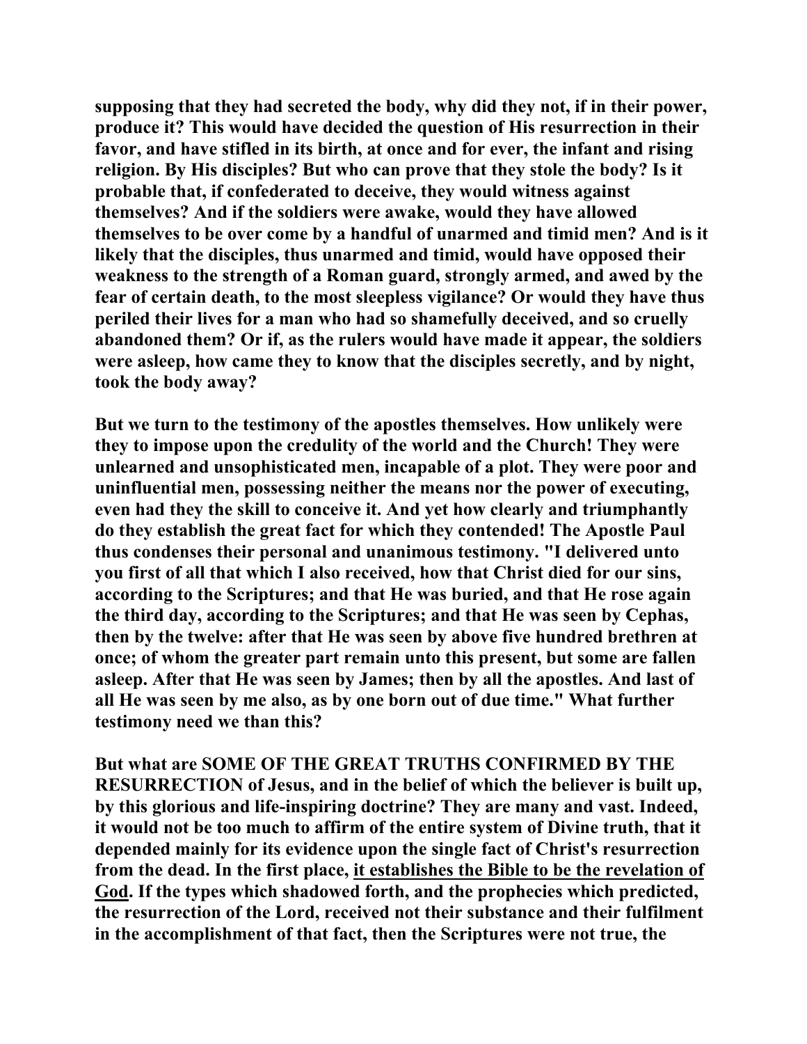**supposing that they had secreted the body, why did they not, if in their power, produce it? This would have decided the question of His resurrection in their favor, and have stifled in its birth, at once and for ever, the infant and rising religion. By His disciples? But who can prove that they stole the body? Is it probable that, if confederated to deceive, they would witness against themselves? And if the soldiers were awake, would they have allowed themselves to be over come by a handful of unarmed and timid men? And is it likely that the disciples, thus unarmed and timid, would have opposed their weakness to the strength of a Roman guard, strongly armed, and awed by the fear of certain death, to the most sleepless vigilance? Or would they have thus periled their lives for a man who had so shamefully deceived, and so cruelly abandoned them? Or if, as the rulers would have made it appear, the soldiers were asleep, how came they to know that the disciples secretly, and by night, took the body away?**

**But we turn to the testimony of the apostles themselves. How unlikely were they to impose upon the credulity of the world and the Church! They were unlearned and unsophisticated men, incapable of a plot. They were poor and uninfluential men, possessing neither the means nor the power of executing, even had they the skill to conceive it. And yet how clearly and triumphantly do they establish the great fact for which they contended! The Apostle Paul thus condenses their personal and unanimous testimony. "I delivered unto you first of all that which I also received, how that Christ died for our sins, according to the Scriptures; and that He was buried, and that He rose again the third day, according to the Scriptures; and that He was seen by Cephas, then by the twelve: after that He was seen by above five hundred brethren at once; of whom the greater part remain unto this present, but some are fallen asleep. After that He was seen by James; then by all the apostles. And last of all He was seen by me also, as by one born out of due time." What further testimony need we than this?**

**But what are SOME OF THE GREAT TRUTHS CONFIRMED BY THE RESURRECTION of Jesus, and in the belief of which the believer is built up, by this glorious and life-inspiring doctrine? They are many and vast. Indeed, it would not be too much to affirm of the entire system of Divine truth, that it depended mainly for its evidence upon the single fact of Christ's resurrection from the dead. In the first place, <u>it establishes the Bible to be the revelation of God</u>. If the types which shadowed forth, and the prophecies which predicted, the resurrection of the Lord, received not their substance and their fulfilment in the accomplishment of that fact, then the Scriptures were not true, the**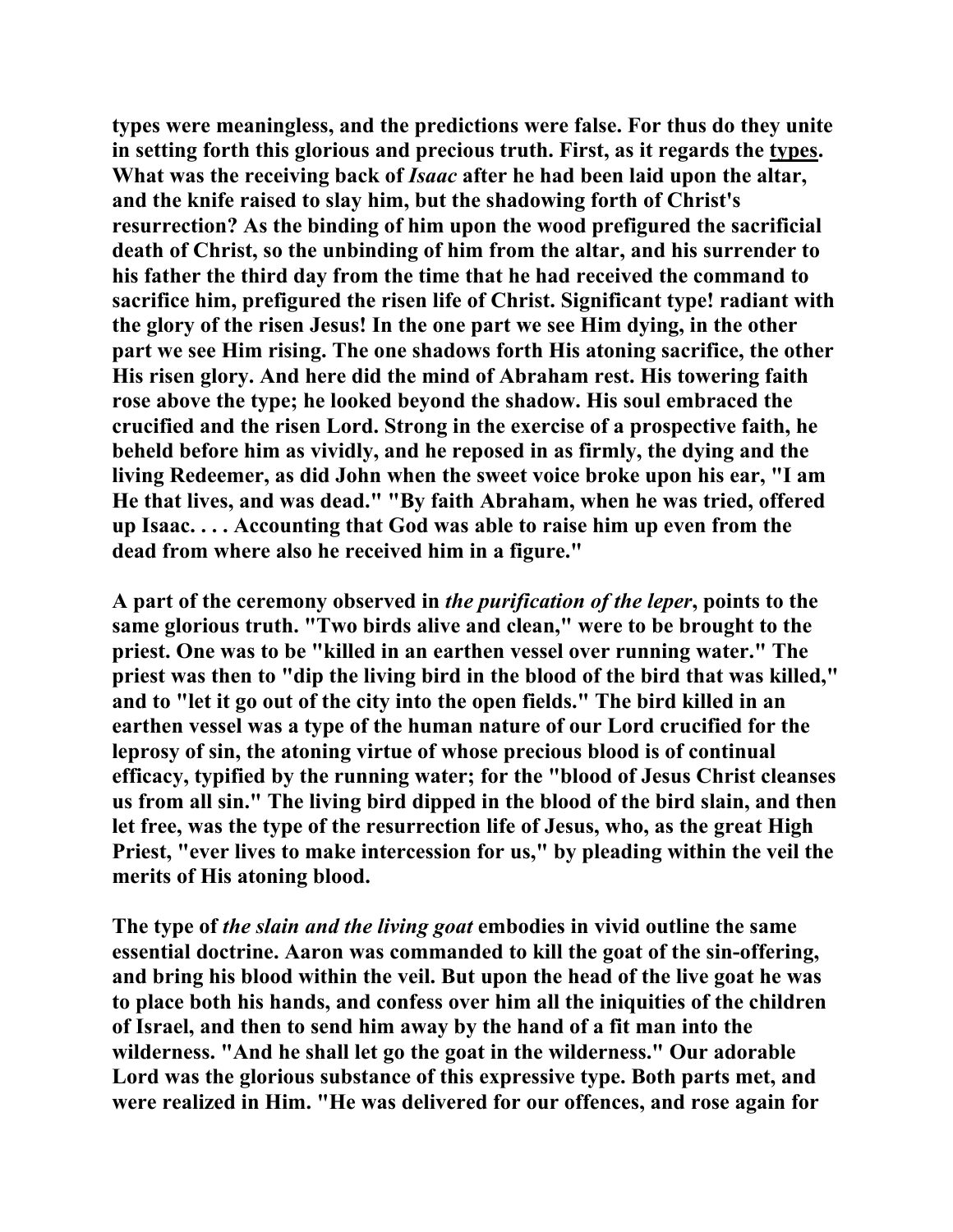**types were meaningless, and the predictions were false. For thus do they unite in setting forth this glorious and precious truth. First, as it regards the types. What was the receiving back of *Isaac* after he had been laid upon the altar, and the knife raised to slay him, but the shadowing forth of Christ's resurrection? As the binding of him upon the wood prefigured the sacrificial death of Christ, so the unbinding of him from the altar, and his surrender to his father the third day from the time that he had received the command to sacrifice him, prefigured the risen life of Christ. Significant type! radiant with the glory of the risen Jesus! In the one part we see Him dying, in the other part we see Him rising. The one shadows forth His atoning sacrifice, the other His risen glory. And here did the mind of Abraham rest. His towering faith rose above the type; he looked beyond the shadow. His soul embraced the crucified and the risen Lord. Strong in the exercise of a prospective faith, he beheld before him as vividly, and he reposed in as firmly, the dying and the living Redeemer, as did John when the sweet voice broke upon his ear, "I am He that lives, and was dead." "By faith Abraham, when he was tried, offered up Isaac. . . . Accounting that God was able to raise him up even from the dead from where also he received him in a figure."**

**A part of the ceremony observed in *the purification of the leper*, points to the same glorious truth. "Two birds alive and clean," were to be brought to the priest. One was to be "killed in an earthen vessel over running water." The priest was then to "dip the living bird in the blood of the bird that was killed," and to "let it go out of the city into the open fields." The bird killed in an earthen vessel was a type of the human nature of our Lord crucified for the leprosy of sin, the atoning virtue of whose precious blood is of continual efficacy, typified by the running water; for the "blood of Jesus Christ cleanses us from all sin." The living bird dipped in the blood of the bird slain, and then let free, was the type of the resurrection life of Jesus, who, as the great High Priest, "ever lives to make intercession for us," by pleading within the veil the merits of His atoning blood.**

**The type of *the slain and the living goat* embodies in vivid outline the same essential doctrine. Aaron was commanded to kill the goat of the sin-offering, and bring his blood within the veil. But upon the head of the live goat he was to place both his hands, and confess over him all the iniquities of the children of Israel, and then to send him away by the hand of a fit man into the wilderness. "And he shall let go the goat in the wilderness." Our adorable Lord was the glorious substance of this expressive type. Both parts met, and were realized in Him. "He was delivered for our offences, and rose again for**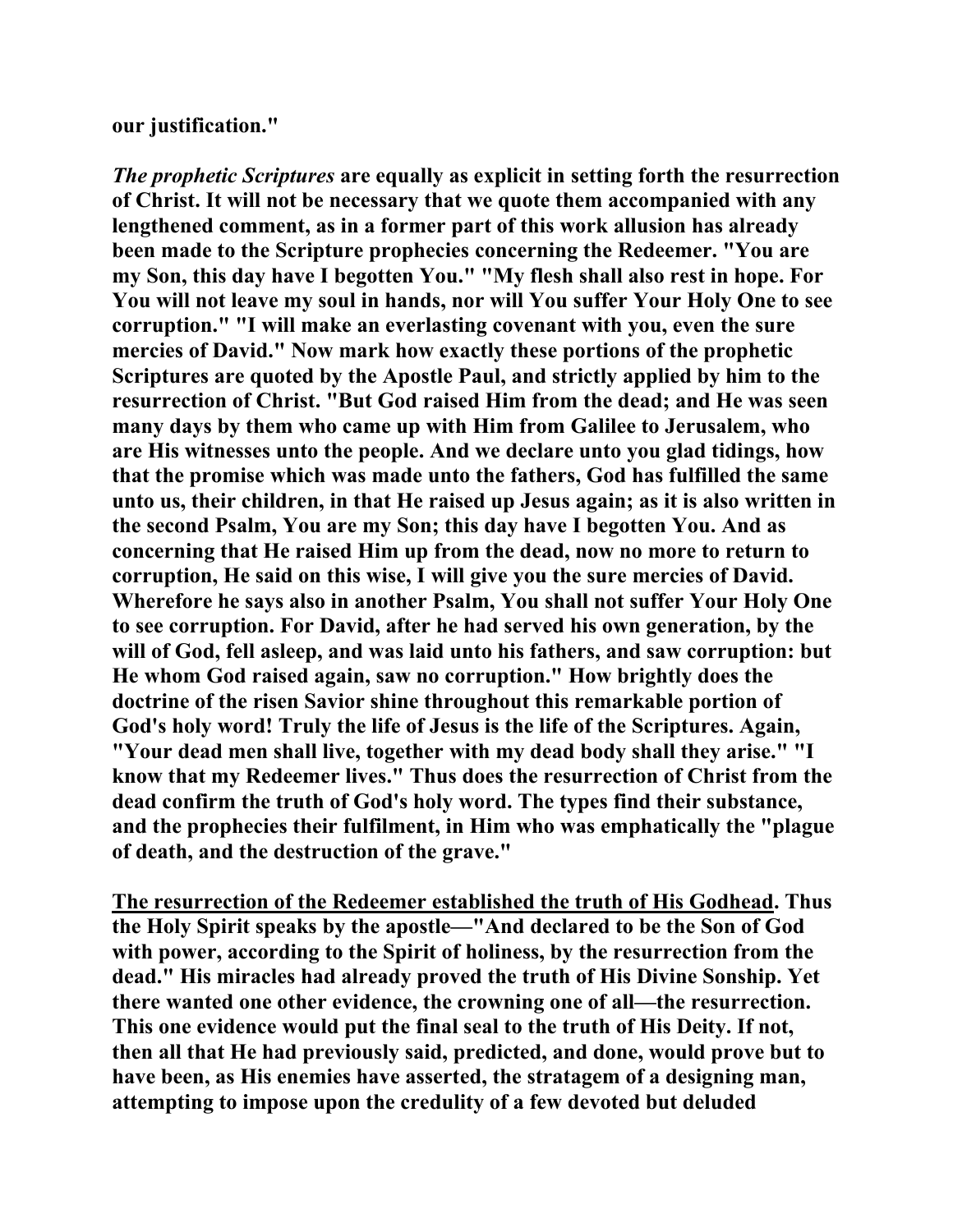**our justification."**

***The prophetic Scriptures* are equally as explicit in setting forth the resurrection of Christ. It will not be necessary that we quote them accompanied with any lengthened comment, as in a former part of this work allusion has already been made to the Scripture prophecies concerning the Redeemer. "You are my Son, this day have I begotten You." "My flesh shall also rest in hope. For You will not leave my soul in hands, nor will You suffer Your Holy One to see corruption." "I will make an everlasting covenant with you, even the sure mercies of David." Now mark how exactly these portions of the prophetic Scriptures are quoted by the Apostle Paul, and strictly applied by him to the resurrection of Christ. "But God raised Him from the dead; and He was seen many days by them who came up with Him from Galilee to Jerusalem, who are His witnesses unto the people. And we declare unto you glad tidings, how that the promise which was made unto the fathers, God has fulfilled the same unto us, their children, in that He raised up Jesus again; as it is also written in the second Psalm, You are my Son; this day have I begotten You. And as concerning that He raised Him up from the dead, now no more to return to corruption, He said on this wise, I will give you the sure mercies of David. Wherefore he says also in another Psalm, You shall not suffer Your Holy One to see corruption. For David, after he had served his own generation, by the will of God, fell asleep, and was laid unto his fathers, and saw corruption: but He whom God raised again, saw no corruption." How brightly does the doctrine of the risen Savior shine throughout this remarkable portion of God's holy word! Truly the life of Jesus is the life of the Scriptures. Again, "Your dead men shall live, together with my dead body shall they arise." "I know that my Redeemer lives." Thus does the resurrection of Christ from the dead confirm the truth of God's holy word. The types find their substance, and the prophecies their fulfilment, in Him who was emphatically the "plague of death, and the destruction of the grave."**

**<u>The resurrection of the Redeemer established the truth of His Godhead</u>. Thus the Holy Spirit speaks by the apostle—"And declared to be the Son of God with power, according to the Spirit of holiness, by the resurrection from the dead." His miracles had already proved the truth of His Divine Sonship. Yet there wanted one other evidence, the crowning one of all—the resurrection. This one evidence would put the final seal to the truth of His Deity. If not, then all that He had previously said, predicted, and done, would prove but to have been, as His enemies have asserted, the stratagem of a designing man, attempting to impose upon the credulity of a few devoted but deluded**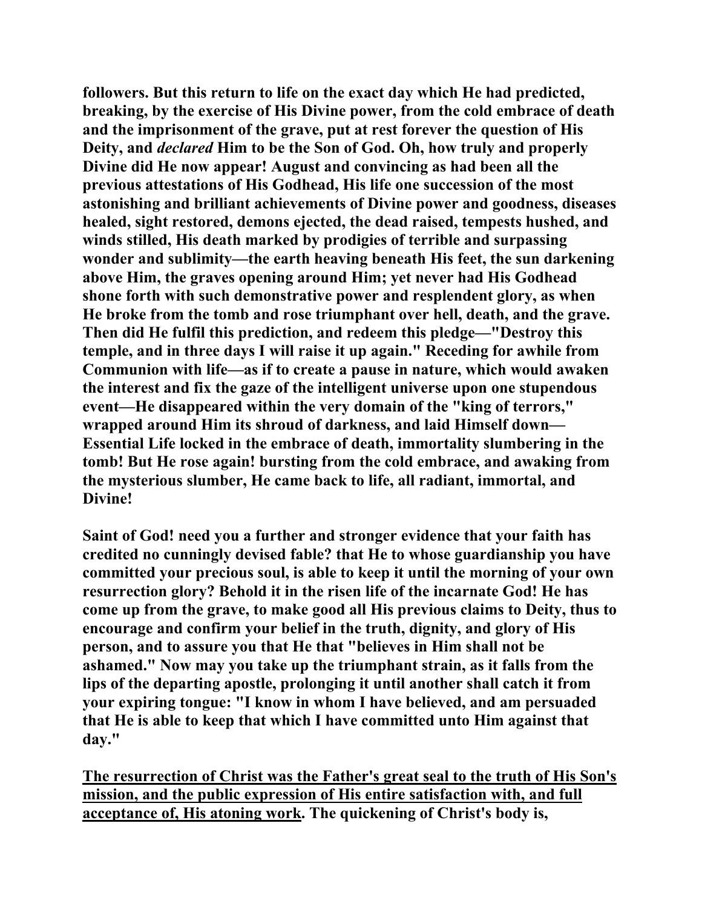**followers. But this return to life on the exact day which He had predicted, breaking, by the exercise of His Divine power, from the cold embrace of death and the imprisonment of the grave, put at rest forever the question of His Deity, and *declared* Him to be the Son of God. Oh, how truly and properly Divine did He now appear! August and convincing as had been all the previous attestations of His Godhead, His life one succession of the most astonishing and brilliant achievements of Divine power and goodness, diseases healed, sight restored, demons ejected, the dead raised, tempests hushed, and winds stilled, His death marked by prodigies of terrible and surpassing wonder and sublimity—the earth heaving beneath His feet, the sun darkening above Him, the graves opening around Him; yet never had His Godhead shone forth with such demonstrative power and resplendent glory, as when He broke from the tomb and rose triumphant over hell, death, and the grave. Then did He fulfil this prediction, and redeem this pledge—"Destroy this temple, and in three days I will raise it up again." Receding for awhile from Communion with life—as if to create a pause in nature, which would awaken the interest and fix the gaze of the intelligent universe upon one stupendous event—He disappeared within the very domain of the "king of terrors," wrapped around Him its shroud of darkness, and laid Himself down—Essential Life locked in the embrace of death, immortality slumbering in the tomb! But He rose again! bursting from the cold embrace, and awaking from the mysterious slumber, He came back to life, all radiant, immortal, and Divine!**

**Saint of God! need you a further and stronger evidence that your faith has credited no cunningly devised fable? that He to whose guardianship you have committed your precious soul, is able to keep it until the morning of your own resurrection glory? Behold it in the risen life of the incarnate God! He has come up from the grave, to make good all His previous claims to Deity, thus to encourage and confirm your belief in the truth, dignity, and glory of His person, and to assure you that He that "believes in Him shall not be ashamed." Now may you take up the triumphant strain, as it falls from the lips of the departing apostle, prolonging it until another shall catch it from your expiring tongue: "I know in whom I have believed, and am persuaded that He is able to keep that which I have committed unto Him against that day."**

**<u>The resurrection of Christ was the Father's great seal to the truth of His Son's mission, and the public expression of His entire satisfaction with, and full acceptance of, His atoning work</u>. The quickening of Christ's body is,**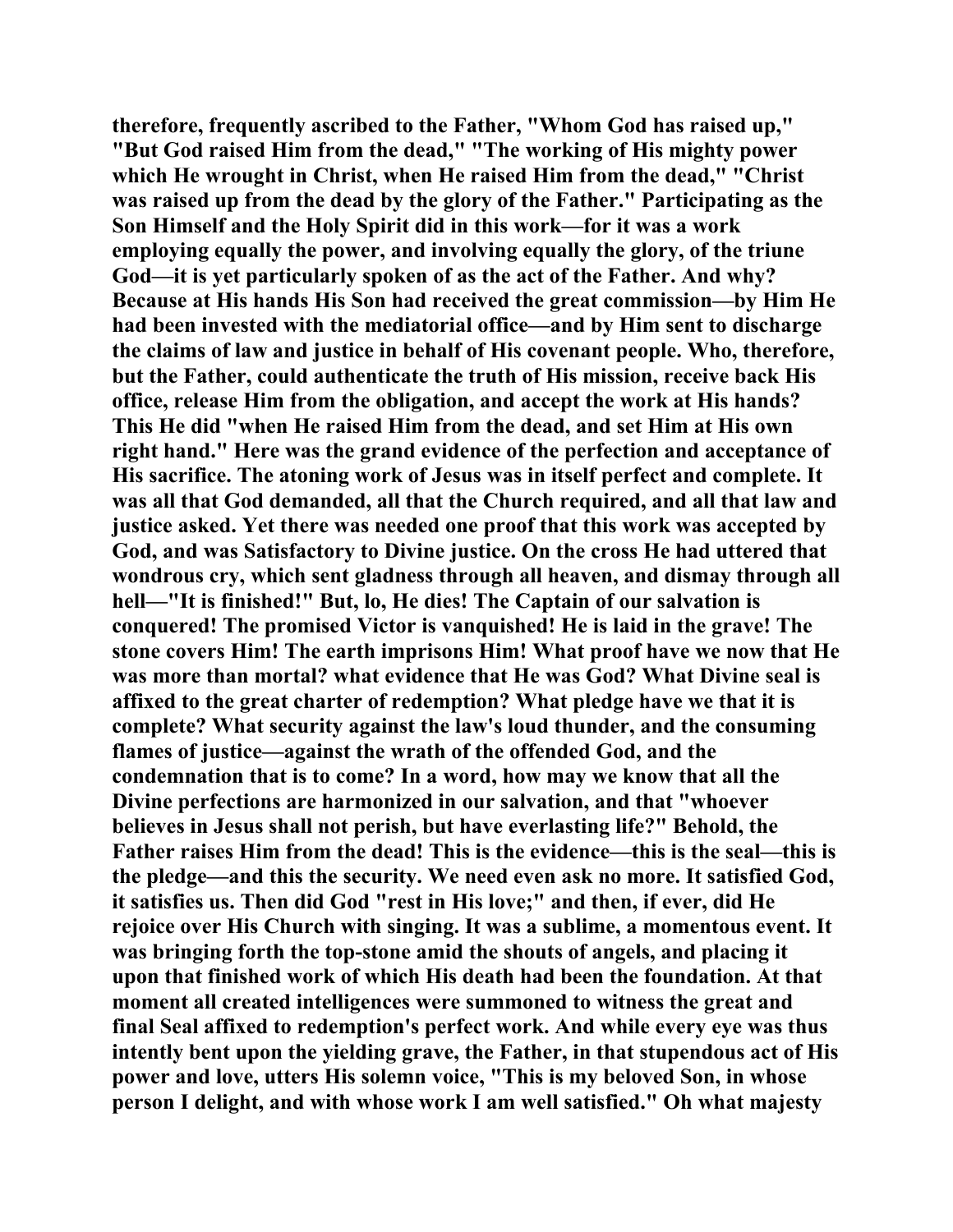therefore, frequently ascribed to the Father, "Whom God has raised up," "But God raised Him from the dead," "The working of His mighty power which He wrought in Christ, when He raised Him from the dead," "Christ was raised up from the dead by the glory of the Father." Participating as the Son Himself and the Holy Spirit did in this work—for it was a work employing equally the power, and involving equally the glory, of the triune God—it is yet particularly spoken of as the act of the Father. And why? Because at His hands His Son had received the great commission—by Him He had been invested with the mediatorial office—and by Him sent to discharge the claims of law and justice in behalf of His covenant people. Who, therefore, but the Father, could authenticate the truth of His mission, receive back His office, release Him from the obligation, and accept the work at His hands? This He did "when He raised Him from the dead, and set Him at His own right hand." Here was the grand evidence of the perfection and acceptance of His sacrifice. The atoning work of Jesus was in itself perfect and complete. It was all that God demanded, all that the Church required, and all that law and justice asked. Yet there was needed one proof that this work was accepted by God, and was Satisfactory to Divine justice. On the cross He had uttered that wondrous cry, which sent gladness through all heaven, and dismay through all hell—"It is finished!" But, lo, He dies! The Captain of our salvation is conquered! The promised Victor is vanquished! He is laid in the grave! The stone covers Him! The earth imprisons Him! What proof have we now that He was more than mortal? what evidence that He was God? What Divine seal is affixed to the great charter of redemption? What pledge have we that it is complete? What security against the law's loud thunder, and the consuming flames of justice—against the wrath of the offended God, and the condemnation that is to come? In a word, how may we know that all the Divine perfections are harmonized in our salvation, and that "whoever believes in Jesus shall not perish, but have everlasting life?" Behold, the Father raises Him from the dead! This is the evidence—this is the seal—this is the pledge—and this the security. We need even ask no more. It satisfied God, it satisfies us. Then did God "rest in His love;" and then, if ever, did He rejoice over His Church with singing. It was a sublime, a momentous event. It was bringing forth the top-stone amid the shouts of angels, and placing it upon that finished work of which His death had been the foundation. At that moment all created intelligences were summoned to witness the great and final Seal affixed to redemption's perfect work. And while every eye was thus intently bent upon the yielding grave, the Father, in that stupendous act of His power and love, utters His solemn voice, "This is my beloved Son, in whose person I delight, and with whose work I am well satisfied." Oh what majesty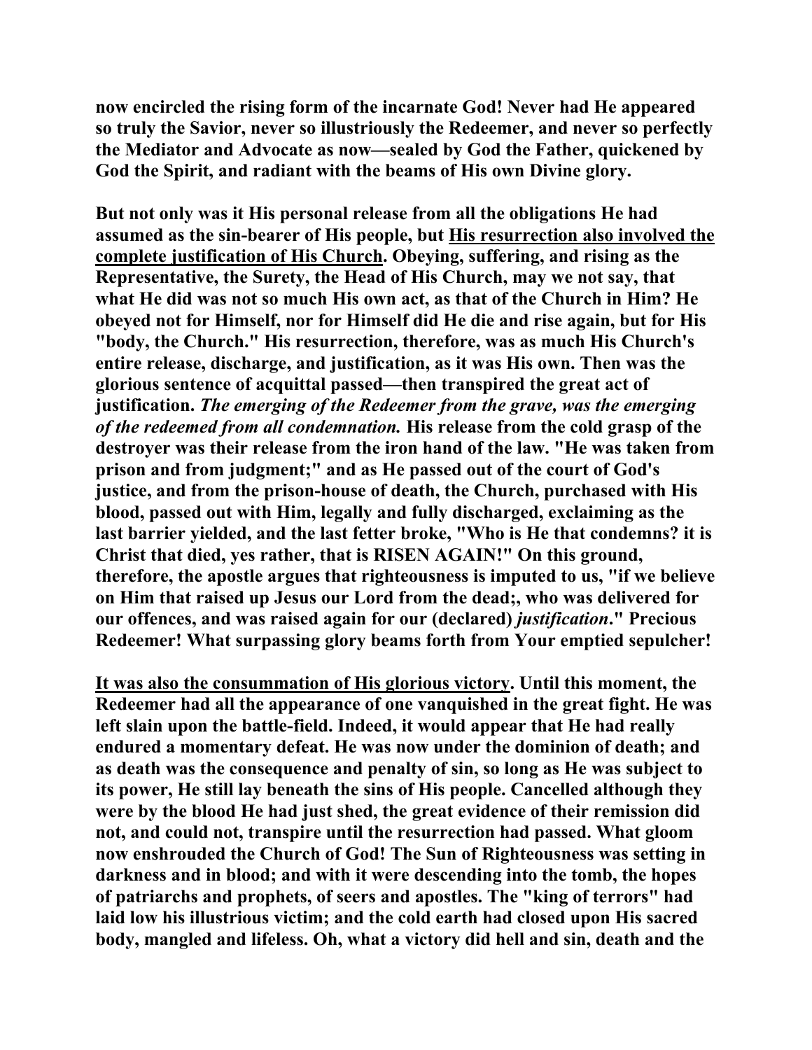**now encircled the rising form of the incarnate God! Never had He appeared so truly the Savior, never so illustriously the Redeemer, and never so perfectly the Mediator and Advocate as now—sealed by God the Father, quickened by God the Spirit, and radiant with the beams of His own Divine glory.**

**But not only was it His personal release from all the obligations He had assumed as the sin-bearer of His people, but <u>His resurrection also involved the complete justification of His Church</u>. Obeying, suffering, and rising as the Representative, the Surety, the Head of His Church, may we not say, that what He did was not so much His own act, as that of the Church in Him? He obeyed not for Himself, nor for Himself did He die and rise again, but for His "body, the Church." His resurrection, therefore, was as much His Church's entire release, discharge, and justification, as it was His own. Then was the glorious sentence of acquittal passed—then transpired the great act of justification. *The emerging of the Redeemer from the grave, was the emerging of the redeemed from all condemnation.* His release from the cold grasp of the destroyer was their release from the iron hand of the law. "He was taken from prison and from judgment;" and as He passed out of the court of God's justice, and from the prison-house of death, the Church, purchased with His blood, passed out with Him, legally and fully discharged, exclaiming as the last barrier yielded, and the last fetter broke, "Who is He that condemns? it is Christ that died, yes rather, that is RISEN AGAIN!" On this ground, therefore, the apostle argues that righteousness is imputed to us, "if we believe on Him that raised up Jesus our Lord from the dead;, who was delivered for our offences, and was raised again for our (declared) *justification*." Precious Redeemer! What surpassing glory beams forth from Your emptied sepulcher!**

**<u>It was also the consummation of His glorious victory</u>. Until this moment, the Redeemer had all the appearance of one vanquished in the great fight. He was left slain upon the battle-field. Indeed, it would appear that He had really endured a momentary defeat. He was now under the dominion of death; and as death was the consequence and penalty of sin, so long as He was subject to its power, He still lay beneath the sins of His people. Cancelled although they were by the blood He had just shed, the great evidence of their remission did not, and could not, transpire until the resurrection had passed. What gloom now enshrouded the Church of God! The Sun of Righteousness was setting in darkness and in blood; and with it were descending into the tomb, the hopes of patriarchs and prophets, of seers and apostles. The "king of terrors" had laid low his illustrious victim; and the cold earth had closed upon His sacred body, mangled and lifeless. Oh, what a victory did hell and sin, death and the**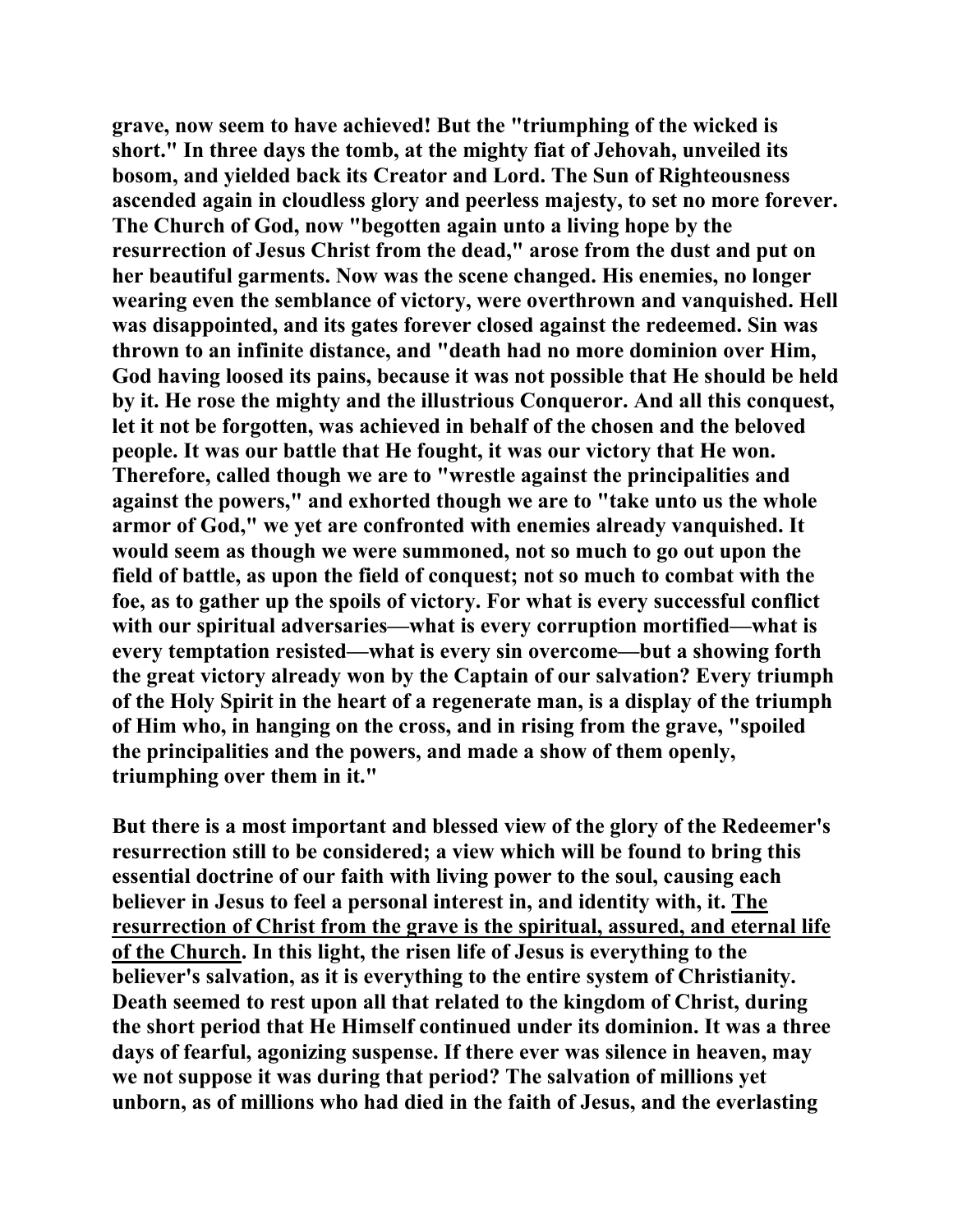**grave, now seem to have achieved! But the "triumphing of the wicked is short." In three days the tomb, at the mighty fiat of Jehovah, unveiled its bosom, and yielded back its Creator and Lord. The Sun of Righteousness ascended again in cloudless glory and peerless majesty, to set no more forever. The Church of God, now "begotten again unto a living hope by the resurrection of Jesus Christ from the dead," arose from the dust and put on her beautiful garments. Now was the scene changed. His enemies, no longer wearing even the semblance of victory, were overthrown and vanquished. Hell was disappointed, and its gates forever closed against the redeemed. Sin was thrown to an infinite distance, and "death had no more dominion over Him, God having loosed its pains, because it was not possible that He should be held by it. He rose the mighty and the illustrious Conqueror. And all this conquest, let it not be forgotten, was achieved in behalf of the chosen and the beloved people. It was our battle that He fought, it was our victory that He won. Therefore, called though we are to "wrestle against the principalities and against the powers," and exhorted though we are to "take unto us the whole armor of God," we yet are confronted with enemies already vanquished. It would seem as though we were summoned, not so much to go out upon the field of battle, as upon the field of conquest; not so much to combat with the foe, as to gather up the spoils of victory. For what is every successful conflict with our spiritual adversaries—what is every corruption mortified—what is every temptation resisted—what is every sin overcome—but a showing forth the great victory already won by the Captain of our salvation? Every triumph of the Holy Spirit in the heart of a regenerate man, is a display of the triumph of Him who, in hanging on the cross, and in rising from the grave, "spoiled the principalities and the powers, and made a show of them openly, triumphing over them in it."**

**But there is a most important and blessed view of the glory of the Redeemer's resurrection still to be considered; a view which will be found to bring this essential doctrine of our faith with living power to the soul, causing each believer in Jesus to feel a personal interest in, and identity with, it. <u>The resurrection of Christ from the grave is the spiritual, assured, and eternal life of the Church</u>. In this light, the risen life of Jesus is everything to the believer's salvation, as it is everything to the entire system of Christianity. Death seemed to rest upon all that related to the kingdom of Christ, during the short period that He Himself continued under its dominion. It was a three days of fearful, agonizing suspense. If there ever was silence in heaven, may we not suppose it was during that period? The salvation of millions yet unborn, as of millions who had died in the faith of Jesus, and the everlasting**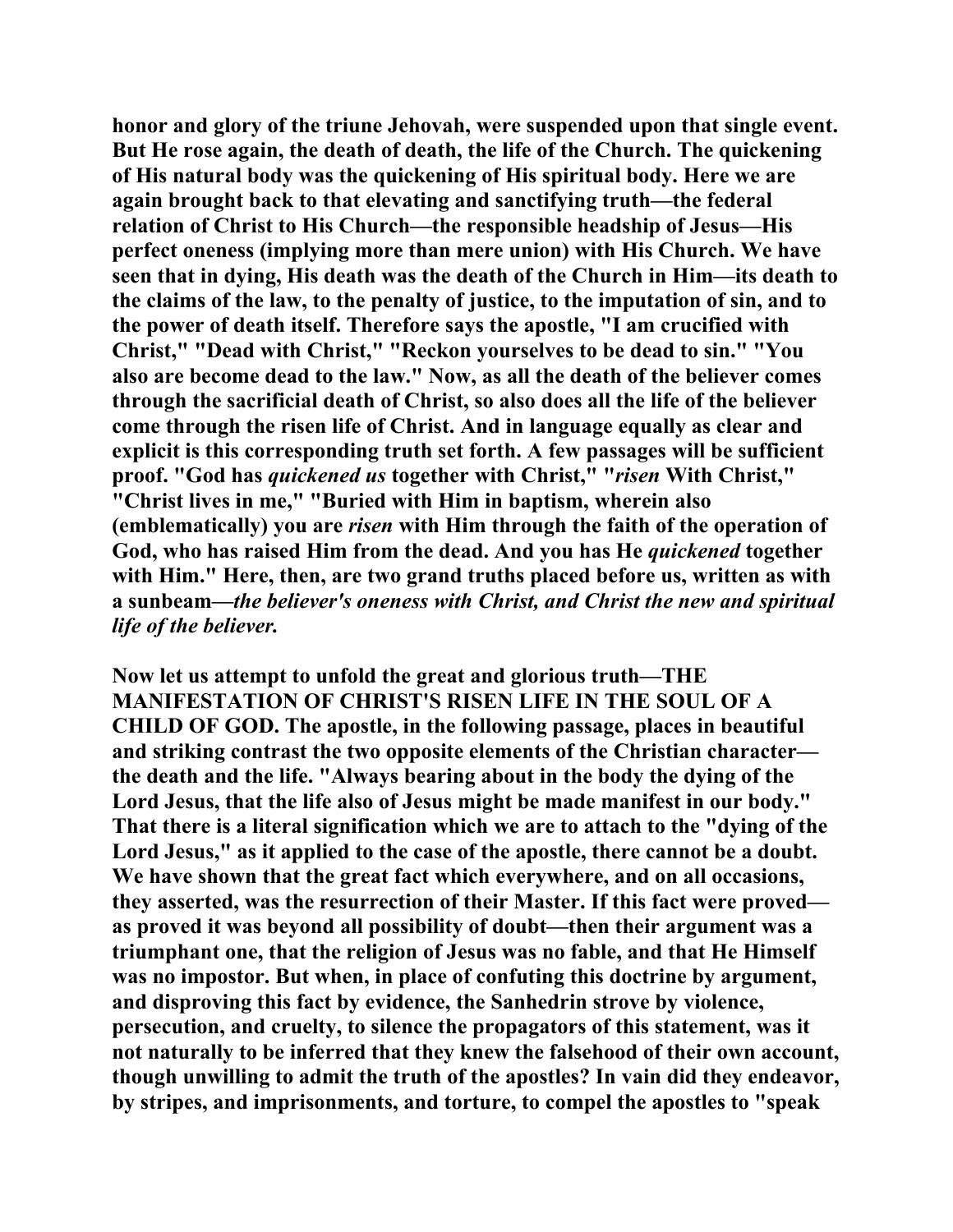honor and glory of the triune Jehovah, were suspended upon that single event. But He rose again, the death of death, the life of the Church. The quickening of His natural body was the quickening of His spiritual body. Here we are again brought back to that elevating and sanctifying truth—the federal relation of Christ to His Church—the responsible headship of Jesus—His perfect oneness (implying more than mere union) with His Church. We have seen that in dying, His death was the death of the Church in Him—its death to the claims of the law, to the penalty of justice, to the imputation of sin, and to the power of death itself. Therefore says the apostle, "I am crucified with Christ," "Dead with Christ," "Reckon yourselves to be dead to sin." "You also are become dead to the law." Now, as all the death of the believer comes through the sacrificial death of Christ, so also does all the life of the believer come through the risen life of Christ. And in language equally as clear and explicit is this corresponding truth set forth. A few passages will be sufficient proof. "God has *quickened us* together with Christ," "*risen* With Christ," "Christ lives in me," "Buried with Him in baptism, wherein also (emblematically) you are *risen* with Him through the faith of the operation of God, who has raised Him from the dead. And you has He *quickened* together with Him." Here, then, are two grand truths placed before us, written as with a sunbeam—*the believer's oneness with Christ, and Christ the new and spiritual life of the believer.*

Now let us attempt to unfold the great and glorious truth—THE MANIFESTATION OF CHRIST'S RISEN LIFE IN THE SOUL OF A CHILD OF GOD. The apostle, in the following passage, places in beautiful and striking contrast the two opposite elements of the Christian character—the death and the life. "Always bearing about in the body the dying of the Lord Jesus, that the life also of Jesus might be made manifest in our body." That there is a literal signification which we are to attach to the "dying of the Lord Jesus," as it applied to the case of the apostle, there cannot be a doubt. We have shown that the great fact which everywhere, and on all occasions, they asserted, was the resurrection of their Master. If this fact were proved—as proved it was beyond all possibility of doubt—then their argument was a triumphant one, that the religion of Jesus was no fable, and that He Himself was no impostor. But when, in place of confuting this doctrine by argument, and disproving this fact by evidence, the Sanhedrin strove by violence, persecution, and cruelty, to silence the propagators of this statement, was it not naturally to be inferred that they knew the falsehood of their own account, though unwilling to admit the truth of the apostles? In vain did they endeavor, by stripes, and imprisonments, and torture, to compel the apostles to "speak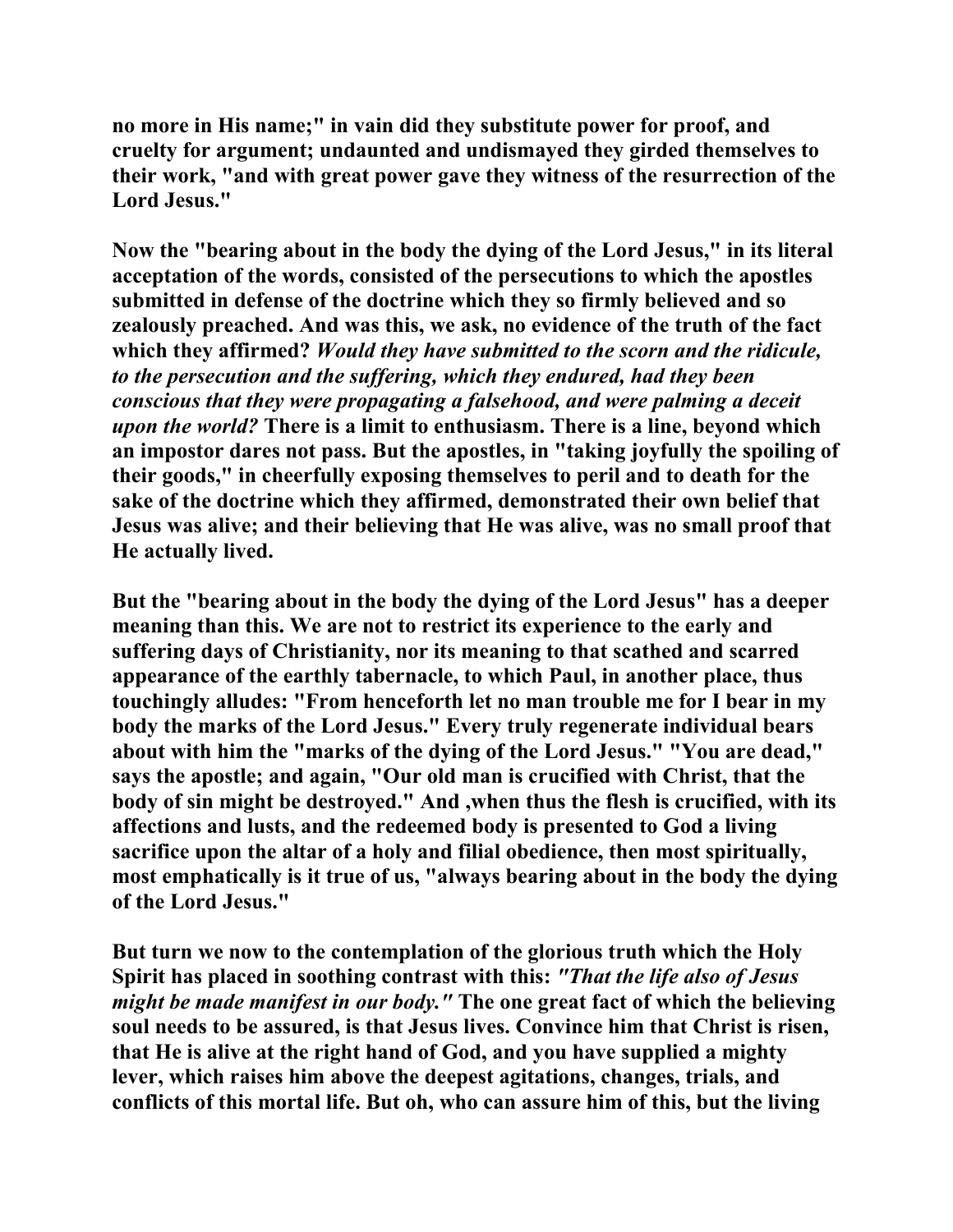no more in His name;" in vain did they substitute power for proof, and cruelty for argument; undaunted and undismayed they girded themselves to their work, "and with great power gave they witness of the resurrection of the Lord Jesus."

Now the "bearing about in the body the dying of the Lord Jesus," in its literal acceptation of the words, consisted of the persecutions to which the apostles submitted in defense of the doctrine which they so firmly believed and so zealously preached. And was this, we ask, no evidence of the truth of the fact which they affirmed? *Would they have submitted to the scorn and the ridicule, to the persecution and the suffering, which they endured, had they been conscious that they were propagating a falsehood, and were palming a deceit upon the world?* There is a limit to enthusiasm. There is a line, beyond which an impostor dares not pass. But the apostles, in "taking joyfully the spoiling of their goods," in cheerfully exposing themselves to peril and to death for the sake of the doctrine which they affirmed, demonstrated their own belief that Jesus was alive; and their believing that He was alive, was no small proof that He actually lived.

But the "bearing about in the body the dying of the Lord Jesus" has a deeper meaning than this. We are not to restrict its experience to the early and suffering days of Christianity, nor its meaning to that scathed and scarred appearance of the earthly tabernacle, to which Paul, in another place, thus touchingly alludes: "From henceforth let no man trouble me for I bear in my body the marks of the Lord Jesus." Every truly regenerate individual bears about with him the "marks of the dying of the Lord Jesus." "You are dead," says the apostle; and again, "Our old man is crucified with Christ, that the body of sin might be destroyed." And ,when thus the flesh is crucified, with its affections and lusts, and the redeemed body is presented to God a living sacrifice upon the altar of a holy and filial obedience, then most spiritually, most emphatically is it true of us, "always bearing about in the body the dying of the Lord Jesus."

But turn we now to the contemplation of the glorious truth which the Holy Spirit has placed in soothing contrast with this: *"That the life also of Jesus might be made manifest in our body."* The one great fact of which the believing soul needs to be assured, is that Jesus lives. Convince him that Christ is risen, that He is alive at the right hand of God, and you have supplied a mighty lever, which raises him above the deepest agitations, changes, trials, and conflicts of this mortal life. But oh, who can assure him of this, but the living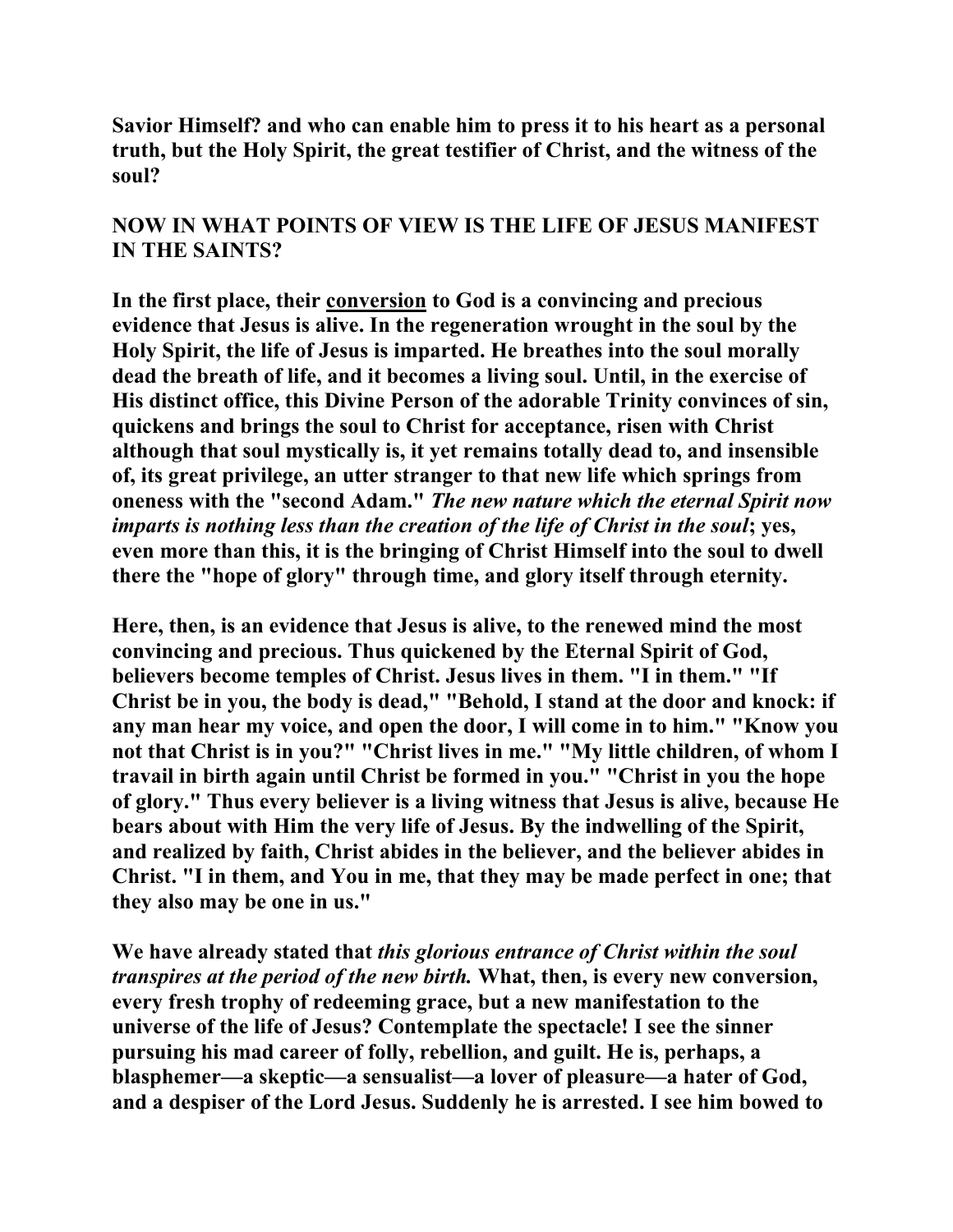**Savior Himself? and who can enable him to press it to his heart as a personal truth, but the Holy Spirit, the great testifier of Christ, and the witness of the soul?**

**NOW IN WHAT POINTS OF VIEW IS THE LIFE OF JESUS MANIFEST IN THE SAINTS?**

**In the first place, their conversion to God is a convincing and precious evidence that Jesus is alive. In the regeneration wrought in the soul by the Holy Spirit, the life of Jesus is imparted. He breathes into the soul morally dead the breath of life, and it becomes a living soul. Until, in the exercise of His distinct office, this Divine Person of the adorable Trinity convinces of sin, quickens and brings the soul to Christ for acceptance, risen with Christ although that soul mystically is, it yet remains totally dead to, and insensible of, its great privilege, an utter stranger to that new life which springs from oneness with the "second Adam."** ***The new nature which the eternal Spirit now imparts is nothing less than the creation of the life of Christ in the soul*****; yes, even more than this, it is the bringing of Christ Himself into the soul to dwell there the "hope of glory" through time, and glory itself through eternity.**

**Here, then, is an evidence that Jesus is alive, to the renewed mind the most convincing and precious. Thus quickened by the Eternal Spirit of God, believers become temples of Christ. Jesus lives in them. "I in them." "If Christ be in you, the body is dead," "Behold, I stand at the door and knock: if any man hear my voice, and open the door, I will come in to him." "Know you not that Christ is in you?" "Christ lives in me." "My little children, of whom I travail in birth again until Christ be formed in you." "Christ in you the hope of glory." Thus every believer is a living witness that Jesus is alive, because He bears about with Him the very life of Jesus. By the indwelling of the Spirit, and realized by faith, Christ abides in the believer, and the believer abides in Christ. "I in them, and You in me, that they may be made perfect in one; that they also may be one in us."**

**We have already stated that** ***this glorious entrance of Christ within the soul transpires at the period of the new birth.*** **What, then, is every new conversion, every fresh trophy of redeeming grace, but a new manifestation to the universe of the life of Jesus? Contemplate the spectacle! I see the sinner pursuing his mad career of folly, rebellion, and guilt. He is, perhaps, a blasphemer—a skeptic—a sensualist—a lover of pleasure—a hater of God, and a despiser of the Lord Jesus. Suddenly he is arrested. I see him bowed to**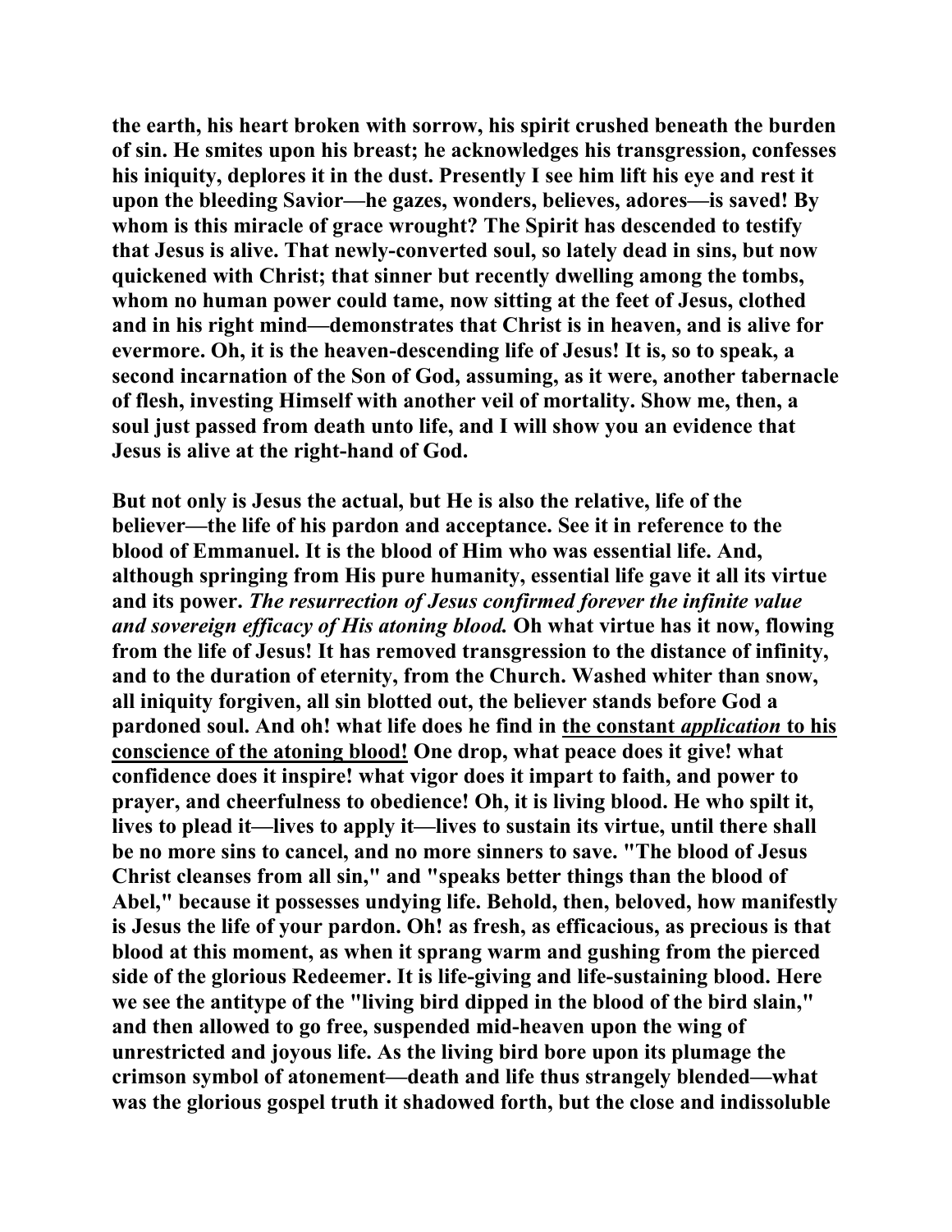**the earth, his heart broken with sorrow, his spirit crushed beneath the burden of sin. He smites upon his breast; he acknowledges his transgression, confesses his iniquity, deplores it in the dust. Presently I see him lift his eye and rest it upon the bleeding Savior—he gazes, wonders, believes, adores—is saved! By whom is this miracle of grace wrought? The Spirit has descended to testify that Jesus is alive. That newly-converted soul, so lately dead in sins, but now quickened with Christ; that sinner but recently dwelling among the tombs, whom no human power could tame, now sitting at the feet of Jesus, clothed and in his right mind—demonstrates that Christ is in heaven, and is alive for evermore. Oh, it is the heaven-descending life of Jesus! It is, so to speak, a second incarnation of the Son of God, assuming, as it were, another tabernacle of flesh, investing Himself with another veil of mortality. Show me, then, a soul just passed from death unto life, and I will show you an evidence that Jesus is alive at the right-hand of God.**

**But not only is Jesus the actual, but He is also the relative, life of the believer—the life of his pardon and acceptance. See it in reference to the blood of Emmanuel. It is the blood of Him who was essential life. And, although springing from His pure humanity, essential life gave it all its virtue and its power. *The resurrection of Jesus confirmed forever the infinite value and sovereign efficacy of His atoning blood.* Oh what virtue has it now, flowing from the life of Jesus! It has removed transgression to the distance of infinity, and to the duration of eternity, from the Church. Washed whiter than snow, all iniquity forgiven, all sin blotted out, the believer stands before God a pardoned soul. And oh! what life does he find in <u>the constant *application* to his conscience of the atoning blood!</u> One drop, what peace does it give! what confidence does it inspire! what vigor does it impart to faith, and power to prayer, and cheerfulness to obedience! Oh, it is living blood. He who spilt it, lives to plead it—lives to apply it—lives to sustain its virtue, until there shall be no more sins to cancel, and no more sinners to save. "The blood of Jesus Christ cleanses from all sin," and "speaks better things than the blood of Abel," because it possesses undying life. Behold, then, beloved, how manifestly is Jesus the life of your pardon. Oh! as fresh, as efficacious, as precious is that blood at this moment, as when it sprang warm and gushing from the pierced side of the glorious Redeemer. It is life-giving and life-sustaining blood. Here we see the antitype of the "living bird dipped in the blood of the bird slain," and then allowed to go free, suspended mid-heaven upon the wing of unrestricted and joyous life. As the living bird bore upon its plumage the crimson symbol of atonement—death and life thus strangely blended—what was the glorious gospel truth it shadowed forth, but the close and indissoluble**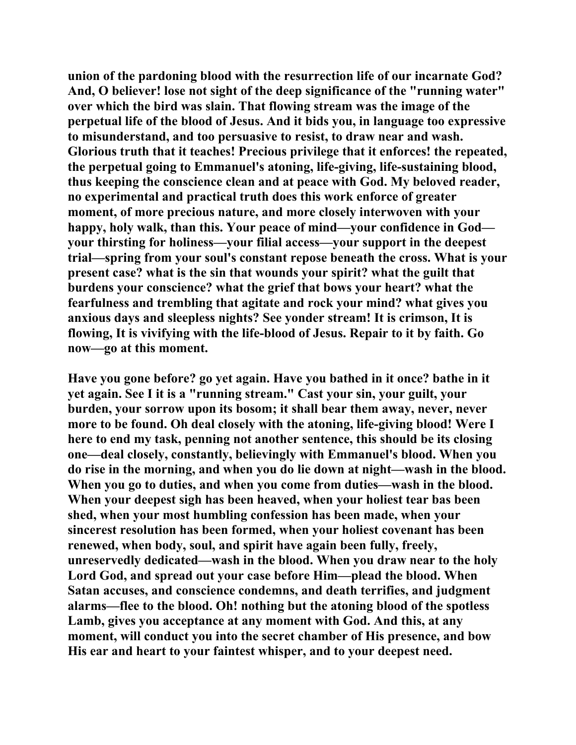union of the pardoning blood with the resurrection life of our incarnate God? And, O believer! lose not sight of the deep significance of the "running water" over which the bird was slain. That flowing stream was the image of the perpetual life of the blood of Jesus. And it bids you, in language too expressive to misunderstand, and too persuasive to resist, to draw near and wash. Glorious truth that it teaches! Precious privilege that it enforces! the repeated, the perpetual going to Emmanuel's atoning, life-giving, life-sustaining blood, thus keeping the conscience clean and at peace with God. My beloved reader, no experimental and practical truth does this work enforce of greater moment, of more precious nature, and more closely interwoven with your happy, holy walk, than this. Your peace of mind—your confidence in God—your thirsting for holiness—your filial access—your support in the deepest trial—spring from your soul's constant repose beneath the cross. What is your present case? what is the sin that wounds your spirit? what the guilt that burdens your conscience? what the grief that bows your heart? what the fearfulness and trembling that agitate and rock your mind? what gives you anxious days and sleepless nights? See yonder stream! It is crimson, It is flowing, It is vivifying with the life-blood of Jesus. Repair to it by faith. Go now—go at this moment.

Have you gone before? go yet again. Have you bathed in it once? bathe in it yet again. See I it is a "running stream." Cast your sin, your guilt, your burden, your sorrow upon its bosom; it shall bear them away, never, never more to be found. Oh deal closely with the atoning, life-giving blood! Were I here to end my task, penning not another sentence, this should be its closing one—deal closely, constantly, believingly with Emmanuel's blood. When you do rise in the morning, and when you do lie down at night—wash in the blood. When you go to duties, and when you come from duties—wash in the blood. When your deepest sigh has been heaved, when your holiest tear bas been shed, when your most humbling confession has been made, when your sincerest resolution has been formed, when your holiest covenant has been renewed, when body, soul, and spirit have again been fully, freely, unreservedly dedicated—wash in the blood. When you draw near to the holy Lord God, and spread out your case before Him—plead the blood. When Satan accuses, and conscience condemns, and death terrifies, and judgment alarms—flee to the blood. Oh! nothing but the atoning blood of the spotless Lamb, gives you acceptance at any moment with God. And this, at any moment, will conduct you into the secret chamber of His presence, and bow His ear and heart to your faintest whisper, and to your deepest need.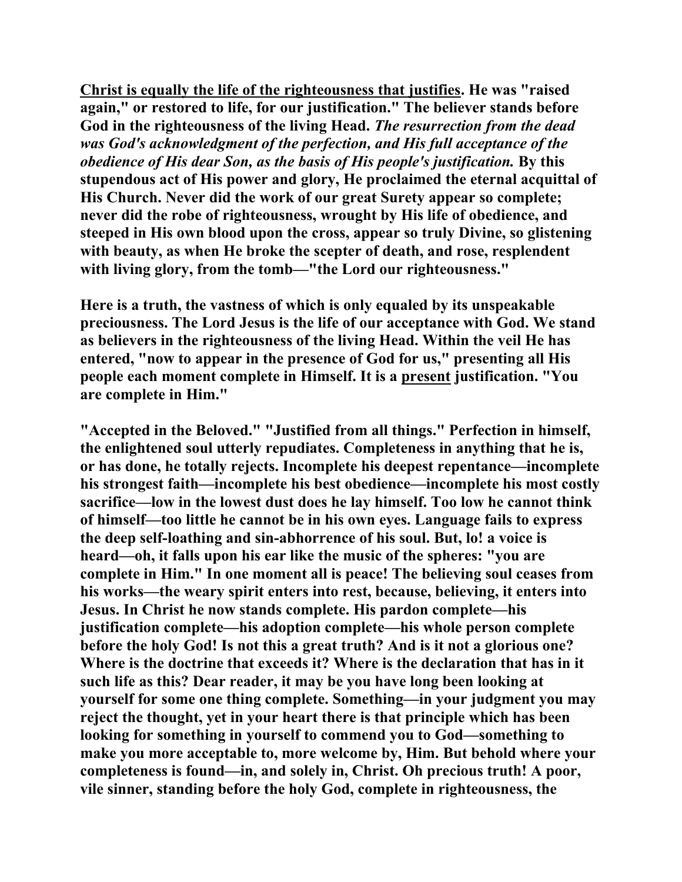**<u>Christ is equally the life of the righteousness that justifies</u>. He was "raised again," or restored to life, for our justification." The believer stands before God in the righteousness of the living Head. *The resurrection from the dead was God's acknowledgment of the perfection, and His full acceptance of the obedience of His dear Son, as the basis of His people's justification.* By this stupendous act of His power and glory, He proclaimed the eternal acquittal of His Church. Never did the work of our great Surety appear so complete; never did the robe of righteousness, wrought by His life of obedience, and steeped in His own blood upon the cross, appear so truly Divine, so glistening with beauty, as when He broke the scepter of death, and rose, resplendent with living glory, from the tomb—"the Lord our righteousness."**

**Here is a truth, the vastness of which is only equaled by its unspeakable preciousness. The Lord Jesus is the life of our acceptance with God. We stand as believers in the righteousness of the living Head. Within the veil He has entered, "now to appear in the presence of God for us," presenting all His people each moment complete in Himself. It is a <u>present</u> justification. "You are complete in Him."**

**"Accepted in the Beloved." "Justified from all things." Perfection in himself, the enlightened soul utterly repudiates. Completeness in anything that he is, or has done, he totally rejects. Incomplete his deepest repentance—incomplete his strongest faith—incomplete his best obedience—incomplete his most costly sacrifice—low in the lowest dust does he lay himself. Too low he cannot think of himself—too little he cannot be in his own eyes. Language fails to express the deep self-loathing and sin-abhorrence of his soul. But, lo! a voice is heard—oh, it falls upon his ear like the music of the spheres: "you are complete in Him." In one moment all is peace! The believing soul ceases from his works—the weary spirit enters into rest, because, believing, it enters into Jesus. In Christ he now stands complete. His pardon complete—his justification complete—his adoption complete—his whole person complete before the holy God! Is not this a great truth? And is it not a glorious one? Where is the doctrine that exceeds it? Where is the declaration that has in it such life as this? Dear reader, it may be you have long been looking at yourself for some one thing complete. Something—in your judgment you may reject the thought, yet in your heart there is that principle which has been looking for something in yourself to commend you to God—something to make you more acceptable to, more welcome by, Him. But behold where your completeness is found—in, and solely in, Christ. Oh precious truth! A poor, vile sinner, standing before the holy God, complete in righteousness, the**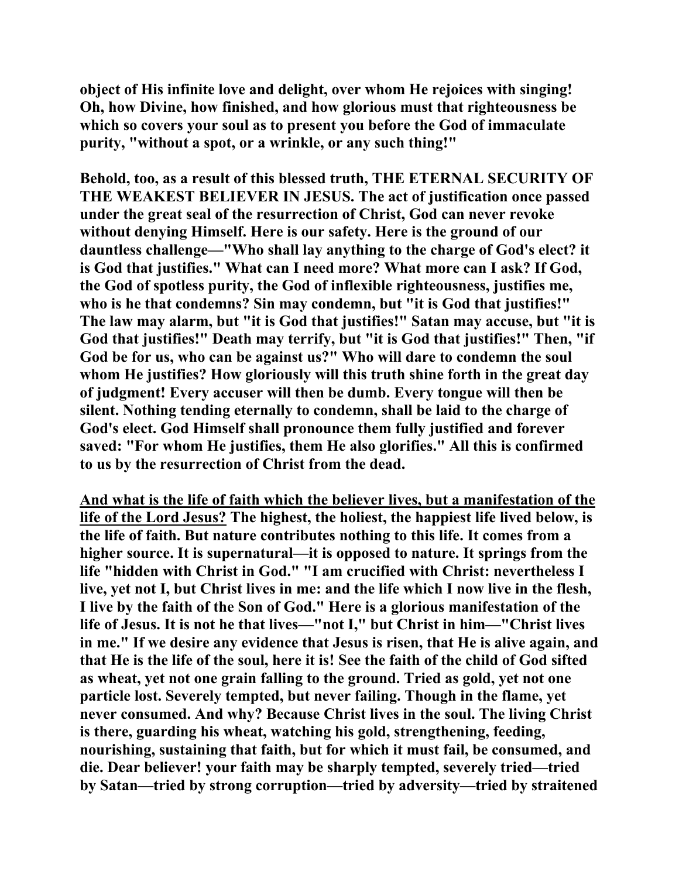**object of His infinite love and delight, over whom He rejoices with singing! Oh, how Divine, how finished, and how glorious must that righteousness be which so covers your soul as to present you before the God of immaculate purity, "without a spot, or a wrinkle, or any such thing!"**

**Behold, too, as a result of this blessed truth, THE ETERNAL SECURITY OF THE WEAKEST BELIEVER IN JESUS. The act of justification once passed under the great seal of the resurrection of Christ, God can never revoke without denying Himself. Here is our safety. Here is the ground of our dauntless challenge—"Who shall lay anything to the charge of God's elect? it is God that justifies." What can I need more? What more can I ask? If God, the God of spotless purity, the God of inflexible righteousness, justifies me, who is he that condemns? Sin may condemn, but "it is God that justifies!" The law may alarm, but "it is God that justifies!" Satan may accuse, but "it is God that justifies!" Death may terrify, but "it is God that justifies!" Then, "if God be for us, who can be against us?" Who will dare to condemn the soul whom He justifies? How gloriously will this truth shine forth in the great day of judgment! Every accuser will then be dumb. Every tongue will then be silent. Nothing tending eternally to condemn, shall be laid to the charge of God's elect. God Himself shall pronounce them fully justified and forever saved: "For whom He justifies, them He also glorifies." All this is confirmed to us by the resurrection of Christ from the dead.**

**<u>And what is the life of faith which the believer lives, but a manifestation of the life of the Lord Jesus?</u> The highest, the holiest, the happiest life lived below, is the life of faith. But nature contributes nothing to this life. It comes from a higher source. It is supernatural—it is opposed to nature. It springs from the life "hidden with Christ in God." "I am crucified with Christ: nevertheless I live, yet not I, but Christ lives in me: and the life which I now live in the flesh, I live by the faith of the Son of God." Here is a glorious manifestation of the life of Jesus. It is not he that lives—"not I," but Christ in him—"Christ lives in me." If we desire any evidence that Jesus is risen, that He is alive again, and that He is the life of the soul, here it is! See the faith of the child of God sifted as wheat, yet not one grain falling to the ground. Tried as gold, yet not one particle lost. Severely tempted, but never failing. Though in the flame, yet never consumed. And why? Because Christ lives in the soul. The living Christ is there, guarding his wheat, watching his gold, strengthening, feeding, nourishing, sustaining that faith, but for which it must fail, be consumed, and die. Dear believer! your faith may be sharply tempted, severely tried—tried by Satan—tried by strong corruption—tried by adversity—tried by straitened**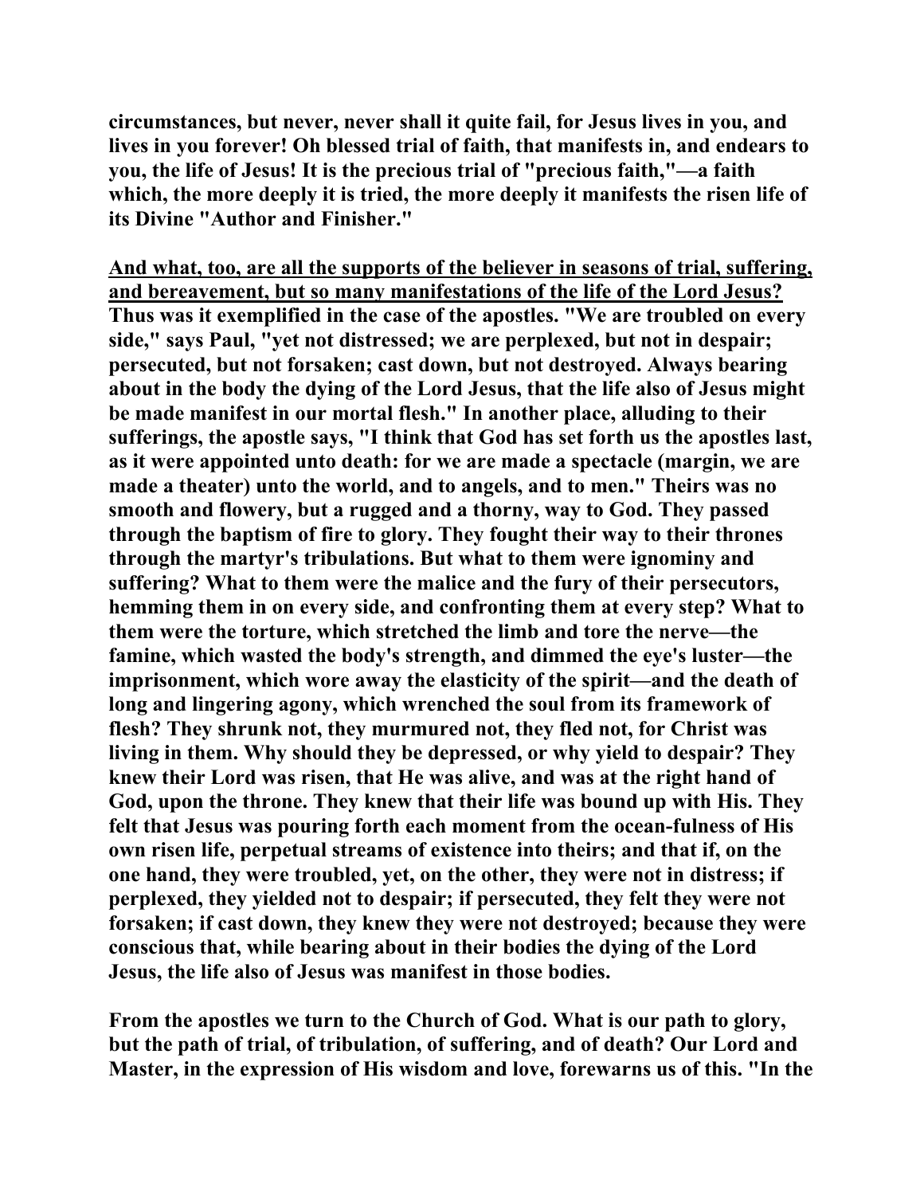**circumstances, but never, never shall it quite fail, for Jesus lives in you, and lives in you forever! Oh blessed trial of faith, that manifests in, and endears to you, the life of Jesus! It is the precious trial of "precious faith,"—a faith which, the more deeply it is tried, the more deeply it manifests the risen life of its Divine "Author and Finisher."**

**<u>And what, too, are all the supports of the believer in seasons of trial, suffering, and bereavement, but so many manifestations of the life of the Lord Jesus?</u> Thus was it exemplified in the case of the apostles. "We are troubled on every side," says Paul, "yet not distressed; we are perplexed, but not in despair; persecuted, but not forsaken; cast down, but not destroyed. Always bearing about in the body the dying of the Lord Jesus, that the life also of Jesus might be made manifest in our mortal flesh." In another place, alluding to their sufferings, the apostle says, "I think that God has set forth us the apostles last, as it were appointed unto death: for we are made a spectacle (margin, we are made a theater) unto the world, and to angels, and to men." Theirs was no smooth and flowery, but a rugged and a thorny, way to God. They passed through the baptism of fire to glory. They fought their way to their thrones through the martyr's tribulations. But what to them were ignominy and suffering? What to them were the malice and the fury of their persecutors, hemming them in on every side, and confronting them at every step? What to them were the torture, which stretched the limb and tore the nerve—the famine, which wasted the body's strength, and dimmed the eye's luster—the imprisonment, which wore away the elasticity of the spirit—and the death of long and lingering agony, which wrenched the soul from its framework of flesh? They shrunk not, they murmured not, they fled not, for Christ was living in them. Why should they be depressed, or why yield to despair? They knew their Lord was risen, that He was alive, and was at the right hand of God, upon the throne. They knew that their life was bound up with His. They felt that Jesus was pouring forth each moment from the ocean-fulness of His own risen life, perpetual streams of existence into theirs; and that if, on the one hand, they were troubled, yet, on the other, they were not in distress; if perplexed, they yielded not to despair; if persecuted, they felt they were not forsaken; if cast down, they knew they were not destroyed; because they were conscious that, while bearing about in their bodies the dying of the Lord Jesus, the life also of Jesus was manifest in those bodies.**

**From the apostles we turn to the Church of God. What is our path to glory, but the path of trial, of tribulation, of suffering, and of death? Our Lord and Master, in the expression of His wisdom and love, forewarns us of this. "In the**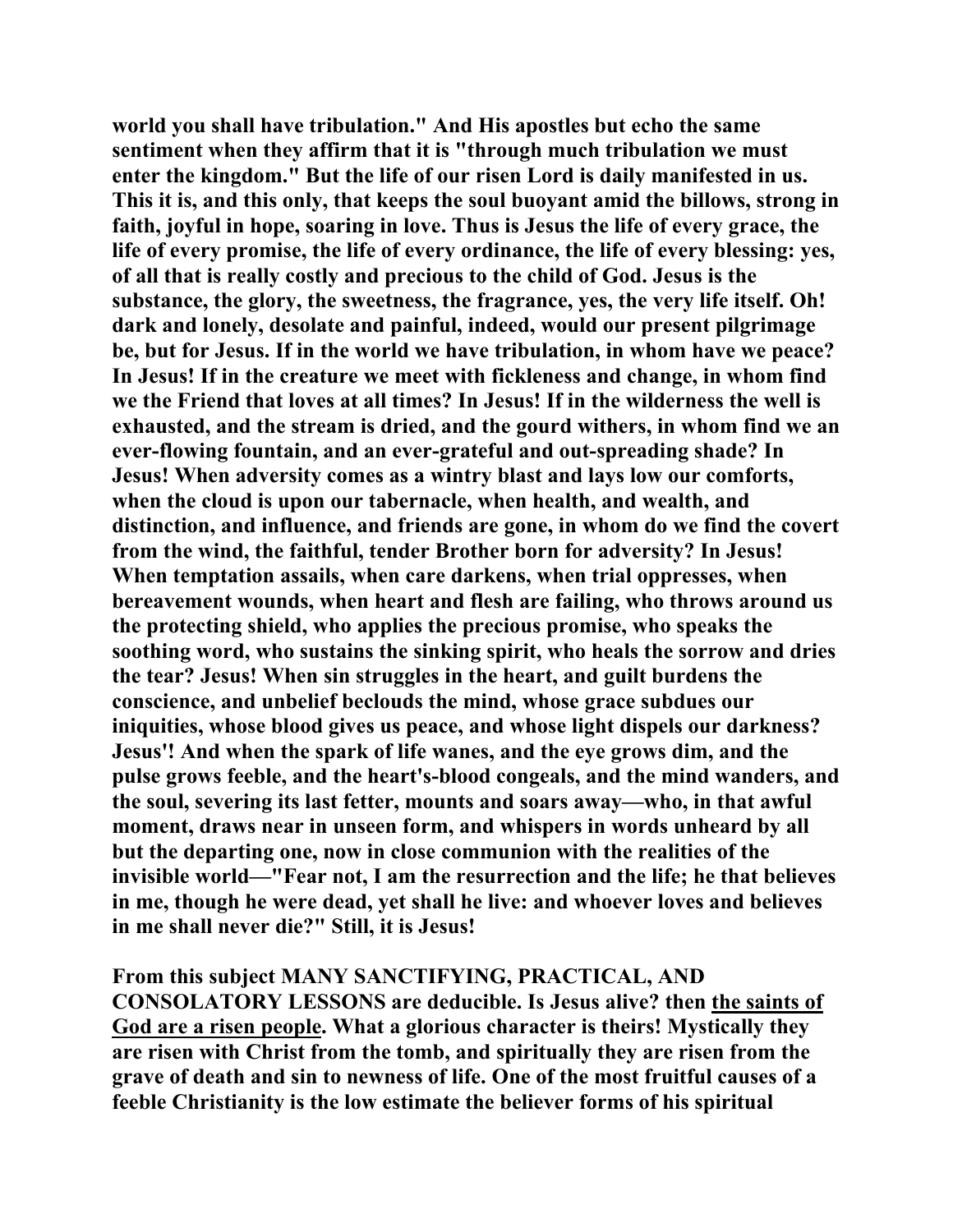**world you shall have tribulation." And His apostles but echo the same sentiment when they affirm that it is "through much tribulation we must enter the kingdom." But the life of our risen Lord is daily manifested in us. This it is, and this only, that keeps the soul buoyant amid the billows, strong in faith, joyful in hope, soaring in love. Thus is Jesus the life of every grace, the life of every promise, the life of every ordinance, the life of every blessing: yes, of all that is really costly and precious to the child of God. Jesus is the substance, the glory, the sweetness, the fragrance, yes, the very life itself. Oh! dark and lonely, desolate and painful, indeed, would our present pilgrimage be, but for Jesus. If in the world we have tribulation, in whom have we peace? In Jesus! If in the creature we meet with fickleness and change, in whom find we the Friend that loves at all times? In Jesus! If in the wilderness the well is exhausted, and the stream is dried, and the gourd withers, in whom find we an ever-flowing fountain, and an ever-grateful and out-spreading shade? In Jesus! When adversity comes as a wintry blast and lays low our comforts, when the cloud is upon our tabernacle, when health, and wealth, and distinction, and influence, and friends are gone, in whom do we find the covert from the wind, the faithful, tender Brother born for adversity? In Jesus! When temptation assails, when care darkens, when trial oppresses, when bereavement wounds, when heart and flesh are failing, who throws around us the protecting shield, who applies the precious promise, who speaks the soothing word, who sustains the sinking spirit, who heals the sorrow and dries the tear? Jesus! When sin struggles in the heart, and guilt burdens the conscience, and unbelief beclouds the mind, whose grace subdues our iniquities, whose blood gives us peace, and whose light dispels our darkness? Jesus'! And when the spark of life wanes, and the eye grows dim, and the pulse grows feeble, and the heart's-blood congeals, and the mind wanders, and the soul, severing its last fetter, mounts and soars away—who, in that awful moment, draws near in unseen form, and whispers in words unheard by all but the departing one, now in close communion with the realities of the invisible world—"Fear not, I am the resurrection and the life; he that believes in me, though he were dead, yet shall he live: and whoever loves and believes in me shall never die?" Still, it is Jesus!**

**From this subject MANY SANCTIFYING, PRACTICAL, AND CONSOLATORY LESSONS are deducible. Is Jesus alive? then <u>the saints of God are a risen people</u>. What a glorious character is theirs! Mystically they are risen with Christ from the tomb, and spiritually they are risen from the grave of death and sin to newness of life. One of the most fruitful causes of a feeble Christianity is the low estimate the believer forms of his spiritual**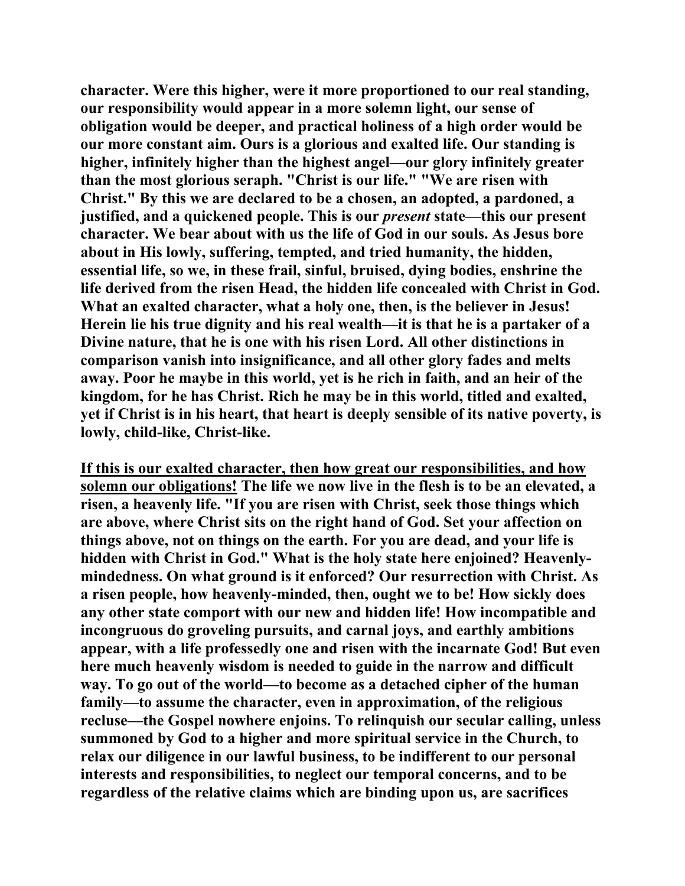**character. Were this higher, were it more proportioned to our real standing, our responsibility would appear in a more solemn light, our sense of obligation would be deeper, and practical holiness of a high order would be our more constant aim. Ours is a glorious and exalted life. Our standing is higher, infinitely higher than the highest angel—our glory infinitely greater than the most glorious seraph. "Christ is our life." "We are risen with Christ." By this we are declared to be a chosen, an adopted, a pardoned, a justified, and a quickened people. This is our *present* state—this our present character. We bear about with us the life of God in our souls. As Jesus bore about in His lowly, suffering, tempted, and tried humanity, the hidden, essential life, so we, in these frail, sinful, bruised, dying bodies, enshrine the life derived from the risen Head, the hidden life concealed with Christ in God. What an exalted character, what a holy one, then, is the believer in Jesus! Herein lie his true dignity and his real wealth—it is that he is a partaker of a Divine nature, that he is one with his risen Lord. All other distinctions in comparison vanish into insignificance, and all other glory fades and melts away. Poor he maybe in this world, yet is he rich in faith, and an heir of the kingdom, for he has Christ. Rich he may be in this world, titled and exalted, yet if Christ is in his heart, that heart is deeply sensible of its native poverty, is lowly, child-like, Christ-like.**

**<u>If this is our exalted character, then how great our responsibilities, and how solemn our obligations!</u> The life we now live in the flesh is to be an elevated, a risen, a heavenly life. "If you are risen with Christ, seek those things which are above, where Christ sits on the right hand of God. Set your affection on things above, not on things on the earth. For you are dead, and your life is hidden with Christ in God." What is the holy state here enjoined? Heavenly-mindedness. On what ground is it enforced? Our resurrection with Christ. As a risen people, how heavenly-minded, then, ought we to be! How sickly does any other state comport with our new and hidden life! How incompatible and incongruous do groveling pursuits, and carnal joys, and earthly ambitions appear, with a life professedly one and risen with the incarnate God! But even here much heavenly wisdom is needed to guide in the narrow and difficult way. To go out of the world—to become as a detached cipher of the human family—to assume the character, even in approximation, of the religious recluse—the Gospel nowhere enjoins. To relinquish our secular calling, unless summoned by God to a higher and more spiritual service in the Church, to relax our diligence in our lawful business, to be indifferent to our personal interests and responsibilities, to neglect our temporal concerns, and to be regardless of the relative claims which are binding upon us, are sacrifices**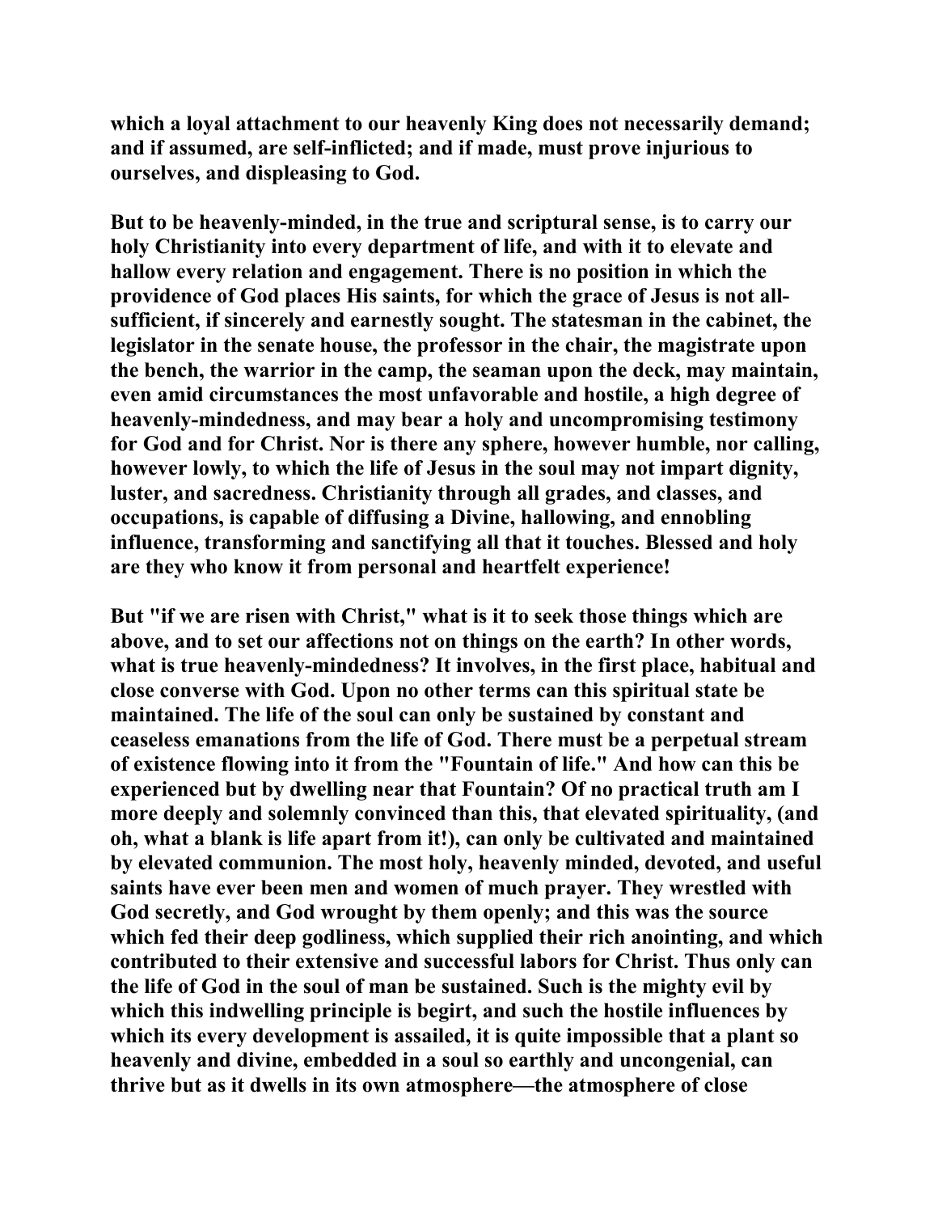**which a loyal attachment to our heavenly King does not necessarily demand; and if assumed, are self-inflicted; and if made, must prove injurious to ourselves, and displeasing to God.**

**But to be heavenly-minded, in the true and scriptural sense, is to carry our holy Christianity into every department of life, and with it to elevate and hallow every relation and engagement. There is no position in which the providence of God places His saints, for which the grace of Jesus is not all-sufficient, if sincerely and earnestly sought. The statesman in the cabinet, the legislator in the senate house, the professor in the chair, the magistrate upon the bench, the warrior in the camp, the seaman upon the deck, may maintain, even amid circumstances the most unfavorable and hostile, a high degree of heavenly-mindedness, and may bear a holy and uncompromising testimony for God and for Christ. Nor is there any sphere, however humble, nor calling, however lowly, to which the life of Jesus in the soul may not impart dignity, luster, and sacredness. Christianity through all grades, and classes, and occupations, is capable of diffusing a Divine, hallowing, and ennobling influence, transforming and sanctifying all that it touches. Blessed and holy are they who know it from personal and heartfelt experience!**

**But "if we are risen with Christ," what is it to seek those things which are above, and to set our affections not on things on the earth? In other words, what is true heavenly-mindedness? It involves, in the first place, habitual and close converse with God. Upon no other terms can this spiritual state be maintained. The life of the soul can only be sustained by constant and ceaseless emanations from the life of God. There must be a perpetual stream of existence flowing into it from the "Fountain of life." And how can this be experienced but by dwelling near that Fountain? Of no practical truth am I more deeply and solemnly convinced than this, that elevated spirituality, (and oh, what a blank is life apart from it!), can only be cultivated and maintained by elevated communion. The most holy, heavenly minded, devoted, and useful saints have ever been men and women of much prayer. They wrestled with God secretly, and God wrought by them openly; and this was the source which fed their deep godliness, which supplied their rich anointing, and which contributed to their extensive and successful labors for Christ. Thus only can the life of God in the soul of man be sustained. Such is the mighty evil by which this indwelling principle is begirt, and such the hostile influences by which its every development is assailed, it is quite impossible that a plant so heavenly and divine, embedded in a soul so earthly and uncongenial, can thrive but as it dwells in its own atmosphere—the atmosphere of close**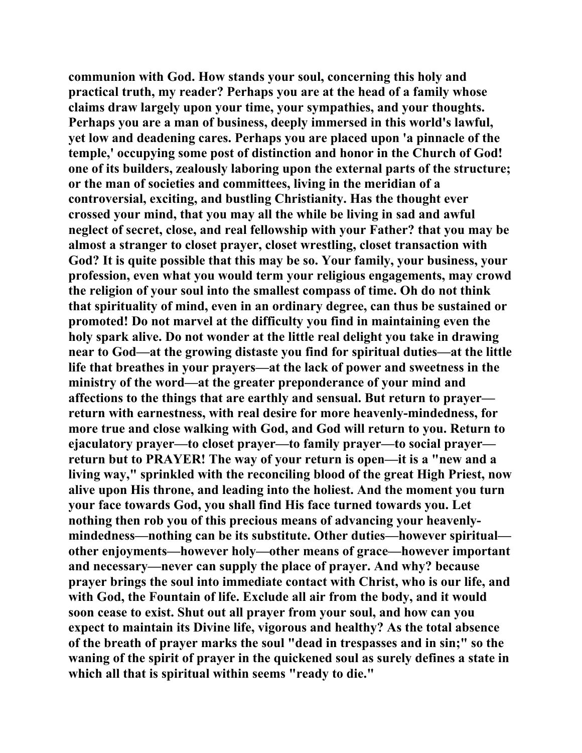**communion with God. How stands your soul, concerning this holy and practical truth, my reader? Perhaps you are at the head of a family whose claims draw largely upon your time, your sympathies, and your thoughts. Perhaps you are a man of business, deeply immersed in this world's lawful, yet low and deadening cares. Perhaps you are placed upon 'a pinnacle of the temple,' occupying some post of distinction and honor in the Church of God! one of its builders, zealously laboring upon the external parts of the structure; or the man of societies and committees, living in the meridian of a controversial, exciting, and bustling Christianity. Has the thought ever crossed your mind, that you may all the while be living in sad and awful neglect of secret, close, and real fellowship with your Father? that you may be almost a stranger to closet prayer, closet wrestling, closet transaction with God? It is quite possible that this may be so. Your family, your business, your profession, even what you would term your religious engagements, may crowd the religion of your soul into the smallest compass of time. Oh do not think that spirituality of mind, even in an ordinary degree, can thus be sustained or promoted! Do not marvel at the difficulty you find in maintaining even the holy spark alive. Do not wonder at the little real delight you take in drawing near to God—at the growing distaste you find for spiritual duties—at the little life that breathes in your prayers—at the lack of power and sweetness in the ministry of the word—at the greater preponderance of your mind and affections to the things that are earthly and sensual. But return to prayer—return with earnestness, with real desire for more heavenly-mindedness, for more true and close walking with God, and God will return to you. Return to ejaculatory prayer—to closet prayer—to family prayer—to social prayer—return but to PRAYER! The way of your return is open—it is a "new and a living way," sprinkled with the reconciling blood of the great High Priest, now alive upon His throne, and leading into the holiest. And the moment you turn your face towards God, you shall find His face turned towards you. Let nothing then rob you of this precious means of advancing your heavenly-mindedness—nothing can be its substitute. Other duties—however spiritual—other enjoyments—however holy—other means of grace—however important and necessary—never can supply the place of prayer. And why? because prayer brings the soul into immediate contact with Christ, who is our life, and with God, the Fountain of life. Exclude all air from the body, and it would soon cease to exist. Shut out all prayer from your soul, and how can you expect to maintain its Divine life, vigorous and healthy? As the total absence of the breath of prayer marks the soul "dead in trespasses and in sin;" so the waning of the spirit of prayer in the quickened soul as surely defines a state in which all that is spiritual within seems "ready to die."**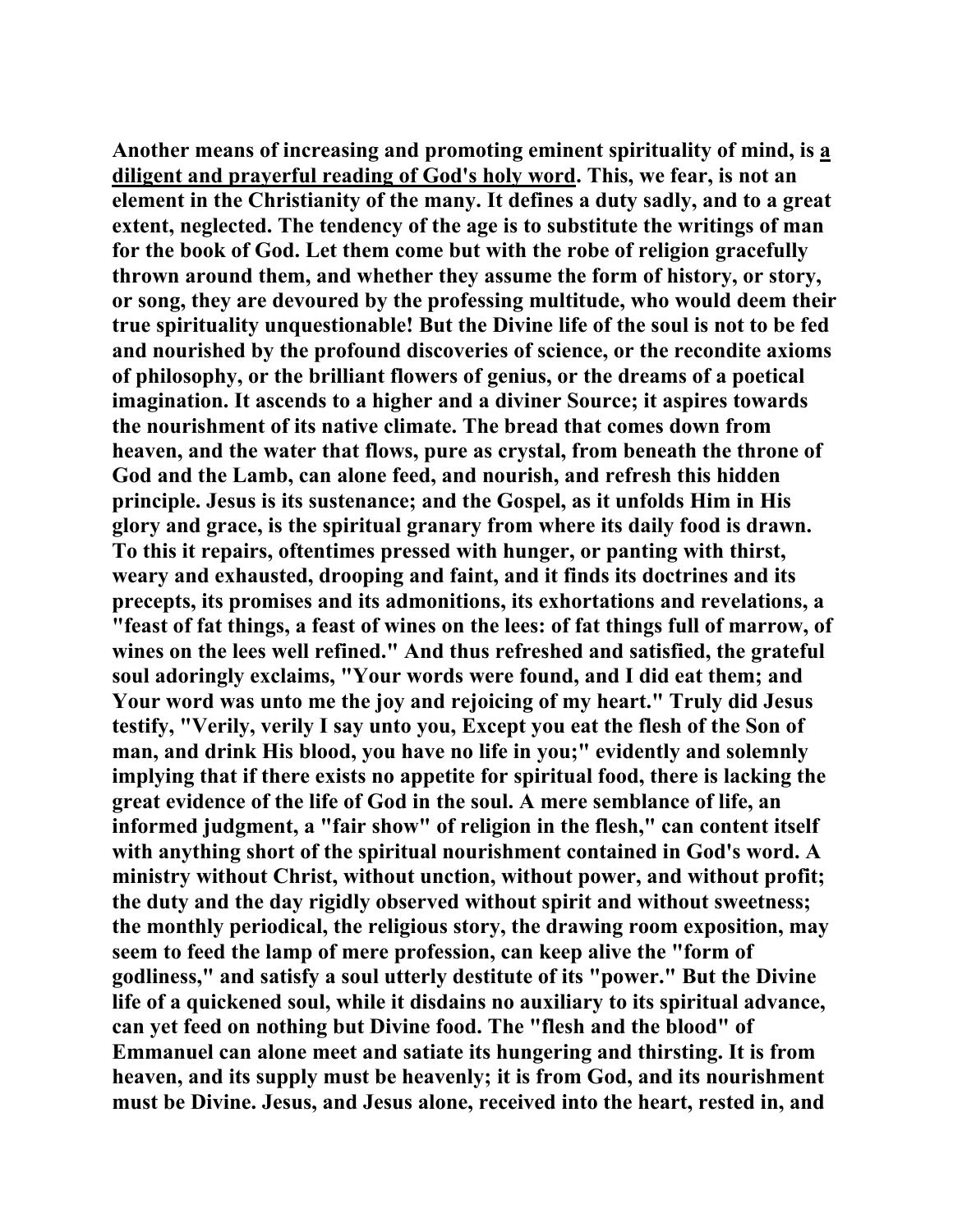**Another means of increasing and promoting eminent spirituality of mind, is a diligent and prayerful reading of God's holy word. This, we fear, is not an element in the Christianity of the many. It defines a duty sadly, and to a great extent, neglected. The tendency of the age is to substitute the writings of man for the book of God. Let them come but with the robe of religion gracefully thrown around them, and whether they assume the form of history, or story, or song, they are devoured by the professing multitude, who would deem their true spirituality unquestionable! But the Divine life of the soul is not to be fed and nourished by the profound discoveries of science, or the recondite axioms of philosophy, or the brilliant flowers of genius, or the dreams of a poetical imagination. It ascends to a higher and a diviner Source; it aspires towards the nourishment of its native climate. The bread that comes down from heaven, and the water that flows, pure as crystal, from beneath the throne of God and the Lamb, can alone feed, and nourish, and refresh this hidden principle. Jesus is its sustenance; and the Gospel, as it unfolds Him in His glory and grace, is the spiritual granary from where its daily food is drawn. To this it repairs, oftentimes pressed with hunger, or panting with thirst, weary and exhausted, drooping and faint, and it finds its doctrines and its precepts, its promises and its admonitions, its exhortations and revelations, a "feast of fat things, a feast of wines on the lees: of fat things full of marrow, of wines on the lees well refined." And thus refreshed and satisfied, the grateful soul adoringly exclaims, "Your words were found, and I did eat them; and Your word was unto me the joy and rejoicing of my heart." Truly did Jesus testify, "Verily, verily I say unto you, Except you eat the flesh of the Son of man, and drink His blood, you have no life in you;" evidently and solemnly implying that if there exists no appetite for spiritual food, there is lacking the great evidence of the life of God in the soul. A mere semblance of life, an informed judgment, a "fair show" of religion in the flesh," can content itself with anything short of the spiritual nourishment contained in God's word. A ministry without Christ, without unction, without power, and without profit; the duty and the day rigidly observed without spirit and without sweetness; the monthly periodical, the religious story, the drawing room exposition, may seem to feed the lamp of mere profession, can keep alive the "form of godliness," and satisfy a soul utterly destitute of its "power." But the Divine life of a quickened soul, while it disdains no auxiliary to its spiritual advance, can yet feed on nothing but Divine food. The "flesh and the blood" of Emmanuel can alone meet and satiate its hungering and thirsting. It is from heaven, and its supply must be heavenly; it is from God, and its nourishment must be Divine. Jesus, and Jesus alone, received into the heart, rested in, and**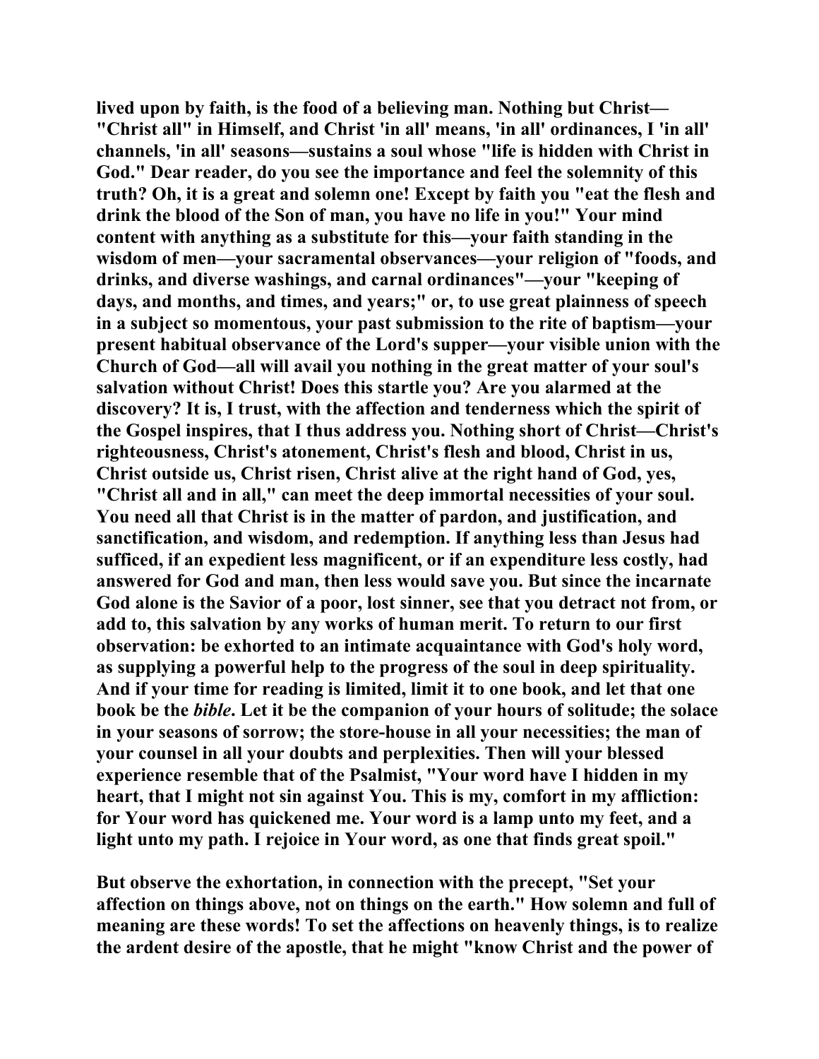lived upon by faith, is the food of a believing man. Nothing but Christ—"Christ all" in Himself, and Christ 'in all' means, 'in all' ordinances, I 'in all' channels, 'in all' seasons—sustains a soul whose "life is hidden with Christ in God." Dear reader, do you see the importance and feel the solemnity of this truth? Oh, it is a great and solemn one! Except by faith you "eat the flesh and drink the blood of the Son of man, you have no life in you!" Your mind content with anything as a substitute for this—your faith standing in the wisdom of men—your sacramental observances—your religion of "foods, and drinks, and diverse washings, and carnal ordinances"—your "keeping of days, and months, and times, and years;" or, to use great plainness of speech in a subject so momentous, your past submission to the rite of baptism—your present habitual observance of the Lord's supper—your visible union with the Church of God—all will avail you nothing in the great matter of your soul's salvation without Christ! Does this startle you? Are you alarmed at the discovery? It is, I trust, with the affection and tenderness which the spirit of the Gospel inspires, that I thus address you. Nothing short of Christ—Christ's righteousness, Christ's atonement, Christ's flesh and blood, Christ in us, Christ outside us, Christ risen, Christ alive at the right hand of God, yes, "Christ all and in all," can meet the deep immortal necessities of your soul. You need all that Christ is in the matter of pardon, and justification, and sanctification, and wisdom, and redemption. If anything less than Jesus had sufficed, if an expedient less magnificent, or if an expenditure less costly, had answered for God and man, then less would save you. But since the incarnate God alone is the Savior of a poor, lost sinner, see that you detract not from, or add to, this salvation by any works of human merit. To return to our first observation: be exhorted to an intimate acquaintance with God's holy word, as supplying a powerful help to the progress of the soul in deep spirituality. And if your time for reading is limited, limit it to one book, and let that one book be the *bible*. Let it be the companion of your hours of solitude; the solace in your seasons of sorrow; the store-house in all your necessities; the man of your counsel in all your doubts and perplexities. Then will your blessed experience resemble that of the Psalmist, "Your word have I hidden in my heart, that I might not sin against You. This is my, comfort in my affliction: for Your word has quickened me. Your word is a lamp unto my feet, and a light unto my path. I rejoice in Your word, as one that finds great spoil."

But observe the exhortation, in connection with the precept, "Set your affection on things above, not on things on the earth." How solemn and full of meaning are these words! To set the affections on heavenly things, is to realize the ardent desire of the apostle, that he might "know Christ and the power of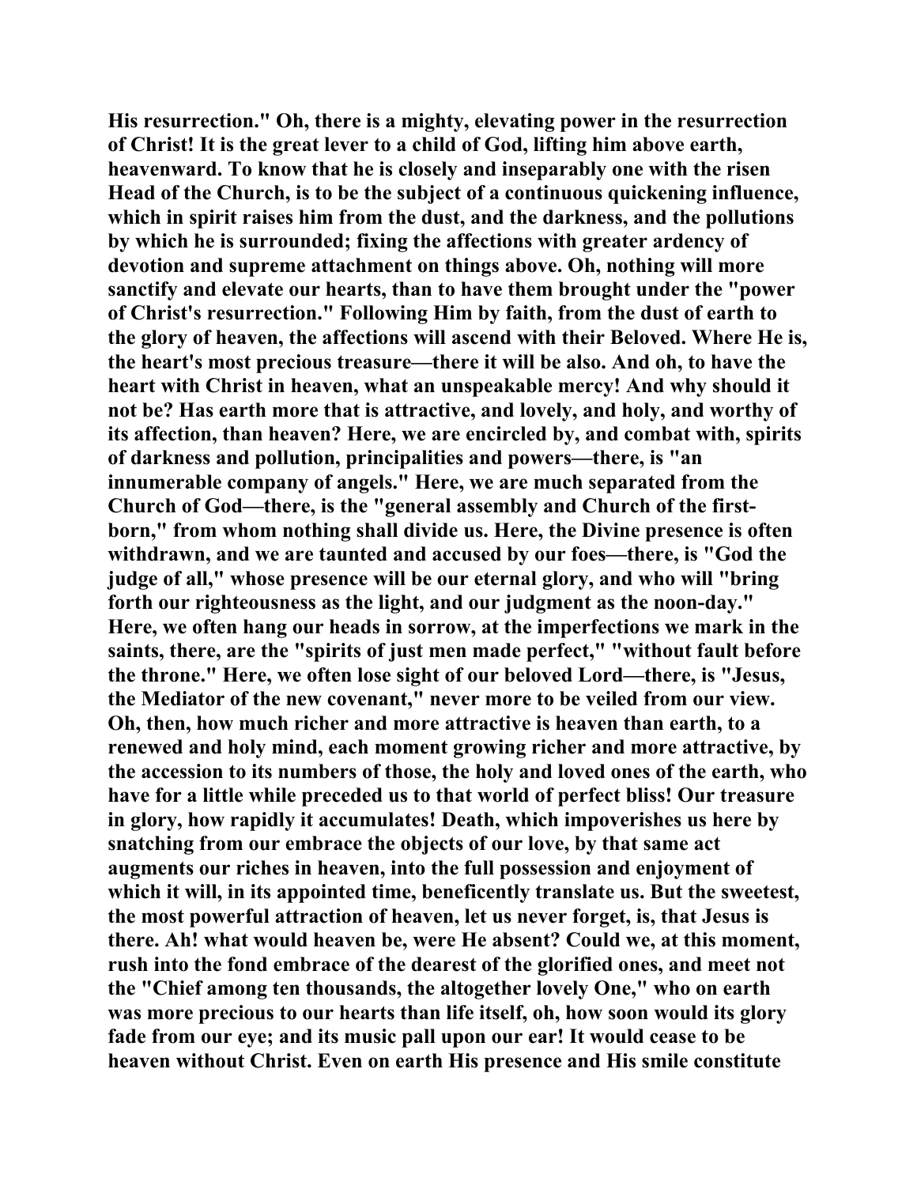His resurrection." Oh, there is a mighty, elevating power in the resurrection of Christ! It is the great lever to a child of God, lifting him above earth, heavenward. To know that he is closely and inseparably one with the risen Head of the Church, is to be the subject of a continuous quickening influence, which in spirit raises him from the dust, and the darkness, and the pollutions by which he is surrounded; fixing the affections with greater ardency of devotion and supreme attachment on things above. Oh, nothing will more sanctify and elevate our hearts, than to have them brought under the "power of Christ's resurrection." Following Him by faith, from the dust of earth to the glory of heaven, the affections will ascend with their Beloved. Where He is, the heart's most precious treasure—there it will be also. And oh, to have the heart with Christ in heaven, what an unspeakable mercy! And why should it not be? Has earth more that is attractive, and lovely, and holy, and worthy of its affection, than heaven? Here, we are encircled by, and combat with, spirits of darkness and pollution, principalities and powers—there, is "an innumerable company of angels." Here, we are much separated from the Church of God—there, is the "general assembly and Church of the first-born," from whom nothing shall divide us. Here, the Divine presence is often withdrawn, and we are taunted and accused by our foes—there, is "God the judge of all," whose presence will be our eternal glory, and who will "bring forth our righteousness as the light, and our judgment as the noon-day." Here, we often hang our heads in sorrow, at the imperfections we mark in the saints, there, are the "spirits of just men made perfect," "without fault before the throne." Here, we often lose sight of our beloved Lord—there, is "Jesus, the Mediator of the new covenant," never more to be veiled from our view. Oh, then, how much richer and more attractive is heaven than earth, to a renewed and holy mind, each moment growing richer and more attractive, by the accession to its numbers of those, the holy and loved ones of the earth, who have for a little while preceded us to that world of perfect bliss! Our treasure in glory, how rapidly it accumulates! Death, which impoverishes us here by snatching from our embrace the objects of our love, by that same act augments our riches in heaven, into the full possession and enjoyment of which it will, in its appointed time, beneficently translate us. But the sweetest, the most powerful attraction of heaven, let us never forget, is, that Jesus is there. Ah! what would heaven be, were He absent? Could we, at this moment, rush into the fond embrace of the dearest of the glorified ones, and meet not the "Chief among ten thousands, the altogether lovely One," who on earth was more precious to our hearts than life itself, oh, how soon would its glory fade from our eye; and its music pall upon our ear! It would cease to be heaven without Christ. Even on earth His presence and His smile constitute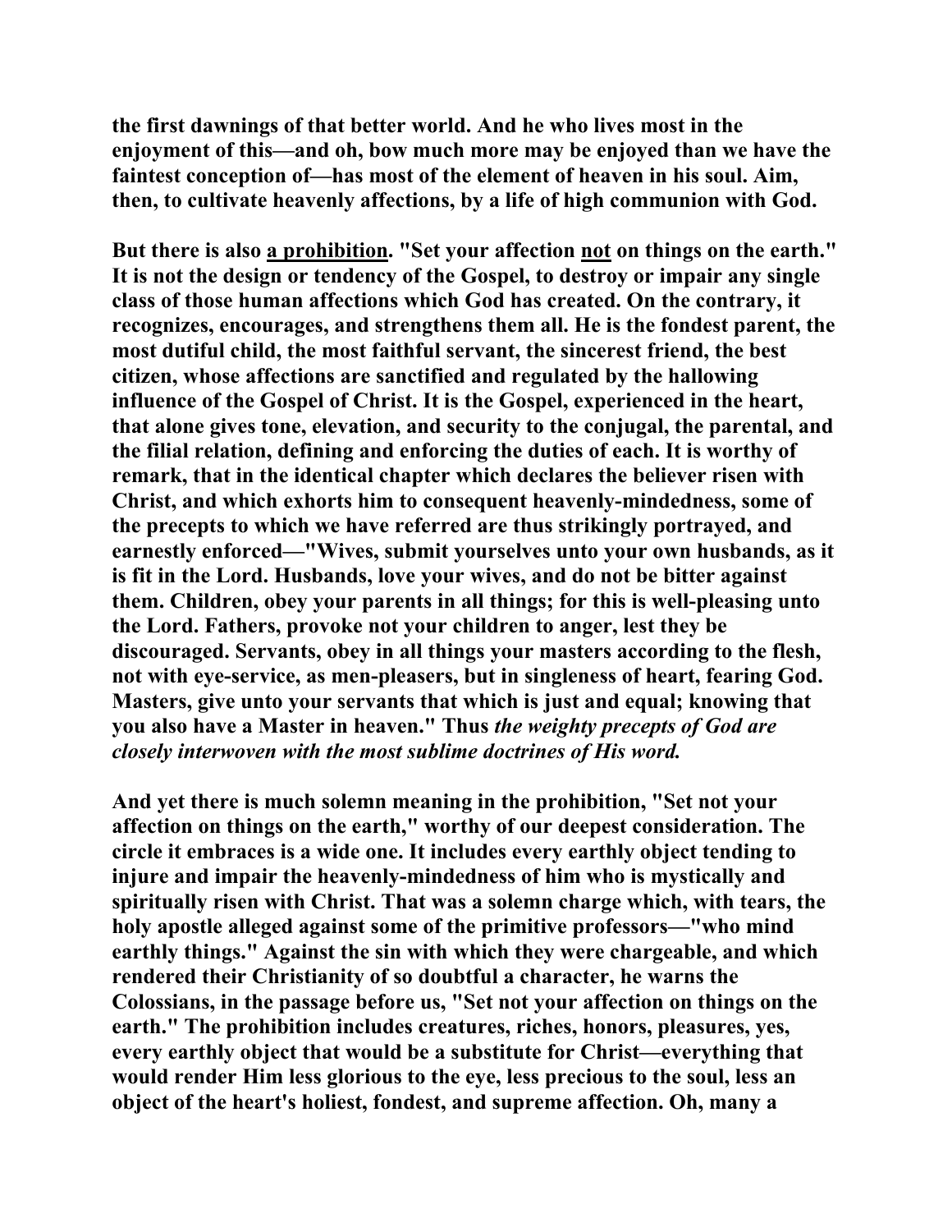**the first dawnings of that better world. And he who lives most in the enjoyment of this—and oh, bow much more may be enjoyed than we have the faintest conception of—has most of the element of heaven in his soul. Aim, then, to cultivate heavenly affections, by a life of high communion with God.**

**But there is also <u>a prohibition</u>. "Set your affection <u>not</u> on things on the earth." It is not the design or tendency of the Gospel, to destroy or impair any single class of those human affections which God has created. On the contrary, it recognizes, encourages, and strengthens them all. He is the fondest parent, the most dutiful child, the most faithful servant, the sincerest friend, the best citizen, whose affections are sanctified and regulated by the hallowing influence of the Gospel of Christ. It is the Gospel, experienced in the heart, that alone gives tone, elevation, and security to the conjugal, the parental, and the filial relation, defining and enforcing the duties of each. It is worthy of remark, that in the identical chapter which declares the believer risen with Christ, and which exhorts him to consequent heavenly-mindedness, some of the precepts to which we have referred are thus strikingly portrayed, and earnestly enforced—"Wives, submit yourselves unto your own husbands, as it is fit in the Lord. Husbands, love your wives, and do not be bitter against them. Children, obey your parents in all things; for this is well-pleasing unto the Lord. Fathers, provoke not your children to anger, lest they be discouraged. Servants, obey in all things your masters according to the flesh, not with eye-service, as men-pleasers, but in singleness of heart, fearing God. Masters, give unto your servants that which is just and equal; knowing that you also have a Master in heaven." Thus *the weighty precepts of God are closely interwoven with the most sublime doctrines of His word.***

**And yet there is much solemn meaning in the prohibition, "Set not your affection on things on the earth," worthy of our deepest consideration. The circle it embraces is a wide one. It includes every earthly object tending to injure and impair the heavenly-mindedness of him who is mystically and spiritually risen with Christ. That was a solemn charge which, with tears, the holy apostle alleged against some of the primitive professors—"who mind earthly things." Against the sin with which they were chargeable, and which rendered their Christianity of so doubtful a character, he warns the Colossians, in the passage before us, "Set not your affection on things on the earth." The prohibition includes creatures, riches, honors, pleasures, yes, every earthly object that would be a substitute for Christ—everything that would render Him less glorious to the eye, less precious to the soul, less an object of the heart's holiest, fondest, and supreme affection. Oh, many a**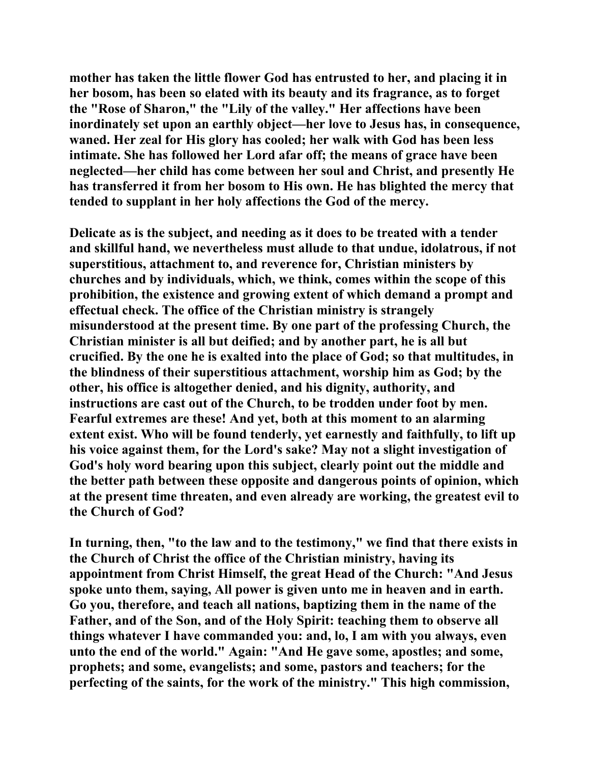mother has taken the little flower God has entrusted to her, and placing it in her bosom, has been so elated with its beauty and its fragrance, as to forget the "Rose of Sharon," the "Lily of the valley." Her affections have been inordinately set upon an earthly object—her love to Jesus has, in consequence, waned. Her zeal for His glory has cooled; her walk with God has been less intimate. She has followed her Lord afar off; the means of grace have been neglected—her child has come between her soul and Christ, and presently He has transferred it from her bosom to His own. He has blighted the mercy that tended to supplant in her holy affections the God of the mercy.

Delicate as is the subject, and needing as it does to be treated with a tender and skillful hand, we nevertheless must allude to that undue, idolatrous, if not superstitious, attachment to, and reverence for, Christian ministers by churches and by individuals, which, we think, comes within the scope of this prohibition, the existence and growing extent of which demand a prompt and effectual check. The office of the Christian ministry is strangely misunderstood at the present time. By one part of the professing Church, the Christian minister is all but deified; and by another part, he is all but crucified. By the one he is exalted into the place of God; so that multitudes, in the blindness of their superstitious attachment, worship him as God; by the other, his office is altogether denied, and his dignity, authority, and instructions are cast out of the Church, to be trodden under foot by men. Fearful extremes are these! And yet, both at this moment to an alarming extent exist. Who will be found tenderly, yet earnestly and faithfully, to lift up his voice against them, for the Lord's sake? May not a slight investigation of God's holy word bearing upon this subject, clearly point out the middle and the better path between these opposite and dangerous points of opinion, which at the present time threaten, and even already are working, the greatest evil to the Church of God?

In turning, then, "to the law and to the testimony," we find that there exists in the Church of Christ the office of the Christian ministry, having its appointment from Christ Himself, the great Head of the Church: "And Jesus spoke unto them, saying, All power is given unto me in heaven and in earth. Go you, therefore, and teach all nations, baptizing them in the name of the Father, and of the Son, and of the Holy Spirit: teaching them to observe all things whatever I have commanded you: and, lo, I am with you always, even unto the end of the world." Again: "And He gave some, apostles; and some, prophets; and some, evangelists; and some, pastors and teachers; for the perfecting of the saints, for the work of the ministry." This high commission,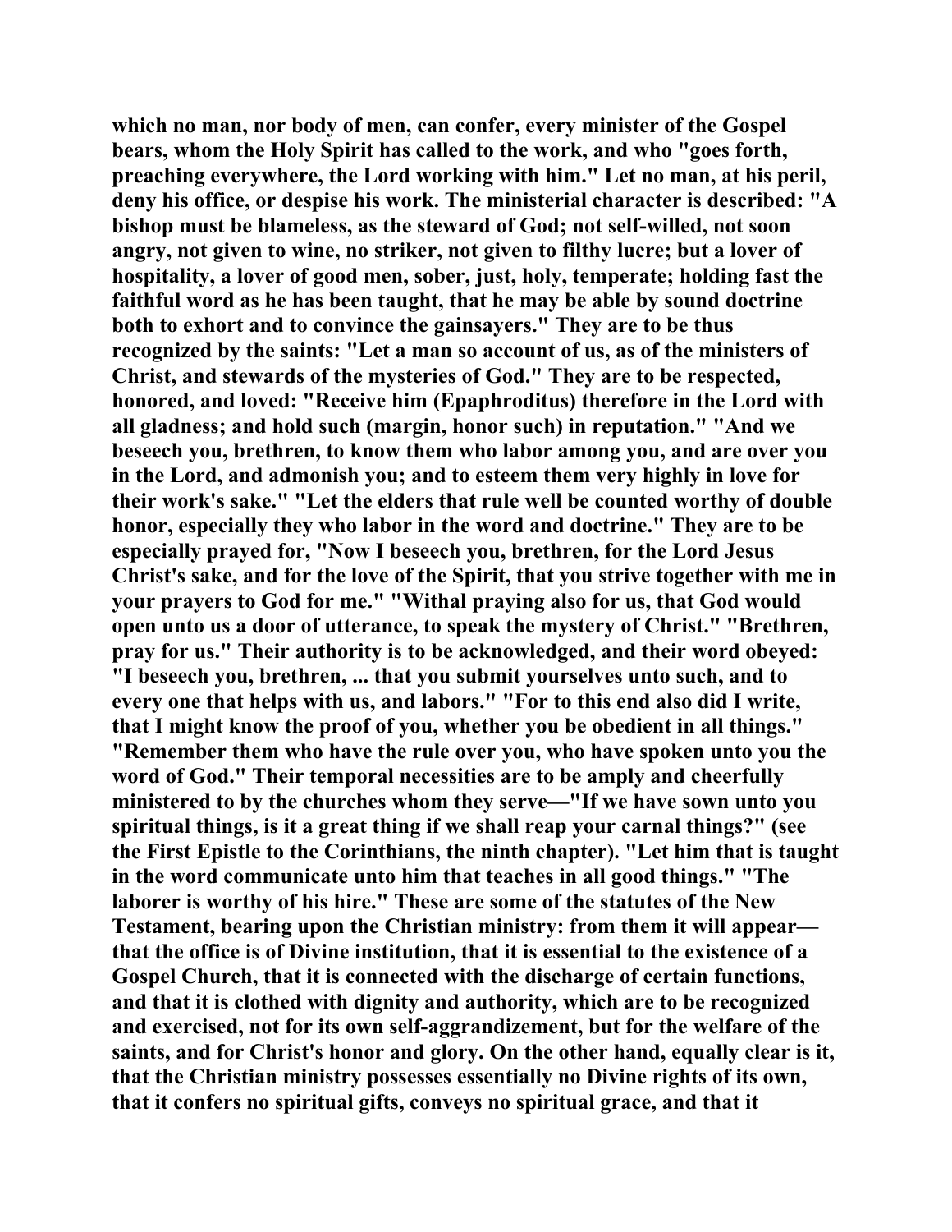which no man, nor body of men, can confer, every minister of the Gospel bears, whom the Holy Spirit has called to the work, and who "goes forth, preaching everywhere, the Lord working with him." Let no man, at his peril, deny his office, or despise his work. The ministerial character is described: "A bishop must be blameless, as the steward of God; not self-willed, not soon angry, not given to wine, no striker, not given to filthy lucre; but a lover of hospitality, a lover of good men, sober, just, holy, temperate; holding fast the faithful word as he has been taught, that he may be able by sound doctrine both to exhort and to convince the gainsayers." They are to be thus recognized by the saints: "Let a man so account of us, as of the ministers of Christ, and stewards of the mysteries of God." They are to be respected, honored, and loved: "Receive him (Epaphroditus) therefore in the Lord with all gladness; and hold such (margin, honor such) in reputation." "And we beseech you, brethren, to know them who labor among you, and are over you in the Lord, and admonish you; and to esteem them very highly in love for their work's sake." "Let the elders that rule well be counted worthy of double honor, especially they who labor in the word and doctrine." They are to be especially prayed for, "Now I beseech you, brethren, for the Lord Jesus Christ's sake, and for the love of the Spirit, that you strive together with me in your prayers to God for me." "Withal praying also for us, that God would open unto us a door of utterance, to speak the mystery of Christ." "Brethren, pray for us." Their authority is to be acknowledged, and their word obeyed: "I beseech you, brethren, ... that you submit yourselves unto such, and to every one that helps with us, and labors." "For to this end also did I write, that I might know the proof of you, whether you be obedient in all things." "Remember them who have the rule over you, who have spoken unto you the word of God." Their temporal necessities are to be amply and cheerfully ministered to by the churches whom they serve—"If we have sown unto you spiritual things, is it a great thing if we shall reap your carnal things?" (see the First Epistle to the Corinthians, the ninth chapter). "Let him that is taught in the word communicate unto him that teaches in all good things." "The laborer is worthy of his hire." These are some of the statutes of the New Testament, bearing upon the Christian ministry: from them it will appear—that the office is of Divine institution, that it is essential to the existence of a Gospel Church, that it is connected with the discharge of certain functions, and that it is clothed with dignity and authority, which are to be recognized and exercised, not for its own self-aggrandizement, but for the welfare of the saints, and for Christ's honor and glory. On the other hand, equally clear is it, that the Christian ministry possesses essentially no Divine rights of its own, that it confers no spiritual gifts, conveys no spiritual grace, and that it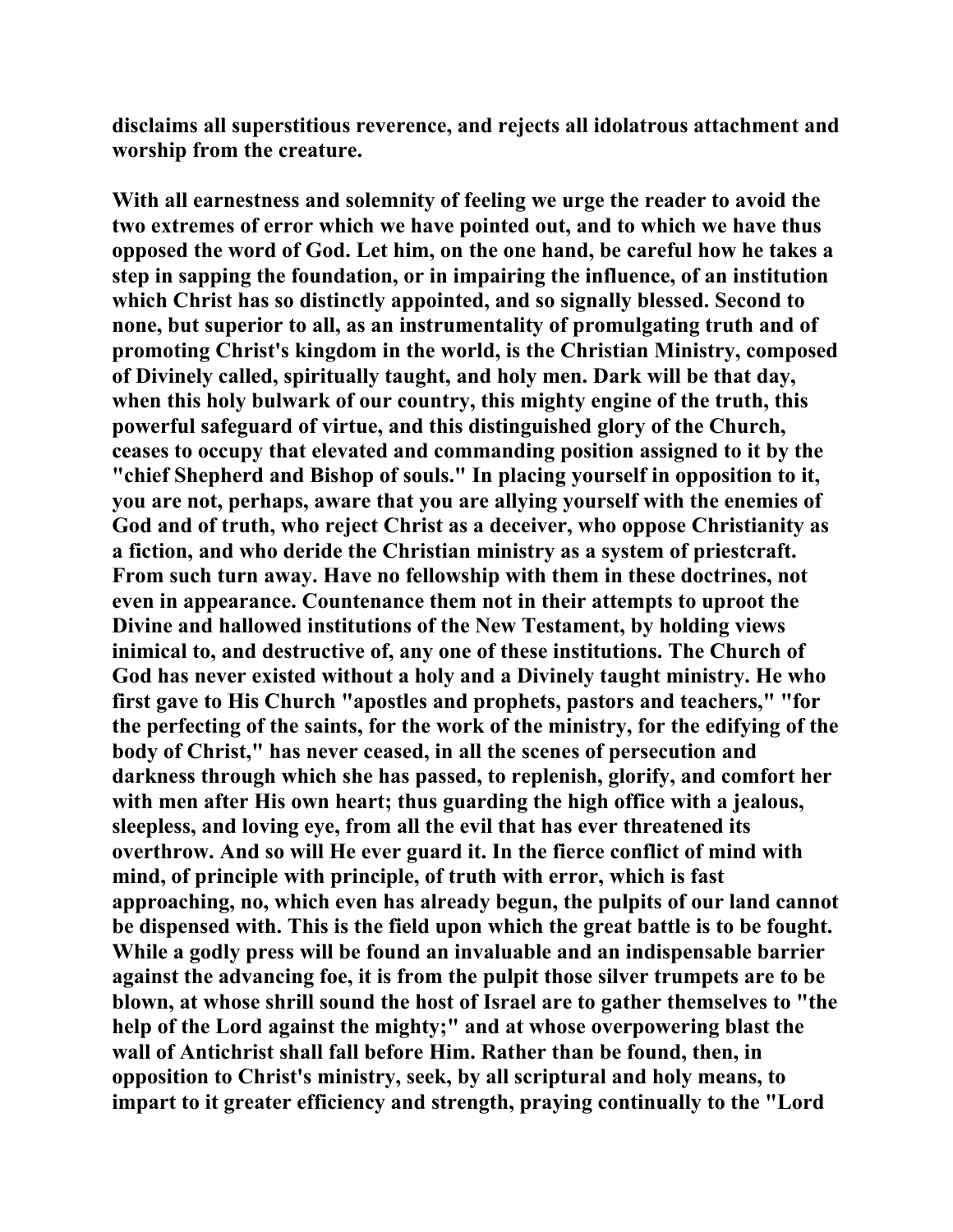disclaims all superstitious reverence, and rejects all idolatrous attachment and worship from the creature.

With all earnestness and solemnity of feeling we urge the reader to avoid the two extremes of error which we have pointed out, and to which we have thus opposed the word of God. Let him, on the one hand, be careful how he takes a step in sapping the foundation, or in impairing the influence, of an institution which Christ has so distinctly appointed, and so signally blessed. Second to none, but superior to all, as an instrumentality of promulgating truth and of promoting Christ's kingdom in the world, is the Christian Ministry, composed of Divinely called, spiritually taught, and holy men. Dark will be that day, when this holy bulwark of our country, this mighty engine of the truth, this powerful safeguard of virtue, and this distinguished glory of the Church, ceases to occupy that elevated and commanding position assigned to it by the "chief Shepherd and Bishop of souls." In placing yourself in opposition to it, you are not, perhaps, aware that you are allying yourself with the enemies of God and of truth, who reject Christ as a deceiver, who oppose Christianity as a fiction, and who deride the Christian ministry as a system of priestcraft. From such turn away. Have no fellowship with them in these doctrines, not even in appearance. Countenance them not in their attempts to uproot the Divine and hallowed institutions of the New Testament, by holding views inimical to, and destructive of, any one of these institutions. The Church of God has never existed without a holy and a Divinely taught ministry. He who first gave to His Church "apostles and prophets, pastors and teachers," "for the perfecting of the saints, for the work of the ministry, for the edifying of the body of Christ," has never ceased, in all the scenes of persecution and darkness through which she has passed, to replenish, glorify, and comfort her with men after His own heart; thus guarding the high office with a jealous, sleepless, and loving eye, from all the evil that has ever threatened its overthrow. And so will He ever guard it. In the fierce conflict of mind with mind, of principle with principle, of truth with error, which is fast approaching, no, which even has already begun, the pulpits of our land cannot be dispensed with. This is the field upon which the great battle is to be fought. While a godly press will be found an invaluable and an indispensable barrier against the advancing foe, it is from the pulpit those silver trumpets are to be blown, at whose shrill sound the host of Israel are to gather themselves to "the help of the Lord against the mighty;" and at whose overpowering blast the wall of Antichrist shall fall before Him. Rather than be found, then, in opposition to Christ's ministry, seek, by all scriptural and holy means, to impart to it greater efficiency and strength, praying continually to the "Lord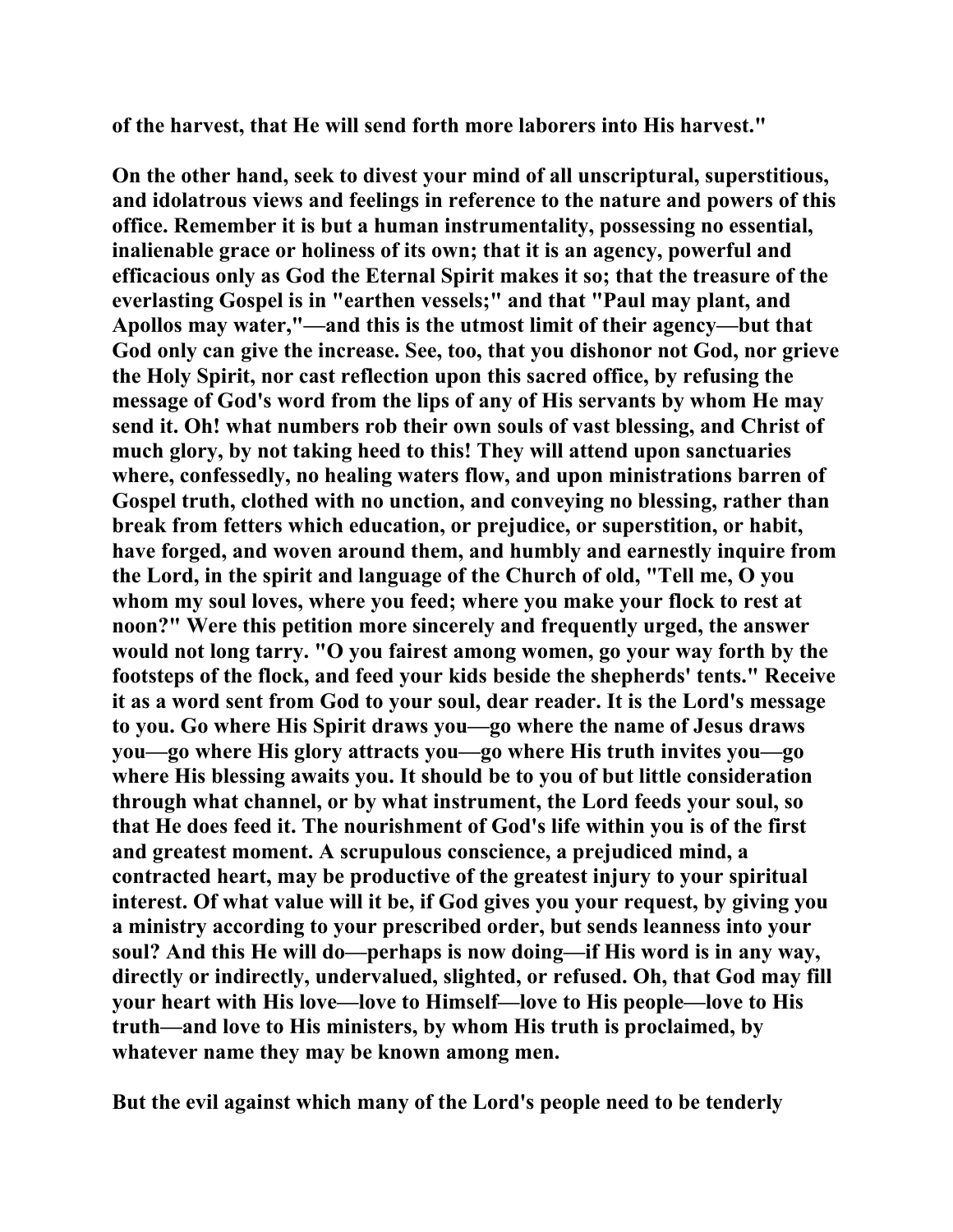**of the harvest, that He will send forth more laborers into His harvest."**

**On the other hand, seek to divest your mind of all unscriptural, superstitious, and idolatrous views and feelings in reference to the nature and powers of this office. Remember it is but a human instrumentality, possessing no essential, inalienable grace or holiness of its own; that it is an agency, powerful and efficacious only as God the Eternal Spirit makes it so; that the treasure of the everlasting Gospel is in "earthen vessels;" and that "Paul may plant, and Apollos may water,"—and this is the utmost limit of their agency—but that God only can give the increase. See, too, that you dishonor not God, nor grieve the Holy Spirit, nor cast reflection upon this sacred office, by refusing the message of God's word from the lips of any of His servants by whom He may send it. Oh! what numbers rob their own souls of vast blessing, and Christ of much glory, by not taking heed to this! They will attend upon sanctuaries where, confessedly, no healing waters flow, and upon ministrations barren of Gospel truth, clothed with no unction, and conveying no blessing, rather than break from fetters which education, or prejudice, or superstition, or habit, have forged, and woven around them, and humbly and earnestly inquire from the Lord, in the spirit and language of the Church of old, "Tell me, O you whom my soul loves, where you feed; where you make your flock to rest at noon?" Were this petition more sincerely and frequently urged, the answer would not long tarry. "O you fairest among women, go your way forth by the footsteps of the flock, and feed your kids beside the shepherds' tents." Receive it as a word sent from God to your soul, dear reader. It is the Lord's message to you. Go where His Spirit draws you—go where the name of Jesus draws you—go where His glory attracts you—go where His truth invites you—go where His blessing awaits you. It should be to you of but little consideration through what channel, or by what instrument, the Lord feeds your soul, so that He does feed it. The nourishment of God's life within you is of the first and greatest moment. A scrupulous conscience, a prejudiced mind, a contracted heart, may be productive of the greatest injury to your spiritual interest. Of what value will it be, if God gives you your request, by giving you a ministry according to your prescribed order, but sends leanness into your soul? And this He will do—perhaps is now doing—if His word is in any way, directly or indirectly, undervalued, slighted, or refused. Oh, that God may fill your heart with His love—love to Himself—love to His people—love to His truth—and love to His ministers, by whom His truth is proclaimed, by whatever name they may be known among men.**

**But the evil against which many of the Lord's people need to be tenderly**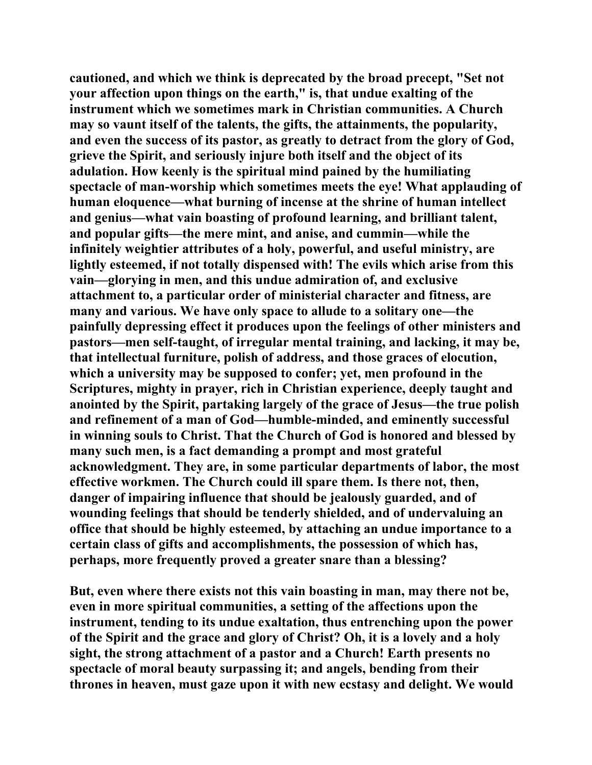cautioned, and which we think is deprecated by the broad precept, "Set not your affection upon things on the earth," is, that undue exalting of the instrument which we sometimes mark in Christian communities. A Church may so vaunt itself of the talents, the gifts, the attainments, the popularity, and even the success of its pastor, as greatly to detract from the glory of God, grieve the Spirit, and seriously injure both itself and the object of its adulation. How keenly is the spiritual mind pained by the humiliating spectacle of man-worship which sometimes meets the eye! What applauding of human eloquence—what burning of incense at the shrine of human intellect and genius—what vain boasting of profound learning, and brilliant talent, and popular gifts—the mere mint, and anise, and cummin—while the infinitely weightier attributes of a holy, powerful, and useful ministry, are lightly esteemed, if not totally dispensed with! The evils which arise from this vain—glorying in men, and this undue admiration of, and exclusive attachment to, a particular order of ministerial character and fitness, are many and various. We have only space to allude to a solitary one—the painfully depressing effect it produces upon the feelings of other ministers and pastors—men self-taught, of irregular mental training, and lacking, it may be, that intellectual furniture, polish of address, and those graces of elocution, which a university may be supposed to confer; yet, men profound in the Scriptures, mighty in prayer, rich in Christian experience, deeply taught and anointed by the Spirit, partaking largely of the grace of Jesus—the true polish and refinement of a man of God—humble-minded, and eminently successful in winning souls to Christ. That the Church of God is honored and blessed by many such men, is a fact demanding a prompt and most grateful acknowledgment. They are, in some particular departments of labor, the most effective workmen. The Church could ill spare them. Is there not, then, danger of impairing influence that should be jealously guarded, and of wounding feelings that should be tenderly shielded, and of undervaluing an office that should be highly esteemed, by attaching an undue importance to a certain class of gifts and accomplishments, the possession of which has, perhaps, more frequently proved a greater snare than a blessing?

But, even where there exists not this vain boasting in man, may there not be, even in more spiritual communities, a setting of the affections upon the instrument, tending to its undue exaltation, thus entrenching upon the power of the Spirit and the grace and glory of Christ? Oh, it is a lovely and a holy sight, the strong attachment of a pastor and a Church! Earth presents no spectacle of moral beauty surpassing it; and angels, bending from their thrones in heaven, must gaze upon it with new ecstasy and delight. We would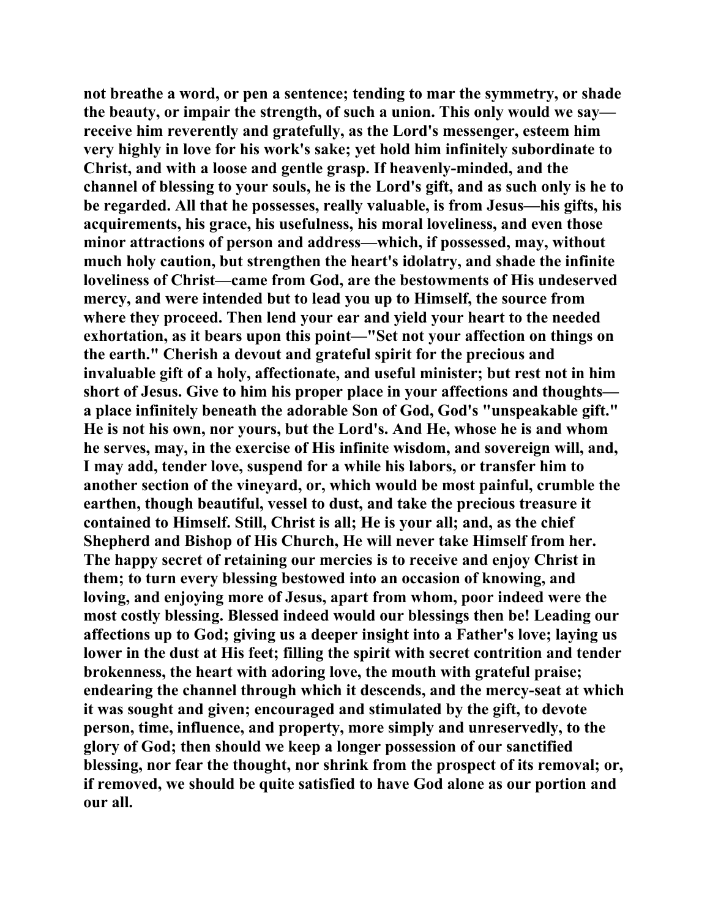not breathe a word, or pen a sentence; tending to mar the symmetry, or shade the beauty, or impair the strength, of such a union. This only would we say—receive him reverently and gratefully, as the Lord's messenger, esteem him very highly in love for his work's sake; yet hold him infinitely subordinate to Christ, and with a loose and gentle grasp. If heavenly-minded, and the channel of blessing to your souls, he is the Lord's gift, and as such only is he to be regarded. All that he possesses, really valuable, is from Jesus—his gifts, his acquirements, his grace, his usefulness, his moral loveliness, and even those minor attractions of person and address—which, if possessed, may, without much holy caution, but strengthen the heart's idolatry, and shade the infinite loveliness of Christ—came from God, are the bestowments of His undeserved mercy, and were intended but to lead you up to Himself, the source from where they proceed. Then lend your ear and yield your heart to the needed exhortation, as it bears upon this point—"Set not your affection on things on the earth." Cherish a devout and grateful spirit for the precious and invaluable gift of a holy, affectionate, and useful minister; but rest not in him short of Jesus. Give to him his proper place in your affections and thoughts—a place infinitely beneath the adorable Son of God, God's "unspeakable gift." He is not his own, nor yours, but the Lord's. And He, whose he is and whom he serves, may, in the exercise of His infinite wisdom, and sovereign will, and, I may add, tender love, suspend for a while his labors, or transfer him to another section of the vineyard, or, which would be most painful, crumble the earthen, though beautiful, vessel to dust, and take the precious treasure it contained to Himself. Still, Christ is all; He is your all; and, as the chief Shepherd and Bishop of His Church, He will never take Himself from her. The happy secret of retaining our mercies is to receive and enjoy Christ in them; to turn every blessing bestowed into an occasion of knowing, and loving, and enjoying more of Jesus, apart from whom, poor indeed were the most costly blessing. Blessed indeed would our blessings then be! Leading our affections up to God; giving us a deeper insight into a Father's love; laying us lower in the dust at His feet; filling the spirit with secret contrition and tender brokenness, the heart with adoring love, the mouth with grateful praise; endearing the channel through which it descends, and the mercy-seat at which it was sought and given; encouraged and stimulated by the gift, to devote person, time, influence, and property, more simply and unreservedly, to the glory of God; then should we keep a longer possession of our sanctified blessing, nor fear the thought, nor shrink from the prospect of its removal; or, if removed, we should be quite satisfied to have God alone as our portion and our all.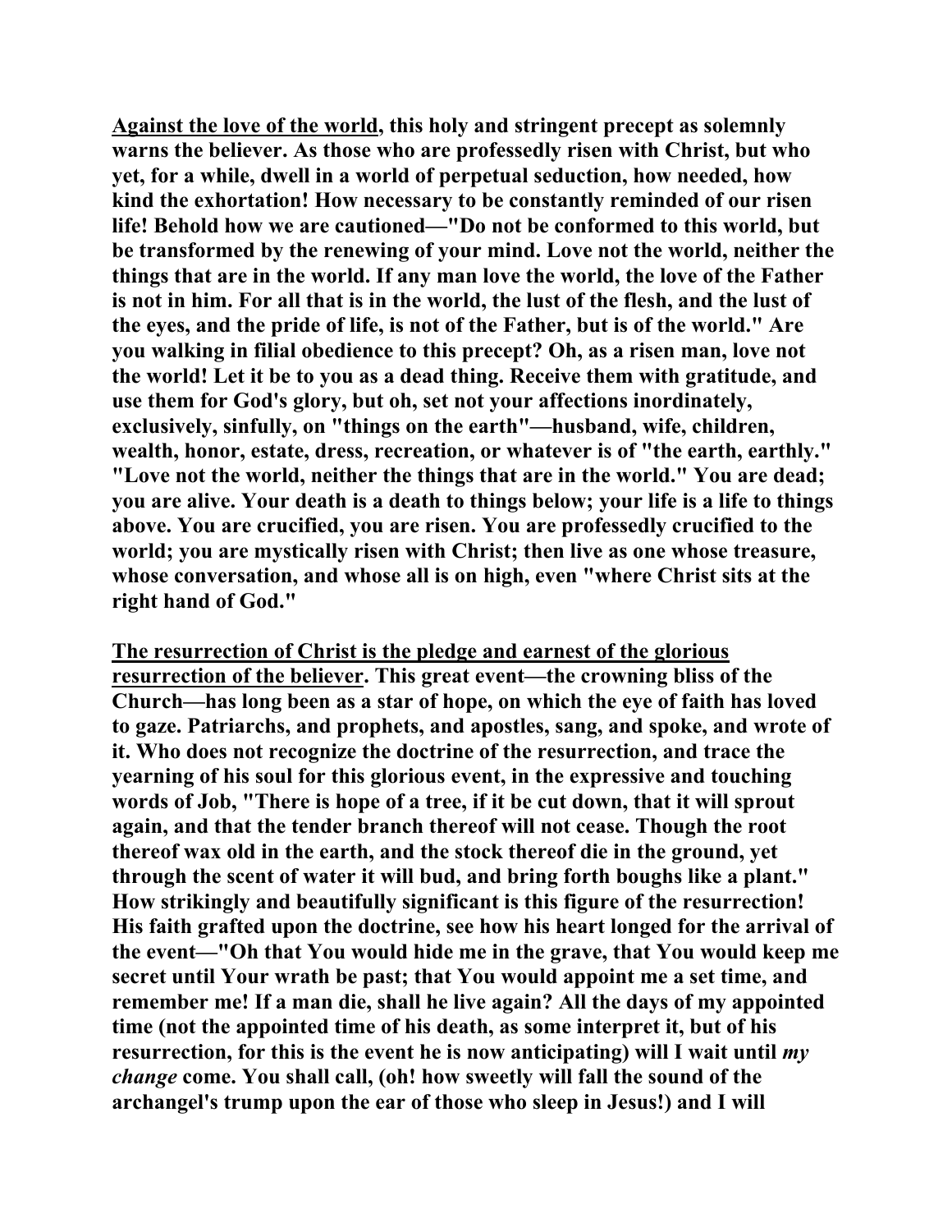**Against the love of the world, this holy and stringent precept as solemnly warns the believer. As those who are professedly risen with Christ, but who yet, for a while, dwell in a world of perpetual seduction, how needed, how kind the exhortation! How necessary to be constantly reminded of our risen life! Behold how we are cautioned—"Do not be conformed to this world, but be transformed by the renewing of your mind. Love not the world, neither the things that are in the world. If any man love the world, the love of the Father is not in him. For all that is in the world, the lust of the flesh, and the lust of the eyes, and the pride of life, is not of the Father, but is of the world." Are you walking in filial obedience to this precept? Oh, as a risen man, love not the world! Let it be to you as a dead thing. Receive them with gratitude, and use them for God's glory, but oh, set not your affections inordinately, exclusively, sinfully, on "things on the earth"—husband, wife, children, wealth, honor, estate, dress, recreation, or whatever is of "the earth, earthly." "Love not the world, neither the things that are in the world." You are dead; you are alive. Your death is a death to things below; your life is a life to things above. You are crucified, you are risen. You are professedly crucified to the world; you are mystically risen with Christ; then live as one whose treasure, whose conversation, and whose all is on high, even "where Christ sits at the right hand of God."**

**The resurrection of Christ is the pledge and earnest of the glorious resurrection of the believer. This great event—the crowning bliss of the Church—has long been as a star of hope, on which the eye of faith has loved to gaze. Patriarchs, and prophets, and apostles, sang, and spoke, and wrote of it. Who does not recognize the doctrine of the resurrection, and trace the yearning of his soul for this glorious event, in the expressive and touching words of Job, "There is hope of a tree, if it be cut down, that it will sprout again, and that the tender branch thereof will not cease. Though the root thereof wax old in the earth, and the stock thereof die in the ground, yet through the scent of water it will bud, and bring forth boughs like a plant." How strikingly and beautifully significant is this figure of the resurrection! His faith grafted upon the doctrine, see how his heart longed for the arrival of the event—"Oh that You would hide me in the grave, that You would keep me secret until Your wrath be past; that You would appoint me a set time, and remember me! If a man die, shall he live again? All the days of my appointed time (not the appointed time of his death, as some interpret it, but of his resurrection, for this is the event he is now anticipating) will I wait until *my change* come. You shall call, (oh! how sweetly will fall the sound of the archangel's trump upon the ear of those who sleep in Jesus!) and I will**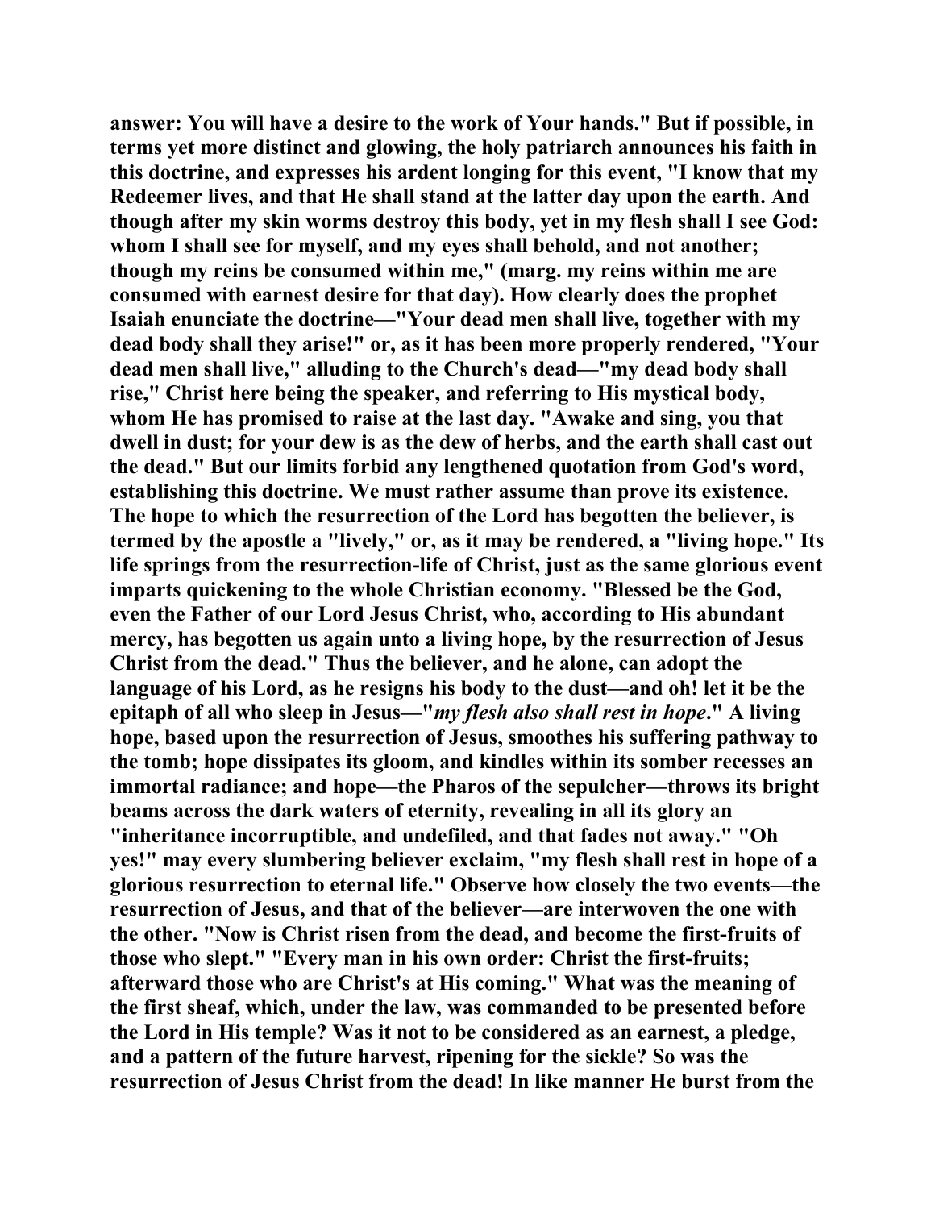answer: You will have a desire to the work of Your hands." But if possible, in terms yet more distinct and glowing, the holy patriarch announces his faith in this doctrine, and expresses his ardent longing for this event, "I know that my Redeemer lives, and that He shall stand at the latter day upon the earth. And though after my skin worms destroy this body, yet in my flesh shall I see God: whom I shall see for myself, and my eyes shall behold, and not another; though my reins be consumed within me," (marg. my reins within me are consumed with earnest desire for that day). How clearly does the prophet Isaiah enunciate the doctrine—"Your dead men shall live, together with my dead body shall they arise!" or, as it has been more properly rendered, "Your dead men shall live," alluding to the Church's dead—"my dead body shall rise," Christ here being the speaker, and referring to His mystical body, whom He has promised to raise at the last day. "Awake and sing, you that dwell in dust; for your dew is as the dew of herbs, and the earth shall cast out the dead." But our limits forbid any lengthened quotation from God's word, establishing this doctrine. We must rather assume than prove its existence. The hope to which the resurrection of the Lord has begotten the believer, is termed by the apostle a "lively," or, as it may be rendered, a "living hope." Its life springs from the resurrection-life of Christ, just as the same glorious event imparts quickening to the whole Christian economy. "Blessed be the God, even the Father of our Lord Jesus Christ, who, according to His abundant mercy, has begotten us again unto a living hope, by the resurrection of Jesus Christ from the dead." Thus the believer, and he alone, can adopt the language of his Lord, as he resigns his body to the dust—and oh! let it be the epitaph of all who sleep in Jesus—"*my flesh also shall rest in hope*." A living hope, based upon the resurrection of Jesus, smoothes his suffering pathway to the tomb; hope dissipates its gloom, and kindles within its somber recesses an immortal radiance; and hope—the Pharos of the sepulcher—throws its bright beams across the dark waters of eternity, revealing in all its glory an "inheritance incorruptible, and undefiled, and that fades not away." "Oh yes!" may every slumbering believer exclaim, "my flesh shall rest in hope of a glorious resurrection to eternal life." Observe how closely the two events—the resurrection of Jesus, and that of the believer—are interwoven the one with the other. "Now is Christ risen from the dead, and become the first-fruits of those who slept." "Every man in his own order: Christ the first-fruits; afterward those who are Christ's at His coming." What was the meaning of the first sheaf, which, under the law, was commanded to be presented before the Lord in His temple? Was it not to be considered as an earnest, a pledge, and a pattern of the future harvest, ripening for the sickle? So was the resurrection of Jesus Christ from the dead! In like manner He burst from the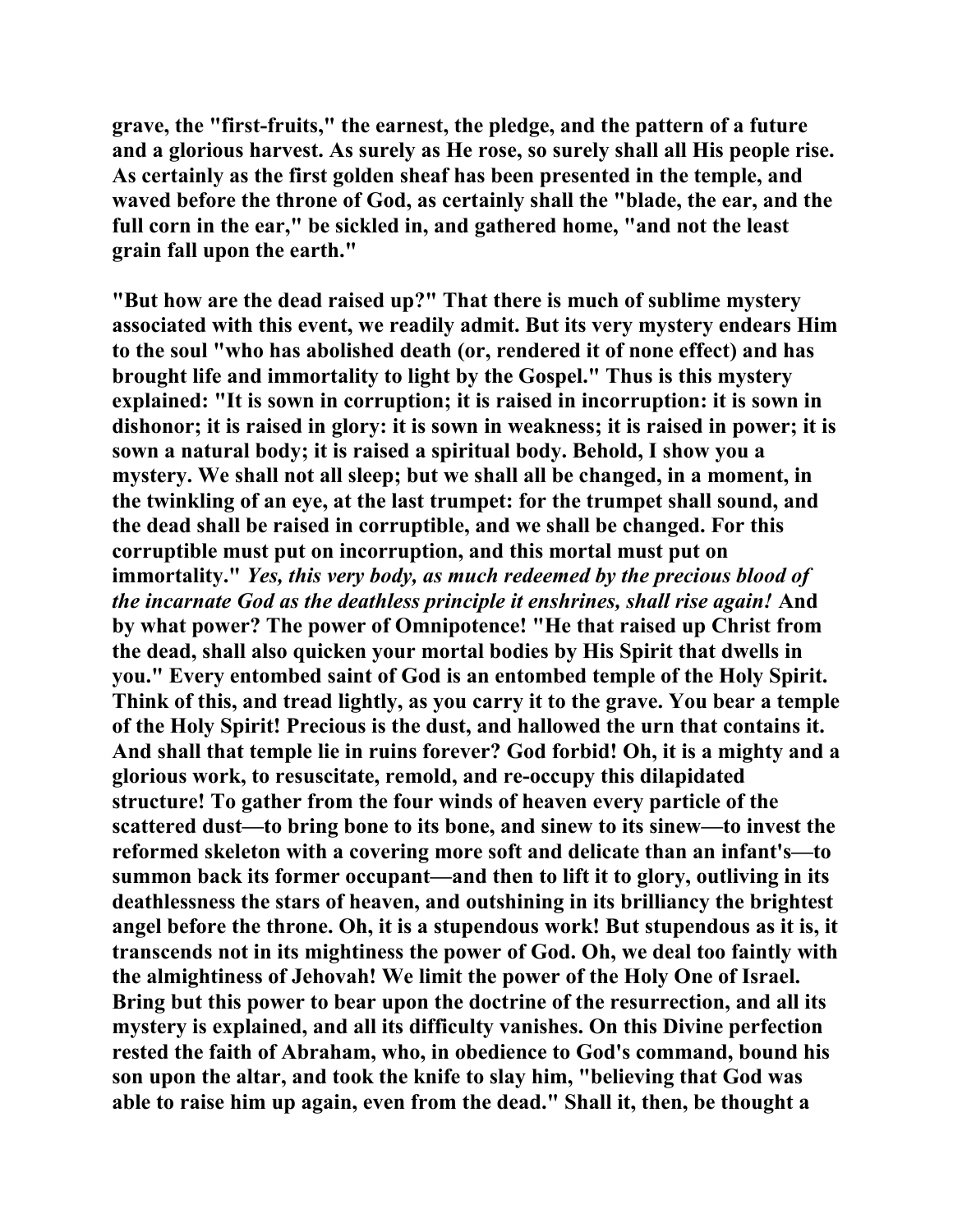**grave, the "first-fruits," the earnest, the pledge, and the pattern of a future and a glorious harvest. As surely as He rose, so surely shall all His people rise. As certainly as the first golden sheaf has been presented in the temple, and waved before the throne of God, as certainly shall the "blade, the ear, and the full corn in the ear," be sickled in, and gathered home, "and not the least grain fall upon the earth."**

**"But how are the dead raised up?" That there is much of sublime mystery associated with this event, we readily admit. But its very mystery endears Him to the soul "who has abolished death (or, rendered it of none effect) and has brought life and immortality to light by the Gospel." Thus is this mystery explained: "It is sown in corruption; it is raised in incorruption: it is sown in dishonor; it is raised in glory: it is sown in weakness; it is raised in power; it is sown a natural body; it is raised a spiritual body. Behold, I show you a mystery. We shall not all sleep; but we shall all be changed, in a moment, in the twinkling of an eye, at the last trumpet: for the trumpet shall sound, and the dead shall be raised in corruptible, and we shall be changed. For this corruptible must put on incorruption, and this mortal must put on immortality."** ***Yes, this very body, as much redeemed by the precious blood of the incarnate God as the deathless principle it enshrines, shall rise again!*** **And by what power? The power of Omnipotence! "He that raised up Christ from the dead, shall also quicken your mortal bodies by His Spirit that dwells in you." Every entombed saint of God is an entombed temple of the Holy Spirit. Think of this, and tread lightly, as you carry it to the grave. You bear a temple of the Holy Spirit! Precious is the dust, and hallowed the urn that contains it. And shall that temple lie in ruins forever? God forbid! Oh, it is a mighty and a glorious work, to resuscitate, remold, and re-occupy this dilapidated structure! To gather from the four winds of heaven every particle of the scattered dust—to bring bone to its bone, and sinew to its sinew—to invest the reformed skeleton with a covering more soft and delicate than an infant's—to summon back its former occupant—and then to lift it to glory, outliving in its deathlessness the stars of heaven, and outshining in its brilliancy the brightest angel before the throne. Oh, it is a stupendous work! But stupendous as it is, it transcends not in its mightiness the power of God. Oh, we deal too faintly with the almightiness of Jehovah! We limit the power of the Holy One of Israel. Bring but this power to bear upon the doctrine of the resurrection, and all its mystery is explained, and all its difficulty vanishes. On this Divine perfection rested the faith of Abraham, who, in obedience to God's command, bound his son upon the altar, and took the knife to slay him, "believing that God was able to raise him up again, even from the dead." Shall it, then, be thought a**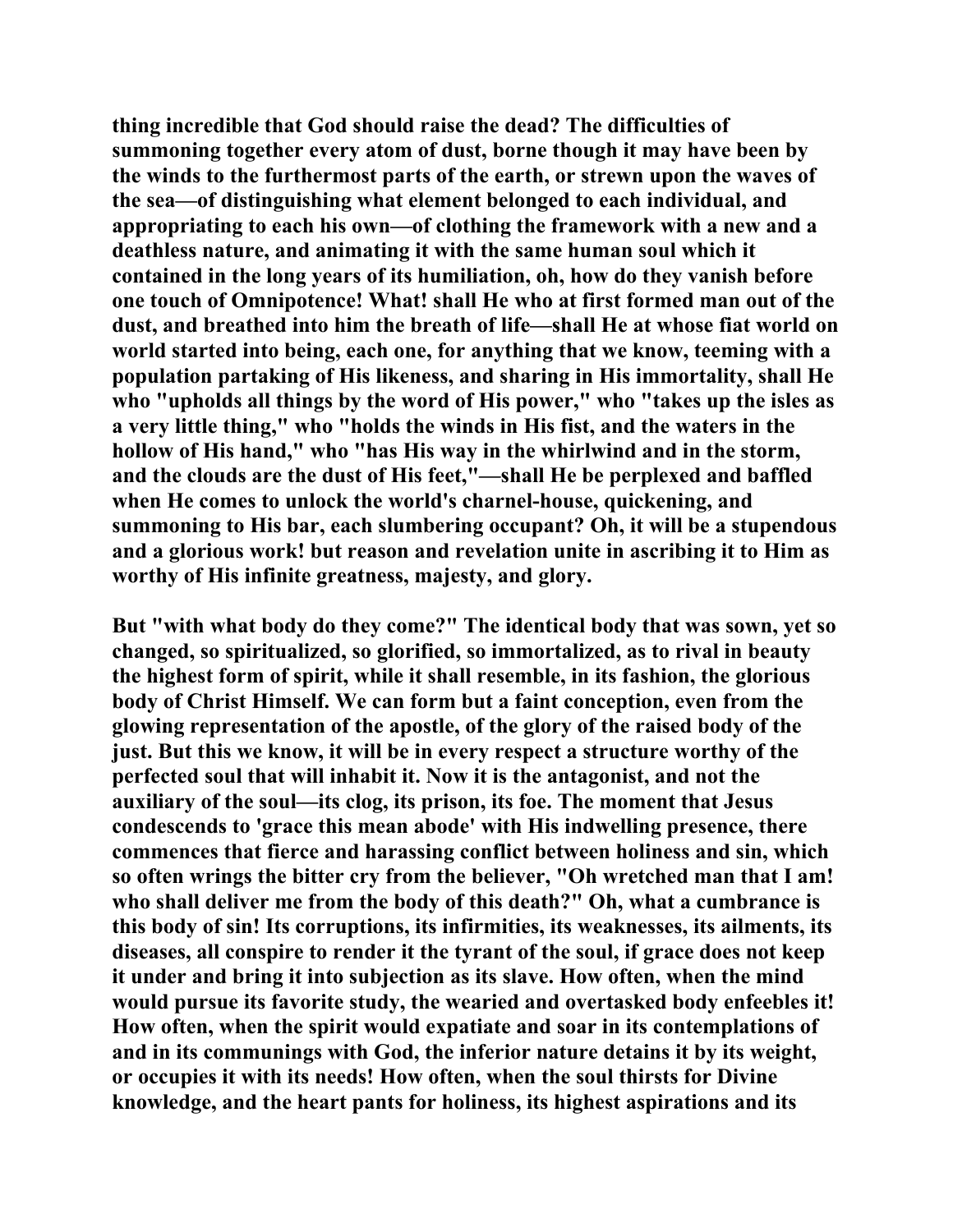thing incredible that God should raise the dead? The difficulties of summoning together every atom of dust, borne though it may have been by the winds to the furthermost parts of the earth, or strewn upon the waves of the sea—of distinguishing what element belonged to each individual, and appropriating to each his own—of clothing the framework with a new and a deathless nature, and animating it with the same human soul which it contained in the long years of its humiliation, oh, how do they vanish before one touch of Omnipotence! What! shall He who at first formed man out of the dust, and breathed into him the breath of life—shall He at whose fiat world on world started into being, each one, for anything that we know, teeming with a population partaking of His likeness, and sharing in His immortality, shall He who "upholds all things by the word of His power," who "takes up the isles as a very little thing," who "holds the winds in His fist, and the waters in the hollow of His hand," who "has His way in the whirlwind and in the storm, and the clouds are the dust of His feet,"—shall He be perplexed and baffled when He comes to unlock the world's charnel-house, quickening, and summoning to His bar, each slumbering occupant? Oh, it will be a stupendous and a glorious work! but reason and revelation unite in ascribing it to Him as worthy of His infinite greatness, majesty, and glory.

But "with what body do they come?" The identical body that was sown, yet so changed, so spiritualized, so glorified, so immortalized, as to rival in beauty the highest form of spirit, while it shall resemble, in its fashion, the glorious body of Christ Himself. We can form but a faint conception, even from the glowing representation of the apostle, of the glory of the raised body of the just. But this we know, it will be in every respect a structure worthy of the perfected soul that will inhabit it. Now it is the antagonist, and not the auxiliary of the soul—its clog, its prison, its foe. The moment that Jesus condescends to 'grace this mean abode' with His indwelling presence, there commences that fierce and harassing conflict between holiness and sin, which so often wrings the bitter cry from the believer, "Oh wretched man that I am! who shall deliver me from the body of this death?" Oh, what a cumbrance is this body of sin! Its corruptions, its infirmities, its weaknesses, its ailments, its diseases, all conspire to render it the tyrant of the soul, if grace does not keep it under and bring it into subjection as its slave. How often, when the mind would pursue its favorite study, the wearied and overtasked body enfeebles it! How often, when the spirit would expatiate and soar in its contemplations of and in its communings with God, the inferior nature detains it by its weight, or occupies it with its needs! How often, when the soul thirsts for Divine knowledge, and the heart pants for holiness, its highest aspirations and its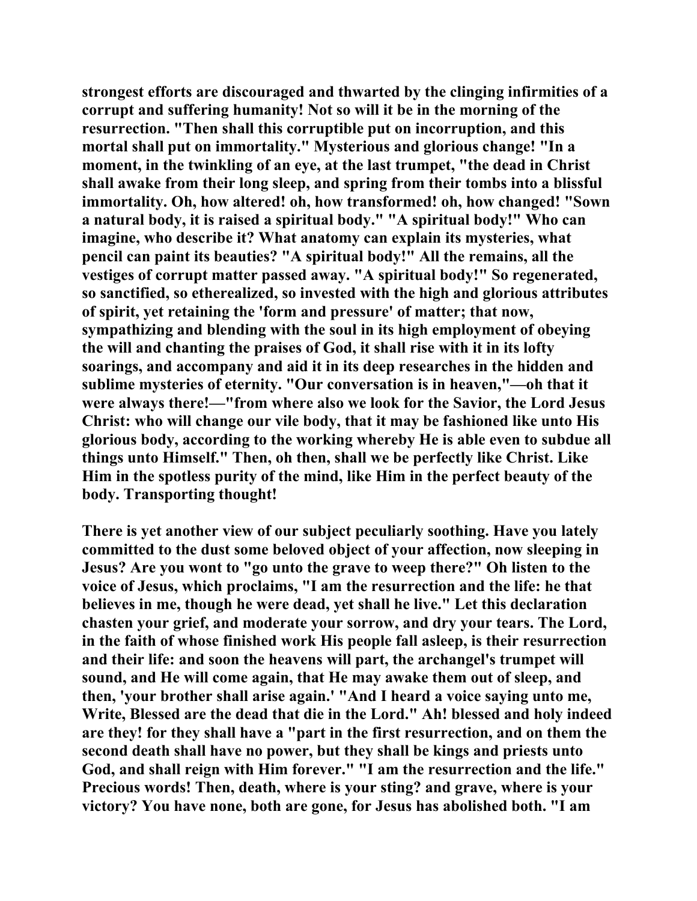**strongest efforts are discouraged and thwarted by the clinging infirmities of a corrupt and suffering humanity! Not so will it be in the morning of the resurrection. "Then shall this corruptible put on incorruption, and this mortal shall put on immortality." Mysterious and glorious change! "In a moment, in the twinkling of an eye, at the last trumpet, "the dead in Christ shall awake from their long sleep, and spring from their tombs into a blissful immortality. Oh, how altered! oh, how transformed! oh, how changed! "Sown a natural body, it is raised a spiritual body." "A spiritual body!" Who can imagine, who describe it? What anatomy can explain its mysteries, what pencil can paint its beauties? "A spiritual body!" All the remains, all the vestiges of corrupt matter passed away. "A spiritual body!" So regenerated, so sanctified, so etherealized, so invested with the high and glorious attributes of spirit, yet retaining the 'form and pressure' of matter; that now, sympathizing and blending with the soul in its high employment of obeying the will and chanting the praises of God, it shall rise with it in its lofty soarings, and accompany and aid it in its deep researches in the hidden and sublime mysteries of eternity. "Our conversation is in heaven,"—oh that it were always there!—"from where also we look for the Savior, the Lord Jesus Christ: who will change our vile body, that it may be fashioned like unto His glorious body, according to the working whereby He is able even to subdue all things unto Himself." Then, oh then, shall we be perfectly like Christ. Like Him in the spotless purity of the mind, like Him in the perfect beauty of the body. Transporting thought!**

**There is yet another view of our subject peculiarly soothing. Have you lately committed to the dust some beloved object of your affection, now sleeping in Jesus? Are you wont to "go unto the grave to weep there?" Oh listen to the voice of Jesus, which proclaims, "I am the resurrection and the life: he that believes in me, though he were dead, yet shall he live." Let this declaration chasten your grief, and moderate your sorrow, and dry your tears. The Lord, in the faith of whose finished work His people fall asleep, is their resurrection and their life: and soon the heavens will part, the archangel's trumpet will sound, and He will come again, that He may awake them out of sleep, and then, 'your brother shall arise again.' "And I heard a voice saying unto me, Write, Blessed are the dead that die in the Lord." Ah! blessed and holy indeed are they! for they shall have a "part in the first resurrection, and on them the second death shall have no power, but they shall be kings and priests unto God, and shall reign with Him forever." "I am the resurrection and the life." Precious words! Then, death, where is your sting? and grave, where is your victory? You have none, both are gone, for Jesus has abolished both. "I am**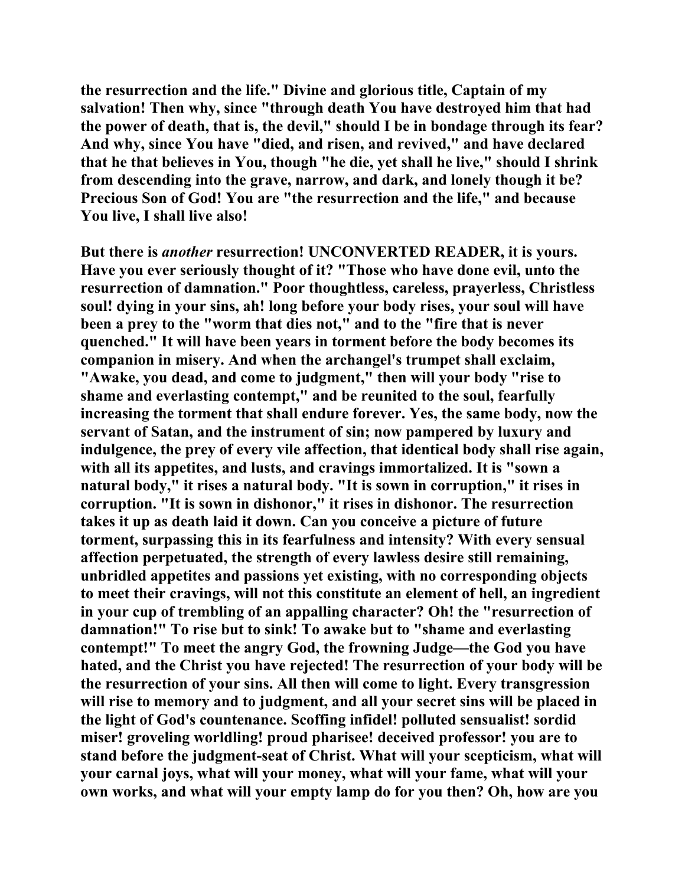**the resurrection and the life." Divine and glorious title, Captain of my salvation! Then why, since "through death You have destroyed him that had the power of death, that is, the devil," should I be in bondage through its fear? And why, since You have "died, and risen, and revived," and have declared that he that believes in You, though "he die, yet shall he live," should I shrink from descending into the grave, narrow, and dark, and lonely though it be? Precious Son of God! You are "the resurrection and the life," and because You live, I shall live also!**

**But there is *another* resurrection! UNCONVERTED READER, it is yours. Have you ever seriously thought of it? "Those who have done evil, unto the resurrection of damnation." Poor thoughtless, careless, prayerless, Christless soul! dying in your sins, ah! long before your body rises, your soul will have been a prey to the "worm that dies not," and to the "fire that is never quenched." It will have been years in torment before the body becomes its companion in misery. And when the archangel's trumpet shall exclaim, "Awake, you dead, and come to judgment," then will your body "rise to shame and everlasting contempt," and be reunited to the soul, fearfully increasing the torment that shall endure forever. Yes, the same body, now the servant of Satan, and the instrument of sin; now pampered by luxury and indulgence, the prey of every vile affection, that identical body shall rise again, with all its appetites, and lusts, and cravings immortalized. It is "sown a natural body," it rises a natural body. "It is sown in corruption," it rises in corruption. "It is sown in dishonor," it rises in dishonor. The resurrection takes it up as death laid it down. Can you conceive a picture of future torment, surpassing this in its fearfulness and intensity? With every sensual affection perpetuated, the strength of every lawless desire still remaining, unbridled appetites and passions yet existing, with no corresponding objects to meet their cravings, will not this constitute an element of hell, an ingredient in your cup of trembling of an appalling character? Oh! the "resurrection of damnation!" To rise but to sink! To awake but to "shame and everlasting contempt!" To meet the angry God, the frowning Judge—the God you have hated, and the Christ you have rejected! The resurrection of your body will be the resurrection of your sins. All then will come to light. Every transgression will rise to memory and to judgment, and all your secret sins will be placed in the light of God's countenance. Scoffing infidel! polluted sensualist! sordid miser! groveling worldling! proud pharisee! deceived professor! you are to stand before the judgment-seat of Christ. What will your scepticism, what will your carnal joys, what will your money, what will your fame, what will your own works, and what will your empty lamp do for you then? Oh, how are you**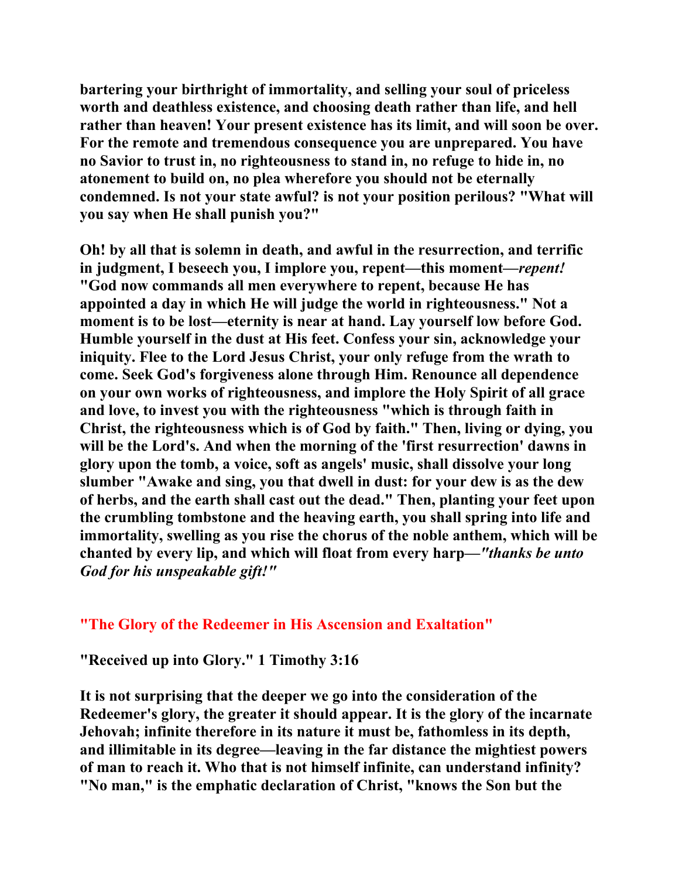**bartering your birthright of immortality, and selling your soul of priceless worth and deathless existence, and choosing death rather than life, and hell rather than heaven! Your present existence has its limit, and will soon be over. For the remote and tremendous consequence you are unprepared. You have no Savior to trust in, no righteousness to stand in, no refuge to hide in, no atonement to build on, no plea wherefore you should not be eternally condemned. Is not your state awful? is not your position perilous? "What will you say when He shall punish you?"**

**Oh! by all that is solemn in death, and awful in the resurrection, and terrific in judgment, I beseech you, I implore you, repent—this moment—*repent!* "God now commands all men everywhere to repent, because He has appointed a day in which He will judge the world in righteousness." Not a moment is to be lost—eternity is near at hand. Lay yourself low before God. Humble yourself in the dust at His feet. Confess your sin, acknowledge your iniquity. Flee to the Lord Jesus Christ, your only refuge from the wrath to come. Seek God's forgiveness alone through Him. Renounce all dependence on your own works of righteousness, and implore the Holy Spirit of all grace and love, to invest you with the righteousness "which is through faith in Christ, the righteousness which is of God by faith." Then, living or dying, you will be the Lord's. And when the morning of the 'first resurrection' dawns in glory upon the tomb, a voice, soft as angels' music, shall dissolve your long slumber "Awake and sing, you that dwell in dust: for your dew is as the dew of herbs, and the earth shall cast out the dead." Then, planting your feet upon the crumbling tombstone and the heaving earth, you shall spring into life and immortality, swelling as you rise the chorus of the noble anthem, which will be chanted by every lip, and which will float from every harp—*"thanks be unto God for his unspeakable gift!"***

## "The Glory of the Redeemer in His Ascension and Exaltation"

**"Received up into Glory." 1 Timothy 3:16**

**It is not surprising that the deeper we go into the consideration of the Redeemer's glory, the greater it should appear. It is the glory of the incarnate Jehovah; infinite therefore in its nature it must be, fathomless in its depth, and illimitable in its degree—leaving in the far distance the mightiest powers of man to reach it. Who that is not himself infinite, can understand infinity? "No man," is the emphatic declaration of Christ, "knows the Son but the**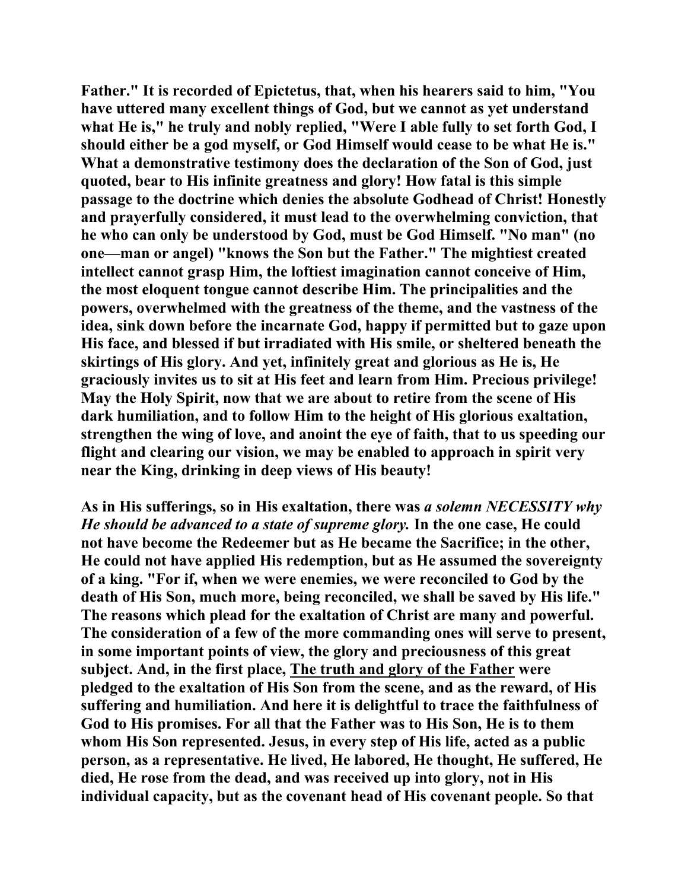Father." It is recorded of Epictetus, that, when his hearers said to him, "You have uttered many excellent things of God, but we cannot as yet understand what He is," he truly and nobly replied, "Were I able fully to set forth God, I should either be a god myself, or God Himself would cease to be what He is." What a demonstrative testimony does the declaration of the Son of God, just quoted, bear to His infinite greatness and glory! How fatal is this simple passage to the doctrine which denies the absolute Godhead of Christ! Honestly and prayerfully considered, it must lead to the overwhelming conviction, that he who can only be understood by God, must be God Himself. "No man" (no one—man or angel) "knows the Son but the Father." The mightiest created intellect cannot grasp Him, the loftiest imagination cannot conceive of Him, the most eloquent tongue cannot describe Him. The principalities and the powers, overwhelmed with the greatness of the theme, and the vastness of the idea, sink down before the incarnate God, happy if permitted but to gaze upon His face, and blessed if but irradiated with His smile, or sheltered beneath the skirtings of His glory. And yet, infinitely great and glorious as He is, He graciously invites us to sit at His feet and learn from Him. Precious privilege! May the Holy Spirit, now that we are about to retire from the scene of His dark humiliation, and to follow Him to the height of His glorious exaltation, strengthen the wing of love, and anoint the eye of faith, that to us speeding our flight and clearing our vision, we may be enabled to approach in spirit very near the King, drinking in deep views of His beauty!

As in His sufferings, so in His exaltation, there was *a solemn NECESSITY why He should be advanced to a state of supreme glory.* In the one case, He could not have become the Redeemer but as He became the Sacrifice; in the other, He could not have applied His redemption, but as He assumed the sovereignty of a king. "For if, when we were enemies, we were reconciled to God by the death of His Son, much more, being reconciled, we shall be saved by His life." The reasons which plead for the exaltation of Christ are many and powerful. The consideration of a few of the more commanding ones will serve to present, in some important points of view, the glory and preciousness of this great subject. And, in the first place, <u>The truth and glory of the Father</u> were pledged to the exaltation of His Son from the scene, and as the reward, of His suffering and humiliation. And here it is delightful to trace the faithfulness of God to His promises. For all that the Father was to His Son, He is to them whom His Son represented. Jesus, in every step of His life, acted as a public person, as a representative. He lived, He labored, He thought, He suffered, He died, He rose from the dead, and was received up into glory, not in His individual capacity, but as the covenant head of His covenant people. So that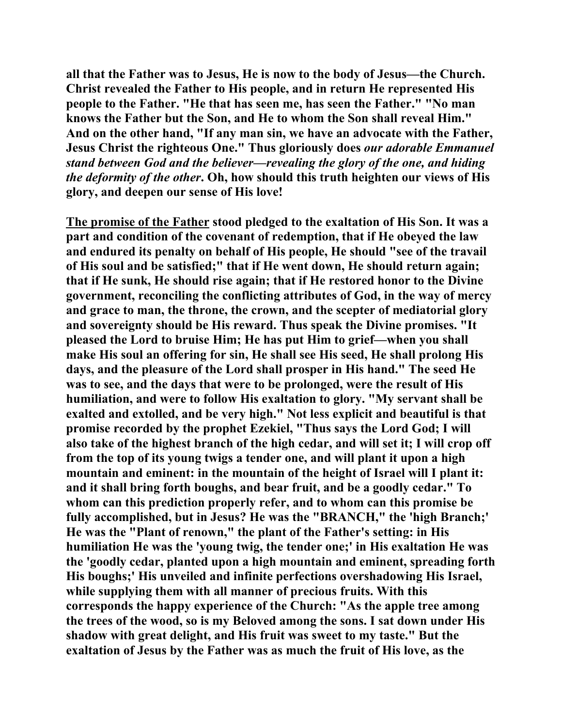**all that the Father was to Jesus, He is now to the body of Jesus—the Church. Christ revealed the Father to His people, and in return He represented His people to the Father. "He that has seen me, has seen the Father." "No man knows the Father but the Son, and He to whom the Son shall reveal Him." And on the other hand, "If any man sin, we have an advocate with the Father, Jesus Christ the righteous One." Thus gloriously does *our adorable Emmanuel stand between God and the believer—revealing the glory of the one, and hiding the deformity of the other*. Oh, how should this truth heighten our views of His glory, and deepen our sense of His love!**

**<u>The promise of the Father</u> stood pledged to the exaltation of His Son. It was a part and condition of the covenant of redemption, that if He obeyed the law and endured its penalty on behalf of His people, He should "see of the travail of His soul and be satisfied;" that if He went down, He should return again; that if He sunk, He should rise again; that if He restored honor to the Divine government, reconciling the conflicting attributes of God, in the way of mercy and grace to man, the throne, the crown, and the scepter of mediatorial glory and sovereignty should be His reward. Thus speak the Divine promises. "It pleased the Lord to bruise Him; He has put Him to grief—when you shall make His soul an offering for sin, He shall see His seed, He shall prolong His days, and the pleasure of the Lord shall prosper in His hand." The seed He was to see, and the days that were to be prolonged, were the result of His humiliation, and were to follow His exaltation to glory. "My servant shall be exalted and extolled, and be very high." Not less explicit and beautiful is that promise recorded by the prophet Ezekiel, "Thus says the Lord God; I will also take of the highest branch of the high cedar, and will set it; I will crop off from the top of its young twigs a tender one, and will plant it upon a high mountain and eminent: in the mountain of the height of Israel will I plant it: and it shall bring forth boughs, and bear fruit, and be a goodly cedar." To whom can this prediction properly refer, and to whom can this promise be fully accomplished, but in Jesus? He was the "BRANCH," the 'high Branch;' He was the "Plant of renown," the plant of the Father's setting: in His humiliation He was the 'young twig, the tender one;' in His exaltation He was the 'goodly cedar, planted upon a high mountain and eminent, spreading forth His boughs;' His unveiled and infinite perfections overshadowing His Israel, while supplying them with all manner of precious fruits. With this corresponds the happy experience of the Church: "As the apple tree among the trees of the wood, so is my Beloved among the sons. I sat down under His shadow with great delight, and His fruit was sweet to my taste." But the exaltation of Jesus by the Father was as much the fruit of His love, as the**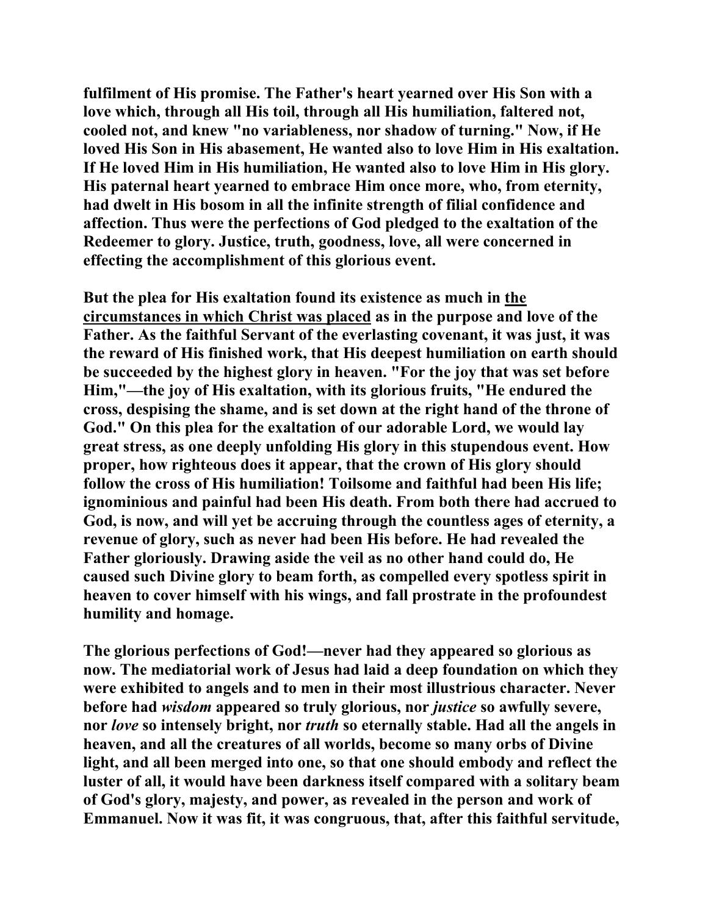fulfilment of His promise. The Father's heart yearned over His Son with a love which, through all His toil, through all His humiliation, faltered not, cooled not, and knew "no variableness, nor shadow of turning." Now, if He loved His Son in His abasement, He wanted also to love Him in His exaltation. If He loved Him in His humiliation, He wanted also to love Him in His glory. His paternal heart yearned to embrace Him once more, who, from eternity, had dwelt in His bosom in all the infinite strength of filial confidence and affection. Thus were the perfections of God pledged to the exaltation of the Redeemer to glory. Justice, truth, goodness, love, all were concerned in effecting the accomplishment of this glorious event.

But the plea for His exaltation found its existence as much in the circumstances in which Christ was placed as in the purpose and love of the Father. As the faithful Servant of the everlasting covenant, it was just, it was the reward of His finished work, that His deepest humiliation on earth should be succeeded by the highest glory in heaven. "For the joy that was set before Him,"—the joy of His exaltation, with its glorious fruits, "He endured the cross, despising the shame, and is set down at the right hand of the throne of God." On this plea for the exaltation of our adorable Lord, we would lay great stress, as one deeply unfolding His glory in this stupendous event. How proper, how righteous does it appear, that the crown of His glory should follow the cross of His humiliation! Toilsome and faithful had been His life; ignominious and painful had been His death. From both there had accrued to God, is now, and will yet be accruing through the countless ages of eternity, a revenue of glory, such as never had been His before. He had revealed the Father gloriously. Drawing aside the veil as no other hand could do, He caused such Divine glory to beam forth, as compelled every spotless spirit in heaven to cover himself with his wings, and fall prostrate in the profoundest humility and homage.

The glorious perfections of God!—never had they appeared so glorious as now. The mediatorial work of Jesus had laid a deep foundation on which they were exhibited to angels and to men in their most illustrious character. Never before had *wisdom* appeared so truly glorious, nor *justice* so awfully severe, nor *love* so intensely bright, nor *truth* so eternally stable. Had all the angels in heaven, and all the creatures of all worlds, become so many orbs of Divine light, and all been merged into one, so that one should embody and reflect the luster of all, it would have been darkness itself compared with a solitary beam of God's glory, majesty, and power, as revealed in the person and work of Emmanuel. Now it was fit, it was congruous, that, after this faithful servitude,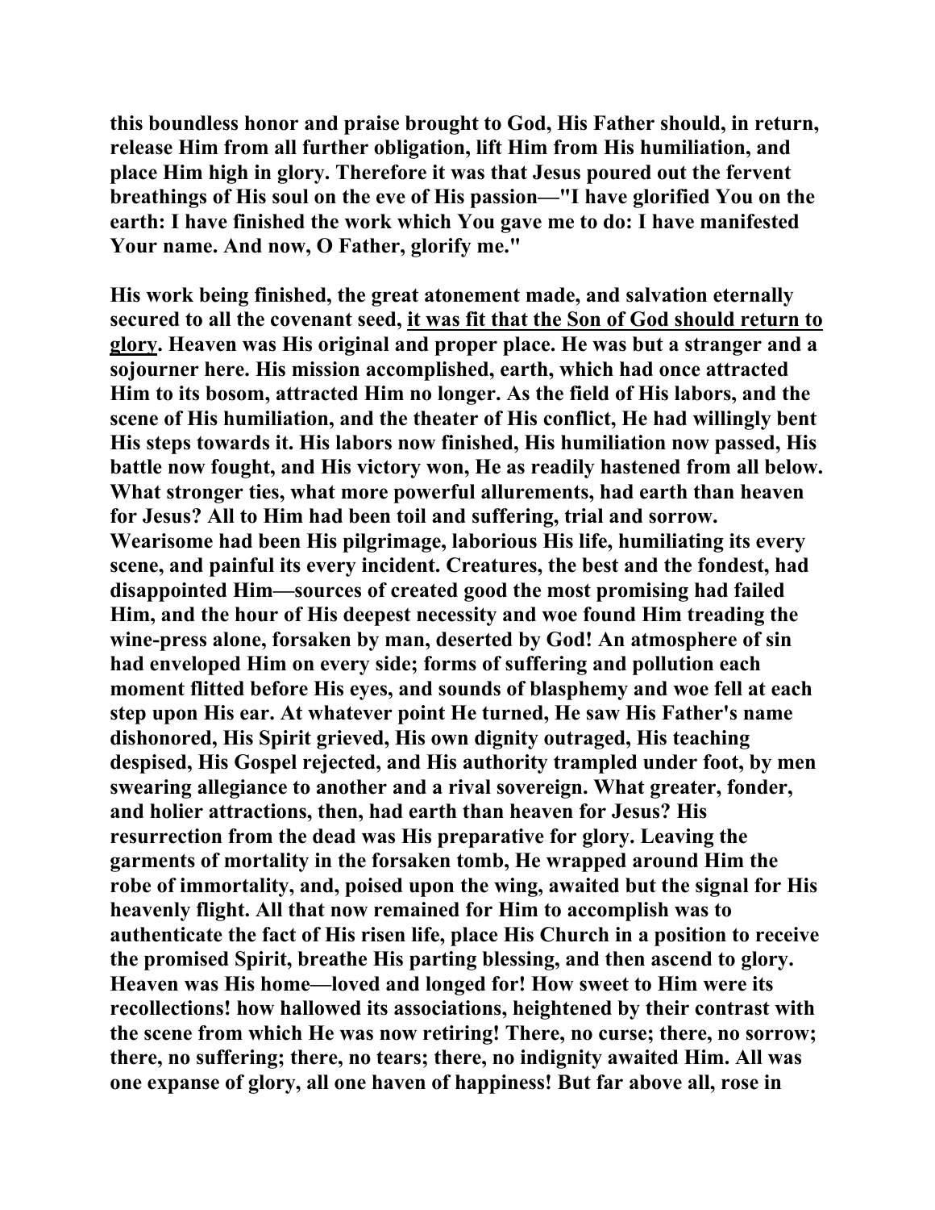**this boundless honor and praise brought to God, His Father should, in return, release Him from all further obligation, lift Him from His humiliation, and place Him high in glory. Therefore it was that Jesus poured out the fervent breathings of His soul on the eve of His passion—"I have glorified You on the earth: I have finished the work which You gave me to do: I have manifested Your name. And now, O Father, glorify me."**

**His work being finished, the great atonement made, and salvation eternally secured to all the covenant seed, <u>it was fit that the Son of God should return to glory</u>. Heaven was His original and proper place. He was but a stranger and a sojourner here. His mission accomplished, earth, which had once attracted Him to its bosom, attracted Him no longer. As the field of His labors, and the scene of His humiliation, and the theater of His conflict, He had willingly bent His steps towards it. His labors now finished, His humiliation now passed, His battle now fought, and His victory won, He as readily hastened from all below. What stronger ties, what more powerful allurements, had earth than heaven for Jesus? All to Him had been toil and suffering, trial and sorrow. Wearisome had been His pilgrimage, laborious His life, humiliating its every scene, and painful its every incident. Creatures, the best and the fondest, had disappointed Him—sources of created good the most promising had failed Him, and the hour of His deepest necessity and woe found Him treading the wine-press alone, forsaken by man, deserted by God! An atmosphere of sin had enveloped Him on every side; forms of suffering and pollution each moment flitted before His eyes, and sounds of blasphemy and woe fell at each step upon His ear. At whatever point He turned, He saw His Father's name dishonored, His Spirit grieved, His own dignity outraged, His teaching despised, His Gospel rejected, and His authority trampled under foot, by men swearing allegiance to another and a rival sovereign. What greater, fonder, and holier attractions, then, had earth than heaven for Jesus? His resurrection from the dead was His preparative for glory. Leaving the garments of mortality in the forsaken tomb, He wrapped around Him the robe of immortality, and, poised upon the wing, awaited but the signal for His heavenly flight. All that now remained for Him to accomplish was to authenticate the fact of His risen life, place His Church in a position to receive the promised Spirit, breathe His parting blessing, and then ascend to glory. Heaven was His home—loved and longed for! How sweet to Him were its recollections! how hallowed its associations, heightened by their contrast with the scene from which He was now retiring! There, no curse; there, no sorrow; there, no suffering; there, no tears; there, no indignity awaited Him. All was one expanse of glory, all one haven of happiness! But far above all, rose in**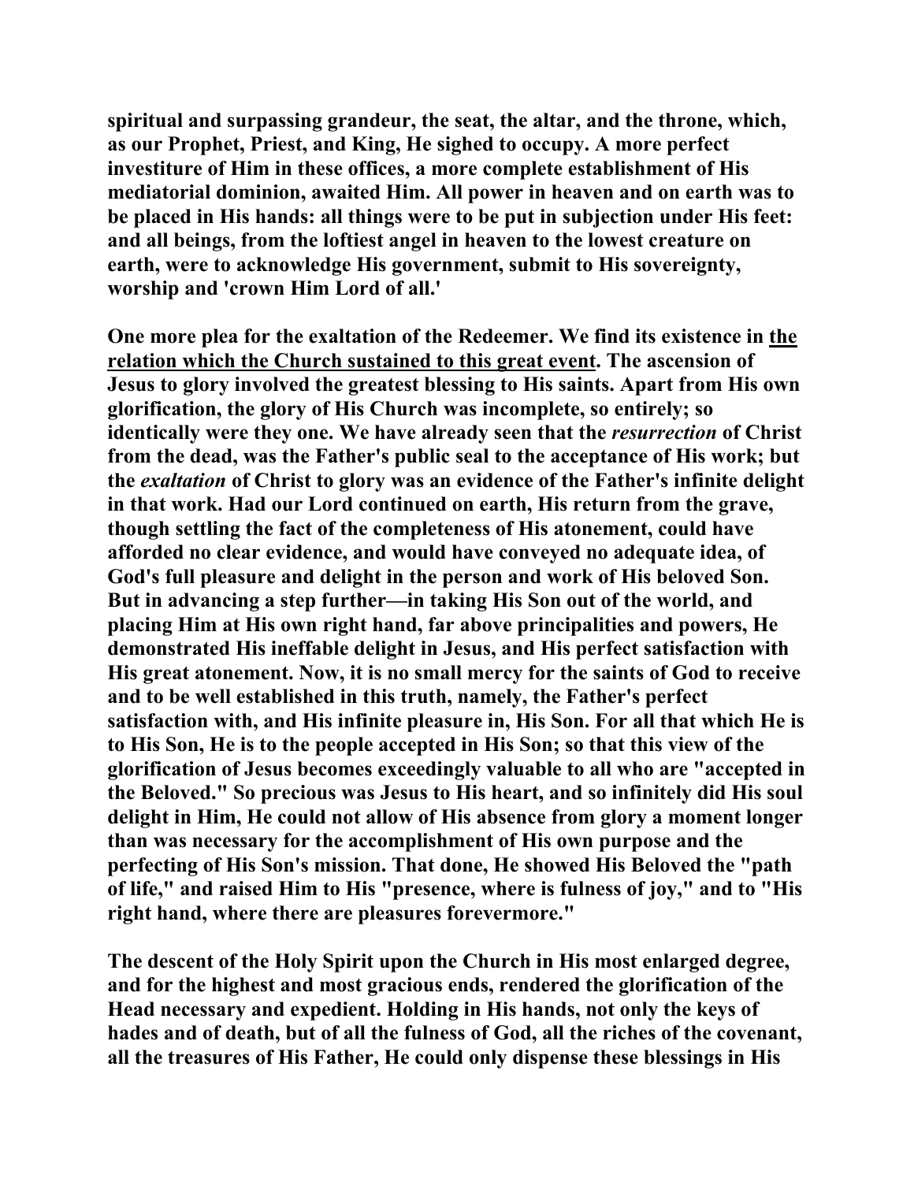**spiritual and surpassing grandeur, the seat, the altar, and the throne, which, as our Prophet, Priest, and King, He sighed to occupy. A more perfect investiture of Him in these offices, a more complete establishment of His mediatorial dominion, awaited Him. All power in heaven and on earth was to be placed in His hands: all things were to be put in subjection under His feet: and all beings, from the loftiest angel in heaven to the lowest creature on earth, were to acknowledge His government, submit to His sovereignty, worship and 'crown Him Lord of all.'**

**One more plea for the exaltation of the Redeemer. We find its existence in the relation which the Church sustained to this great event. The ascension of Jesus to glory involved the greatest blessing to His saints. Apart from His own glorification, the glory of His Church was incomplete, so entirely; so identically were they one. We have already seen that the *resurrection* of Christ from the dead, was the Father's public seal to the acceptance of His work; but the *exaltation* of Christ to glory was an evidence of the Father's infinite delight in that work. Had our Lord continued on earth, His return from the grave, though settling the fact of the completeness of His atonement, could have afforded no clear evidence, and would have conveyed no adequate idea, of God's full pleasure and delight in the person and work of His beloved Son. But in advancing a step further—in taking His Son out of the world, and placing Him at His own right hand, far above principalities and powers, He demonstrated His ineffable delight in Jesus, and His perfect satisfaction with His great atonement. Now, it is no small mercy for the saints of God to receive and to be well established in this truth, namely, the Father's perfect satisfaction with, and His infinite pleasure in, His Son. For all that which He is to His Son, He is to the people accepted in His Son; so that this view of the glorification of Jesus becomes exceedingly valuable to all who are "accepted in the Beloved." So precious was Jesus to His heart, and so infinitely did His soul delight in Him, He could not allow of His absence from glory a moment longer than was necessary for the accomplishment of His own purpose and the perfecting of His Son's mission. That done, He showed His Beloved the "path of life," and raised Him to His "presence, where is fulness of joy," and to "His right hand, where there are pleasures forevermore."**

**The descent of the Holy Spirit upon the Church in His most enlarged degree, and for the highest and most gracious ends, rendered the glorification of the Head necessary and expedient. Holding in His hands, not only the keys of hades and of death, but of all the fulness of God, all the riches of the covenant, all the treasures of His Father, He could only dispense these blessings in His**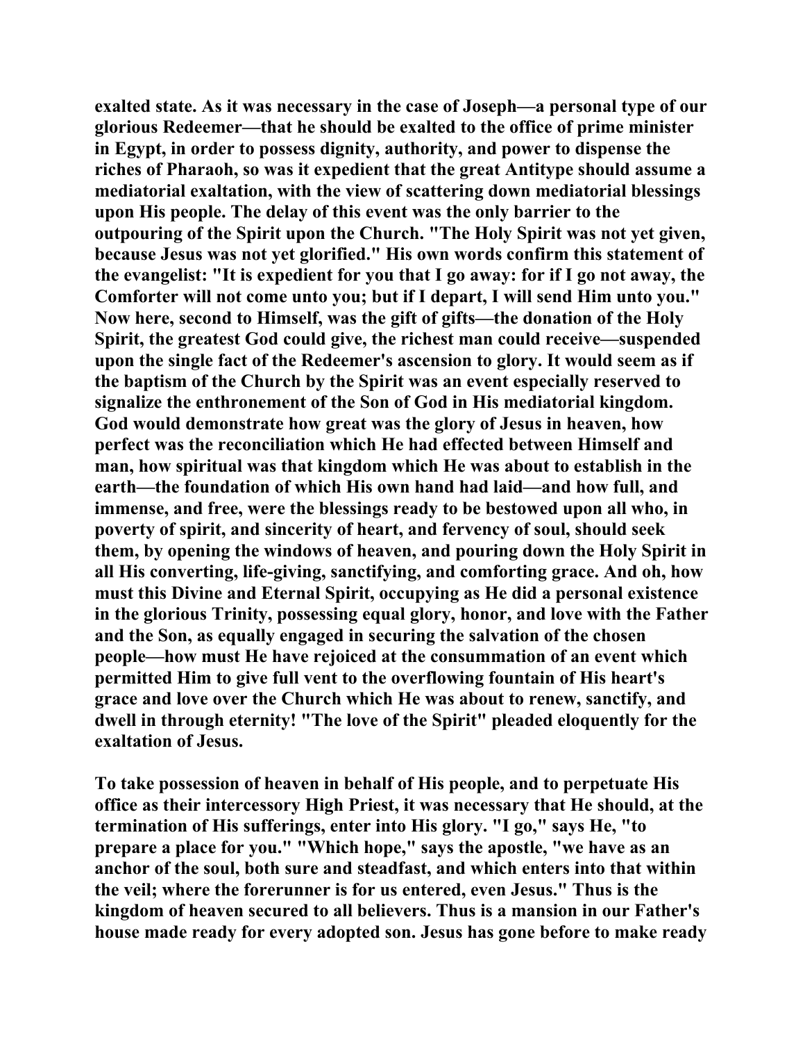exalted state. As it was necessary in the case of Joseph—a personal type of our glorious Redeemer—that he should be exalted to the office of prime minister in Egypt, in order to possess dignity, authority, and power to dispense the riches of Pharaoh, so was it expedient that the great Antitype should assume a mediatorial exaltation, with the view of scattering down mediatorial blessings upon His people. The delay of this event was the only barrier to the outpouring of the Spirit upon the Church. "The Holy Spirit was not yet given, because Jesus was not yet glorified." His own words confirm this statement of the evangelist: "It is expedient for you that I go away: for if I go not away, the Comforter will not come unto you; but if I depart, I will send Him unto you." Now here, second to Himself, was the gift of gifts—the donation of the Holy Spirit, the greatest God could give, the richest man could receive—suspended upon the single fact of the Redeemer's ascension to glory. It would seem as if the baptism of the Church by the Spirit was an event especially reserved to signalize the enthronement of the Son of God in His mediatorial kingdom. God would demonstrate how great was the glory of Jesus in heaven, how perfect was the reconciliation which He had effected between Himself and man, how spiritual was that kingdom which He was about to establish in the earth—the foundation of which His own hand had laid—and how full, and immense, and free, were the blessings ready to be bestowed upon all who, in poverty of spirit, and sincerity of heart, and fervency of soul, should seek them, by opening the windows of heaven, and pouring down the Holy Spirit in all His converting, life-giving, sanctifying, and comforting grace. And oh, how must this Divine and Eternal Spirit, occupying as He did a personal existence in the glorious Trinity, possessing equal glory, honor, and love with the Father and the Son, as equally engaged in securing the salvation of the chosen people—how must He have rejoiced at the consummation of an event which permitted Him to give full vent to the overflowing fountain of His heart's grace and love over the Church which He was about to renew, sanctify, and dwell in through eternity! "The love of the Spirit" pleaded eloquently for the exaltation of Jesus.

To take possession of heaven in behalf of His people, and to perpetuate His office as their intercessory High Priest, it was necessary that He should, at the termination of His sufferings, enter into His glory. "I go," says He, "to prepare a place for you." "Which hope," says the apostle, "we have as an anchor of the soul, both sure and steadfast, and which enters into that within the veil; where the forerunner is for us entered, even Jesus." Thus is the kingdom of heaven secured to all believers. Thus is a mansion in our Father's house made ready for every adopted son. Jesus has gone before to make ready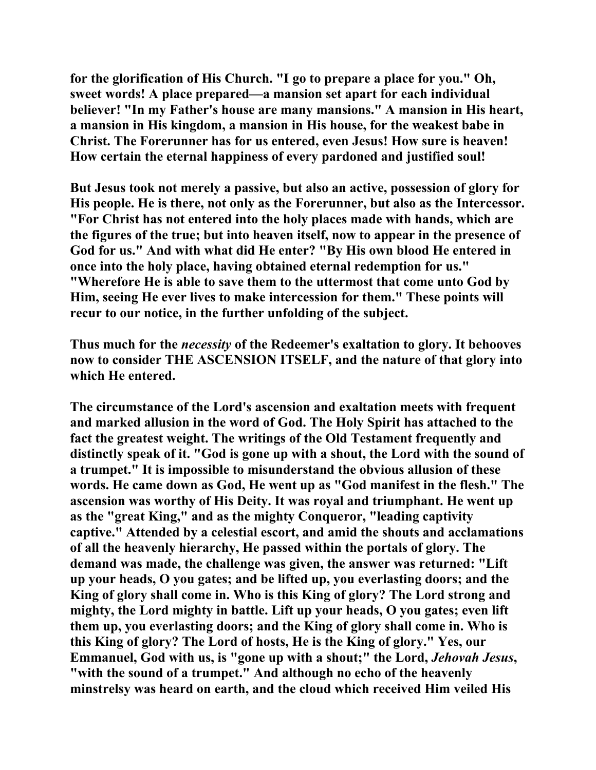for the glorification of His Church. "I go to prepare a place for you." Oh, sweet words! A place prepared—a mansion set apart for each individual believer! "In my Father's house are many mansions." A mansion in His heart, a mansion in His kingdom, a mansion in His house, for the weakest babe in Christ. The Forerunner has for us entered, even Jesus! How sure is heaven! How certain the eternal happiness of every pardoned and justified soul!

But Jesus took not merely a passive, but also an active, possession of glory for His people. He is there, not only as the Forerunner, but also as the Intercessor. "For Christ has not entered into the holy places made with hands, which are the figures of the true; but into heaven itself, now to appear in the presence of God for us." And with what did He enter? "By His own blood He entered in once into the holy place, having obtained eternal redemption for us." "Wherefore He is able to save them to the uttermost that come unto God by Him, seeing He ever lives to make intercession for them." These points will recur to our notice, in the further unfolding of the subject.

Thus much for the *necessity* of the Redeemer's exaltation to glory. It behooves now to consider THE ASCENSION ITSELF, and the nature of that glory into which He entered.

The circumstance of the Lord's ascension and exaltation meets with frequent and marked allusion in the word of God. The Holy Spirit has attached to the fact the greatest weight. The writings of the Old Testament frequently and distinctly speak of it. "God is gone up with a shout, the Lord with the sound of a trumpet." It is impossible to misunderstand the obvious allusion of these words. He came down as God, He went up as "God manifest in the flesh." The ascension was worthy of His Deity. It was royal and triumphant. He went up as the "great King," and as the mighty Conqueror, "leading captivity captive." Attended by a celestial escort, and amid the shouts and acclamations of all the heavenly hierarchy, He passed within the portals of glory. The demand was made, the challenge was given, the answer was returned: "Lift up your heads, O you gates; and be lifted up, you everlasting doors; and the King of glory shall come in. Who is this King of glory? The Lord strong and mighty, the Lord mighty in battle. Lift up your heads, O you gates; even lift them up, you everlasting doors; and the King of glory shall come in. Who is this King of glory? The Lord of hosts, He is the King of glory." Yes, our Emmanuel, God with us, is "gone up with a shout;" the Lord, *Jehovah Jesus*, "with the sound of a trumpet." And although no echo of the heavenly minstrelsy was heard on earth, and the cloud which received Him veiled His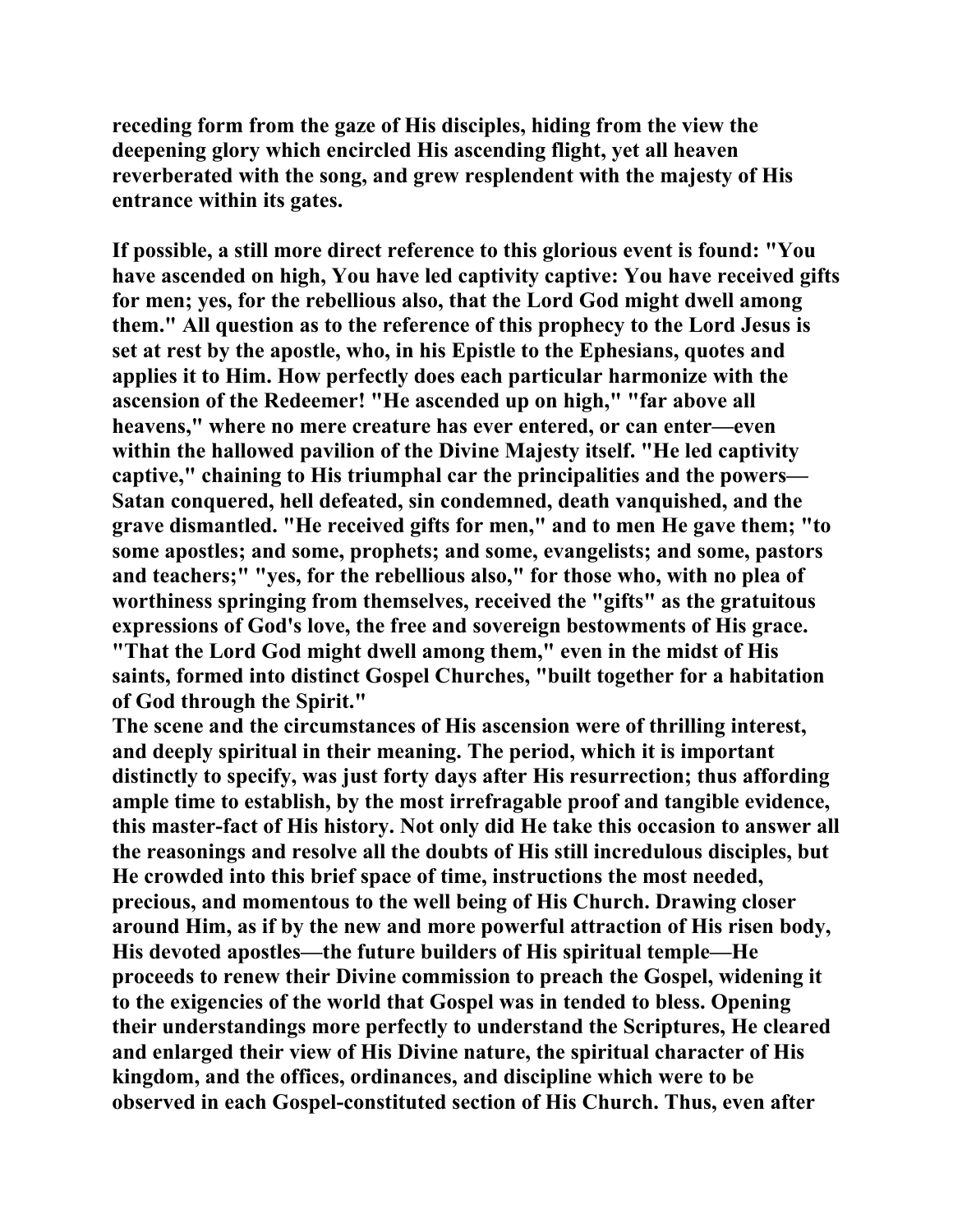receding form from the gaze of His disciples, hiding from the view the deepening glory which encircled His ascending flight, yet all heaven reverberated with the song, and grew resplendent with the majesty of His entrance within its gates.

If possible, a still more direct reference to this glorious event is found: "You have ascended on high, You have led captivity captive: You have received gifts for men; yes, for the rebellious also, that the Lord God might dwell among them." All question as to the reference of this prophecy to the Lord Jesus is set at rest by the apostle, who, in his Epistle to the Ephesians, quotes and applies it to Him. How perfectly does each particular harmonize with the ascension of the Redeemer! "He ascended up on high," "far above all heavens," where no mere creature has ever entered, or can enter—even within the hallowed pavilion of the Divine Majesty itself. "He led captivity captive," chaining to His triumphal car the principalities and the powers—Satan conquered, hell defeated, sin condemned, death vanquished, and the grave dismantled. "He received gifts for men," and to men He gave them; "to some apostles; and some, prophets; and some, evangelists; and some, pastors and teachers;" "yes, for the rebellious also," for those who, with no plea of worthiness springing from themselves, received the "gifts" as the gratuitous expressions of God's love, the free and sovereign bestowments of His grace. "That the Lord God might dwell among them," even in the midst of His saints, formed into distinct Gospel Churches, "built together for a habitation of God through the Spirit."

The scene and the circumstances of His ascension were of thrilling interest, and deeply spiritual in their meaning. The period, which it is important distinctly to specify, was just forty days after His resurrection; thus affording ample time to establish, by the most irrefragable proof and tangible evidence, this master-fact of His history. Not only did He take this occasion to answer all the reasonings and resolve all the doubts of His still incredulous disciples, but He crowded into this brief space of time, instructions the most needed, precious, and momentous to the well being of His Church. Drawing closer around Him, as if by the new and more powerful attraction of His risen body, His devoted apostles—the future builders of His spiritual temple—He proceeds to renew their Divine commission to preach the Gospel, widening it to the exigencies of the world that Gospel was in tended to bless. Opening their understandings more perfectly to understand the Scriptures, He cleared and enlarged their view of His Divine nature, the spiritual character of His kingdom, and the offices, ordinances, and discipline which were to be observed in each Gospel-constituted section of His Church. Thus, even after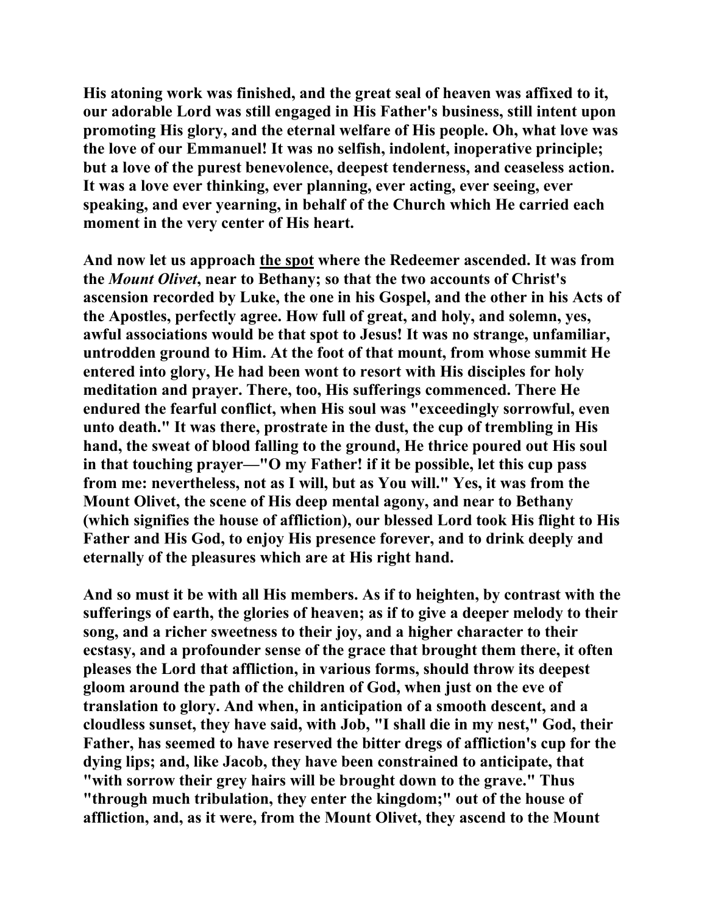**His atoning work was finished, and the great seal of heaven was affixed to it, our adorable Lord was still engaged in His Father's business, still intent upon promoting His glory, and the eternal welfare of His people. Oh, what love was the love of our Emmanuel! It was no selfish, indolent, inoperative principle; but a love of the purest benevolence, deepest tenderness, and ceaseless action. It was a love ever thinking, ever planning, ever acting, ever seeing, ever speaking, and ever yearning, in behalf of the Church which He carried each moment in the very center of His heart.**

**And now let us approach <u>the spot</u> where the Redeemer ascended. It was from the *Mount Olivet*, near to Bethany; so that the two accounts of Christ's ascension recorded by Luke, the one in his Gospel, and the other in his Acts of the Apostles, perfectly agree. How full of great, and holy, and solemn, yes, awful associations would be that spot to Jesus! It was no strange, unfamiliar, untrodden ground to Him. At the foot of that mount, from whose summit He entered into glory, He had been wont to resort with His disciples for holy meditation and prayer. There, too, His sufferings commenced. There He endured the fearful conflict, when His soul was "exceedingly sorrowful, even unto death." It was there, prostrate in the dust, the cup of trembling in His hand, the sweat of blood falling to the ground, He thrice poured out His soul in that touching prayer—"O my Father! if it be possible, let this cup pass from me: nevertheless, not as I will, but as You will." Yes, it was from the Mount Olivet, the scene of His deep mental agony, and near to Bethany (which signifies the house of affliction), our blessed Lord took His flight to His Father and His God, to enjoy His presence forever, and to drink deeply and eternally of the pleasures which are at His right hand.**

**And so must it be with all His members. As if to heighten, by contrast with the sufferings of earth, the glories of heaven; as if to give a deeper melody to their song, and a richer sweetness to their joy, and a higher character to their ecstasy, and a profounder sense of the grace that brought them there, it often pleases the Lord that affliction, in various forms, should throw its deepest gloom around the path of the children of God, when just on the eve of translation to glory. And when, in anticipation of a smooth descent, and a cloudless sunset, they have said, with Job, "I shall die in my nest," God, their Father, has seemed to have reserved the bitter dregs of affliction's cup for the dying lips; and, like Jacob, they have been constrained to anticipate, that "with sorrow their grey hairs will be brought down to the grave." Thus "through much tribulation, they enter the kingdom;" out of the house of affliction, and, as it were, from the Mount Olivet, they ascend to the Mount**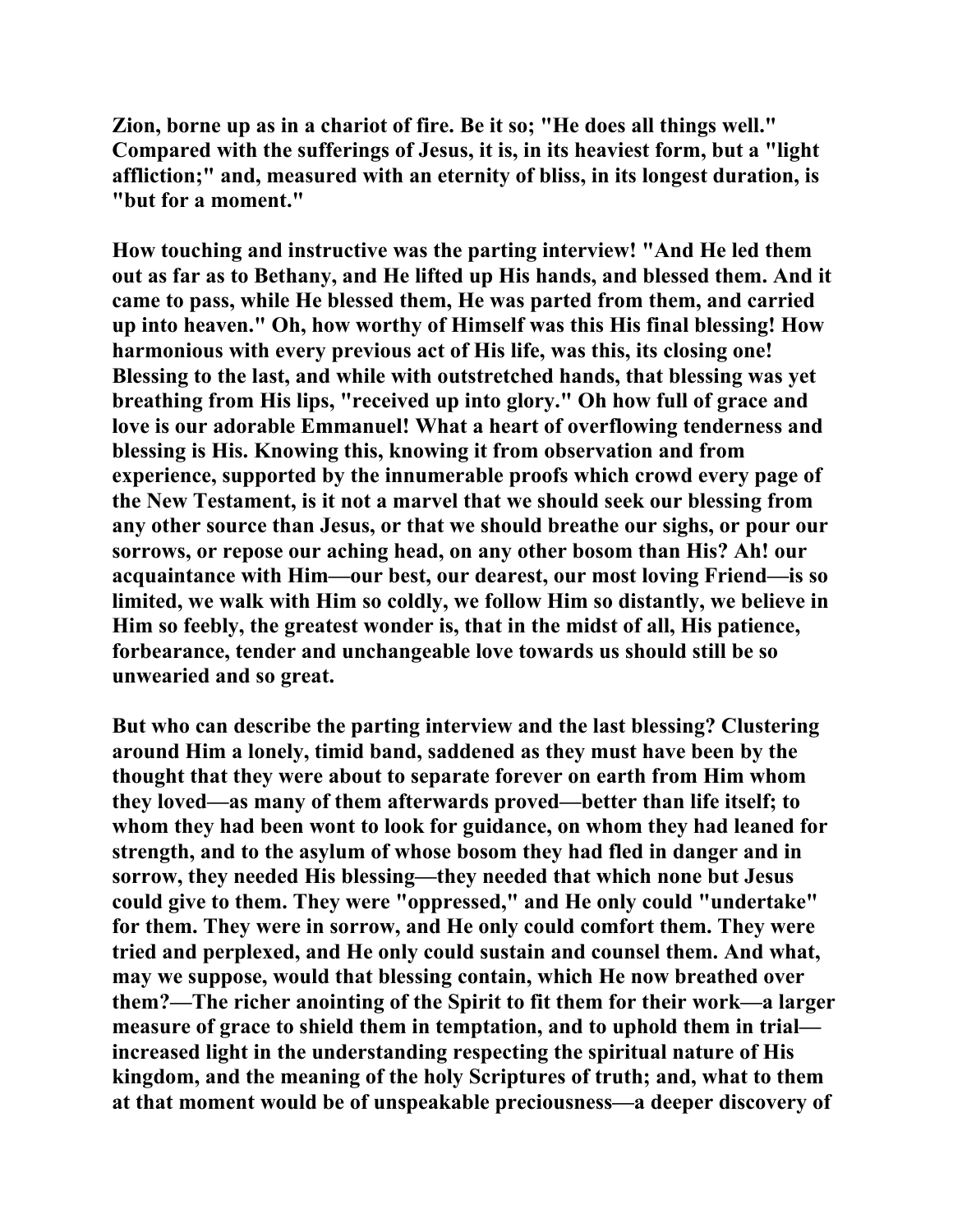Zion, borne up as in a chariot of fire. Be it so; "He does all things well." Compared with the sufferings of Jesus, it is, in its heaviest form, but a "light affliction;" and, measured with an eternity of bliss, in its longest duration, is "but for a moment."

How touching and instructive was the parting interview! "And He led them out as far as to Bethany, and He lifted up His hands, and blessed them. And it came to pass, while He blessed them, He was parted from them, and carried up into heaven." Oh, how worthy of Himself was this His final blessing! How harmonious with every previous act of His life, was this, its closing one! Blessing to the last, and while with outstretched hands, that blessing was yet breathing from His lips, "received up into glory." Oh how full of grace and love is our adorable Emmanuel! What a heart of overflowing tenderness and blessing is His. Knowing this, knowing it from observation and from experience, supported by the innumerable proofs which crowd every page of the New Testament, is it not a marvel that we should seek our blessing from any other source than Jesus, or that we should breathe our sighs, or pour our sorrows, or repose our aching head, on any other bosom than His? Ah! our acquaintance with Him—our best, our dearest, our most loving Friend—is so limited, we walk with Him so coldly, we follow Him so distantly, we believe in Him so feebly, the greatest wonder is, that in the midst of all, His patience, forbearance, tender and unchangeable love towards us should still be so unwearied and so great.

But who can describe the parting interview and the last blessing? Clustering around Him a lonely, timid band, saddened as they must have been by the thought that they were about to separate forever on earth from Him whom they loved—as many of them afterwards proved—better than life itself; to whom they had been wont to look for guidance, on whom they had leaned for strength, and to the asylum of whose bosom they had fled in danger and in sorrow, they needed His blessing—they needed that which none but Jesus could give to them. They were "oppressed," and He only could "undertake" for them. They were in sorrow, and He only could comfort them. They were tried and perplexed, and He only could sustain and counsel them. And what, may we suppose, would that blessing contain, which He now breathed over them?—The richer anointing of the Spirit to fit them for their work—a larger measure of grace to shield them in temptation, and to uphold them in trial—increased light in the understanding respecting the spiritual nature of His kingdom, and the meaning of the holy Scriptures of truth; and, what to them at that moment would be of unspeakable preciousness—a deeper discovery of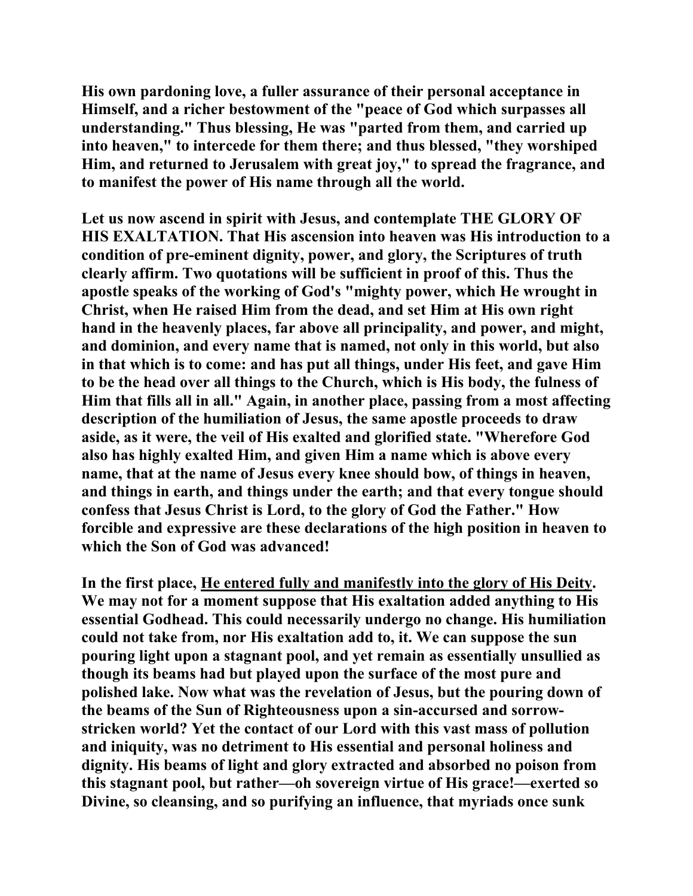**His own pardoning love, a fuller assurance of their personal acceptance in Himself, and a richer bestowment of the "peace of God which surpasses all understanding." Thus blessing, He was "parted from them, and carried up into heaven," to intercede for them there; and thus blessed, "they worshiped Him, and returned to Jerusalem with great joy," to spread the fragrance, and to manifest the power of His name through all the world.**

**Let us now ascend in spirit with Jesus, and contemplate THE GLORY OF HIS EXALTATION. That His ascension into heaven was His introduction to a condition of pre-eminent dignity, power, and glory, the Scriptures of truth clearly affirm. Two quotations will be sufficient in proof of this. Thus the apostle speaks of the working of God's "mighty power, which He wrought in Christ, when He raised Him from the dead, and set Him at His own right hand in the heavenly places, far above all principality, and power, and might, and dominion, and every name that is named, not only in this world, but also in that which is to come: and has put all things, under His feet, and gave Him to be the head over all things to the Church, which is His body, the fulness of Him that fills all in all." Again, in another place, passing from a most affecting description of the humiliation of Jesus, the same apostle proceeds to draw aside, as it were, the veil of His exalted and glorified state. "Wherefore God also has highly exalted Him, and given Him a name which is above every name, that at the name of Jesus every knee should bow, of things in heaven, and things in earth, and things under the earth; and that every tongue should confess that Jesus Christ is Lord, to the glory of God the Father." How forcible and expressive are these declarations of the high position in heaven to which the Son of God was advanced!**

**In the first place, <u>He entered fully and manifestly into the glory of His Deity</u>. We may not for a moment suppose that His exaltation added anything to His essential Godhead. This could necessarily undergo no change. His humiliation could not take from, nor His exaltation add to, it. We can suppose the sun pouring light upon a stagnant pool, and yet remain as essentially unsullied as though its beams had but played upon the surface of the most pure and polished lake. Now what was the revelation of Jesus, but the pouring down of the beams of the Sun of Righteousness upon a sin-accursed and sorrow-stricken world? Yet the contact of our Lord with this vast mass of pollution and iniquity, was no detriment to His essential and personal holiness and dignity. His beams of light and glory extracted and absorbed no poison from this stagnant pool, but rather—oh sovereign virtue of His grace!—exerted so Divine, so cleansing, and so purifying an influence, that myriads once sunk**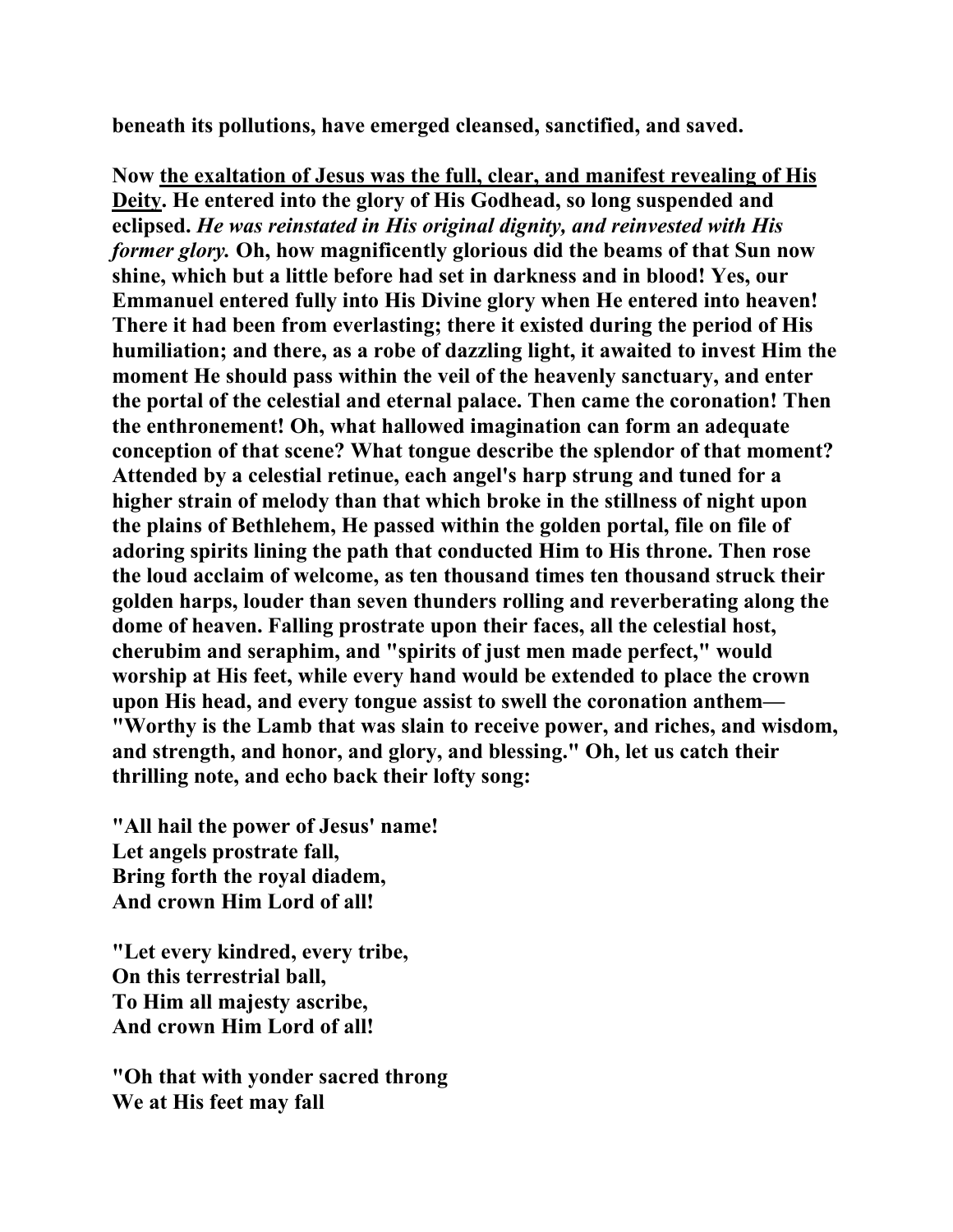**beneath its pollutions, have emerged cleansed, sanctified, and saved.**

**Now <u>the exaltation of Jesus was the full, clear, and manifest revealing of His Deity</u>. He entered into the glory of His Godhead, so long suspended and eclipsed. *He was reinstated in His original dignity, and reinvested with His former glory.* Oh, how magnificently glorious did the beams of that Sun now shine, which but a little before had set in darkness and in blood! Yes, our Emmanuel entered fully into His Divine glory when He entered into heaven! There it had been from everlasting; there it existed during the period of His humiliation; and there, as a robe of dazzling light, it awaited to invest Him the moment He should pass within the veil of the heavenly sanctuary, and enter the portal of the celestial and eternal palace. Then came the coronation! Then the enthronement! Oh, what hallowed imagination can form an adequate conception of that scene? What tongue describe the splendor of that moment? Attended by a celestial retinue, each angel's harp strung and tuned for a higher strain of melody than that which broke in the stillness of night upon the plains of Bethlehem, He passed within the golden portal, file on file of adoring spirits lining the path that conducted Him to His throne. Then rose the loud acclaim of welcome, as ten thousand times ten thousand struck their golden harps, louder than seven thunders rolling and reverberating along the dome of heaven. Falling prostrate upon their faces, all the celestial host, cherubim and seraphim, and "spirits of just men made perfect," would worship at His feet, while every hand would be extended to place the crown upon His head, and every tongue assist to swell the coronation anthem— "Worthy is the Lamb that was slain to receive power, and riches, and wisdom, and strength, and honor, and glory, and blessing." Oh, let us catch their thrilling note, and echo back their lofty song:**

**"All hail the power of Jesus' name!  
Let angels prostrate fall,  
Bring forth the royal diadem,  
And crown Him Lord of all!**

**"Let every kindred, every tribe,  
On this terrestrial ball,  
To Him all majesty ascribe,  
And crown Him Lord of all!**

**"Oh that with yonder sacred throng  
We at His feet may fall**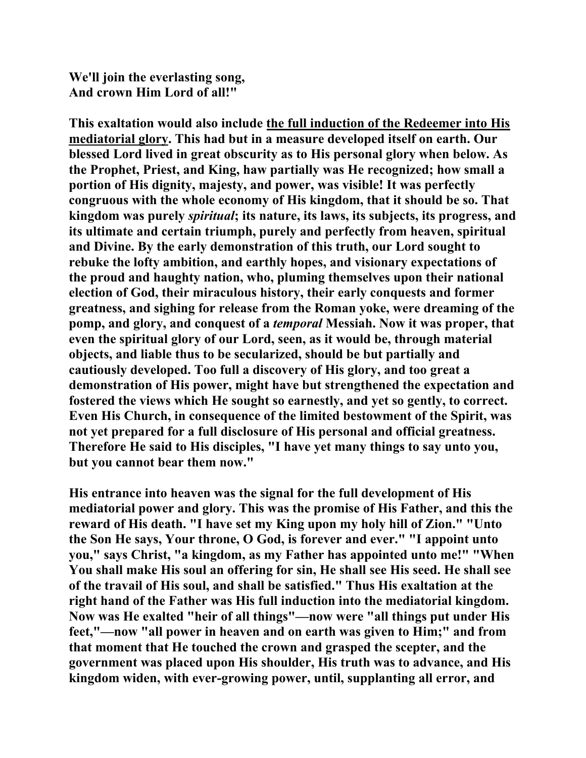**We'll join the everlasting song,**
**And crown Him Lord of all!"**

**This exaltation would also include <u>the full induction of the Redeemer into His mediatorial glory</u>. This had but in a measure developed itself on earth. Our blessed Lord lived in great obscurity as to His personal glory when below. As the Prophet, Priest, and King, haw partially was He recognized; how small a portion of His dignity, majesty, and power, was visible! It was perfectly congruous with the whole economy of His kingdom, that it should be so. That kingdom was purely *spiritual*; its nature, its laws, its subjects, its progress, and its ultimate and certain triumph, purely and perfectly from heaven, spiritual and Divine. By the early demonstration of this truth, our Lord sought to rebuke the lofty ambition, and earthly hopes, and visionary expectations of the proud and haughty nation, who, pluming themselves upon their national election of God, their miraculous history, their early conquests and former greatness, and sighing for release from the Roman yoke, were dreaming of the pomp, and glory, and conquest of a *temporal* Messiah. Now it was proper, that even the spiritual glory of our Lord, seen, as it would be, through material objects, and liable thus to be secularized, should be but partially and cautiously developed. Too full a discovery of His glory, and too great a demonstration of His power, might have but strengthened the expectation and fostered the views which He sought so earnestly, and yet so gently, to correct. Even His Church, in consequence of the limited bestowment of the Spirit, was not yet prepared for a full disclosure of His personal and official greatness. Therefore He said to His disciples, "I have yet many things to say unto you, but you cannot bear them now."**

**His entrance into heaven was the signal for the full development of His mediatorial power and glory. This was the promise of His Father, and this the reward of His death. "I have set my King upon my holy hill of Zion." "Unto the Son He says, Your throne, O God, is forever and ever." "I appoint unto you," says Christ, "a kingdom, as my Father has appointed unto me!" "When You shall make His soul an offering for sin, He shall see His seed. He shall see of the travail of His soul, and shall be satisfied." Thus His exaltation at the right hand of the Father was His full induction into the mediatorial kingdom. Now was He exalted "heir of all things"—now were "all things put under His feet,"—now "all power in heaven and on earth was given to Him;" and from that moment that He touched the crown and grasped the scepter, and the government was placed upon His shoulder, His truth was to advance, and His kingdom widen, with ever-growing power, until, supplanting all error, and**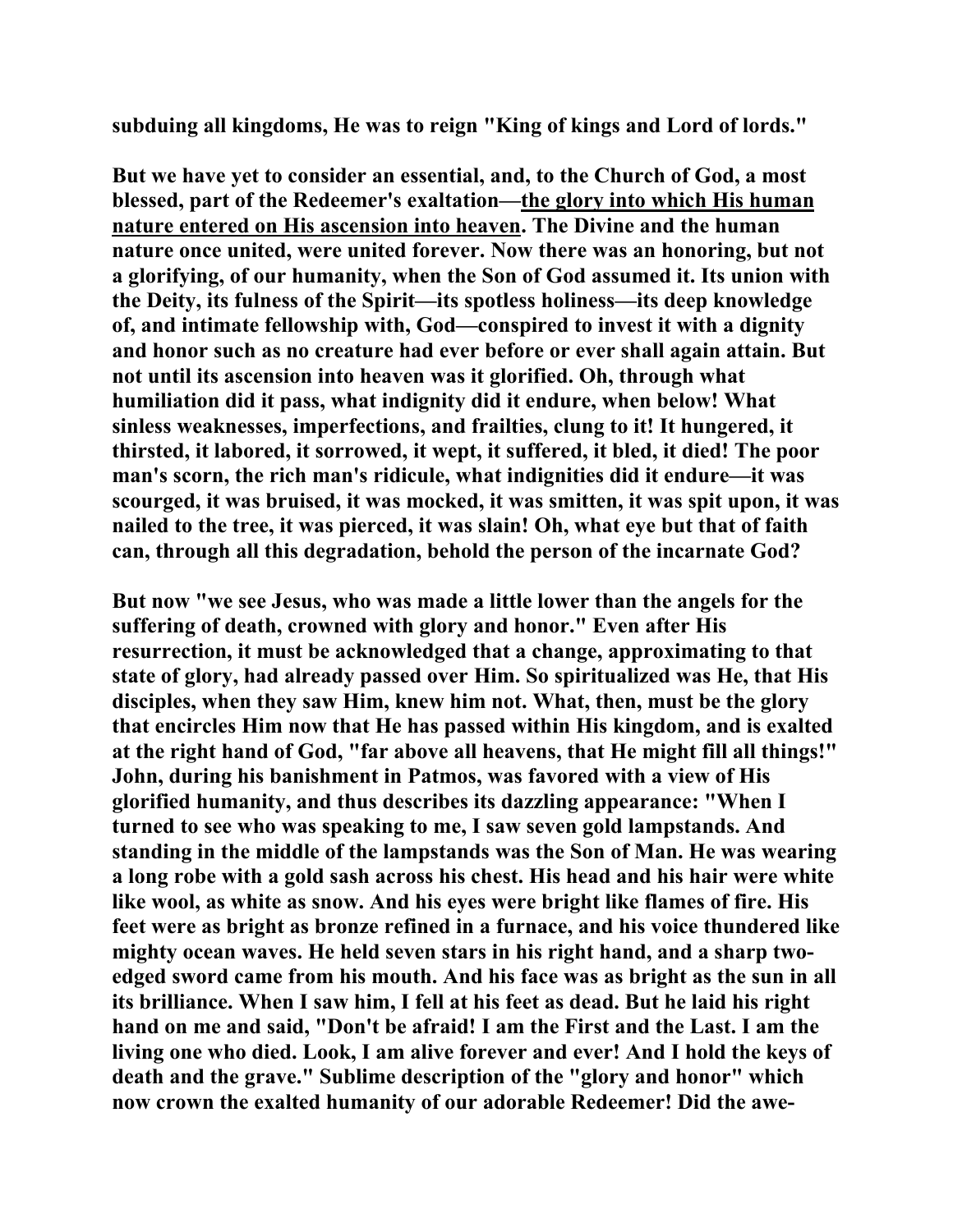**subduing all kingdoms, He was to reign "King of kings and Lord of lords."**

**But we have yet to consider an essential, and, to the Church of God, a most blessed, part of the Redeemer's exaltation—<u>the glory into which His human nature entered on His ascension into heaven</u>. The Divine and the human nature once united, were united forever. Now there was an honoring, but not a glorifying, of our humanity, when the Son of God assumed it. Its union with the Deity, its fulness of the Spirit—its spotless holiness—its deep knowledge of, and intimate fellowship with, God—conspired to invest it with a dignity and honor such as no creature had ever before or ever shall again attain. But not until its ascension into heaven was it glorified. Oh, through what humiliation did it pass, what indignity did it endure, when below! What sinless weaknesses, imperfections, and frailties, clung to it! It hungered, it thirsted, it labored, it sorrowed, it wept, it suffered, it bled, it died! The poor man's scorn, the rich man's ridicule, what indignities did it endure—it was scourged, it was bruised, it was mocked, it was smitten, it was spit upon, it was nailed to the tree, it was pierced, it was slain! Oh, what eye but that of faith can, through all this degradation, behold the person of the incarnate God?**

**But now "we see Jesus, who was made a little lower than the angels for the suffering of death, crowned with glory and honor." Even after His resurrection, it must be acknowledged that a change, approximating to that state of glory, had already passed over Him. So spiritualized was He, that His disciples, when they saw Him, knew him not. What, then, must be the glory that encircles Him now that He has passed within His kingdom, and is exalted at the right hand of God, "far above all heavens, that He might fill all things!" John, during his banishment in Patmos, was favored with a view of His glorified humanity, and thus describes its dazzling appearance: "When I turned to see who was speaking to me, I saw seven gold lampstands. And standing in the middle of the lampstands was the Son of Man. He was wearing a long robe with a gold sash across his chest. His head and his hair were white like wool, as white as snow. And his eyes were bright like flames of fire. His feet were as bright as bronze refined in a furnace, and his voice thundered like mighty ocean waves. He held seven stars in his right hand, and a sharp two-edged sword came from his mouth. And his face was as bright as the sun in all its brilliance. When I saw him, I fell at his feet as dead. But he laid his right hand on me and said, "Don't be afraid! I am the First and the Last. I am the living one who died. Look, I am alive forever and ever! And I hold the keys of death and the grave." Sublime description of the "glory and honor" which now crown the exalted humanity of our adorable Redeemer! Did the awe-**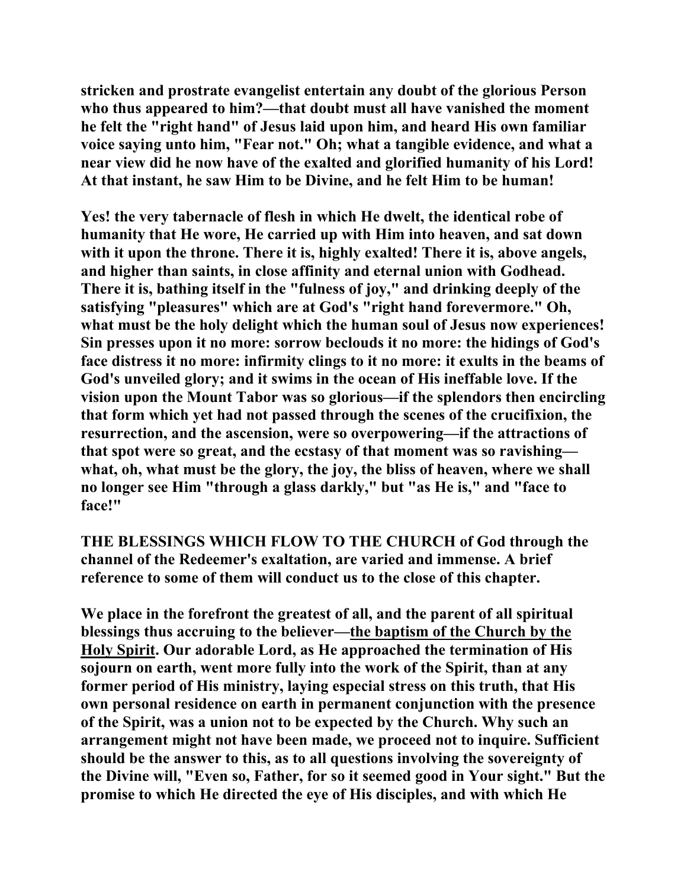**stricken and prostrate evangelist entertain any doubt of the glorious Person who thus appeared to him?—that doubt must all have vanished the moment he felt the "right hand" of Jesus laid upon him, and heard His own familiar voice saying unto him, "Fear not." Oh; what a tangible evidence, and what a near view did he now have of the exalted and glorified humanity of his Lord! At that instant, he saw Him to be Divine, and he felt Him to be human!**

**Yes! the very tabernacle of flesh in which He dwelt, the identical robe of humanity that He wore, He carried up with Him into heaven, and sat down with it upon the throne. There it is, highly exalted! There it is, above angels, and higher than saints, in close affinity and eternal union with Godhead. There it is, bathing itself in the "fulness of joy," and drinking deeply of the satisfying "pleasures" which are at God's "right hand forevermore." Oh, what must be the holy delight which the human soul of Jesus now experiences! Sin presses upon it no more: sorrow beclouds it no more: the hidings of God's face distress it no more: infirmity clings to it no more: it exults in the beams of God's unveiled glory; and it swims in the ocean of His ineffable love. If the vision upon the Mount Tabor was so glorious—if the splendors then encircling that form which yet had not passed through the scenes of the crucifixion, the resurrection, and the ascension, were so overpowering—if the attractions of that spot were so great, and the ecstasy of that moment was so ravishing—what, oh, what must be the glory, the joy, the bliss of heaven, where we shall no longer see Him "through a glass darkly," but "as He is," and "face to face!"**

**THE BLESSINGS WHICH FLOW TO THE CHURCH of God through the channel of the Redeemer's exaltation, are varied and immense. A brief reference to some of them will conduct us to the close of this chapter.**

**We place in the forefront the greatest of all, and the parent of all spiritual blessings thus accruing to the believer—<u>the baptism of the Church by the Holy Spirit</u>. Our adorable Lord, as He approached the termination of His sojourn on earth, went more fully into the work of the Spirit, than at any former period of His ministry, laying especial stress on this truth, that His own personal residence on earth in permanent conjunction with the presence of the Spirit, was a union not to be expected by the Church. Why such an arrangement might not have been made, we proceed not to inquire. Sufficient should be the answer to this, as to all questions involving the sovereignty of the Divine will, "Even so, Father, for so it seemed good in Your sight." But the promise to which He directed the eye of His disciples, and with which He**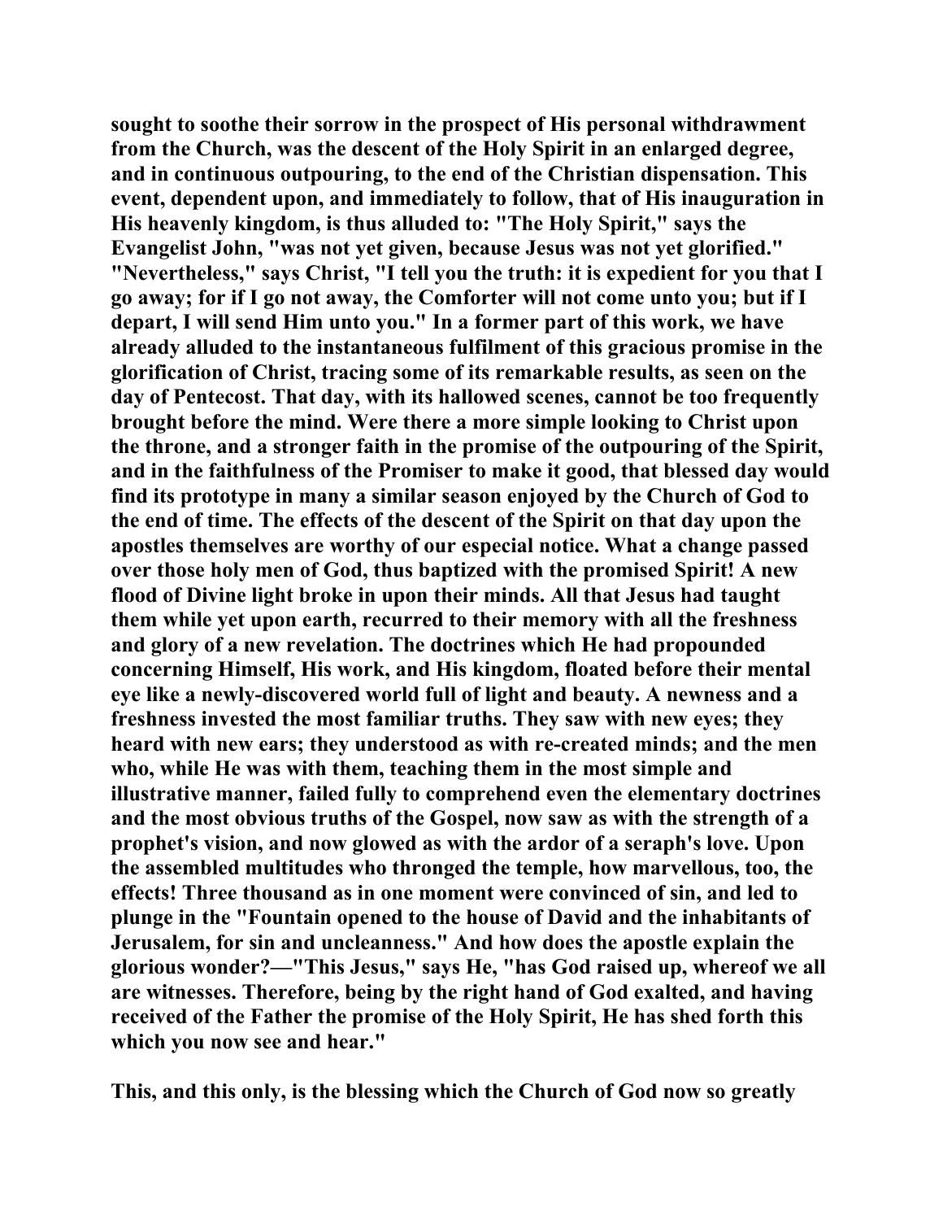sought to soothe their sorrow in the prospect of His personal withdrawment from the Church, was the descent of the Holy Spirit in an enlarged degree, and in continuous outpouring, to the end of the Christian dispensation. This event, dependent upon, and immediately to follow, that of His inauguration in His heavenly kingdom, is thus alluded to: "The Holy Spirit," says the Evangelist John, "was not yet given, because Jesus was not yet glorified." "Nevertheless," says Christ, "I tell you the truth: it is expedient for you that I go away; for if I go not away, the Comforter will not come unto you; but if I depart, I will send Him unto you." In a former part of this work, we have already alluded to the instantaneous fulfilment of this gracious promise in the glorification of Christ, tracing some of its remarkable results, as seen on the day of Pentecost. That day, with its hallowed scenes, cannot be too frequently brought before the mind. Were there a more simple looking to Christ upon the throne, and a stronger faith in the promise of the outpouring of the Spirit, and in the faithfulness of the Promiser to make it good, that blessed day would find its prototype in many a similar season enjoyed by the Church of God to the end of time. The effects of the descent of the Spirit on that day upon the apostles themselves are worthy of our especial notice. What a change passed over those holy men of God, thus baptized with the promised Spirit! A new flood of Divine light broke in upon their minds. All that Jesus had taught them while yet upon earth, recurred to their memory with all the freshness and glory of a new revelation. The doctrines which He had propounded concerning Himself, His work, and His kingdom, floated before their mental eye like a newly-discovered world full of light and beauty. A newness and a freshness invested the most familiar truths. They saw with new eyes; they heard with new ears; they understood as with re-created minds; and the men who, while He was with them, teaching them in the most simple and illustrative manner, failed fully to comprehend even the elementary doctrines and the most obvious truths of the Gospel, now saw as with the strength of a prophet's vision, and now glowed as with the ardor of a seraph's love. Upon the assembled multitudes who thronged the temple, how marvellous, too, the effects! Three thousand as in one moment were convinced of sin, and led to plunge in the "Fountain opened to the house of David and the inhabitants of Jerusalem, for sin and uncleanness." And how does the apostle explain the glorious wonder?—"This Jesus," says He, "has God raised up, whereof we all are witnesses. Therefore, being by the right hand of God exalted, and having received of the Father the promise of the Holy Spirit, He has shed forth this which you now see and hear."

This, and this only, is the blessing which the Church of God now so greatly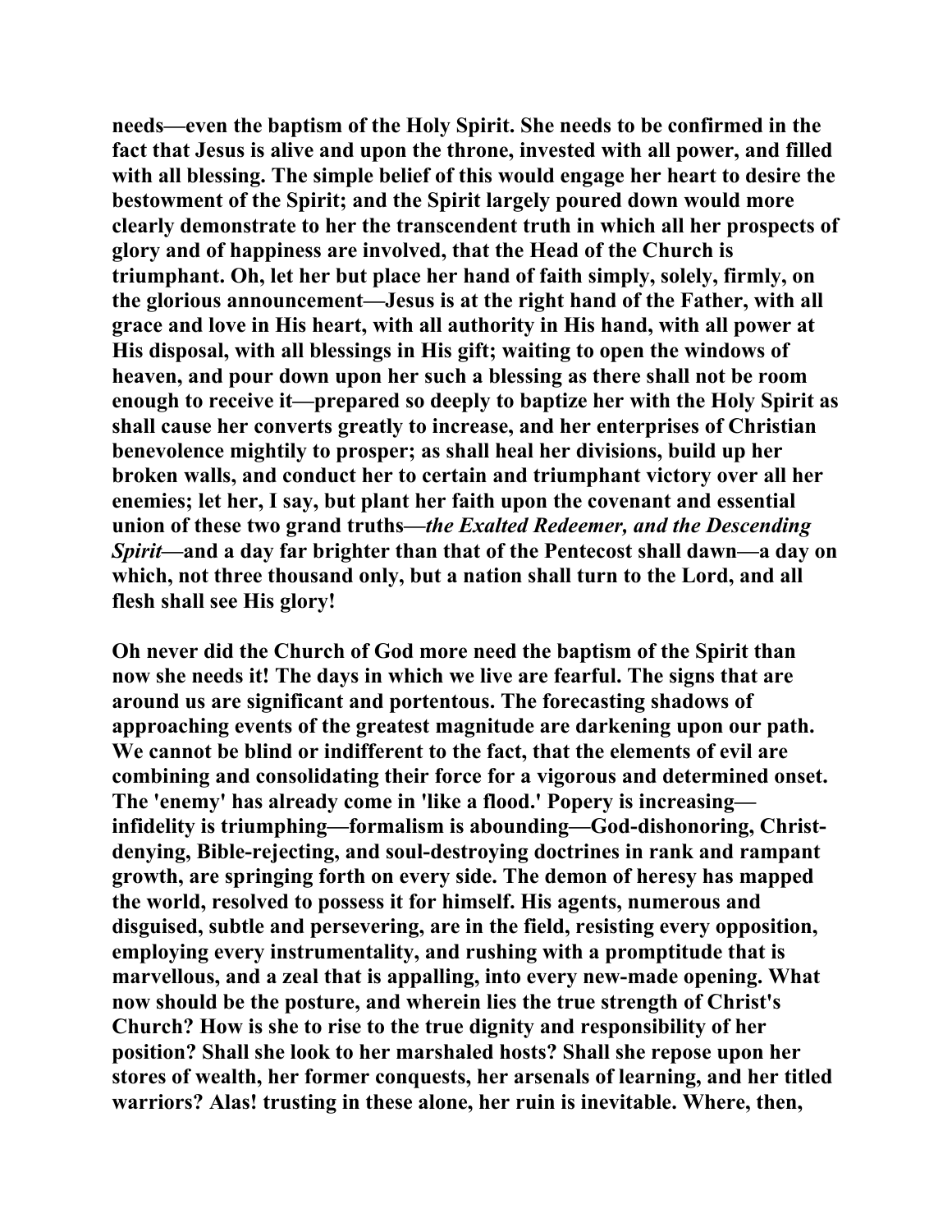**needs—even the baptism of the Holy Spirit. She needs to be confirmed in the fact that Jesus is alive and upon the throne, invested with all power, and filled with all blessing. The simple belief of this would engage her heart to desire the bestowment of the Spirit; and the Spirit largely poured down would more clearly demonstrate to her the transcendent truth in which all her prospects of glory and of happiness are involved, that the Head of the Church is triumphant. Oh, let her but place her hand of faith simply, solely, firmly, on the glorious announcement—Jesus is at the right hand of the Father, with all grace and love in His heart, with all authority in His hand, with all power at His disposal, with all blessings in His gift; waiting to open the windows of heaven, and pour down upon her such a blessing as there shall not be room enough to receive it—prepared so deeply to baptize her with the Holy Spirit as shall cause her converts greatly to increase, and her enterprises of Christian benevolence mightily to prosper; as shall heal her divisions, build up her broken walls, and conduct her to certain and triumphant victory over all her enemies; let her, I say, but plant her faith upon the covenant and essential union of these two grand truths—*the Exalted Redeemer, and the Descending Spirit*—and a day far brighter than that of the Pentecost shall dawn—a day on which, not three thousand only, but a nation shall turn to the Lord, and all flesh shall see His glory!**

**Oh never did the Church of God more need the baptism of the Spirit than now she needs it! The days in which we live are fearful. The signs that are around us are significant and portentous. The forecasting shadows of approaching events of the greatest magnitude are darkening upon our path. We cannot be blind or indifferent to the fact, that the elements of evil are combining and consolidating their force for a vigorous and determined onset. The 'enemy' has already come in 'like a flood.' Popery is increasing—infidelity is triumphing—formalism is abounding—God-dishonoring, Christ-denying, Bible-rejecting, and soul-destroying doctrines in rank and rampant growth, are springing forth on every side. The demon of heresy has mapped the world, resolved to possess it for himself. His agents, numerous and disguised, subtle and persevering, are in the field, resisting every opposition, employing every instrumentality, and rushing with a promptitude that is marvellous, and a zeal that is appalling, into every new-made opening. What now should be the posture, and wherein lies the true strength of Christ's Church? How is she to rise to the true dignity and responsibility of her position? Shall she look to her marshaled hosts? Shall she repose upon her stores of wealth, her former conquests, her arsenals of learning, and her titled warriors? Alas! trusting in these alone, her ruin is inevitable. Where, then,**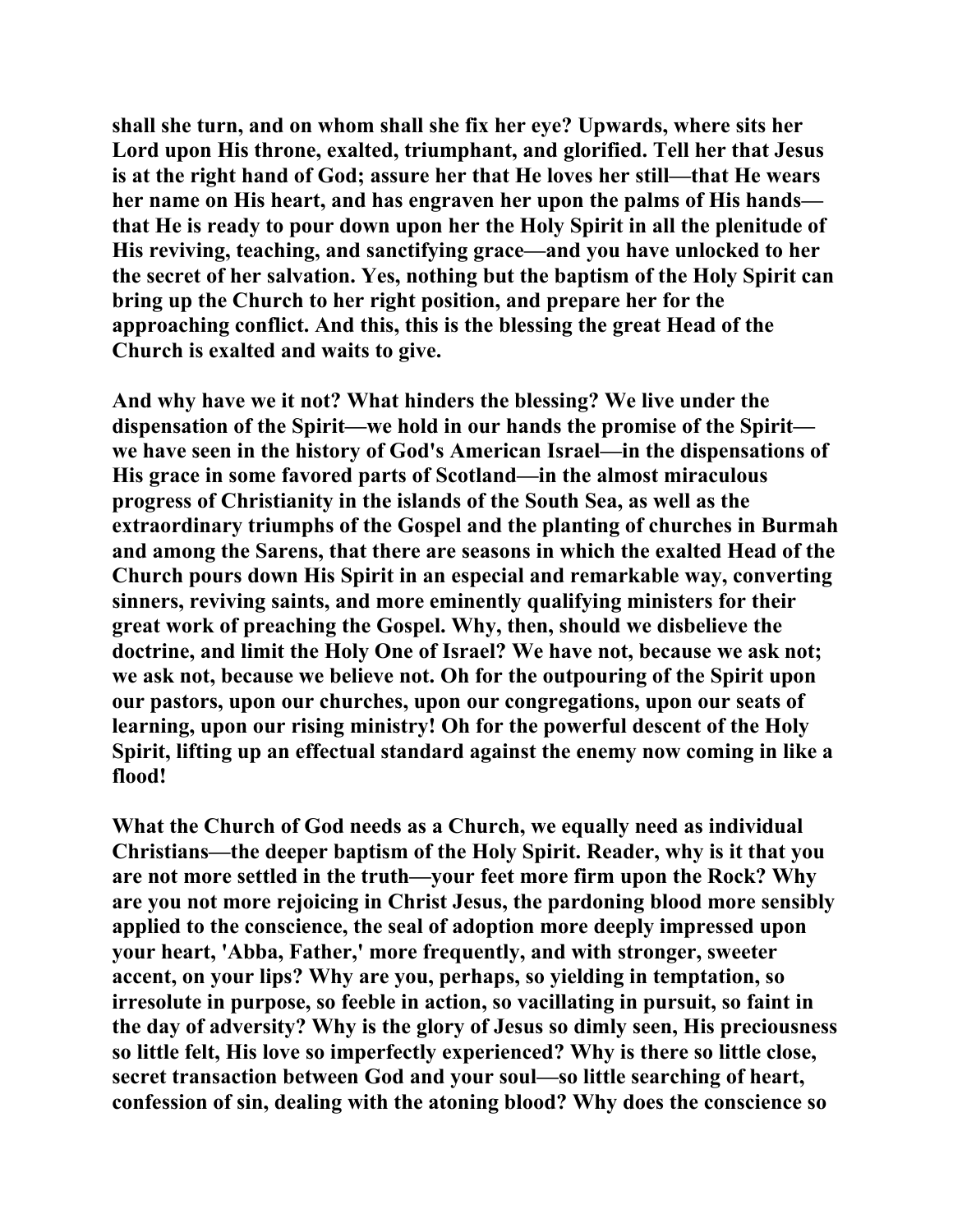shall she turn, and on whom shall she fix her eye? Upwards, where sits her Lord upon His throne, exalted, triumphant, and glorified. Tell her that Jesus is at the right hand of God; assure her that He loves her still—that He wears her name on His heart, and has engraven her upon the palms of His hands—that He is ready to pour down upon her the Holy Spirit in all the plenitude of His reviving, teaching, and sanctifying grace—and you have unlocked to her the secret of her salvation. Yes, nothing but the baptism of the Holy Spirit can bring up the Church to her right position, and prepare her for the approaching conflict. And this, this is the blessing the great Head of the Church is exalted and waits to give.

And why have we it not? What hinders the blessing? We live under the dispensation of the Spirit—we hold in our hands the promise of the Spirit—we have seen in the history of God's American Israel—in the dispensations of His grace in some favored parts of Scotland—in the almost miraculous progress of Christianity in the islands of the South Sea, as well as the extraordinary triumphs of the Gospel and the planting of churches in Burmah and among the Sarens, that there are seasons in which the exalted Head of the Church pours down His Spirit in an especial and remarkable way, converting sinners, reviving saints, and more eminently qualifying ministers for their great work of preaching the Gospel. Why, then, should we disbelieve the doctrine, and limit the Holy One of Israel? We have not, because we ask not; we ask not, because we believe not. Oh for the outpouring of the Spirit upon our pastors, upon our churches, upon our congregations, upon our seats of learning, upon our rising ministry! Oh for the powerful descent of the Holy Spirit, lifting up an effectual standard against the enemy now coming in like a flood!

What the Church of God needs as a Church, we equally need as individual Christians—the deeper baptism of the Holy Spirit. Reader, why is it that you are not more settled in the truth—your feet more firm upon the Rock? Why are you not more rejoicing in Christ Jesus, the pardoning blood more sensibly applied to the conscience, the seal of adoption more deeply impressed upon your heart, 'Abba, Father,' more frequently, and with stronger, sweeter accent, on your lips? Why are you, perhaps, so yielding in temptation, so irresolute in purpose, so feeble in action, so vacillating in pursuit, so faint in the day of adversity? Why is the glory of Jesus so dimly seen, His preciousness so little felt, His love so imperfectly experienced? Why is there so little close, secret transaction between God and your soul—so little searching of heart, confession of sin, dealing with the atoning blood? Why does the conscience so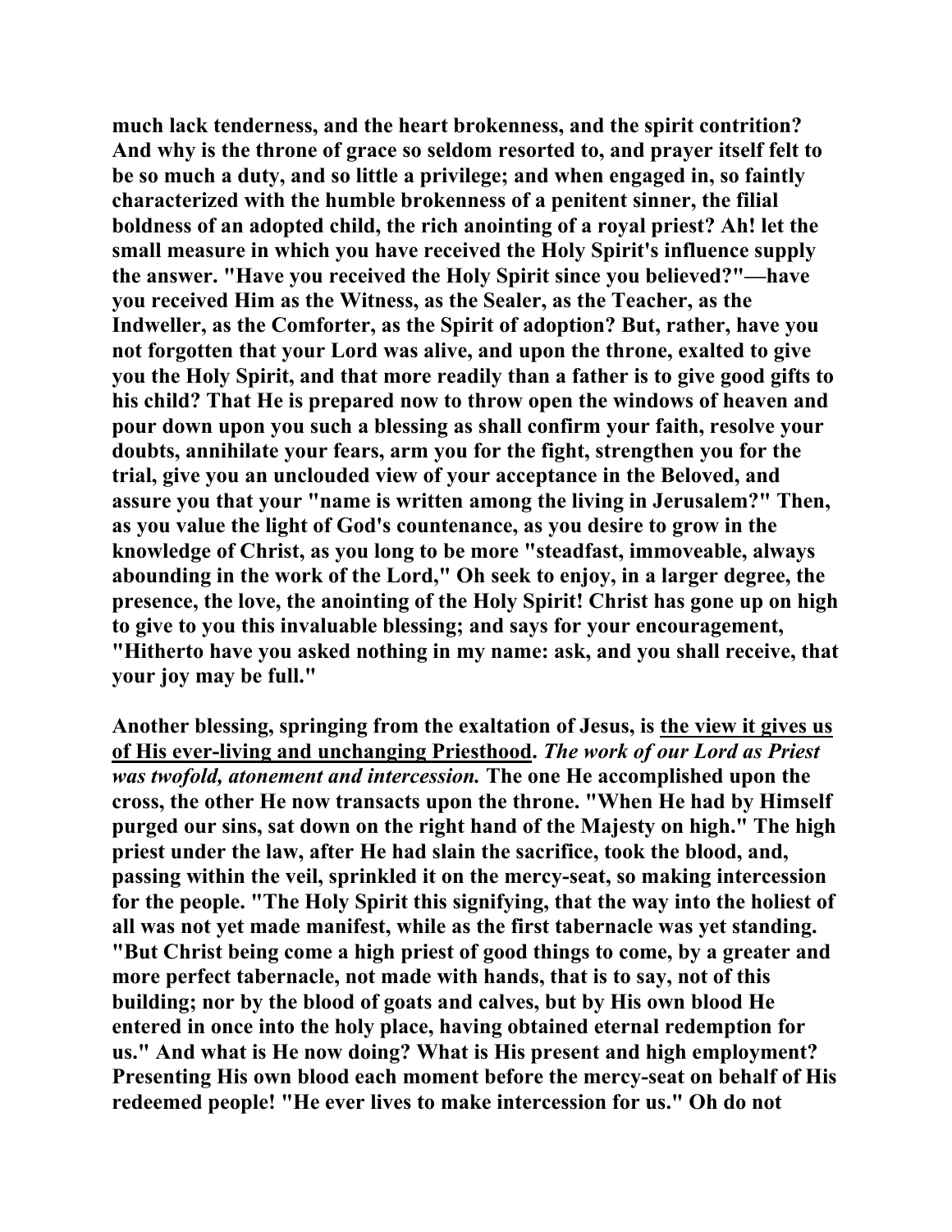**much lack tenderness, and the heart brokenness, and the spirit contrition? And why is the throne of grace so seldom resorted to, and prayer itself felt to be so much a duty, and so little a privilege; and when engaged in, so faintly characterized with the humble brokenness of a penitent sinner, the filial boldness of an adopted child, the rich anointing of a royal priest? Ah! let the small measure in which you have received the Holy Spirit's influence supply the answer. "Have you received the Holy Spirit since you believed?"—have you received Him as the Witness, as the Sealer, as the Teacher, as the Indweller, as the Comforter, as the Spirit of adoption? But, rather, have you not forgotten that your Lord was alive, and upon the throne, exalted to give you the Holy Spirit, and that more readily than a father is to give good gifts to his child? That He is prepared now to throw open the windows of heaven and pour down upon you such a blessing as shall confirm your faith, resolve your doubts, annihilate your fears, arm you for the fight, strengthen you for the trial, give you an unclouded view of your acceptance in the Beloved, and assure you that your "name is written among the living in Jerusalem?" Then, as you value the light of God's countenance, as you desire to grow in the knowledge of Christ, as you long to be more "steadfast, immoveable, always abounding in the work of the Lord," Oh seek to enjoy, in a larger degree, the presence, the love, the anointing of the Holy Spirit! Christ has gone up on high to give to you this invaluable blessing; and says for your encouragement, "Hitherto have you asked nothing in my name: ask, and you shall receive, that your joy may be full."**

**Another blessing, springing from the exaltation of Jesus, is <u>the view it gives us of His ever-living and unchanging Priesthood</u>. *The work of our Lord as Priest was twofold, atonement and intercession.* The one He accomplished upon the cross, the other He now transacts upon the throne. "When He had by Himself purged our sins, sat down on the right hand of the Majesty on high." The high priest under the law, after He had slain the sacrifice, took the blood, and, passing within the veil, sprinkled it on the mercy-seat, so making intercession for the people. "The Holy Spirit this signifying, that the way into the holiest of all was not yet made manifest, while as the first tabernacle was yet standing. "But Christ being come a high priest of good things to come, by a greater and more perfect tabernacle, not made with hands, that is to say, not of this building; nor by the blood of goats and calves, but by His own blood He entered in once into the holy place, having obtained eternal redemption for us." And what is He now doing? What is His present and high employment? Presenting His own blood each moment before the mercy-seat on behalf of His redeemed people! "He ever lives to make intercession for us." Oh do not**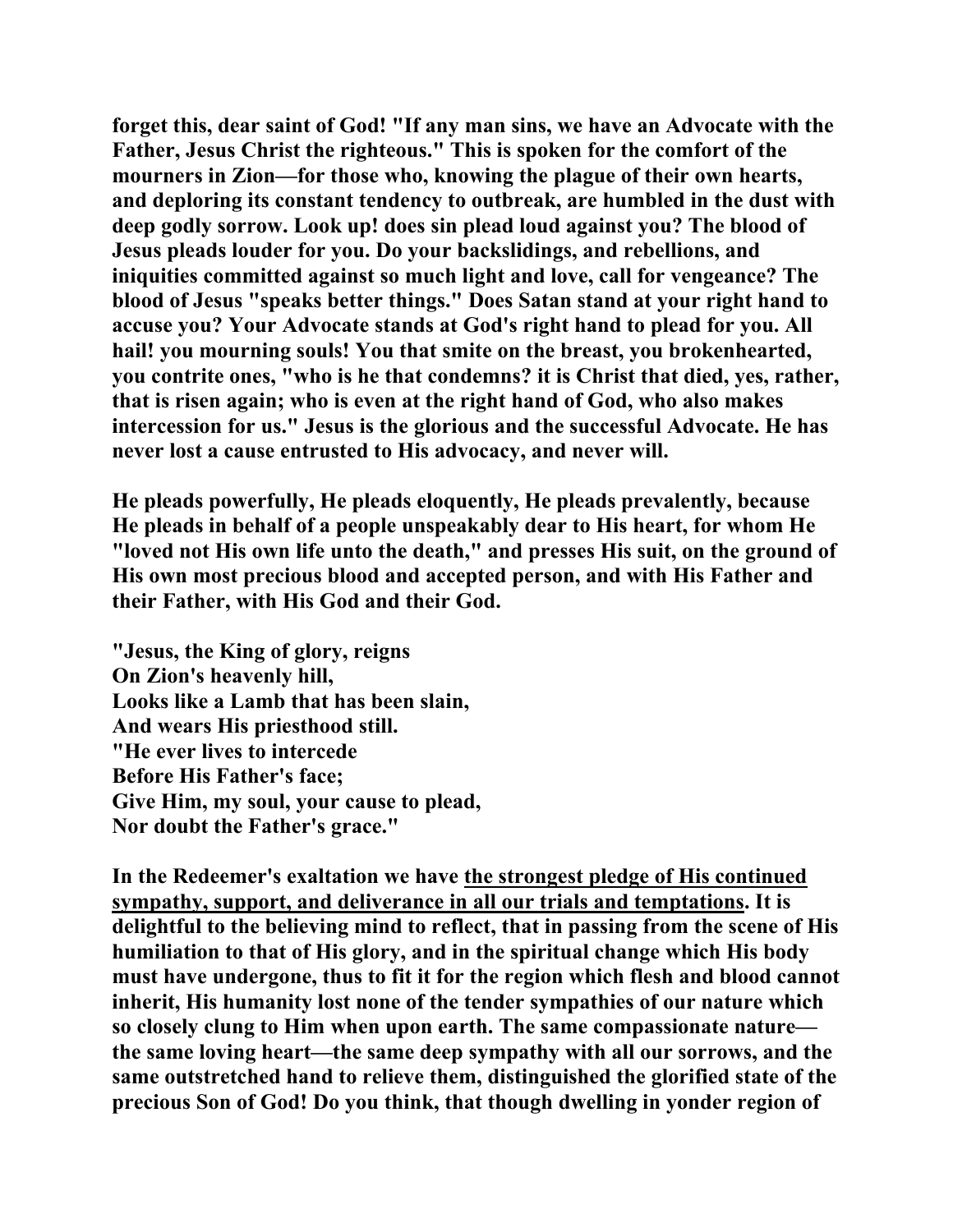**forget this, dear saint of God! "If any man sins, we have an Advocate with the Father, Jesus Christ the righteous." This is spoken for the comfort of the mourners in Zion—for those who, knowing the plague of their own hearts, and deploring its constant tendency to outbreak, are humbled in the dust with deep godly sorrow. Look up! does sin plead loud against you? The blood of Jesus pleads louder for you. Do your backslidings, and rebellions, and iniquities committed against so much light and love, call for vengeance? The blood of Jesus "speaks better things." Does Satan stand at your right hand to accuse you? Your Advocate stands at God's right hand to plead for you. All hail! you mourning souls! You that smite on the breast, you brokenhearted, you contrite ones, "who is he that condemns? it is Christ that died, yes, rather, that is risen again; who is even at the right hand of God, who also makes intercession for us." Jesus is the glorious and the successful Advocate. He has never lost a cause entrusted to His advocacy, and never will.**

**He pleads powerfully, He pleads eloquently, He pleads prevalently, because He pleads in behalf of a people unspeakably dear to His heart, for whom He "loved not His own life unto the death," and presses His suit, on the ground of His own most precious blood and accepted person, and with His Father and their Father, with His God and their God.**

**"Jesus, the King of glory, reigns**
**On Zion's heavenly hill,**
**Looks like a Lamb that has been slain,**
**And wears His priesthood still.**
**"He ever lives to intercede**
**Before His Father's face;**
**Give Him, my soul, your cause to plead,**
**Nor doubt the Father's grace."**

**In the Redeemer's exaltation we have <u>the strongest pledge of His continued sympathy, support, and deliverance in all our trials and temptations</u>. It is delightful to the believing mind to reflect, that in passing from the scene of His humiliation to that of His glory, and in the spiritual change which His body must have undergone, thus to fit it for the region which flesh and blood cannot inherit, His humanity lost none of the tender sympathies of our nature which so closely clung to Him when upon earth. The same compassionate nature—the same loving heart—the same deep sympathy with all our sorrows, and the same outstretched hand to relieve them, distinguished the glorified state of the precious Son of God! Do you think, that though dwelling in yonder region of**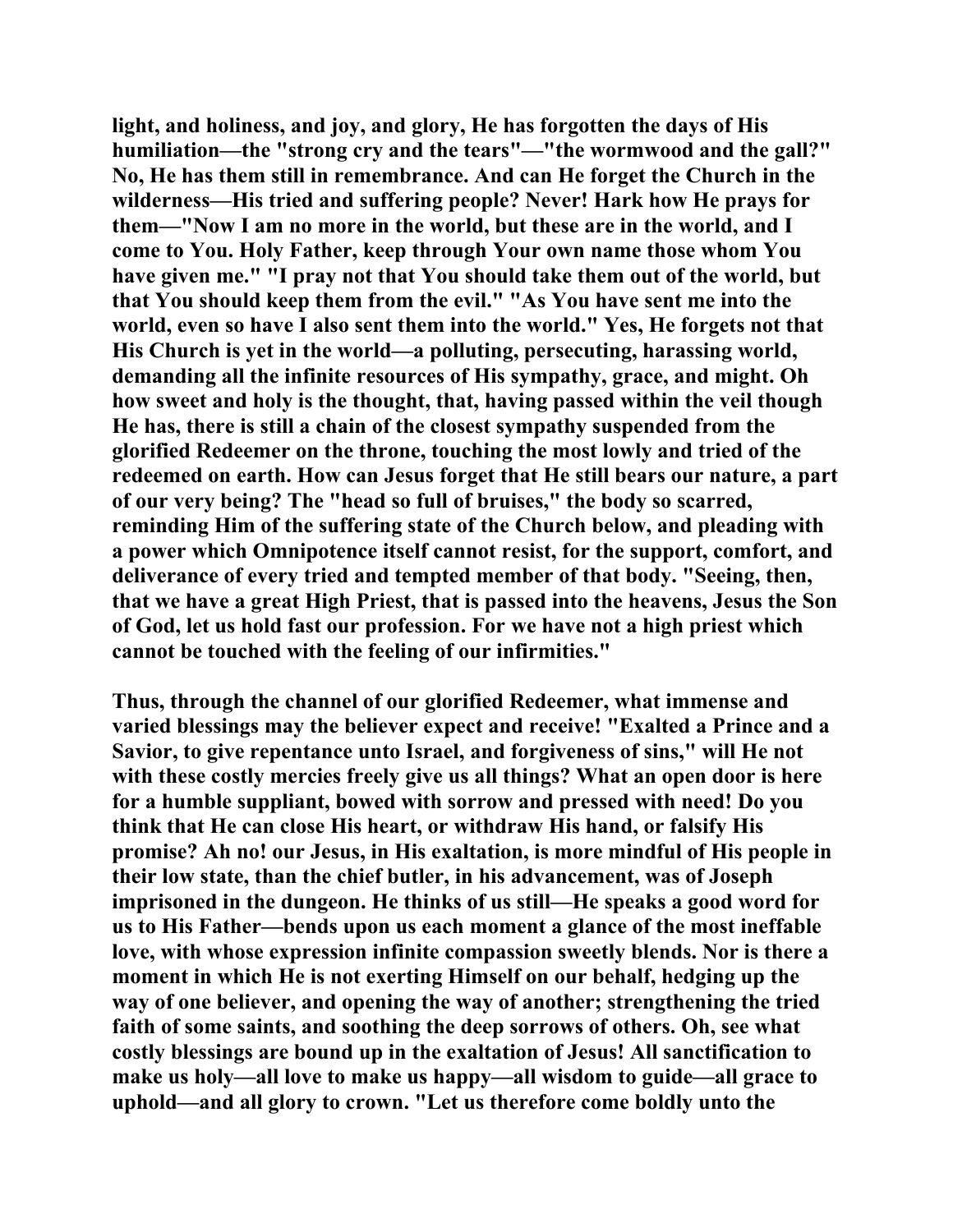light, and holiness, and joy, and glory, He has forgotten the days of His humiliation—the "strong cry and the tears"—"the wormwood and the gall?" No, He has them still in remembrance. And can He forget the Church in the wilderness—His tried and suffering people? Never! Hark how He prays for them—"Now I am no more in the world, but these are in the world, and I come to You. Holy Father, keep through Your own name those whom You have given me." "I pray not that You should take them out of the world, but that You should keep them from the evil." "As You have sent me into the world, even so have I also sent them into the world." Yes, He forgets not that His Church is yet in the world—a polluting, persecuting, harassing world, demanding all the infinite resources of His sympathy, grace, and might. Oh how sweet and holy is the thought, that, having passed within the veil though He has, there is still a chain of the closest sympathy suspended from the glorified Redeemer on the throne, touching the most lowly and tried of the redeemed on earth. How can Jesus forget that He still bears our nature, a part of our very being? The "head so full of bruises," the body so scarred, reminding Him of the suffering state of the Church below, and pleading with a power which Omnipotence itself cannot resist, for the support, comfort, and deliverance of every tried and tempted member of that body. "Seeing, then, that we have a great High Priest, that is passed into the heavens, Jesus the Son of God, let us hold fast our profession. For we have not a high priest which cannot be touched with the feeling of our infirmities."

Thus, through the channel of our glorified Redeemer, what immense and varied blessings may the believer expect and receive! "Exalted a Prince and a Savior, to give repentance unto Israel, and forgiveness of sins," will He not with these costly mercies freely give us all things? What an open door is here for a humble suppliant, bowed with sorrow and pressed with need! Do you think that He can close His heart, or withdraw His hand, or falsify His promise? Ah no! our Jesus, in His exaltation, is more mindful of His people in their low state, than the chief butler, in his advancement, was of Joseph imprisoned in the dungeon. He thinks of us still—He speaks a good word for us to His Father—bends upon us each moment a glance of the most ineffable love, with whose expression infinite compassion sweetly blends. Nor is there a moment in which He is not exerting Himself on our behalf, hedging up the way of one believer, and opening the way of another; strengthening the tried faith of some saints, and soothing the deep sorrows of others. Oh, see what costly blessings are bound up in the exaltation of Jesus! All sanctification to make us holy—all love to make us happy—all wisdom to guide—all grace to uphold—and all glory to crown. "Let us therefore come boldly unto the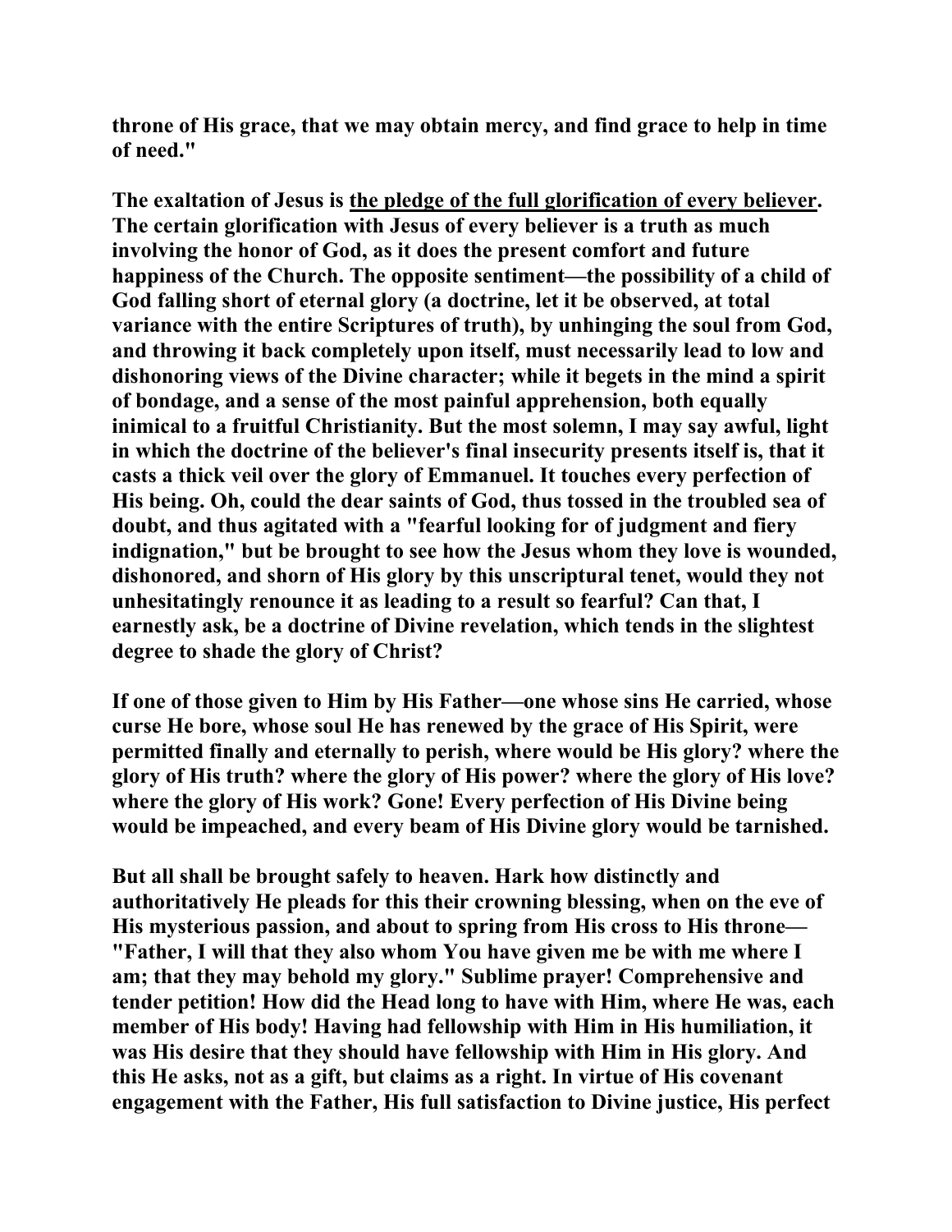throne of His grace, that we may obtain mercy, and find grace to help in time of need."

The exaltation of Jesus is <u>the pledge of the full glorification of every believer</u>. The certain glorification with Jesus of every believer is a truth as much involving the honor of God, as it does the present comfort and future happiness of the Church. The opposite sentiment—the possibility of a child of God falling short of eternal glory (a doctrine, let it be observed, at total variance with the entire Scriptures of truth), by unhinging the soul from God, and throwing it back completely upon itself, must necessarily lead to low and dishonoring views of the Divine character; while it begets in the mind a spirit of bondage, and a sense of the most painful apprehension, both equally inimical to a fruitful Christianity. But the most solemn, I may say awful, light in which the doctrine of the believer's final insecurity presents itself is, that it casts a thick veil over the glory of Emmanuel. It touches every perfection of His being. Oh, could the dear saints of God, thus tossed in the troubled sea of doubt, and thus agitated with a "fearful looking for of judgment and fiery indignation," but be brought to see how the Jesus whom they love is wounded, dishonored, and shorn of His glory by this unscriptural tenet, would they not unhesitatingly renounce it as leading to a result so fearful? Can that, I earnestly ask, be a doctrine of Divine revelation, which tends in the slightest degree to shade the glory of Christ?

If one of those given to Him by His Father—one whose sins He carried, whose curse He bore, whose soul He has renewed by the grace of His Spirit, were permitted finally and eternally to perish, where would be His glory? where the glory of His truth? where the glory of His power? where the glory of His love? where the glory of His work? Gone! Every perfection of His Divine being would be impeached, and every beam of His Divine glory would be tarnished.

But all shall be brought safely to heaven. Hark how distinctly and authoritatively He pleads for this their crowning blessing, when on the eve of His mysterious passion, and about to spring from His cross to His throne—"Father, I will that they also whom You have given me be with me where I am; that they may behold my glory." Sublime prayer! Comprehensive and tender petition! How did the Head long to have with Him, where He was, each member of His body! Having had fellowship with Him in His humiliation, it was His desire that they should have fellowship with Him in His glory. And this He asks, not as a gift, but claims as a right. In virtue of His covenant engagement with the Father, His full satisfaction to Divine justice, His perfect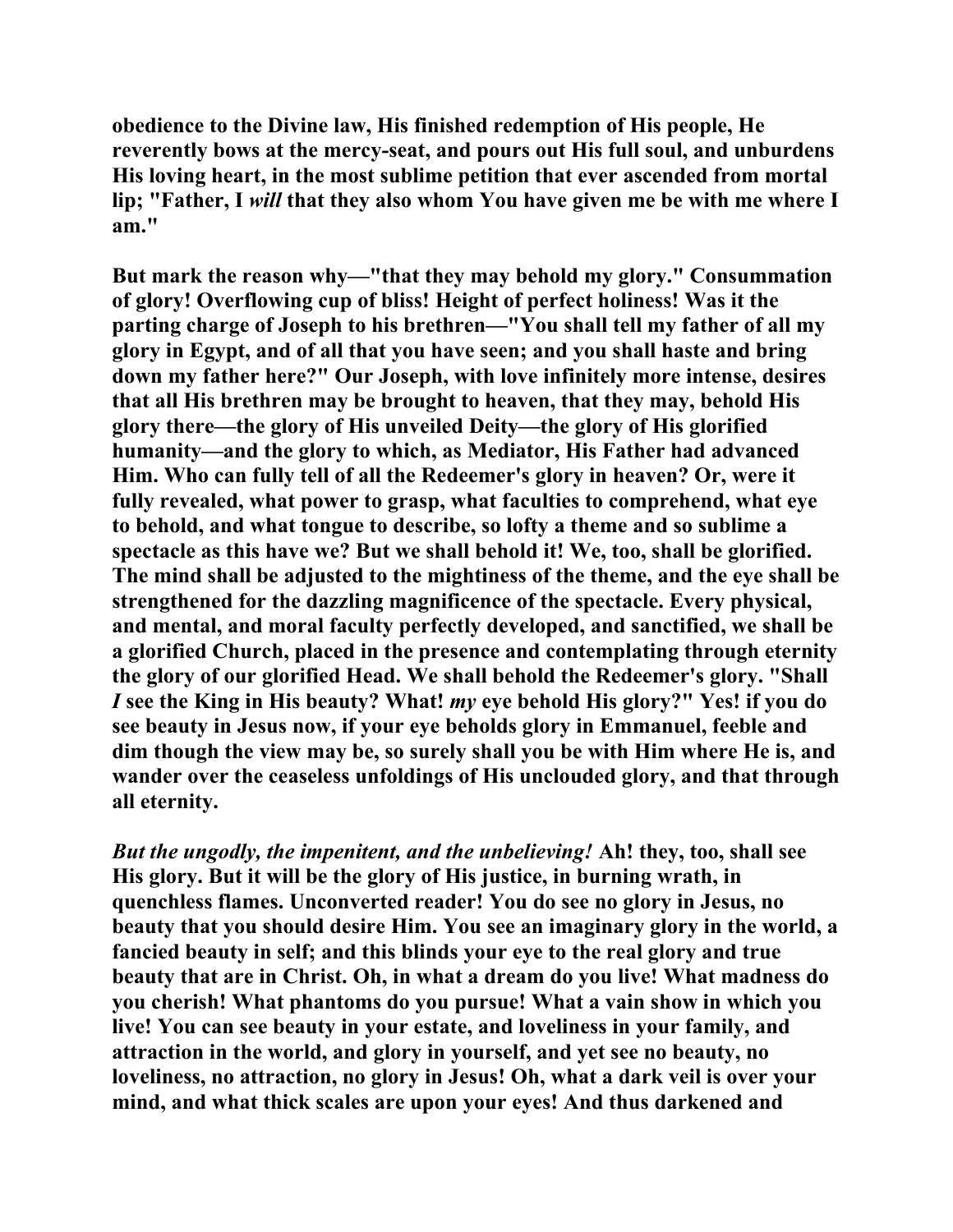**obedience to the Divine law, His finished redemption of His people, He reverently bows at the mercy-seat, and pours out His full soul, and unburdens His loving heart, in the most sublime petition that ever ascended from mortal lip; "Father, I *will* that they also whom You have given me be with me where I am."**

**But mark the reason why—"that they may behold my glory." Consummation of glory! Overflowing cup of bliss! Height of perfect holiness! Was it the parting charge of Joseph to his brethren—"You shall tell my father of all my glory in Egypt, and of all that you have seen; and you shall haste and bring down my father here?" Our Joseph, with love infinitely more intense, desires that all His brethren may be brought to heaven, that they may, behold His glory there—the glory of His unveiled Deity—the glory of His glorified humanity—and the glory to which, as Mediator, His Father had advanced Him. Who can fully tell of all the Redeemer's glory in heaven? Or, were it fully revealed, what power to grasp, what faculties to comprehend, what eye to behold, and what tongue to describe, so lofty a theme and so sublime a spectacle as this have we? But we shall behold it! We, too, shall be glorified. The mind shall be adjusted to the mightiness of the theme, and the eye shall be strengthened for the dazzling magnificence of the spectacle. Every physical, and mental, and moral faculty perfectly developed, and sanctified, we shall be a glorified Church, placed in the presence and contemplating through eternity the glory of our glorified Head. We shall behold the Redeemer's glory. "Shall *I* see the King in His beauty? What! *my* eye behold His glory?" Yes! if you do see beauty in Jesus now, if your eye beholds glory in Emmanuel, feeble and dim though the view may be, so surely shall you be with Him where He is, and wander over the ceaseless unfoldings of His unclouded glory, and that through all eternity.**

***But the ungodly, the impenitent, and the unbelieving!* Ah! they, too, shall see His glory. But it will be the glory of His justice, in burning wrath, in quenchless flames. Unconverted reader! You do see no glory in Jesus, no beauty that you should desire Him. You see an imaginary glory in the world, a fancied beauty in self; and this blinds your eye to the real glory and true beauty that are in Christ. Oh, in what a dream do you live! What madness do you cherish! What phantoms do you pursue! What a vain show in which you live! You can see beauty in your estate, and loveliness in your family, and attraction in the world, and glory in yourself, and yet see no beauty, no loveliness, no attraction, no glory in Jesus! Oh, what a dark veil is over your mind, and what thick scales are upon your eyes! And thus darkened and**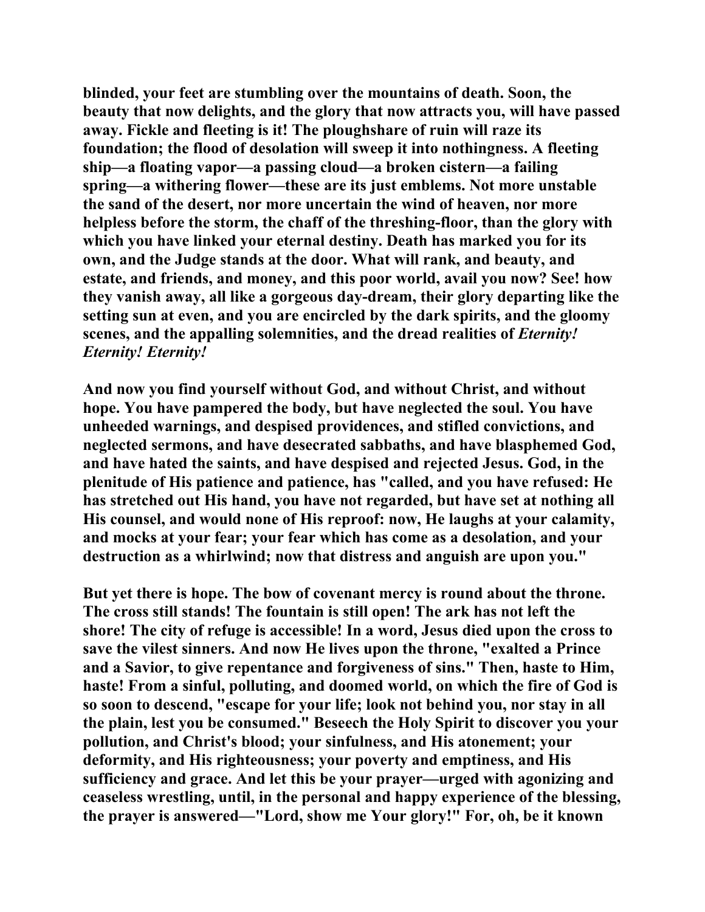**blinded, your feet are stumbling over the mountains of death. Soon, the beauty that now delights, and the glory that now attracts you, will have passed away. Fickle and fleeting is it! The ploughshare of ruin will raze its foundation; the flood of desolation will sweep it into nothingness. A fleeting ship—a floating vapor—a passing cloud—a broken cistern—a failing spring—a withering flower—these are its just emblems. Not more unstable the sand of the desert, nor more uncertain the wind of heaven, nor more helpless before the storm, the chaff of the threshing-floor, than the glory with which you have linked your eternal destiny. Death has marked you for its own, and the Judge stands at the door. What will rank, and beauty, and estate, and friends, and money, and this poor world, avail you now? See! how they vanish away, all like a gorgeous day-dream, their glory departing like the setting sun at even, and you are encircled by the dark spirits, and the gloomy scenes, and the appalling solemnities, and the dread realities of *Eternity! Eternity! Eternity!***

**And now you find yourself without God, and without Christ, and without hope. You have pampered the body, but have neglected the soul. You have unheeded warnings, and despised providences, and stifled convictions, and neglected sermons, and have desecrated sabbaths, and have blasphemed God, and have hated the saints, and have despised and rejected Jesus. God, in the plenitude of His patience and patience, has "called, and you have refused: He has stretched out His hand, you have not regarded, but have set at nothing all His counsel, and would none of His reproof: now, He laughs at your calamity, and mocks at your fear; your fear which has come as a desolation, and your destruction as a whirlwind; now that distress and anguish are upon you."**

**But yet there is hope. The bow of covenant mercy is round about the throne. The cross still stands! The fountain is still open! The ark has not left the shore! The city of refuge is accessible! In a word, Jesus died upon the cross to save the vilest sinners. And now He lives upon the throne, "exalted a Prince and a Savior, to give repentance and forgiveness of sins." Then, haste to Him, haste! From a sinful, polluting, and doomed world, on which the fire of God is so soon to descend, "escape for your life; look not behind you, nor stay in all the plain, lest you be consumed." Beseech the Holy Spirit to discover you your pollution, and Christ's blood; your sinfulness, and His atonement; your deformity, and His righteousness; your poverty and emptiness, and His sufficiency and grace. And let this be your prayer—urged with agonizing and ceaseless wrestling, until, in the personal and happy experience of the blessing, the prayer is answered—"Lord, show me Your glory!" For, oh, be it known**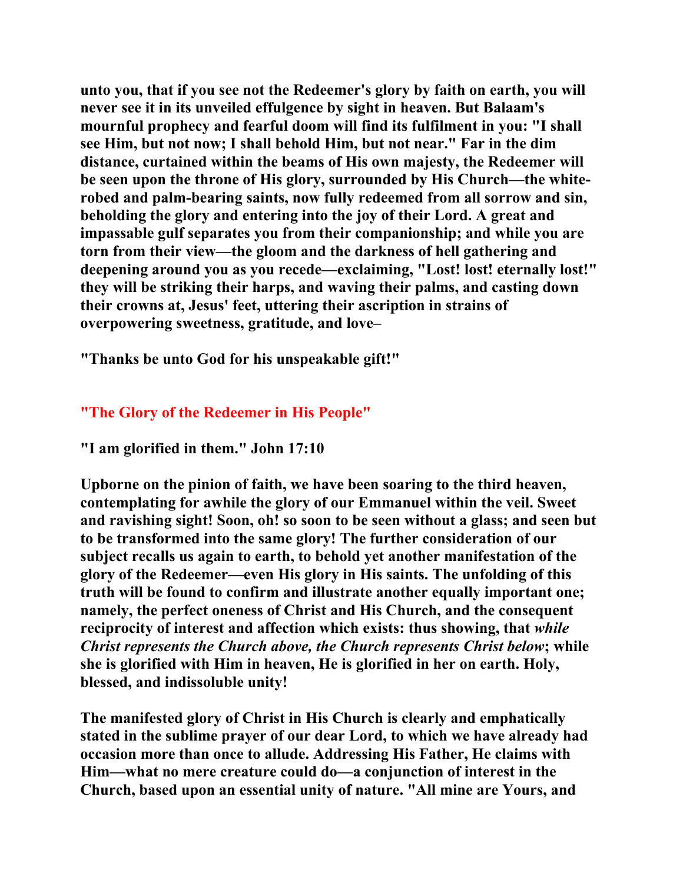**unto you, that if you see not the Redeemer's glory by faith on earth, you will never see it in its unveiled effulgence by sight in heaven. But Balaam's mournful prophecy and fearful doom will find its fulfilment in you: "I shall see Him, but not now; I shall behold Him, but not near." Far in the dim distance, curtained within the beams of His own majesty, the Redeemer will be seen upon the throne of His glory, surrounded by His Church—the white-robed and palm-bearing saints, now fully redeemed from all sorrow and sin, beholding the glory and entering into the joy of their Lord. A great and impassable gulf separates you from their companionship; and while you are torn from their view—the gloom and the darkness of hell gathering and deepening around you as you recede—exclaiming, "Lost! lost! eternally lost!" they will be striking their harps, and waving their palms, and casting down their crowns at, Jesus' feet, uttering their ascription in strains of overpowering sweetness, gratitude, and love–**

**"Thanks be unto God for his unspeakable gift!"**

## "The Glory of the Redeemer in His People"

**"I am glorified in them." John 17:10**

**Upborne on the pinion of faith, we have been soaring to the third heaven, contemplating for awhile the glory of our Emmanuel within the veil. Sweet and ravishing sight! Soon, oh! so soon to be seen without a glass; and seen but to be transformed into the same glory! The further consideration of our subject recalls us again to earth, to behold yet another manifestation of the glory of the Redeemer—even His glory in His saints. The unfolding of this truth will be found to confirm and illustrate another equally important one; namely, the perfect oneness of Christ and His Church, and the consequent reciprocity of interest and affection which exists: thus showing, that *while Christ represents the Church above, the Church represents Christ below*; while she is glorified with Him in heaven, He is glorified in her on earth. Holy, blessed, and indissoluble unity!**

**The manifested glory of Christ in His Church is clearly and emphatically stated in the sublime prayer of our dear Lord, to which we have already had occasion more than once to allude. Addressing His Father, He claims with Him—what no mere creature could do—a conjunction of interest in the Church, based upon an essential unity of nature. "All mine are Yours, and**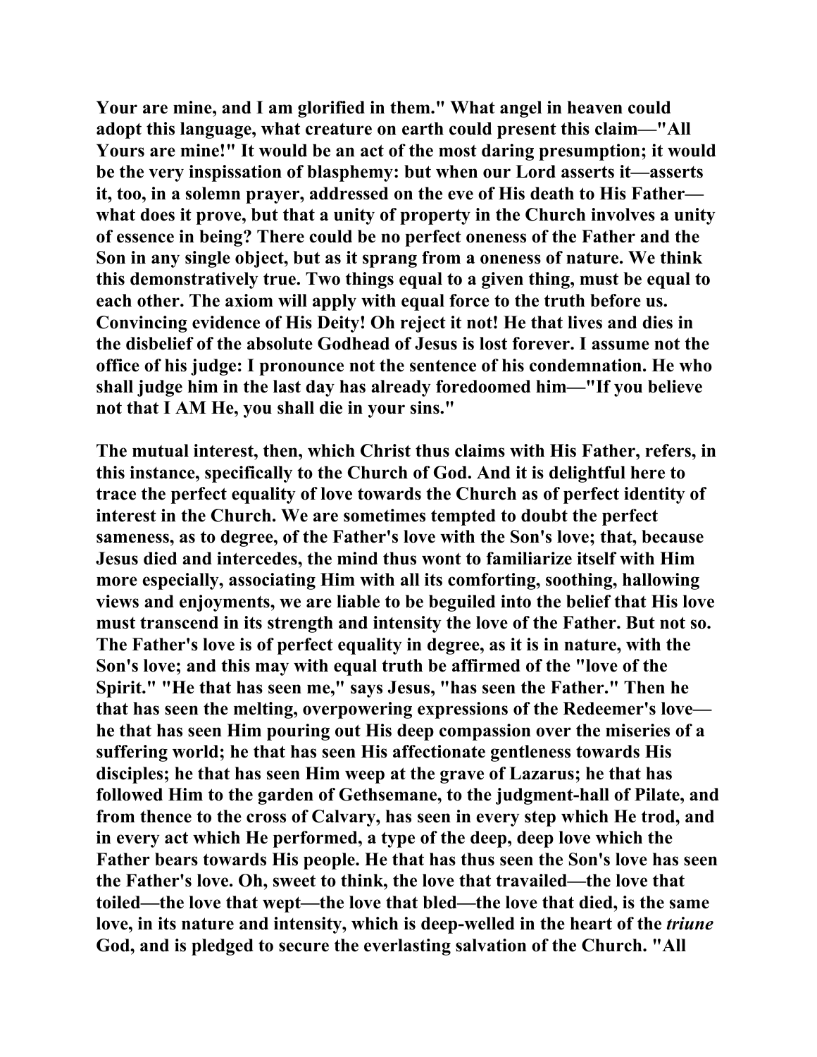Your are mine, and I am glorified in them." What angel in heaven could adopt this language, what creature on earth could present this claim—"All Yours are mine!" It would be an act of the most daring presumption; it would be the very inspissation of blasphemy: but when our Lord asserts it—asserts it, too, in a solemn prayer, addressed on the eve of His death to His Father—what does it prove, but that a unity of property in the Church involves a unity of essence in being? There could be no perfect oneness of the Father and the Son in any single object, but as it sprang from a oneness of nature. We think this demonstratively true. Two things equal to a given thing, must be equal to each other. The axiom will apply with equal force to the truth before us. Convincing evidence of His Deity! Oh reject it not! He that lives and dies in the disbelief of the absolute Godhead of Jesus is lost forever. I assume not the office of his judge: I pronounce not the sentence of his condemnation. He who shall judge him in the last day has already foredoomed him—"If you believe not that I AM He, you shall die in your sins."

The mutual interest, then, which Christ thus claims with His Father, refers, in this instance, specifically to the Church of God. And it is delightful here to trace the perfect equality of love towards the Church as of perfect identity of interest in the Church. We are sometimes tempted to doubt the perfect sameness, as to degree, of the Father's love with the Son's love; that, because Jesus died and intercedes, the mind thus wont to familiarize itself with Him more especially, associating Him with all its comforting, soothing, hallowing views and enjoyments, we are liable to be beguiled into the belief that His love must transcend in its strength and intensity the love of the Father. But not so. The Father's love is of perfect equality in degree, as it is in nature, with the Son's love; and this may with equal truth be affirmed of the "love of the Spirit." "He that has seen me," says Jesus, "has seen the Father." Then he that has seen the melting, overpowering expressions of the Redeemer's love—he that has seen Him pouring out His deep compassion over the miseries of a suffering world; he that has seen His affectionate gentleness towards His disciples; he that has seen Him weep at the grave of Lazarus; he that has followed Him to the garden of Gethsemane, to the judgment-hall of Pilate, and from thence to the cross of Calvary, has seen in every step which He trod, and in every act which He performed, a type of the deep, deep love which the Father bears towards His people. He that has thus seen the Son's love has seen the Father's love. Oh, sweet to think, the love that travailed—the love that toiled—the love that wept—the love that bled—the love that died, is the same love, in its nature and intensity, which is deep-welled in the heart of the *triune* God, and is pledged to secure the everlasting salvation of the Church. "All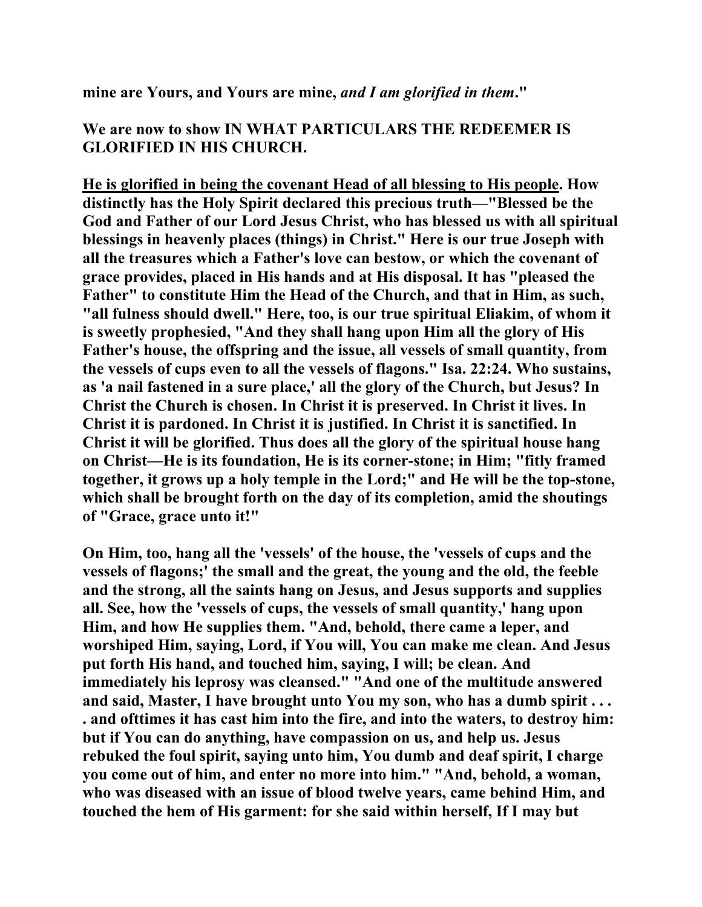**mine are Yours, and Yours are mine, *and I am glorified in them*."**

**We are now to show IN WHAT PARTICULARS THE REDEEMER IS GLORIFIED IN HIS CHURCH.**

**<u>He is glorified in being the covenant Head of all blessing to His people</u>. How distinctly has the Holy Spirit declared this precious truth—"Blessed be the God and Father of our Lord Jesus Christ, who has blessed us with all spiritual blessings in heavenly places (things) in Christ." Here is our true Joseph with all the treasures which a Father's love can bestow, or which the covenant of grace provides, placed in His hands and at His disposal. It has "pleased the Father" to constitute Him the Head of the Church, and that in Him, as such, "all fulness should dwell." Here, too, is our true spiritual Eliakim, of whom it is sweetly prophesied, "And they shall hang upon Him all the glory of His Father's house, the offspring and the issue, all vessels of small quantity, from the vessels of cups even to all the vessels of flagons." Isa. 22:24. Who sustains, as 'a nail fastened in a sure place,' all the glory of the Church, but Jesus? In Christ the Church is chosen. In Christ it is preserved. In Christ it lives. In Christ it is pardoned. In Christ it is justified. In Christ it is sanctified. In Christ it will be glorified. Thus does all the glory of the spiritual house hang on Christ—He is its foundation, He is its corner-stone; in Him; "fitly framed together, it grows up a holy temple in the Lord;" and He will be the top-stone, which shall be brought forth on the day of its completion, amid the shoutings of "Grace, grace unto it!"**

**On Him, too, hang all the 'vessels' of the house, the 'vessels of cups and the vessels of flagons;' the small and the great, the young and the old, the feeble and the strong, all the saints hang on Jesus, and Jesus supports and supplies all. See, how the 'vessels of cups, the vessels of small quantity,' hang upon Him, and how He supplies them. "And, behold, there came a leper, and worshiped Him, saying, Lord, if You will, You can make me clean. And Jesus put forth His hand, and touched him, saying, I will; be clean. And immediately his leprosy was cleansed." "And one of the multitude answered and said, Master, I have brought unto You my son, who has a dumb spirit . . . . and ofttimes it has cast him into the fire, and into the waters, to destroy him: but if You can do anything, have compassion on us, and help us. Jesus rebuked the foul spirit, saying unto him, You dumb and deaf spirit, I charge you come out of him, and enter no more into him." "And, behold, a woman, who was diseased with an issue of blood twelve years, came behind Him, and touched the hem of His garment: for she said within herself, If I may but**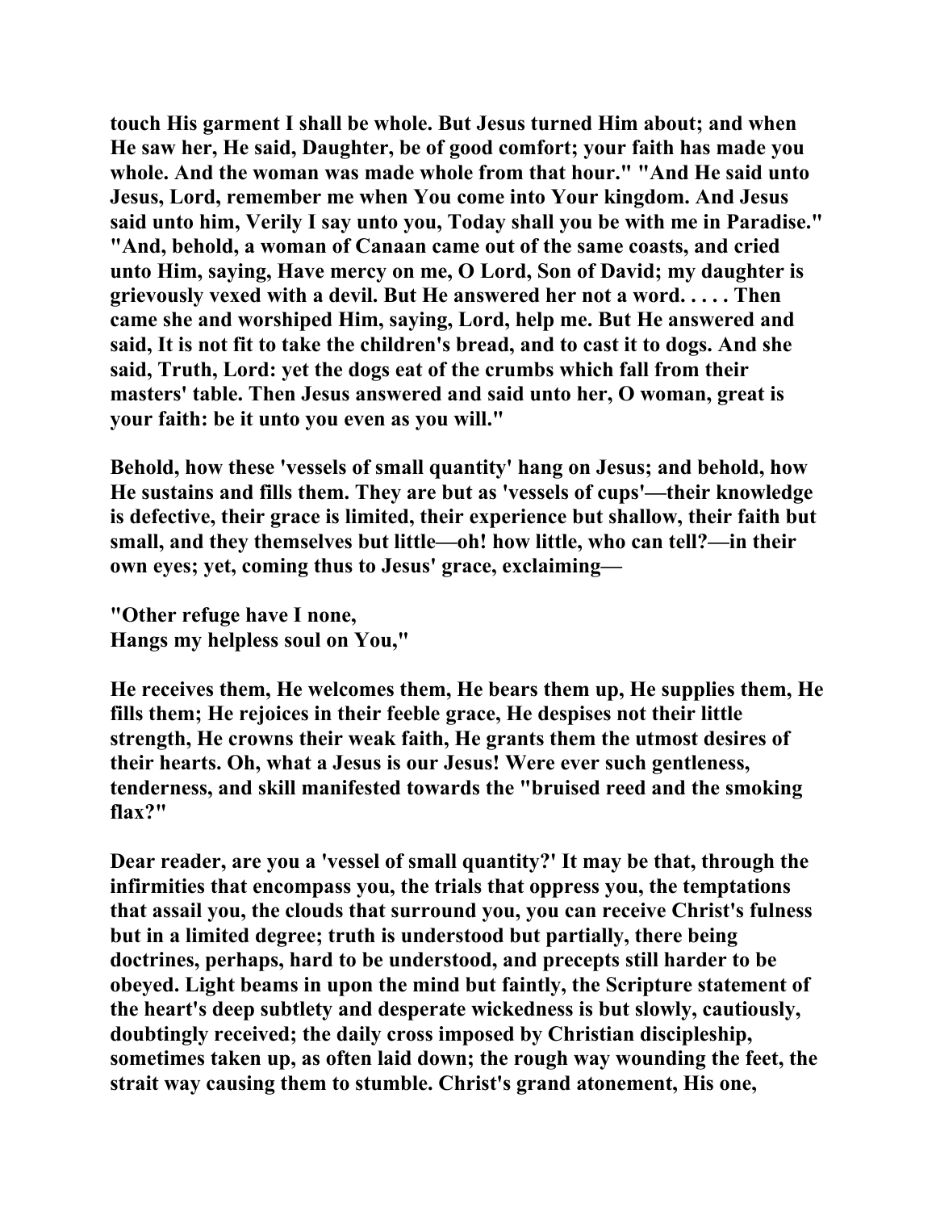**touch His garment I shall be whole. But Jesus turned Him about; and when He saw her, He said, Daughter, be of good comfort; your faith has made you whole. And the woman was made whole from that hour." "And He said unto Jesus, Lord, remember me when You come into Your kingdom. And Jesus said unto him, Verily I say unto you, Today shall you be with me in Paradise." "And, behold, a woman of Canaan came out of the same coasts, and cried unto Him, saying, Have mercy on me, O Lord, Son of David; my daughter is grievously vexed with a devil. But He answered her not a word. . . . . Then came she and worshiped Him, saying, Lord, help me. But He answered and said, It is not fit to take the children's bread, and to cast it to dogs. And she said, Truth, Lord: yet the dogs eat of the crumbs which fall from their masters' table. Then Jesus answered and said unto her, O woman, great is your faith: be it unto you even as you will."**

**Behold, how these 'vessels of small quantity' hang on Jesus; and behold, how He sustains and fills them. They are but as 'vessels of cups'—their knowledge is defective, their grace is limited, their experience but shallow, their faith but small, and they themselves but little—oh! how little, who can tell?—in their own eyes; yet, coming thus to Jesus' grace, exclaiming—**

**"Other refuge have I none,**
**Hangs my helpless soul on You,"**

**He receives them, He welcomes them, He bears them up, He supplies them, He fills them; He rejoices in their feeble grace, He despises not their little strength, He crowns their weak faith, He grants them the utmost desires of their hearts. Oh, what a Jesus is our Jesus! Were ever such gentleness, tenderness, and skill manifested towards the "bruised reed and the smoking flax?"**

**Dear reader, are you a 'vessel of small quantity?' It may be that, through the infirmities that encompass you, the trials that oppress you, the temptations that assail you, the clouds that surround you, you can receive Christ's fulness but in a limited degree; truth is understood but partially, there being doctrines, perhaps, hard to be understood, and precepts still harder to be obeyed. Light beams in upon the mind but faintly, the Scripture statement of the heart's deep subtlety and desperate wickedness is but slowly, cautiously, doubtingly received; the daily cross imposed by Christian discipleship, sometimes taken up, as often laid down; the rough way wounding the feet, the strait way causing them to stumble. Christ's grand atonement, His one,**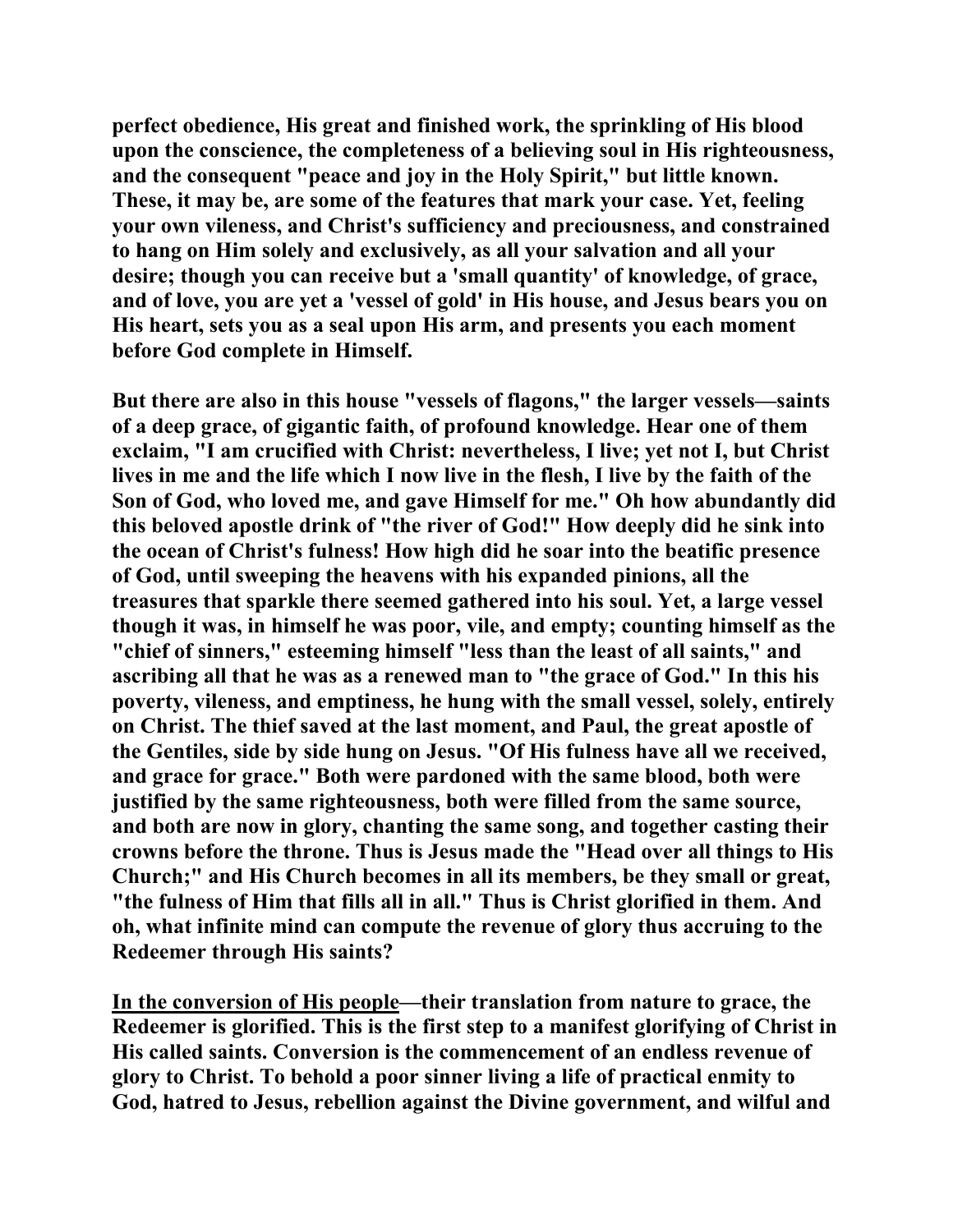**perfect obedience, His great and finished work, the sprinkling of His blood upon the conscience, the completeness of a believing soul in His righteousness, and the consequent "peace and joy in the Holy Spirit," but little known. These, it may be, are some of the features that mark your case. Yet, feeling your own vileness, and Christ's sufficiency and preciousness, and constrained to hang on Him solely and exclusively, as all your salvation and all your desire; though you can receive but a 'small quantity' of knowledge, of grace, and of love, you are yet a 'vessel of gold' in His house, and Jesus bears you on His heart, sets you as a seal upon His arm, and presents you each moment before God complete in Himself.**

**But there are also in this house "vessels of flagons," the larger vessels—saints of a deep grace, of gigantic faith, of profound knowledge. Hear one of them exclaim, "I am crucified with Christ: nevertheless, I live; yet not I, but Christ lives in me and the life which I now live in the flesh, I live by the faith of the Son of God, who loved me, and gave Himself for me." Oh how abundantly did this beloved apostle drink of "the river of God!" How deeply did he sink into the ocean of Christ's fulness! How high did he soar into the beatific presence of God, until sweeping the heavens with his expanded pinions, all the treasures that sparkle there seemed gathered into his soul. Yet, a large vessel though it was, in himself he was poor, vile, and empty; counting himself as the "chief of sinners," esteeming himself "less than the least of all saints," and ascribing all that he was as a renewed man to "the grace of God." In this his poverty, vileness, and emptiness, he hung with the small vessel, solely, entirely on Christ. The thief saved at the last moment, and Paul, the great apostle of the Gentiles, side by side hung on Jesus. "Of His fulness have all we received, and grace for grace." Both were pardoned with the same blood, both were justified by the same righteousness, both were filled from the same source, and both are now in glory, chanting the same song, and together casting their crowns before the throne. Thus is Jesus made the "Head over all things to His Church;" and His Church becomes in all its members, be they small or great, "the fulness of Him that fills all in all." Thus is Christ glorified in them. And oh, what infinite mind can compute the revenue of glory thus accruing to the Redeemer through His saints?**

**<u>In the conversion of His people</u>—their translation from nature to grace, the Redeemer is glorified. This is the first step to a manifest glorifying of Christ in His called saints. Conversion is the commencement of an endless revenue of glory to Christ. To behold a poor sinner living a life of practical enmity to God, hatred to Jesus, rebellion against the Divine government, and wilful and**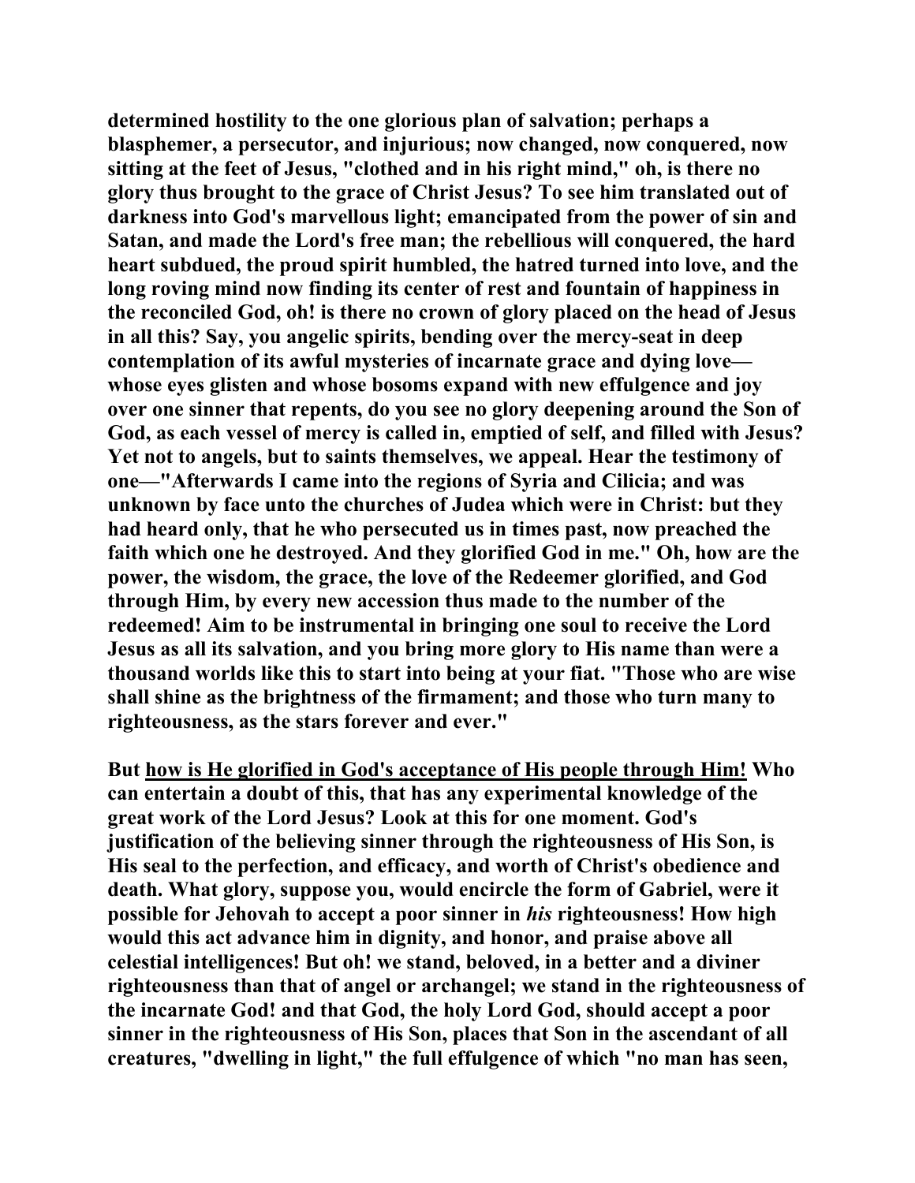**determined hostility to the one glorious plan of salvation; perhaps a blasphemer, a persecutor, and injurious; now changed, now conquered, now sitting at the feet of Jesus, "clothed and in his right mind," oh, is there no glory thus brought to the grace of Christ Jesus? To see him translated out of darkness into God's marvellous light; emancipated from the power of sin and Satan, and made the Lord's free man; the rebellious will conquered, the hard heart subdued, the proud spirit humbled, the hatred turned into love, and the long roving mind now finding its center of rest and fountain of happiness in the reconciled God, oh! is there no crown of glory placed on the head of Jesus in all this? Say, you angelic spirits, bending over the mercy-seat in deep contemplation of its awful mysteries of incarnate grace and dying love—whose eyes glisten and whose bosoms expand with new effulgence and joy over one sinner that repents, do you see no glory deepening around the Son of God, as each vessel of mercy is called in, emptied of self, and filled with Jesus? Yet not to angels, but to saints themselves, we appeal. Hear the testimony of one—"Afterwards I came into the regions of Syria and Cilicia; and was unknown by face unto the churches of Judea which were in Christ: but they had heard only, that he who persecuted us in times past, now preached the faith which one he destroyed. And they glorified God in me." Oh, how are the power, the wisdom, the grace, the love of the Redeemer glorified, and God through Him, by every new accession thus made to the number of the redeemed! Aim to be instrumental in bringing one soul to receive the Lord Jesus as all its salvation, and you bring more glory to His name than were a thousand worlds like this to start into being at your fiat. "Those who are wise shall shine as the brightness of the firmament; and those who turn many to righteousness, as the stars forever and ever."**

**But <u>how is He glorified in God's acceptance of His people through Him!</u> Who can entertain a doubt of this, that has any experimental knowledge of the great work of the Lord Jesus? Look at this for one moment. God's justification of the believing sinner through the righteousness of His Son, is His seal to the perfection, and efficacy, and worth of Christ's obedience and death. What glory, suppose you, would encircle the form of Gabriel, were it possible for Jehovah to accept a poor sinner in *his* righteousness! How high would this act advance him in dignity, and honor, and praise above all celestial intelligences! But oh! we stand, beloved, in a better and a diviner righteousness than that of angel or archangel; we stand in the righteousness of the incarnate God! and that God, the holy Lord God, should accept a poor sinner in the righteousness of His Son, places that Son in the ascendant of all creatures, "dwelling in light," the full effulgence of which "no man has seen,**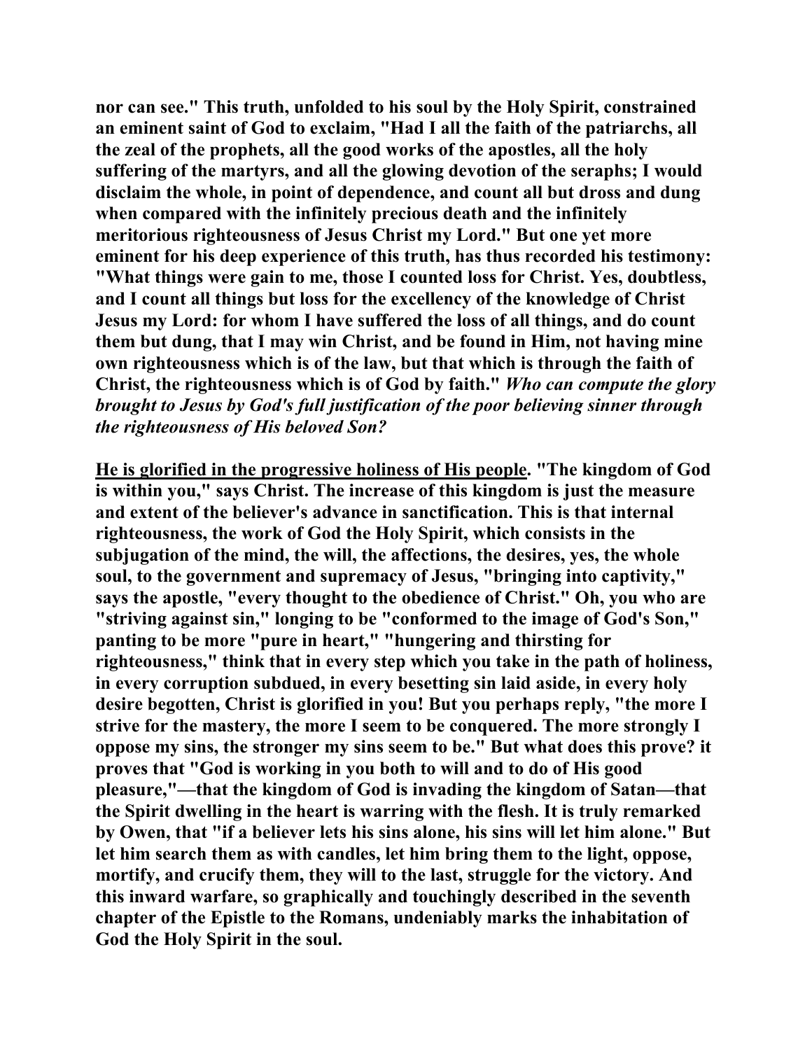**nor can see." This truth, unfolded to his soul by the Holy Spirit, constrained an eminent saint of God to exclaim, "Had I all the faith of the patriarchs, all the zeal of the prophets, all the good works of the apostles, all the holy suffering of the martyrs, and all the glowing devotion of the seraphs; I would disclaim the whole, in point of dependence, and count all but dross and dung when compared with the infinitely precious death and the infinitely meritorious righteousness of Jesus Christ my Lord." But one yet more eminent for his deep experience of this truth, has thus recorded his testimony: "What things were gain to me, those I counted loss for Christ. Yes, doubtless, and I count all things but loss for the excellency of the knowledge of Christ Jesus my Lord: for whom I have suffered the loss of all things, and do count them but dung, that I may win Christ, and be found in Him, not having mine own righteousness which is of the law, but that which is through the faith of Christ, the righteousness which is of God by faith."** ***Who can compute the glory brought to Jesus by God's full justification of the poor believing sinner through the righteousness of His beloved Son?***

**<u>He is glorified in the progressive holiness of His people</u>. "The kingdom of God is within you," says Christ. The increase of this kingdom is just the measure and extent of the believer's advance in sanctification. This is that internal righteousness, the work of God the Holy Spirit, which consists in the subjugation of the mind, the will, the affections, the desires, yes, the whole soul, to the government and supremacy of Jesus, "bringing into captivity," says the apostle, "every thought to the obedience of Christ." Oh, you who are "striving against sin," longing to be "conformed to the image of God's Son," panting to be more "pure in heart," "hungering and thirsting for righteousness," think that in every step which you take in the path of holiness, in every corruption subdued, in every besetting sin laid aside, in every holy desire begotten, Christ is glorified in you! But you perhaps reply, "the more I strive for the mastery, the more I seem to be conquered. The more strongly I oppose my sins, the stronger my sins seem to be." But what does this prove? it proves that "God is working in you both to will and to do of His good pleasure,"—that the kingdom of God is invading the kingdom of Satan—that the Spirit dwelling in the heart is warring with the flesh. It is truly remarked by Owen, that "if a believer lets his sins alone, his sins will let him alone." But let him search them as with candles, let him bring them to the light, oppose, mortify, and crucify them, they will to the last, struggle for the victory. And this inward warfare, so graphically and touchingly described in the seventh chapter of the Epistle to the Romans, undeniably marks the inhabitation of God the Holy Spirit in the soul.**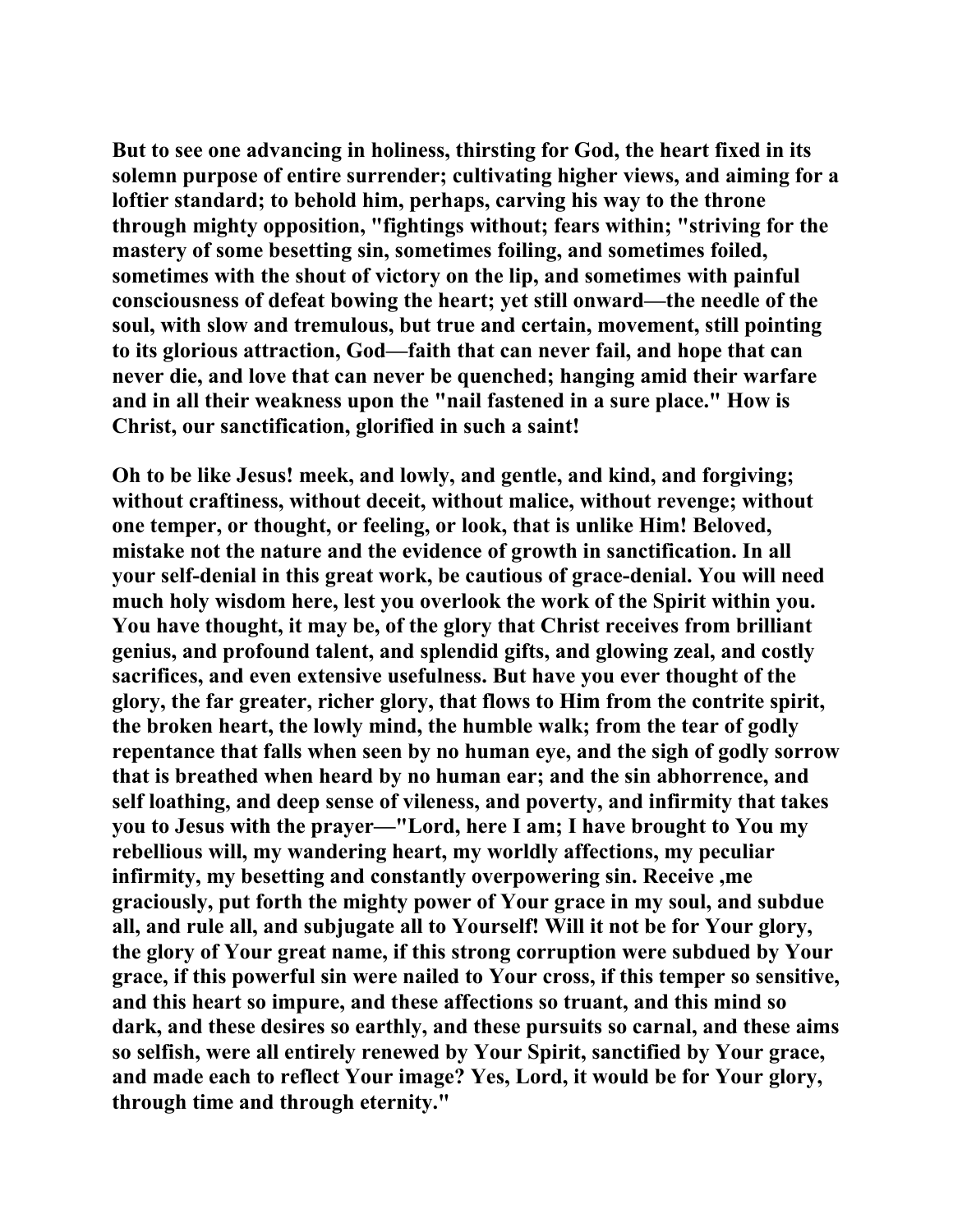**But to see one advancing in holiness, thirsting for God, the heart fixed in its solemn purpose of entire surrender; cultivating higher views, and aiming for a loftier standard; to behold him, perhaps, carving his way to the throne through mighty opposition, "fightings without; fears within; "striving for the mastery of some besetting sin, sometimes foiling, and sometimes foiled, sometimes with the shout of victory on the lip, and sometimes with painful consciousness of defeat bowing the heart; yet still onward—the needle of the soul, with slow and tremulous, but true and certain, movement, still pointing to its glorious attraction, God—faith that can never fail, and hope that can never die, and love that can never be quenched; hanging amid their warfare and in all their weakness upon the "nail fastened in a sure place." How is Christ, our sanctification, glorified in such a saint!**

**Oh to be like Jesus! meek, and lowly, and gentle, and kind, and forgiving; without craftiness, without deceit, without malice, without revenge; without one temper, or thought, or feeling, or look, that is unlike Him! Beloved, mistake not the nature and the evidence of growth in sanctification. In all your self-denial in this great work, be cautious of grace-denial. You will need much holy wisdom here, lest you overlook the work of the Spirit within you. You have thought, it may be, of the glory that Christ receives from brilliant genius, and profound talent, and splendid gifts, and glowing zeal, and costly sacrifices, and even extensive usefulness. But have you ever thought of the glory, the far greater, richer glory, that flows to Him from the contrite spirit, the broken heart, the lowly mind, the humble walk; from the tear of godly repentance that falls when seen by no human eye, and the sigh of godly sorrow that is breathed when heard by no human ear; and the sin abhorrence, and self loathing, and deep sense of vileness, and poverty, and infirmity that takes you to Jesus with the prayer—"Lord, here I am; I have brought to You my rebellious will, my wandering heart, my worldly affections, my peculiar infirmity, my besetting and constantly overpowering sin. Receive ,me graciously, put forth the mighty power of Your grace in my soul, and subdue all, and rule all, and subjugate all to Yourself! Will it not be for Your glory, the glory of Your great name, if this strong corruption were subdued by Your grace, if this powerful sin were nailed to Your cross, if this temper so sensitive, and this heart so impure, and these affections so truant, and this mind so dark, and these desires so earthly, and these pursuits so carnal, and these aims so selfish, were all entirely renewed by Your Spirit, sanctified by Your grace, and made each to reflect Your image? Yes, Lord, it would be for Your glory, through time and through eternity."**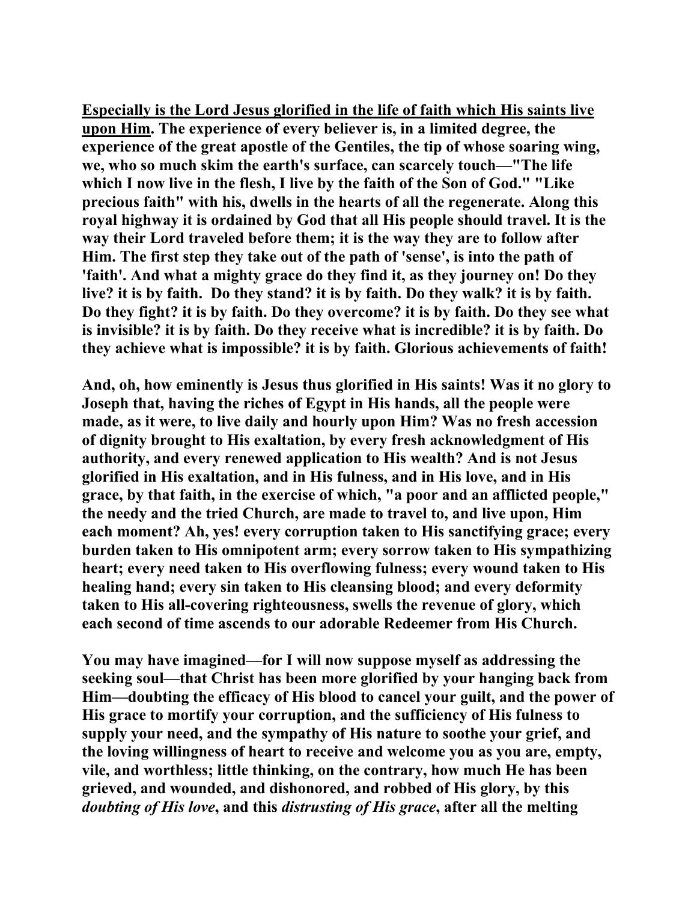**<u>Especially is the Lord Jesus glorified in the life of faith which His saints live upon Him</u>. The experience of every believer is, in a limited degree, the experience of the great apostle of the Gentiles, the tip of whose soaring wing, we, who so much skim the earth's surface, can scarcely touch—"The life which I now live in the flesh, I live by the faith of the Son of God." "Like precious faith" with his, dwells in the hearts of all the regenerate. Along this royal highway it is ordained by God that all His people should travel. It is the way their Lord traveled before them; it is the way they are to follow after Him. The first step they take out of the path of 'sense', is into the path of 'faith'. And what a mighty grace do they find it, as they journey on! Do they live? it is by faith. Do they stand? it is by faith. Do they walk? it is by faith. Do they fight? it is by faith. Do they overcome? it is by faith. Do they see what is invisible? it is by faith. Do they receive what is incredible? it is by faith. Do they achieve what is impossible? it is by faith. Glorious achievements of faith!**

**And, oh, how eminently is Jesus thus glorified in His saints! Was it no glory to Joseph that, having the riches of Egypt in His hands, all the people were made, as it were, to live daily and hourly upon Him? Was no fresh accession of dignity brought to His exaltation, by every fresh acknowledgment of His authority, and every renewed application to His wealth? And is not Jesus glorified in His exaltation, and in His fulness, and in His love, and in His grace, by that faith, in the exercise of which, "a poor and an afflicted people," the needy and the tried Church, are made to travel to, and live upon, Him each moment? Ah, yes! every corruption taken to His sanctifying grace; every burden taken to His omnipotent arm; every sorrow taken to His sympathizing heart; every need taken to His overflowing fulness; every wound taken to His healing hand; every sin taken to His cleansing blood; and every deformity taken to His all-covering righteousness, swells the revenue of glory, which each second of time ascends to our adorable Redeemer from His Church.**

**You may have imagined—for I will now suppose myself as addressing the seeking soul—that Christ has been more glorified by your hanging back from Him—doubting the efficacy of His blood to cancel your guilt, and the power of His grace to mortify your corruption, and the sufficiency of His fulness to supply your need, and the sympathy of His nature to soothe your grief, and the loving willingness of heart to receive and welcome you as you are, empty, vile, and worthless; little thinking, on the contrary, how much He has been grieved, and wounded, and dishonored, and robbed of His glory, by this *doubting of His love*, and this *distrusting of His grace*, after all the melting**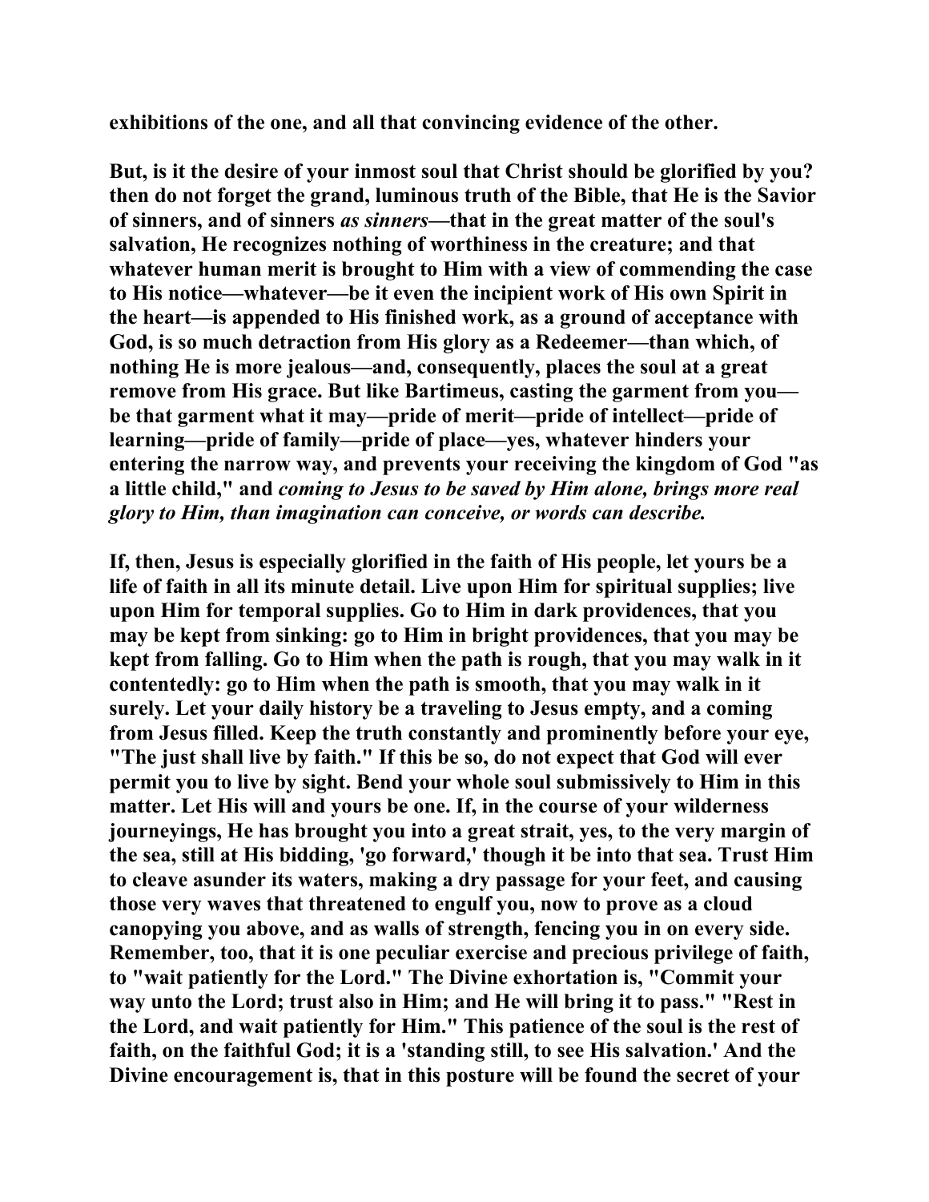exhibitions of the one, and all that convincing evidence of the other.

But, is it the desire of your inmost soul that Christ should be glorified by you? then do not forget the grand, luminous truth of the Bible, that He is the Savior of sinners, and of sinners *as sinners*—that in the great matter of the soul's salvation, He recognizes nothing of worthiness in the creature; and that whatever human merit is brought to Him with a view of commending the case to His notice—whatever—be it even the incipient work of His own Spirit in the heart—is appended to His finished work, as a ground of acceptance with God, is so much detraction from His glory as a Redeemer—than which, of nothing He is more jealous—and, consequently, places the soul at a great remove from His grace. But like Bartimeus, casting the garment from you—be that garment what it may—pride of merit—pride of intellect—pride of learning—pride of family—pride of place—yes, whatever hinders your entering the narrow way, and prevents your receiving the kingdom of God "as a little child," and *coming to Jesus to be saved by Him alone, brings more real glory to Him, than imagination can conceive, or words can describe.*

If, then, Jesus is especially glorified in the faith of His people, let yours be a life of faith in all its minute detail. Live upon Him for spiritual supplies; live upon Him for temporal supplies. Go to Him in dark providences, that you may be kept from sinking: go to Him in bright providences, that you may be kept from falling. Go to Him when the path is rough, that you may walk in it contentedly: go to Him when the path is smooth, that you may walk in it surely. Let your daily history be a traveling to Jesus empty, and a coming from Jesus filled. Keep the truth constantly and prominently before your eye, "The just shall live by faith." If this be so, do not expect that God will ever permit you to live by sight. Bend your whole soul submissively to Him in this matter. Let His will and yours be one. If, in the course of your wilderness journeyings, He has brought you into a great strait, yes, to the very margin of the sea, still at His bidding, 'go forward,' though it be into that sea. Trust Him to cleave asunder its waters, making a dry passage for your feet, and causing those very waves that threatened to engulf you, now to prove as a cloud canopying you above, and as walls of strength, fencing you in on every side. Remember, too, that it is one peculiar exercise and precious privilege of faith, to "wait patiently for the Lord." The Divine exhortation is, "Commit your way unto the Lord; trust also in Him; and He will bring it to pass." "Rest in the Lord, and wait patiently for Him." This patience of the soul is the rest of faith, on the faithful God; it is a 'standing still, to see His salvation.' And the Divine encouragement is, that in this posture will be found the secret of your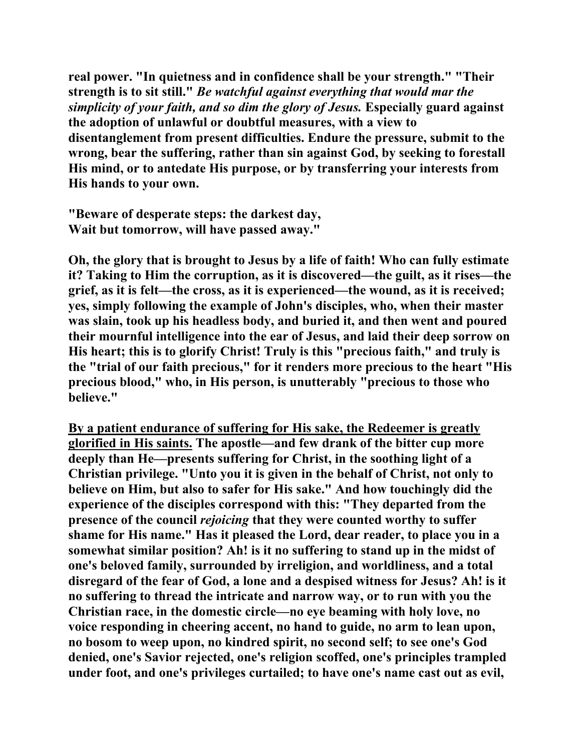real power. "In quietness and in confidence shall be your strength." "Their strength is to sit still." *Be watchful against everything that would mar the simplicity of your faith, and so dim the glory of Jesus.* Especially guard against the adoption of unlawful or doubtful measures, with a view to disentanglement from present difficulties. Endure the pressure, submit to the wrong, bear the suffering, rather than sin against God, by seeking to forestall His mind, or to antedate His purpose, or by transferring your interests from His hands to your own.

"Beware of desperate steps: the darkest day,
Wait but tomorrow, will have passed away."

Oh, the glory that is brought to Jesus by a life of faith! Who can fully estimate it? Taking to Him the corruption, as it is discovered—the guilt, as it rises—the grief, as it is felt—the cross, as it is experienced—the wound, as it is received; yes, simply following the example of John's disciples, who, when their master was slain, took up his headless body, and buried it, and then went and poured their mournful intelligence into the ear of Jesus, and laid their deep sorrow on His heart; this is to glorify Christ! Truly is this "precious faith," and truly is the "trial of our faith precious," for it renders more precious to the heart "His precious blood," who, in His person, is unutterably "precious to those who believe."

<u>By a patient endurance of suffering for His sake, the Redeemer is greatly glorified in His saints.</u> The apostle—and few drank of the bitter cup more deeply than He—presents suffering for Christ, in the soothing light of a Christian privilege. "Unto you it is given in the behalf of Christ, not only to believe on Him, but also to safer for His sake." And how touchingly did the experience of the disciples correspond with this: "They departed from the presence of the council *rejoicing* that they were counted worthy to suffer shame for His name." Has it pleased the Lord, dear reader, to place you in a somewhat similar position? Ah! is it no suffering to stand up in the midst of one's beloved family, surrounded by irreligion, and worldliness, and a total disregard of the fear of God, a lone and a despised witness for Jesus? Ah! is it no suffering to thread the intricate and narrow way, or to run with you the Christian race, in the domestic circle—no eye beaming with holy love, no voice responding in cheering accent, no hand to guide, no arm to lean upon, no bosom to weep upon, no kindred spirit, no second self; to see one's God denied, one's Savior rejected, one's religion scoffed, one's principles trampled under foot, and one's privileges curtailed; to have one's name cast out as evil,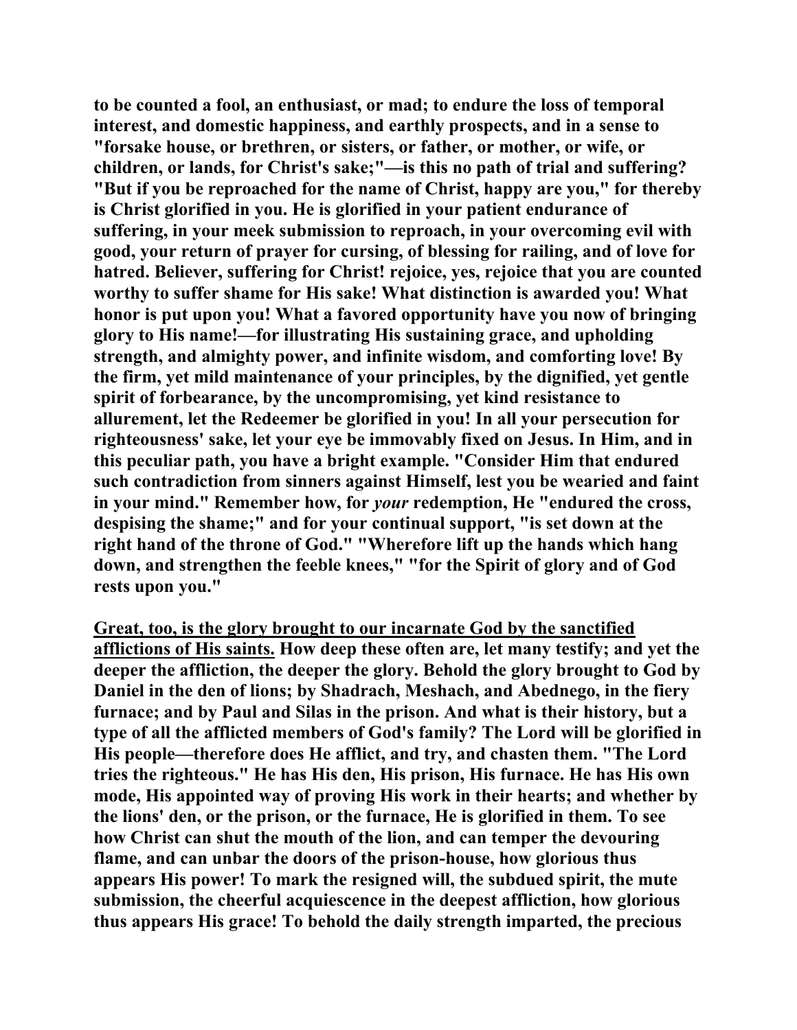to be counted a fool, an enthusiast, or mad; to endure the loss of temporal interest, and domestic happiness, and earthly prospects, and in a sense to "forsake house, or brethren, or sisters, or father, or mother, or wife, or children, or lands, for Christ's sake;"—is this no path of trial and suffering? "But if you be reproached for the name of Christ, happy are you," for thereby is Christ glorified in you. He is glorified in your patient endurance of suffering, in your meek submission to reproach, in your overcoming evil with good, your return of prayer for cursing, of blessing for railing, and of love for hatred. Believer, suffering for Christ! rejoice, yes, rejoice that you are counted worthy to suffer shame for His sake! What distinction is awarded you! What honor is put upon you! What a favored opportunity have you now of bringing glory to His name!—for illustrating His sustaining grace, and upholding strength, and almighty power, and infinite wisdom, and comforting love! By the firm, yet mild maintenance of your principles, by the dignified, yet gentle spirit of forbearance, by the uncompromising, yet kind resistance to allurement, let the Redeemer be glorified in you! In all your persecution for righteousness' sake, let your eye be immovably fixed on Jesus. In Him, and in this peculiar path, you have a bright example. "Consider Him that endured such contradiction from sinners against Himself, lest you be wearied and faint in your mind." Remember how, for *your* redemption, He "endured the cross, despising the shame;" and for your continual support, "is set down at the right hand of the throne of God." "Wherefore lift up the hands which hang down, and strengthen the feeble knees," "for the Spirit of glory and of God rests upon you."

<u>Great, too, is the glory brought to our incarnate God by the sanctified afflictions of His saints.</u> How deep these often are, let many testify; and yet the deeper the affliction, the deeper the glory. Behold the glory brought to God by Daniel in the den of lions; by Shadrach, Meshach, and Abednego, in the fiery furnace; and by Paul and Silas in the prison. And what is their history, but a type of all the afflicted members of God's family? The Lord will be glorified in His people—therefore does He afflict, and try, and chasten them. "The Lord tries the righteous." He has His den, His prison, His furnace. He has His own mode, His appointed way of proving His work in their hearts; and whether by the lions' den, or the prison, or the furnace, He is glorified in them. To see how Christ can shut the mouth of the lion, and can temper the devouring flame, and can unbar the doors of the prison-house, how glorious thus appears His power! To mark the resigned will, the subdued spirit, the mute submission, the cheerful acquiescence in the deepest affliction, how glorious thus appears His grace! To behold the daily strength imparted, the precious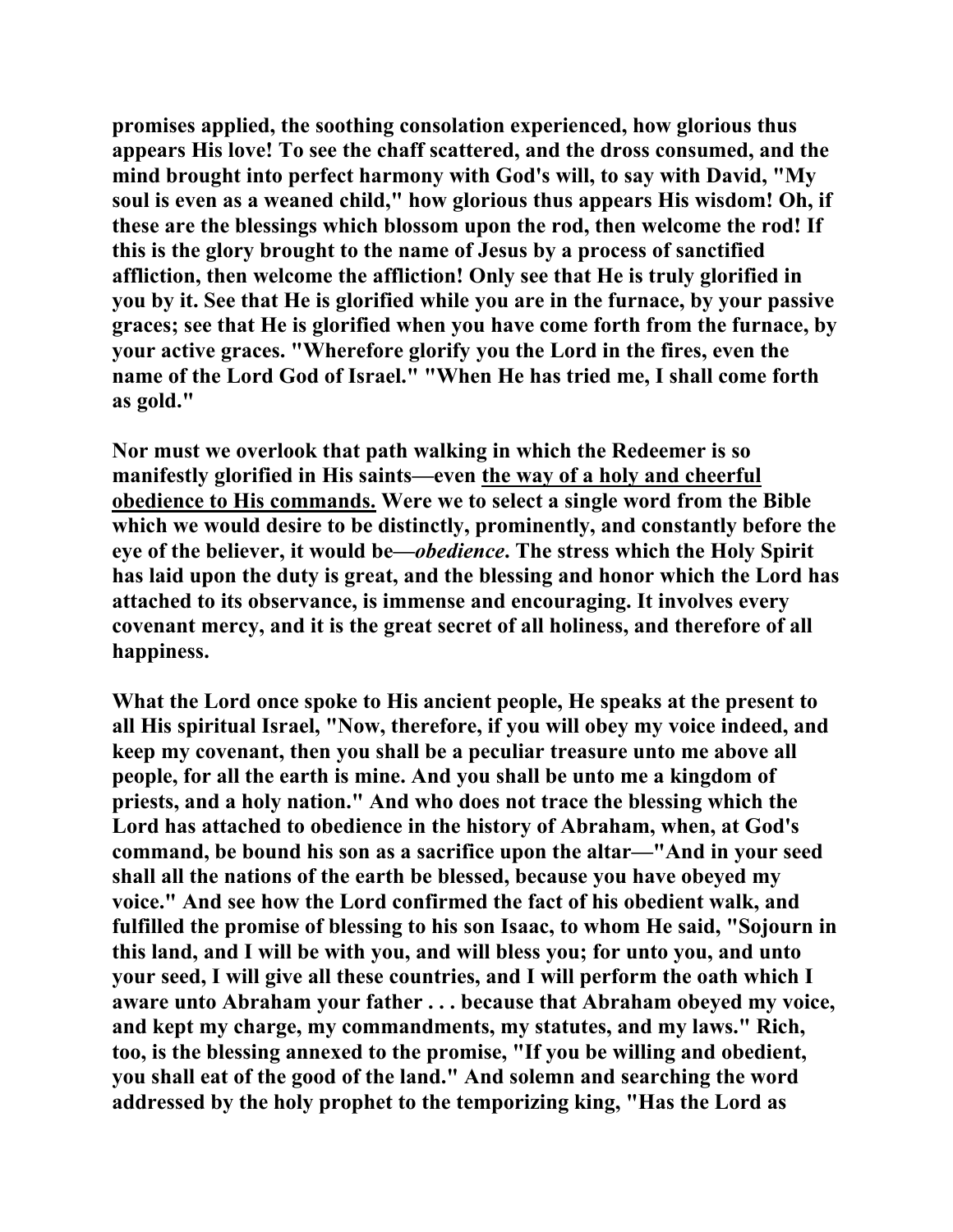**promises applied, the soothing consolation experienced, how glorious thus appears His love! To see the chaff scattered, and the dross consumed, and the mind brought into perfect harmony with God's will, to say with David, "My soul is even as a weaned child," how glorious thus appears His wisdom! Oh, if these are the blessings which blossom upon the rod, then welcome the rod! If this is the glory brought to the name of Jesus by a process of sanctified affliction, then welcome the affliction! Only see that He is truly glorified in you by it. See that He is glorified while you are in the furnace, by your passive graces; see that He is glorified when you have come forth from the furnace, by your active graces. "Wherefore glorify you the Lord in the fires, even the name of the Lord God of Israel." "When He has tried me, I shall come forth as gold."**

**Nor must we overlook that path walking in which the Redeemer is so manifestly glorified in His saints—even <u>the way of a holy and cheerful obedience to His commands.</u> Were we to select a single word from the Bible which we would desire to be distinctly, prominently, and constantly before the eye of the believer, it would be—*obedience*. The stress which the Holy Spirit has laid upon the duty is great, and the blessing and honor which the Lord has attached to its observance, is immense and encouraging. It involves every covenant mercy, and it is the great secret of all holiness, and therefore of all happiness.**

**What the Lord once spoke to His ancient people, He speaks at the present to all His spiritual Israel, "Now, therefore, if you will obey my voice indeed, and keep my covenant, then you shall be a peculiar treasure unto me above all people, for all the earth is mine. And you shall be unto me a kingdom of priests, and a holy nation." And who does not trace the blessing which the Lord has attached to obedience in the history of Abraham, when, at God's command, be bound his son as a sacrifice upon the altar—"And in your seed shall all the nations of the earth be blessed, because you have obeyed my voice." And see how the Lord confirmed the fact of his obedient walk, and fulfilled the promise of blessing to his son Isaac, to whom He said, "Sojourn in this land, and I will be with you, and will bless you; for unto you, and unto your seed, I will give all these countries, and I will perform the oath which I aware unto Abraham your father . . . because that Abraham obeyed my voice, and kept my charge, my commandments, my statutes, and my laws." Rich, too, is the blessing annexed to the promise, "If you be willing and obedient, you shall eat of the good of the land." And solemn and searching the word addressed by the holy prophet to the temporizing king, "Has the Lord as**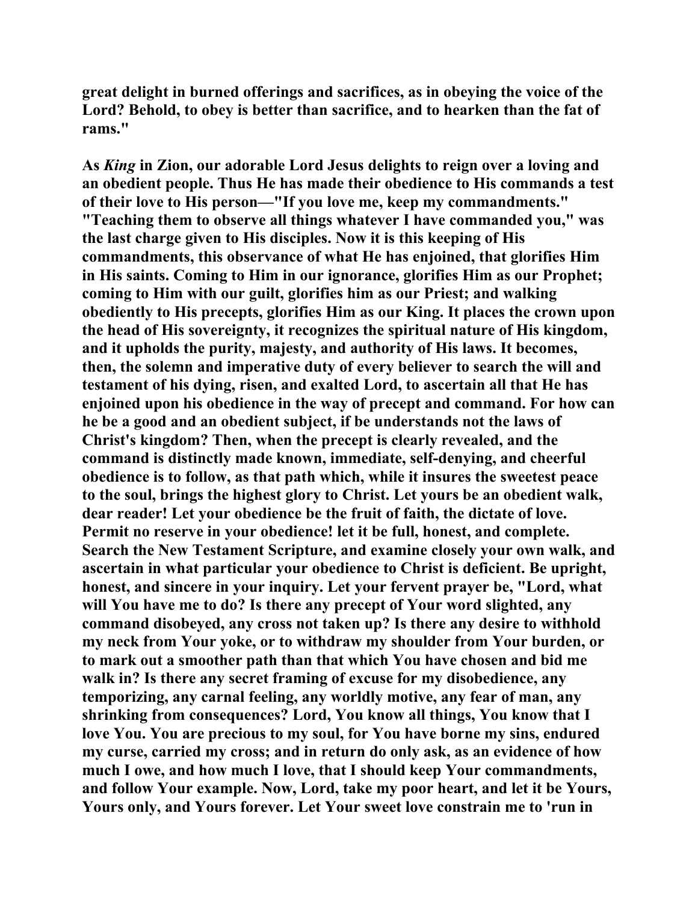**great delight in burned offerings and sacrifices, as in obeying the voice of the Lord? Behold, to obey is better than sacrifice, and to hearken than the fat of rams."**

**As *King* in Zion, our adorable Lord Jesus delights to reign over a loving and an obedient people. Thus He has made their obedience to His commands a test of their love to His person—"If you love me, keep my commandments." "Teaching them to observe all things whatever I have commanded you," was the last charge given to His disciples. Now it is this keeping of His commandments, this observance of what He has enjoined, that glorifies Him in His saints. Coming to Him in our ignorance, glorifies Him as our Prophet; coming to Him with our guilt, glorifies him as our Priest; and walking obediently to His precepts, glorifies Him as our King. It places the crown upon the head of His sovereignty, it recognizes the spiritual nature of His kingdom, and it upholds the purity, majesty, and authority of His laws. It becomes, then, the solemn and imperative duty of every believer to search the will and testament of his dying, risen, and exalted Lord, to ascertain all that He has enjoined upon his obedience in the way of precept and command. For how can he be a good and an obedient subject, if be understands not the laws of Christ's kingdom? Then, when the precept is clearly revealed, and the command is distinctly made known, immediate, self-denying, and cheerful obedience is to follow, as that path which, while it insures the sweetest peace to the soul, brings the highest glory to Christ. Let yours be an obedient walk, dear reader! Let your obedience be the fruit of faith, the dictate of love. Permit no reserve in your obedience! let it be full, honest, and complete. Search the New Testament Scripture, and examine closely your own walk, and ascertain in what particular your obedience to Christ is deficient. Be upright, honest, and sincere in your inquiry. Let your fervent prayer be, "Lord, what will You have me to do? Is there any precept of Your word slighted, any command disobeyed, any cross not taken up? Is there any desire to withhold my neck from Your yoke, or to withdraw my shoulder from Your burden, or to mark out a smoother path than that which You have chosen and bid me walk in? Is there any secret framing of excuse for my disobedience, any temporizing, any carnal feeling, any worldly motive, any fear of man, any shrinking from consequences? Lord, You know all things, You know that I love You. You are precious to my soul, for You have borne my sins, endured my curse, carried my cross; and in return do only ask, as an evidence of how much I owe, and how much I love, that I should keep Your commandments, and follow Your example. Now, Lord, take my poor heart, and let it be Yours, Yours only, and Yours forever. Let Your sweet love constrain me to 'run in**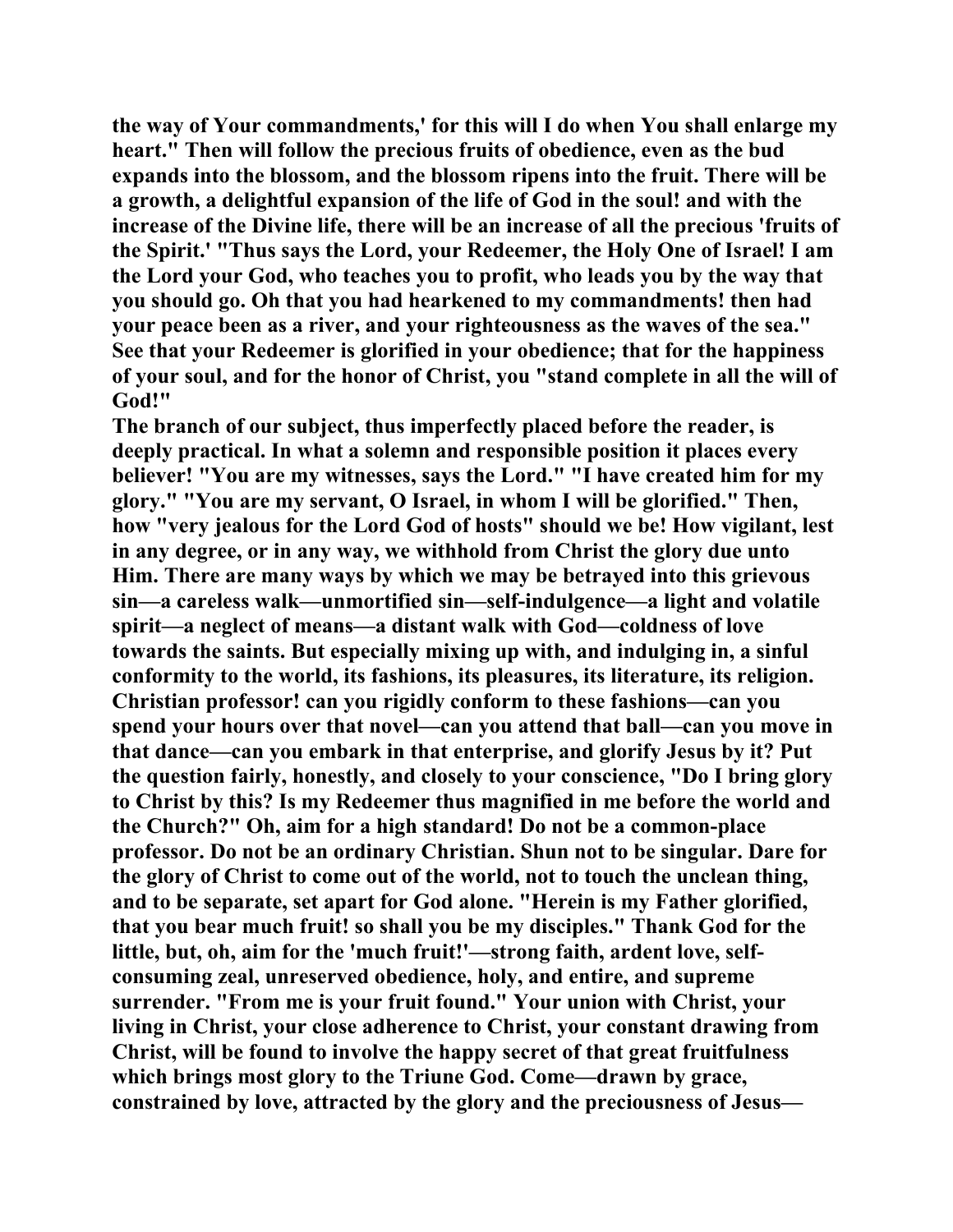**the way of Your commandments,' for this will I do when You shall enlarge my heart." Then will follow the precious fruits of obedience, even as the bud expands into the blossom, and the blossom ripens into the fruit. There will be a growth, a delightful expansion of the life of God in the soul! and with the increase of the Divine life, there will be an increase of all the precious 'fruits of the Spirit.' "Thus says the Lord, your Redeemer, the Holy One of Israel! I am the Lord your God, who teaches you to profit, who leads you by the way that you should go. Oh that you had hearkened to my commandments! then had your peace been as a river, and your righteousness as the waves of the sea." See that your Redeemer is glorified in your obedience; that for the happiness of your soul, and for the honor of Christ, you "stand complete in all the will of God!"**

**The branch of our subject, thus imperfectly placed before the reader, is deeply practical. In what a solemn and responsible position it places every believer! "You are my witnesses, says the Lord." "I have created him for my glory." "You are my servant, O Israel, in whom I will be glorified." Then, how "very jealous for the Lord God of hosts" should we be! How vigilant, lest in any degree, or in any way, we withhold from Christ the glory due unto Him. There are many ways by which we may be betrayed into this grievous sin—a careless walk—unmortified sin—self-indulgence—a light and volatile spirit—a neglect of means—a distant walk with God—coldness of love towards the saints. But especially mixing up with, and indulging in, a sinful conformity to the world, its fashions, its pleasures, its literature, its religion. Christian professor! can you rigidly conform to these fashions—can you spend your hours over that novel—can you attend that ball—can you move in that dance—can you embark in that enterprise, and glorify Jesus by it? Put the question fairly, honestly, and closely to your conscience, "Do I bring glory to Christ by this? Is my Redeemer thus magnified in me before the world and the Church?" Oh, aim for a high standard! Do not be a common-place professor. Do not be an ordinary Christian. Shun not to be singular. Dare for the glory of Christ to come out of the world, not to touch the unclean thing, and to be separate, set apart for God alone. "Herein is my Father glorified, that you bear much fruit! so shall you be my disciples." Thank God for the little, but, oh, aim for the 'much fruit!'—strong faith, ardent love, self-consuming zeal, unreserved obedience, holy, and entire, and supreme surrender. "From me is your fruit found." Your union with Christ, your living in Christ, your close adherence to Christ, your constant drawing from Christ, will be found to involve the happy secret of that great fruitfulness which brings most glory to the Triune God. Come—drawn by grace, constrained by love, attracted by the glory and the preciousness of Jesus—**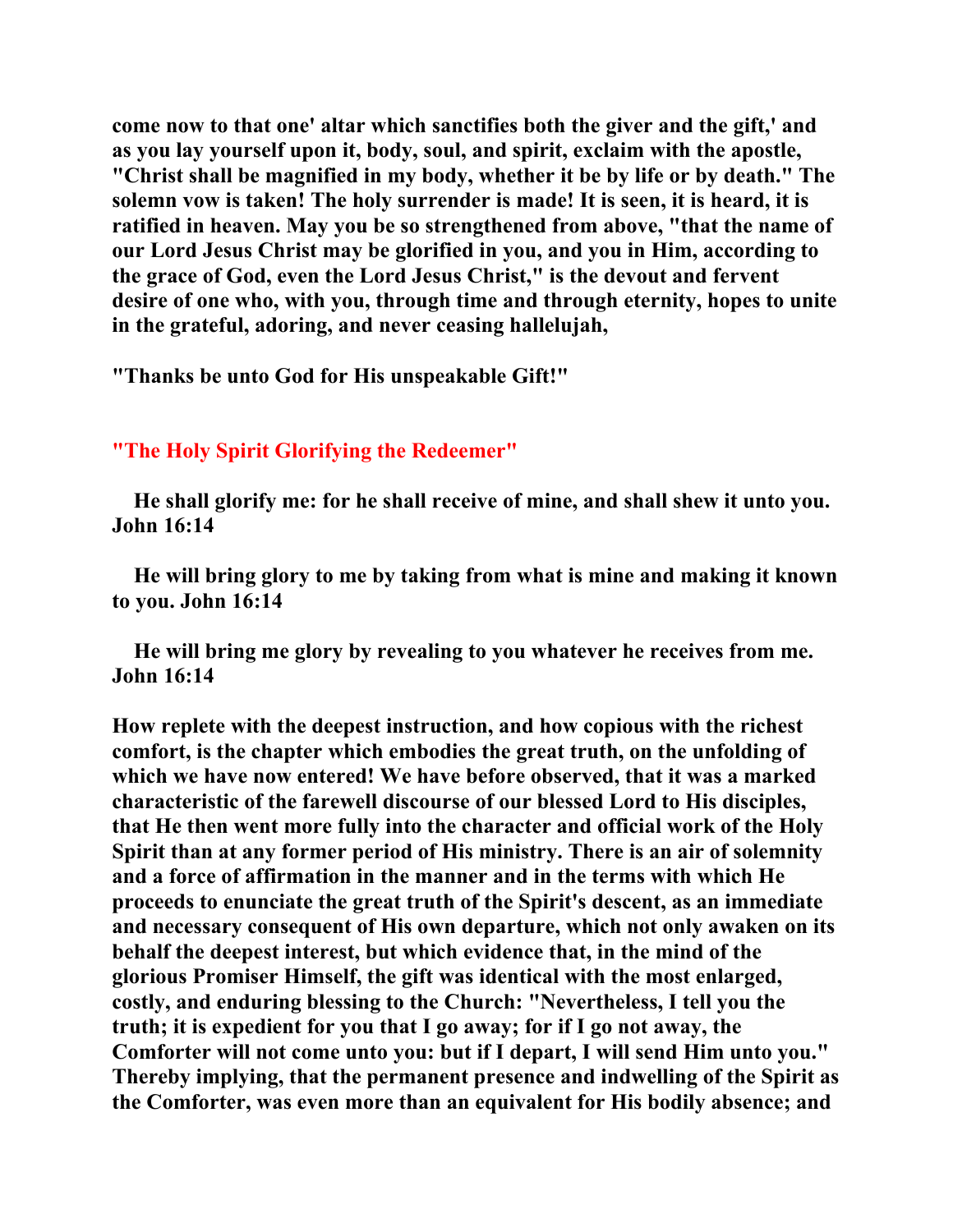**come now to that one' altar which sanctifies both the giver and the gift,' and as you lay yourself upon it, body, soul, and spirit, exclaim with the apostle, "Christ shall be magnified in my body, whether it be by life or by death." The solemn vow is taken! The holy surrender is made! It is seen, it is heard, it is ratified in heaven. May you be so strengthened from above, "that the name of our Lord Jesus Christ may be glorified in you, and you in Him, according to the grace of God, even the Lord Jesus Christ," is the devout and fervent desire of one who, with you, through time and through eternity, hopes to unite in the grateful, adoring, and never ceasing hallelujah,**

**"Thanks be unto God for His unspeakable Gift!"**

## "The Holy Spirit Glorifying the Redeemer"

**He shall glorify me: for he shall receive of mine, and shall shew it unto you. John 16:14**

**He will bring glory to me by taking from what is mine and making it known to you. John 16:14**

**He will bring me glory by revealing to you whatever he receives from me. John 16:14**

**How replete with the deepest instruction, and how copious with the richest comfort, is the chapter which embodies the great truth, on the unfolding of which we have now entered! We have before observed, that it was a marked characteristic of the farewell discourse of our blessed Lord to His disciples, that He then went more fully into the character and official work of the Holy Spirit than at any former period of His ministry. There is an air of solemnity and a force of affirmation in the manner and in the terms with which He proceeds to enunciate the great truth of the Spirit's descent, as an immediate and necessary consequent of His own departure, which not only awaken on its behalf the deepest interest, but which evidence that, in the mind of the glorious Promiser Himself, the gift was identical with the most enlarged, costly, and enduring blessing to the Church: "Nevertheless, I tell you the truth; it is expedient for you that I go away; for if I go not away, the Comforter will not come unto you: but if I depart, I will send Him unto you." Thereby implying, that the permanent presence and indwelling of the Spirit as the Comforter, was even more than an equivalent for His bodily absence; and**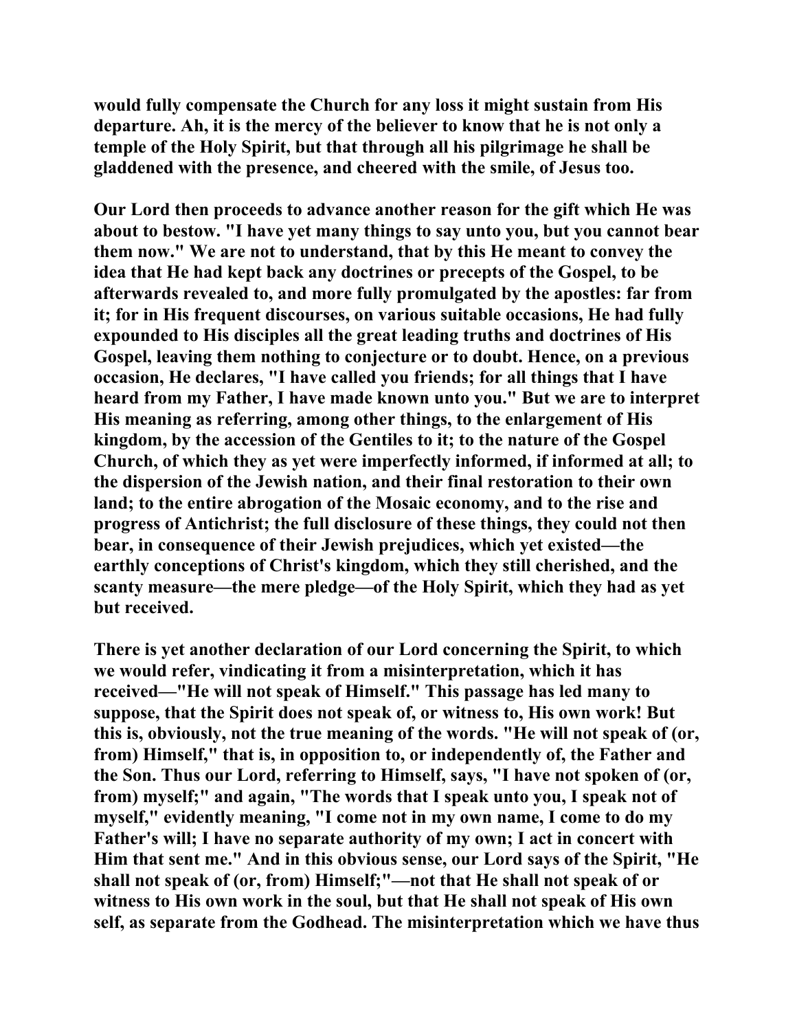would fully compensate the Church for any loss it might sustain from His departure. Ah, it is the mercy of the believer to know that he is not only a temple of the Holy Spirit, but that through all his pilgrimage he shall be gladdened with the presence, and cheered with the smile, of Jesus too.

Our Lord then proceeds to advance another reason for the gift which He was about to bestow. "I have yet many things to say unto you, but you cannot bear them now." We are not to understand, that by this He meant to convey the idea that He had kept back any doctrines or precepts of the Gospel, to be afterwards revealed to, and more fully promulgated by the apostles: far from it; for in His frequent discourses, on various suitable occasions, He had fully expounded to His disciples all the great leading truths and doctrines of His Gospel, leaving them nothing to conjecture or to doubt. Hence, on a previous occasion, He declares, "I have called you friends; for all things that I have heard from my Father, I have made known unto you." But we are to interpret His meaning as referring, among other things, to the enlargement of His kingdom, by the accession of the Gentiles to it; to the nature of the Gospel Church, of which they as yet were imperfectly informed, if informed at all; to the dispersion of the Jewish nation, and their final restoration to their own land; to the entire abrogation of the Mosaic economy, and to the rise and progress of Antichrist; the full disclosure of these things, they could not then bear, in consequence of their Jewish prejudices, which yet existed—the earthly conceptions of Christ's kingdom, which they still cherished, and the scanty measure—the mere pledge—of the Holy Spirit, which they had as yet but received.

There is yet another declaration of our Lord concerning the Spirit, to which we would refer, vindicating it from a misinterpretation, which it has received—"He will not speak of Himself." This passage has led many to suppose, that the Spirit does not speak of, or witness to, His own work! But this is, obviously, not the true meaning of the words. "He will not speak of (or, from) Himself," that is, in opposition to, or independently of, the Father and the Son. Thus our Lord, referring to Himself, says, "I have not spoken of (or, from) myself;" and again, "The words that I speak unto you, I speak not of myself," evidently meaning, "I come not in my own name, I come to do my Father's will; I have no separate authority of my own; I act in concert with Him that sent me." And in this obvious sense, our Lord says of the Spirit, "He shall not speak of (or, from) Himself;"—not that He shall not speak of or witness to His own work in the soul, but that He shall not speak of His own self, as separate from the Godhead. The misinterpretation which we have thus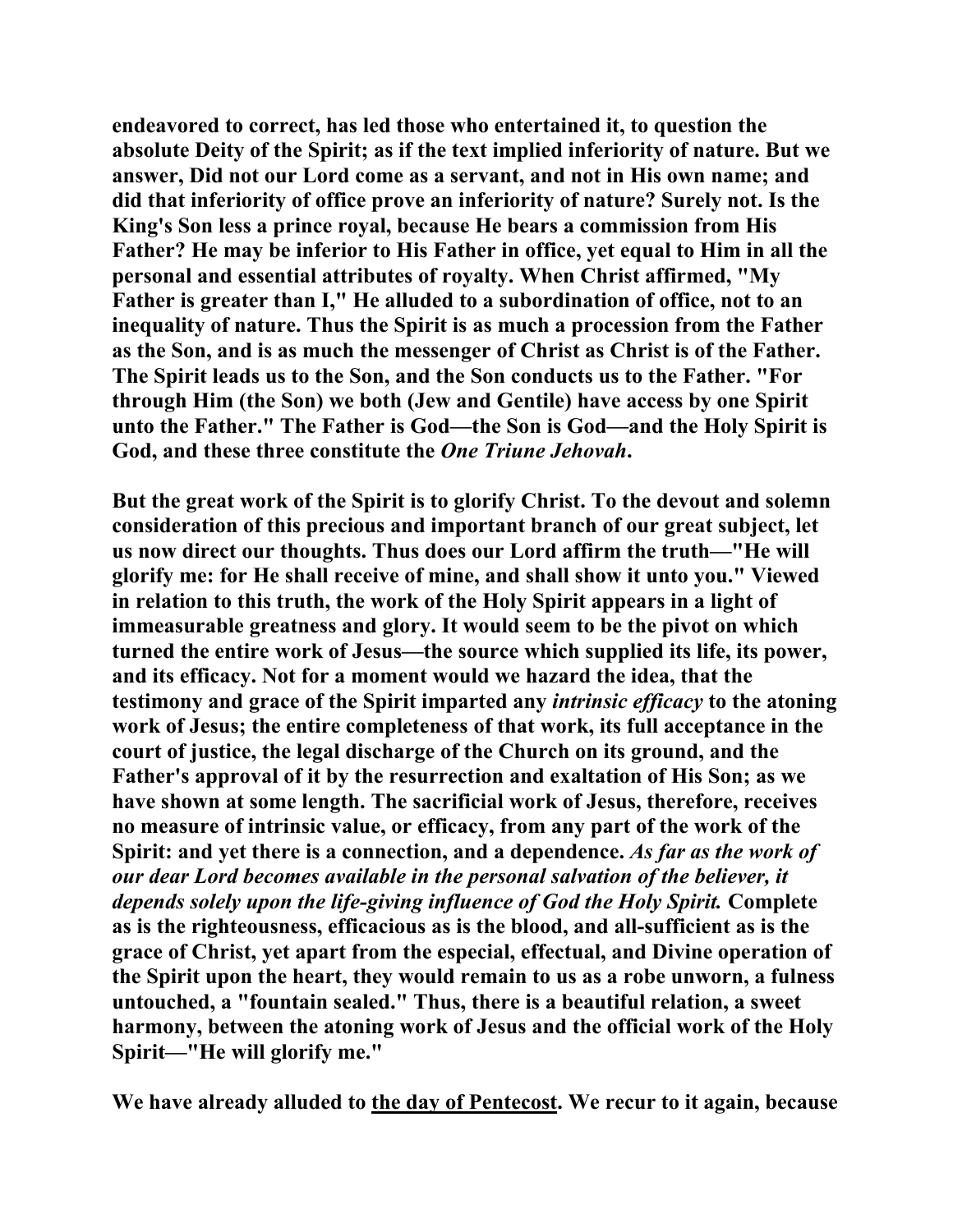**endeavored to correct, has led those who entertained it, to question the absolute Deity of the Spirit; as if the text implied inferiority of nature. But we answer, Did not our Lord come as a servant, and not in His own name; and did that inferiority of office prove an inferiority of nature? Surely not. Is the King's Son less a prince royal, because He bears a commission from His Father? He may be inferior to His Father in office, yet equal to Him in all the personal and essential attributes of royalty. When Christ affirmed, "My Father is greater than I," He alluded to a subordination of office, not to an inequality of nature. Thus the Spirit is as much a procession from the Father as the Son, and is as much the messenger of Christ as Christ is of the Father. The Spirit leads us to the Son, and the Son conducts us to the Father. "For through Him (the Son) we both (Jew and Gentile) have access by one Spirit unto the Father." The Father is God—the Son is God—and the Holy Spirit is God, and these three constitute the *One Triune Jehovah*.**

**But the great work of the Spirit is to glorify Christ. To the devout and solemn consideration of this precious and important branch of our great subject, let us now direct our thoughts. Thus does our Lord affirm the truth—"He will glorify me: for He shall receive of mine, and shall show it unto you." Viewed in relation to this truth, the work of the Holy Spirit appears in a light of immeasurable greatness and glory. It would seem to be the pivot on which turned the entire work of Jesus—the source which supplied its life, its power, and its efficacy. Not for a moment would we hazard the idea, that the testimony and grace of the Spirit imparted any *intrinsic efficacy* to the atoning work of Jesus; the entire completeness of that work, its full acceptance in the court of justice, the legal discharge of the Church on its ground, and the Father's approval of it by the resurrection and exaltation of His Son; as we have shown at some length. The sacrificial work of Jesus, therefore, receives no measure of intrinsic value, or efficacy, from any part of the work of the Spirit: and yet there is a connection, and a dependence. *As far as the work of our dear Lord becomes available in the personal salvation of the believer, it depends solely upon the life-giving influence of God the Holy Spirit.* Complete as is the righteousness, efficacious as is the blood, and all-sufficient as is the grace of Christ, yet apart from the especial, effectual, and Divine operation of the Spirit upon the heart, they would remain to us as a robe unworn, a fulness untouched, a "fountain sealed." Thus, there is a beautiful relation, a sweet harmony, between the atoning work of Jesus and the official work of the Holy Spirit—"He will glorify me."**

**We have already alluded to the day of Pentecost. We recur to it again, because**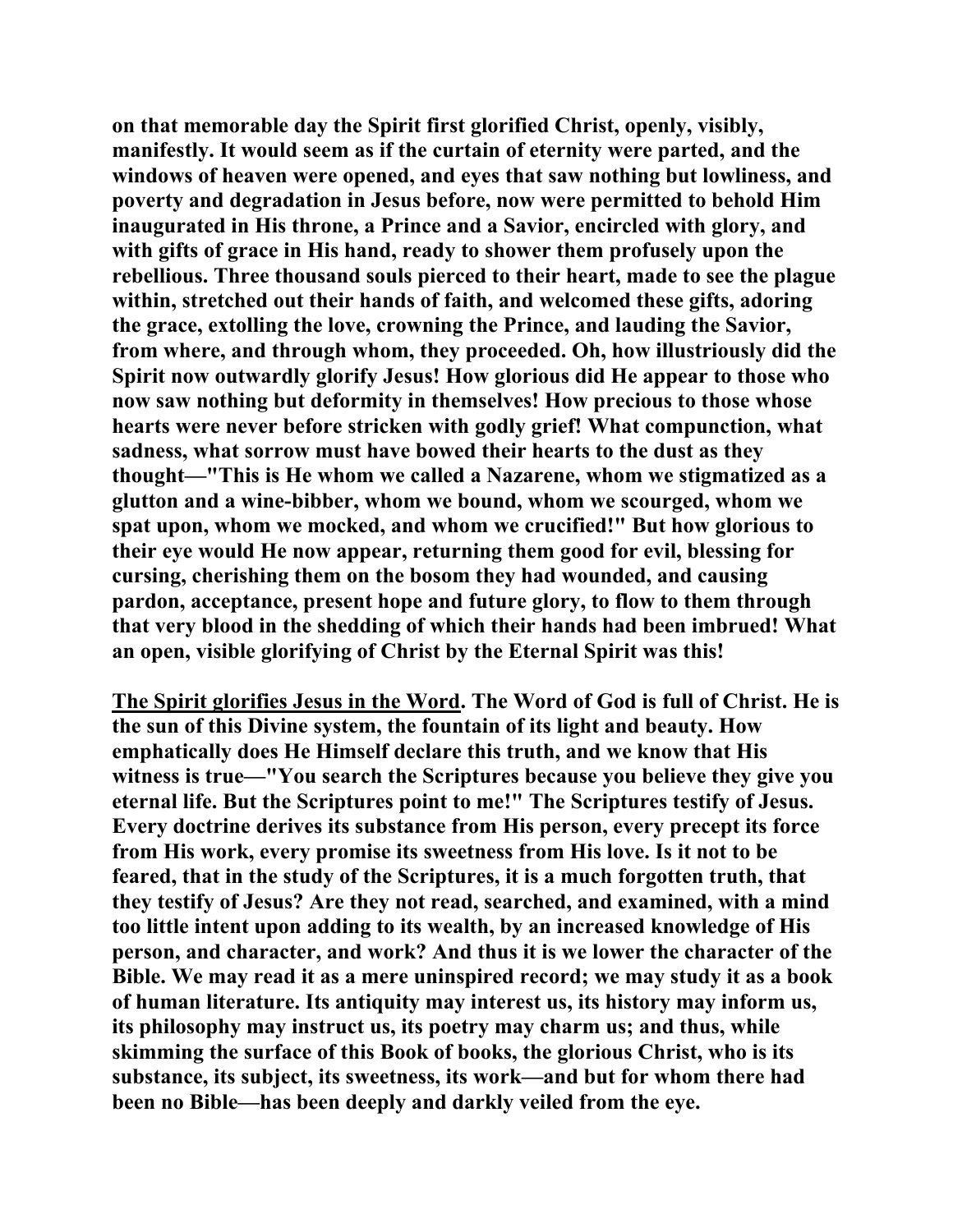**on that memorable day the Spirit first glorified Christ, openly, visibly, manifestly. It would seem as if the curtain of eternity were parted, and the windows of heaven were opened, and eyes that saw nothing but lowliness, and poverty and degradation in Jesus before, now were permitted to behold Him inaugurated in His throne, a Prince and a Savior, encircled with glory, and with gifts of grace in His hand, ready to shower them profusely upon the rebellious. Three thousand souls pierced to their heart, made to see the plague within, stretched out their hands of faith, and welcomed these gifts, adoring the grace, extolling the love, crowning the Prince, and lauding the Savior, from where, and through whom, they proceeded. Oh, how illustriously did the Spirit now outwardly glorify Jesus! How glorious did He appear to those who now saw nothing but deformity in themselves! How precious to those whose hearts were never before stricken with godly grief! What compunction, what sadness, what sorrow must have bowed their hearts to the dust as they thought—"This is He whom we called a Nazarene, whom we stigmatized as a glutton and a wine-bibber, whom we bound, whom we scourged, whom we spat upon, whom we mocked, and whom we crucified!" But how glorious to their eye would He now appear, returning them good for evil, blessing for cursing, cherishing them on the bosom they had wounded, and causing pardon, acceptance, present hope and future glory, to flow to them through that very blood in the shedding of which their hands had been imbrued! What an open, visible glorifying of Christ by the Eternal Spirit was this!**

<u>**The Spirit glorifies Jesus in the Word**</u>**. The Word of God is full of Christ. He is the sun of this Divine system, the fountain of its light and beauty. How emphatically does He Himself declare this truth, and we know that His witness is true—"You search the Scriptures because you believe they give you eternal life. But the Scriptures point to me!" The Scriptures testify of Jesus. Every doctrine derives its substance from His person, every precept its force from His work, every promise its sweetness from His love. Is it not to be feared, that in the study of the Scriptures, it is a much forgotten truth, that they testify of Jesus? Are they not read, searched, and examined, with a mind too little intent upon adding to its wealth, by an increased knowledge of His person, and character, and work? And thus it is we lower the character of the Bible. We may read it as a mere uninspired record; we may study it as a book of human literature. Its antiquity may interest us, its history may inform us, its philosophy may instruct us, its poetry may charm us; and thus, while skimming the surface of this Book of books, the glorious Christ, who is its substance, its subject, its sweetness, its work—and but for whom there had been no Bible—has been deeply and darkly veiled from the eye.**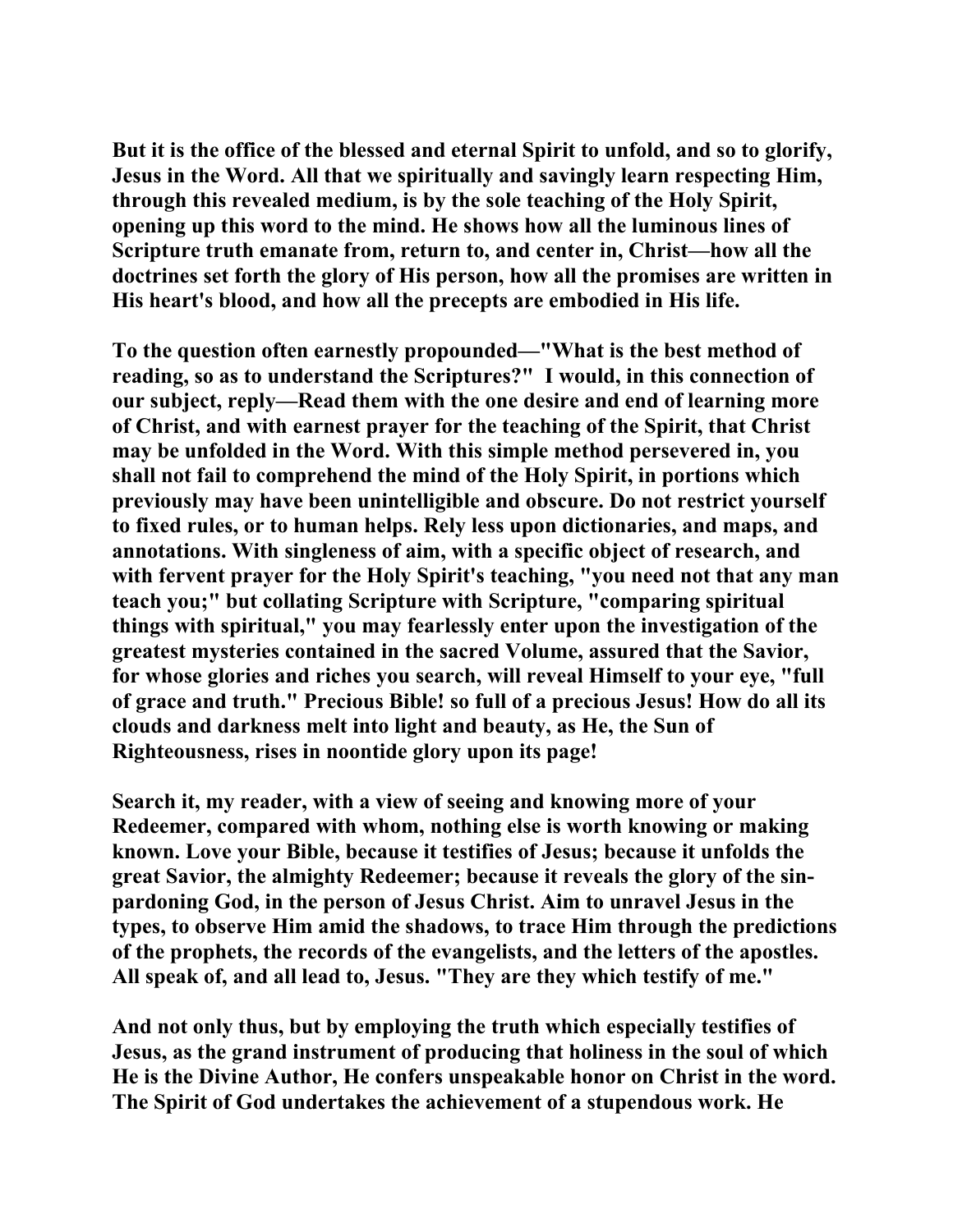But it is the office of the blessed and eternal Spirit to unfold, and so to glorify, Jesus in the Word. All that we spiritually and savingly learn respecting Him, through this revealed medium, is by the sole teaching of the Holy Spirit, opening up this word to the mind. He shows how all the luminous lines of Scripture truth emanate from, return to, and center in, Christ—how all the doctrines set forth the glory of His person, how all the promises are written in His heart's blood, and how all the precepts are embodied in His life.

To the question often earnestly propounded—"What is the best method of reading, so as to understand the Scriptures?" I would, in this connection of our subject, reply—Read them with the one desire and end of learning more of Christ, and with earnest prayer for the teaching of the Spirit, that Christ may be unfolded in the Word. With this simple method persevered in, you shall not fail to comprehend the mind of the Holy Spirit, in portions which previously may have been unintelligible and obscure. Do not restrict yourself to fixed rules, or to human helps. Rely less upon dictionaries, and maps, and annotations. With singleness of aim, with a specific object of research, and with fervent prayer for the Holy Spirit's teaching, "you need not that any man teach you;" but collating Scripture with Scripture, "comparing spiritual things with spiritual," you may fearlessly enter upon the investigation of the greatest mysteries contained in the sacred Volume, assured that the Savior, for whose glories and riches you search, will reveal Himself to your eye, "full of grace and truth." Precious Bible! so full of a precious Jesus! How do all its clouds and darkness melt into light and beauty, as He, the Sun of Righteousness, rises in noontide glory upon its page!

Search it, my reader, with a view of seeing and knowing more of your Redeemer, compared with whom, nothing else is worth knowing or making known. Love your Bible, because it testifies of Jesus; because it unfolds the great Savior, the almighty Redeemer; because it reveals the glory of the sin-pardoning God, in the person of Jesus Christ. Aim to unravel Jesus in the types, to observe Him amid the shadows, to trace Him through the predictions of the prophets, the records of the evangelists, and the letters of the apostles. All speak of, and all lead to, Jesus. "They are they which testify of me."

And not only thus, but by employing the truth which especially testifies of Jesus, as the grand instrument of producing that holiness in the soul of which He is the Divine Author, He confers unspeakable honor on Christ in the word. The Spirit of God undertakes the achievement of a stupendous work. He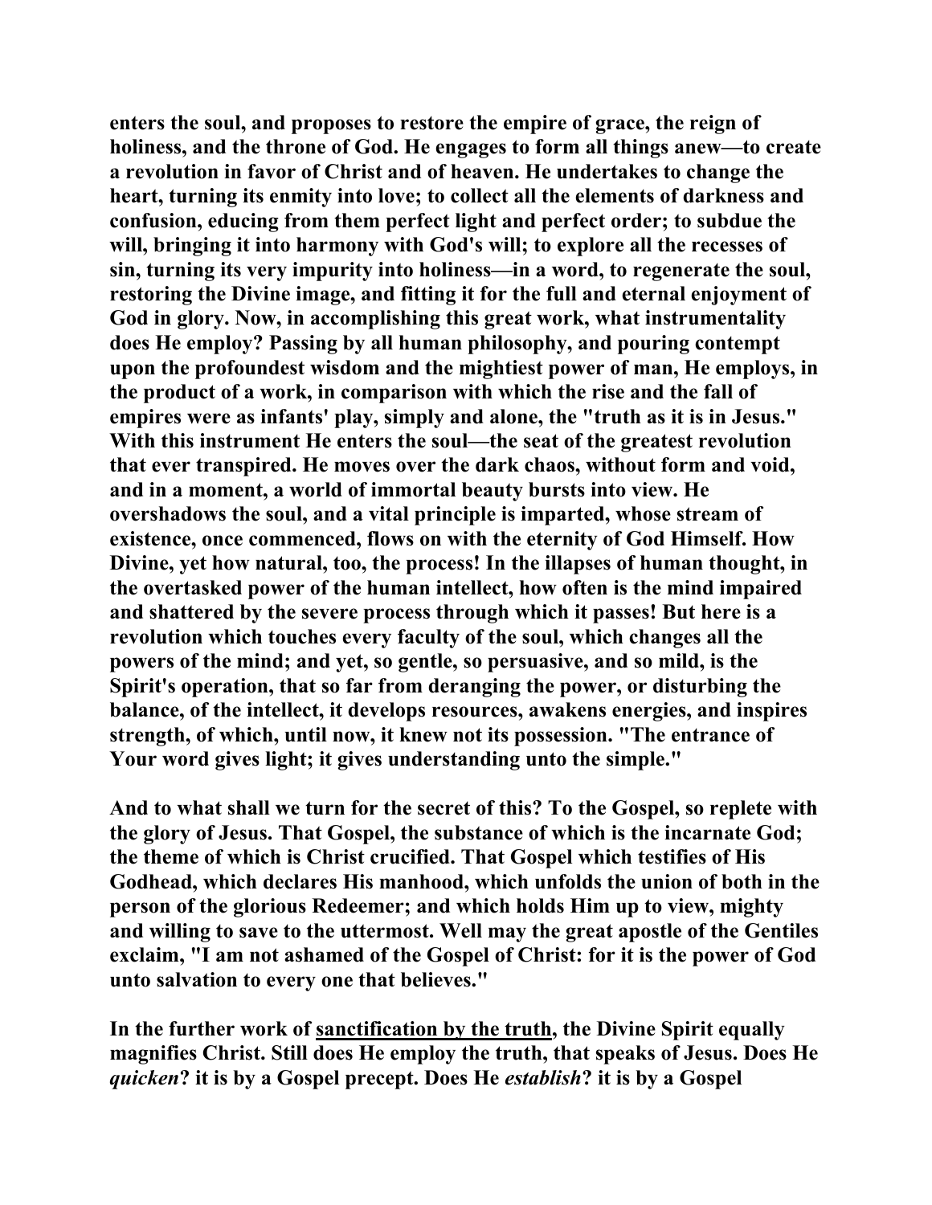enters the soul, and proposes to restore the empire of grace, the reign of holiness, and the throne of God. He engages to form all things anew—to create a revolution in favor of Christ and of heaven. He undertakes to change the heart, turning its enmity into love; to collect all the elements of darkness and confusion, educing from them perfect light and perfect order; to subdue the will, bringing it into harmony with God's will; to explore all the recesses of sin, turning its very impurity into holiness—in a word, to regenerate the soul, restoring the Divine image, and fitting it for the full and eternal enjoyment of God in glory. Now, in accomplishing this great work, what instrumentality does He employ? Passing by all human philosophy, and pouring contempt upon the profoundest wisdom and the mightiest power of man, He employs, in the product of a work, in comparison with which the rise and the fall of empires were as infants' play, simply and alone, the "truth as it is in Jesus." With this instrument He enters the soul—the seat of the greatest revolution that ever transpired. He moves over the dark chaos, without form and void, and in a moment, a world of immortal beauty bursts into view. He overshadows the soul, and a vital principle is imparted, whose stream of existence, once commenced, flows on with the eternity of God Himself. How Divine, yet how natural, too, the process! In the illapses of human thought, in the overtasked power of the human intellect, how often is the mind impaired and shattered by the severe process through which it passes! But here is a revolution which touches every faculty of the soul, which changes all the powers of the mind; and yet, so gentle, so persuasive, and so mild, is the Spirit's operation, that so far from deranging the power, or disturbing the balance, of the intellect, it develops resources, awakens energies, and inspires strength, of which, until now, it knew not its possession. "The entrance of Your word gives light; it gives understanding unto the simple."

And to what shall we turn for the secret of this? To the Gospel, so replete with the glory of Jesus. That Gospel, the substance of which is the incarnate God; the theme of which is Christ crucified. That Gospel which testifies of His Godhead, which declares His manhood, which unfolds the union of both in the person of the glorious Redeemer; and which holds Him up to view, mighty and willing to save to the uttermost. Well may the great apostle of the Gentiles exclaim, "I am not ashamed of the Gospel of Christ: for it is the power of God unto salvation to every one that believes."

In the further work of <u>sanctification by the truth</u>, the Divine Spirit equally magnifies Christ. Still does He employ the truth, that speaks of Jesus. Does He *quicken*? it is by a Gospel precept. Does He *establish*? it is by a Gospel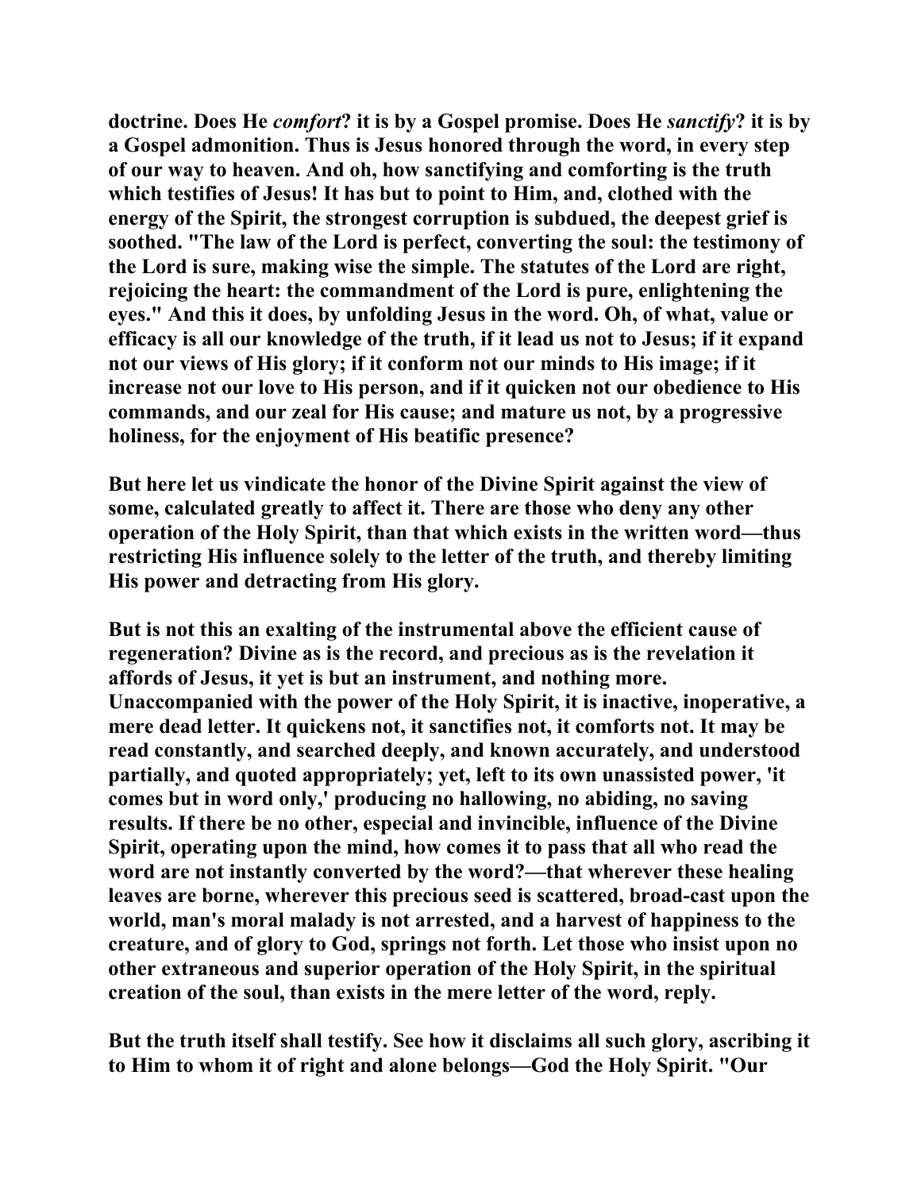**doctrine. Does He *comfort*? it is by a Gospel promise. Does He *sanctify*? it is by a Gospel admonition. Thus is Jesus honored through the word, in every step of our way to heaven. And oh, how sanctifying and comforting is the truth which testifies of Jesus! It has but to point to Him, and, clothed with the energy of the Spirit, the strongest corruption is subdued, the deepest grief is soothed. "The law of the Lord is perfect, converting the soul: the testimony of the Lord is sure, making wise the simple. The statutes of the Lord are right, rejoicing the heart: the commandment of the Lord is pure, enlightening the eyes." And this it does, by unfolding Jesus in the word. Oh, of what, value or efficacy is all our knowledge of the truth, if it lead us not to Jesus; if it expand not our views of His glory; if it conform not our minds to His image; if it increase not our love to His person, and if it quicken not our obedience to His commands, and our zeal for His cause; and mature us not, by a progressive holiness, for the enjoyment of His beatific presence?**

**But here let us vindicate the honor of the Divine Spirit against the view of some, calculated greatly to affect it. There are those who deny any other operation of the Holy Spirit, than that which exists in the written word—thus restricting His influence solely to the letter of the truth, and thereby limiting His power and detracting from His glory.**

**But is not this an exalting of the instrumental above the efficient cause of regeneration? Divine as is the record, and precious as is the revelation it affords of Jesus, it yet is but an instrument, and nothing more. Unaccompanied with the power of the Holy Spirit, it is inactive, inoperative, a mere dead letter. It quickens not, it sanctifies not, it comforts not. It may be read constantly, and searched deeply, and known accurately, and understood partially, and quoted appropriately; yet, left to its own unassisted power, 'it comes but in word only,' producing no hallowing, no abiding, no saving results. If there be no other, especial and invincible, influence of the Divine Spirit, operating upon the mind, how comes it to pass that all who read the word are not instantly converted by the word?—that wherever these healing leaves are borne, wherever this precious seed is scattered, broad-cast upon the world, man's moral malady is not arrested, and a harvest of happiness to the creature, and of glory to God, springs not forth. Let those who insist upon no other extraneous and superior operation of the Holy Spirit, in the spiritual creation of the soul, than exists in the mere letter of the word, reply.**

**But the truth itself shall testify. See how it disclaims all such glory, ascribing it to Him to whom it of right and alone belongs—God the Holy Spirit. "Our**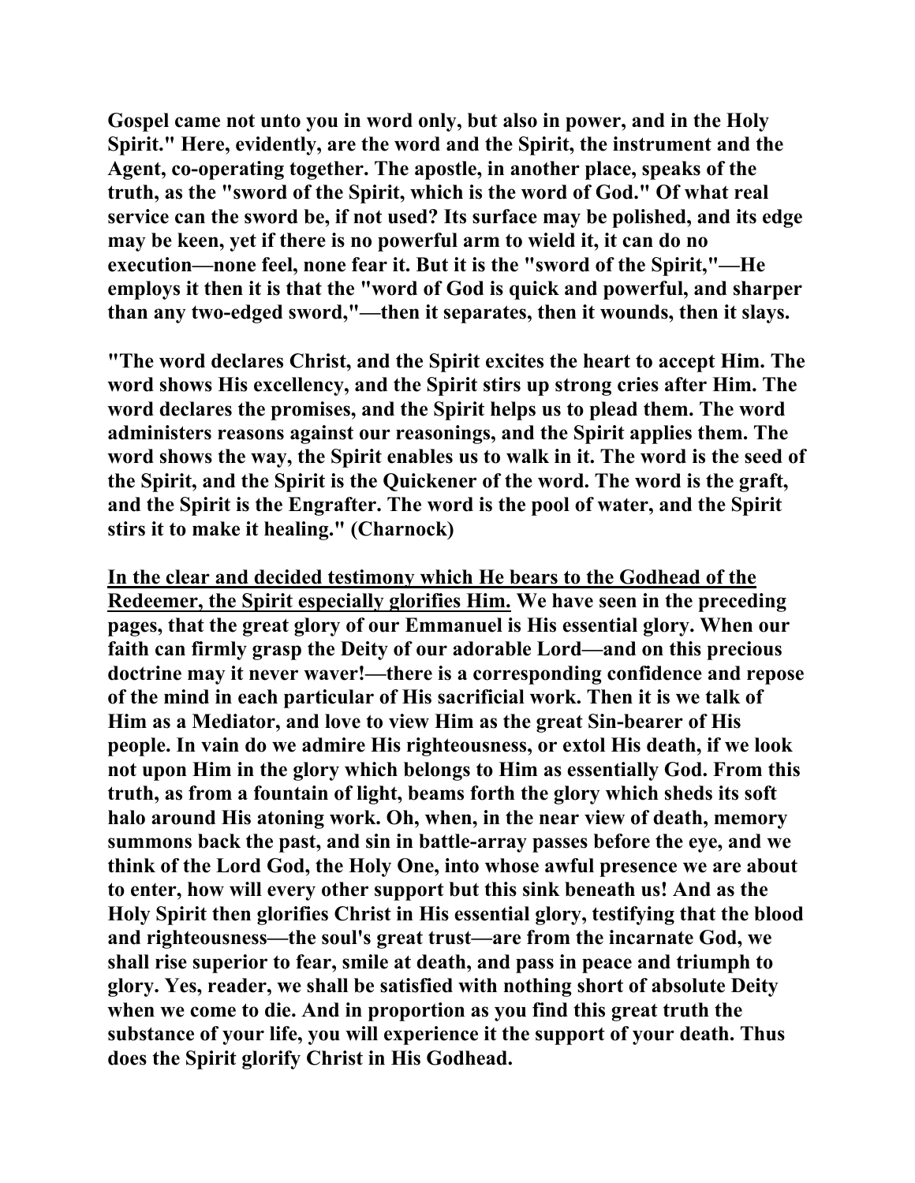**Gospel came not unto you in word only, but also in power, and in the Holy Spirit." Here, evidently, are the word and the Spirit, the instrument and the Agent, co-operating together. The apostle, in another place, speaks of the truth, as the "sword of the Spirit, which is the word of God." Of what real service can the sword be, if not used? Its surface may be polished, and its edge may be keen, yet if there is no powerful arm to wield it, it can do no execution—none feel, none fear it. But it is the "sword of the Spirit,"—He employs it then it is that the "word of God is quick and powerful, and sharper than any two-edged sword,"—then it separates, then it wounds, then it slays.**

**"The word declares Christ, and the Spirit excites the heart to accept Him. The word shows His excellency, and the Spirit stirs up strong cries after Him. The word declares the promises, and the Spirit helps us to plead them. The word administers reasons against our reasonings, and the Spirit applies them. The word shows the way, the Spirit enables us to walk in it. The word is the seed of the Spirit, and the Spirit is the Quickener of the word. The word is the graft, and the Spirit is the Engrafter. The word is the pool of water, and the Spirit stirs it to make it healing." (Charnock)**

**<u>In the clear and decided testimony which He bears to the Godhead of the Redeemer, the Spirit especially glorifies Him.</u> We have seen in the preceding pages, that the great glory of our Emmanuel is His essential glory. When our faith can firmly grasp the Deity of our adorable Lord—and on this precious doctrine may it never waver!—there is a corresponding confidence and repose of the mind in each particular of His sacrificial work. Then it is we talk of Him as a Mediator, and love to view Him as the great Sin-bearer of His people. In vain do we admire His righteousness, or extol His death, if we look not upon Him in the glory which belongs to Him as essentially God. From this truth, as from a fountain of light, beams forth the glory which sheds its soft halo around His atoning work. Oh, when, in the near view of death, memory summons back the past, and sin in battle-array passes before the eye, and we think of the Lord God, the Holy One, into whose awful presence we are about to enter, how will every other support but this sink beneath us! And as the Holy Spirit then glorifies Christ in His essential glory, testifying that the blood and righteousness—the soul's great trust—are from the incarnate God, we shall rise superior to fear, smile at death, and pass in peace and triumph to glory. Yes, reader, we shall be satisfied with nothing short of absolute Deity when we come to die. And in proportion as you find this great truth the substance of your life, you will experience it the support of your death. Thus does the Spirit glorify Christ in His Godhead.**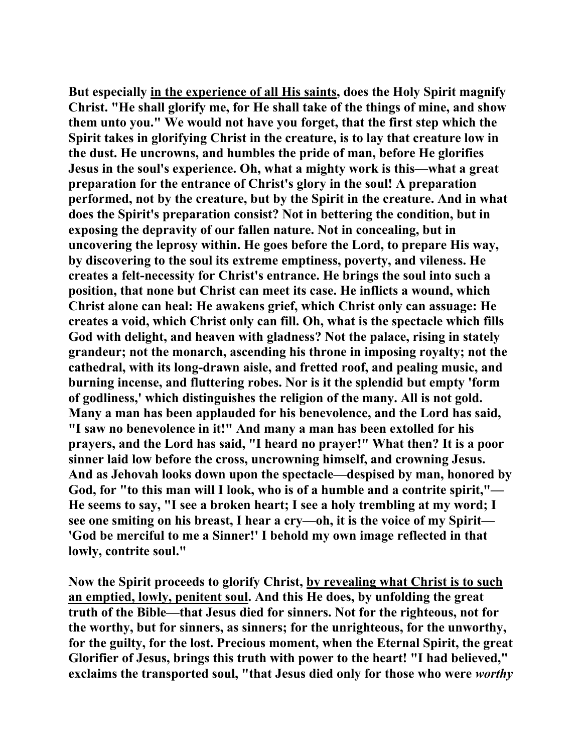But especially <u>in the experience of all His saints</u>, does the Holy Spirit magnify Christ. "He shall glorify me, for He shall take of the things of mine, and show them unto you." We would not have you forget, that the first step which the Spirit takes in glorifying Christ in the creature, is to lay that creature low in the dust. He uncrowns, and humbles the pride of man, before He glorifies Jesus in the soul's experience. Oh, what a mighty work is this—what a great preparation for the entrance of Christ's glory in the soul! A preparation performed, not by the creature, but by the Spirit in the creature. And in what does the Spirit's preparation consist? Not in bettering the condition, but in exposing the depravity of our fallen nature. Not in concealing, but in uncovering the leprosy within. He goes before the Lord, to prepare His way, by discovering to the soul its extreme emptiness, poverty, and vileness. He creates a felt-necessity for Christ's entrance. He brings the soul into such a position, that none but Christ can meet its case. He inflicts a wound, which Christ alone can heal: He awakens grief, which Christ only can assuage: He creates a void, which Christ only can fill. Oh, what is the spectacle which fills God with delight, and heaven with gladness? Not the palace, rising in stately grandeur; not the monarch, ascending his throne in imposing royalty; not the cathedral, with its long-drawn aisle, and fretted roof, and pealing music, and burning incense, and fluttering robes. Nor is it the splendid but empty 'form of godliness,' which distinguishes the religion of the many. All is not gold. Many a man has been applauded for his benevolence, and the Lord has said, "I saw no benevolence in it!" And many a man has been extolled for his prayers, and the Lord has said, "I heard no prayer!" What then? It is a poor sinner laid low before the cross, uncrowning himself, and crowning Jesus. And as Jehovah looks down upon the spectacle—despised by man, honored by God, for "to this man will I look, who is of a humble and a contrite spirit,"—He seems to say, "I see a broken heart; I see a holy trembling at my word; I see one smiting on his breast, I hear a cry—oh, it is the voice of my Spirit—'God be merciful to me a Sinner!' I behold my own image reflected in that lowly, contrite soul."

Now the Spirit proceeds to glorify Christ, <u>by revealing what Christ is to such an emptied, lowly, penitent soul</u>. And this He does, by unfolding the great truth of the Bible—that Jesus died for sinners. Not for the righteous, not for the worthy, but for sinners, as sinners; for the unrighteous, for the unworthy, for the guilty, for the lost. Precious moment, when the Eternal Spirit, the great Glorifier of Jesus, brings this truth with power to the heart! "I had believed," exclaims the transported soul, "that Jesus died only for those who were *worthy*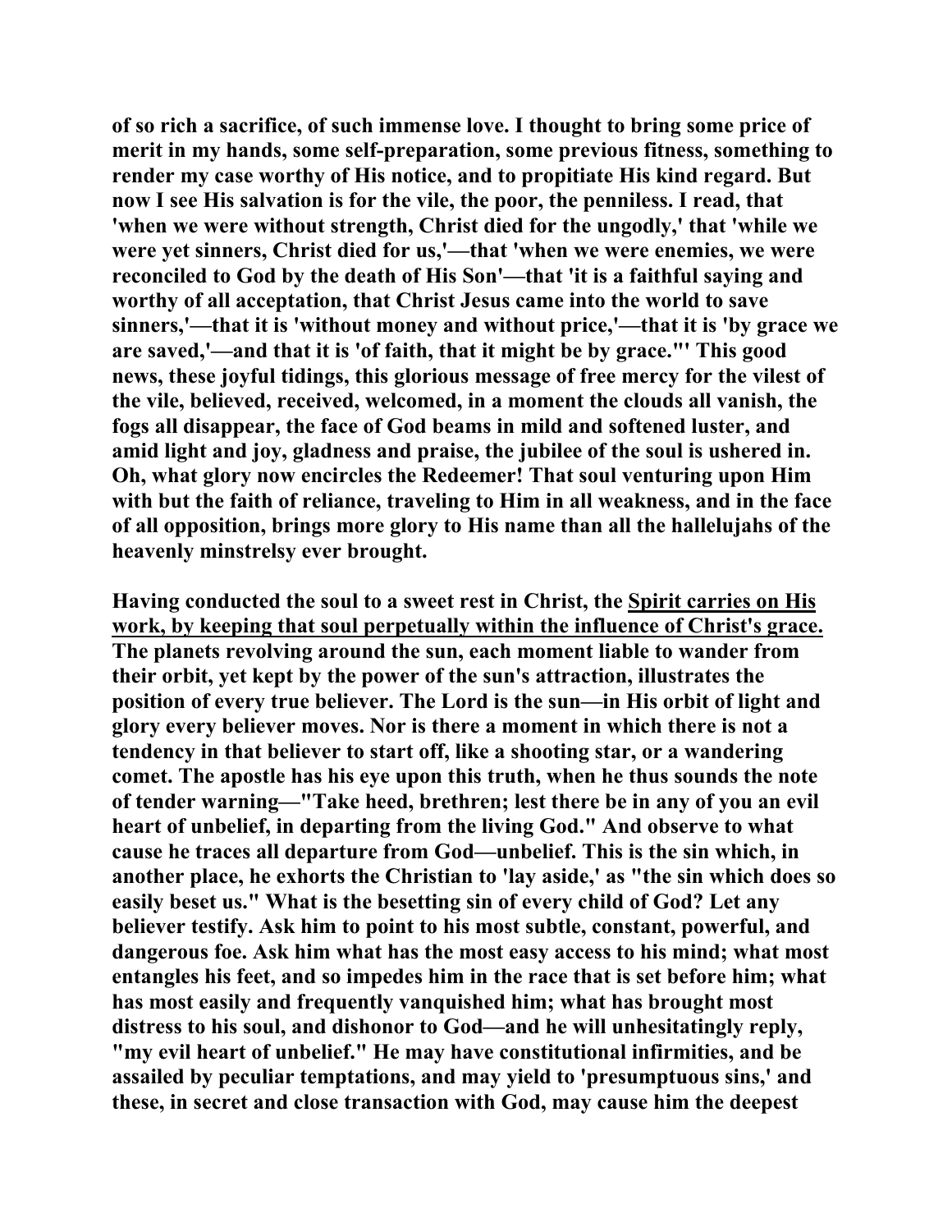**of so rich a sacrifice, of such immense love. I thought to bring some price of merit in my hands, some self-preparation, some previous fitness, something to render my case worthy of His notice, and to propitiate His kind regard. But now I see His salvation is for the vile, the poor, the penniless. I read, that 'when we were without strength, Christ died for the ungodly,' that 'while we were yet sinners, Christ died for us,'—that 'when we were enemies, we were reconciled to God by the death of His Son'—that 'it is a faithful saying and worthy of all acceptation, that Christ Jesus came into the world to save sinners,'—that it is 'without money and without price,'—that it is 'by grace we are saved,'—and that it is 'of faith, that it might be by grace."' This good news, these joyful tidings, this glorious message of free mercy for the vilest of the vile, believed, received, welcomed, in a moment the clouds all vanish, the fogs all disappear, the face of God beams in mild and softened luster, and amid light and joy, gladness and praise, the jubilee of the soul is ushered in. Oh, what glory now encircles the Redeemer! That soul venturing upon Him with but the faith of reliance, traveling to Him in all weakness, and in the face of all opposition, brings more glory to His name than all the hallelujahs of the heavenly minstrelsy ever brought.**

**Having conducted the soul to a sweet rest in Christ, the <u>Spirit carries on His work, by keeping that soul perpetually within the influence of Christ's grace.</u> The planets revolving around the sun, each moment liable to wander from their orbit, yet kept by the power of the sun's attraction, illustrates the position of every true believer. The Lord is the sun—in His orbit of light and glory every believer moves. Nor is there a moment in which there is not a tendency in that believer to start off, like a shooting star, or a wandering comet. The apostle has his eye upon this truth, when he thus sounds the note of tender warning—"Take heed, brethren; lest there be in any of you an evil heart of unbelief, in departing from the living God." And observe to what cause he traces all departure from God—unbelief. This is the sin which, in another place, he exhorts the Christian to 'lay aside,' as "the sin which does so easily beset us." What is the besetting sin of every child of God? Let any believer testify. Ask him to point to his most subtle, constant, powerful, and dangerous foe. Ask him what has the most easy access to his mind; what most entangles his feet, and so impedes him in the race that is set before him; what has most easily and frequently vanquished him; what has brought most distress to his soul, and dishonor to God—and he will unhesitatingly reply, "my evil heart of unbelief." He may have constitutional infirmities, and be assailed by peculiar temptations, and may yield to 'presumptuous sins,' and these, in secret and close transaction with God, may cause him the deepest**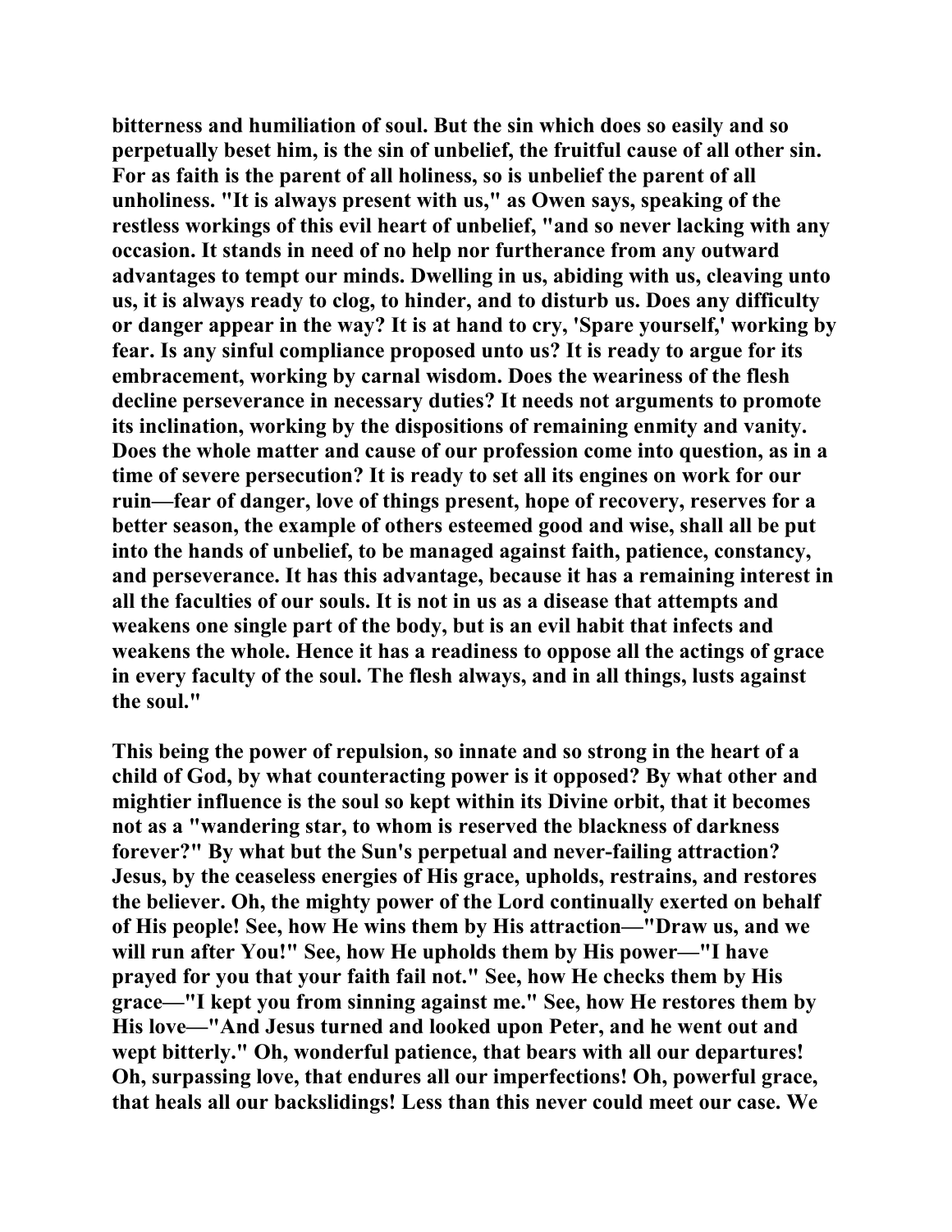bitterness and humiliation of soul. But the sin which does so easily and so perpetually beset him, is the sin of unbelief, the fruitful cause of all other sin. For as faith is the parent of all holiness, so is unbelief the parent of all unholiness. "It is always present with us," as Owen says, speaking of the restless workings of this evil heart of unbelief, "and so never lacking with any occasion. It stands in need of no help nor furtherance from any outward advantages to tempt our minds. Dwelling in us, abiding with us, cleaving unto us, it is always ready to clog, to hinder, and to disturb us. Does any difficulty or danger appear in the way? It is at hand to cry, 'Spare yourself,' working by fear. Is any sinful compliance proposed unto us? It is ready to argue for its embracement, working by carnal wisdom. Does the weariness of the flesh decline perseverance in necessary duties? It needs not arguments to promote its inclination, working by the dispositions of remaining enmity and vanity. Does the whole matter and cause of our profession come into question, as in a time of severe persecution? It is ready to set all its engines on work for our ruin—fear of danger, love of things present, hope of recovery, reserves for a better season, the example of others esteemed good and wise, shall all be put into the hands of unbelief, to be managed against faith, patience, constancy, and perseverance. It has this advantage, because it has a remaining interest in all the faculties of our souls. It is not in us as a disease that attempts and weakens one single part of the body, but is an evil habit that infects and weakens the whole. Hence it has a readiness to oppose all the actings of grace in every faculty of the soul. The flesh always, and in all things, lusts against the soul."

This being the power of repulsion, so innate and so strong in the heart of a child of God, by what counteracting power is it opposed? By what other and mightier influence is the soul so kept within its Divine orbit, that it becomes not as a "wandering star, to whom is reserved the blackness of darkness forever?" By what but the Sun's perpetual and never-failing attraction? Jesus, by the ceaseless energies of His grace, upholds, restrains, and restores the believer. Oh, the mighty power of the Lord continually exerted on behalf of His people! See, how He wins them by His attraction—"Draw us, and we will run after You!" See, how He upholds them by His power—"I have prayed for you that your faith fail not." See, how He checks them by His grace—"I kept you from sinning against me." See, how He restores them by His love—"And Jesus turned and looked upon Peter, and he went out and wept bitterly." Oh, wonderful patience, that bears with all our departures! Oh, surpassing love, that endures all our imperfections! Oh, powerful grace, that heals all our backslidings! Less than this never could meet our case. We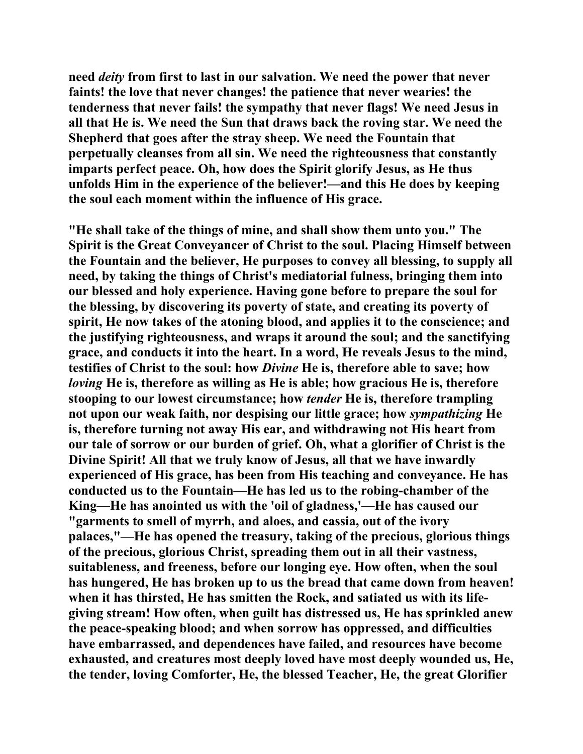**need *deity* from first to last in our salvation. We need the power that never faints! the love that never changes! the patience that never wearies! the tenderness that never fails! the sympathy that never flags! We need Jesus in all that He is. We need the Sun that draws back the roving star. We need the Shepherd that goes after the stray sheep. We need the Fountain that perpetually cleanses from all sin. We need the righteousness that constantly imparts perfect peace. Oh, how does the Spirit glorify Jesus, as He thus unfolds Him in the experience of the believer!—and this He does by keeping the soul each moment within the influence of His grace.**

**"He shall take of the things of mine, and shall show them unto you." The Spirit is the Great Conveyancer of Christ to the soul. Placing Himself between the Fountain and the believer, He purposes to convey all blessing, to supply all need, by taking the things of Christ's mediatorial fulness, bringing them into our blessed and holy experience. Having gone before to prepare the soul for the blessing, by discovering its poverty of state, and creating its poverty of spirit, He now takes of the atoning blood, and applies it to the conscience; and the justifying righteousness, and wraps it around the soul; and the sanctifying grace, and conducts it into the heart. In a word, He reveals Jesus to the mind, testifies of Christ to the soul: how *Divine* He is, therefore able to save; how *loving* He is, therefore as willing as He is able; how gracious He is, therefore stooping to our lowest circumstance; how *tender* He is, therefore trampling not upon our weak faith, nor despising our little grace; how *sympathizing* He is, therefore turning not away His ear, and withdrawing not His heart from our tale of sorrow or our burden of grief. Oh, what a glorifier of Christ is the Divine Spirit! All that we truly know of Jesus, all that we have inwardly experienced of His grace, has been from His teaching and conveyance. He has conducted us to the Fountain—He has led us to the robing-chamber of the King—He has anointed us with the 'oil of gladness,'—He has caused our "garments to smell of myrrh, and aloes, and cassia, out of the ivory palaces,"—He has opened the treasury, taking of the precious, glorious things of the precious, glorious Christ, spreading them out in all their vastness, suitableness, and freeness, before our longing eye. How often, when the soul has hungered, He has broken up to us the bread that came down from heaven! when it has thirsted, He has smitten the Rock, and satiated us with its life-giving stream! How often, when guilt has distressed us, He has sprinkled anew the peace-speaking blood; and when sorrow has oppressed, and difficulties have embarrassed, and dependences have failed, and resources have become exhausted, and creatures most deeply loved have most deeply wounded us, He, the tender, loving Comforter, He, the blessed Teacher, He, the great Glorifier**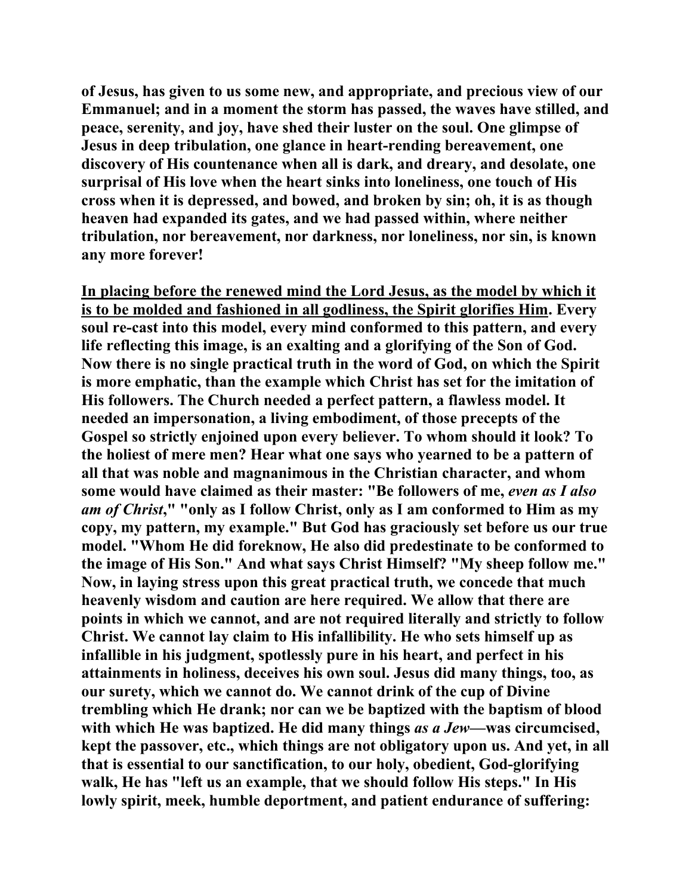**of Jesus, has given to us some new, and appropriate, and precious view of our Emmanuel; and in a moment the storm has passed, the waves have stilled, and peace, serenity, and joy, have shed their luster on the soul. One glimpse of Jesus in deep tribulation, one glance in heart-rending bereavement, one discovery of His countenance when all is dark, and dreary, and desolate, one surprisal of His love when the heart sinks into loneliness, one touch of His cross when it is depressed, and bowed, and broken by sin; oh, it is as though heaven had expanded its gates, and we had passed within, where neither tribulation, nor bereavement, nor darkness, nor loneliness, nor sin, is known any more forever!**

<u>**In placing before the renewed mind the Lord Jesus, as the model by which it is to be molded and fashioned in all godliness, the Spirit glorifies Him**</u>**. Every soul re-cast into this model, every mind conformed to this pattern, and every life reflecting this image, is an exalting and a glorifying of the Son of God. Now there is no single practical truth in the word of God, on which the Spirit is more emphatic, than the example which Christ has set for the imitation of His followers. The Church needed a perfect pattern, a flawless model. It needed an impersonation, a living embodiment, of those precepts of the Gospel so strictly enjoined upon every believer. To whom should it look? To the holiest of mere men? Hear what one says who yearned to be a pattern of all that was noble and magnanimous in the Christian character, and whom some would have claimed as their master: "Be followers of me, *even as I also am of Christ*," "only as I follow Christ, only as I am conformed to Him as my copy, my pattern, my example." But God has graciously set before us our true model. "Whom He did foreknow, He also did predestinate to be conformed to the image of His Son." And what says Christ Himself? "My sheep follow me." Now, in laying stress upon this great practical truth, we concede that much heavenly wisdom and caution are here required. We allow that there are points in which we cannot, and are not required literally and strictly to follow Christ. We cannot lay claim to His infallibility. He who sets himself up as infallible in his judgment, spotlessly pure in his heart, and perfect in his attainments in holiness, deceives his own soul. Jesus did many things, too, as our surety, which we cannot do. We cannot drink of the cup of Divine trembling which He drank; nor can we be baptized with the baptism of blood with which He was baptized. He did many things *as a Jew*—was circumcised, kept the passover, etc., which things are not obligatory upon us. And yet, in all that is essential to our sanctification, to our holy, obedient, God-glorifying walk, He has "left us an example, that we should follow His steps." In His lowly spirit, meek, humble deportment, and patient endurance of suffering:**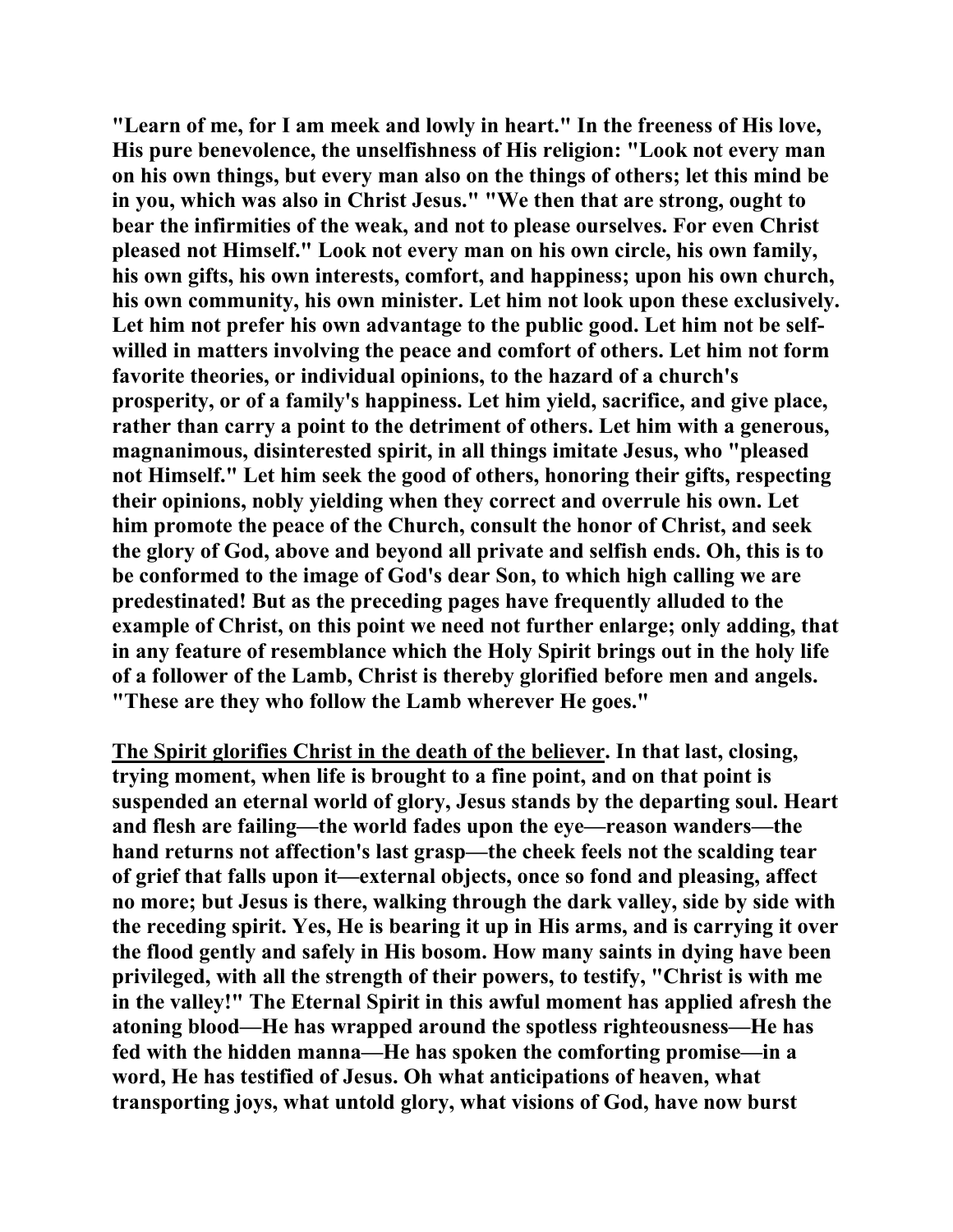**"Learn of me, for I am meek and lowly in heart." In the freeness of His love, His pure benevolence, the unselfishness of His religion: "Look not every man on his own things, but every man also on the things of others; let this mind be in you, which was also in Christ Jesus." "We then that are strong, ought to bear the infirmities of the weak, and not to please ourselves. For even Christ pleased not Himself." Look not every man on his own circle, his own family, his own gifts, his own interests, comfort, and happiness; upon his own church, his own community, his own minister. Let him not look upon these exclusively. Let him not prefer his own advantage to the public good. Let him not be self-willed in matters involving the peace and comfort of others. Let him not form favorite theories, or individual opinions, to the hazard of a church's prosperity, or of a family's happiness. Let him yield, sacrifice, and give place, rather than carry a point to the detriment of others. Let him with a generous, magnanimous, disinterested spirit, in all things imitate Jesus, who "pleased not Himself." Let him seek the good of others, honoring their gifts, respecting their opinions, nobly yielding when they correct and overrule his own. Let him promote the peace of the Church, consult the honor of Christ, and seek the glory of God, above and beyond all private and selfish ends. Oh, this is to be conformed to the image of God's dear Son, to which high calling we are predestinated! But as the preceding pages have frequently alluded to the example of Christ, on this point we need not further enlarge; only adding, that in any feature of resemblance which the Holy Spirit brings out in the holy life of a follower of the Lamb, Christ is thereby glorified before men and angels. "These are they who follow the Lamb wherever He goes."**

**<u>The Spirit glorifies Christ in the death of the believer</u>. In that last, closing, trying moment, when life is brought to a fine point, and on that point is suspended an eternal world of glory, Jesus stands by the departing soul. Heart and flesh are failing—the world fades upon the eye—reason wanders—the hand returns not affection's last grasp—the cheek feels not the scalding tear of grief that falls upon it—external objects, once so fond and pleasing, affect no more; but Jesus is there, walking through the dark valley, side by side with the receding spirit. Yes, He is bearing it up in His arms, and is carrying it over the flood gently and safely in His bosom. How many saints in dying have been privileged, with all the strength of their powers, to testify, "Christ is with me in the valley!" The Eternal Spirit in this awful moment has applied afresh the atoning blood—He has wrapped around the spotless righteousness—He has fed with the hidden manna—He has spoken the comforting promise—in a word, He has testified of Jesus. Oh what anticipations of heaven, what transporting joys, what untold glory, what visions of God, have now burst**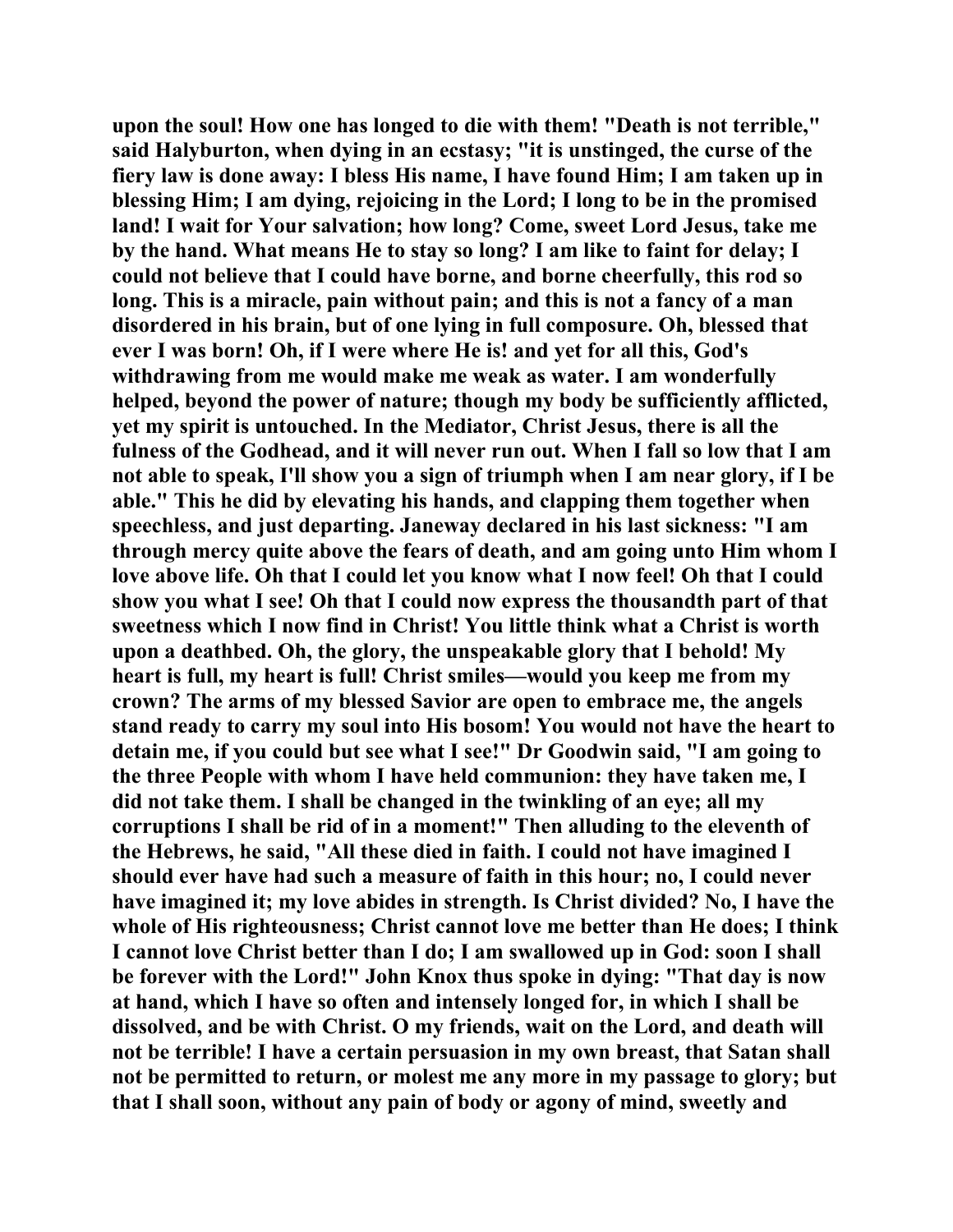**upon the soul! How one has longed to die with them! "Death is not terrible," said Halyburton, when dying in an ecstasy; "it is unstinged, the curse of the fiery law is done away: I bless His name, I have found Him; I am taken up in blessing Him; I am dying, rejoicing in the Lord; I long to be in the promised land! I wait for Your salvation; how long? Come, sweet Lord Jesus, take me by the hand. What means He to stay so long? I am like to faint for delay; I could not believe that I could have borne, and borne cheerfully, this rod so long. This is a miracle, pain without pain; and this is not a fancy of a man disordered in his brain, but of one lying in full composure. Oh, blessed that ever I was born! Oh, if I were where He is! and yet for all this, God's withdrawing from me would make me weak as water. I am wonderfully helped, beyond the power of nature; though my body be sufficiently afflicted, yet my spirit is untouched. In the Mediator, Christ Jesus, there is all the fulness of the Godhead, and it will never run out. When I fall so low that I am not able to speak, I'll show you a sign of triumph when I am near glory, if I be able." This he did by elevating his hands, and clapping them together when speechless, and just departing. Janeway declared in his last sickness: "I am through mercy quite above the fears of death, and am going unto Him whom I love above life. Oh that I could let you know what I now feel! Oh that I could show you what I see! Oh that I could now express the thousandth part of that sweetness which I now find in Christ! You little think what a Christ is worth upon a deathbed. Oh, the glory, the unspeakable glory that I behold! My heart is full, my heart is full! Christ smiles—would you keep me from my crown? The arms of my blessed Savior are open to embrace me, the angels stand ready to carry my soul into His bosom! You would not have the heart to detain me, if you could but see what I see!" Dr Goodwin said, "I am going to the three People with whom I have held communion: they have taken me, I did not take them. I shall be changed in the twinkling of an eye; all my corruptions I shall be rid of in a moment!" Then alluding to the eleventh of the Hebrews, he said, "All these died in faith. I could not have imagined I should ever have had such a measure of faith in this hour; no, I could never have imagined it; my love abides in strength. Is Christ divided? No, I have the whole of His righteousness; Christ cannot love me better than He does; I think I cannot love Christ better than I do; I am swallowed up in God: soon I shall be forever with the Lord!" John Knox thus spoke in dying: "That day is now at hand, which I have so often and intensely longed for, in which I shall be dissolved, and be with Christ. O my friends, wait on the Lord, and death will not be terrible! I have a certain persuasion in my own breast, that Satan shall not be permitted to return, or molest me any more in my passage to glory; but that I shall soon, without any pain of body or agony of mind, sweetly and**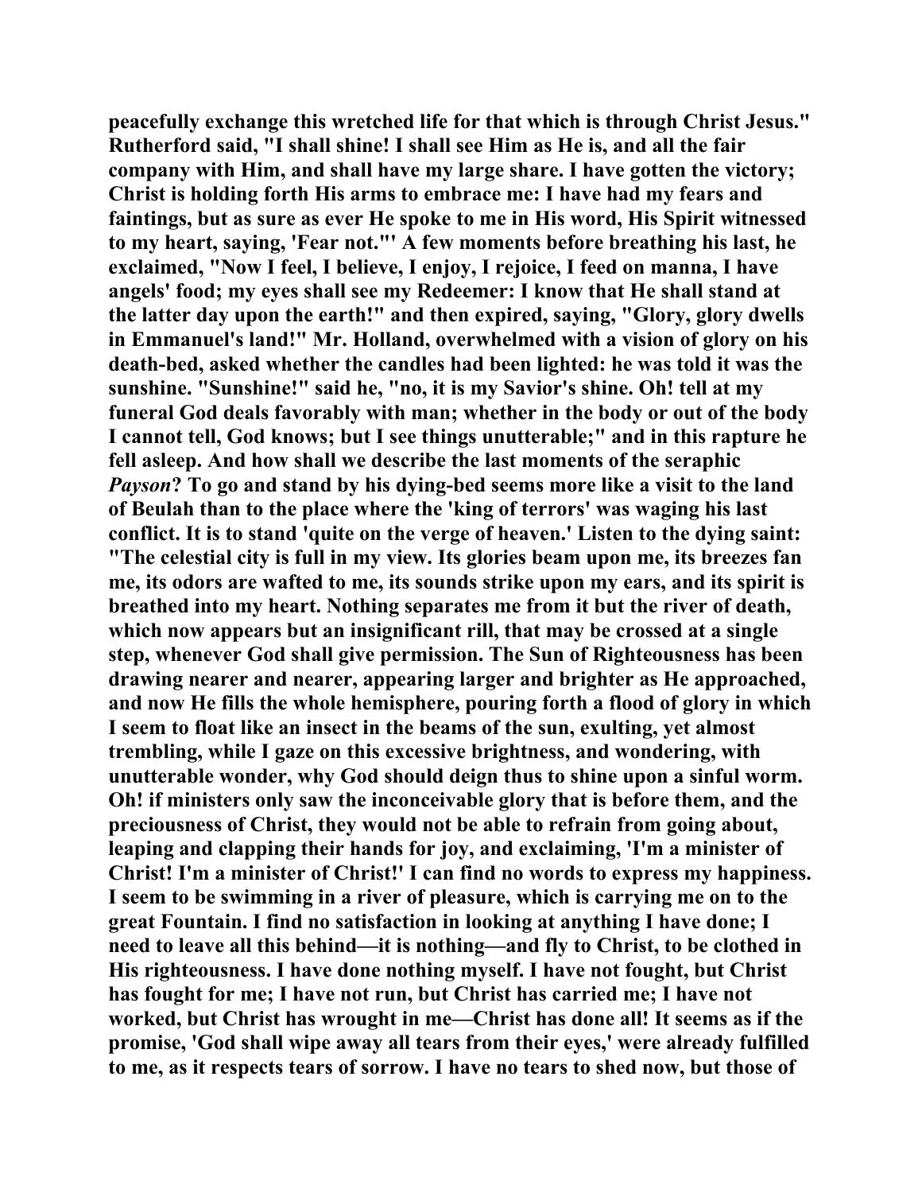peacefully exchange this wretched life for that which is through Christ Jesus." Rutherford said, "I shall shine! I shall see Him as He is, and all the fair company with Him, and shall have my large share. I have gotten the victory; Christ is holding forth His arms to embrace me: I have had my fears and faintings, but as sure as ever He spoke to me in His word, His Spirit witnessed to my heart, saying, 'Fear not."' A few moments before breathing his last, he exclaimed, "Now I feel, I believe, I enjoy, I rejoice, I feed on manna, I have angels' food; my eyes shall see my Redeemer: I know that He shall stand at the latter day upon the earth!" and then expired, saying, "Glory, glory dwells in Emmanuel's land!" Mr. Holland, overwhelmed with a vision of glory on his death-bed, asked whether the candles had been lighted: he was told it was the sunshine. "Sunshine!" said he, "no, it is my Savior's shine. Oh! tell at my funeral God deals favorably with man; whether in the body or out of the body I cannot tell, God knows; but I see things unutterable;" and in this rapture he fell asleep. And how shall we describe the last moments of the seraphic *Payson*? To go and stand by his dying-bed seems more like a visit to the land of Beulah than to the place where the 'king of terrors' was waging his last conflict. It is to stand 'quite on the verge of heaven.' Listen to the dying saint: "The celestial city is full in my view. Its glories beam upon me, its breezes fan me, its odors are wafted to me, its sounds strike upon my ears, and its spirit is breathed into my heart. Nothing separates me from it but the river of death, which now appears but an insignificant rill, that may be crossed at a single step, whenever God shall give permission. The Sun of Righteousness has been drawing nearer and nearer, appearing larger and brighter as He approached, and now He fills the whole hemisphere, pouring forth a flood of glory in which I seem to float like an insect in the beams of the sun, exulting, yet almost trembling, while I gaze on this excessive brightness, and wondering, with unutterable wonder, why God should deign thus to shine upon a sinful worm. Oh! if ministers only saw the inconceivable glory that is before them, and the preciousness of Christ, they would not be able to refrain from going about, leaping and clapping their hands for joy, and exclaiming, 'I'm a minister of Christ! I'm a minister of Christ!' I can find no words to express my happiness. I seem to be swimming in a river of pleasure, which is carrying me on to the great Fountain. I find no satisfaction in looking at anything I have done; I need to leave all this behind—it is nothing—and fly to Christ, to be clothed in His righteousness. I have done nothing myself. I have not fought, but Christ has fought for me; I have not run, but Christ has carried me; I have not worked, but Christ has wrought in me—Christ has done all! It seems as if the promise, 'God shall wipe away all tears from their eyes,' were already fulfilled to me, as it respects tears of sorrow. I have no tears to shed now, but those of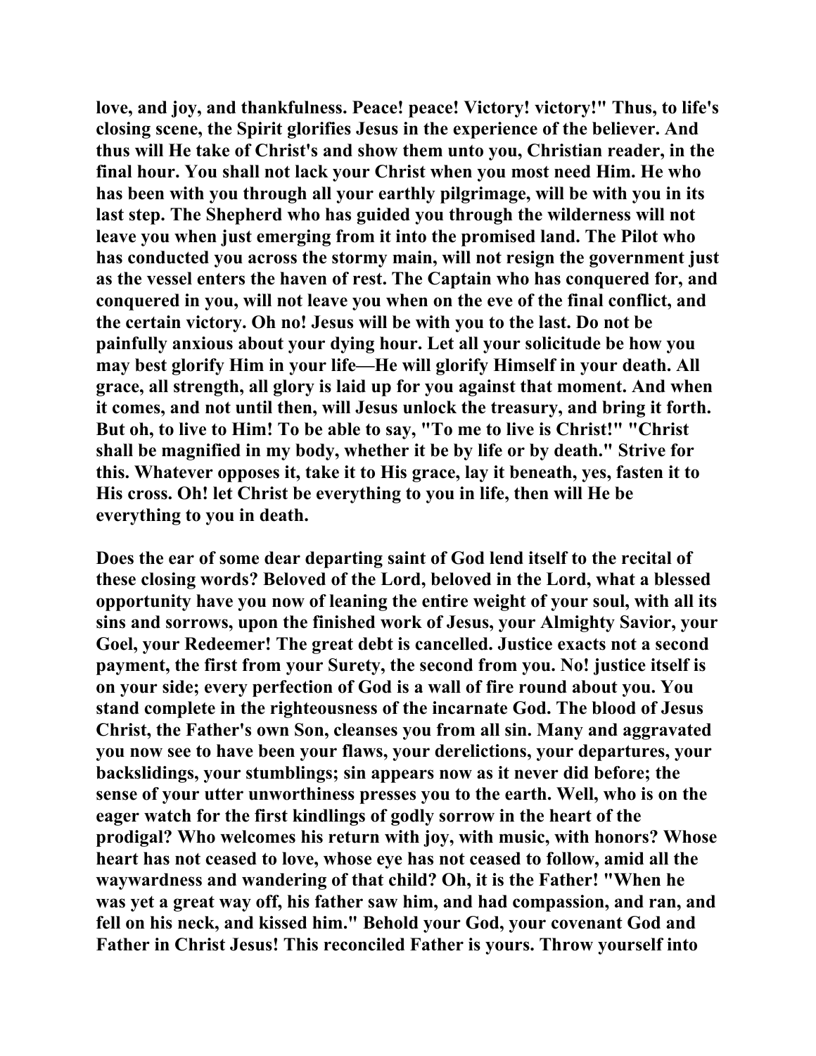love, and joy, and thankfulness. Peace! peace! Victory! victory!" Thus, to life's closing scene, the Spirit glorifies Jesus in the experience of the believer. And thus will He take of Christ's and show them unto you, Christian reader, in the final hour. You shall not lack your Christ when you most need Him. He who has been with you through all your earthly pilgrimage, will be with you in its last step. The Shepherd who has guided you through the wilderness will not leave you when just emerging from it into the promised land. The Pilot who has conducted you across the stormy main, will not resign the government just as the vessel enters the haven of rest. The Captain who has conquered for, and conquered in you, will not leave you when on the eve of the final conflict, and the certain victory. Oh no! Jesus will be with you to the last. Do not be painfully anxious about your dying hour. Let all your solicitude be how you may best glorify Him in your life—He will glorify Himself in your death. All grace, all strength, all glory is laid up for you against that moment. And when it comes, and not until then, will Jesus unlock the treasury, and bring it forth. But oh, to live to Him! To be able to say, "To me to live is Christ!" "Christ shall be magnified in my body, whether it be by life or by death." Strive for this. Whatever opposes it, take it to His grace, lay it beneath, yes, fasten it to His cross. Oh! let Christ be everything to you in life, then will He be everything to you in death.

Does the ear of some dear departing saint of God lend itself to the recital of these closing words? Beloved of the Lord, beloved in the Lord, what a blessed opportunity have you now of leaning the entire weight of your soul, with all its sins and sorrows, upon the finished work of Jesus, your Almighty Savior, your Goel, your Redeemer! The great debt is cancelled. Justice exacts not a second payment, the first from your Surety, the second from you. No! justice itself is on your side; every perfection of God is a wall of fire round about you. You stand complete in the righteousness of the incarnate God. The blood of Jesus Christ, the Father's own Son, cleanses you from all sin. Many and aggravated you now see to have been your flaws, your derelictions, your departures, your backslidings, your stumblings; sin appears now as it never did before; the sense of your utter unworthiness presses you to the earth. Well, who is on the eager watch for the first kindlings of godly sorrow in the heart of the prodigal? Who welcomes his return with joy, with music, with honors? Whose heart has not ceased to love, whose eye has not ceased to follow, amid all the waywardness and wandering of that child? Oh, it is the Father! "When he was yet a great way off, his father saw him, and had compassion, and ran, and fell on his neck, and kissed him." Behold your God, your covenant God and Father in Christ Jesus! This reconciled Father is yours. Throw yourself into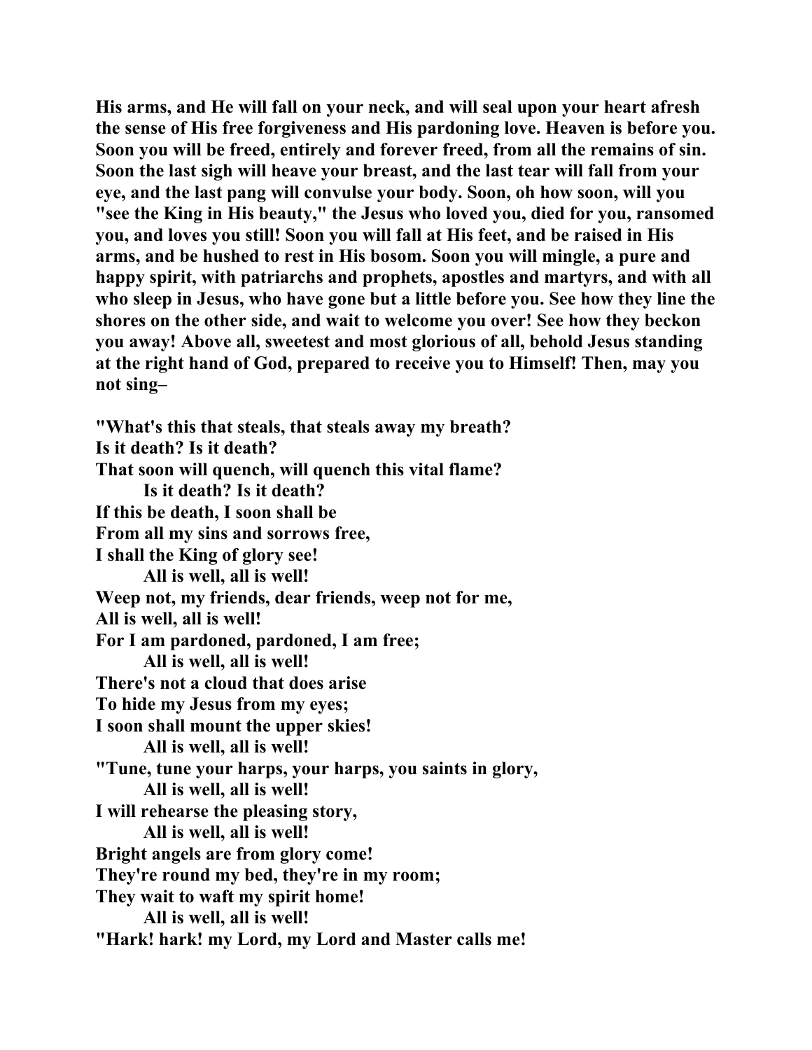**His arms, and He will fall on your neck, and will seal upon your heart afresh the sense of His free forgiveness and His pardoning love. Heaven is before you. Soon you will be freed, entirely and forever freed, from all the remains of sin. Soon the last sigh will heave your breast, and the last tear will fall from your eye, and the last pang will convulse your body. Soon, oh how soon, will you "see the King in His beauty," the Jesus who loved you, died for you, ransomed you, and loves you still! Soon you will fall at His feet, and be raised in His arms, and be hushed to rest in His bosom. Soon you will mingle, a pure and happy spirit, with patriarchs and prophets, apostles and martyrs, and with all who sleep in Jesus, who have gone but a little before you. See how they line the shores on the other side, and wait to welcome you over! See how they beckon you away! Above all, sweetest and most glorious of all, behold Jesus standing at the right hand of God, prepared to receive you to Himself! Then, may you not sing–**

**"What's this that steals, that steals away my breath?**  
**Is it death? Is it death?**  
**That soon will quench, will quench this vital flame?**  
        **Is it death? Is it death?**  
**If this be death, I soon shall be**  
**From all my sins and sorrows free,**  
**I shall the King of glory see!**  
        **All is well, all is well!**  
**Weep not, my friends, dear friends, weep not for me,**  
**All is well, all is well!**  
**For I am pardoned, pardoned, I am free;**  
        **All is well, all is well!**  
**There's not a cloud that does arise**  
**To hide my Jesus from my eyes;**  
**I soon shall mount the upper skies!**  
        **All is well, all is well!**  
**"Tune, tune your harps, your harps, you saints in glory,**  
        **All is well, all is well!**  
**I will rehearse the pleasing story,**  
        **All is well, all is well!**  
**Bright angels are from glory come!**  
**They're round my bed, they're in my room;**  
**They wait to waft my spirit home!**  
        **All is well, all is well!**  
**"Hark! hark! my Lord, my Lord and Master calls me!**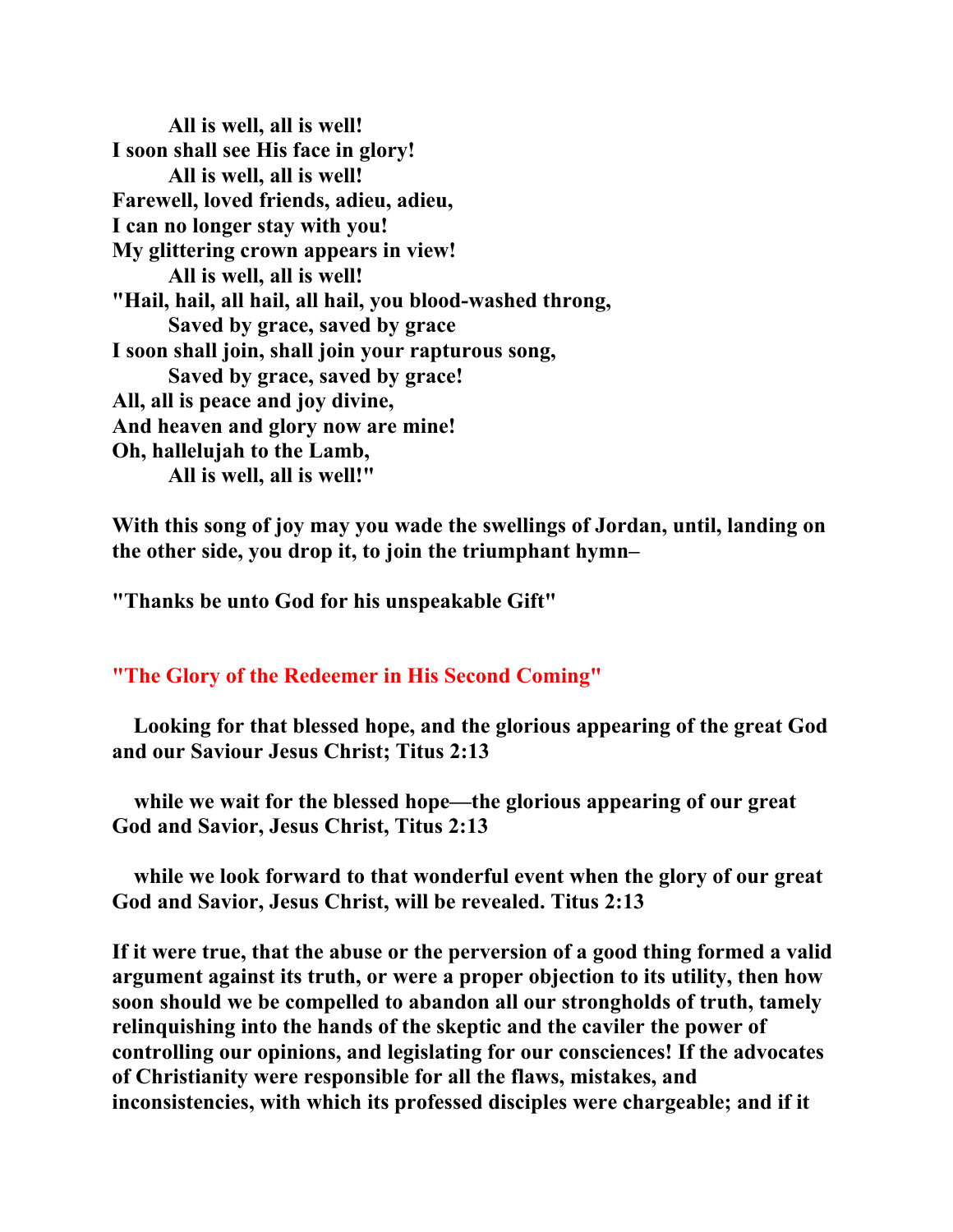**All is well, all is well!**
**I soon shall see His face in glory!**
**All is well, all is well!**
**Farewell, loved friends, adieu, adieu,**
**I can no longer stay with you!**
**My glittering crown appears in view!**
**All is well, all is well!**
**"Hail, hail, all hail, all hail, you blood-washed throng,**
**Saved by grace, saved by grace**
**I soon shall join, shall join your rapturous song,**
**Saved by grace, saved by grace!**
**All, all is peace and joy divine,**
**And heaven and glory now are mine!**
**Oh, hallelujah to the Lamb,**
**All is well, all is well!"**

**With this song of joy may you wade the swellings of Jordan, until, landing on the other side, you drop it, to join the triumphant hymn–**

**"Thanks be unto God for his unspeakable Gift"**

## "The Glory of the Redeemer in His Second Coming"

**Looking for that blessed hope, and the glorious appearing of the great God and our Saviour Jesus Christ; Titus 2:13**

**while we wait for the blessed hope—the glorious appearing of our great God and Savior, Jesus Christ, Titus 2:13**

**while we look forward to that wonderful event when the glory of our great God and Savior, Jesus Christ, will be revealed. Titus 2:13**

**If it were true, that the abuse or the perversion of a good thing formed a valid argument against its truth, or were a proper objection to its utility, then how soon should we be compelled to abandon all our strongholds of truth, tamely relinquishing into the hands of the skeptic and the caviler the power of controlling our opinions, and legislating for our consciences! If the advocates of Christianity were responsible for all the flaws, mistakes, and inconsistencies, with which its professed disciples were chargeable; and if it**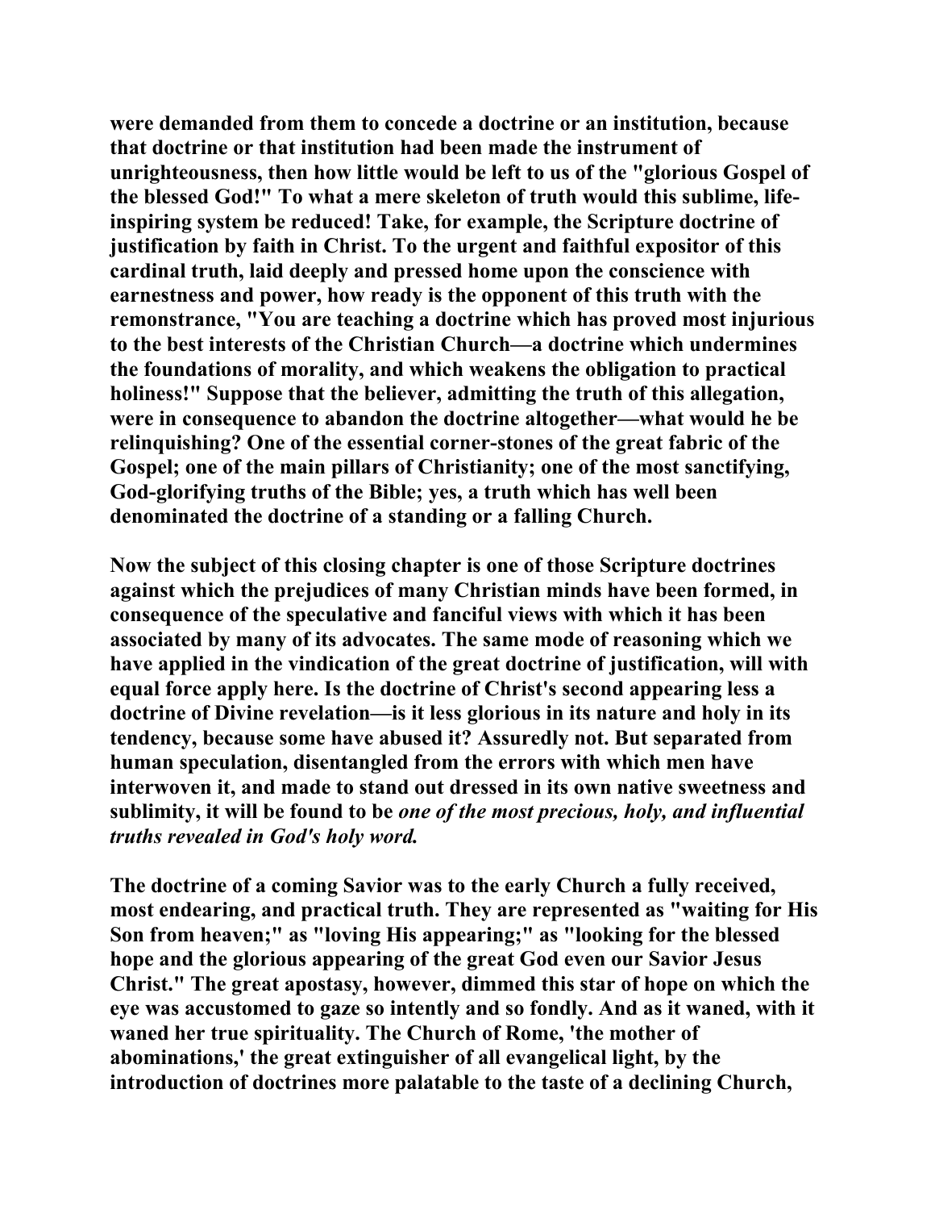were demanded from them to concede a doctrine or an institution, because that doctrine or that institution had been made the instrument of unrighteousness, then how little would be left to us of the "glorious Gospel of the blessed God!" To what a mere skeleton of truth would this sublime, life-inspiring system be reduced! Take, for example, the Scripture doctrine of justification by faith in Christ. To the urgent and faithful expositor of this cardinal truth, laid deeply and pressed home upon the conscience with earnestness and power, how ready is the opponent of this truth with the remonstrance, "You are teaching a doctrine which has proved most injurious to the best interests of the Christian Church—a doctrine which undermines the foundations of morality, and which weakens the obligation to practical holiness!" Suppose that the believer, admitting the truth of this allegation, were in consequence to abandon the doctrine altogether—what would he be relinquishing? One of the essential corner-stones of the great fabric of the Gospel; one of the main pillars of Christianity; one of the most sanctifying, God-glorifying truths of the Bible; yes, a truth which has well been denominated the doctrine of a standing or a falling Church.

Now the subject of this closing chapter is one of those Scripture doctrines against which the prejudices of many Christian minds have been formed, in consequence of the speculative and fanciful views with which it has been associated by many of its advocates. The same mode of reasoning which we have applied in the vindication of the great doctrine of justification, will with equal force apply here. Is the doctrine of Christ's second appearing less a doctrine of Divine revelation—is it less glorious in its nature and holy in its tendency, because some have abused it? Assuredly not. But separated from human speculation, disentangled from the errors with which men have interwoven it, and made to stand out dressed in its own native sweetness and sublimity, it will be found to be *one of the most precious, holy, and influential truths revealed in God's holy word.*

The doctrine of a coming Savior was to the early Church a fully received, most endearing, and practical truth. They are represented as "waiting for His Son from heaven;" as "loving His appearing;" as "looking for the blessed hope and the glorious appearing of the great God even our Savior Jesus Christ." The great apostasy, however, dimmed this star of hope on which the eye was accustomed to gaze so intently and so fondly. And as it waned, with it waned her true spirituality. The Church of Rome, 'the mother of abominations,' the great extinguisher of all evangelical light, by the introduction of doctrines more palatable to the taste of a declining Church,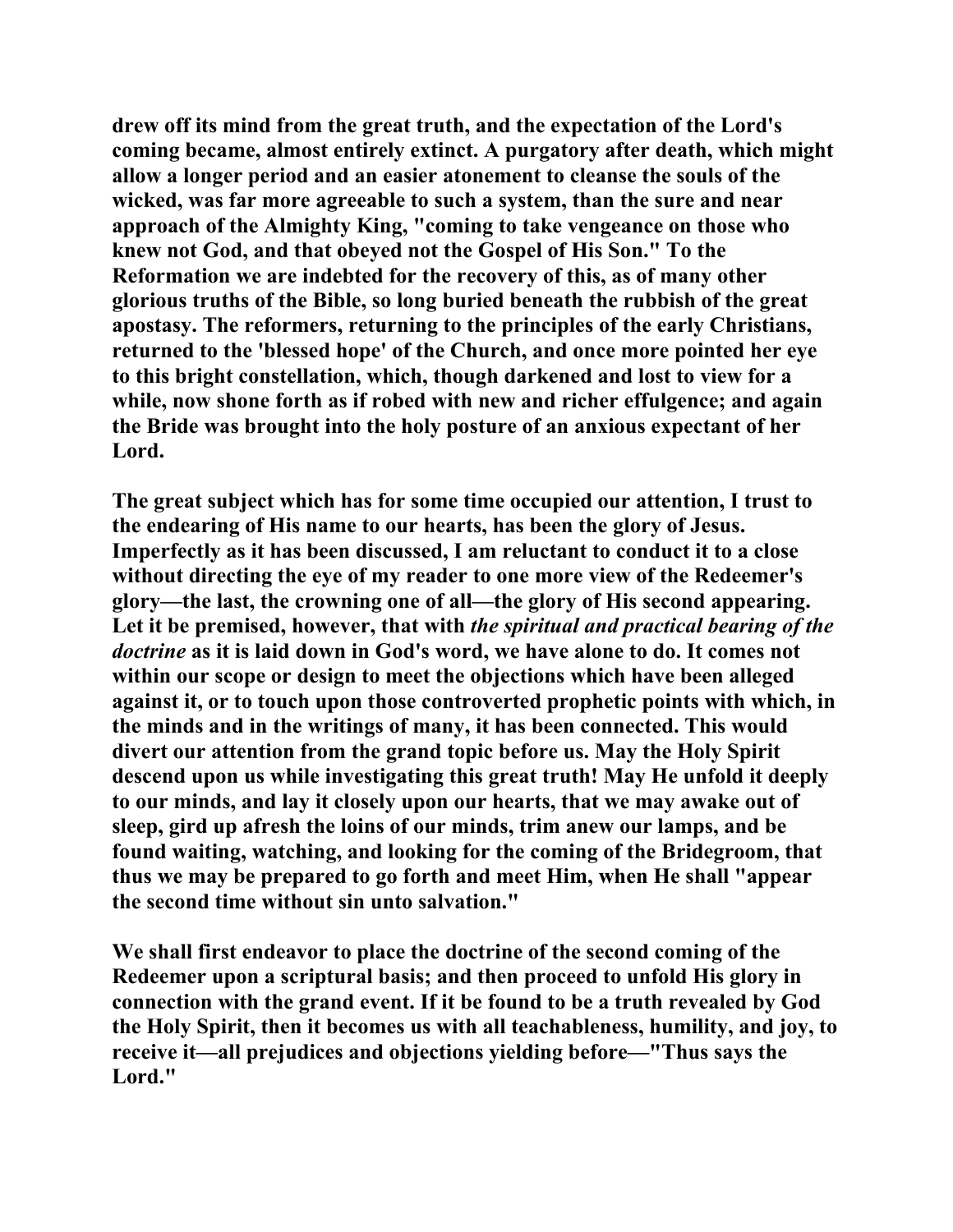drew off its mind from the great truth, and the expectation of the Lord's coming became, almost entirely extinct. A purgatory after death, which might allow a longer period and an easier atonement to cleanse the souls of the wicked, was far more agreeable to such a system, than the sure and near approach of the Almighty King, "coming to take vengeance on those who knew not God, and that obeyed not the Gospel of His Son." To the Reformation we are indebted for the recovery of this, as of many other glorious truths of the Bible, so long buried beneath the rubbish of the great apostasy. The reformers, returning to the principles of the early Christians, returned to the 'blessed hope' of the Church, and once more pointed her eye to this bright constellation, which, though darkened and lost to view for a while, now shone forth as if robed with new and richer effulgence; and again the Bride was brought into the holy posture of an anxious expectant of her Lord.

The great subject which has for some time occupied our attention, I trust to the endearing of His name to our hearts, has been the glory of Jesus. Imperfectly as it has been discussed, I am reluctant to conduct it to a close without directing the eye of my reader to one more view of the Redeemer's glory—the last, the crowning one of all—the glory of His second appearing. Let it be premised, however, that with *the spiritual and practical bearing of the doctrine* as it is laid down in God's word, we have alone to do. It comes not within our scope or design to meet the objections which have been alleged against it, or to touch upon those controverted prophetic points with which, in the minds and in the writings of many, it has been connected. This would divert our attention from the grand topic before us. May the Holy Spirit descend upon us while investigating this great truth! May He unfold it deeply to our minds, and lay it closely upon our hearts, that we may awake out of sleep, gird up afresh the loins of our minds, trim anew our lamps, and be found waiting, watching, and looking for the coming of the Bridegroom, that thus we may be prepared to go forth and meet Him, when He shall "appear the second time without sin unto salvation."

We shall first endeavor to place the doctrine of the second coming of the Redeemer upon a scriptural basis; and then proceed to unfold His glory in connection with the grand event. If it be found to be a truth revealed by God the Holy Spirit, then it becomes us with all teachableness, humility, and joy, to receive it—all prejudices and objections yielding before—"Thus says the Lord."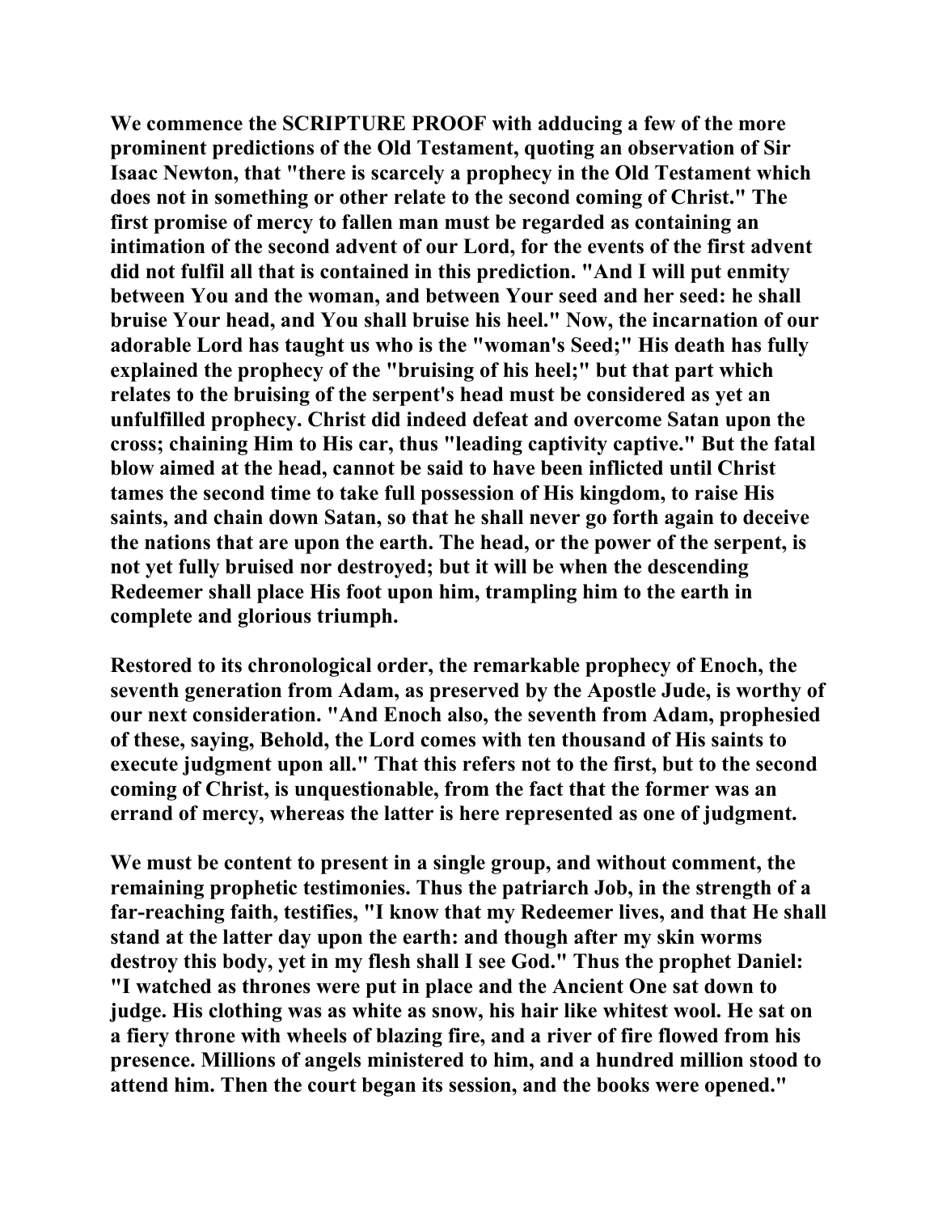We commence the SCRIPTURE PROOF with adducing a few of the more prominent predictions of the Old Testament, quoting an observation of Sir Isaac Newton, that "there is scarcely a prophecy in the Old Testament which does not in something or other relate to the second coming of Christ." The first promise of mercy to fallen man must be regarded as containing an intimation of the second advent of our Lord, for the events of the first advent did not fulfil all that is contained in this prediction. "And I will put enmity between You and the woman, and between Your seed and her seed: he shall bruise Your head, and You shall bruise his heel." Now, the incarnation of our adorable Lord has taught us who is the "woman's Seed;" His death has fully explained the prophecy of the "bruising of his heel;" but that part which relates to the bruising of the serpent's head must be considered as yet an unfulfilled prophecy. Christ did indeed defeat and overcome Satan upon the cross; chaining Him to His car, thus "leading captivity captive." But the fatal blow aimed at the head, cannot be said to have been inflicted until Christ tames the second time to take full possession of His kingdom, to raise His saints, and chain down Satan, so that he shall never go forth again to deceive the nations that are upon the earth. The head, or the power of the serpent, is not yet fully bruised nor destroyed; but it will be when the descending Redeemer shall place His foot upon him, trampling him to the earth in complete and glorious triumph.

Restored to its chronological order, the remarkable prophecy of Enoch, the seventh generation from Adam, as preserved by the Apostle Jude, is worthy of our next consideration. "And Enoch also, the seventh from Adam, prophesied of these, saying, Behold, the Lord comes with ten thousand of His saints to execute judgment upon all." That this refers not to the first, but to the second coming of Christ, is unquestionable, from the fact that the former was an errand of mercy, whereas the latter is here represented as one of judgment.

We must be content to present in a single group, and without comment, the remaining prophetic testimonies. Thus the patriarch Job, in the strength of a far-reaching faith, testifies, "I know that my Redeemer lives, and that He shall stand at the latter day upon the earth: and though after my skin worms destroy this body, yet in my flesh shall I see God." Thus the prophet Daniel: "I watched as thrones were put in place and the Ancient One sat down to judge. His clothing was as white as snow, his hair like whitest wool. He sat on a fiery throne with wheels of blazing fire, and a river of fire flowed from his presence. Millions of angels ministered to him, and a hundred million stood to attend him. Then the court began its session, and the books were opened."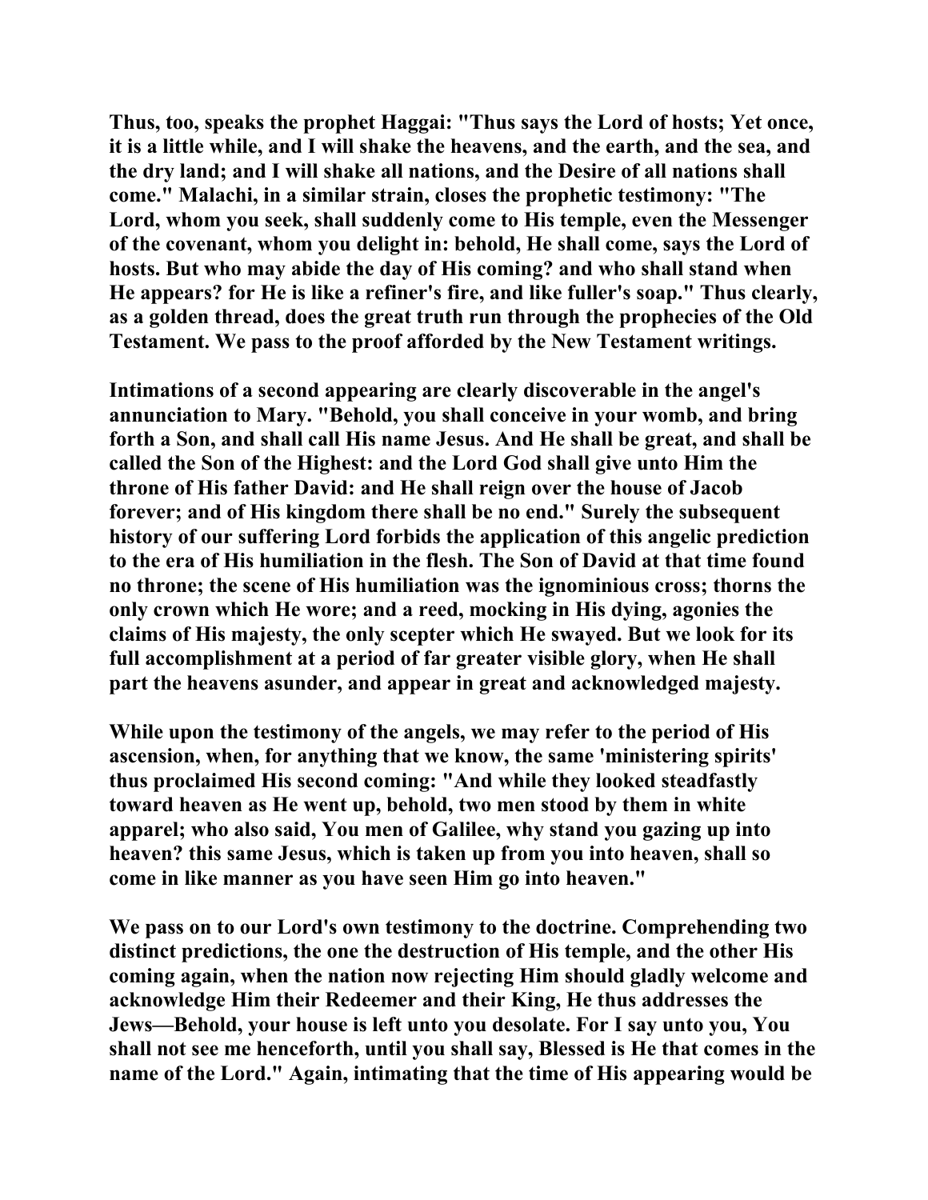Thus, too, speaks the prophet Haggai: "Thus says the Lord of hosts; Yet once, it is a little while, and I will shake the heavens, and the earth, and the sea, and the dry land; and I will shake all nations, and the Desire of all nations shall come." Malachi, in a similar strain, closes the prophetic testimony: "The Lord, whom you seek, shall suddenly come to His temple, even the Messenger of the covenant, whom you delight in: behold, He shall come, says the Lord of hosts. But who may abide the day of His coming? and who shall stand when He appears? for He is like a refiner's fire, and like fuller's soap." Thus clearly, as a golden thread, does the great truth run through the prophecies of the Old Testament. We pass to the proof afforded by the New Testament writings.

Intimations of a second appearing are clearly discoverable in the angel's annunciation to Mary. "Behold, you shall conceive in your womb, and bring forth a Son, and shall call His name Jesus. And He shall be great, and shall be called the Son of the Highest: and the Lord God shall give unto Him the throne of His father David: and He shall reign over the house of Jacob forever; and of His kingdom there shall be no end." Surely the subsequent history of our suffering Lord forbids the application of this angelic prediction to the era of His humiliation in the flesh. The Son of David at that time found no throne; the scene of His humiliation was the ignominious cross; thorns the only crown which He wore; and a reed, mocking in His dying, agonies the claims of His majesty, the only scepter which He swayed. But we look for its full accomplishment at a period of far greater visible glory, when He shall part the heavens asunder, and appear in great and acknowledged majesty.

While upon the testimony of the angels, we may refer to the period of His ascension, when, for anything that we know, the same 'ministering spirits' thus proclaimed His second coming: "And while they looked steadfastly toward heaven as He went up, behold, two men stood by them in white apparel; who also said, You men of Galilee, why stand you gazing up into heaven? this same Jesus, which is taken up from you into heaven, shall so come in like manner as you have seen Him go into heaven."

We pass on to our Lord's own testimony to the doctrine. Comprehending two distinct predictions, the one the destruction of His temple, and the other His coming again, when the nation now rejecting Him should gladly welcome and acknowledge Him their Redeemer and their King, He thus addresses the Jews—Behold, your house is left unto you desolate. For I say unto you, You shall not see me henceforth, until you shall say, Blessed is He that comes in the name of the Lord." Again, intimating that the time of His appearing would be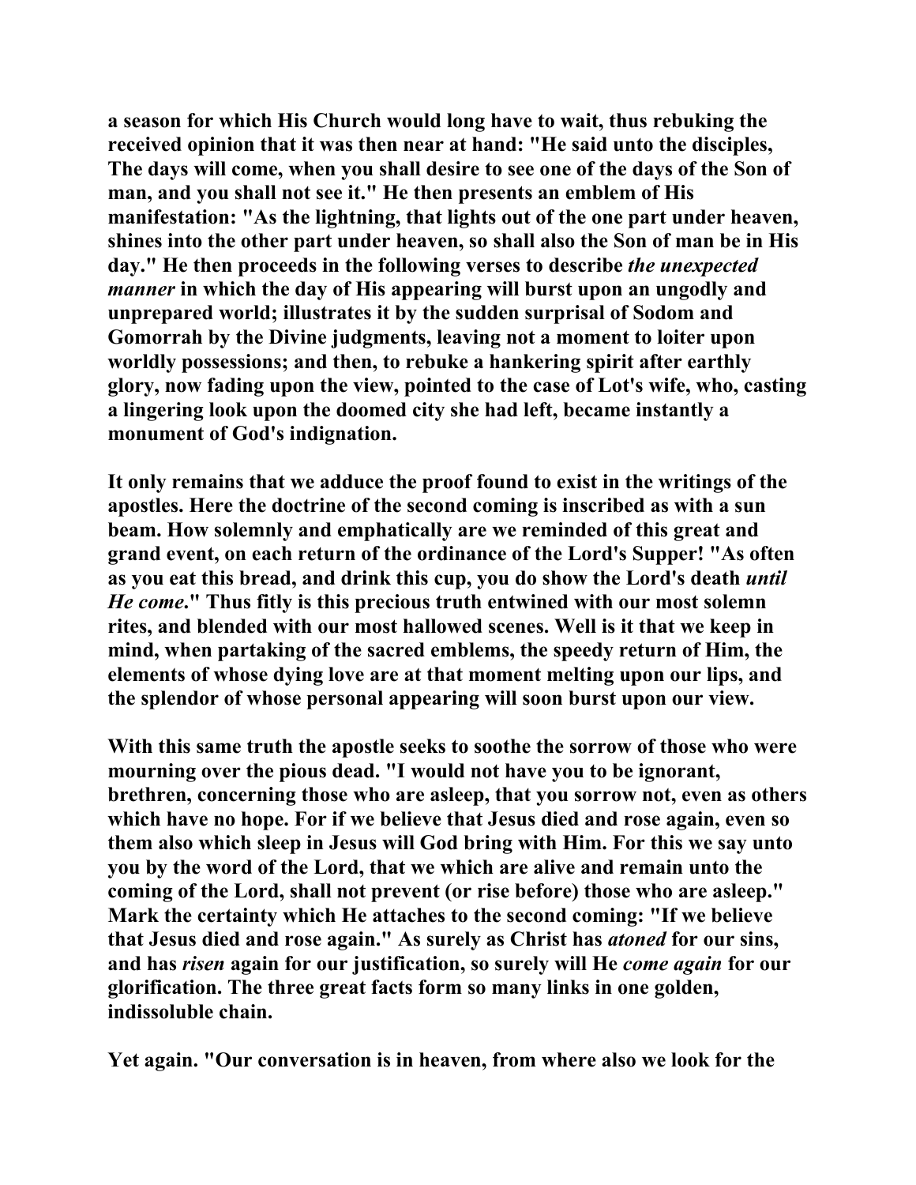a season for which His Church would long have to wait, thus rebuking the received opinion that it was then near at hand: "He said unto the disciples, The days will come, when you shall desire to see one of the days of the Son of man, and you shall not see it." He then presents an emblem of His manifestation: "As the lightning, that lights out of the one part under heaven, shines into the other part under heaven, so shall also the Son of man be in His day." He then proceeds in the following verses to describe *the unexpected manner* in which the day of His appearing will burst upon an ungodly and unprepared world; illustrates it by the sudden surprisal of Sodom and Gomorrah by the Divine judgments, leaving not a moment to loiter upon worldly possessions; and then, to rebuke a hankering spirit after earthly glory, now fading upon the view, pointed to the case of Lot's wife, who, casting a lingering look upon the doomed city she had left, became instantly a monument of God's indignation.

It only remains that we adduce the proof found to exist in the writings of the apostles. Here the doctrine of the second coming is inscribed as with a sun beam. How solemnly and emphatically are we reminded of this great and grand event, on each return of the ordinance of the Lord's Supper! "As often as you eat this bread, and drink this cup, you do show the Lord's death *until He come*." Thus fitly is this precious truth entwined with our most solemn rites, and blended with our most hallowed scenes. Well is it that we keep in mind, when partaking of the sacred emblems, the speedy return of Him, the elements of whose dying love are at that moment melting upon our lips, and the splendor of whose personal appearing will soon burst upon our view.

With this same truth the apostle seeks to soothe the sorrow of those who were mourning over the pious dead. "I would not have you to be ignorant, brethren, concerning those who are asleep, that you sorrow not, even as others which have no hope. For if we believe that Jesus died and rose again, even so them also which sleep in Jesus will God bring with Him. For this we say unto you by the word of the Lord, that we which are alive and remain unto the coming of the Lord, shall not prevent (or rise before) those who are asleep." Mark the certainty which He attaches to the second coming: "If we believe that Jesus died and rose again." As surely as Christ has *atoned* for our sins, and has *risen* again for our justification, so surely will He *come again* for our glorification. The three great facts form so many links in one golden, indissoluble chain.

Yet again. "Our conversation is in heaven, from where also we look for the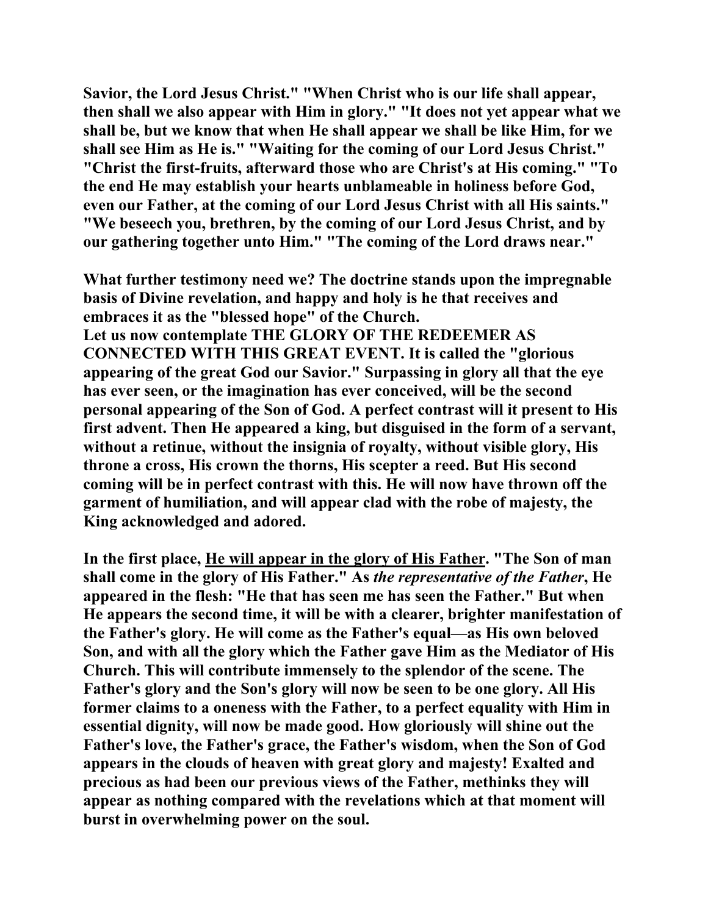**Savior, the Lord Jesus Christ." "When Christ who is our life shall appear, then shall we also appear with Him in glory." "It does not yet appear what we shall be, but we know that when He shall appear we shall be like Him, for we shall see Him as He is." "Waiting for the coming of our Lord Jesus Christ." "Christ the first-fruits, afterward those who are Christ's at His coming." "To the end He may establish your hearts unblameable in holiness before God, even our Father, at the coming of our Lord Jesus Christ with all His saints." "We beseech you, brethren, by the coming of our Lord Jesus Christ, and by our gathering together unto Him." "The coming of the Lord draws near."**

**What further testimony need we? The doctrine stands upon the impregnable basis of Divine revelation, and happy and holy is he that receives and embraces it as the "blessed hope" of the Church.**

**Let us now contemplate THE GLORY OF THE REDEEMER AS CONNECTED WITH THIS GREAT EVENT. It is called the "glorious appearing of the great God our Savior." Surpassing in glory all that the eye has ever seen, or the imagination has ever conceived, will be the second personal appearing of the Son of God. A perfect contrast will it present to His first advent. Then He appeared a king, but disguised in the form of a servant, without a retinue, without the insignia of royalty, without visible glory, His throne a cross, His crown the thorns, His scepter a reed. But His second coming will be in perfect contrast with this. He will now have thrown off the garment of humiliation, and will appear clad with the robe of majesty, the King acknowledged and adored.**

**In the first place, <u>He will appear in the glory of His Father</u>. "The Son of man shall come in the glory of His Father." As *the representative of the Father*, He appeared in the flesh: "He that has seen me has seen the Father." But when He appears the second time, it will be with a clearer, brighter manifestation of the Father's glory. He will come as the Father's equal—as His own beloved Son, and with all the glory which the Father gave Him as the Mediator of His Church. This will contribute immensely to the splendor of the scene. The Father's glory and the Son's glory will now be seen to be one glory. All His former claims to a oneness with the Father, to a perfect equality with Him in essential dignity, will now be made good. How gloriously will shine out the Father's love, the Father's grace, the Father's wisdom, when the Son of God appears in the clouds of heaven with great glory and majesty! Exalted and precious as had been our previous views of the Father, methinks they will appear as nothing compared with the revelations which at that moment will burst in overwhelming power on the soul.**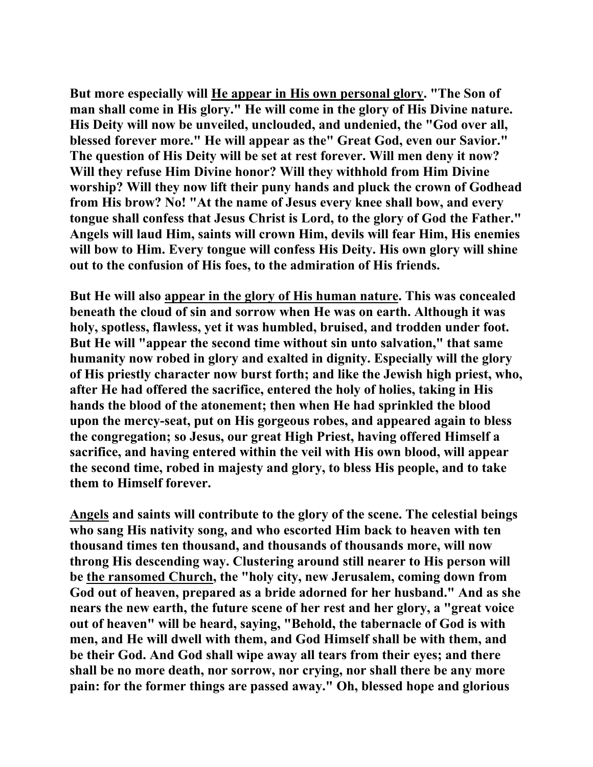**But more especially will <u>He appear in His own personal glory</u>. "The Son of man shall come in His glory." He will come in the glory of His Divine nature. His Deity will now be unveiled, unclouded, and undenied, the "God over all, blessed forever more." He will appear as the" Great God, even our Savior." The question of His Deity will be set at rest forever. Will men deny it now? Will they refuse Him Divine honor? Will they withhold from Him Divine worship? Will they now lift their puny hands and pluck the crown of Godhead from His brow? No! "At the name of Jesus every knee shall bow, and every tongue shall confess that Jesus Christ is Lord, to the glory of God the Father." Angels will laud Him, saints will crown Him, devils will fear Him, His enemies will bow to Him. Every tongue will confess His Deity. His own glory will shine out to the confusion of His foes, to the admiration of His friends.**

**But He will also <u>appear in the glory of His human nature</u>. This was concealed beneath the cloud of sin and sorrow when He was on earth. Although it was holy, spotless, flawless, yet it was humbled, bruised, and trodden under foot. But He will "appear the second time without sin unto salvation," that same humanity now robed in glory and exalted in dignity. Especially will the glory of His priestly character now burst forth; and like the Jewish high priest, who, after He had offered the sacrifice, entered the holy of holies, taking in His hands the blood of the atonement; then when He had sprinkled the blood upon the mercy-seat, put on His gorgeous robes, and appeared again to bless the congregation; so Jesus, our great High Priest, having offered Himself a sacrifice, and having entered within the veil with His own blood, will appear the second time, robed in majesty and glory, to bless His people, and to take them to Himself forever.**

**<u>Angels</u> and saints will contribute to the glory of the scene. The celestial beings who sang His nativity song, and who escorted Him back to heaven with ten thousand times ten thousand, and thousands of thousands more, will now throng His descending way. Clustering around still nearer to His person will be <u>the ransomed Church</u>, the "holy city, new Jerusalem, coming down from God out of heaven, prepared as a bride adorned for her husband." And as she nears the new earth, the future scene of her rest and her glory, a "great voice out of heaven" will be heard, saying, "Behold, the tabernacle of God is with men, and He will dwell with them, and God Himself shall be with them, and be their God. And God shall wipe away all tears from their eyes; and there shall be no more death, nor sorrow, nor crying, nor shall there be any more pain: for the former things are passed away." Oh, blessed hope and glorious**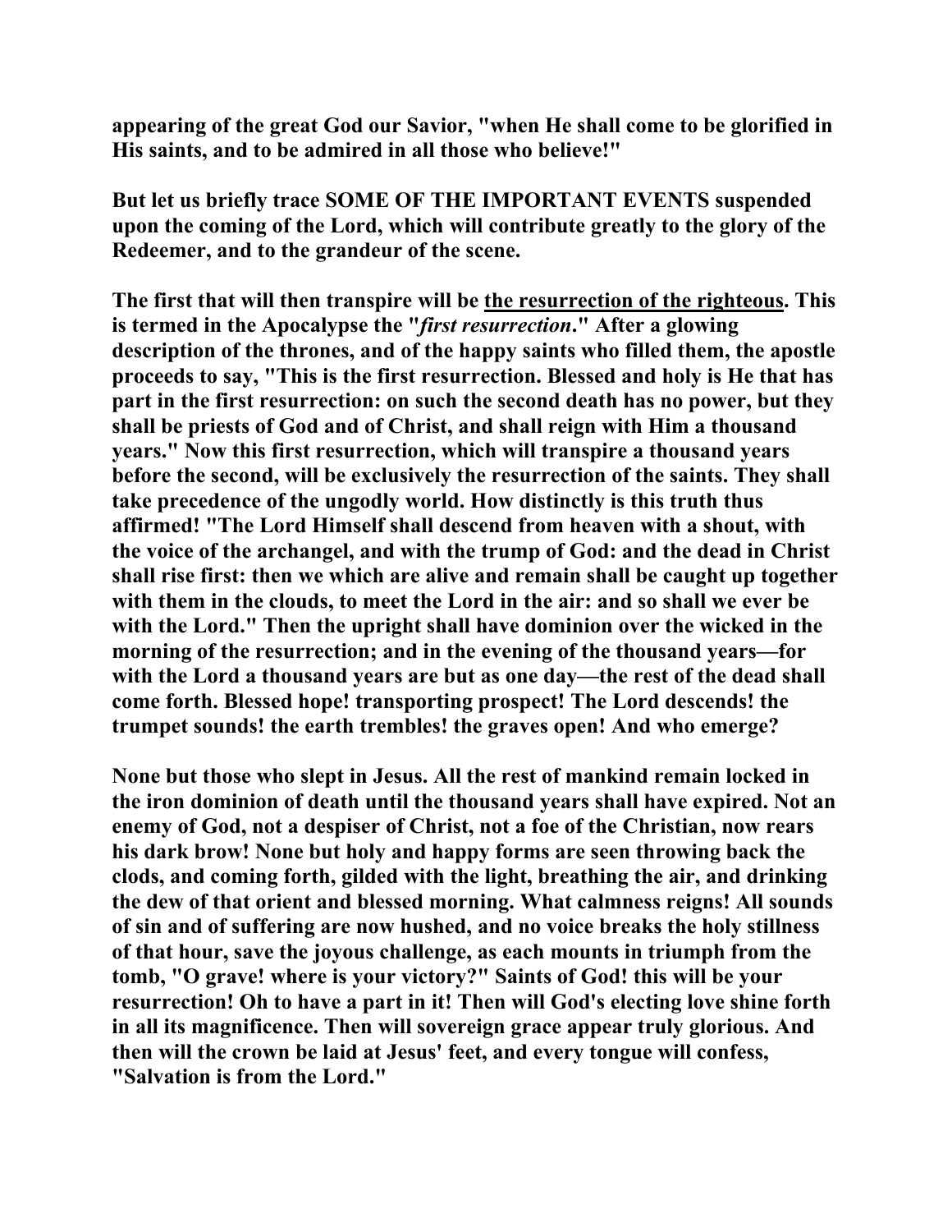**appearing of the great God our Savior, "when He shall come to be glorified in His saints, and to be admired in all those who believe!"**

**But let us briefly trace SOME OF THE IMPORTANT EVENTS suspended upon the coming of the Lord, which will contribute greatly to the glory of the Redeemer, and to the grandeur of the scene.**

**The first that will then transpire will be <u>the resurrection of the righteous</u>. This is termed in the Apocalypse the "*first resurrection*." After a glowing description of the thrones, and of the happy saints who filled them, the apostle proceeds to say, "This is the first resurrection. Blessed and holy is He that has part in the first resurrection: on such the second death has no power, but they shall be priests of God and of Christ, and shall reign with Him a thousand years." Now this first resurrection, which will transpire a thousand years before the second, will be exclusively the resurrection of the saints. They shall take precedence of the ungodly world. How distinctly is this truth thus affirmed! "The Lord Himself shall descend from heaven with a shout, with the voice of the archangel, and with the trump of God: and the dead in Christ shall rise first: then we which are alive and remain shall be caught up together with them in the clouds, to meet the Lord in the air: and so shall we ever be with the Lord." Then the upright shall have dominion over the wicked in the morning of the resurrection; and in the evening of the thousand years—for with the Lord a thousand years are but as one day—the rest of the dead shall come forth. Blessed hope! transporting prospect! The Lord descends! the trumpet sounds! the earth trembles! the graves open! And who emerge?**

**None but those who slept in Jesus. All the rest of mankind remain locked in the iron dominion of death until the thousand years shall have expired. Not an enemy of God, not a despiser of Christ, not a foe of the Christian, now rears his dark brow! None but holy and happy forms are seen throwing back the clods, and coming forth, gilded with the light, breathing the air, and drinking the dew of that orient and blessed morning. What calmness reigns! All sounds of sin and of suffering are now hushed, and no voice breaks the holy stillness of that hour, save the joyous challenge, as each mounts in triumph from the tomb, "O grave! where is your victory?" Saints of God! this will be your resurrection! Oh to have a part in it! Then will God's electing love shine forth in all its magnificence. Then will sovereign grace appear truly glorious. And then will the crown be laid at Jesus' feet, and every tongue will confess, "Salvation is from the Lord."**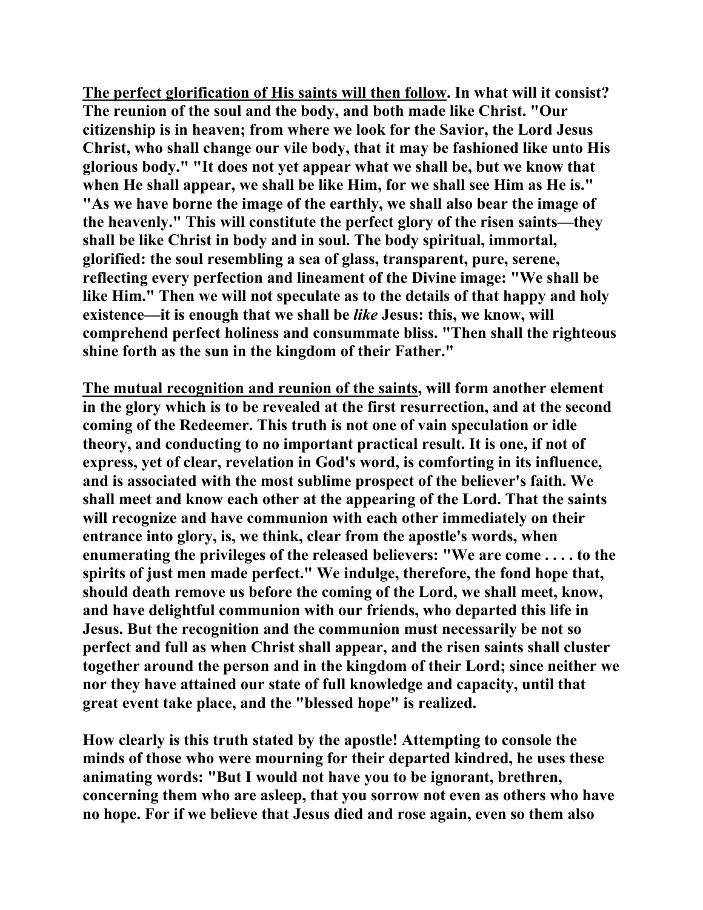**The perfect glorification of His saints will then follow. In what will it consist? The reunion of the soul and the body, and both made like Christ. "Our citizenship is in heaven; from where we look for the Savior, the Lord Jesus Christ, who shall change our vile body, that it may be fashioned like unto His glorious body." "It does not yet appear what we shall be, but we know that when He shall appear, we shall be like Him, for we shall see Him as He is." "As we have borne the image of the earthly, we shall also bear the image of the heavenly." This will constitute the perfect glory of the risen saints—they shall be like Christ in body and in soul. The body spiritual, immortal, glorified: the soul resembling a sea of glass, transparent, pure, serene, reflecting every perfection and lineament of the Divine image: "We shall be like Him." Then we will not speculate as to the details of that happy and holy existence—it is enough that we shall be *like* Jesus: this, we know, will comprehend perfect holiness and consummate bliss. "Then shall the righteous shine forth as the sun in the kingdom of their Father."**

**The mutual recognition and reunion of the saints, will form another element in the glory which is to be revealed at the first resurrection, and at the second coming of the Redeemer. This truth is not one of vain speculation or idle theory, and conducting to no important practical result. It is one, if not of express, yet of clear, revelation in God's word, is comforting in its influence, and is associated with the most sublime prospect of the believer's faith. We shall meet and know each other at the appearing of the Lord. That the saints will recognize and have communion with each other immediately on their entrance into glory, is, we think, clear from the apostle's words, when enumerating the privileges of the released believers: "We are come . . . . to the spirits of just men made perfect." We indulge, therefore, the fond hope that, should death remove us before the coming of the Lord, we shall meet, know, and have delightful communion with our friends, who departed this life in Jesus. But the recognition and the communion must necessarily be not so perfect and full as when Christ shall appear, and the risen saints shall cluster together around the person and in the kingdom of their Lord; since neither we nor they have attained our state of full knowledge and capacity, until that great event take place, and the "blessed hope" is realized.**

**How clearly is this truth stated by the apostle! Attempting to console the minds of those who were mourning for their departed kindred, he uses these animating words: "But I would not have you to be ignorant, brethren, concerning them who are asleep, that you sorrow not even as others who have no hope. For if we believe that Jesus died and rose again, even so them also**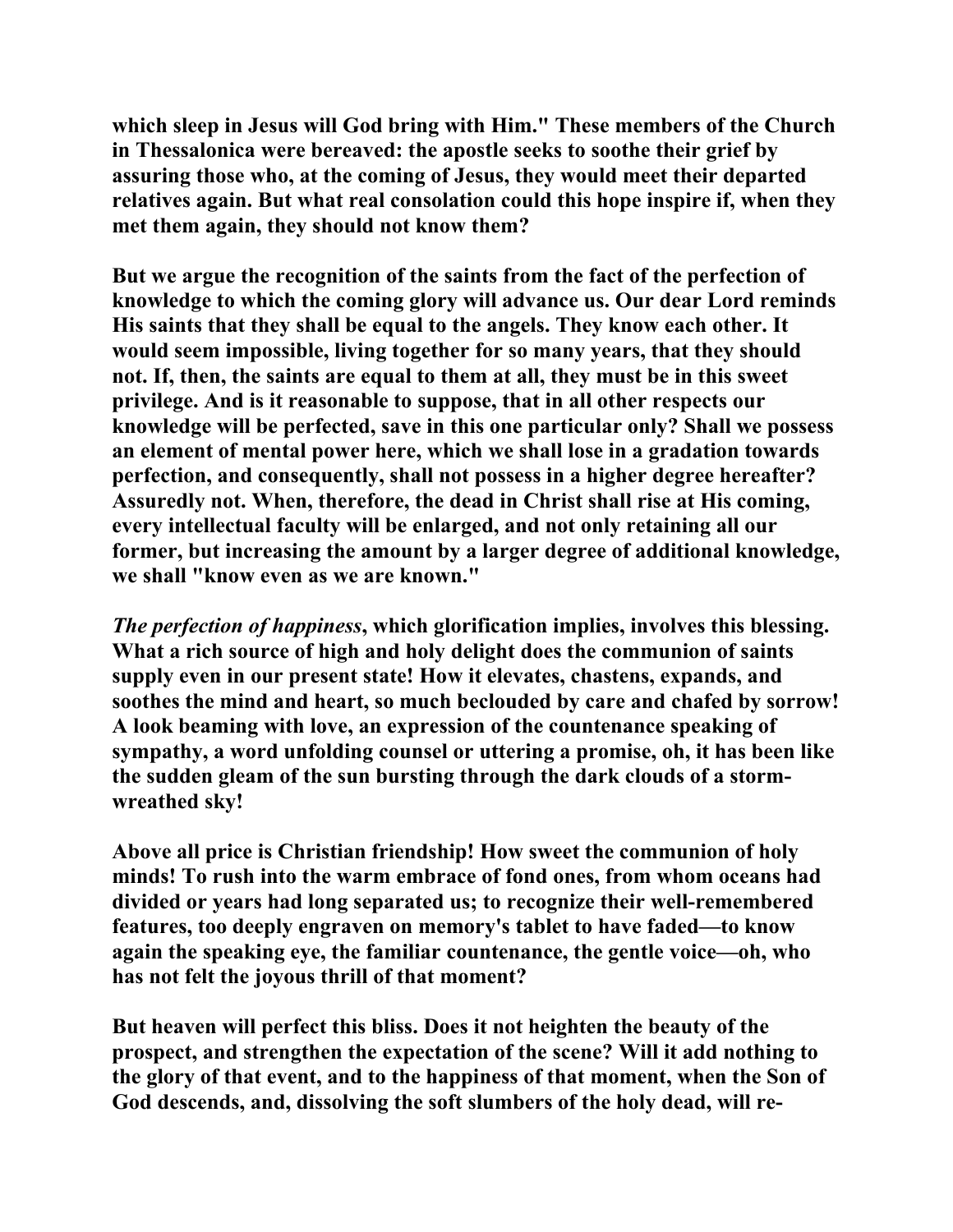which sleep in Jesus will God bring with Him." These members of the Church in Thessalonica were bereaved: the apostle seeks to soothe their grief by assuring those who, at the coming of Jesus, they would meet their departed relatives again. But what real consolation could this hope inspire if, when they met them again, they should not know them?

But we argue the recognition of the saints from the fact of the perfection of knowledge to which the coming glory will advance us. Our dear Lord reminds His saints that they shall be equal to the angels. They know each other. It would seem impossible, living together for so many years, that they should not. If, then, the saints are equal to them at all, they must be in this sweet privilege. And is it reasonable to suppose, that in all other respects our knowledge will be perfected, save in this one particular only? Shall we possess an element of mental power here, which we shall lose in a gradation towards perfection, and consequently, shall not possess in a higher degree hereafter? Assuredly not. When, therefore, the dead in Christ shall rise at His coming, every intellectual faculty will be enlarged, and not only retaining all our former, but increasing the amount by a larger degree of additional knowledge, we shall "know even as we are known."

*The perfection of happiness*, which glorification implies, involves this blessing. What a rich source of high and holy delight does the communion of saints supply even in our present state! How it elevates, chastens, expands, and soothes the mind and heart, so much beclouded by care and chafed by sorrow! A look beaming with love, an expression of the countenance speaking of sympathy, a word unfolding counsel or uttering a promise, oh, it has been like the sudden gleam of the sun bursting through the dark clouds of a storm-wreathed sky!

Above all price is Christian friendship! How sweet the communion of holy minds! To rush into the warm embrace of fond ones, from whom oceans had divided or years had long separated us; to recognize their well-remembered features, too deeply engraven on memory's tablet to have faded—to know again the speaking eye, the familiar countenance, the gentle voice—oh, who has not felt the joyous thrill of that moment?

But heaven will perfect this bliss. Does it not heighten the beauty of the prospect, and strengthen the expectation of the scene? Will it add nothing to the glory of that event, and to the happiness of that moment, when the Son of God descends, and, dissolving the soft slumbers of the holy dead, will re-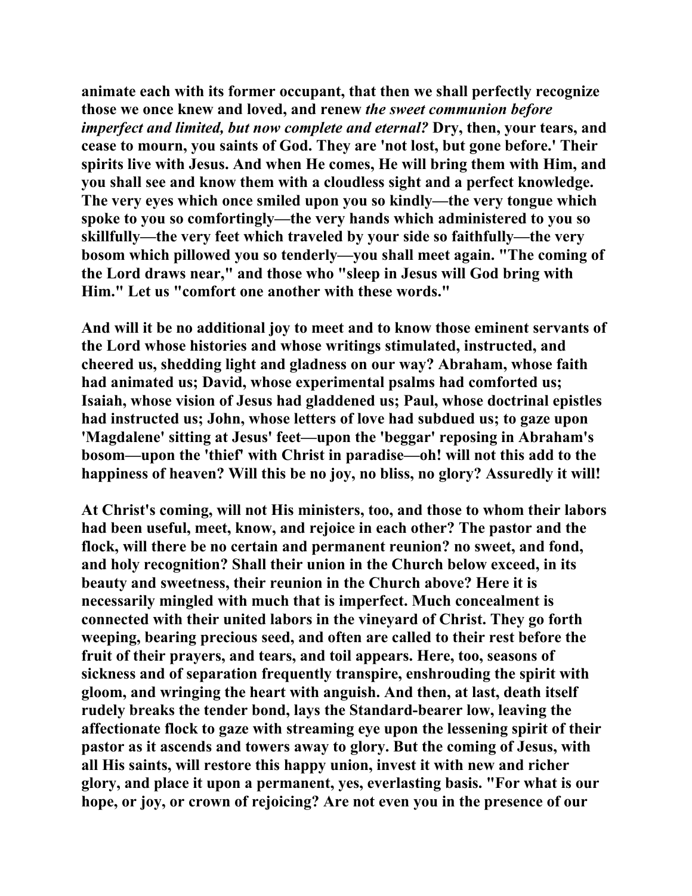**animate each with its former occupant, that then we shall perfectly recognize those we once knew and loved, and renew *the sweet communion before imperfect and limited, but now complete and eternal?* Dry, then, your tears, and cease to mourn, you saints of God. They are 'not lost, but gone before.' Their spirits live with Jesus. And when He comes, He will bring them with Him, and you shall see and know them with a cloudless sight and a perfect knowledge. The very eyes which once smiled upon you so kindly—the very tongue which spoke to you so comfortingly—the very hands which administered to you so skillfully—the very feet which traveled by your side so faithfully—the very bosom which pillowed you so tenderly—you shall meet again. "The coming of the Lord draws near," and those who "sleep in Jesus will God bring with Him." Let us "comfort one another with these words."**

**And will it be no additional joy to meet and to know those eminent servants of the Lord whose histories and whose writings stimulated, instructed, and cheered us, shedding light and gladness on our way? Abraham, whose faith had animated us; David, whose experimental psalms had comforted us; Isaiah, whose vision of Jesus had gladdened us; Paul, whose doctrinal epistles had instructed us; John, whose letters of love had subdued us; to gaze upon 'Magdalene' sitting at Jesus' feet—upon the 'beggar' reposing in Abraham's bosom—upon the 'thief' with Christ in paradise—oh! will not this add to the happiness of heaven? Will this be no joy, no bliss, no glory? Assuredly it will!**

**At Christ's coming, will not His ministers, too, and those to whom their labors had been useful, meet, know, and rejoice in each other? The pastor and the flock, will there be no certain and permanent reunion? no sweet, and fond, and holy recognition? Shall their union in the Church below exceed, in its beauty and sweetness, their reunion in the Church above? Here it is necessarily mingled with much that is imperfect. Much concealment is connected with their united labors in the vineyard of Christ. They go forth weeping, bearing precious seed, and often are called to their rest before the fruit of their prayers, and tears, and toil appears. Here, too, seasons of sickness and of separation frequently transpire, enshrouding the spirit with gloom, and wringing the heart with anguish. And then, at last, death itself rudely breaks the tender bond, lays the Standard-bearer low, leaving the affectionate flock to gaze with streaming eye upon the lessening spirit of their pastor as it ascends and towers away to glory. But the coming of Jesus, with all His saints, will restore this happy union, invest it with new and richer glory, and place it upon a permanent, yes, everlasting basis. "For what is our hope, or joy, or crown of rejoicing? Are not even you in the presence of our**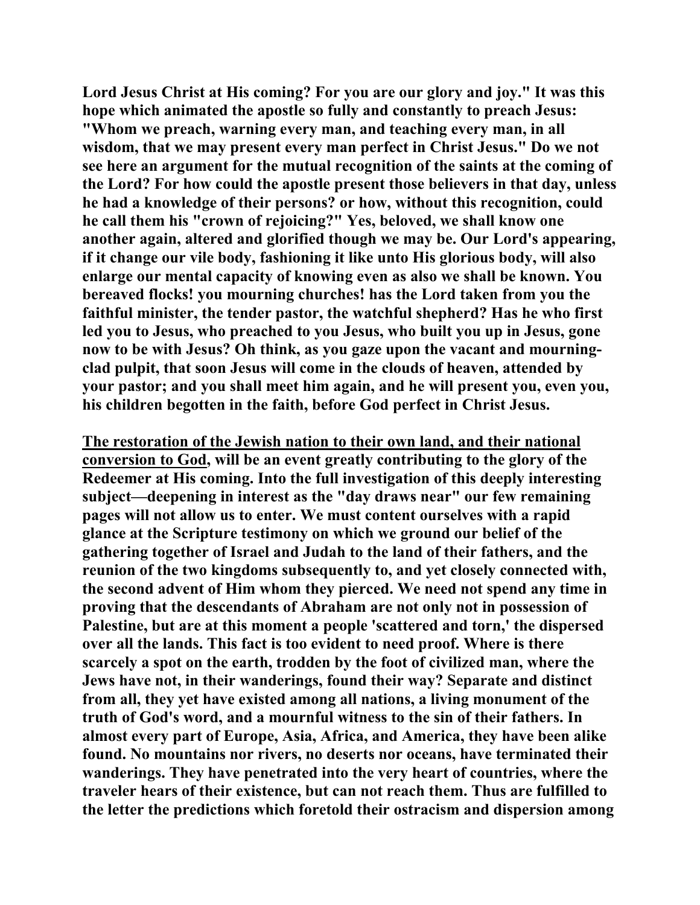**Lord Jesus Christ at His coming? For you are our glory and joy." It was this hope which animated the apostle so fully and constantly to preach Jesus: "Whom we preach, warning every man, and teaching every man, in all wisdom, that we may present every man perfect in Christ Jesus." Do we not see here an argument for the mutual recognition of the saints at the coming of the Lord? For how could the apostle present those believers in that day, unless he had a knowledge of their persons? or how, without this recognition, could he call them his "crown of rejoicing?" Yes, beloved, we shall know one another again, altered and glorified though we may be. Our Lord's appearing, if it change our vile body, fashioning it like unto His glorious body, will also enlarge our mental capacity of knowing even as also we shall be known. You bereaved flocks! you mourning churches! has the Lord taken from you the faithful minister, the tender pastor, the watchful shepherd? Has he who first led you to Jesus, who preached to you Jesus, who built you up in Jesus, gone now to be with Jesus? Oh think, as you gaze upon the vacant and mourning-clad pulpit, that soon Jesus will come in the clouds of heaven, attended by your pastor; and you shall meet him again, and he will present you, even you, his children begotten in the faith, before God perfect in Christ Jesus.**

**<u>The restoration of the Jewish nation to their own land, and their national conversion to God</u>, will be an event greatly contributing to the glory of the Redeemer at His coming. Into the full investigation of this deeply interesting subject—deepening in interest as the "day draws near" our few remaining pages will not allow us to enter. We must content ourselves with a rapid glance at the Scripture testimony on which we ground our belief of the gathering together of Israel and Judah to the land of their fathers, and the reunion of the two kingdoms subsequently to, and yet closely connected with, the second advent of Him whom they pierced. We need not spend any time in proving that the descendants of Abraham are not only not in possession of Palestine, but are at this moment a people 'scattered and torn,' the dispersed over all the lands. This fact is too evident to need proof. Where is there scarcely a spot on the earth, trodden by the foot of civilized man, where the Jews have not, in their wanderings, found their way? Separate and distinct from all, they yet have existed among all nations, a living monument of the truth of God's word, and a mournful witness to the sin of their fathers. In almost every part of Europe, Asia, Africa, and America, they have been alike found. No mountains nor rivers, no deserts nor oceans, have terminated their wanderings. They have penetrated into the very heart of countries, where the traveler hears of their existence, but can not reach them. Thus are fulfilled to the letter the predictions which foretold their ostracism and dispersion among**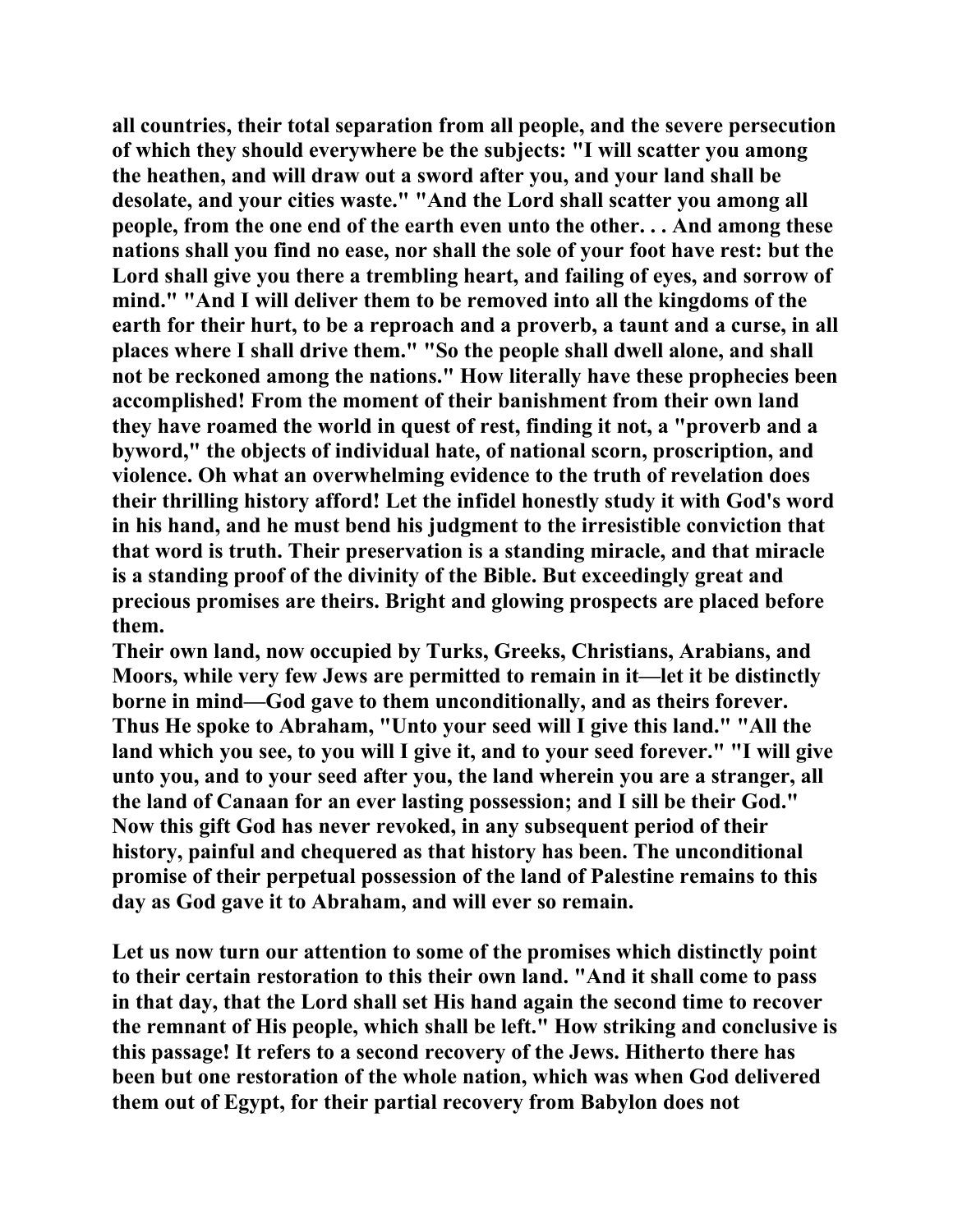all countries, their total separation from all people, and the severe persecution of which they should everywhere be the subjects: "I will scatter you among the heathen, and will draw out a sword after you, and your land shall be desolate, and your cities waste." "And the Lord shall scatter you among all people, from the one end of the earth even unto the other. . . And among these nations shall you find no ease, nor shall the sole of your foot have rest: but the Lord shall give you there a trembling heart, and failing of eyes, and sorrow of mind." "And I will deliver them to be removed into all the kingdoms of the earth for their hurt, to be a reproach and a proverb, a taunt and a curse, in all places where I shall drive them." "So the people shall dwell alone, and shall not be reckoned among the nations." How literally have these prophecies been accomplished! From the moment of their banishment from their own land they have roamed the world in quest of rest, finding it not, a "proverb and a byword," the objects of individual hate, of national scorn, proscription, and violence. Oh what an overwhelming evidence to the truth of revelation does their thrilling history afford! Let the infidel honestly study it with God's word in his hand, and he must bend his judgment to the irresistible conviction that that word is truth. Their preservation is a standing miracle, and that miracle is a standing proof of the divinity of the Bible. But exceedingly great and precious promises are theirs. Bright and glowing prospects are placed before them.

Their own land, now occupied by Turks, Greeks, Christians, Arabians, and Moors, while very few Jews are permitted to remain in it—let it be distinctly borne in mind—God gave to them unconditionally, and as theirs forever. Thus He spoke to Abraham, "Unto your seed will I give this land." "All the land which you see, to you will I give it, and to your seed forever." "I will give unto you, and to your seed after you, the land wherein you are a stranger, all the land of Canaan for an ever lasting possession; and I sill be their God." Now this gift God has never revoked, in any subsequent period of their history, painful and chequered as that history has been. The unconditional promise of their perpetual possession of the land of Palestine remains to this day as God gave it to Abraham, and will ever so remain.

Let us now turn our attention to some of the promises which distinctly point to their certain restoration to this their own land. "And it shall come to pass in that day, that the Lord shall set His hand again the second time to recover the remnant of His people, which shall be left." How striking and conclusive is this passage! It refers to a second recovery of the Jews. Hitherto there has been but one restoration of the whole nation, which was when God delivered them out of Egypt, for their partial recovery from Babylon does not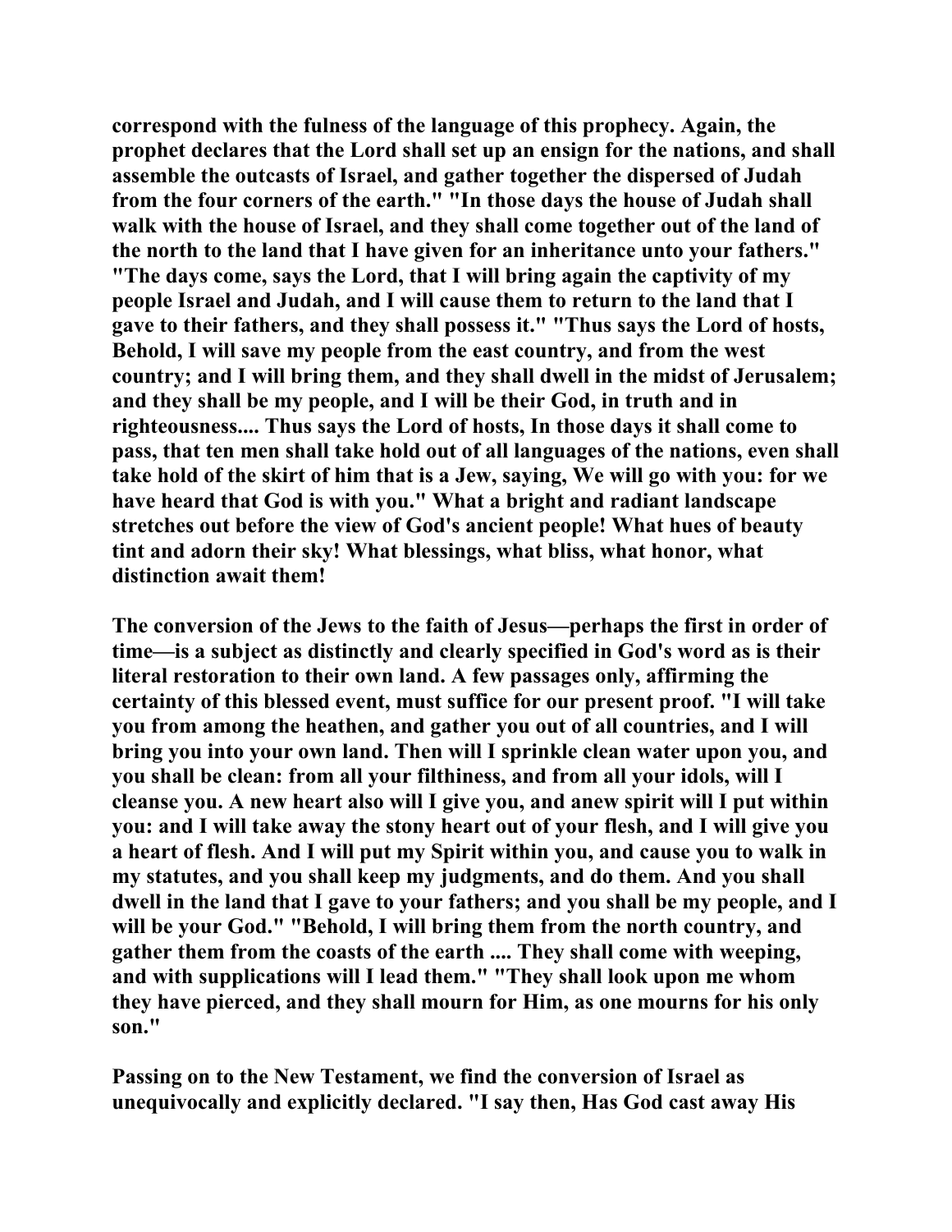**correspond with the fulness of the language of this prophecy. Again, the prophet declares that the Lord shall set up an ensign for the nations, and shall assemble the outcasts of Israel, and gather together the dispersed of Judah from the four corners of the earth." "In those days the house of Judah shall walk with the house of Israel, and they shall come together out of the land of the north to the land that I have given for an inheritance unto your fathers." "The days come, says the Lord, that I will bring again the captivity of my people Israel and Judah, and I will cause them to return to the land that I gave to their fathers, and they shall possess it." "Thus says the Lord of hosts, Behold, I will save my people from the east country, and from the west country; and I will bring them, and they shall dwell in the midst of Jerusalem; and they shall be my people, and I will be their God, in truth and in righteousness.... Thus says the Lord of hosts, In those days it shall come to pass, that ten men shall take hold out of all languages of the nations, even shall take hold of the skirt of him that is a Jew, saying, We will go with you: for we have heard that God is with you." What a bright and radiant landscape stretches out before the view of God's ancient people! What hues of beauty tint and adorn their sky! What blessings, what bliss, what honor, what distinction await them!**

**The conversion of the Jews to the faith of Jesus—perhaps the first in order of time—is a subject as distinctly and clearly specified in God's word as is their literal restoration to their own land. A few passages only, affirming the certainty of this blessed event, must suffice for our present proof. "I will take you from among the heathen, and gather you out of all countries, and I will bring you into your own land. Then will I sprinkle clean water upon you, and you shall be clean: from all your filthiness, and from all your idols, will I cleanse you. A new heart also will I give you, and anew spirit will I put within you: and I will take away the stony heart out of your flesh, and I will give you a heart of flesh. And I will put my Spirit within you, and cause you to walk in my statutes, and you shall keep my judgments, and do them. And you shall dwell in the land that I gave to your fathers; and you shall be my people, and I will be your God." "Behold, I will bring them from the north country, and gather them from the coasts of the earth .... They shall come with weeping, and with supplications will I lead them." "They shall look upon me whom they have pierced, and they shall mourn for Him, as one mourns for his only son."**

**Passing on to the New Testament, we find the conversion of Israel as unequivocally and explicitly declared. "I say then, Has God cast away His**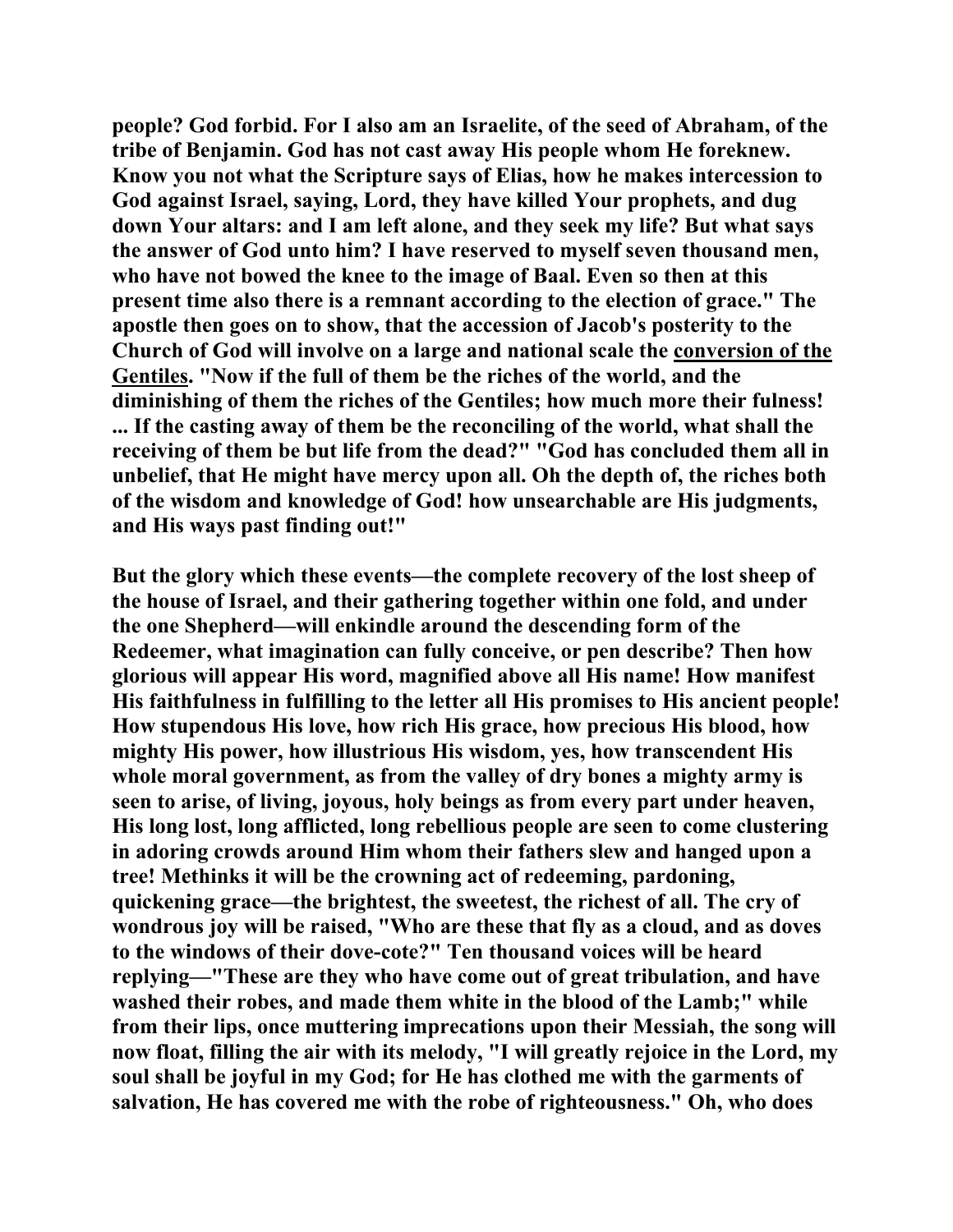**people? God forbid. For I also am an Israelite, of the seed of Abraham, of the tribe of Benjamin. God has not cast away His people whom He foreknew. Know you not what the Scripture says of Elias, how he makes intercession to God against Israel, saying, Lord, they have killed Your prophets, and dug down Your altars: and I am left alone, and they seek my life? But what says the answer of God unto him? I have reserved to myself seven thousand men, who have not bowed the knee to the image of Baal. Even so then at this present time also there is a remnant according to the election of grace." The apostle then goes on to show, that the accession of Jacob's posterity to the Church of God will involve on a large and national scale the <u>conversion of the Gentiles</u>. "Now if the full of them be the riches of the world, and the diminishing of them the riches of the Gentiles; how much more their fulness! ... If the casting away of them be the reconciling of the world, what shall the receiving of them be but life from the dead?" "God has concluded them all in unbelief, that He might have mercy upon all. Oh the depth of, the riches both of the wisdom and knowledge of God! how unsearchable are His judgments, and His ways past finding out!"**

**But the glory which these events—the complete recovery of the lost sheep of the house of Israel, and their gathering together within one fold, and under the one Shepherd—will enkindle around the descending form of the Redeemer, what imagination can fully conceive, or pen describe? Then how glorious will appear His word, magnified above all His name! How manifest His faithfulness in fulfilling to the letter all His promises to His ancient people! How stupendous His love, how rich His grace, how precious His blood, how mighty His power, how illustrious His wisdom, yes, how transcendent His whole moral government, as from the valley of dry bones a mighty army is seen to arise, of living, joyous, holy beings as from every part under heaven, His long lost, long afflicted, long rebellious people are seen to come clustering in adoring crowds around Him whom their fathers slew and hanged upon a tree! Methinks it will be the crowning act of redeeming, pardoning, quickening grace—the brightest, the sweetest, the richest of all. The cry of wondrous joy will be raised, "Who are these that fly as a cloud, and as doves to the windows of their dove-cote?" Ten thousand voices will be heard replying—"These are they who have come out of great tribulation, and have washed their robes, and made them white in the blood of the Lamb;" while from their lips, once muttering imprecations upon their Messiah, the song will now float, filling the air with its melody, "I will greatly rejoice in the Lord, my soul shall be joyful in my God; for He has clothed me with the garments of salvation, He has covered me with the robe of righteousness." Oh, who does**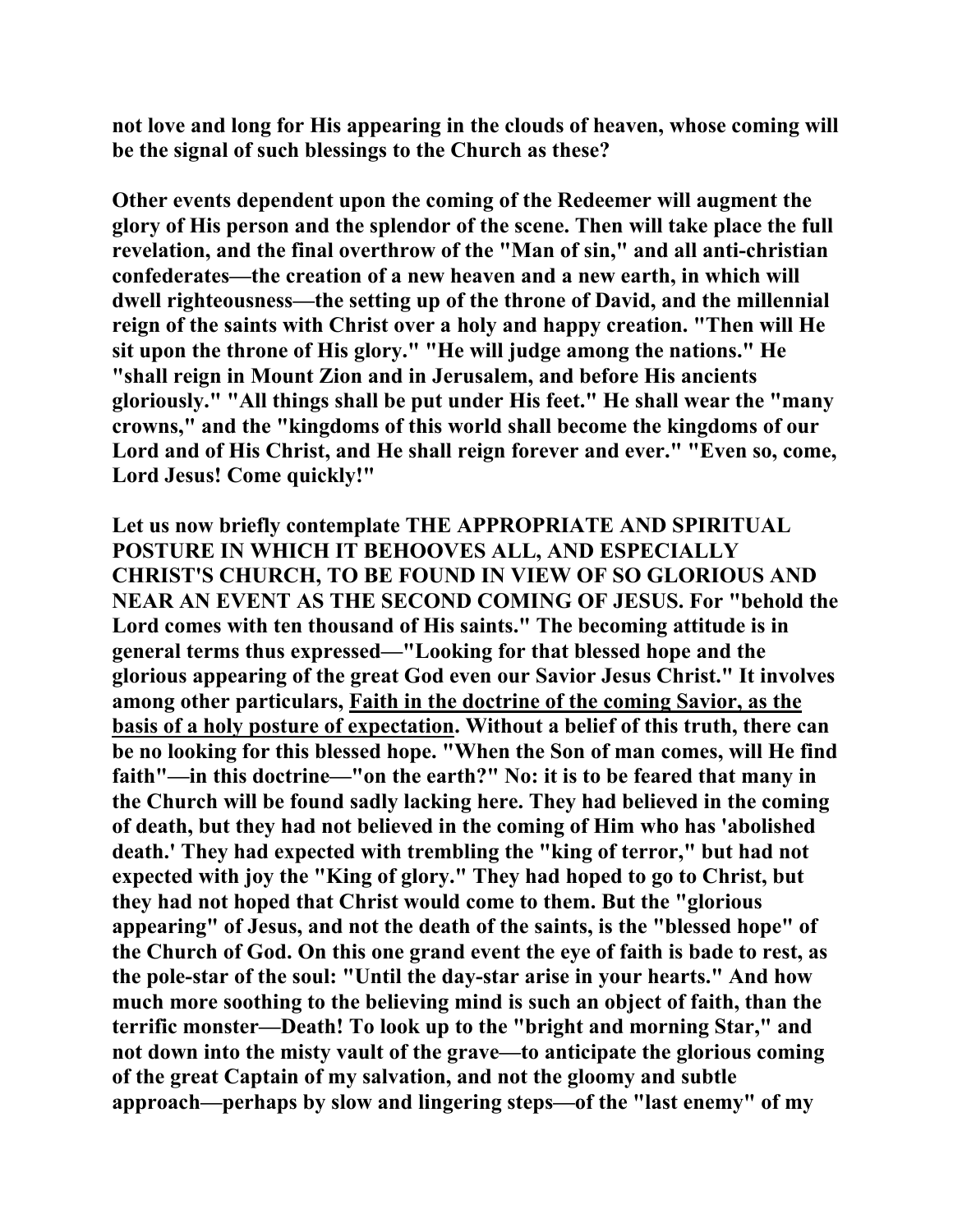**not love and long for His appearing in the clouds of heaven, whose coming will be the signal of such blessings to the Church as these?**

**Other events dependent upon the coming of the Redeemer will augment the glory of His person and the splendor of the scene. Then will take place the full revelation, and the final overthrow of the "Man of sin," and all anti-christian confederates—the creation of a new heaven and a new earth, in which will dwell righteousness—the setting up of the throne of David, and the millennial reign of the saints with Christ over a holy and happy creation. "Then will He sit upon the throne of His glory." "He will judge among the nations." He "shall reign in Mount Zion and in Jerusalem, and before His ancients gloriously." "All things shall be put under His feet." He shall wear the "many crowns," and the "kingdoms of this world shall become the kingdoms of our Lord and of His Christ, and He shall reign forever and ever." "Even so, come, Lord Jesus! Come quickly!"**

**Let us now briefly contemplate THE APPROPRIATE AND SPIRITUAL POSTURE IN WHICH IT BEHOOVES ALL, AND ESPECIALLY CHRIST'S CHURCH, TO BE FOUND IN VIEW OF SO GLORIOUS AND NEAR AN EVENT AS THE SECOND COMING OF JESUS. For "behold the Lord comes with ten thousand of His saints." The becoming attitude is in general terms thus expressed—"Looking for that blessed hope and the glorious appearing of the great God even our Savior Jesus Christ." It involves among other particulars, <u>Faith in the doctrine of the coming Savior, as the basis of a holy posture of expectation</u>. Without a belief of this truth, there can be no looking for this blessed hope. "When the Son of man comes, will He find faith"—in this doctrine—"on the earth?" No: it is to be feared that many in the Church will be found sadly lacking here. They had believed in the coming of death, but they had not believed in the coming of Him who has 'abolished death.' They had expected with trembling the "king of terror," but had not expected with joy the "King of glory." They had hoped to go to Christ, but they had not hoped that Christ would come to them. But the "glorious appearing" of Jesus, and not the death of the saints, is the "blessed hope" of the Church of God. On this one grand event the eye of faith is bade to rest, as the pole-star of the soul: "Until the day-star arise in your hearts." And how much more soothing to the believing mind is such an object of faith, than the terrific monster—Death! To look up to the "bright and morning Star," and not down into the misty vault of the grave—to anticipate the glorious coming of the great Captain of my salvation, and not the gloomy and subtle approach—perhaps by slow and lingering steps—of the "last enemy" of my**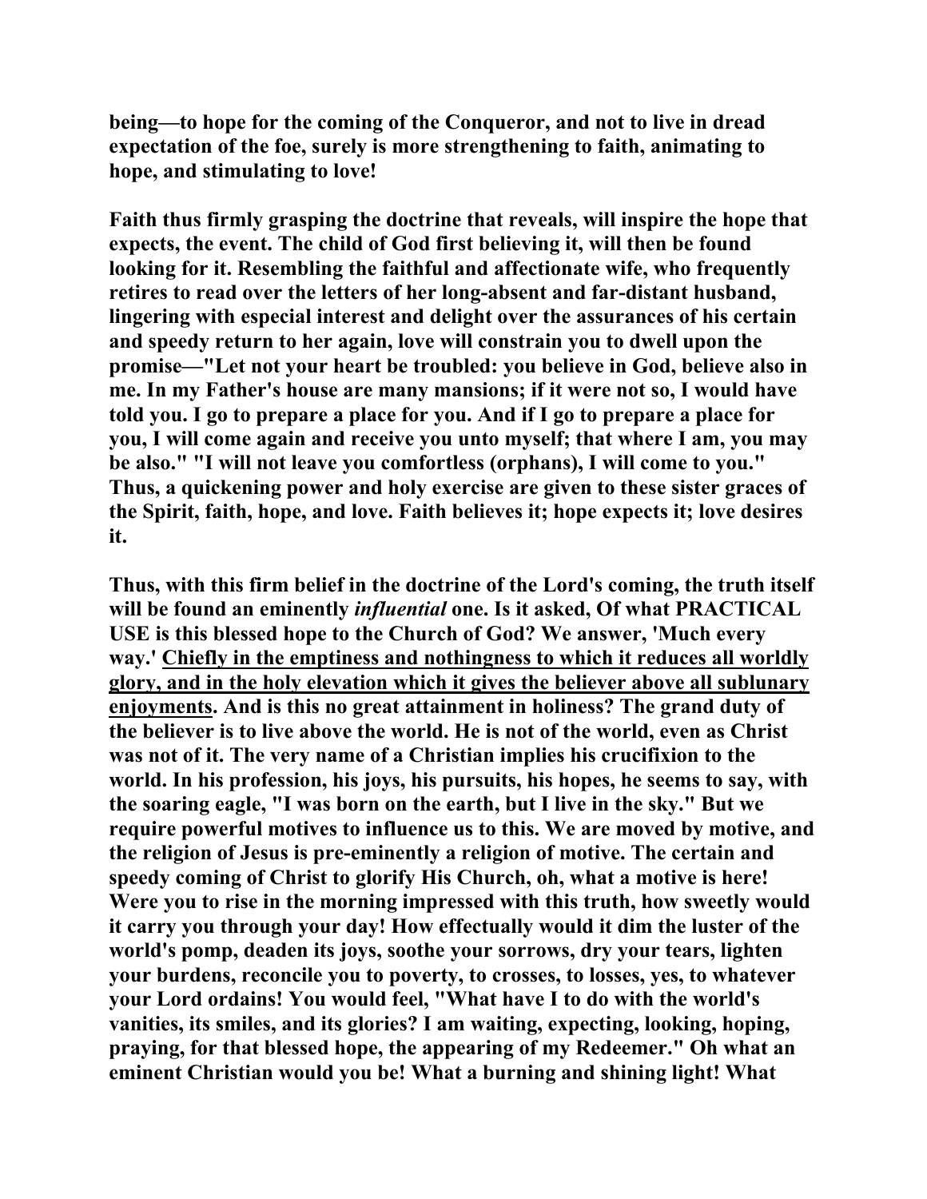being—to hope for the coming of the Conqueror, and not to live in dread expectation of the foe, surely is more strengthening to faith, animating to hope, and stimulating to love!

Faith thus firmly grasping the doctrine that reveals, will inspire the hope that expects, the event. The child of God first believing it, will then be found looking for it. Resembling the faithful and affectionate wife, who frequently retires to read over the letters of her long-absent and far-distant husband, lingering with especial interest and delight over the assurances of his certain and speedy return to her again, love will constrain you to dwell upon the promise—"Let not your heart be troubled: you believe in God, believe also in me. In my Father's house are many mansions; if it were not so, I would have told you. I go to prepare a place for you. And if I go to prepare a place for you, I will come again and receive you unto myself; that where I am, you may be also." "I will not leave you comfortless (orphans), I will come to you." Thus, a quickening power and holy exercise are given to these sister graces of the Spirit, faith, hope, and love. Faith believes it; hope expects it; love desires it.

Thus, with this firm belief in the doctrine of the Lord's coming, the truth itself will be found an eminently *influential* one. Is it asked, Of what PRACTICAL USE is this blessed hope to the Church of God? We answer, 'Much every way.' <u>Chiefly in the emptiness and nothingness to which it reduces all worldly glory, and in the holy elevation which it gives the believer above all sublunary enjoyments</u>. And is this no great attainment in holiness? The grand duty of the believer is to live above the world. He is not of the world, even as Christ was not of it. The very name of a Christian implies his crucifixion to the world. In his profession, his joys, his pursuits, his hopes, he seems to say, with the soaring eagle, "I was born on the earth, but I live in the sky." But we require powerful motives to influence us to this. We are moved by motive, and the religion of Jesus is pre-eminently a religion of motive. The certain and speedy coming of Christ to glorify His Church, oh, what a motive is here! Were you to rise in the morning impressed with this truth, how sweetly would it carry you through your day! How effectually would it dim the luster of the world's pomp, deaden its joys, soothe your sorrows, dry your tears, lighten your burdens, reconcile you to poverty, to crosses, to losses, yes, to whatever your Lord ordains! You would feel, "What have I to do with the world's vanities, its smiles, and its glories? I am waiting, expecting, looking, hoping, praying, for that blessed hope, the appearing of my Redeemer." Oh what an eminent Christian would you be! What a burning and shining light! What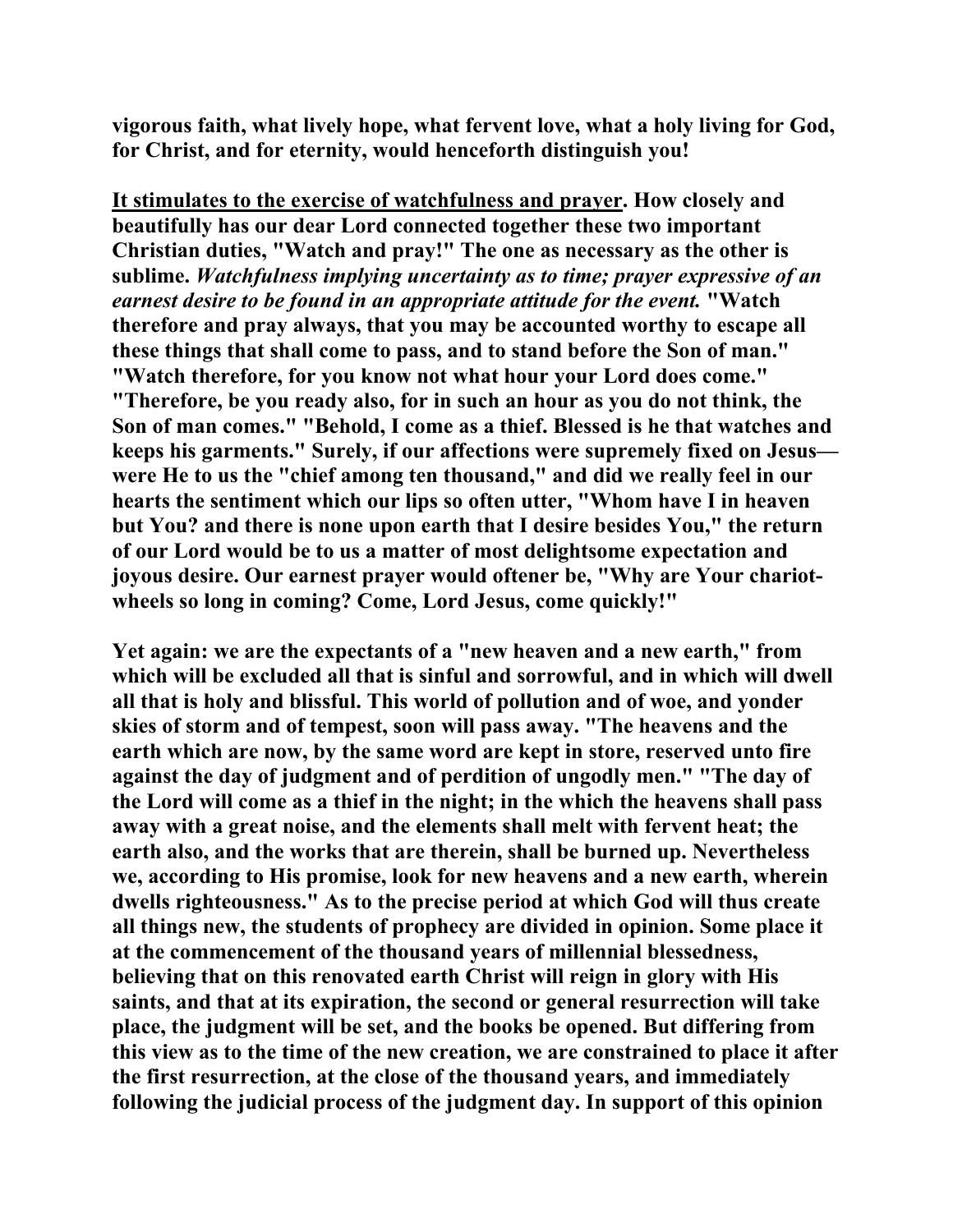**vigorous faith, what lively hope, what fervent love, what a holy living for God, for Christ, and for eternity, would henceforth distinguish you!**

**<u>It stimulates to the exercise of watchfulness and prayer</u>. How closely and beautifully has our dear Lord connected together these two important Christian duties, "Watch and pray!" The one as necessary as the other is sublime. *Watchfulness implying uncertainty as to time; prayer expressive of an earnest desire to be found in an appropriate attitude for the event.* "Watch therefore and pray always, that you may be accounted worthy to escape all these things that shall come to pass, and to stand before the Son of man." "Watch therefore, for you know not what hour your Lord does come." "Therefore, be you ready also, for in such an hour as you do not think, the Son of man comes." "Behold, I come as a thief. Blessed is he that watches and keeps his garments." Surely, if our affections were supremely fixed on Jesus—were He to us the "chief among ten thousand," and did we really feel in our hearts the sentiment which our lips so often utter, "Whom have I in heaven but You? and there is none upon earth that I desire besides You," the return of our Lord would be to us a matter of most delightsome expectation and joyous desire. Our earnest prayer would oftener be, "Why are Your chariot-wheels so long in coming? Come, Lord Jesus, come quickly!"**

**Yet again: we are the expectants of a "new heaven and a new earth," from which will be excluded all that is sinful and sorrowful, and in which will dwell all that is holy and blissful. This world of pollution and of woe, and yonder skies of storm and of tempest, soon will pass away. "The heavens and the earth which are now, by the same word are kept in store, reserved unto fire against the day of judgment and of perdition of ungodly men." "The day of the Lord will come as a thief in the night; in the which the heavens shall pass away with a great noise, and the elements shall melt with fervent heat; the earth also, and the works that are therein, shall be burned up. Nevertheless we, according to His promise, look for new heavens and a new earth, wherein dwells righteousness." As to the precise period at which God will thus create all things new, the students of prophecy are divided in opinion. Some place it at the commencement of the thousand years of millennial blessedness, believing that on this renovated earth Christ will reign in glory with His saints, and that at its expiration, the second or general resurrection will take place, the judgment will be set, and the books be opened. But differing from this view as to the time of the new creation, we are constrained to place it after the first resurrection, at the close of the thousand years, and immediately following the judicial process of the judgment day. In support of this opinion**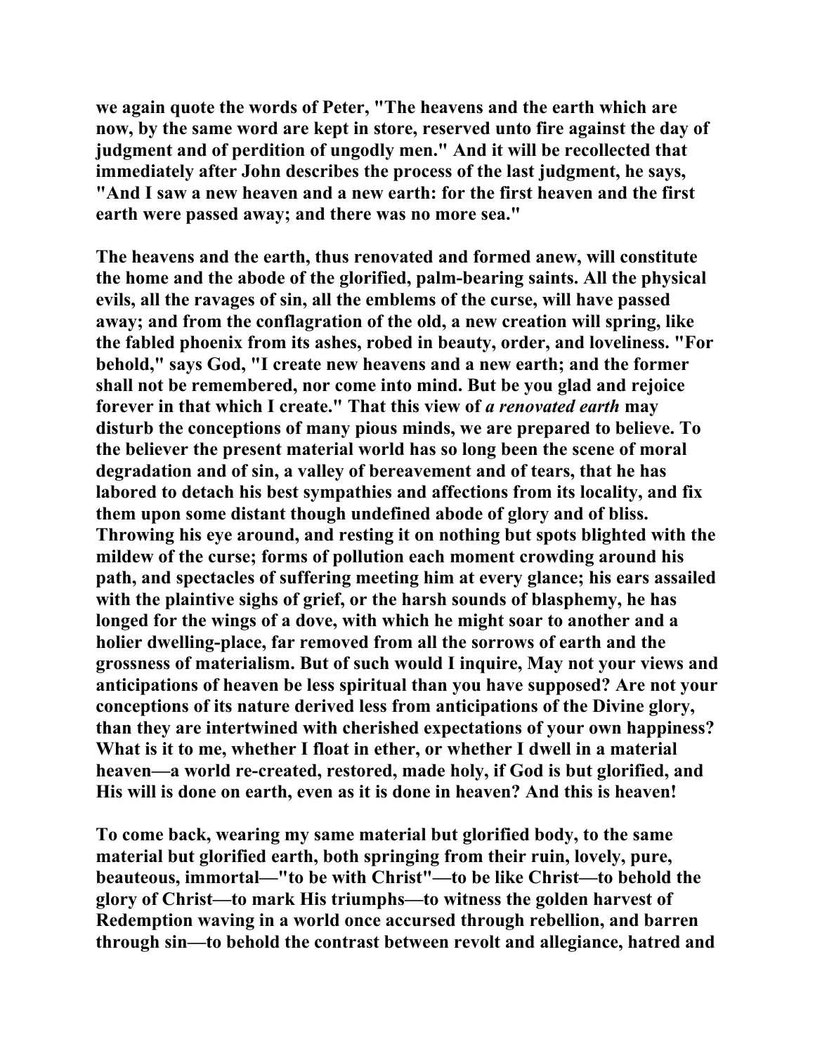we again quote the words of Peter, "The heavens and the earth which are now, by the same word are kept in store, reserved unto fire against the day of judgment and of perdition of ungodly men." And it will be recollected that immediately after John describes the process of the last judgment, he says, "And I saw a new heaven and a new earth: for the first heaven and the first earth were passed away; and there was no more sea."

The heavens and the earth, thus renovated and formed anew, will constitute the home and the abode of the glorified, palm-bearing saints. All the physical evils, all the ravages of sin, all the emblems of the curse, will have passed away; and from the conflagration of the old, a new creation will spring, like the fabled phoenix from its ashes, robed in beauty, order, and loveliness. "For behold," says God, "I create new heavens and a new earth; and the former shall not be remembered, nor come into mind. But be you glad and rejoice forever in that which I create." That this view of *a renovated earth* may disturb the conceptions of many pious minds, we are prepared to believe. To the believer the present material world has so long been the scene of moral degradation and of sin, a valley of bereavement and of tears, that he has labored to detach his best sympathies and affections from its locality, and fix them upon some distant though undefined abode of glory and of bliss. Throwing his eye around, and resting it on nothing but spots blighted with the mildew of the curse; forms of pollution each moment crowding around his path, and spectacles of suffering meeting him at every glance; his ears assailed with the plaintive sighs of grief, or the harsh sounds of blasphemy, he has longed for the wings of a dove, with which he might soar to another and a holier dwelling-place, far removed from all the sorrows of earth and the grossness of materialism. But of such would I inquire, May not your views and anticipations of heaven be less spiritual than you have supposed? Are not your conceptions of its nature derived less from anticipations of the Divine glory, than they are intertwined with cherished expectations of your own happiness? What is it to me, whether I float in ether, or whether I dwell in a material heaven—a world re-created, restored, made holy, if God is but glorified, and His will is done on earth, even as it is done in heaven? And this is heaven!

To come back, wearing my same material but glorified body, to the same material but glorified earth, both springing from their ruin, lovely, pure, beauteous, immortal—"to be with Christ"—to be like Christ—to behold the glory of Christ—to mark His triumphs—to witness the golden harvest of Redemption waving in a world once accursed through rebellion, and barren through sin—to behold the contrast between revolt and allegiance, hatred and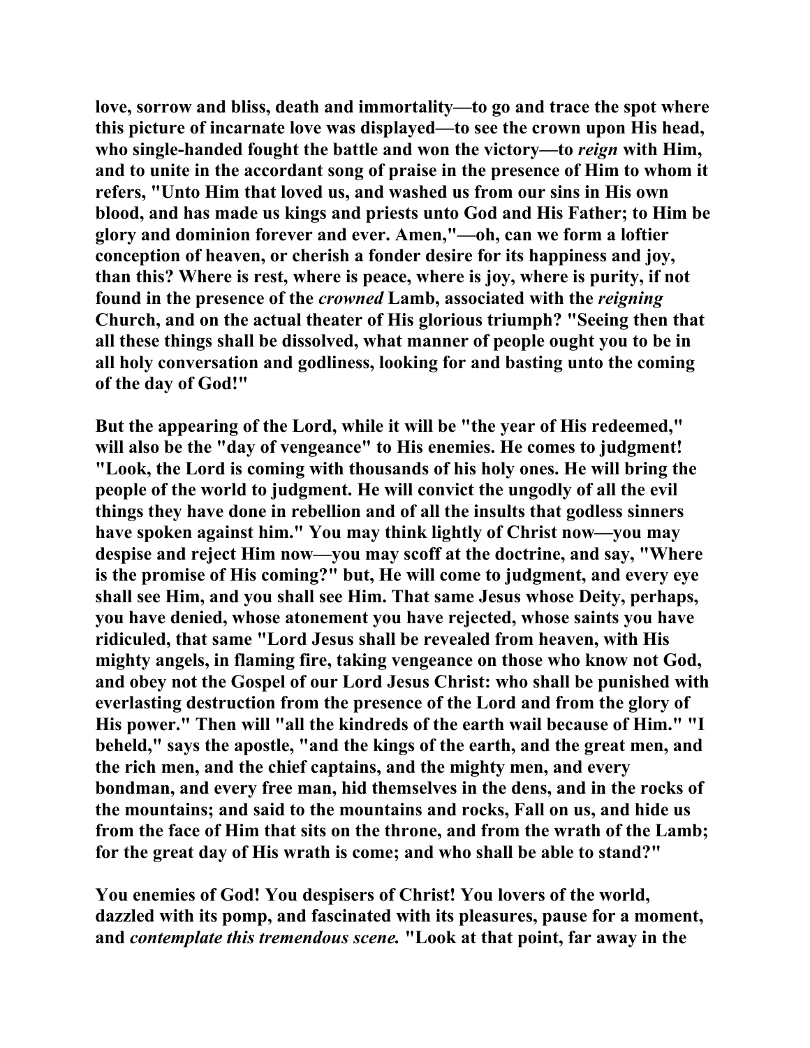**love, sorrow and bliss, death and immortality—to go and trace the spot where this picture of incarnate love was displayed—to see the crown upon His head, who single-handed fought the battle and won the victory—to *reign* with Him, and to unite in the accordant song of praise in the presence of Him to whom it refers, "Unto Him that loved us, and washed us from our sins in His own blood, and has made us kings and priests unto God and His Father; to Him be glory and dominion forever and ever. Amen,"—oh, can we form a loftier conception of heaven, or cherish a fonder desire for its happiness and joy, than this? Where is rest, where is peace, where is joy, where is purity, if not found in the presence of the *crowned* Lamb, associated with the *reigning* Church, and on the actual theater of His glorious triumph? "Seeing then that all these things shall be dissolved, what manner of people ought you to be in all holy conversation and godliness, looking for and basting unto the coming of the day of God!"**

**But the appearing of the Lord, while it will be "the year of His redeemed," will also be the "day of vengeance" to His enemies. He comes to judgment! "Look, the Lord is coming with thousands of his holy ones. He will bring the people of the world to judgment. He will convict the ungodly of all the evil things they have done in rebellion and of all the insults that godless sinners have spoken against him." You may think lightly of Christ now—you may despise and reject Him now—you may scoff at the doctrine, and say, "Where is the promise of His coming?" but, He will come to judgment, and every eye shall see Him, and you shall see Him. That same Jesus whose Deity, perhaps, you have denied, whose atonement you have rejected, whose saints you have ridiculed, that same "Lord Jesus shall be revealed from heaven, with His mighty angels, in flaming fire, taking vengeance on those who know not God, and obey not the Gospel of our Lord Jesus Christ: who shall be punished with everlasting destruction from the presence of the Lord and from the glory of His power." Then will "all the kindreds of the earth wail because of Him." "I beheld," says the apostle, "and the kings of the earth, and the great men, and the rich men, and the chief captains, and the mighty men, and every bondman, and every free man, hid themselves in the dens, and in the rocks of the mountains; and said to the mountains and rocks, Fall on us, and hide us from the face of Him that sits on the throne, and from the wrath of the Lamb; for the great day of His wrath is come; and who shall be able to stand?"**

**You enemies of God! You despisers of Christ! You lovers of the world, dazzled with its pomp, and fascinated with its pleasures, pause for a moment, and *contemplate this tremendous scene.* "Look at that point, far away in the**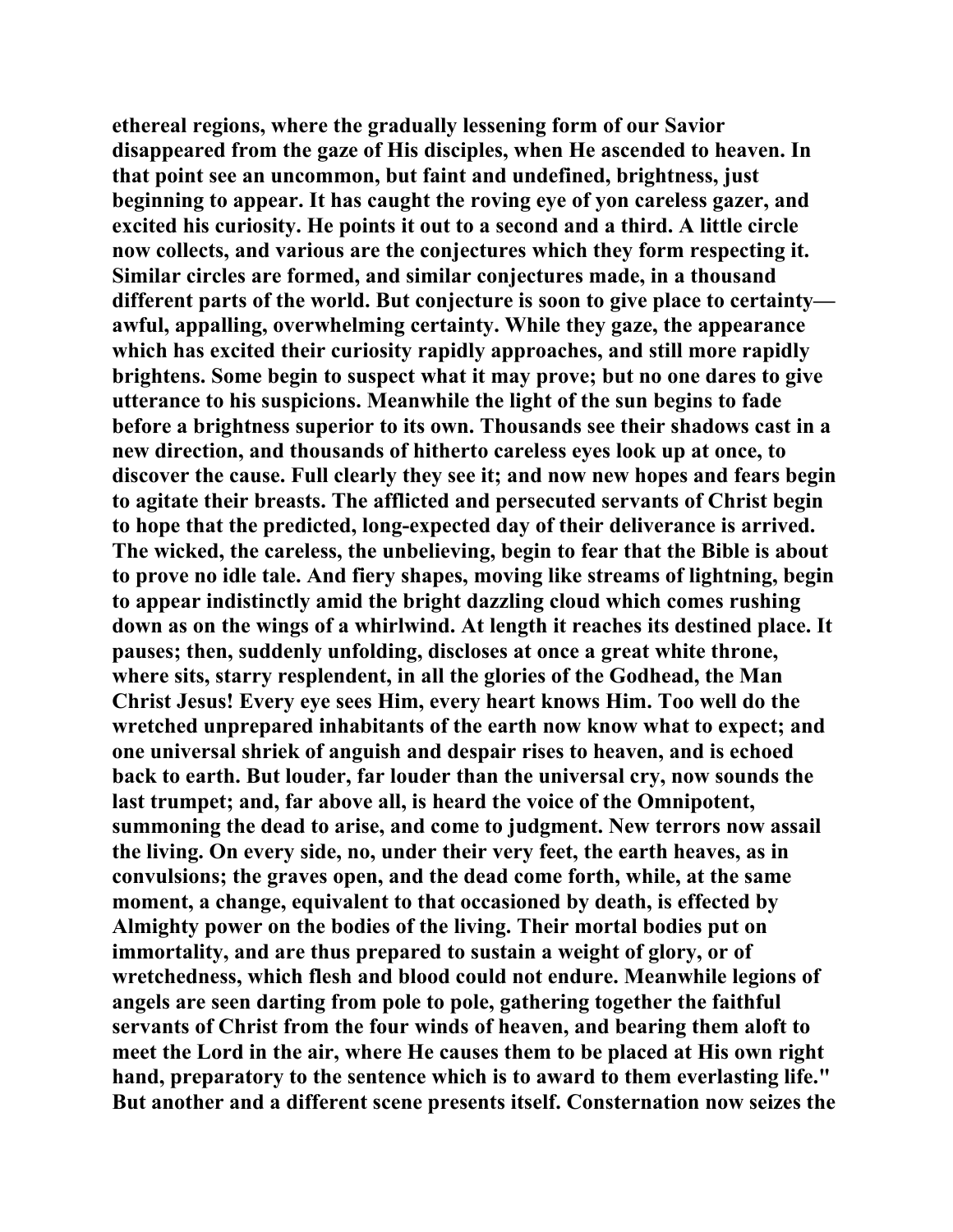ethereal regions, where the gradually lessening form of our Savior disappeared from the gaze of His disciples, when He ascended to heaven. In that point see an uncommon, but faint and undefined, brightness, just beginning to appear. It has caught the roving eye of yon careless gazer, and excited his curiosity. He points it out to a second and a third. A little circle now collects, and various are the conjectures which they form respecting it. Similar circles are formed, and similar conjectures made, in a thousand different parts of the world. But conjecture is soon to give place to certainty—awful, appalling, overwhelming certainty. While they gaze, the appearance which has excited their curiosity rapidly approaches, and still more rapidly brightens. Some begin to suspect what it may prove; but no one dares to give utterance to his suspicions. Meanwhile the light of the sun begins to fade before a brightness superior to its own. Thousands see their shadows cast in a new direction, and thousands of hitherto careless eyes look up at once, to discover the cause. Full clearly they see it; and now new hopes and fears begin to agitate their breasts. The afflicted and persecuted servants of Christ begin to hope that the predicted, long-expected day of their deliverance is arrived. The wicked, the careless, the unbelieving, begin to fear that the Bible is about to prove no idle tale. And fiery shapes, moving like streams of lightning, begin to appear indistinctly amid the bright dazzling cloud which comes rushing down as on the wings of a whirlwind. At length it reaches its destined place. It pauses; then, suddenly unfolding, discloses at once a great white throne, where sits, starry resplendent, in all the glories of the Godhead, the Man Christ Jesus! Every eye sees Him, every heart knows Him. Too well do the wretched unprepared inhabitants of the earth now know what to expect; and one universal shriek of anguish and despair rises to heaven, and is echoed back to earth. But louder, far louder than the universal cry, now sounds the last trumpet; and, far above all, is heard the voice of the Omnipotent, summoning the dead to arise, and come to judgment. New terrors now assail the living. On every side, no, under their very feet, the earth heaves, as in convulsions; the graves open, and the dead come forth, while, at the same moment, a change, equivalent to that occasioned by death, is effected by Almighty power on the bodies of the living. Their mortal bodies put on immortality, and are thus prepared to sustain a weight of glory, or of wretchedness, which flesh and blood could not endure. Meanwhile legions of angels are seen darting from pole to pole, gathering together the faithful servants of Christ from the four winds of heaven, and bearing them aloft to meet the Lord in the air, where He causes them to be placed at His own right hand, preparatory to the sentence which is to award to them everlasting life." But another and a different scene presents itself. Consternation now seizes the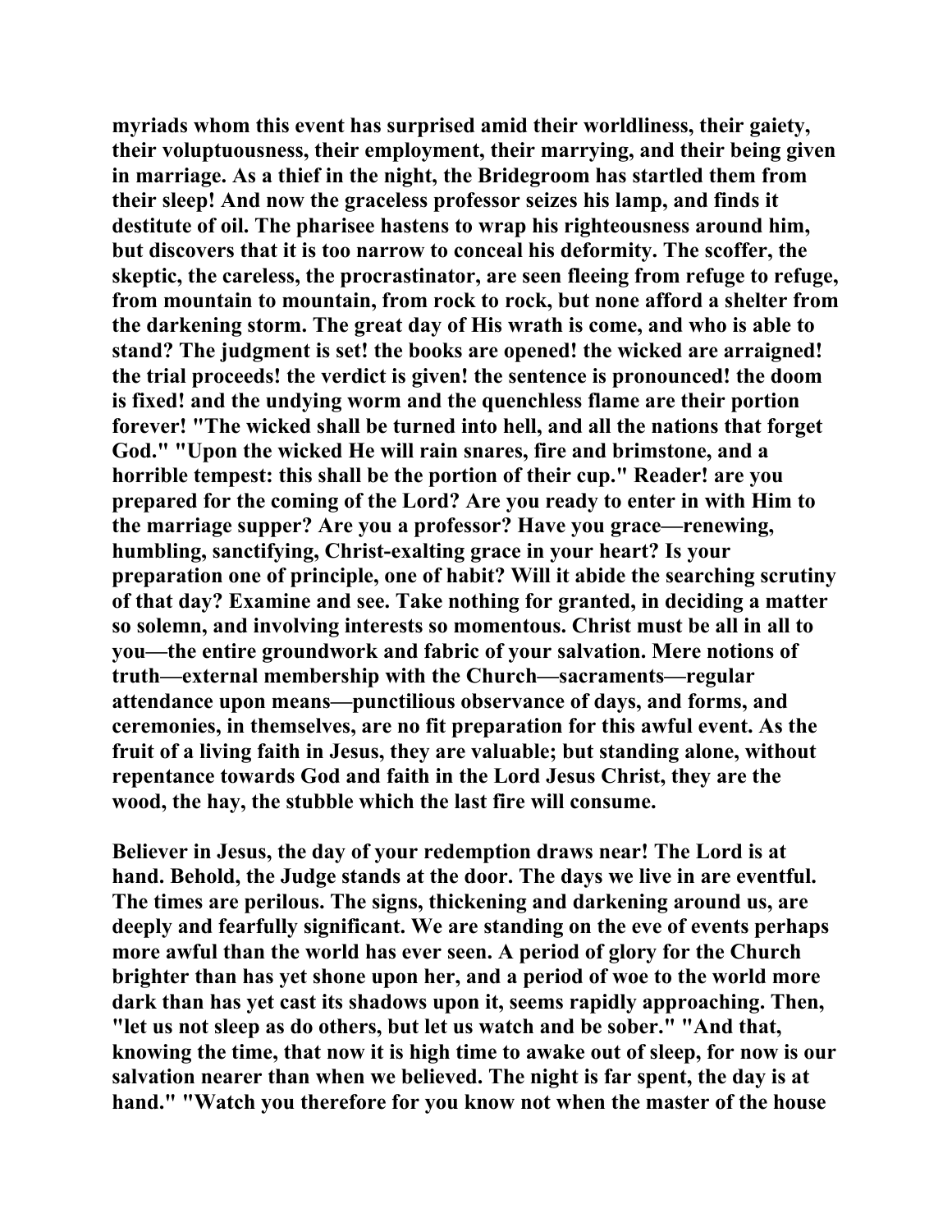**myriads whom this event has surprised amid their worldliness, their gaiety, their voluptuousness, their employment, their marrying, and their being given in marriage. As a thief in the night, the Bridegroom has startled them from their sleep! And now the graceless professor seizes his lamp, and finds it destitute of oil. The pharisee hastens to wrap his righteousness around him, but discovers that it is too narrow to conceal his deformity. The scoffer, the skeptic, the careless, the procrastinator, are seen fleeing from refuge to refuge, from mountain to mountain, from rock to rock, but none afford a shelter from the darkening storm. The great day of His wrath is come, and who is able to stand? The judgment is set! the books are opened! the wicked are arraigned! the trial proceeds! the verdict is given! the sentence is pronounced! the doom is fixed! and the undying worm and the quenchless flame are their portion forever! "The wicked shall be turned into hell, and all the nations that forget God." "Upon the wicked He will rain snares, fire and brimstone, and a horrible tempest: this shall be the portion of their cup." Reader! are you prepared for the coming of the Lord? Are you ready to enter in with Him to the marriage supper? Are you a professor? Have you grace—renewing, humbling, sanctifying, Christ-exalting grace in your heart? Is your preparation one of principle, one of habit? Will it abide the searching scrutiny of that day? Examine and see. Take nothing for granted, in deciding a matter so solemn, and involving interests so momentous. Christ must be all in all to you—the entire groundwork and fabric of your salvation. Mere notions of truth—external membership with the Church—sacraments—regular attendance upon means—punctilious observance of days, and forms, and ceremonies, in themselves, are no fit preparation for this awful event. As the fruit of a living faith in Jesus, they are valuable; but standing alone, without repentance towards God and faith in the Lord Jesus Christ, they are the wood, the hay, the stubble which the last fire will consume.**

**Believer in Jesus, the day of your redemption draws near! The Lord is at hand. Behold, the Judge stands at the door. The days we live in are eventful. The times are perilous. The signs, thickening and darkening around us, are deeply and fearfully significant. We are standing on the eve of events perhaps more awful than the world has ever seen. A period of glory for the Church brighter than has yet shone upon her, and a period of woe to the world more dark than has yet cast its shadows upon it, seems rapidly approaching. Then, "let us not sleep as do others, but let us watch and be sober." "And that, knowing the time, that now it is high time to awake out of sleep, for now is our salvation nearer than when we believed. The night is far spent, the day is at hand." "Watch you therefore for you know not when the master of the house**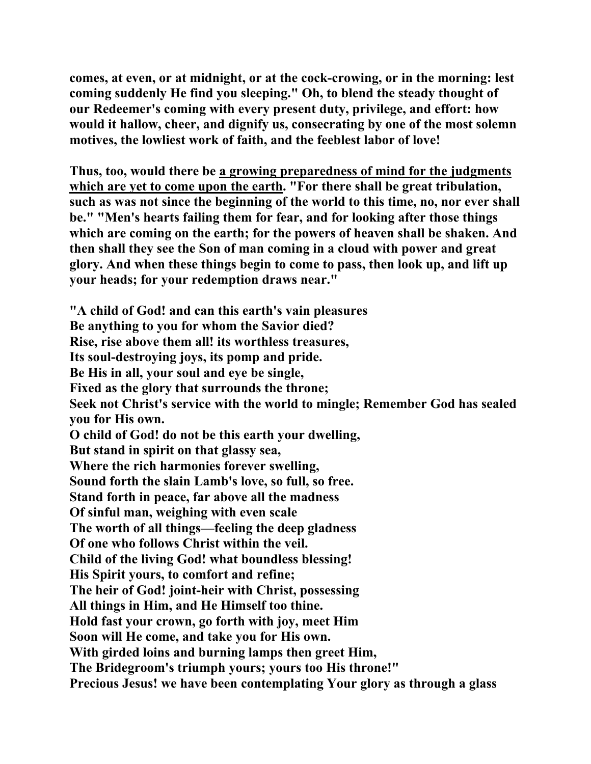**comes, at even, or at midnight, or at the cock-crowing, or in the morning: lest coming suddenly He find you sleeping." Oh, to blend the steady thought of our Redeemer's coming with every present duty, privilege, and effort: how would it hallow, cheer, and dignify us, consecrating by one of the most solemn motives, the lowliest work of faith, and the feeblest labor of love!**

**Thus, too, would there be <u>a growing preparedness of mind for the judgments which are yet to come upon the earth</u>. "For there shall be great tribulation, such as was not since the beginning of the world to this time, no, nor ever shall be." "Men's hearts failing them for fear, and for looking after those things which are coming on the earth; for the powers of heaven shall be shaken. And then shall they see the Son of man coming in a cloud with power and great glory. And when these things begin to come to pass, then look up, and lift up your heads; for your redemption draws near."**

**"A child of God! and can this earth's vain pleasures**
**Be anything to you for whom the Savior died?**
**Rise, rise above them all! its worthless treasures,**
**Its soul-destroying joys, its pomp and pride.**
**Be His in all, your soul and eye be single,**
**Fixed as the glory that surrounds the throne;**
**Seek not Christ's service with the world to mingle; Remember God has sealed you for His own.**
**O child of God! do not be this earth your dwelling,**
**But stand in spirit on that glassy sea,**
**Where the rich harmonies forever swelling,**
**Sound forth the slain Lamb's love, so full, so free.**
**Stand forth in peace, far above all the madness**
**Of sinful man, weighing with even scale**
**The worth of all things—feeling the deep gladness**
**Of one who follows Christ within the veil.**
**Child of the living God! what boundless blessing!**
**His Spirit yours, to comfort and refine;**
**The heir of God! joint-heir with Christ, possessing**
**All things in Him, and He Himself too thine.**
**Hold fast your crown, go forth with joy, meet Him**
**Soon will He come, and take you for His own.**
**With girded loins and burning lamps then greet Him,**
**The Bridegroom's triumph yours; yours too His throne!"**
**Precious Jesus! we have been contemplating Your glory as through a glass**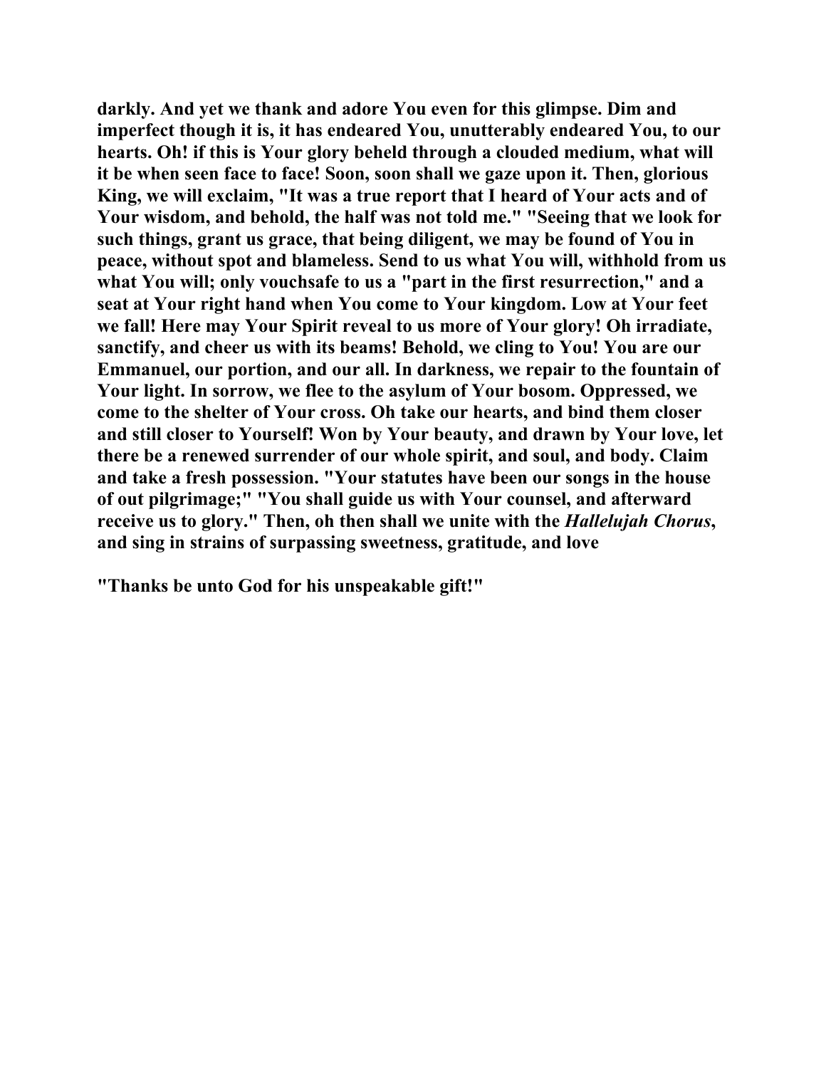**darkly. And yet we thank and adore You even for this glimpse. Dim and imperfect though it is, it has endeared You, unutterably endeared You, to our hearts. Oh! if this is Your glory beheld through a clouded medium, what will it be when seen face to face! Soon, soon shall we gaze upon it. Then, glorious King, we will exclaim, "It was a true report that I heard of Your acts and of Your wisdom, and behold, the half was not told me." "Seeing that we look for such things, grant us grace, that being diligent, we may be found of You in peace, without spot and blameless. Send to us what You will, withhold from us what You will; only vouchsafe to us a "part in the first resurrection," and a seat at Your right hand when You come to Your kingdom. Low at Your feet we fall! Here may Your Spirit reveal to us more of Your glory! Oh irradiate, sanctify, and cheer us with its beams! Behold, we cling to You! You are our Emmanuel, our portion, and our all. In darkness, we repair to the fountain of Your light. In sorrow, we flee to the asylum of Your bosom. Oppressed, we come to the shelter of Your cross. Oh take our hearts, and bind them closer and still closer to Yourself! Won by Your beauty, and drawn by Your love, let there be a renewed surrender of our whole spirit, and soul, and body. Claim and take a fresh possession. "Your statutes have been our songs in the house of out pilgrimage;" "You shall guide us with Your counsel, and afterward receive us to glory." Then, oh then shall we unite with the *Hallelujah Chorus*, and sing in strains of surpassing sweetness, gratitude, and love**

**"Thanks be unto God for his unspeakable gift!"**